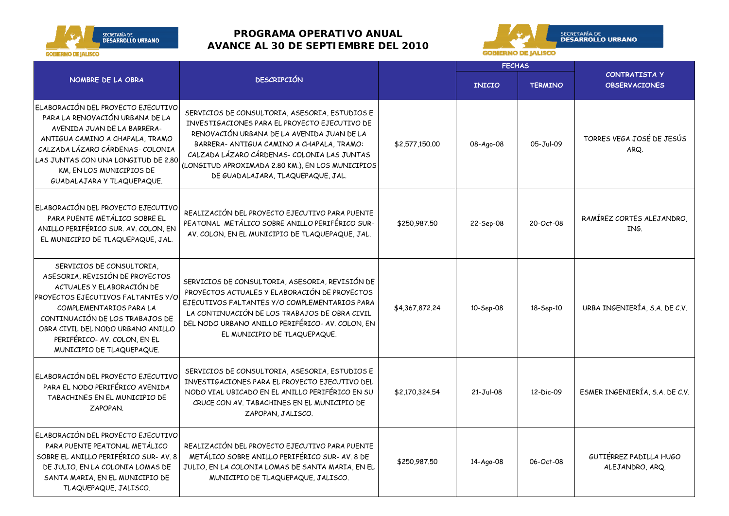# PROGRAMA OPERATIVO ANUAL
## AVANCE AL 30 DE SEPTIEMBRE DEL 2010

| NOMBRE DE LA OBRA | DESCRIPCIÓN | | FECHAS | | CONTRATISTA Y OBSERVACIONES |
|---|---|---|---|---|---|
| | | | INICIO | TERMINO | |
| ELABORACIÓN DEL PROYECTO EJECUTIVO PARA LA RENOVACIÓN URBANA DE LA AVENIDA JUAN DE LA BARRERA- ANTIGUA CAMINO A CHAPALA, TRAMO CALZADA LÁZARO CÁRDENAS- COLONIA LAS JUNTAS CON UNA LONGITUD DE 2.80 KM, EN LOS MUNICIPIOS DE GUADALAJARA Y TLAQUEPAQUE. | SERVICIOS DE CONSULTORIA, ASESORIA, ESTUDIOS E INVESTIGACIONES PARA EL PROYECTO EJECUTIVO DE RENOVACIÓN URBANA DE LA AVENIDA JUAN DE LA BARRERA- ANTIGUA CAMINO A CHAPALA, TRAMO: CALZADA LÁZARO CÁRDENAS- COLONIA LAS JUNTAS (LONGITUD APROXIMADA 2.80 KM.), EN LOS MUNICIPIOS DE GUADALAJARA, TLAQUEPAQUE, JAL. | $2,577,150.00 | 08-Ago-08 | 05-Jul-09 | TORRES VEGA JOSÉ DE JESÚS ARQ. |
| ELABORACIÓN DEL PROYECTO EJECUTIVO PARA PUENTE METÁLICO SOBRE EL ANILLO PERIFÉRICO SUR. AV. COLON, EN EL MUNICIPIO DE TLAQUEPAQUE, JAL. | REALIZACIÓN DEL PROYECTO EJECUTIVO PARA PUENTE PEATONAL METÁLICO SOBRE ANILLO PERIFÉRICO SUR- AV. COLON, EN EL MUNICIPIO DE TLAQUEPAQUE, JAL. | $250,987.50 | 22-Sep-08 | 20-Oct-08 | RAMÍREZ CORTES ALEJANDRO, ING. |
| SERVICIOS DE CONSULTORIA, ASESORIA, REVISIÓN DE PROYECTOS ACTUALES Y ELABORACIÓN DE PROYECTOS EJECUTIVOS FALTANTES Y/O COMPLEMENTARIOS PARA LA CONTINUACIÓN DE LOS TRABAJOS DE OBRA CIVIL DEL NODO URBANO ANILLO PERIFÉRICO- AV. COLON, EN EL MUNICIPIO DE TLAQUEPAQUE. | SERVICIOS DE CONSULTORIA, ASESORIA, REVISIÓN DE PROYECTOS ACTUALES Y ELABORACIÓN DE PROYECTOS EJECUTIVOS FALTANTES Y/O COMPLEMENTARIOS PARA LA CONTINUACIÓN DE LOS TRABAJOS DE OBRA CIVIL DEL NODO URBANO ANILLO PERIFÉRICO- AV. COLON, EN EL MUNICIPIO DE TLAQUEPAQUE. | $4,367,872.24 | 10-Sep-08 | 18-Sep-10 | URBA INGENIERÍA, S.A. DE C.V. |
| ELABORACIÓN DEL PROYECTO EJECUTIVO PARA EL NODO PERIFÉRICO AVENIDA TABACHINES EN EL MUNICIPIO DE ZAPOPAN. | SERVICIOS DE CONSULTORIA, ASESORIA, ESTUDIOS E INVESTIGACIONES PARA EL PROYECTO EJECUTIVO DEL NODO VIAL UBICADO EN EL ANILLO PERIFÉRICO EN SU CRUCE CON AV. TABACHINES EN EL MUNICIPIO DE ZAPOPAN, JALISCO. | $2,170,324.54 | 21-Jul-08 | 12-Dic-09 | ESMER INGENIERÍA, S.A. DE C.V. |
| ELABORACIÓN DEL PROYECTO EJECUTIVO PARA PUENTE PEATONAL METÁLICO SOBRE EL ANILLO PERIFÉRICO SUR- AV. 8 DE JULIO, EN LA COLONIA LOMAS DE SANTA MARIA, EN EL MUNICIPIO DE TLAQUEPAQUE, JALISCO. | REALIZACIÓN DEL PROYECTO EJECUTIVO PARA PUENTE METÁLICO SOBRE ANILLO PERIFÉRICO SUR- AV. 8 DE JULIO, EN LA COLONIA LOMAS DE SANTA MARIA, EN EL MUNICIPIO DE TLAQUEPAQUE, JALISCO. | $250,987.50 | 14-Ago-08 | 06-Oct-08 | GUTIÉRREZ PADILLA HUGO ALEJANDRO, ARQ. |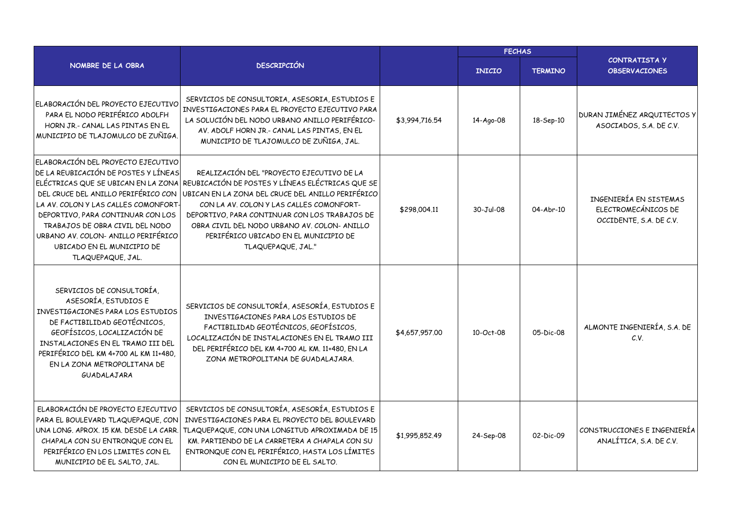| NOMBRE DE LA OBRA | DESCRIPCIÓN | | FECHAS | | CONTRATISTA Y OBSERVACIONES |
|---|---|---|---|---|---|
| | | | INICIO | TERMINO | |
| ELABORACIÓN DEL PROYECTO EJECUTIVO PARA EL NODO PERIFÉRICO ADOLFH HORN JR.- CANAL LAS PINTAS EN EL MUNICIPIO DE TLAJOMULCO DE ZUÑIGA. | SERVICIOS DE CONSULTORIA, ASESORIA, ESTUDIOS E INVESTIGACIONES PARA EL PROYECTO EJECUTIVO PARA LA SOLUCIÓN DEL NODO URBANO ANILLO PERIFÉRICO- AV. ADOLF HORN JR.- CANAL LAS PINTAS, EN EL MUNICIPIO DE TLAJOMULCO DE ZUÑIGA, JAL. | $3,994,716.54 | 14-Ago-08 | 18-Sep-10 | DURAN JIMÉNEZ ARQUITECTOS Y ASOCIADOS, S.A. DE C.V. |
| ELABORACIÓN DEL PROYECTO EJECUTIVO DE LA REUBICACIÓN DE POSTES Y LÍNEAS ELÉCTRICAS QUE SE UBICAN EN LA ZONA DEL CRUCE DEL ANILLO PERIFÉRICO CON LA AV. COLON Y LAS CALLES COMONFORT-DEPORTIVO, PARA CONTINUAR CON LOS TRABAJOS DE OBRA CIVIL DEL NODO URBANO AV. COLON- ANILLO PERIFÉRICO UBICADO EN EL MUNICIPIO DE TLAQUEPAQUE, JAL. | REALIZACIÓN DEL "PROYECTO EJECUTIVO DE LA REUBICACIÓN DE POSTES Y LÍNEAS ELÉCTRICAS QUE SE UBICAN EN LA ZONA DEL CRUCE DEL ANILLO PERIFÉRICO CON LA AV. COLON Y LAS CALLES COMONFORT-DEPORTIVO, PARA CONTINUAR CON LOS TRABAJOS DE OBRA CIVIL DEL NODO URBANO AV. COLON- ANILLO PERIFÉRICO UBICADO EN EL MUNICIPIO DE TLAQUEPAQUE, JAL." | $298,004.11 | 30-Jul-08 | 04-Abr-10 | INGENIERÍA EN SISTEMAS ELECTROMECÁNICOS DE OCCIDENTE, S.A. DE C.V. |
| SERVICIOS DE CONSULTORÍA, ASESORÍA, ESTUDIOS E INVESTIGACIONES PARA LOS ESTUDIOS DE FACTIBILIDAD GEOTÉCNICOS, GEOFÍSICOS, LOCALIZACIÓN DE INSTALACIONES EN EL TRAMO III DEL PERIFÉRICO DEL KM 4+700 AL KM 11+480, EN LA ZONA METROPOLITANA DE GUADALAJARA | SERVICIOS DE CONSULTORÍA, ASESORÍA, ESTUDIOS E INVESTIGACIONES PARA LOS ESTUDIOS DE FACTIBILIDAD GEOTÉCNICOS, GEOFÍSICOS, LOCALIZACIÓN DE INSTALACIONES EN EL TRAMO III DEL PERIFÉRICO DEL KM 4+700 AL KM. 11+480, EN LA ZONA METROPOLITANA DE GUADALAJARA. | $4,657,957.00 | 10-Oct-08 | 05-Dic-08 | ALMONTE INGENIERÍA, S.A. DE C.V. |
| ELABORACIÓN DE PROYECTO EJECUTIVO PARA EL BOULEVARD TLAQUEPAQUE, CON UNA LONG. APROX. 15 KM. DESDE LA CARR. CHAPALA CON SU ENTRONQUE CON EL PERIFÉRICO EN LOS LIMITES CON EL MUNICIPIO DE EL SALTO, JAL. | SERVICIOS DE CONSULTORÍA, ASESORÍA, ESTUDIOS E INVESTIGACIONES PARA EL PROYECTO DEL BOULEVARD TLAQUEPAQUE, CON UNA LONGITUD APROXIMADA DE 15 KM. PARTIENDO DE LA CARRETERA A CHAPALA CON SU ENTRONQUE CON EL PERIFÉRICO, HASTA LOS LÍMITES CON EL MUNICIPIO DE EL SALTO. | $1,995,852.49 | 24-Sep-08 | 02-Dic-09 | CONSTRUCCIONES E INGENIERÍA ANALÍTICA, S.A. DE C.V. |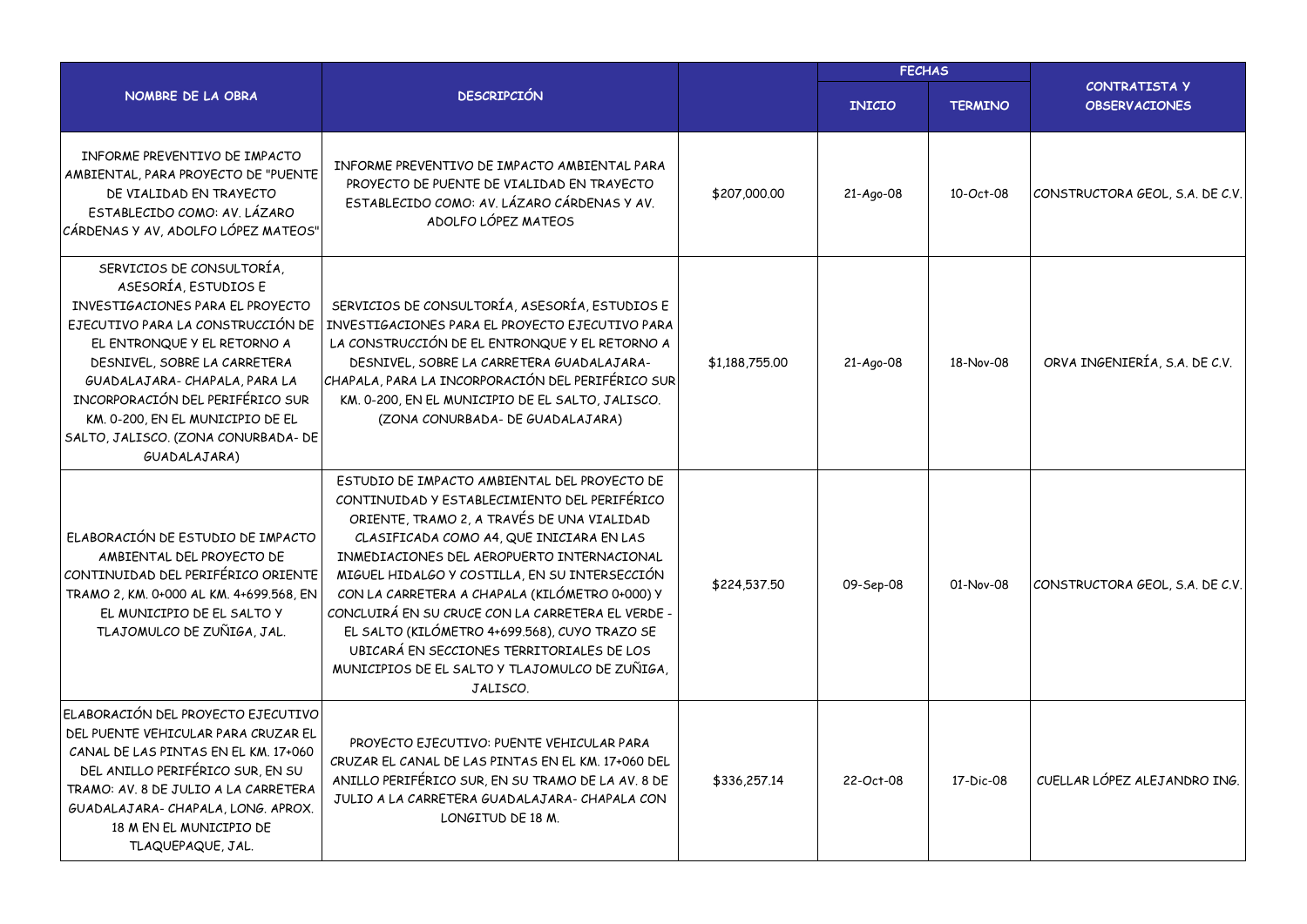| NOMBRE DE LA OBRA | DESCRIPCIÓN | | FECHAS | | CONTRATISTA Y OBSERVACIONES |
|---|---|---|---|---|---|
| | | | INICIO | TERMINO | |
| INFORME PREVENTIVO DE IMPACTO AMBIENTAL, PARA PROYECTO DE "PUENTE DE VIALIDAD EN TRAYECTO ESTABLECIDO COMO: AV. LÁZARO CÁRDENAS Y AV, ADOLFO LÓPEZ MATEOS" | INFORME PREVENTIVO DE IMPACTO AMBIENTAL PARA PROYECTO DE PUENTE DE VIALIDAD EN TRAYECTO ESTABLECIDO COMO: AV. LÁZARO CÁRDENAS Y AV. ADOLFO LÓPEZ MATEOS | $207,000.00 | 21-Ago-08 | 10-Oct-08 | CONSTRUCTORA GEOL, S.A. DE C.V. |
| SERVICIOS DE CONSULTORÍA, ASESORÍA, ESTUDIOS E INVESTIGACIONES PARA EL PROYECTO EJECUTIVO PARA LA CONSTRUCCIÓN DE EL ENTRONQUE Y EL RETORNO A DESNIVEL, SOBRE LA CARRETERA GUADALAJARA- CHAPALA, PARA LA INCORPORACIÓN DEL PERIFÉRICO SUR KM. 0-200, EN EL MUNICIPIO DE EL SALTO, JALISCO. (ZONA CONURBADA- DE GUADALAJARA) | SERVICIOS DE CONSULTORÍA, ASESORÍA, ESTUDIOS E INVESTIGACIONES PARA EL PROYECTO EJECUTIVO PARA LA CONSTRUCCIÓN DE EL ENTRONQUE Y EL RETORNO A DESNIVEL, SOBRE LA CARRETERA GUADALAJARA-CHAPALA, PARA LA INCORPORACIÓN DEL PERIFÉRICO SUR KM. 0-200, EN EL MUNICIPIO DE EL SALTO, JALISCO. (ZONA CONURBADA- DE GUADALAJARA) | $1,188,755.00 | 21-Ago-08 | 18-Nov-08 | ORVA INGENIERÍA, S.A. DE C.V. |
| ELABORACIÓN DE ESTUDIO DE IMPACTO AMBIENTAL DEL PROYECTO DE CONTINUIDAD DEL PERIFÉRICO ORIENTE TRAMO 2, KM. 0+000 AL KM. 4+699.568, EN EL MUNICIPIO DE EL SALTO Y TLAJOMULCO DE ZUÑIGA, JAL. | ESTUDIO DE IMPACTO AMBIENTAL DEL PROYECTO DE CONTINUIDAD Y ESTABLECIMIENTO DEL PERIFÉRICO ORIENTE, TRAMO 2, A TRAVÉS DE UNA VIALDAD CLASIFICADA COMO A4, QUE INICIARA EN LAS INMEDIACIONES DEL AEROPUERTO INTERNACIONAL MIGUEL HIDALGO Y COSTILLA, EN SU INTERSECCIÓN CON LA CARRETERA A CHAPALA (KILÓMETRO 0+000) Y CONCLUIRÁ EN SU CRUCE CON LA CARRETERA EL VERDE - EL SALTO (KILÓMETRO 4+699.568), CUYO TRAZO SE UBICARÁ EN SECCIONES TERRITORIALES DE LOS MUNICIPIOS DE EL SALTO Y TLAJOMULCO DE ZUÑIGA, JALISCO. | $224,537.50 | 09-Sep-08 | 01-Nov-08 | CONSTRUCTORA GEOL, S.A. DE C.V. |
| ELABORACIÓN DEL PROYECTO EJECUTIVO DEL PUENTE VEHICULAR PARA CRUZAR EL CANAL DE LAS PINTAS EN EL KM. 17+060 DEL ANILLO PERIFÉRICO SUR, EN SU TRAMO: AV. 8 DE JULIO A LA CARRETERA GUADALAJARA- CHAPALA, LONG. APROX. 18 M EN EL MUNICIPIO DE TLAQUEPAQUE, JAL. | PROYECTO EJECUTIVO: PUENTE VEHICULAR PARA CRUZAR EL CANAL DE LAS PINTAS EN EL KM. 17+060 DEL ANILLO PERIFÉRICO SUR, EN SU TRAMO DE LA AV. 8 DE JULIO A LA CARRETERA GUADALAJARA- CHAPALA CON LONGITUD DE 18 M. | $336,257.14 | 22-Oct-08 | 17-Dic-08 | CUELLAR LÓPEZ ALEJANDRO ING. |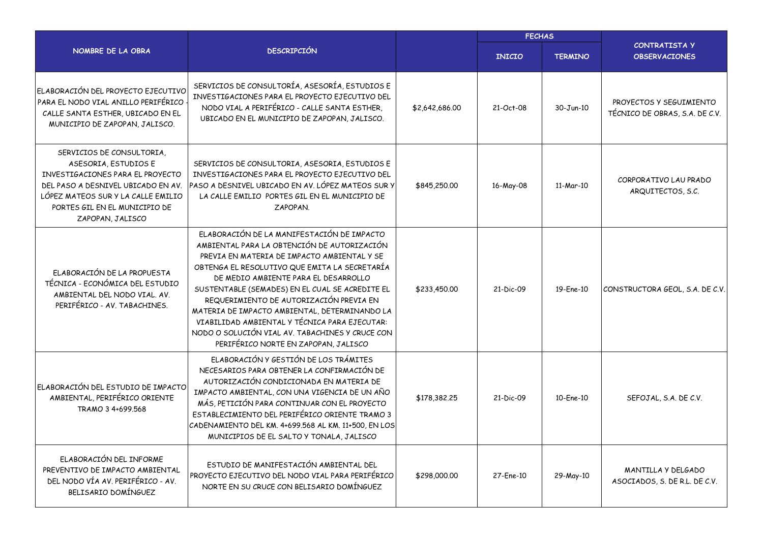| NOMBRE DE LA OBRA | DESCRIPCIÓN | | FECHAS | | CONTRATISTA Y OBSERVACIONES |
|---|---|---|---|---|---|
| | | | INICIO | TERMINO | |
| ELABORACIÓN DEL PROYECTO EJECUTIVO PARA EL NODO VIAL ANILLO PERIFÉRICO - CALLE SANTA ESTHER, UBICADO EN EL MUNICIPIO DE ZAPOPAN, JALISCO. | SERVICIOS DE CONSULTORÍA, ASESORÍA, ESTUDIOS E INVESTIGACIONES PARA EL PROYECTO EJECUTIVO DEL NODO VIAL A PERIFÉRICO - CALLE SANTA ESTHER, UBICADO EN EL MUNICIPIO DE ZAPOPAN, JALISCO. | $2,642,686.00 | 21-Oct-08 | 30-Jun-10 | PROYECTOS Y SEGUIMIENTO TÉCNICO DE OBRAS, S.A. DE C.V. |
| SERVICIOS DE CONSULTORIA, ASESORIA, ESTUDIOS E INVESTIGACIONES PARA EL PROYECTO DEL PASO A DESNIVEL UBICADO EN AV. LÓPEZ MATEOS SUR Y LA CALLE EMILIO PORTES GIL EN EL MUNICIPIO DE ZAPOPAN, JALISCO | SERVICIOS DE CONSULTORIA, ASESORIA, ESTUDIOS E INVESTIGACIONES PARA EL PROYECTO EJECUTIVO DEL PASO A DESNIVEL UBICADO EN AV. LÓPEZ MATEOS SUR Y LA CALLE EMILIO PORTES GIL EN EL MUNICIPIO DE ZAPOPAN. | $845,250.00 | 16-May-08 | 11-Mar-10 | CORPORATIVO LAU PRADO ARQUITECTOS, S.C. |
| ELABORACIÓN DE LA PROPUESTA TÉCNICA - ECONÓMICA DEL ESTUDIO AMBIENTAL DEL NODO VIAL. AV. PERIFÉRICO - AV. TABACHINES. | ELABORACIÓN DE LA MANIFESTACIÓN DE IMPACTO AMBIENTAL PARA LA OBTENCIÓN DE AUTORIZACIÓN PREVIA EN MATERIA DE IMPACTO AMBIENTAL Y SE OBTENGA EL RESOLUTIVO QUE EMITA LA SECRETARÍA DE MEDIO AMBIENTE PARA EL DESARROLLO SUSTENTABLE (SEMADES) EN EL CUAL SE ACREDITE EL REQUERIMIENTO DE AUTORIZACIÓN PREVIA EN MATERIA DE IMPACTO AMBIENTAL, DETERMINANDO LA VIABILIDAD AMBIENTAL Y TÉCNICA PARA EJECUTAR: NODO O SOLUCIÓN VIAL AV. TABACHINES Y CRUCE CON PERIFÉRICO NORTE EN ZAPOPAN, JALISCO | $233,450.00 | 21-Dic-09 | 19-Ene-10 | CONSTRUCTORA GEOL, S.A. DE C.V. |
| ELABORACIÓN DEL ESTUDIO DE IMPACTO AMBIENTAL, PERIFÉRICO ORIENTE TRAMO 3 4+699.568 | ELABORACIÓN Y GESTIÓN DE LOS TRÁMITES NECESARIOS PARA OBTENER LA CONFIRMACIÓN DE AUTORIZACIÓN CONDICIONADA EN MATERIA DE IMPACTO AMBIENTAL, CON UNA VIGENCIA DE UN AÑO MÁS, PETICIÓN PARA CONTINUAR CON EL PROYECTO ESTABLECIMIENTO DEL PERIFÉRICO ORIENTE TRAMO 3 CADENAMIENTO DEL KM. 4+699.568 AL KM. 11+500, EN LOS MUNICIPIOS DE EL SALTO Y TONALA, JALISCO | $178,382.25 | 21-Dic-09 | 10-Ene-10 | SEFOJAL, S.A. DE C.V. |
| ELABORACIÓN DEL INFORME PREVENTIVO DE IMPACTO AMBIENTAL DEL NODO VÍA AV. PERIFÉRICO - AV. BELISARIO DOMÍNGUEZ | ESTUDIO DE MANIFESTACIÓN AMBIENTAL DEL PROYECTO EJECUTIVO DEL NODO VIAL PARA PERIFÉRICO NORTE EN SU CRUCE CON BELISARIO DOMÍNGUEZ | $298,000.00 | 27-Ene-10 | 29-May-10 | MANTILLA Y DELGADO ASOCIADOS, S. DE R.L. DE C.V. |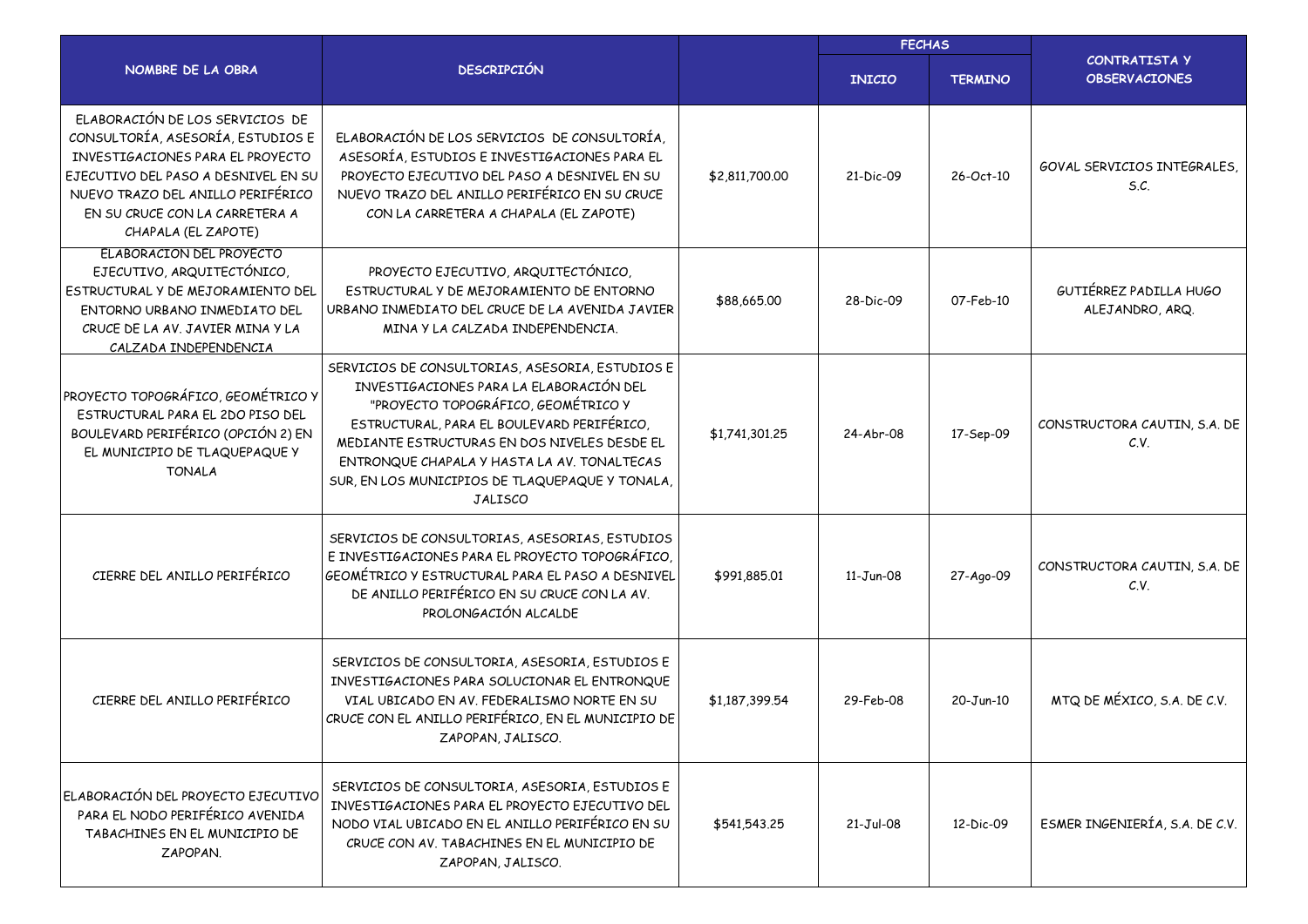| NOMBRE DE LA OBRA | DESCRIPCIÓN | | FECHAS | | CONTRATISTA Y OBSERVACIONES |
|---|---|---|---|---|---|
| | | | INICIO | TERMINO | |
| ELABORACIÓN DE LOS SERVICIOS DE CONSULTORÍA, ASESORÍA, ESTUDIOS E INVESTIGACIONES PARA EL PROYECTO EJECUTIVO DEL PASO A DESNIVEL EN SU NUEVO TRAZO DEL ANILLO PERIFÉRICO EN SU CRUCE CON LA CARRETERA A CHAPALA (EL ZAPOTE) | ELABORACIÓN DE LOS SERVICIOS DE CONSULTORÍA, ASESORÍA, ESTUDIOS E INVESTIGACIONES PARA EL PROYECTO EJECUTIVO DEL PASO A DESNIVEL EN SU NUEVO TRAZO DEL ANILLO PERIFÉRICO EN SU CRUCE CON LA CARRETERA A CHAPALA (EL ZAPOTE) | $2,811,700.00 | 21-Dic-09 | 26-Oct-10 | GOVAL SERVICIOS INTEGRALES, S.C. |
| ELABORACION DEL PROYECTO EJECUTIVO, ARQUITECTÓNICO, ESTRUCTURAL Y DE MEJORAMIENTO DEL ENTORNO URBANO INMEDIATO DEL CRUCE DE LA AV. JAVIER MINA Y LA CALZADA INDEPENDENCIA | PROYECTO EJECUTIVO, ARQUITECTÓNICO, ESTRUCTURAL Y DE MEJORAMIENTO DE ENTORNO URBANO INMEDIATO DEL CRUCE DE LA AVENIDA JAVIER MINA Y LA CALZADA INDEPENDENCIA. | $88,665.00 | 28-Dic-09 | 07-Feb-10 | GUTIÉRREZ PADILLA HUGO ALEJANDRO, ARQ. |
| PROYECTO TOPOGRÁFICO, GEOMÉTRICO Y ESTRUCTURAL PARA EL 2DO PISO DEL BOULEVARD PERIFÉRICO (OPCIÓN 2) EN EL MUNICIPIO DE TLAQUEPAQUE Y TONALA | SERVICIOS DE CONSULTORIAS, ASESORIA, ESTUDIOS E INVESTIGACIONES PARA LA ELABORACIÓN DEL "PROYECTO TOPOGRÁFICO, GEOMÉTRICO Y ESTRUCTURAL, PARA EL BOULEVARD PERIFÉRICO, MEDIANTE ESTRUCTURAS EN DOS NIVELES DESDE EL ENTRONQUE CHAPALA Y HASTA LA AV. TONALTECAS SUR, EN LOS MUNICIPIOS DE TLAQUEPAQUE Y TONALA, JALISCO | $1,741,301.25 | 24-Abr-08 | 17-Sep-09 | CONSTRUCTORA CAUTIN, S.A. DE C.V. |
| CIERRE DEL ANILLO PERIFÉRICO | SERVICIOS DE CONSULTORIAS, ASESORIAS, ESTUDIOS E INVESTIGACIONES PARA EL PROYECTO TOPOGRÁFICO, GEOMÉTRICO Y ESTRUCTURAL PARA EL PASO A DESNIVEL DE ANILLO PERIFÉRICO EN SU CRUCE CON LA AV. PROLONGACIÓN ALCALDE | $991,885.01 | 11-Jun-08 | 27-Ago-09 | CONSTRUCTORA CAUTIN, S.A. DE C.V. |
| CIERRE DEL ANILLO PERIFÉRICO | SERVICIOS DE CONSULTORIA, ASESORIA, ESTUDIOS E INVESTIGACIONES PARA SOLUCIONAR EL ENTRONQUE VIAL UBICADO EN AV. FEDERALISMO NORTE EN SU CRUCE CON EL ANILLO PERIFÉRICO, EN EL MUNICIPIO DE ZAPOPAN, JALISCO. | $1,187,399.54 | 29-Feb-08 | 20-Jun-10 | MTQ DE MÉXICO, S.A. DE C.V. |
| ELABORACIÓN DEL PROYECTO EJECUTIVO PARA EL NODO PERIFÉRICO AVENIDA TABACHINES EN EL MUNICIPIO DE ZAPOPAN. | SERVICIOS DE CONSULTORIA, ASESORIA, ESTUDIOS E INVESTIGACIONES PARA EL PROYECTO EJECUTIVO DEL NODO VIAL UBICADO EN EL ANILLO PERIFÉRICO EN SU CRUCE CON AV. TABACHINES EN EL MUNICIPIO DE ZAPOPAN, JALISCO. | $541,543.25 | 21-Jul-08 | 12-Dic-09 | ESMER INGENIERÍA, S.A. DE C.V. |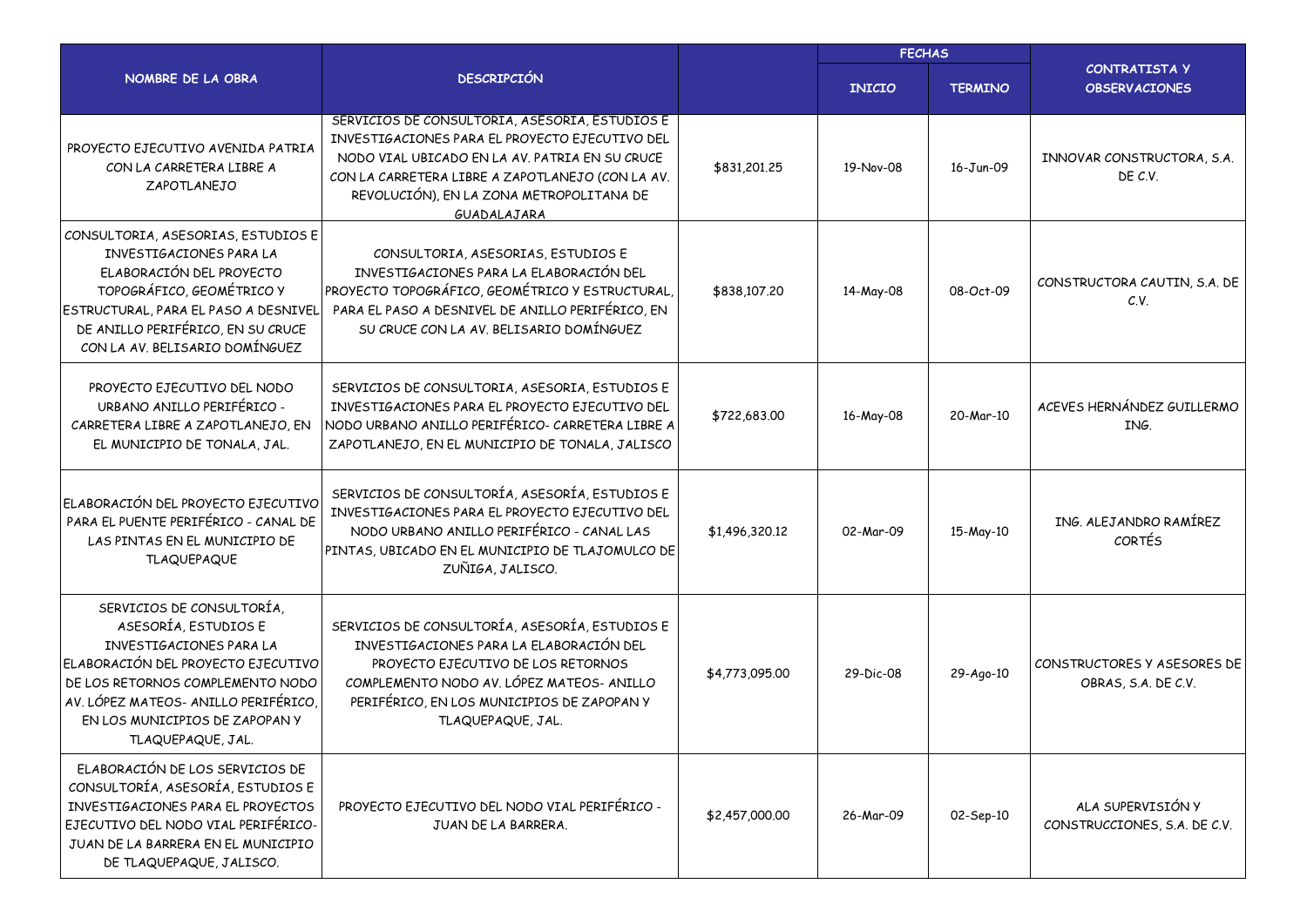| NOMBRE DE LA OBRA | DESCRIPCIÓN | | FECHAS | | CONTRATISTA Y OBSERVACIONES |
|---|---|---|---|---|---|
| | | | INICIO | TERMINO | |
| PROYECTO EJECUTIVO AVENIDA PATRIA CON LA CARRETERA LIBRE A ZAPOTLANEJO | SERVICIOS DE CONSULTORIA, ASESORIA, ESTUDIOS E INVESTIGACIONES PARA EL PROYECTO EJECUTIVO DEL NODO VIAL UBICADO EN LA AV. PATRIA EN SU CRUCE CON LA CARRETERA LIBRE A ZAPOTLANEJO (CON LA AV. REVOLUCIÓN), EN LA ZONA METROPOLITANA DE GUADALAJARA | $831,201.25 | 19-Nov-08 | 16-Jun-09 | INNOVAR CONSTRUCTORA, S.A. DE C.V. |
| CONSULTORIA, ASESORIAS, ESTUDIOS E INVESTIGACIONES PARA LA ELABORACIÓN DEL PROYECTO TOPOGRÁFICO, GEOMÉTRICO Y ESTRUCTURAL, PARA EL PASO A DESNIVEL DE ANILLO PERIFÉRICO, EN SU CRUCE CON LA AV. BELISARIO DOMÍNGUEZ | CONSULTORIA, ASESORIAS, ESTUDIOS E INVESTIGACIONES PARA LA ELABORACIÓN DEL PROYECTO TOPOGRÁFICO, GEOMÉTRICO Y ESTRUCTURAL, PARA EL PASO A DESNIVEL DE ANILLO PERIFÉRICO, EN SU CRUCE CON LA AV. BELISARIO DOMÍNGUEZ | $838,107.20 | 14-May-08 | 08-Oct-09 | CONSTRUCTORA CAUTIN, S.A. DE C.V. |
| PROYECTO EJECUTIVO DEL NODO URBANO ANILLO PERIFÉRICO - CARRETERA LIBRE A ZAPOTLANEJO, EN EL MUNICIPIO DE TONALA, JAL. | SERVICIOS DE CONSULTORIA, ASESORIA, ESTUDIOS E INVESTIGACIONES PARA EL PROYECTO EJECUTIVO DEL NODO URBANO ANILLO PERIFÉRICO- CARRETERA LIBRE A ZAPOTLANEJO, EN EL MUNICIPIO DE TONALA, JALISCO | $722,683.00 | 16-May-08 | 20-Mar-10 | ACEVES HERNÁNDEZ GUILLERMO ING. |
| ELABORACIÓN DEL PROYECTO EJECUTIVO PARA EL PUENTE PERIFÉRICO - CANAL DE LAS PINTAS EN EL MUNICIPIO DE TLAQUEPAQUE | SERVICIOS DE CONSULTORÍA, ASESORÍA, ESTUDIOS E INVESTIGACIONES PARA EL PROYECTO EJECUTIVO DEL NODO URBANO ANILLO PERIFÉRICO - CANAL LAS PINTAS, UBICADO EN EL MUNICIPIO DE TLAJOMULCO DE ZUÑIGA, JALISCO. | $1,496,320.12 | 02-Mar-09 | 15-May-10 | ING. ALEJANDRO RAMÍREZ CORTÉS |
| SERVICIOS DE CONSULTORÍA, ASESORÍA, ESTUDIOS E INVESTIGACIONES PARA LA ELABORACIÓN DEL PROYECTO EJECUTIVO DE LOS RETORNOS COMPLEMENTO NODO AV. LÓPEZ MATEOS- ANILLO PERIFÉRICO, EN LOS MUNICIPIOS DE ZAPOPAN Y TLAQUEPAQUE, JAL. | SERVICIOS DE CONSULTORÍA, ASESORÍA, ESTUDIOS E INVESTIGACIONES PARA LA ELABORACIÓN DEL PROYECTO EJECUTIVO DE LOS RETORNOS COMPLEMENTO NODO AV. LÓPEZ MATEOS- ANILLO PERIFÉRICO, EN LOS MUNICIPIOS DE ZAPOPAN Y TLAQUEPAQUE, JAL. | $4,773,095.00 | 29-Dic-08 | 29-Ago-10 | CONSTRUCTORES Y ASESORES DE OBRAS, S.A. DE C.V. |
| ELABORACIÓN DE LOS SERVICIOS DE CONSULTORÍA, ASESORÍA, ESTUDIOS E INVESTIGACIONES PARA EL PROYECTOS EJECUTIVO DEL NODO VIAL PERIFÉRICO- JUAN DE LA BARRERA EN EL MUNICIPIO DE TLAQUEPAQUE, JALISCO. | PROYECTO EJECUTIVO DEL NODO VIAL PERIFÉRICO - JUAN DE LA BARRERA. | $2,457,000.00 | 26-Mar-09 | 02-Sep-10 | ALA SUPERVISIÓN Y CONSTRUCCIONES, S.A. DE C.V. |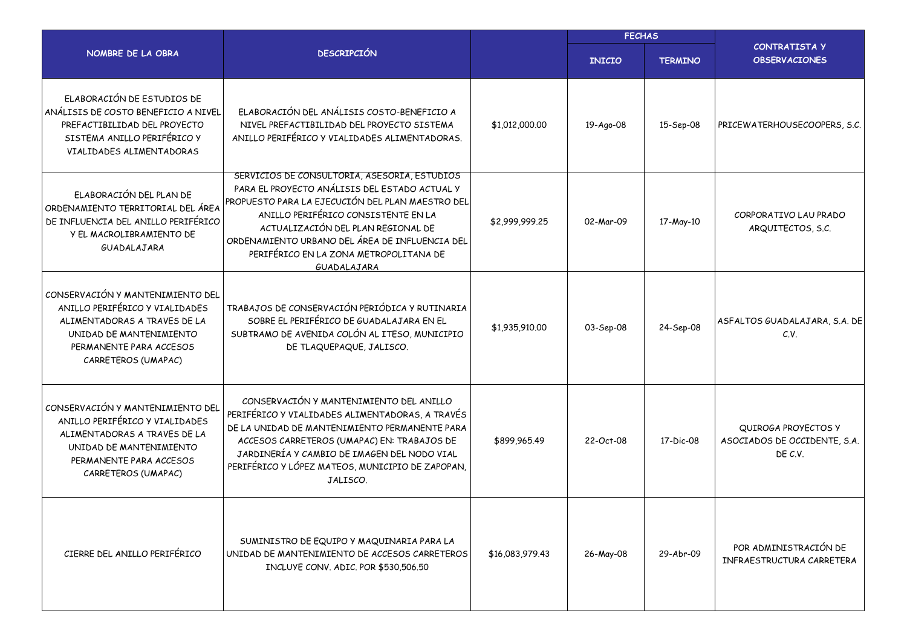| NOMBRE DE LA OBRA | DESCRIPCIÓN | | FECHAS | | CONTRATISTA Y OBSERVACIONES |
|---|---|---|---|---|---|
| | | | INICIO | TERMINO | |
| ELABORACIÓN DE ESTUDIOS DE ANÁLISIS DE COSTO BENEFICIO A NIVEL PREFACTIBILIDAD DEL PROYECTO SISTEMA ANILLO PERIFÉRICO Y VIALIDADES ALIMENTADORAS | ELABORACIÓN DEL ANÁLISIS COSTO-BENEFICIO A NIVEL PREFACTIBILIDAD DEL PROYECTO SISTEMA ANILLO PERIFÉRICO Y VIALIDADES ALIMENTADORAS. | $1,012,000.00 | 19-Ago-08 | 15-Sep-08 | PRICEWATERHOUSECOOPERS, S.C. |
| ELABORACIÓN DEL PLAN DE ORDENAMIENTO TERRITORIAL DEL ÁREA DE INFLUENCIA DEL ANILLO PERIFÉRICO Y EL MACROLIBRAMIENTO DE GUADALAJARA | SERVICIOS DE CONSULTORIA, ASESORIA, ESTUDIOS PARA EL PROYECTO ANÁLISIS DEL ESTADO ACTUAL Y PROPUESTO PARA LA EJECUCIÓN DEL PLAN MAESTRO DEL ANILLO PERIFÉRICO CONSISTENTE EN LA ACTUALIZACIÓN DEL PLAN REGIONAL DE ORDENAMIENTO URBANO DEL ÁREA DE INFLUENCIA DEL PERIFÉRICO EN LA ZONA METROPOLITANA DE GUADALAJARA | $2,999,999.25 | 02-Mar-09 | 17-May-10 | CORPORATIVO LAU PRADO ARQUITECTOS, S.C. |
| CONSERVACIÓN Y MANTENIMIENTO DEL ANILLO PERIFÉRICO Y VIALIDADES ALIMENTADORAS A TRAVES DE LA UNIDAD DE MANTENIMIENTO PERMANENTE PARA ACCESOS CARRETEROS (UMAPAC) | TRABAJOS DE CONSERVACIÓN PERIÓDICA Y RUTINARIA SOBRE EL PERIFÉRICO DE GUADALAJARA EN EL SUBTRAMO DE AVENIDA COLÓN AL ITESO, MUNICIPIO DE TLAQUEPAQUE, JALISCO. | $1,935,910.00 | 03-Sep-08 | 24-Sep-08 | ASFALTOS GUADALAJARA, S.A. DE C.V. |
| CONSERVACIÓN Y MANTENIMIENTO DEL ANILLO PERIFÉRICO Y VIALIDADES ALIMENTADORAS A TRAVES DE LA UNIDAD DE MANTENIMIENTO PERMANENTE PARA ACCESOS CARRETEROS (UMAPAC) | CONSERVACIÓN Y MANTENIMIENTO DEL ANILLO PERIFÉRICO Y VIALIDADES ALIMENTADORAS, A TRAVÉS DE LA UNIDAD DE MANTENIMIENTO PERMANENTE PARA ACCESOS CARRETEROS (UMAPAC) EN: TRABAJOS DE JARDINERÍA Y CAMBIO DE IMAGEN DEL NODO VIAL PERIFÉRICO Y LÓPEZ MATEOS, MUNICIPIO DE ZAPOPAN, JALISCO. | $899,965.49 | 22-Oct-08 | 17-Dic-08 | QUIROGA PROYECTOS Y ASOCIADOS DE OCCIDENTE, S.A. DE C.V. |
| CIERRE DEL ANILLO PERIFÉRICO | SUMINISTRO DE EQUIPO Y MAQUINARIA PARA LA UNIDAD DE MANTENIMIENTO DE ACCESOS CARRETEROS INCLUYE CONV. ADIC. POR $530,506.50 | $16,083,979.43 | 26-May-08 | 29-Abr-09 | POR ADMINISTRACIÓN DE INFRAESTRUCTURA CARRETERA |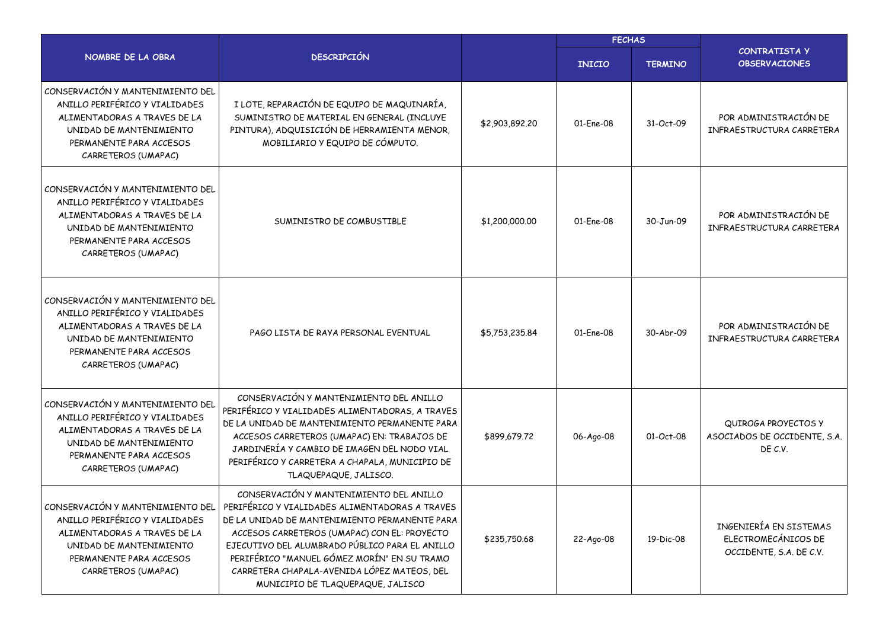| NOMBRE DE LA OBRA | DESCRIPCIÓN | | FECHAS | | CONTRATISTA Y OBSERVACIONES |
|---|---|---|---|---|---|
| | | | INICIO | TERMINO | |
| CONSERVACIÓN Y MANTENIMIENTO DEL ANILLO PERIFÉRICO Y VIALIDADES ALIMENTADORAS A TRAVES DE LA UNIDAD DE MANTENIMIENTO PERMANENTE PARA ACCESOS CARRETEROS (UMAPAC) | I LOTE, REPARACIÓN DE EQUIPO DE MAQUINARÍA, SUMINISTRO DE MATERIAL EN GENERAL (INCLUYE PINTURA), ADQUISICIÓN DE HERRAMIENTA MENOR, MOBILIARIO Y EQUIPO DE CÓMPUTO. | $2,903,892.20 | 01-Ene-08 | 31-Oct-09 | POR ADMINISTRACIÓN DE INFRAESTRUCTURA CARRETERA |
| CONSERVACIÓN Y MANTENIMIENTO DEL ANILLO PERIFÉRICO Y VIALIDADES ALIMENTADORAS A TRAVES DE LA UNIDAD DE MANTENIMIENTO PERMANENTE PARA ACCESOS CARRETEROS (UMAPAC) | SUMINISTRO DE COMBUSTIBLE | $1,200,000.00 | 01-Ene-08 | 30-Jun-09 | POR ADMINISTRACIÓN DE INFRAESTRUCTURA CARRETERA |
| CONSERVACIÓN Y MANTENIMIENTO DEL ANILLO PERIFÉRICO Y VIALIDADES ALIMENTADORAS A TRAVES DE LA UNIDAD DE MANTENIMIENTO PERMANENTE PARA ACCESOS CARRETEROS (UMAPAC) | PAGO LISTA DE RAYA PERSONAL EVENTUAL | $5,753,235.84 | 01-Ene-08 | 30-Abr-09 | POR ADMINISTRACIÓN DE INFRAESTRUCTURA CARRETERA |
| CONSERVACIÓN Y MANTENIMIENTO DEL ANILLO PERIFÉRICO Y VIALIDADES ALIMENTADORAS A TRAVES DE LA UNIDAD DE MANTENIMIENTO PERMANENTE PARA ACCESOS CARRETEROS (UMAPAC) | CONSERVACIÓN Y MANTENIMIENTO DEL ANILLO PERIFÉRICO Y VIALIDADES ALIMENTADORAS, A TRAVES DE LA UNIDAD DE MANTENIMIENTO PERMANENTE PARA ACCESOS CARRETEROS (UMAPAC) EN: TRABAJOS DE JARDINERÍA Y CAMBIO DE IMAGEN DEL NODO VIAL PERIFÉRICO Y CARRETERA A CHAPALA, MUNICIPIO DE TLAQUEPAQUE, JALISCO. | $899,679.72 | 06-Ago-08 | 01-Oct-08 | QUIROGA PROYECTOS Y ASOCIADOS DE OCCIDENTE, S.A. DE C.V. |
| CONSERVACIÓN Y MANTENIMIENTO DEL ANILLO PERIFÉRICO Y VIALIDADES ALIMENTADORAS A TRAVES DE LA UNIDAD DE MANTENIMIENTO PERMANENTE PARA ACCESOS CARRETEROS (UMAPAC) | CONSERVACIÓN Y MANTENIMIENTO DEL ANILLO PERIFÉRICO Y VIALIDADES ALIMENTADORAS A TRAVES DE LA UNIDAD DE MANTENIMIENTO PERMANENTE PARA ACCESOS CARRETEROS (UMAPAC) CON EL: PROYECTO EJECUTIVO DEL ALUMBRADO PÚBLICO PARA EL ANILLO PERIFÉRICO "MANUEL GÓMEZ MORÍN" EN SU TRAMO CARRETERA CHAPALA-AVENIDA LÓPEZ MATEOS, DEL MUNICIPIO DE TLAQUEPAQUE, JALISCO | $235,750.68 | 22-Ago-08 | 19-Dic-08 | INGENIERÍA EN SISTEMAS ELECTROMECÁNICOS DE OCCIDENTE, S.A. DE C.V. |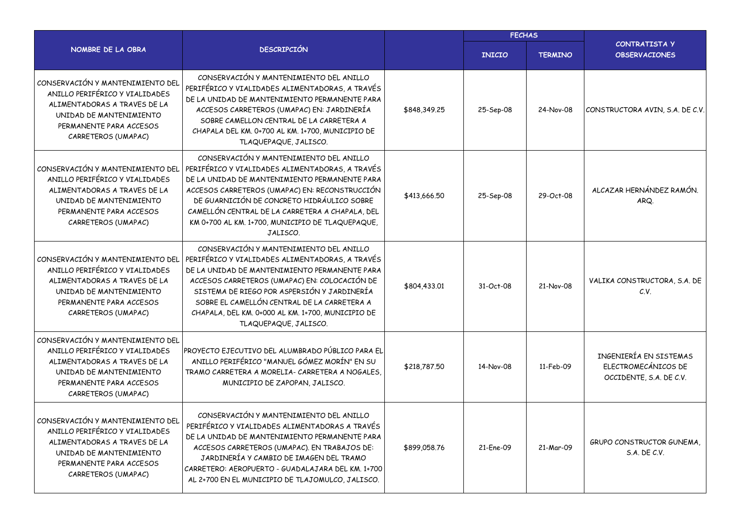| NOMBRE DE LA OBRA | DESCRIPCIÓN | | FECHAS | | CONTRATISTA Y OBSERVACIONES |
|---|---|---|---|---|---|
| | | | INICIO | TERMINO | |
| CONSERVACIÓN Y MANTENIMIENTO DEL ANILLO PERIFÉRICO Y VIALIDADES ALIMENTADORAS A TRAVES DE LA UNIDAD DE MANTENIMIENTO PERMANENTE PARA ACCESOS CARRETEROS (UMAPAC) | CONSERVACIÓN Y MANTENIMIENTO DEL ANILLO PERIFÉRICO Y VIALIDADES ALIMENTADORAS, A TRAVÉS DE LA UNIDAD DE MANTENIMIENTO PERMANENTE PARA ACCESOS CARRETEROS (UMAPAC) EN: JARDINERÍA SOBRE CAMELLON CENTRAL DE LA CARRETERA A CHAPALA DEL KM. 0+700 AL KM. 1+700, MUNICIPIO DE TLAQUEPAQUE, JALISCO. | $848,349.25 | 25-Sep-08 | 24-Nov-08 | CONSTRUCTORA AVIN, S.A. DE C.V. |
| CONSERVACIÓN Y MANTENIMIENTO DEL ANILLO PERIFÉRICO Y VIALIDADES ALIMENTADORAS A TRAVES DE LA UNIDAD DE MANTENIMIENTO PERMANENTE PARA ACCESOS CARRETEROS (UMAPAC) | CONSERVACIÓN Y MANTENIMIENTO DEL ANILLO PERIFÉRICO Y VIALIDADES ALIMENTADORAS, A TRAVÉS DE LA UNIDAD DE MANTENIMIENTO PERMANENTE PARA ACCESOS CARRETEROS (UMAPAC) EN: RECONSTRUCCIÓN DE GUARNICIÓN DE CONCRETO HIDRÁULICO SOBRE CAMELLÓN CENTRAL DE LA CARRETERA A CHAPALA, DEL KM 0+700 AL KM. 1+700, MUNICIPIO DE TLAQUEPAQUE, JALISCO. | $413,666.50 | 25-Sep-08 | 29-Oct-08 | ALCAZAR HERNÁNDEZ RAMÓN. ARQ. |
| CONSERVACIÓN Y MANTENIMIENTO DEL ANILLO PERIFÉRICO Y VIALIDADES ALIMENTADORAS A TRAVES DE LA UNIDAD DE MANTENIMIENTO PERMANENTE PARA ACCESOS CARRETEROS (UMAPAC) | CONSERVACIÓN Y MANTENIMIENTO DEL ANILLO PERIFÉRICO Y VIALIDADES ALIMENTADORAS, A TRAVÉS DE LA UNIDAD DE MANTENIMIENTO PERMANENTE PARA ACCESOS CARRETEROS (UMAPAC) EN: COLOCACIÓN DE SISTEMA DE RIEGO POR ASPERSIÓN Y JARDINERÍA SOBRE EL CAMELLÓN CENTRAL DE LA CARRETERA A CHAPALA, DEL KM. 0+000 AL KM. 1+700, MUNICIPIO DE TLAQUEPAQUE, JALISCO. | $804,433.01 | 31-Oct-08 | 21-Nov-08 | VALIKA CONSTRUCTORA, S.A. DE C.V. |
| CONSERVACIÓN Y MANTENIMIENTO DEL ANILLO PERIFÉRICO Y VIALIDADES ALIMENTADORAS A TRAVES DE LA UNIDAD DE MANTENIMIENTO PERMANENTE PARA ACCESOS CARRETEROS (UMAPAC) | PROYECTO EJECUTIVO DEL ALUMBRADO PÚBLICO PARA EL ANILLO PERIFÉRICO "MANUEL GÓMEZ MORÍN" EN SU TRAMO CARRETERA A MORELIA- CARRETERA A NOGALES, MUNICIPIO DE ZAPOPAN, JALISCO. | $218,787.50 | 14-Nov-08 | 11-Feb-09 | INGENIERÍA EN SISTEMAS ELECTROMECÁNICOS DE OCCIDENTE, S.A. DE C.V. |
| CONSERVACIÓN Y MANTENIMIENTO DEL ANILLO PERIFÉRICO Y VIALIDADES ALIMENTADORAS A TRAVES DE LA UNIDAD DE MANTENIMIENTO PERMANENTE PARA ACCESOS CARRETEROS (UMAPAC) | CONSERVACIÓN Y MANTENIMIENTO DEL ANILLO PERIFÉRICO Y VIALIDADES ALIMENTADORAS A TRAVÉS DE LA UNIDAD DE MANTENIMIENTO PERMANENTE PARA ACCESOS CARRETEROS (UMAPAC). EN TRABAJOS DE: JARDINERÍA Y CAMBIO DE IMAGEN DEL TRAMO CARRETERO: AEROPUERTO - GUADALAJARA DEL KM. 1+700 AL 2+700 EN EL MUNICIPIO DE TLAJOMULCO, JALISCO. | $899,058.76 | 21-Ene-09 | 21-Mar-09 | GRUPO CONSTRUCTOR GUNEMA, S.A. DE C.V. |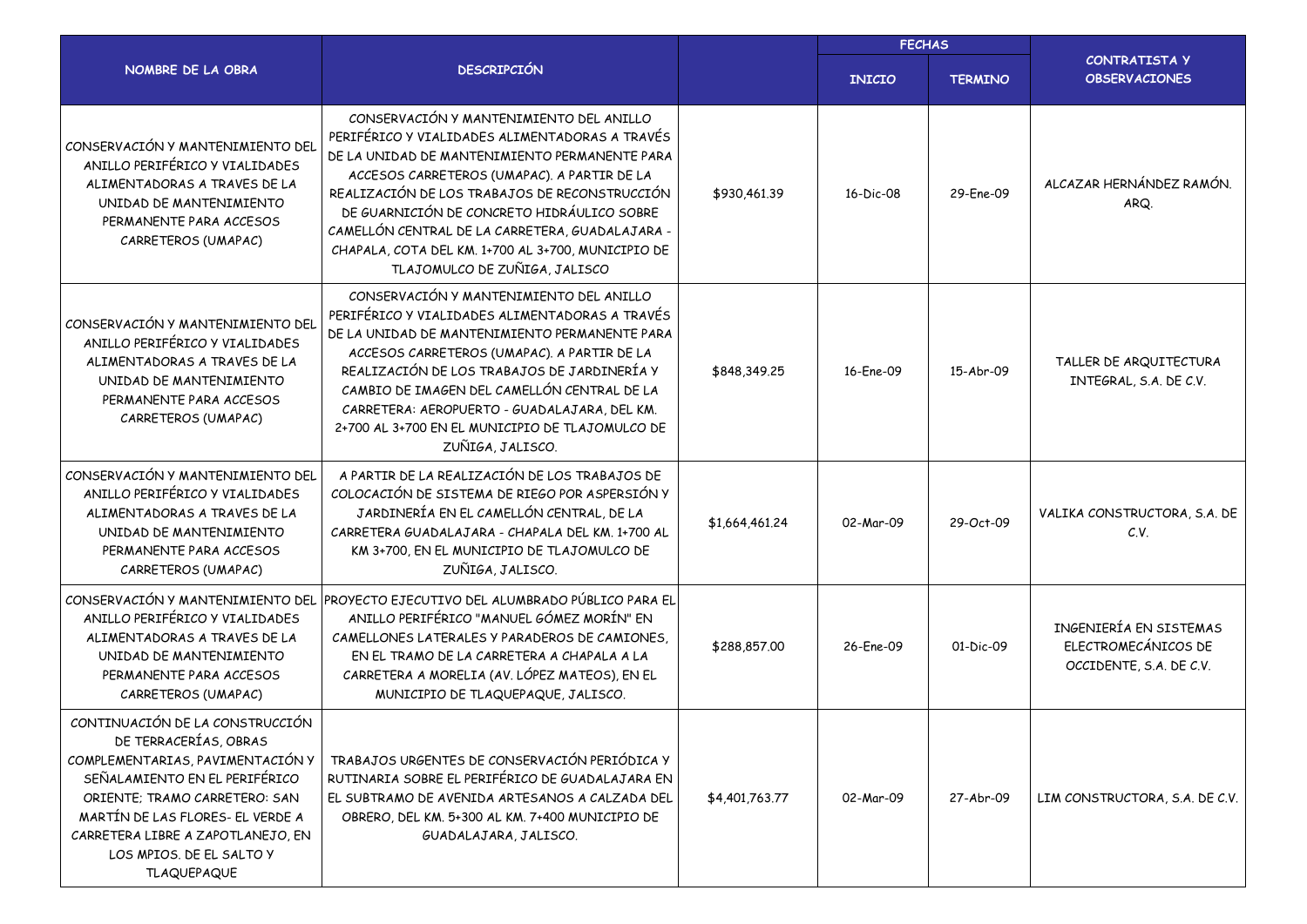| NOMBRE DE LA OBRA | DESCRIPCIÓN | | FECHAS | | CONTRATISTA Y OBSERVACIONES |
|---|---|---|---|---|---|
| | | | INICIO | TERMINO | |
| CONSERVACIÓN Y MANTENIMIENTO DEL ANILLO PERIFÉRICO Y VIALIDADES ALIMENTADORAS A TRAVES DE LA UNIDAD DE MANTENIMIENTO PERMANENTE PARA ACCESOS CARRETEROS (UMAPAC) | CONSERVACIÓN Y MANTENIMIENTO DEL ANILLO PERIFÉRICO Y VIALIDADES ALIMENTADORAS A TRAVÉS DE LA UNIDAD DE MANTENIMIENTO PERMANENTE PARA ACCESOS CARRETEROS (UMAPAC). A PARTIR DE LA REALIZACIÓN DE LOS TRABAJOS DE RECONSTRUCCIÓN DE GUARNICIÓN DE CONCRETO HIDRÁULICO SOBRE CAMELLÓN CENTRAL DE LA CARRETERA, GUADALAJARA - CHAPALA, COTA DEL KM. 1+700 AL 3+700, MUNICIPIO DE TLAJOMULCO DE ZUÑIGA, JALISCO | $930,461.39 | 16-Dic-08 | 29-Ene-09 | ALCAZAR HERNÁNDEZ RAMÓN. ARQ. |
| CONSERVACIÓN Y MANTENIMIENTO DEL ANILLO PERIFÉRICO Y VIALIDADES ALIMENTADORAS A TRAVES DE LA UNIDAD DE MANTENIMIENTO PERMANENTE PARA ACCESOS CARRETEROS (UMAPAC) | CONSERVACIÓN Y MANTENIMIENTO DEL ANILLO PERIFÉRICO Y VIALIDADES ALIMENTADORAS A TRAVÉS DE LA UNIDAD DE MANTENIMIENTO PERMANENTE PARA ACCESOS CARRETEROS (UMAPAC). A PARTIR DE LA REALIZACIÓN DE LOS TRABAJOS DE JARDINERÍA Y CAMBIO DE IMAGEN DEL CAMELLÓN CENTRAL DE LA CARRETERA: AEROPUERTO - GUADALAJARA, DEL KM. 2+700 AL 3+700 EN EL MUNICIPIO DE TLAJOMULCO DE ZUÑIGA, JALISCO. | $848,349.25 | 16-Ene-09 | 15-Abr-09 | TALLER DE ARQUITECTURA INTEGRAL, S.A. DE C.V. |
| CONSERVACIÓN Y MANTENIMIENTO DEL ANILLO PERIFÉRICO Y VIALIDADES ALIMENTADORAS A TRAVES DE LA UNIDAD DE MANTENIMIENTO PERMANENTE PARA ACCESOS CARRETEROS (UMAPAC) | A PARTIR DE LA REALIZACIÓN DE LOS TRABAJOS DE COLOCACIÓN DE SISTEMA DE RIEGO POR ASPERSIÓN Y JARDINERÍA EN EL CAMELLÓN CENTRAL, DE LA CARRETERA GUADALAJARA - CHAPALA DEL KM. 1+700 AL KM 3+700, EN EL MUNICIPIO DE TLAJOMULCO DE ZUÑIGA, JALISCO. | $1,664,461.24 | 02-Mar-09 | 29-Oct-09 | VALIKA CONSTRUCTORA, S.A. DE C.V. |
| CONSERVACIÓN Y MANTENIMIENTO DEL ANILLO PERIFÉRICO Y VIALIDADES ALIMENTADORAS A TRAVES DE LA UNIDAD DE MANTENIMIENTO PERMANENTE PARA ACCESOS CARRETEROS (UMAPAC) | PROYECTO EJECUTIVO DEL ALUMBRADO PÚBLICO PARA EL ANILLO PERIFÉRICO "MANUEL GÓMEZ MORÍN" EN CAMELLONES LATERALES Y PARADEROS DE CAMIONES, EN EL TRAMO DE LA CARRETERA A CHAPALA A LA CARRETERA A MORELIA (AV. LÓPEZ MATEOS), EN EL MUNICIPIO DE TLAQUEPAQUE, JALISCO. | $288,857.00 | 26-Ene-09 | 01-Dic-09 | INGENIERÍA EN SISTEMAS ELECTROMECÁNICOS DE OCCIDENTE, S.A. DE C.V. |
| CONTINUACIÓN DE LA CONSTRUCCIÓN DE TERRACERÍAS, OBRAS COMPLEMENTARIAS, PAVIMENTACIÓN Y SEÑALAMIENTO EN EL PERIFÉRICO ORIENTE; TRAMO CARRETERO: SAN MARTÍN DE LAS FLORES- EL VERDE A CARRETERA LIBRE A ZAPOTLANEJO, EN LOS MPIOS. DE EL SALTO Y TLAQUEPAQUE | TRABAJOS URGENTES DE CONSERVACIÓN PERIÓDICA Y RUTINARIA SOBRE EL PERIFÉRICO DE GUADALAJARA EN EL SUBTRAMO DE AVENIDA ARTESANOS A CALZADA DEL OBRERO, DEL KM. 5+300 AL KM. 7+400 MUNICIPIO DE GUADALAJARA, JALISCO. | $4,401,763.77 | 02-Mar-09 | 27-Abr-09 | LIM CONSTRUCTORA, S.A. DE C.V. |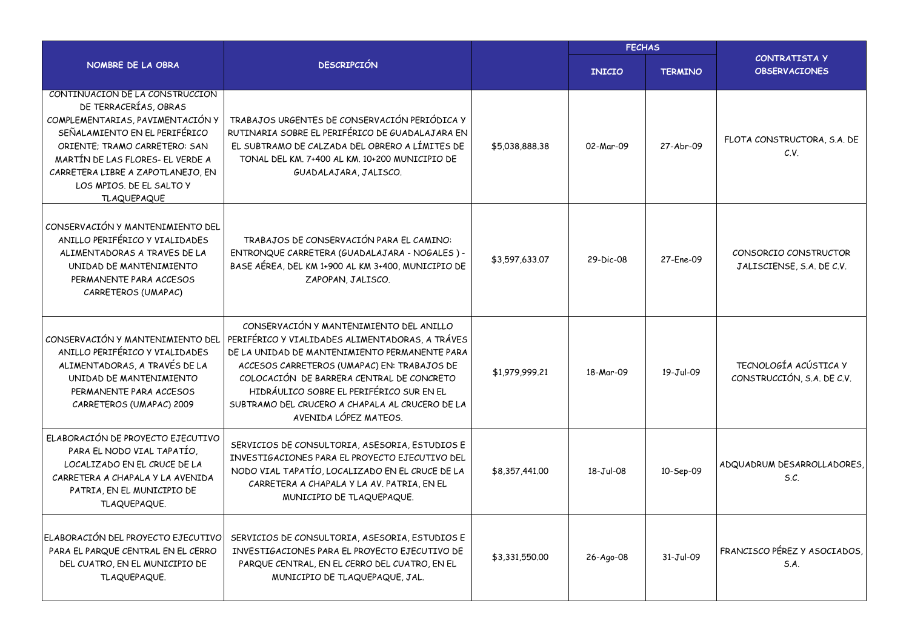| NOMBRE DE LA OBRA | DESCRIPCIÓN | | FECHAS | | CONTRATISTA Y OBSERVACIONES |
|---|---|---|---|---|---|
| | | | INICIO | TERMINO | |
| CONTINUACION DE LA CONSTRUCCION DE TERRACERÍAS, OBRAS COMPLEMENTARIAS, PAVIMENTACIÓN Y SEÑALAMIENTO EN EL PERIFÉRICO ORIENTE; TRAMO CARRETERO: SAN MARTÍN DE LAS FLORES- EL VERDE A CARRETERA LIBRE A ZAPOTLANEJO, EN LOS MPIOS. DE EL SALTO Y TLAQUEPAQUE | TRABAJOS URGENTES DE CONSERVACIÓN PERIÓDICA Y RUTINARIA SOBRE EL PERIFÉRICO DE GUADALAJARA EN EL SUBTRAMO DE CALZADA DEL OBRERO A LÍMITES DE TONAL DEL KM. 7+400 AL KM. 10+200 MUNICIPIO DE GUADALAJARA, JALISCO. | $5,038,888.38 | 02-Mar-09 | 27-Abr-09 | FLOTA CONSTRUCTORA, S.A. DE C.V. |
| CONSERVACIÓN Y MANTENIMIENTO DEL ANILLO PERIFÉRICO Y VIALIDADES ALIMENTADORAS A TRAVES DE LA UNIDAD DE MANTENIMIENTO PERMANENTE PARA ACCESOS CARRETEROS (UMAPAC) | TRABAJOS DE CONSERVACIÓN PARA EL CAMINO: ENTRONQUE CARRETERA (GUADALAJARA - NOGALES ) - BASE AÉREA, DEL KM 1+900 AL KM 3+400, MUNICIPIO DE ZAPOPAN, JALISCO. | $3,597,633.07 | 29-Dic-08 | 27-Ene-09 | CONSORCIO CONSTRUCTOR JALISCIENSE, S.A. DE C.V. |
| CONSERVACIÓN Y MANTENIMIENTO DEL ANILLO PERIFÉRICO Y VIALIDADES ALIMENTADORAS, A TRAVÉS DE LA UNIDAD DE MANTENIMIENTO PERMANENTE PARA ACCESOS CARRETEROS (UMAPAC) 2009 | CONSERVACIÓN Y MANTENIMIENTO DEL ANILLO PERIFÉRICO Y VIALIDADES ALIMENTADORAS, A TRÁVES DE LA UNIDAD DE MANTENIMIENTO PERMANENTE PARA ACCESOS CARRETEROS (UMAPAC) EN: TRABAJOS DE COLOCACIÓN DE BARRERA CENTRAL DE CONCRETO HIDRÁULICO SOBRE EL PERIFÉRICO SUR EN EL SUBTRAMO DEL CRUCERO A CHAPALA AL CRUCERO DE LA AVENIDA LÓPEZ MATEOS. | $1,979,999.21 | 18-Mar-09 | 19-Jul-09 | TECNOLOGÍA ACÚSTICA Y CONSTRUCCIÓN, S.A. DE C.V. |
| ELABORACIÓN DE PROYECTO EJECUTIVO PARA EL NODO VIAL TAPATÍO, LOCALIZADO EN EL CRUCE DE LA CARRETERA A CHAPALA Y LA AVENIDA PATRIA, EN EL MUNICIPIO DE TLAQUEPAQUE. | SERVICIOS DE CONSULTORIA, ASESORIA, ESTUDIOS E INVESTIGACIONES PARA EL PROYECTO EJECUTIVO DEL NODO VIAL TAPATÍO, LOCALIZADO EN EL CRUCE DE LA CARRETERA A CHAPALA Y LA AV. PATRIA, EN EL MUNICIPIO DE TLAQUEPAQUE. | $8,357,441.00 | 18-Jul-08 | 10-Sep-09 | ADQUADRUM DESARROLLADORES, S.C. |
| ELABORACIÓN DEL PROYECTO EJECUTIVO PARA EL PARQUE CENTRAL EN EL CERRO DEL CUATRO, EN EL MUNICIPIO DE TLAQUEPAQUE. | SERVICIOS DE CONSULTORIA, ASESORIA, ESTUDIOS E INVESTIGACIONES PARA EL PROYECTO EJECUTIVO DE PARQUE CENTRAL, EN EL CERRO DEL CUATRO, EN EL MUNICIPIO DE TLAQUEPAQUE, JAL. | $3,331,550.00 | 26-Ago-08 | 31-Jul-09 | FRANCISCO PÉREZ Y ASOCIADOS, S.A. |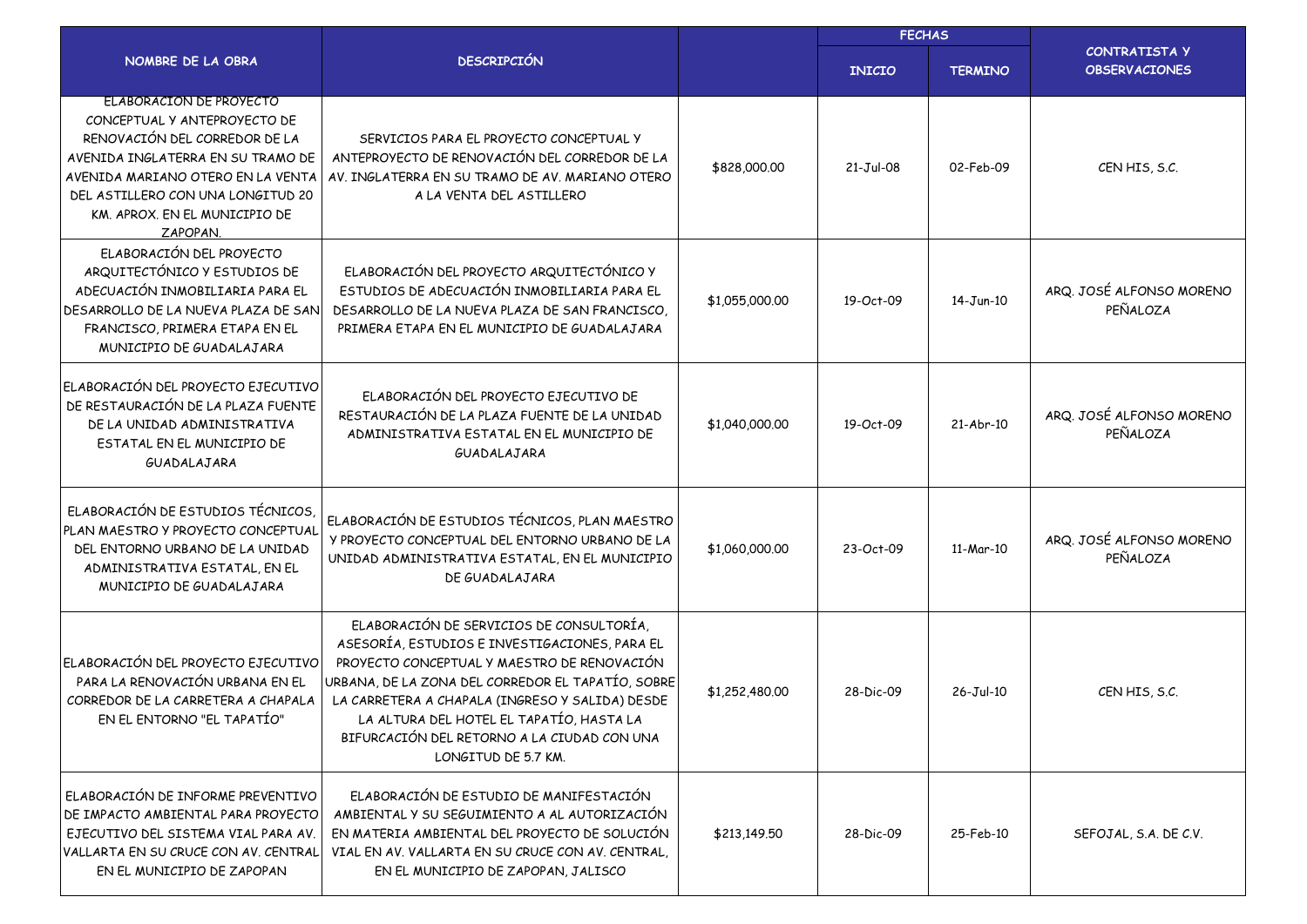| NOMBRE DE LA OBRA | DESCRIPCIÓN | | FECHAS | | CONTRATISTA Y OBSERVACIONES |
|---|---|---|---|---|---|
| | | | INICIO | TERMINO | |
| ELABORACIÓN DE PROYECTO CONCEPTUAL Y ANTEPROYECTO DE RENOVACIÓN DEL CORREDOR DE LA AVENIDA INGLATERRA EN SU TRAMO DE AVENIDA MARIANO OTERO EN LA VENTA DEL ASTILLERO CON UNA LONGITUD 20 KM. APROX. EN EL MUNICIPIO DE ZAPOPAN. | SERVICIOS PARA EL PROYECTO CONCEPTUAL Y ANTEPROYECTO DE RENOVACIÓN DEL CORREDOR DE LA AV. INGLATERRA EN SU TRAMO DE AV. MARIANO OTERO A LA VENTA DEL ASTILLERO | $828,000.00 | 21-Jul-08 | 02-Feb-09 | CEN HIS, S.C. |
| ELABORACIÓN DEL PROYECTO ARQUITECTÓNICO Y ESTUDIOS DE ADECUACIÓN INMOBILIARIA PARA EL DESARROLLO DE LA NUEVA PLAZA DE SAN FRANCISCO, PRIMERA ETAPA EN EL MUNICIPIO DE GUADALAJARA | ELABORACIÓN DEL PROYECTO ARQUITECTÓNICO Y ESTUDIOS DE ADECUACIÓN INMOBILIARIA PARA EL DESARROLLO DE LA NUEVA PLAZA DE SAN FRANCISCO, PRIMERA ETAPA EN EL MUNICIPIO DE GUADALAJARA | $1,055,000.00 | 19-Oct-09 | 14-Jun-10 | ARQ. JOSÉ ALFONSO MORENO PEÑALOZA |
| ELABORACIÓN DEL PROYECTO EJECUTIVO DE RESTAURACIÓN DE LA PLAZA FUENTE DE LA UNIDAD ADMINISTRATIVA ESTATAL EN EL MUNICIPIO DE GUADALAJARA | ELABORACIÓN DEL PROYECTO EJECUTIVO DE RESTAURACIÓN DE LA PLAZA FUENTE DE LA UNIDAD ADMINISTRATIVA ESTATAL EN EL MUNICIPIO DE GUADALAJARA | $1,040,000.00 | 19-Oct-09 | 21-Abr-10 | ARQ. JOSÉ ALFONSO MORENO PEÑALOZA |
| ELABORACIÓN DE ESTUDIOS TÉCNICOS, PLAN MAESTRO Y PROYECTO CONCEPTUAL DEL ENTORNO URBANO DE LA UNIDAD ADMINISTRATIVA ESTATAL, EN EL MUNICIPIO DE GUADALAJARA | ELABORACIÓN DE ESTUDIOS TÉCNICOS, PLAN MAESTRO Y PROYECTO CONCEPTUAL DEL ENTORNO URBANO DE LA UNIDAD ADMINISTRATIVA ESTATAL, EN EL MUNICIPIO DE GUADALAJARA | $1,060,000.00 | 23-Oct-09 | 11-Mar-10 | ARQ. JOSÉ ALFONSO MORENO PEÑALOZA |
| ELABORACIÓN DEL PROYECTO EJECUTIVO PARA LA RENOVACIÓN URBANA EN EL CORREDOR DE LA CARRETERA A CHAPALA EN EL ENTORNO "EL TAPATÍO" | ELABORACIÓN DE SERVICIOS DE CONSULTORÍA, ASESORÍA, ESTUDIOS E INVESTIGACIONES, PARA EL PROYECTO CONCEPTUAL Y MAESTRO DE RENOVACIÓN URBANA, DE LA ZONA DEL CORREDOR EL TAPATÍO, SOBRE LA CARRETERA A CHAPALA (INGRESO Y SALIDA) DESDE LA ALTURA DEL HOTEL EL TAPATÍO, HASTA LA BIFURCACIÓN DEL RETORNO A LA CIUDAD CON UNA LONGITUD DE 5.7 KM. | $1,252,480.00 | 28-Dic-09 | 26-Jul-10 | CEN HIS, S.C. |
| ELABORACIÓN DE INFORME PREVENTIVO DE IMPACTO AMBIENTAL PARA PROYECTO EJECUTIVO DEL SISTEMA VIAL PARA AV. VALLARTA EN SU CRUCE CON AV. CENTRAL EN EL MUNICIPIO DE ZAPOPAN | ELABORACIÓN DE ESTUDIO DE MANIFESTACIÓN AMBIENTAL Y SU SEGUIMIENTO A AL AUTORIZACIÓN EN MATERIA AMBIENTAL DEL PROYECTO DE SOLUCIÓN VIAL EN AV. VALLARTA EN SU CRUCE CON AV. CENTRAL, EN EL MUNICIPIO DE ZAPOPAN, JALISCO | $213,149.50 | 28-Dic-09 | 25-Feb-10 | SEFOJAL, S.A. DE C.V. |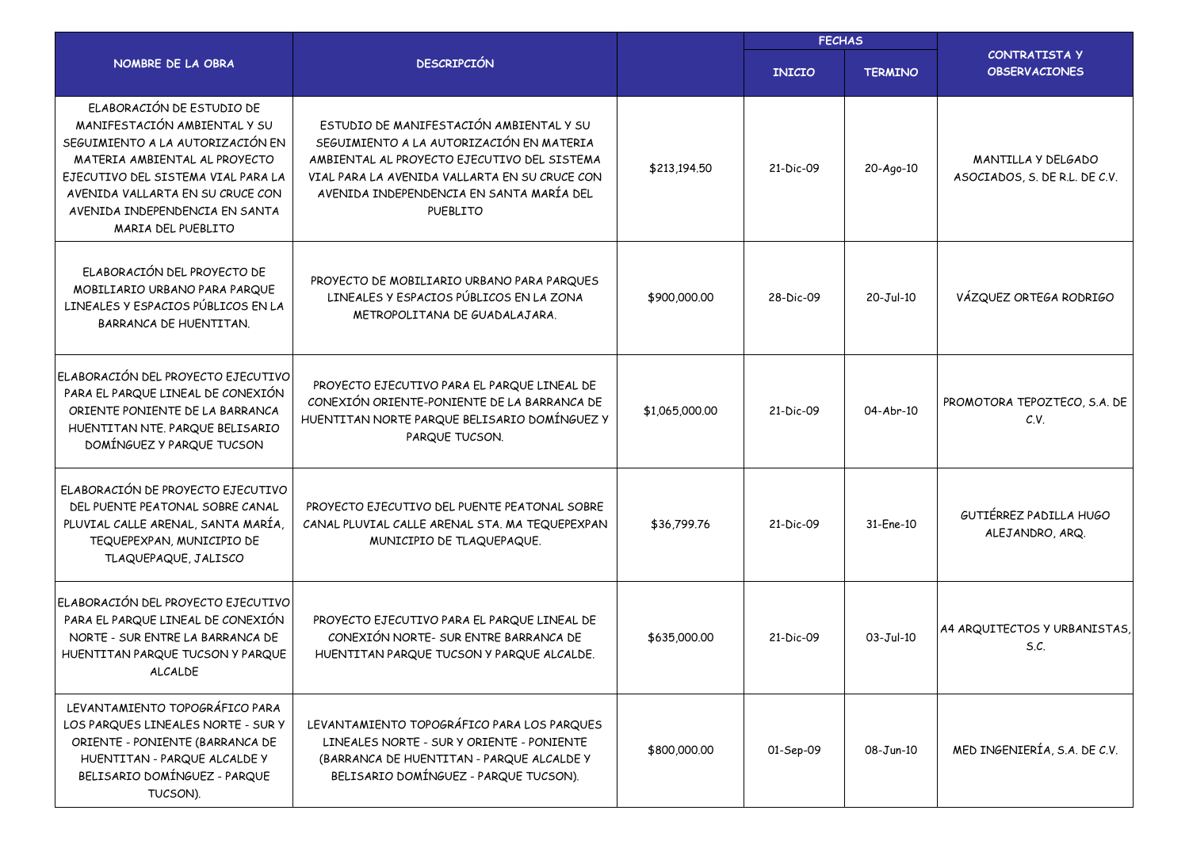| NOMBRE DE LA OBRA | DESCRIPCIÓN | | FECHAS | | CONTRATISTA Y OBSERVACIONES |
|---|---|---|---|---|---|
| | | | INICIO | TERMINO | |
| ELABORACIÓN DE ESTUDIO DE MANIFESTACIÓN AMBIENTAL Y SU SEGUIMIENTO A LA AUTORIZACIÓN EN MATERIA AMBIENTAL AL PROYECTO EJECUTIVO DEL SISTEMA VIAL PARA LA AVENIDA VALLARTA EN SU CRUCE CON AVENIDA INDEPENDENCIA EN SANTA MARIA DEL PUEBLITO | ESTUDIO DE MANIFESTACIÓN AMBIENTAL Y SU SEGUIMIENTO A LA AUTORIZACIÓN EN MATERIA AMBIENTAL AL PROYECTO EJECUTIVO DEL SISTEMA VIAL PARA LA AVENIDA VALLARTA EN SU CRUCE CON AVENIDA INDEPENDENCIA EN SANTA MARÍA DEL PUEBLITO | $213,194.50 | 21-Dic-09 | 20-Ago-10 | MANTILLA Y DELGADO ASOCIADOS, S. DE R.L. DE C.V. |
| ELABORACIÓN DEL PROYECTO DE MOBILIARIO URBANO PARA PARQUE LINEALES Y ESPACIOS PÚBLICOS EN LA BARRANCA DE HUENTITAN. | PROYECTO DE MOBILIARIO URBANO PARA PARQUES LINEALES Y ESPACIOS PÚBLICOS EN LA ZONA METROPOLITANA DE GUADALAJARA. | $900,000.00 | 28-Dic-09 | 20-Jul-10 | VÁZQUEZ ORTEGA RODRIGO |
| ELABORACIÓN DEL PROYECTO EJECUTIVO PARA EL PARQUE LINEAL DE CONEXIÓN ORIENTE PONIENTE DE LA BARRANCA HUENTITAN NTE. PARQUE BELISARIO DOMÍNGUEZ Y PARQUE TUCSON | PROYECTO EJECUTIVO PARA EL PARQUE LINEAL DE CONEXIÓN ORIENTE-PONIENTE DE LA BARRANCA DE HUENTITAN NORTE PARQUE BELISARIO DOMÍNGUEZ Y PARQUE TUCSON. | $1,065,000.00 | 21-Dic-09 | 04-Abr-10 | PROMOTORA TEPOZTECO, S.A. DE C.V. |
| ELABORACIÓN DE PROYECTO EJECUTIVO DEL PUENTE PEATONAL SOBRE CANAL PLUVIAL CALLE ARENAL, SANTA MARÍA, TEQUEPEXPAN, MUNICIPIO DE TLAQUEPAQUE, JALISCO | PROYECTO EJECUTIVO DEL PUENTE PEATONAL SOBRE CANAL PLUVIAL CALLE ARENAL STA. MA TEQUEPEXPAN MUNICIPIO DE TLAQUEPAQUE. | $36,799.76 | 21-Dic-09 | 31-Ene-10 | GUTIÉRREZ PADILLA HUGO ALEJANDRO, ARQ. |
| ELABORACIÓN DEL PROYECTO EJECUTIVO PARA EL PARQUE LINEAL DE CONEXIÓN NORTE - SUR ENTRE LA BARRANCA DE HUENTITAN PARQUE TUCSON Y PARQUE ALCALDE | PROYECTO EJECUTIVO PARA EL PARQUE LINEAL DE CONEXIÓN NORTE- SUR ENTRE BARRANCA DE HUENTITAN PARQUE TUCSON Y PARQUE ALCALDE. | $635,000.00 | 21-Dic-09 | 03-Jul-10 | A4 ARQUITECTOS Y URBANISTAS, S.C. |
| LEVANTAMIENTO TOPOGRÁFICO PARA LOS PARQUES LINEALES NORTE - SUR Y ORIENTE - PONIENTE (BARRANCA DE HUENTITAN - PARQUE ALCALDE Y BELISARIO DOMÍNGUEZ - PARQUE TUCSON). | LEVANTAMIENTO TOPOGRÁFICO PARA LOS PARQUES LINEALES NORTE - SUR Y ORIENTE - PONIENTE (BARRANCA DE HUENTITAN - PARQUE ALCALDE Y BELISARIO DOMÍNGUEZ - PARQUE TUCSON). | $800,000.00 | 01-Sep-09 | 08-Jun-10 | MED INGENIERÍA, S.A. DE C.V. |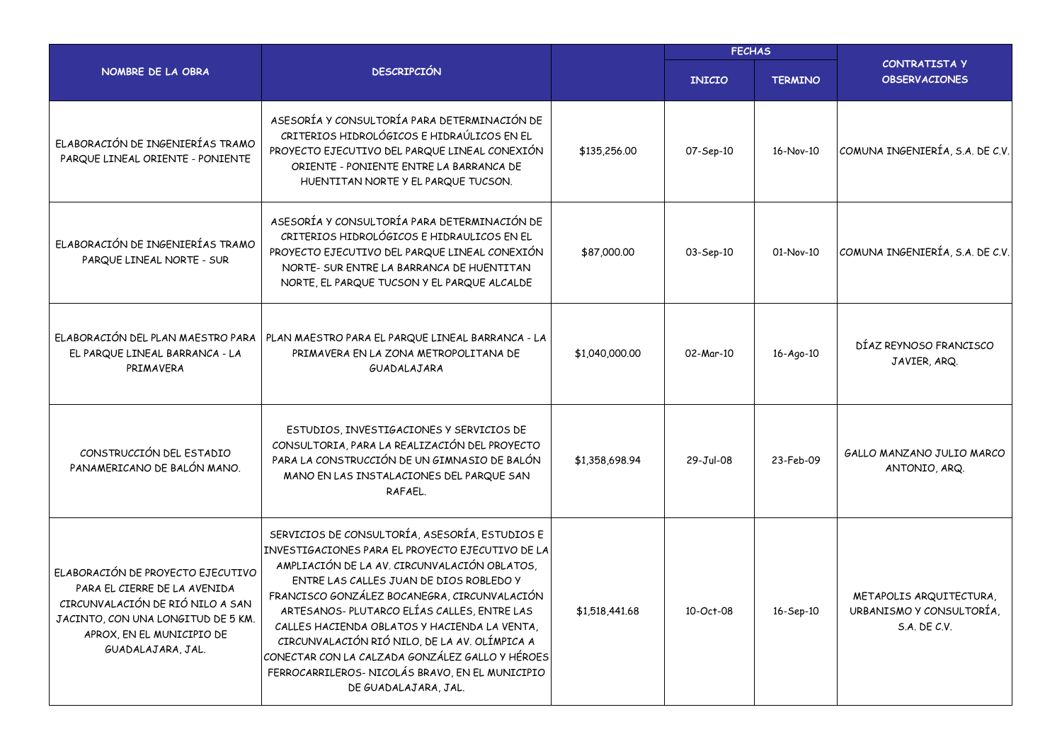| NOMBRE DE LA OBRA | DESCRIPCIÓN | | FECHAS | | CONTRATISTA Y OBSERVACIONES |
|---|---|---|---|---|---|
| | | | INICIO | TERMINO | |
| ELABORACIÓN DE INGENIERÍAS TRAMO PARQUE LINEAL ORIENTE - PONIENTE | ASESORÍA Y CONSULTORÍA PARA DETERMINACIÓN DE CRITERIOS HIDROLÓGICOS E HIDRAÚLICOS EN EL PROYECTO EJECUTIVO DEL PARQUE LINEAL CONEXIÓN ORIENTE - PONIENTE ENTRE LA BARRANCA DE HUENTITAN NORTE Y EL PARQUE TUCSON. | $135,256.00 | 07-Sep-10 | 16-Nov-10 | COMUNA INGENIERÍA, S.A. DE C.V. |
| ELABORACIÓN DE INGENIERÍAS TRAMO PARQUE LINEAL NORTE - SUR | ASESORÍA Y CONSULTORÍA PARA DETERMINACIÓN DE CRITERIOS HIDROLÓGICOS E HIDRAULICOS EN EL PROYECTO EJECUTIVO DEL PARQUE LINEAL CONEXIÓN NORTE- SUR ENTRE LA BARRANCA DE HUENTITAN NORTE, EL PARQUE TUCSON Y EL PARQUE ALCALDE | $87,000.00 | 03-Sep-10 | 01-Nov-10 | COMUNA INGENIERÍA, S.A. DE C.V. |
| ELABORACIÓN DEL PLAN MAESTRO PARA EL PARQUE LINEAL BARRANCA - LA PRIMAVERA | PLAN MAESTRO PARA EL PARQUE LINEAL BARRANCA - LA PRIMAVERA EN LA ZONA METROPOLITANA DE GUADALAJARA | $1,040,000.00 | 02-Mar-10 | 16-Ago-10 | DÍAZ REYNOSO FRANCISCO JAVIER, ARQ. |
| CONSTRUCCIÓN DEL ESTADIO PANAMERICANO DE BALÓN MANO. | ESTUDIOS, INVESTIGACIONES Y SERVICIOS DE CONSULTORIA, PARA LA REALIZACIÓN DEL PROYECTO PARA LA CONSTRUCCIÓN DE UN GIMNASIO DE BALÓN MANO EN LAS INSTALACIONES DEL PARQUE SAN RAFAEL. | $1,358,698.94 | 29-Jul-08 | 23-Feb-09 | GALLO MANZANO JULIO MARCO ANTONIO, ARQ. |
| ELABORACIÓN DE PROYECTO EJECUTIVO PARA EL CIERRE DE LA AVENIDA CIRCUNVALACIÓN DE RIÓ NILO A SAN JACINTO, CON UNA LONGITUD DE 5 KM. APROX, EN EL MUNICIPIO DE GUADALAJARA, JAL. | SERVICIOS DE CONSULTORÍA, ASESORÍA, ESTUDIOS E INVESTIGACIONES PARA EL PROYECTO EJECUTIVO DE LA AMPLIACIÓN DE LA AV. CIRCUNVALACIÓN OBLATOS, ENTRE LAS CALLES JUAN DE DIOS ROBLEDO Y FRANCISCO GONZÁLEZ BOCANEGRA, CIRCUNVALACIÓN ARTESANOS- PLUTARCO ELÍAS CALLES, ENTRE LAS CALLES HACIENDA OBLATOS Y HACIENDA LA VENTA, CIRCUNVALACIÓN RIÓ NILO, DE LA AV. OLÍMPICA A CONECTAR CON LA CALZADA GONZÁLEZ GALLO Y HÉROES FERROCARRILEROS- NICOLÁS BRAVO, EN EL MUNICIPIO DE GUADALAJARA, JAL. | $1,518,441.68 | 10-Oct-08 | 16-Sep-10 | METAPOLIS ARQUITECTURA, URBANISMO Y CONSULTORÍA, S.A. DE C.V. |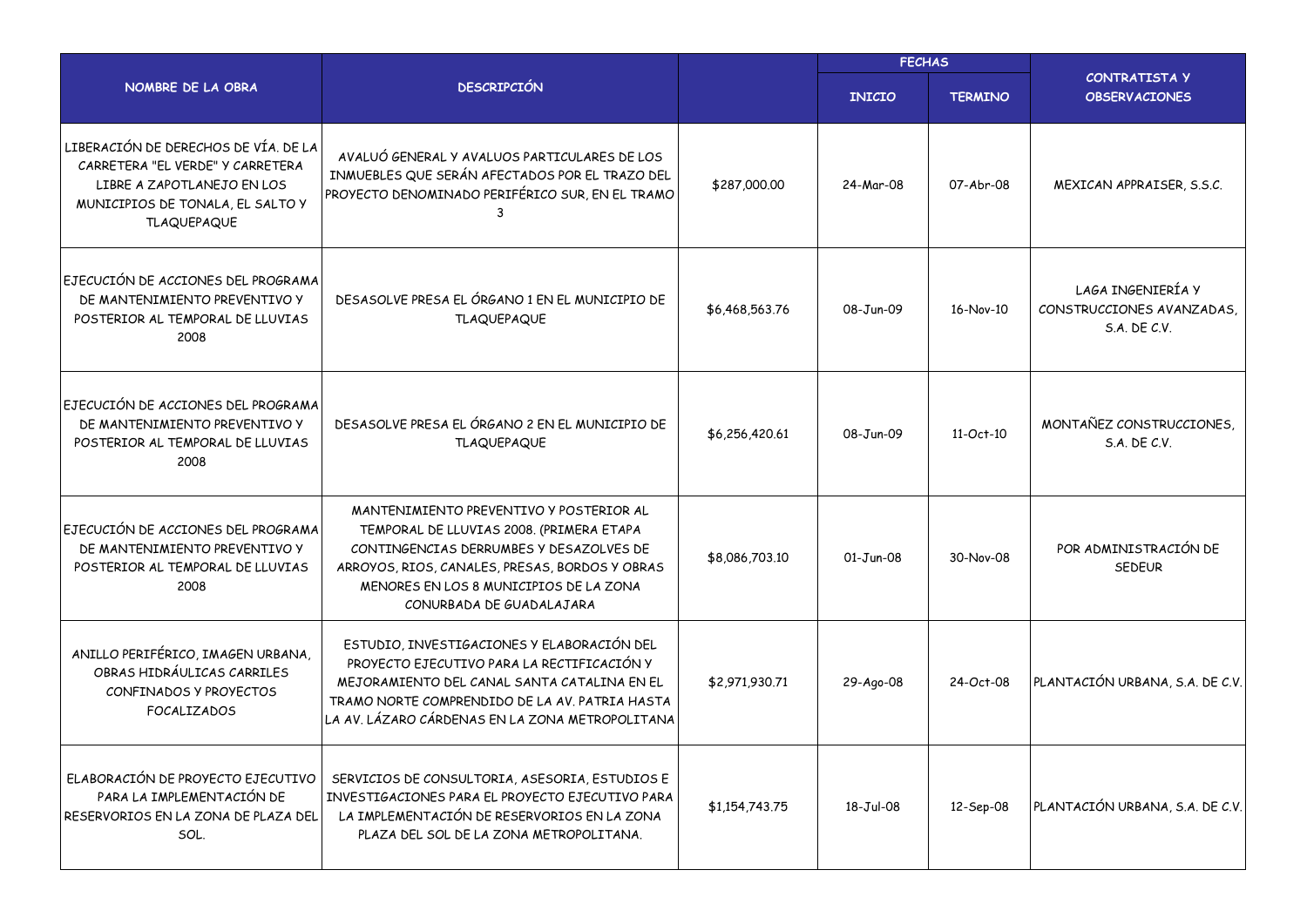| NOMBRE DE LA OBRA | DESCRIPCIÓN | | FECHAS | | CONTRATISTA Y OBSERVACIONES |
|---|---|---|---|---|---|
| | | | INICIO | TERMINO | |
| LIBERACIÓN DE DERECHOS DE VÍA. DE LA CARRETERA "EL VERDE" Y CARRETERA LIBRE A ZAPOTLANEJO EN LOS MUNICIPIOS DE TONALA, EL SALTO Y TLAQUEPAQUE | AVALUÓ GENERAL Y AVALUOS PARTICULARES DE LOS INMUEBLES QUE SERÁN AFECTADOS POR EL TRAZO DEL PROYECTO DENOMINADO PERIFÉRICO SUR, EN EL TRAMO 3 | $287,000.00 | 24-Mar-08 | 07-Abr-08 | MEXICAN APPRAISER, S.S.C. |
| EJECUCIÓN DE ACCIONES DEL PROGRAMA DE MANTENIMIENTO PREVENTIVO Y POSTERIOR AL TEMPORAL DE LLUVIAS 2008 | DESASOLVE PRESA EL ÓRGANO 1 EN EL MUNICIPIO DE TLAQUEPAQUE | $6,468,563.76 | 08-Jun-09 | 16-Nov-10 | LAGA INGENIERÍA Y CONSTRUCCIONES AVANZADAS, S.A. DE C.V. |
| EJECUCIÓN DE ACCIONES DEL PROGRAMA DE MANTENIMIENTO PREVENTIVO Y POSTERIOR AL TEMPORAL DE LLUVIAS 2008 | DESASOLVE PRESA EL ÓRGANO 2 EN EL MUNICIPIO DE TLAQUEPAQUE | $6,256,420.61 | 08-Jun-09 | 11-Oct-10 | MONTAÑEZ CONSTRUCCIONES, S.A. DE C.V. |
| EJECUCIÓN DE ACCIONES DEL PROGRAMA DE MANTENIMIENTO PREVENTIVO Y POSTERIOR AL TEMPORAL DE LLUVIAS 2008 | MANTENIMIENTO PREVENTIVO Y POSTERIOR AL TEMPORAL DE LLUVIAS 2008. (PRIMERA ETAPA CONTINGENCIAS DERRUMBES Y DESAZOLVES DE ARROYOS, RIOS, CANALES, PRESAS, BORDOS Y OBRAS MENORES EN LOS 8 MUNICIPIOS DE LA ZONA CONURBADA DE GUADALAJARA | $8,086,703.10 | 01-Jun-08 | 30-Nov-08 | POR ADMINISTRACIÓN DE SEDEUR |
| ANILLO PERIFÉRICO, IMAGEN URBANA, OBRAS HIDRÁULICAS CARRILES CONFINADOS Y PROYECTOS FOCALIZADOS | ESTUDIO, INVESTIGACIONES Y ELABORACIÓN DEL PROYECTO EJECUTIVO PARA LA RECTIFICACIÓN Y MEJORAMIENTO DEL CANAL SANTA CATALINA EN EL TRAMO NORTE COMPRENDIDO DE LA AV. PATRIA HASTA LA AV. LÁZARO CÁRDENAS EN LA ZONA METROPOLITANA | $2,971,930.71 | 29-Ago-08 | 24-Oct-08 | PLANTACIÓN URBANA, S.A. DE C.V. |
| ELABORACIÓN DE PROYECTO EJECUTIVO PARA LA IMPLEMENTACIÓN DE RESERVORIOS EN LA ZONA DE PLAZA DEL SOL. | SERVICIOS DE CONSULTORIA, ASESORIA, ESTUDIOS E INVESTIGACIONES PARA EL PROYECTO EJECUTIVO PARA LA IMPLEMENTACIÓN DE RESERVORIOS EN LA ZONA PLAZA DEL SOL DE LA ZONA METROPOLITANA. | $1,154,743.75 | 18-Jul-08 | 12-Sep-08 | PLANTACIÓN URBANA, S.A. DE C.V. |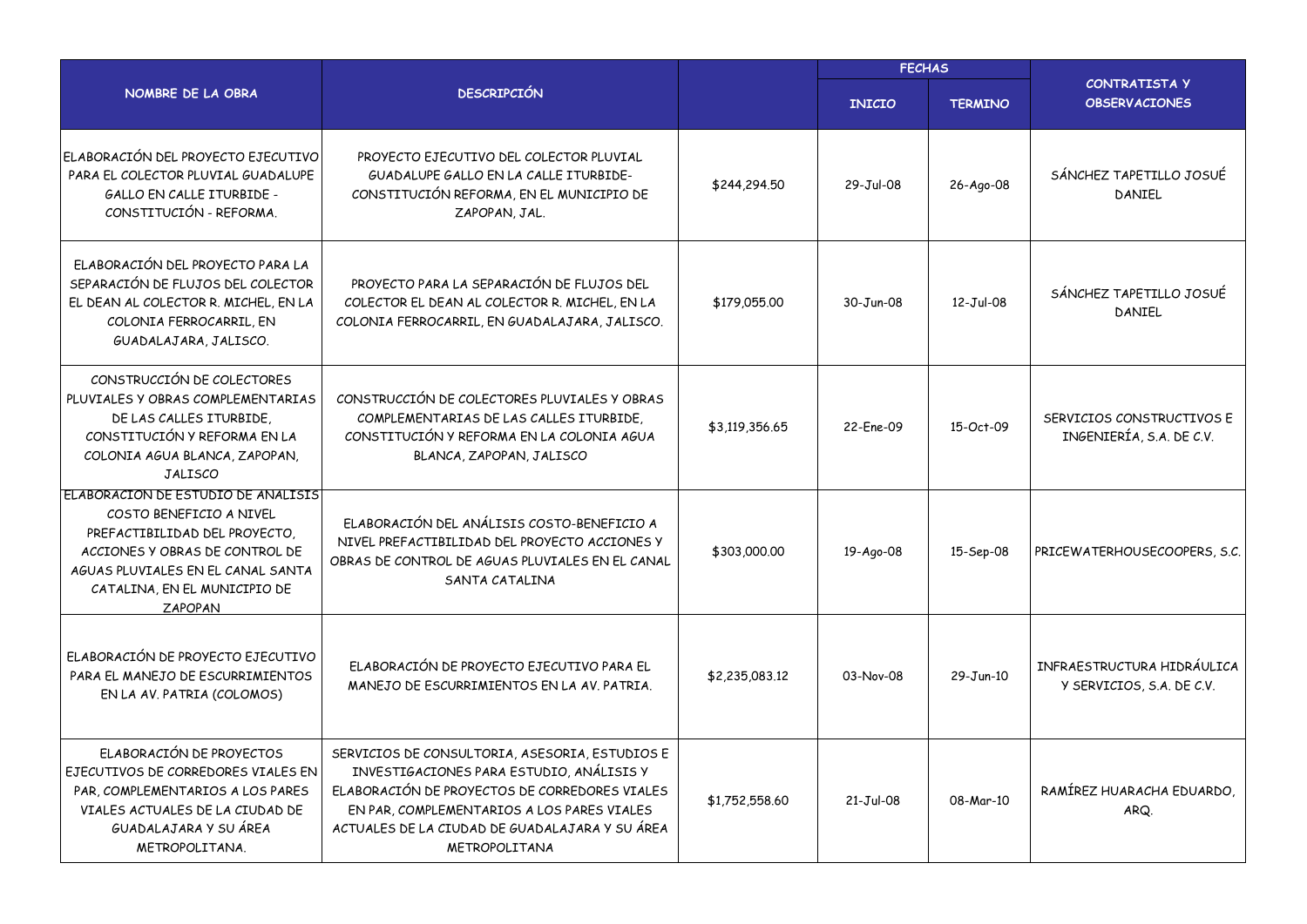| NOMBRE DE LA OBRA | DESCRIPCIÓN | | FECHAS | | CONTRATISTA Y OBSERVACIONES |
|---|---|---|---|---|---|
| | | | INICIO | TERMINO | |
| ELABORACIÓN DEL PROYECTO EJECUTIVO PARA EL COLECTOR PLUVIAL GUADALUPE GALLO EN CALLE ITURBIDE - CONSTITUCIÓN - REFORMA. | PROYECTO EJECUTIVO DEL COLECTOR PLUVIAL GUADALUPE GALLO EN LA CALLE ITURBIDE-CONSTITUCIÓN REFORMA, EN EL MUNICIPIO DE ZAPOPAN, JAL. | $244,294.50 | 29-Jul-08 | 26-Ago-08 | SÁNCHEZ TAPETILLO JOSUÉ DANIEL |
| ELABORACIÓN DEL PROYECTO PARA LA SEPARACIÓN DE FLUJOS DEL COLECTOR EL DEAN AL COLECTOR R. MICHEL, EN LA COLONIA FERROCARRIL, EN GUADALAJARA, JALISCO. | PROYECTO PARA LA SEPARACIÓN DE FLUJOS DEL COLECTOR EL DEAN AL COLECTOR R. MICHEL, EN LA COLONIA FERROCARRIL, EN GUADALAJARA, JALISCO. | $179,055.00 | 30-Jun-08 | 12-Jul-08 | SÁNCHEZ TAPETILLO JOSUÉ DANIEL |
| CONSTRUCCIÓN DE COLECTORES PLUVIALES Y OBRAS COMPLEMENTARIAS DE LAS CALLES ITURBIDE, CONSTITUCIÓN Y REFORMA EN LA COLONIA AGUA BLANCA, ZAPOPAN, JALISCO | CONSTRUCCIÓN DE COLECTORES PLUVIALES Y OBRAS COMPLEMENTARIAS DE LAS CALLES ITURBIDE, CONSTITUCIÓN Y REFORMA EN LA COLONIA AGUA BLANCA, ZAPOPAN, JALISCO | $3,119,356.65 | 22-Ene-09 | 15-Oct-09 | SERVICIOS CONSTRUCTIVOS E INGENIERÍA, S.A. DE C.V. |
| ELABORACIÓN DE ESTUDIO DE ANÁLISIS COSTO BENEFICIO A NIVEL PREFACTIBILIDAD DEL PROYECTO, ACCIONES Y OBRAS DE CONTROL DE AGUAS PLUVIALES EN EL CANAL SANTA CATALINA, EN EL MUNICIPIO DE ZAPOPAN | ELABORACIÓN DEL ANÁLISIS COSTO-BENEFICIO A NIVEL PREFACTIBILIDAD DEL PROYECTO ACCIONES Y OBRAS DE CONTROL DE AGUAS PLUVIALES EN EL CANAL SANTA CATALINA | $303,000.00 | 19-Ago-08 | 15-Sep-08 | PRICEWATERHOUSECOOPERS, S.C. |
| ELABORACIÓN DE PROYECTO EJECUTIVO PARA EL MANEJO DE ESCURRIMIENTOS EN LA AV. PATRIA (COLOMOS) | ELABORACIÓN DE PROYECTO EJECUTIVO PARA EL MANEJO DE ESCURRIMIENTOS EN LA AV. PATRIA. | $2,235,083.12 | 03-Nov-08 | 29-Jun-10 | INFRAESTRUCTURA HIDRÁULICA Y SERVICIOS, S.A. DE C.V. |
| ELABORACIÓN DE PROYECTOS EJECUTIVOS DE CORREDORES VIALES EN PAR, COMPLEMENTARIOS A LOS PARES VIALES ACTUALES DE LA CIUDAD DE GUADALAJARA Y SU ÁREA METROPOLITANA. | SERVICIOS DE CONSULTORIA, ASESORIA, ESTUDIOS E INVESTIGACIONES PARA ESTUDIO, ANÁLISIS Y ELABORACIÓN DE PROYECTOS DE CORREDORES VIALES EN PAR, COMPLEMENTARIOS A LOS PARES VIALES ACTUALES DE LA CIUDAD DE GUADALAJARA Y SU ÁREA METROPOLITANA | $1,752,558.60 | 21-Jul-08 | 08-Mar-10 | RAMÍREZ HUARACHA EDUARDO, ARQ. |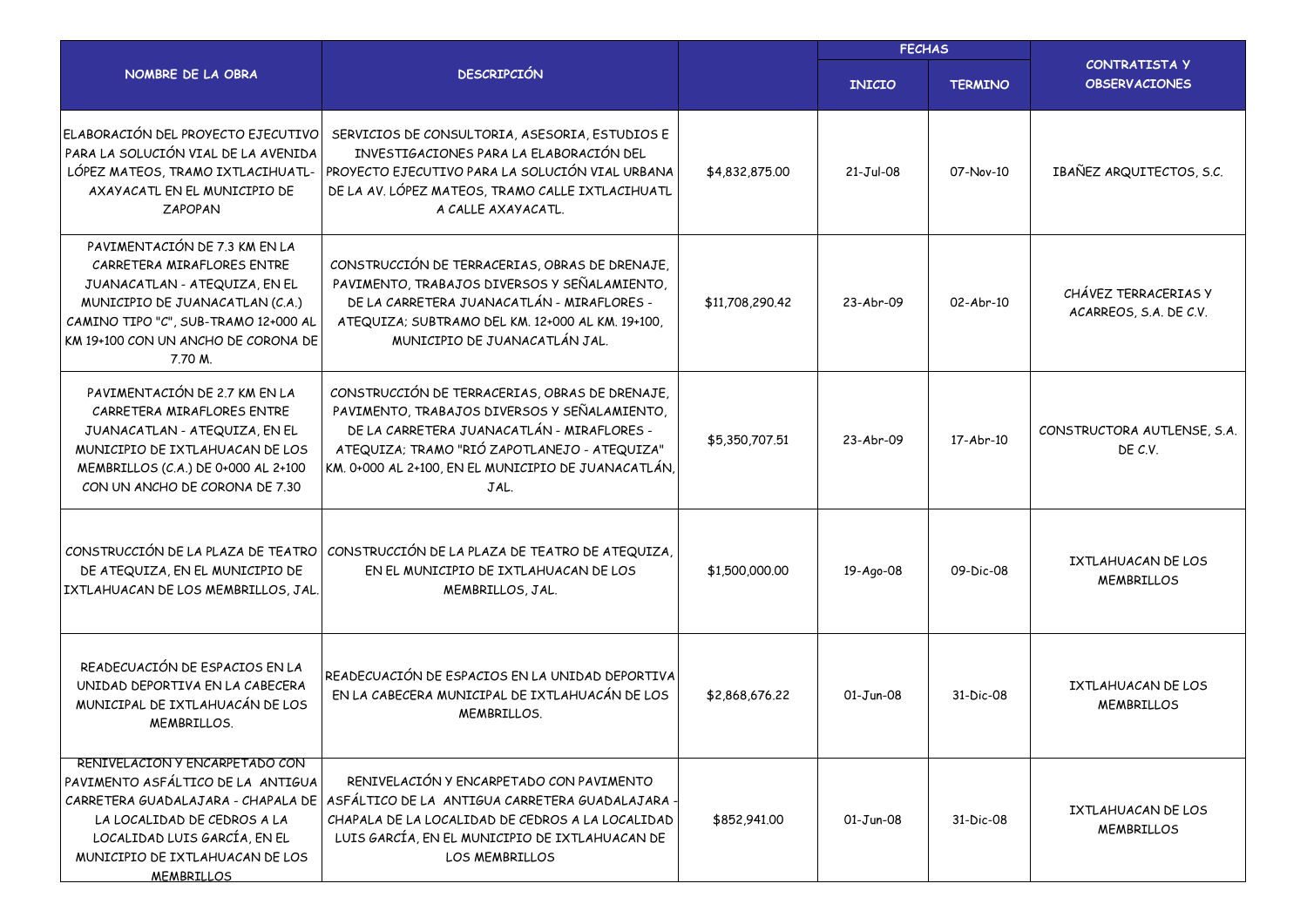| NOMBRE DE LA OBRA | DESCRIPCIÓN | | FECHAS | | CONTRATISTA Y OBSERVACIONES |
|---|---|---|---|---|---|
| | | | INICIO | TERMINO | |
| ELABORACIÓN DEL PROYECTO EJECUTIVO PARA LA SOLUCIÓN VIAL DE LA AVENIDA LÓPEZ MATEOS, TRAMO IXTLACIHUATL-AXAYACATL EN EL MUNICIPIO DE ZAPOPAN | SERVICIOS DE CONSULTORIA, ASESORIA, ESTUDIOS E INVESTIGACIONES PARA LA ELABORACIÓN DEL PROYECTO EJECUTIVO PARA LA SOLUCIÓN VIAL URBANA DE LA AV. LÓPEZ MATEOS, TRAMO CALLE IXTLACIHUATL A CALLE AXAYACATL. | $4,832,875.00 | 21-Jul-08 | 07-Nov-10 | IBAÑEZ ARQUITECTOS, S.C. |
| PAVIMENTACIÓN DE 7.3 KM EN LA CARRETERA MIRAFLORES ENTRE JUANACATLAN - ATEQUIZA, EN EL MUNICIPIO DE JUANACATLAN (C.A.) CAMINO TIPO "C", SUB-TRAMO 12+000 AL KM 19+100 CON UN ANCHO DE CORONA DE 7.70 M. | CONSTRUCCIÓN DE TERRACERIAS, OBRAS DE DRENAJE, PAVIMENTO, TRABAJOS DIVERSOS Y SEÑALAMIENTO, DE LA CARRETERA JUANACATLÁN - MIRAFLORES - ATEQUIZA; SUBTRAMO DEL KM. 12+000 AL KM. 19+100, MUNICIPIO DE JUANACATLÁN JAL. | $11,708,290.42 | 23-Abr-09 | 02-Abr-10 | CHÁVEZ TERRACERIAS Y ACARREOS, S.A. DE C.V. |
| PAVIMENTACIÓN DE 2.7 KM EN LA CARRETERA MIRAFLORES ENTRE JUANACATLAN - ATEQUIZA, EN EL MUNICIPIO DE IXTLAHUACAN DE LOS MEMBRILLOS (C.A.) DE 0+000 AL 2+100 CON UN ANCHO DE CORONA DE 7.30 | CONSTRUCCIÓN DE TERRACERIAS, OBRAS DE DRENAJE, PAVIMENTO, TRABAJOS DIVERSOS Y SEÑALAMIENTO, DE LA CARRETERA JUANACATLÁN - MIRAFLORES - ATEQUIZA; TRAMO "RIÓ ZAPOTLANEJO - ATEQUIZA" KM. 0+000 AL 2+100, EN EL MUNICIPIO DE JUANACATLÁN, JAL. | $5,350,707.51 | 23-Abr-09 | 17-Abr-10 | CONSTRUCTORA AUTLENSE, S.A. DE C.V. |
| CONSTRUCCIÓN DE LA PLAZA DE TEATRO DE ATEQUIZA, EN EL MUNICIPIO DE IXTLAHUACAN DE LOS MEMBRILLOS, JAL. | CONSTRUCCIÓN DE LA PLAZA DE TEATRO DE ATEQUIZA, EN EL MUNICIPIO DE IXTLAHUACAN DE LOS MEMBRILLOS, JAL. | $1,500,000.00 | 19-Ago-08 | 09-Dic-08 | IXTLAHUACAN DE LOS MEMBRILLOS |
| READECUACIÓN DE ESPACIOS EN LA UNIDAD DEPORTIVA EN LA CABECERA MUNICIPAL DE IXTLAHUACÁN DE LOS MEMBRILLOS. | READECUACIÓN DE ESPACIOS EN LA UNIDAD DEPORTIVA EN LA CABECERA MUNICIPAL DE IXTLAHUACÁN DE LOS MEMBRILLOS. | $2,868,676.22 | 01-Jun-08 | 31-Dic-08 | IXTLAHUACAN DE LOS MEMBRILLOS |
| RENIVELACIÓN Y ENCARPETADO CON PAVIMENTO ASFÁLTICO DE LA ANTIGUA CARRETERA GUADALAJARA - CHAPALA DE LA LOCALIDAD DE CEDROS A LA LOCALIDAD LUIS GARCÍA, EN EL MUNICIPIO DE IXTLAHUACAN DE LOS MEMBRILLOS | RENIVELACIÓN Y ENCARPETADO CON PAVIMENTO ASFÁLTICO DE LA ANTIGUA CARRETERA GUADALAJARA - CHAPALA DE LA LOCALIDAD DE CEDROS A LA LOCALIDAD LUIS GARCÍA, EN EL MUNICIPIO DE IXTLAHUACAN DE LOS MEMBRILLOS | $852,941.00 | 01-Jun-08 | 31-Dic-08 | IXTLAHUACAN DE LOS MEMBRILLOS |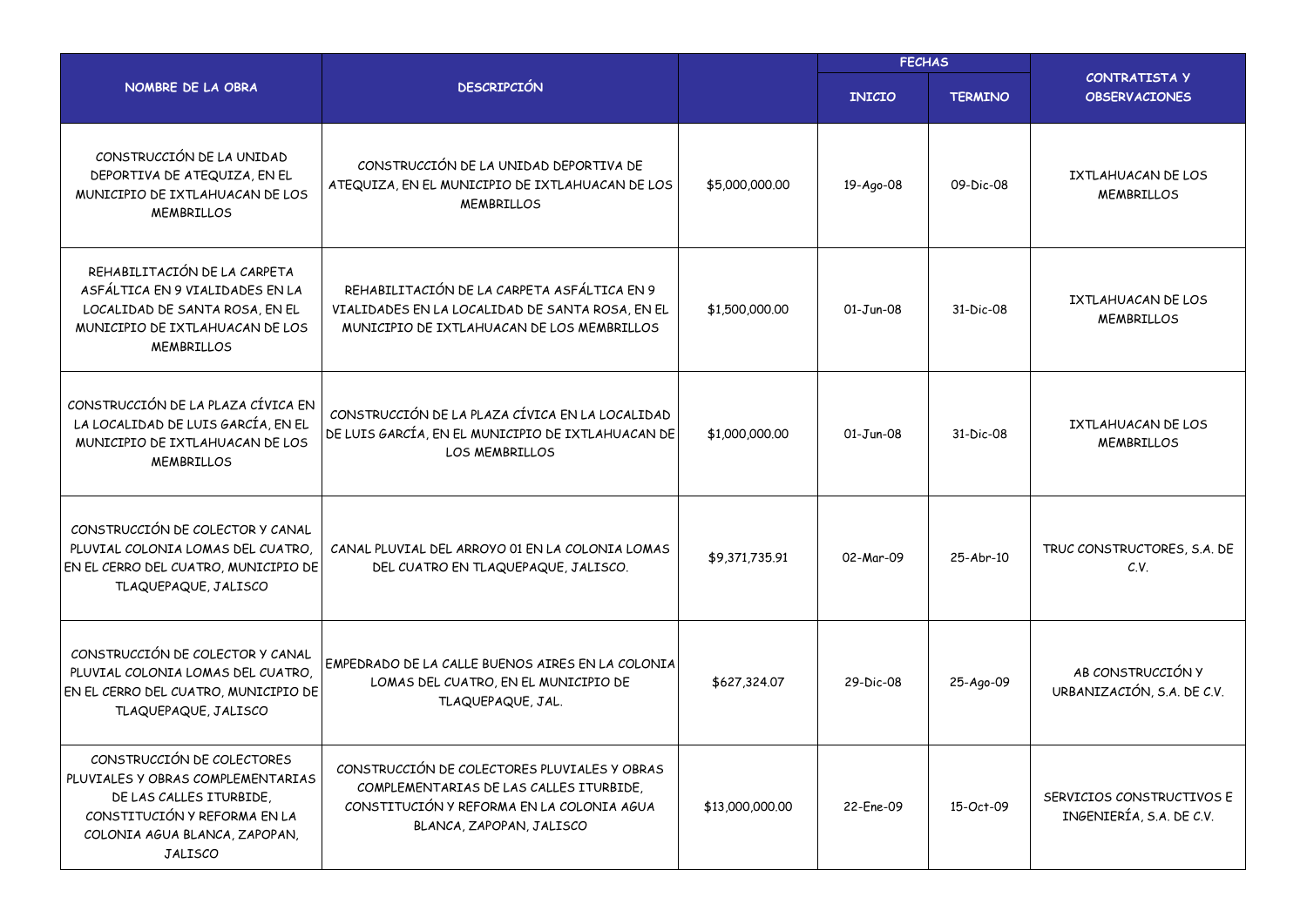| NOMBRE DE LA OBRA | DESCRIPCIÓN | | FECHAS | | CONTRATISTA Y OBSERVACIONES |
|---|---|---|---|---|---|
| | | | INICIO | TERMINO | |
| CONSTRUCCIÓN DE LA UNIDAD DEPORTIVA DE ATEQUIZA, EN EL MUNICIPIO DE IXTLAHUACAN DE LOS MEMBRILLOS | CONSTRUCCIÓN DE LA UNIDAD DEPORTIVA DE ATEQUIZA, EN EL MUNICIPIO DE IXTLAHUACAN DE LOS MEMBRILLOS | $5,000,000.00 | 19-Ago-08 | 09-Dic-08 | IXTLAHUACAN DE LOS MEMBRILLOS |
| REHABILITACIÓN DE LA CARPETA ASFÁLTICA EN 9 VIALIDADES EN LA LOCALIDAD DE SANTA ROSA, EN EL MUNICIPIO DE IXTLAHUACAN DE LOS MEMBRILLOS | REHABILITACIÓN DE LA CARPETA ASFÁLTICA EN 9 VIALIDADES EN LA LOCALIDAD DE SANTA ROSA, EN EL MUNICIPIO DE IXTLAHUACAN DE LOS MEMBRILLOS | $1,500,000.00 | 01-Jun-08 | 31-Dic-08 | IXTLAHUACAN DE LOS MEMBRILLOS |
| CONSTRUCCIÓN DE LA PLAZA CÍVICA EN LA LOCALIDAD DE LUIS GARCÍA, EN EL MUNICIPIO DE IXTLAHUACAN DE LOS MEMBRILLOS | CONSTRUCCIÓN DE LA PLAZA CÍVICA EN LA LOCALIDAD DE LUIS GARCÍA, EN EL MUNICIPIO DE IXTLAHUACAN DE LOS MEMBRILLOS | $1,000,000.00 | 01-Jun-08 | 31-Dic-08 | IXTLAHUACAN DE LOS MEMBRILLOS |
| CONSTRUCCIÓN DE COLECTOR Y CANAL PLUVIAL COLONIA LOMAS DEL CUATRO, EN EL CERRO DEL CUATRO, MUNICIPIO DE TLAQUEPAQUE, JALISCO | CANAL PLUVIAL DEL ARROYO 01 EN LA COLONIA LOMAS DEL CUATRO EN TLAQUEPAQUE, JALISCO. | $9,371,735.91 | 02-Mar-09 | 25-Abr-10 | TRUC CONSTRUCTORES, S.A. DE C.V. |
| CONSTRUCCIÓN DE COLECTOR Y CANAL PLUVIAL COLONIA LOMAS DEL CUATRO, EN EL CERRO DEL CUATRO, MUNICIPIO DE TLAQUEPAQUE, JALISCO | EMPEDRADO DE LA CALLE BUENOS AIRES EN LA COLONIA LOMAS DEL CUATRO, EN EL MUNICIPIO DE TLAQUEPAQUE, JAL. | $627,324.07 | 29-Dic-08 | 25-Ago-09 | AB CONSTRUCCIÓN Y URBANIZACIÓN, S.A. DE C.V. |
| CONSTRUCCIÓN DE COLECTORES PLUVIALES Y OBRAS COMPLEMENTARIAS DE LAS CALLES ITURBIDE, CONSTITUCIÓN Y REFORMA EN LA COLONIA AGUA BLANCA, ZAPOPAN, JALISCO | CONSTRUCCIÓN DE COLECTORES PLUVIALES Y OBRAS COMPLEMENTARIAS DE LAS CALLES ITURBIDE, CONSTITUCIÓN Y REFORMA EN LA COLONIA AGUA BLANCA, ZAPOPAN, JALISCO | $13,000,000.00 | 22-Ene-09 | 15-Oct-09 | SERVICIOS CONSTRUCTIVOS E INGENIERÍA, S.A. DE C.V. |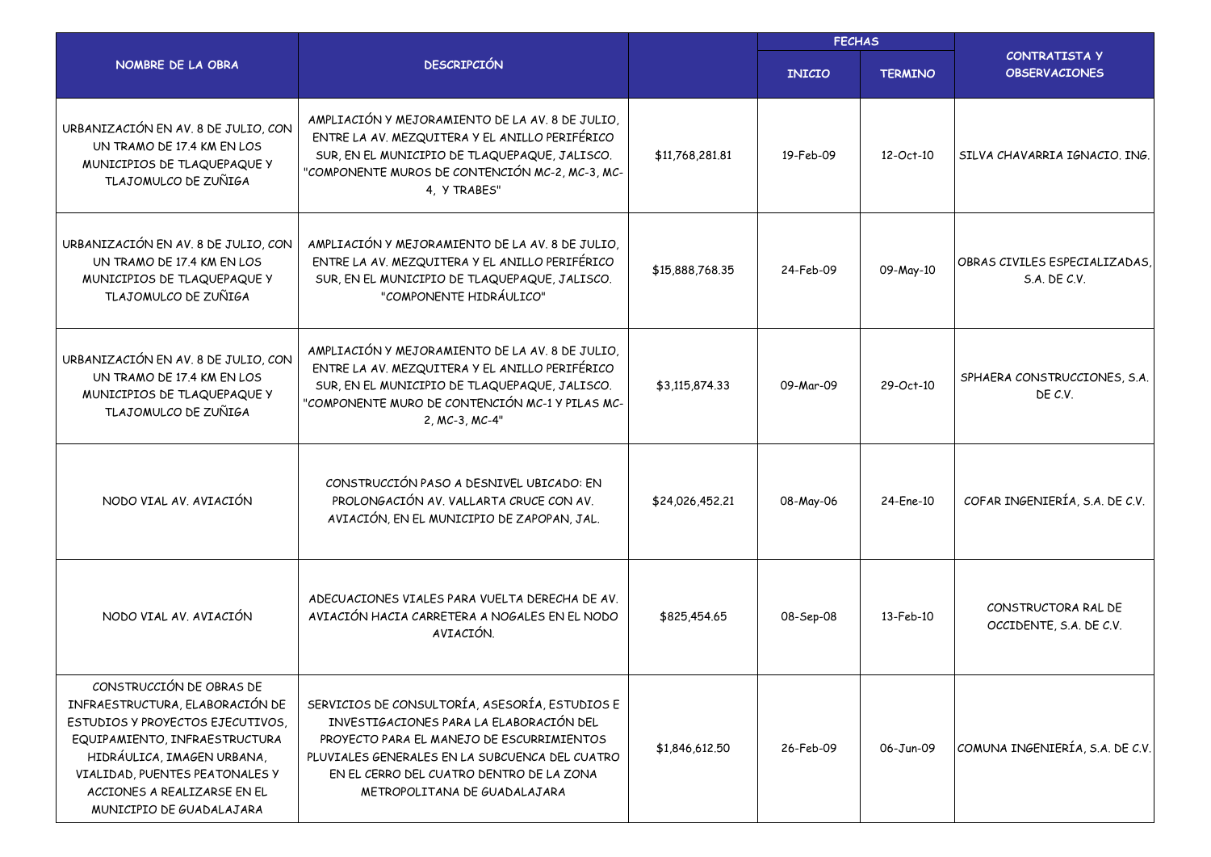| NOMBRE DE LA OBRA | DESCRIPCIÓN | | FECHAS | | CONTRATISTA Y OBSERVACIONES |
|---|---|---|---|---|---|
| | | | INICIO | TERMINO | |
| URBANIZACIÓN EN AV. 8 DE JULIO, CON UN TRAMO DE 17.4 KM EN LOS MUNICIPIOS DE TLAQUEPAQUE Y TLAJOMULCO DE ZUÑIGA | AMPLIACIÓN Y MEJORAMIENTO DE LA AV. 8 DE JULIO, ENTRE LA AV. MEZQUITERA Y EL ANILLO PERIFÉRICO SUR, EN EL MUNICIPIO DE TLAQUEPAQUE, JALISCO. "COMPONENTE MUROS DE CONTENCIÓN MC-2, MC-3, MC-4, Y TRABES" | $11,768,281.81 | 19-Feb-09 | 12-Oct-10 | SILVA CHAVARRIA IGNACIO. ING. |
| URBANIZACIÓN EN AV. 8 DE JULIO, CON UN TRAMO DE 17.4 KM EN LOS MUNICIPIOS DE TLAQUEPAQUE Y TLAJOMULCO DE ZUÑIGA | AMPLIACIÓN Y MEJORAMIENTO DE LA AV. 8 DE JULIO, ENTRE LA AV. MEZQUITERA Y EL ANILLO PERIFÉRICO SUR, EN EL MUNICIPIO DE TLAQUEPAQUE, JALISCO. "COMPONENTE HIDRÁULICO" | $15,888,768.35 | 24-Feb-09 | 09-May-10 | OBRAS CIVILES ESPECIALIZADAS, S.A. DE C.V. |
| URBANIZACIÓN EN AV. 8 DE JULIO, CON UN TRAMO DE 17.4 KM EN LOS MUNICIPIOS DE TLAQUEPAQUE Y TLAJOMULCO DE ZUÑIGA | AMPLIACIÓN Y MEJORAMIENTO DE LA AV. 8 DE JULIO, ENTRE LA AV. MEZQUITERA Y EL ANILLO PERIFÉRICO SUR, EN EL MUNICIPIO DE TLAQUEPAQUE, JALISCO. "COMPONENTE MURO DE CONTENCIÓN MC-1 Y PILAS MC-2, MC-3, MC-4" | $3,115,874.33 | 09-Mar-09 | 29-Oct-10 | SPHAERA CONSTRUCCIONES, S.A. DE C.V. |
| NODO VIAL AV. AVIACIÓN | CONSTRUCCIÓN PASO A DESNIVEL UBICADO: EN PROLONGACIÓN AV. VALLARTA CRUCE CON AV. AVIACIÓN, EN EL MUNICIPIO DE ZAPOPAN, JAL. | $24,026,452.21 | 08-May-06 | 24-Ene-10 | COFAR INGENIERÍA, S.A. DE C.V. |
| NODO VIAL AV. AVIACIÓN | ADECUACIONES VIALES PARA VUELTA DERECHA DE AV. AVIACIÓN HACIA CARRETERA A NOGALES EN EL NODO AVIACIÓN. | $825,454.65 | 08-Sep-08 | 13-Feb-10 | CONSTRUCTORA RAL DE OCCIDENTE, S.A. DE C.V. |
| CONSTRUCCIÓN DE OBRAS DE INFRAESTRUCTURA, ELABORACIÓN DE ESTUDIOS Y PROYECTOS EJECUTIVOS, EQUIPAMIENTO, INFRAESTRUCTURA HIDRÁULICA, IMAGEN URBANA, VIALIDAD, PUENTES PEATONALES Y ACCIONES A REALIZARSE EN EL MUNICIPIO DE GUADALAJARA | SERVICIOS DE CONSULTORÍA, ASESORÍA, ESTUDIOS E INVESTIGACIONES PARA LA ELABORACIÓN DEL PROYECTO PARA EL MANEJO DE ESCURRIMIENTOS PLUVIALES GENERALES EN LA SUBCUENCA DEL CUATRO EN EL CERRO DEL CUATRO DENTRO DE LA ZONA METROPOLITANA DE GUADALAJARA | $1,846,612.50 | 26-Feb-09 | 06-Jun-09 | COMUNA INGENIERÍA, S.A. DE C.V. |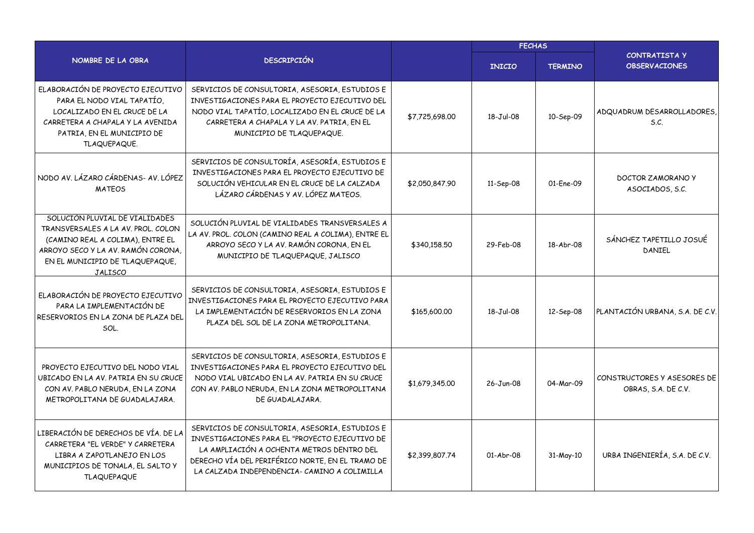| NOMBRE DE LA OBRA | DESCRIPCIÓN | | FECHAS | | CONTRATISTA Y OBSERVACIONES |
|---|---|---|---|---|---|
| | | | INICIO | TERMINO | |
| ELABORACIÓN DE PROYECTO EJECUTIVO PARA EL NODO VIAL TAPATÍO, LOCALIZADO EN EL CRUCE DE LA CARRETERA A CHAPALA Y LA AVENIDA PATRIA, EN EL MUNICIPIO DE TLAQUEPAQUE. | SERVICIOS DE CONSULTORIA, ASESORIA, ESTUDIOS E INVESTIGACIONES PARA EL PROYECTO EJECUTIVO DEL NODO VIAL TAPATÍO, LOCALIZADO EN EL CRUCE DE LA CARRETERA A CHAPALA Y LA AV. PATRIA, EN EL MUNICIPIO DE TLAQUEPAQUE. | $7,725,698.00 | 18-Jul-08 | 10-Sep-09 | ADQUADRUM DESARROLLADORES, S.C. |
| NODO AV. LÁZARO CÁRDENAS- AV. LÓPEZ MATEOS | SERVICIOS DE CONSULTORÍA, ASESORÍA, ESTUDIOS E INVESTIGACIONES PARA EL PROYECTO EJECUTIVO DE SOLUCIÓN VEHICULAR EN EL CRUCE DE LA CALZADA LÁZARO CÁRDENAS Y AV. LÓPEZ MATEOS. | $2,050,847.90 | 11-Sep-08 | 01-Ene-09 | DOCTOR ZAMORANO Y ASOCIADOS, S.C. |
| SOLUCION PLUVIAL DE VIALIDADES TRANSVERSALES A LA AV. PROL. COLON (CAMINO REAL A COLIMA), ENTRE EL ARROYO SECO Y LA AV. RAMÓN CORONA, EN EL MUNICIPIO DE TLAQUEPAQUE, JALISCO | SOLUCIÓN PLUVIAL DE VIALIDADES TRANSVERSALES A LA AV. PROL. COLON (CAMINO REAL A COLIMA), ENTRE EL ARROYO SECO Y LA AV. RAMÓN CORONA, EN EL MUNICIPIO DE TLAQUEPAQUE, JALISCO | $340,158.50 | 29-Feb-08 | 18-Abr-08 | SÁNCHEZ TAPETILLO JOSUÉ DANIEL |
| ELABORACIÓN DE PROYECTO EJECUTIVO PARA LA IMPLEMENTACIÓN DE RESERVORIOS EN LA ZONA DE PLAZA DEL SOL. | SERVICIOS DE CONSULTORIA, ASESORIA, ESTUDIOS E INVESTIGACIONES PARA EL PROYECTO EJECUTIVO PARA LA IMPLEMENTACIÓN DE RESERVORIOS EN LA ZONA PLAZA DEL SOL DE LA ZONA METROPOLITANA. | $165,600.00 | 18-Jul-08 | 12-Sep-08 | PLANTACIÓN URBANA, S.A. DE C.V. |
| PROYECTO EJECUTIVO DEL NODO VIAL UBICADO EN LA AV. PATRIA EN SU CRUCE CON AV. PABLO NERUDA, EN LA ZONA METROPOLITANA DE GUADALAJARA. | SERVICIOS DE CONSULTORIA, ASESORIA, ESTUDIOS E INVESTIGACIONES PARA EL PROYECTO EJECUTIVO DEL NODO VIAL UBICADO EN LA AV. PATRIA EN SU CRUCE CON AV. PABLO NERUDA, EN LA ZONA METROPOLITANA DE GUADALAJARA. | $1,679,345.00 | 26-Jun-08 | 04-Mar-09 | CONSTRUCTORES Y ASESORES DE OBRAS, S.A. DE C.V. |
| LIBERACIÓN DE DERECHOS DE VÍA. DE LA CARRETERA "EL VERDE" Y CARRETERA LIBRA A ZAPOTLANEJO EN LOS MUNICIPIOS DE TONALA, EL SALTO Y TLAQUEPAQUE | SERVICIOS DE CONSULTORIA, ASESORIA, ESTUDIOS E INVESTIGACIONES PARA EL "PROYECTO EJECUTIVO DE LA AMPLIACIÓN A OCHENTA METROS DENTRO DEL DERECHO VÍA DEL PERIFÉRICO NORTE, EN EL TRAMO DE LA CALZADA INDEPENDENCIA- CAMINO A COLIMILLA | $2,399,807.74 | 01-Abr-08 | 31-May-10 | URBA INGENIERÍA, S.A. DE C.V. |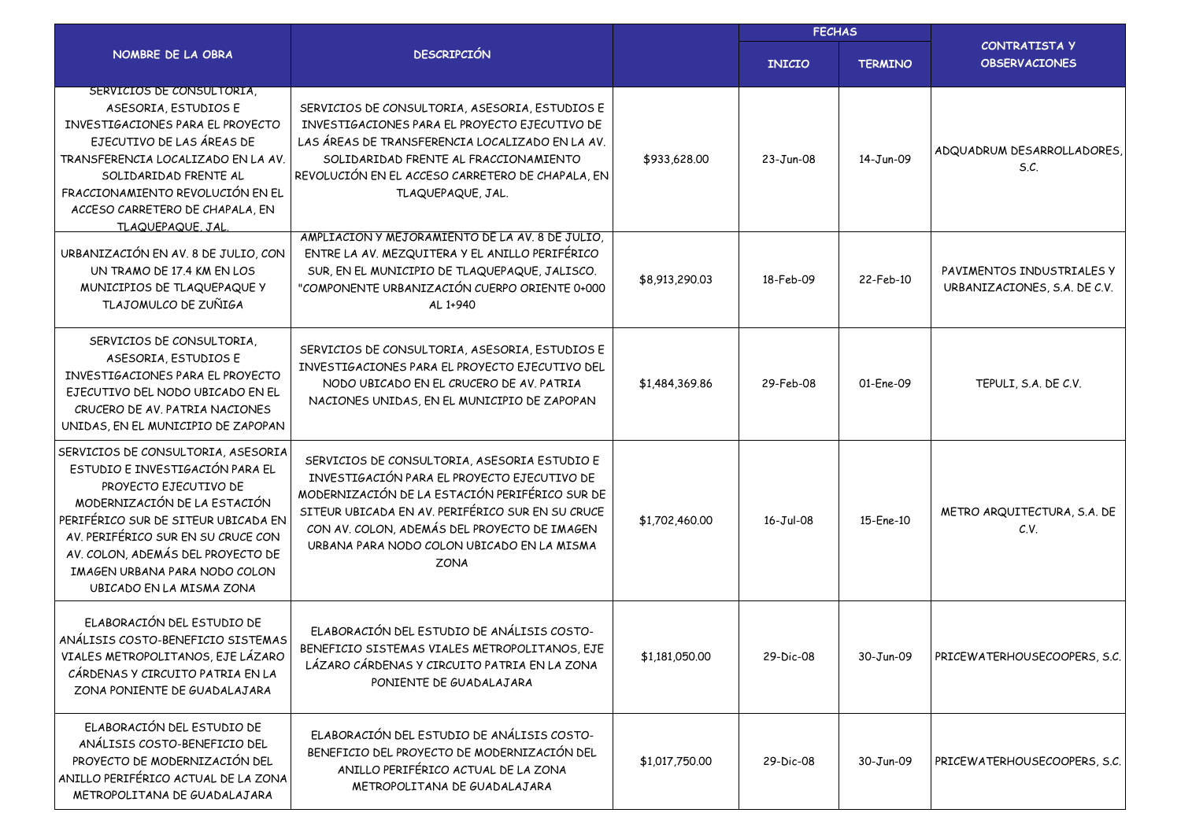| NOMBRE DE LA OBRA | DESCRIPCIÓN | | FECHAS | | CONTRATISTA Y OBSERVACIONES |
|---|---|---|---|---|---|
| | | | INICIO | TERMINO | |
| SERVICIOS DE CONSULTORIA, ASESORIA, ESTUDIOS E INVESTIGACIONES PARA EL PROYECTO EJECUTIVO DE LAS ÁREAS DE TRANSFERENCIA LOCALIZADO EN LA AV. SOLIDARIDAD FRENTE AL FRACCIONAMIENTO REVOLUCIÓN EN EL ACCESO CARRETERO DE CHAPALA, EN TLAQUEPAQUE, JAL. | SERVICIOS DE CONSULTORIA, ASESORIA, ESTUDIOS E INVESTIGACIONES PARA EL PROYECTO EJECUTIVO DE LAS ÁREAS DE TRANSFERENCIA LOCALIZADO EN LA AV. SOLIDARIDAD FRENTE AL FRACCIONAMIENTO REVOLUCIÓN EN EL ACCESO CARRETERO DE CHAPALA, EN TLAQUEPAQUE, JAL. | $933,628.00 | 23-Jun-08 | 14-Jun-09 | ADQUADRUM DESARROLLADORES, S.C. |
| URBANIZACIÓN EN AV. 8 DE JULIO, CON UN TRAMO DE 17.4 KM EN LOS MUNICIPIOS DE TLAQUEPAQUE Y TLAJOMULCO DE ZUÑIGA | AMPLIACION Y MEJORAMIENTO DE LA AV. 8 DE JULIO, ENTRE LA AV. MEZQUITERA Y EL ANILLO PERIFÉRICO SUR, EN EL MUNICIPIO DE TLAQUEPAQUE, JALISCO. "COMPONENTE URBANIZACIÓN CUERPO ORIENTE 0+000 AL 1+940 | $8,913,290.03 | 18-Feb-09 | 22-Feb-10 | PAVIMENTOS INDUSTRIALES Y URBANIZACIONES, S.A. DE C.V. |
| SERVICIOS DE CONSULTORIA, ASESORIA, ESTUDIOS E INVESTIGACIONES PARA EL PROYECTO EJECUTIVO DEL NODO UBICADO EN EL CRUCERO DE AV. PATRIA NACIONES UNIDAS, EN EL MUNICIPIO DE ZAPOPAN | SERVICIOS DE CONSULTORIA, ASESORIA, ESTUDIOS E INVESTIGACIONES PARA EL PROYECTO EJECUTIVO DEL NODO UBICADO EN EL CRUCERO DE AV. PATRIA NACIONES UNIDAS, EN EL MUNICIPIO DE ZAPOPAN | $1,484,369.86 | 29-Feb-08 | 01-Ene-09 | TEPULI, S.A. DE C.V. |
| SERVICIOS DE CONSULTORIA, ASESORIA ESTUDIO E INVESTIGACIÓN PARA EL PROYECTO EJECUTIVO DE MODERNIZACIÓN DE LA ESTACIÓN PERIFÉRICO SUR DE SITEUR UBICADA EN AV. PERIFÉRICO SUR EN SU CRUCE CON AV. COLON, ADEMÁS DEL PROYECTO DE IMAGEN URBANA PARA NODO COLON UBICADO EN LA MISMA ZONA | SERVICIOS DE CONSULTORIA, ASESORIA ESTUDIO E INVESTIGACIÓN PARA EL PROYECTO EJECUTIVO DE MODERNIZACIÓN DE LA ESTACIÓN PERIFÉRICO SUR DE SITEUR UBICADA EN AV. PERIFÉRICO SUR EN SU CRUCE CON AV. COLON, ADEMÁS DEL PROYECTO DE IMAGEN URBANA PARA NODO COLON UBICADO EN LA MISMA ZONA | $1,702,460.00 | 16-Jul-08 | 15-Ene-10 | METRO ARQUITECTURA, S.A. DE C.V. |
| ELABORACIÓN DEL ESTUDIO DE ANÁLISIS COSTO-BENEFICIO SISTEMAS VIALES METROPOLITANOS, EJE LÁZARO CÁRDENAS Y CIRCUITO PATRIA EN LA ZONA PONIENTE DE GUADALAJARA | ELABORACIÓN DEL ESTUDIO DE ANÁLISIS COSTO-BENEFICIO SISTEMAS VIALES METROPOLITANOS, EJE LÁZARO CÁRDENAS Y CIRCUITO PATRIA EN LA ZONA PONIENTE DE GUADALAJARA | $1,181,050.00 | 29-Dic-08 | 30-Jun-09 | PRICEWATERHOUSECOOPERS, S.C. |
| ELABORACIÓN DEL ESTUDIO DE ANÁLISIS COSTO-BENEFICIO DEL PROYECTO DE MODERNIZACIÓN DEL ANILLO PERIFÉRICO ACTUAL DE LA ZONA METROPOLITANA DE GUADALAJARA | ELABORACIÓN DEL ESTUDIO DE ANÁLISIS COSTO-BENEFICIO DEL PROYECTO DE MODERNIZACIÓN DEL ANILLO PERIFÉRICO ACTUAL DE LA ZONA METROPOLITANA DE GUADALAJARA | $1,017,750.00 | 29-Dic-08 | 30-Jun-09 | PRICEWATERHOUSECOOPERS, S.C. |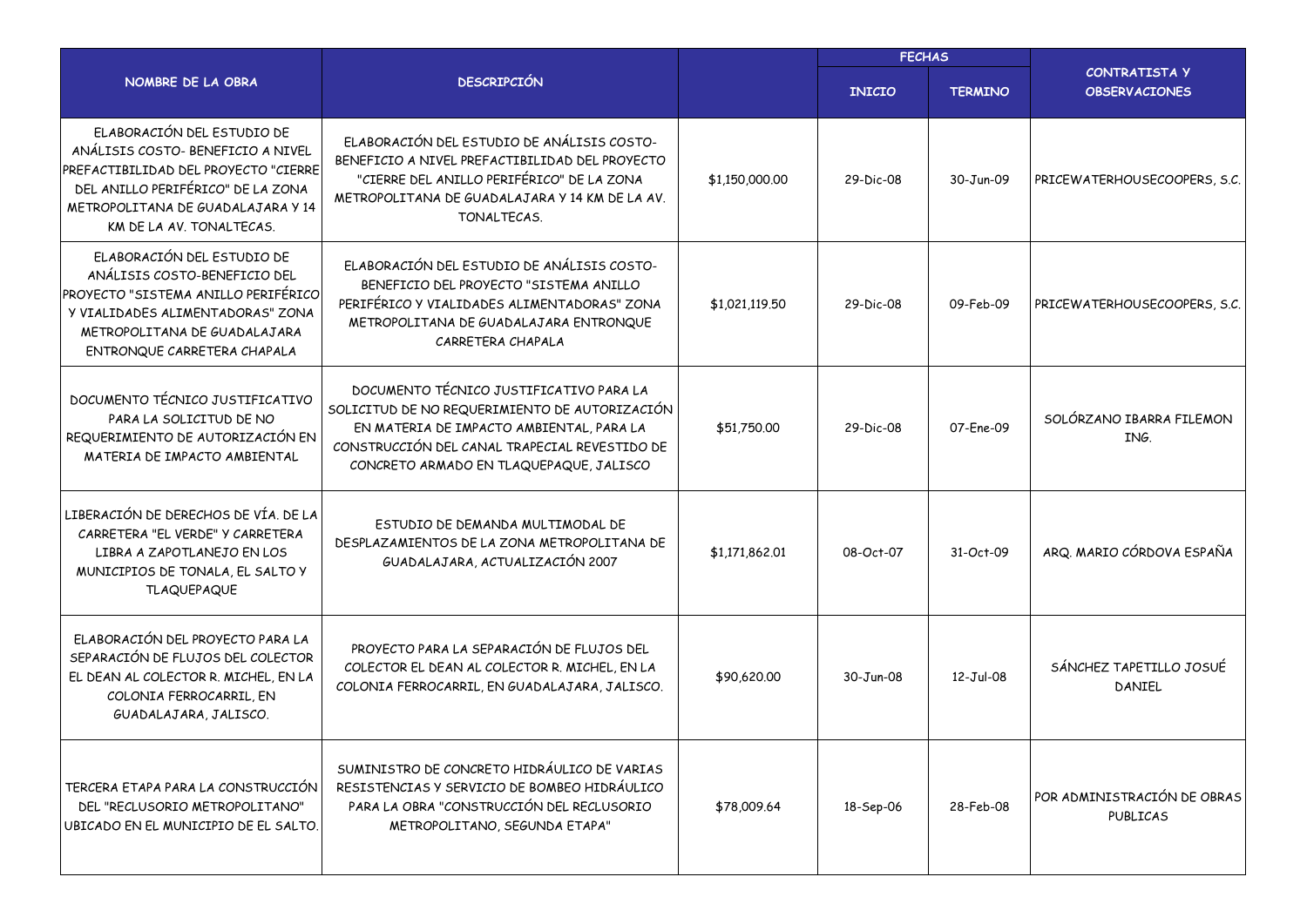| NOMBRE DE LA OBRA | DESCRIPCIÓN | | FECHAS | | CONTRATISTA Y OBSERVACIONES |
|---|---|---|---|---|---|
| | | | INICIO | TERMINO | |
| ELABORACIÓN DEL ESTUDIO DE ANÁLISIS COSTO- BENEFICIO A NIVEL PREFACTIBILIDAD DEL PROYECTO "CIERRE DEL ANILLO PERIFÉRICO" DE LA ZONA METROPOLITANA DE GUADALAJARA Y 14 KM DE LA AV. TONALTECAS. | ELABORACIÓN DEL ESTUDIO DE ANÁLISIS COSTO-BENEFICIO A NIVEL PREFACTIBILIDAD DEL PROYECTO "CIERRE DEL ANILLO PERIFÉRICO" DE LA ZONA METROPOLITANA DE GUADALAJARA Y 14 KM DE LA AV. TONALTECAS. | $1,150,000.00 | 29-Dic-08 | 30-Jun-09 | PRICEWATERHOUSECOOPERS, S.C. |
| ELABORACIÓN DEL ESTUDIO DE ANÁLISIS COSTO-BENEFICIO DEL PROYECTO "SISTEMA ANILLO PERIFÉRICO Y VIALIDADES ALIMENTADORAS" ZONA METROPOLITANA DE GUADALAJARA ENTRONQUE CARRETERA CHAPALA | ELABORACIÓN DEL ESTUDIO DE ANÁLISIS COSTO-BENEFICIO DEL PROYECTO "SISTEMA ANILLO PERIFÉRICO Y VIALIDADES ALIMENTADORAS" ZONA METROPOLITANA DE GUADALAJARA ENTRONQUE CARRETERA CHAPALA | $1,021,119.50 | 29-Dic-08 | 09-Feb-09 | PRICEWATERHOUSECOOPERS, S.C. |
| DOCUMENTO TÉCNICO JUSTIFICATIVO PARA LA SOLICITUD DE NO REQUERIMIENTO DE AUTORIZACIÓN EN MATERIA DE IMPACTO AMBIENTAL | DOCUMENTO TÉCNICO JUSTIFICATIVO PARA LA SOLICITUD DE NO REQUERIMIENTO DE AUTORIZACIÓN EN MATERIA DE IMPACTO AMBIENTAL, PARA LA CONSTRUCCIÓN DEL CANAL TRAPECIAL REVESTIDO DE CONCRETO ARMADO EN TLAQUEPAQUE, JALISCO | $51,750.00 | 29-Dic-08 | 07-Ene-09 | SOLÓRZANO IBARRA FILEMON ING. |
| LIBERACIÓN DE DERECHOS DE VÍA. DE LA CARRETERA "EL VERDE" Y CARRETERA LIBRA A ZAPOTLANEJO EN LOS MUNICIPIOS DE TONALA, EL SALTO Y TLAQUEPAQUE | ESTUDIO DE DEMANDA MULTIMODAL DE DESPLAZAMIENTOS DE LA ZONA METROPOLITANA DE GUADALAJARA, ACTUALIZACIÓN 2007 | $1,171,862.01 | 08-Oct-07 | 31-Oct-09 | ARQ. MARIO CÓRDOVA ESPAÑA |
| ELABORACIÓN DEL PROYECTO PARA LA SEPARACIÓN DE FLUJOS DEL COLECTOR EL DEAN AL COLECTOR R. MICHEL, EN LA COLONIA FERROCARRIL, EN GUADALAJARA, JALISCO. | PROYECTO PARA LA SEPARACIÓN DE FLUJOS DEL COLECTOR EL DEAN AL COLECTOR R. MICHEL, EN LA COLONIA FERROCARRIL, EN GUADALAJARA, JALISCO. | $90,620.00 | 30-Jun-08 | 12-Jul-08 | SÁNCHEZ TAPETILLO JOSUÉ DANIEL |
| TERCERA ETAPA PARA LA CONSTRUCCIÓN DEL "RECLUSORIO METROPOLITANO" UBICADO EN EL MUNICIPIO DE EL SALTO. | SUMINISTRO DE CONCRETO HIDRÁULICO DE VARIAS RESISTENCIAS Y SERVICIO DE BOMBEO HIDRÁULICO PARA LA OBRA "CONSTRUCCIÓN DEL RECLUSORIO METROPOLITANO, SEGUNDA ETAPA" | $78,009.64 | 18-Sep-06 | 28-Feb-08 | POR ADMINISTRACIÓN DE OBRAS PUBLICAS |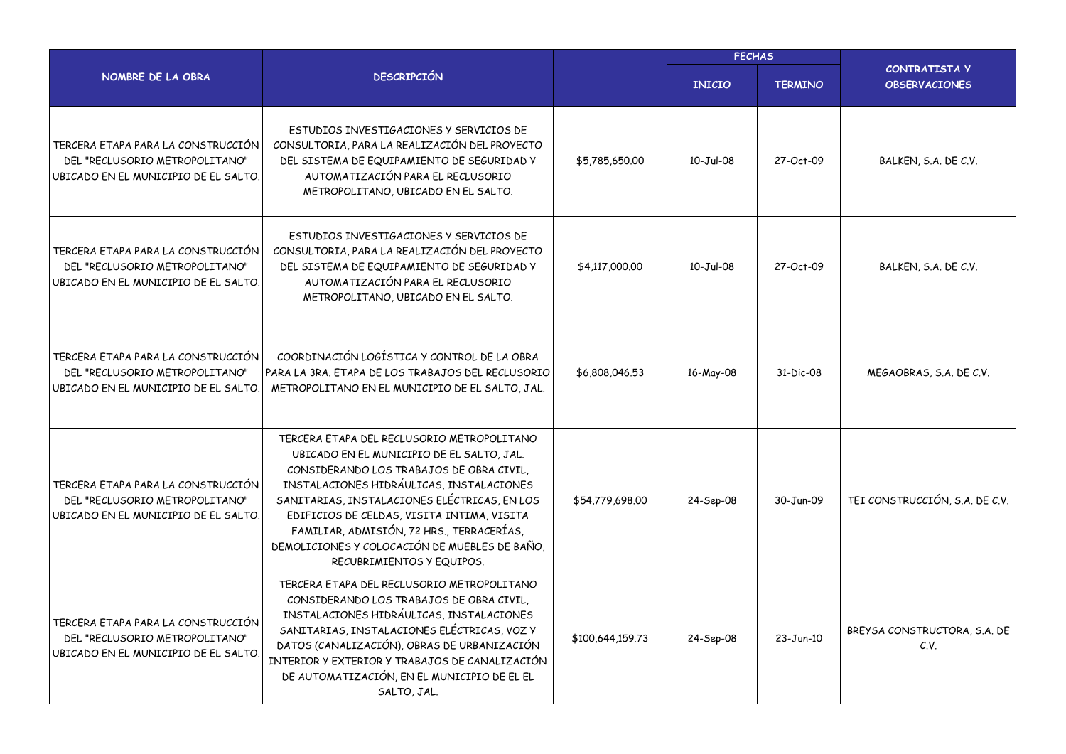| NOMBRE DE LA OBRA | DESCRIPCIÓN | | FECHAS | | CONTRATISTA Y OBSERVACIONES |
|---|---|---|---|---|---|
| | | | INICIO | TERMINO | |
| TERCERA ETAPA PARA LA CONSTRUCCIÓN DEL "RECLUSORIO METROPOLITANO" UBICADO EN EL MUNICIPIO DE EL SALTO. | ESTUDIOS INVESTIGACIONES Y SERVICIOS DE CONSULTORIA, PARA LA REALIZACIÓN DEL PROYECTO DEL SISTEMA DE EQUIPAMIENTO DE SEGURIDAD Y AUTOMATIZACIÓN PARA EL RECLUSORIO METROPOLITANO, UBICADO EN EL SALTO. | $5,785,650.00 | 10-Jul-08 | 27-Oct-09 | BALKEN, S.A. DE C.V. |
| TERCERA ETAPA PARA LA CONSTRUCCIÓN DEL "RECLUSORIO METROPOLITANO" UBICADO EN EL MUNICIPIO DE EL SALTO. | ESTUDIOS INVESTIGACIONES Y SERVICIOS DE CONSULTORIA, PARA LA REALIZACIÓN DEL PROYECTO DEL SISTEMA DE EQUIPAMIENTO DE SEGURIDAD Y AUTOMATIZACIÓN PARA EL RECLUSORIO METROPOLITANO, UBICADO EN EL SALTO. | $4,117,000.00 | 10-Jul-08 | 27-Oct-09 | BALKEN, S.A. DE C.V. |
| TERCERA ETAPA PARA LA CONSTRUCCIÓN DEL "RECLUSORIO METROPOLITANO" UBICADO EN EL MUNICIPIO DE EL SALTO. | COORDINACIÓN LOGÍSTICA Y CONTROL DE LA OBRA PARA LA 3RA. ETAPA DE LOS TRABAJOS DEL RECLUSORIO METROPOLITANO EN EL MUNICIPIO DE EL SALTO, JAL. | $6,808,046.53 | 16-May-08 | 31-Dic-08 | MEGAOBRAS, S.A. DE C.V. |
| TERCERA ETAPA PARA LA CONSTRUCCIÓN DEL "RECLUSORIO METROPOLITANO" UBICADO EN EL MUNICIPIO DE EL SALTO. | TERCERA ETAPA DEL RECLUSORIO METROPOLITANO UBICADO EN EL MUNICIPIO DE EL SALTO, JAL. CONSIDERANDO LOS TRABAJOS DE OBRA CIVIL, INSTALACIONES HIDRÁULICAS, INSTALACIONES SANITARIAS, INSTALACIONES ELÉCTRICAS, EN LOS EDIFICIOS DE CELDAS, VISITA INTIMA, VISITA FAMILIAR, ADMISIÓN, 72 HRS., TERRACERÍAS, DEMOLICIONES Y COLOCACIÓN DE MUEBLES DE BAÑO, RECUBRIMIENTOS Y EQUIPOS. | $54,779,698.00 | 24-Sep-08 | 30-Jun-09 | TEI CONSTRUCCIÓN, S.A. DE C.V. |
| TERCERA ETAPA PARA LA CONSTRUCCIÓN DEL "RECLUSORIO METROPOLITANO" UBICADO EN EL MUNICIPIO DE EL SALTO. | TERCERA ETAPA DEL RECLUSORIO METROPOLITANO CONSIDERANDO LOS TRABAJOS DE OBRA CIVIL, INSTALACIONES HIDRÁULICAS, INSTALACIONES SANITARIAS, INSTALACIONES ELÉCTRICAS, VOZ Y DATOS (CANALIZACIÓN), OBRAS DE URBANIZACIÓN INTERIOR Y EXTERIOR Y TRABAJOS DE CANALIZACIÓN DE AUTOMATIZACIÓN, EN EL MUNICIPIO DE EL EL SALTO, JAL. | $100,644,159.73 | 24-Sep-08 | 23-Jun-10 | BREYSA CONSTRUCTORA, S.A. DE C.V. |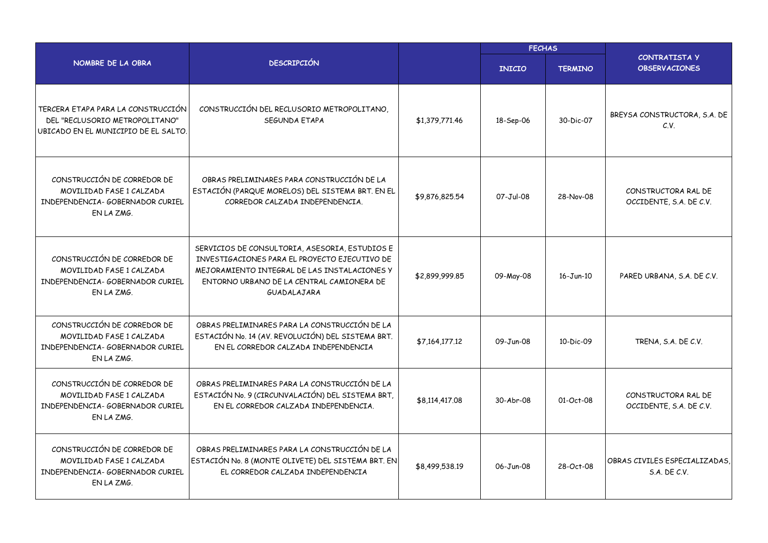| NOMBRE DE LA OBRA | DESCRIPCIÓN | | FECHAS | | CONTRATISTA Y OBSERVACIONES |
|---|---|---|---|---|---|
| | | | INICIO | TERMINO | |
| TERCERA ETAPA PARA LA CONSTRUCCIÓN DEL "RECLUSORIO METROPOLITANO" UBICADO EN EL MUNICIPIO DE EL SALTO. | CONSTRUCCIÓN DEL RECLUSORIO METROPOLITANO, SEGUNDA ETAPA | $1,379,771.46 | 18-Sep-06 | 30-Dic-07 | BREYSA CONSTRUCTORA, S.A. DE C.V. |
| CONSTRUCCIÓN DE CORREDOR DE MOVILIDAD FASE 1 CALZADA INDEPENDENCIA- GOBERNADOR CURIEL EN LA ZMG. | OBRAS PRELIMINARES PARA CONSTRUCCIÓN DE LA ESTACIÓN (PARQUE MORELOS) DEL SISTEMA BRT. EN EL CORREDOR CALZADA INDEPENDENCIA. | $9,876,825.54 | 07-Jul-08 | 28-Nov-08 | CONSTRUCTORA RAL DE OCCIDENTE, S.A. DE C.V. |
| CONSTRUCCIÓN DE CORREDOR DE MOVILIDAD FASE 1 CALZADA INDEPENDENCIA- GOBERNADOR CURIEL EN LA ZMG. | SERVICIOS DE CONSULTORIA, ASESORIA, ESTUDIOS E INVESTIGACIONES PARA EL PROYECTO EJECUTIVO DE MEJORAMIENTO INTEGRAL DE LAS INSTALACIONES Y ENTORNO URBANO DE LA CENTRAL CAMIONERA DE GUADALAJARA | $2,899,999.85 | 09-May-08 | 16-Jun-10 | PARED URBANA, S.A. DE C.V. |
| CONSTRUCCIÓN DE CORREDOR DE MOVILIDAD FASE 1 CALZADA INDEPENDENCIA- GOBERNADOR CURIEL EN LA ZMG. | OBRAS PRELIMINARES PARA LA CONSTRUCCIÓN DE LA ESTACIÓN No. 14 (AV. REVOLUCIÓN) DEL SISTEMA BRT. EN EL CORREDOR CALZADA INDEPENDENCIA | $7,164,177.12 | 09-Jun-08 | 10-Dic-09 | TRENA, S.A. DE C.V. |
| CONSTRUCCIÓN DE CORREDOR DE MOVILIDAD FASE 1 CALZADA INDEPENDENCIA- GOBERNADOR CURIEL EN LA ZMG. | OBRAS PRELIMINARES PARA LA CONSTRUCCIÓN DE LA ESTACIÓN No. 9 (CIRCUNVALACIÓN) DEL SISTEMA BRT, EN EL CORREDOR CALZADA INDEPENDENCIA. | $8,114,417.08 | 30-Abr-08 | 01-Oct-08 | CONSTRUCTORA RAL DE OCCIDENTE, S.A. DE C.V. |
| CONSTRUCCIÓN DE CORREDOR DE MOVILIDAD FASE 1 CALZADA INDEPENDENCIA- GOBERNADOR CURIEL EN LA ZMG. | OBRAS PRELIMINARES PARA LA CONSTRUCCIÓN DE LA ESTACIÓN No. 8 (MONTE OLIVETE) DEL SISTEMA BRT. EN EL CORREDOR CALZADA INDEPENDENCIA | $8,499,538.19 | 06-Jun-08 | 28-Oct-08 | OBRAS CIVILES ESPECIALIZADAS, S.A. DE C.V. |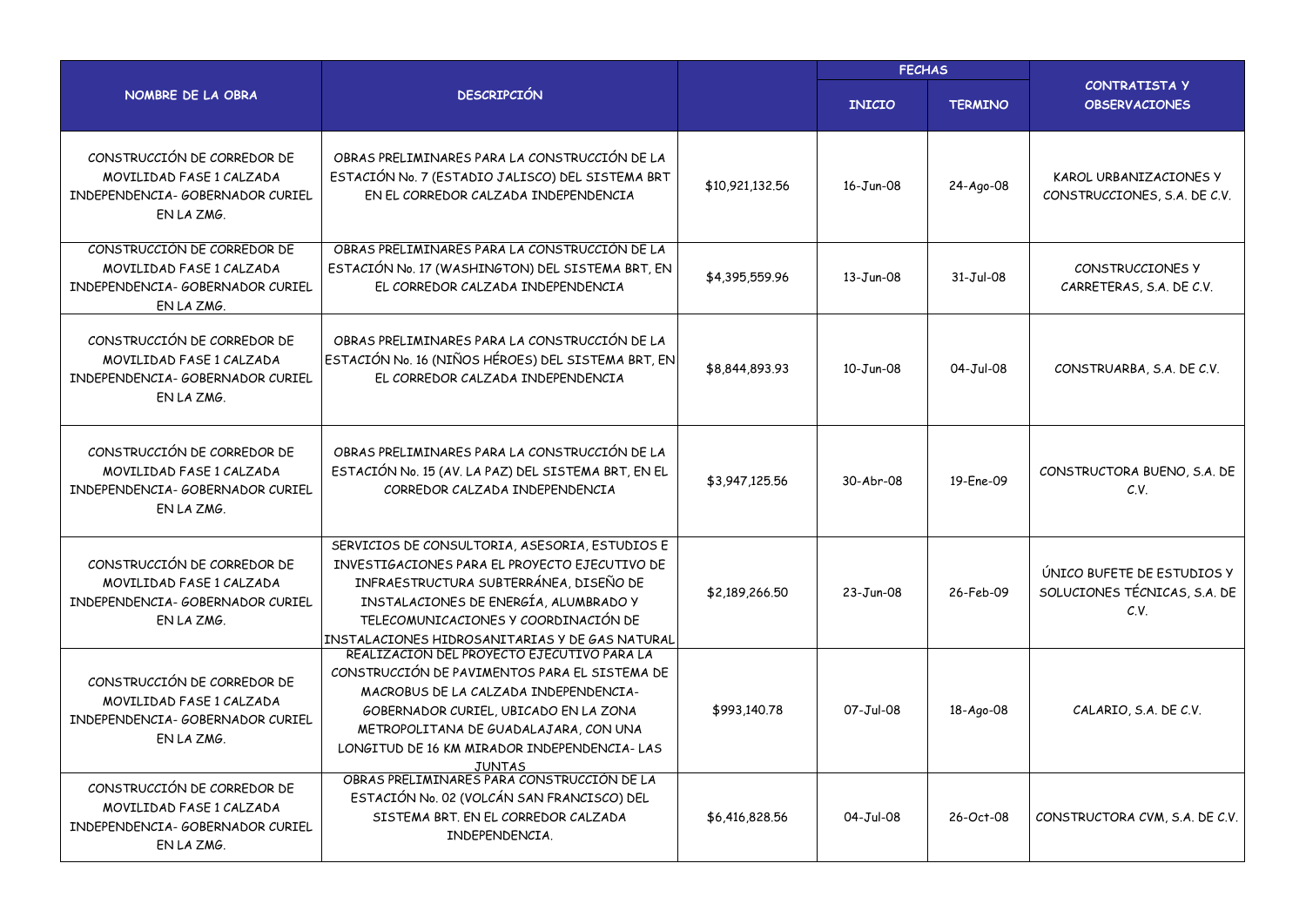| NOMBRE DE LA OBRA | DESCRIPCIÓN | | FECHAS | | CONTRATISTA Y OBSERVACIONES |
|---|---|---|---|---|---|
| | | | INICIO | TERMINO | |
| CONSTRUCCIÓN DE CORREDOR DE MOVILIDAD FASE 1 CALZADA INDEPENDENCIA- GOBERNADOR CURIEL EN LA ZMG. | OBRAS PRELIMINARES PARA LA CONSTRUCCIÓN DE LA ESTACIÓN No. 7 (ESTADIO JALISCO) DEL SISTEMA BRT EN EL CORREDOR CALZADA INDEPENDENCIA | $10,921,132.56 | 16-Jun-08 | 24-Ago-08 | KAROL URBANIZACIONES Y CONSTRUCCIONES, S.A. DE C.V. |
| CONSTRUCCIÓN DE CORREDOR DE MOVILIDAD FASE 1 CALZADA INDEPENDENCIA- GOBERNADOR CURIEL EN LA ZMG. | OBRAS PRELIMINARES PARA LA CONSTRUCCIÓN DE LA ESTACIÓN No. 17 (WASHINGTON) DEL SISTEMA BRT, EN EL CORREDOR CALZADA INDEPENDENCIA | $4,395,559.96 | 13-Jun-08 | 31-Jul-08 | CONSTRUCCIONES Y CARRETERAS, S.A. DE C.V. |
| CONSTRUCCIÓN DE CORREDOR DE MOVILIDAD FASE 1 CALZADA INDEPENDENCIA- GOBERNADOR CURIEL EN LA ZMG. | OBRAS PRELIMINARES PARA LA CONSTRUCCIÓN DE LA ESTACIÓN No. 16 (NIÑOS HÉROES) DEL SISTEMA BRT, EN EL CORREDOR CALZADA INDEPENDENCIA | $8,844,893.93 | 10-Jun-08 | 04-Jul-08 | CONSTRUARBA, S.A. DE C.V. |
| CONSTRUCCIÓN DE CORREDOR DE MOVILIDAD FASE 1 CALZADA INDEPENDENCIA- GOBERNADOR CURIEL EN LA ZMG. | OBRAS PRELIMINARES PARA LA CONSTRUCCIÓN DE LA ESTACIÓN No. 15 (AV. LA PAZ) DEL SISTEMA BRT, EN EL CORREDOR CALZADA INDEPENDENCIA | $3,947,125.56 | 30-Abr-08 | 19-Ene-09 | CONSTRUCTORA BUENO, S.A. DE C.V. |
| CONSTRUCCIÓN DE CORREDOR DE MOVILIDAD FASE 1 CALZADA INDEPENDENCIA- GOBERNADOR CURIEL EN LA ZMG. | SERVICIOS DE CONSULTORIA, ASESORIA, ESTUDIOS E INVESTIGACIONES PARA EL PROYECTO EJECUTIVO DE INFRAESTRUCTURA SUBTERRÁNEA, DISEÑO DE INSTALACIONES DE ENERGÍA, ALUMBRADO Y TELECOMUNICACIONES Y COORDINACIÓN DE INSTALACIONES HIDROSANITARIAS Y DE GAS NATURAL | $2,189,266.50 | 23-Jun-08 | 26-Feb-09 | ÚNICO BUFETE DE ESTUDIOS Y SOLUCIONES TÉCNICAS, S.A. DE C.V. |
| CONSTRUCCIÓN DE CORREDOR DE MOVILIDAD FASE 1 CALZADA INDEPENDENCIA- GOBERNADOR CURIEL EN LA ZMG. | REALIZACION DEL PROYECTO EJECUTIVO PARA LA CONSTRUCCIÓN DE PAVIMENTOS PARA EL SISTEMA DE MACROBUS DE LA CALZADA INDEPENDENCIA-GOBERNADOR CURIEL, UBICADO EN LA ZONA METROPOLITANA DE GUADALAJARA, CON UNA LONGITUD DE 16 KM MIRADOR INDEPENDENCIA- LAS JUNTAS | $993,140.78 | 07-Jul-08 | 18-Ago-08 | CALARIO, S.A. DE C.V. |
| CONSTRUCCIÓN DE CORREDOR DE MOVILIDAD FASE 1 CALZADA INDEPENDENCIA- GOBERNADOR CURIEL EN LA ZMG. | OBRAS PRELIMINARES PARA CONSTRUCCIÓN DE LA ESTACIÓN No. 02 (VOLCÁN SAN FRANCISCO) DEL SISTEMA BRT. EN EL CORREDOR CALZADA INDEPENDENCIA. | $6,416,828.56 | 04-Jul-08 | 26-Oct-08 | CONSTRUCTORA CVM, S.A. DE C.V. |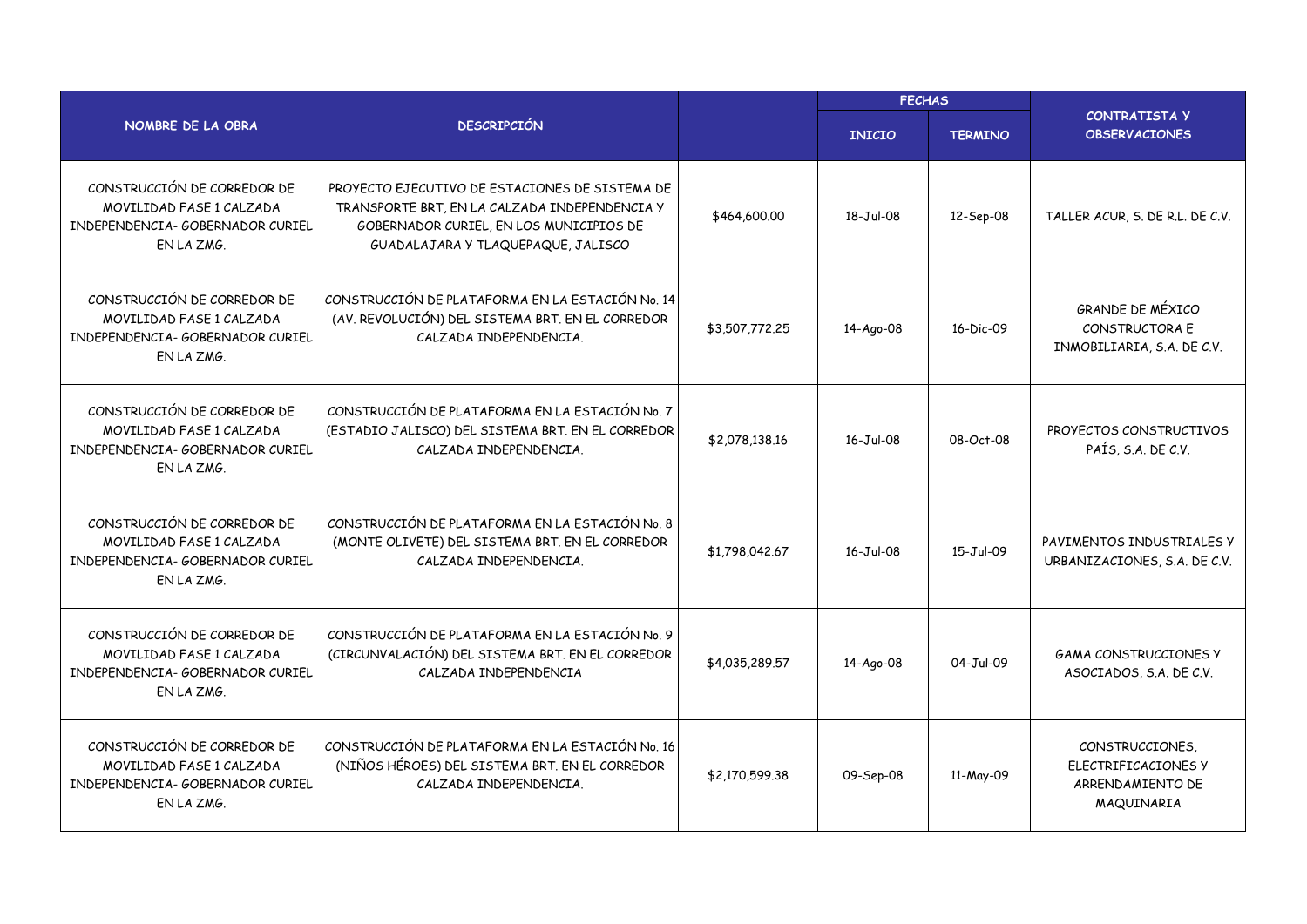| NOMBRE DE LA OBRA | DESCRIPCIÓN | | FECHAS | | CONTRATISTA Y OBSERVACIONES |
|---|---|---|---|---|---|
| | | | INICIO | TERMINO | |
| CONSTRUCCIÓN DE CORREDOR DE MOVILIDAD FASE 1 CALZADA INDEPENDENCIA- GOBERNADOR CURIEL EN LA ZMG. | PROYECTO EJECUTIVO DE ESTACIONES DE SISTEMA DE TRANSPORTE BRT, EN LA CALZADA INDEPENDENCIA Y GOBERNADOR CURIEL, EN LOS MUNICIPIOS DE GUADALAJARA Y TLAQUEPAQUE, JALISCO | $464,600.00 | 18-Jul-08 | 12-Sep-08 | TALLER ACUR, S. DE R.L. DE C.V. |
| CONSTRUCCIÓN DE CORREDOR DE MOVILIDAD FASE 1 CALZADA INDEPENDENCIA- GOBERNADOR CURIEL EN LA ZMG. | CONSTRUCCIÓN DE PLATAFORMA EN LA ESTACIÓN No. 14 (AV. REVOLUCIÓN) DEL SISTEMA BRT. EN EL CORREDOR CALZADA INDEPENDENCIA. | $3,507,772.25 | 14-Ago-08 | 16-Dic-09 | GRANDE DE MÉXICO CONSTRUCTORA E INMOBILIARIA, S.A. DE C.V. |
| CONSTRUCCIÓN DE CORREDOR DE MOVILIDAD FASE 1 CALZADA INDEPENDENCIA- GOBERNADOR CURIEL EN LA ZMG. | CONSTRUCCIÓN DE PLATAFORMA EN LA ESTACIÓN No. 7 (ESTADIO JALISCO) DEL SISTEMA BRT. EN EL CORREDOR CALZADA INDEPENDENCIA. | $2,078,138.16 | 16-Jul-08 | 08-Oct-08 | PROYECTOS CONSTRUCTIVOS PAÍS, S.A. DE C.V. |
| CONSTRUCCIÓN DE CORREDOR DE MOVILIDAD FASE 1 CALZADA INDEPENDENCIA- GOBERNADOR CURIEL EN LA ZMG. | CONSTRUCCIÓN DE PLATAFORMA EN LA ESTACIÓN No. 8 (MONTE OLIVETE) DEL SISTEMA BRT. EN EL CORREDOR CALZADA INDEPENDENCIA. | $1,798,042.67 | 16-Jul-08 | 15-Jul-09 | PAVIMENTOS INDUSTRIALES Y URBANIZACIONES, S.A. DE C.V. |
| CONSTRUCCIÓN DE CORREDOR DE MOVILIDAD FASE 1 CALZADA INDEPENDENCIA- GOBERNADOR CURIEL EN LA ZMG. | CONSTRUCCIÓN DE PLATAFORMA EN LA ESTACIÓN No. 9 (CIRCUNVALACIÓN) DEL SISTEMA BRT. EN EL CORREDOR CALZADA INDEPENDENCIA | $4,035,289.57 | 14-Ago-08 | 04-Jul-09 | GAMA CONSTRUCCIONES Y ASOCIADOS, S.A. DE C.V. |
| CONSTRUCCIÓN DE CORREDOR DE MOVILIDAD FASE 1 CALZADA INDEPENDENCIA- GOBERNADOR CURIEL EN LA ZMG. | CONSTRUCCIÓN DE PLATAFORMA EN LA ESTACIÓN No. 16 (NIÑOS HÉROES) DEL SISTEMA BRT. EN EL CORREDOR CALZADA INDEPENDENCIA. | $2,170,599.38 | 09-Sep-08 | 11-May-09 | CONSTRUCCIONES, ELECTRIFICACIONES Y ARRENDAMIENTO DE MAQUINARIA |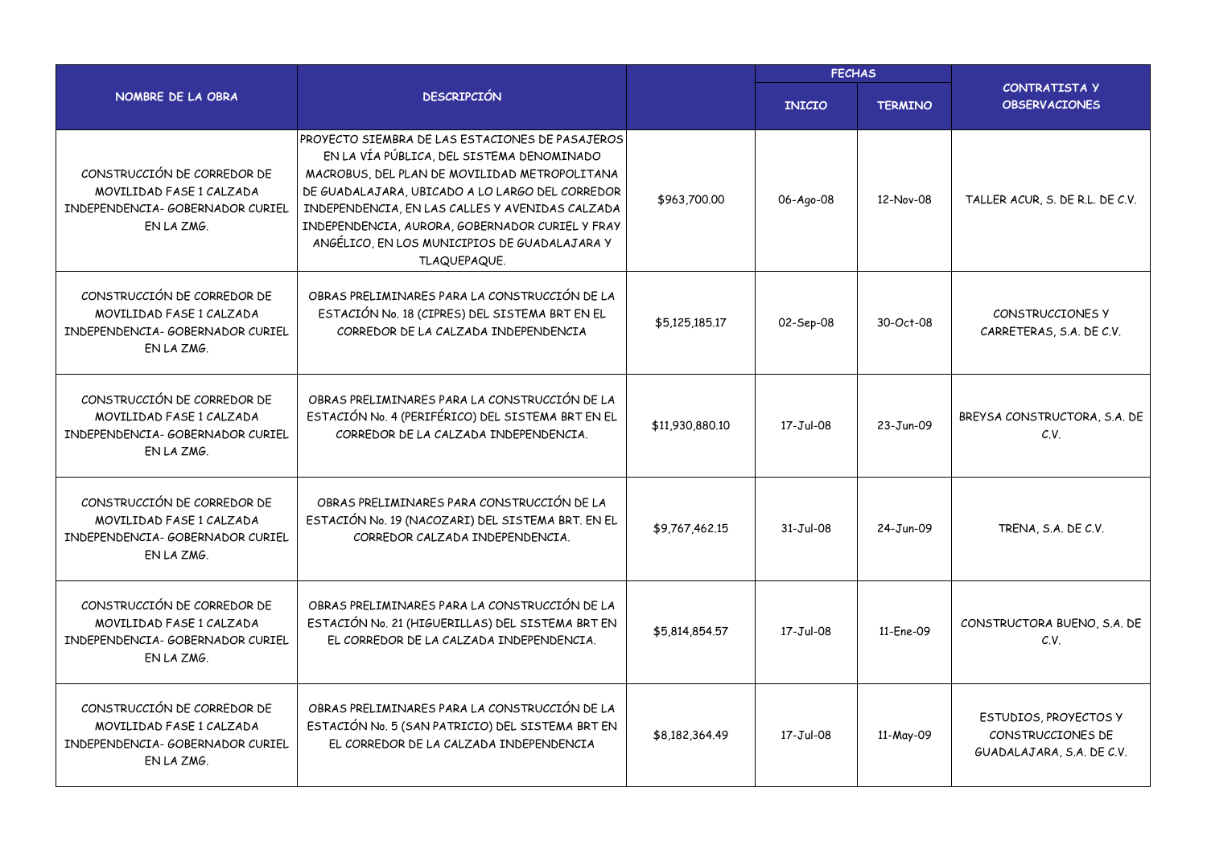| NOMBRE DE LA OBRA | DESCRIPCIÓN | | FECHAS | | CONTRATISTA Y OBSERVACIONES |
|---|---|---|---|---|---|
| | | | INICIO | TERMINO | |
| CONSTRUCCIÓN DE CORREDOR DE MOVILIDAD FASE 1 CALZADA INDEPENDENCIA- GOBERNADOR CURIEL EN LA ZMG. | PROYECTO SIEMBRA DE LAS ESTACIONES DE PASAJEROS EN LA VÍA PÚBLICA, DEL SISTEMA DENOMINADO MACROBUS, DEL PLAN DE MOVILIDAD METROPOLITANA DE GUADALAJARA, UBICADO A LO LARGO DEL CORREDOR INDEPENDENCIA, EN LAS CALLES Y AVENIDAS CALZADA INDEPENDENCIA, AURORA, GOBERNADOR CURIEL Y FRAY ANGÉLICO, EN LOS MUNICIPIOS DE GUADALAJARA Y TLAQUEPAQUE. | $963,700.00 | 06-Ago-08 | 12-Nov-08 | TALLER ACUR, S. DE R.L. DE C.V. |
| CONSTRUCCIÓN DE CORREDOR DE MOVILIDAD FASE 1 CALZADA INDEPENDENCIA- GOBERNADOR CURIEL EN LA ZMG. | OBRAS PRELIMINARES PARA LA CONSTRUCCIÓN DE LA ESTACIÓN No. 18 (CIPRES) DEL SISTEMA BRT EN EL CORREDOR DE LA CALZADA INDEPENDENCIA | $5,125,185.17 | 02-Sep-08 | 30-Oct-08 | CONSTRUCCIONES Y CARRETERAS, S.A. DE C.V. |
| CONSTRUCCIÓN DE CORREDOR DE MOVILIDAD FASE 1 CALZADA INDEPENDENCIA- GOBERNADOR CURIEL EN LA ZMG. | OBRAS PRELIMINARES PARA LA CONSTRUCCIÓN DE LA ESTACIÓN No. 4 (PERIFÉRICO) DEL SISTEMA BRT EN EL CORREDOR DE LA CALZADA INDEPENDENCIA. | $11,930,880.10 | 17-Jul-08 | 23-Jun-09 | BREYSA CONSTRUCTORA, S.A. DE C.V. |
| CONSTRUCCIÓN DE CORREDOR DE MOVILIDAD FASE 1 CALZADA INDEPENDENCIA- GOBERNADOR CURIEL EN LA ZMG. | OBRAS PRELIMINARES PARA CONSTRUCCIÓN DE LA ESTACIÓN No. 19 (NACOZARI) DEL SISTEMA BRT. EN EL CORREDOR CALZADA INDEPENDENCIA. | $9,767,462.15 | 31-Jul-08 | 24-Jun-09 | TRENA, S.A. DE C.V. |
| CONSTRUCCIÓN DE CORREDOR DE MOVILIDAD FASE 1 CALZADA INDEPENDENCIA- GOBERNADOR CURIEL EN LA ZMG. | OBRAS PRELIMINARES PARA LA CONSTRUCCIÓN DE LA ESTACIÓN No. 21 (HIGUERILLAS) DEL SISTEMA BRT EN EL CORREDOR DE LA CALZADA INDEPENDENCIA. | $5,814,854.57 | 17-Jul-08 | 11-Ene-09 | CONSTRUCTORA BUENO, S.A. DE C.V. |
| CONSTRUCCIÓN DE CORREDOR DE MOVILIDAD FASE 1 CALZADA INDEPENDENCIA- GOBERNADOR CURIEL EN LA ZMG. | OBRAS PRELIMINARES PARA LA CONSTRUCCIÓN DE LA ESTACIÓN No. 5 (SAN PATRICIO) DEL SISTEMA BRT EN EL CORREDOR DE LA CALZADA INDEPENDENCIA | $8,182,364.49 | 17-Jul-08 | 11-May-09 | ESTUDIOS, PROYECTOS Y CONSTRUCCIONES DE GUADALAJARA, S.A. DE C.V. |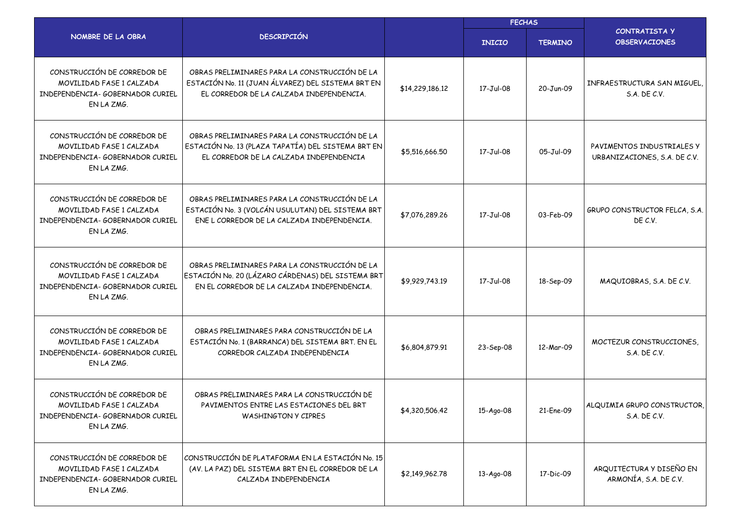| NOMBRE DE LA OBRA | DESCRIPCIÓN | | FECHAS | | CONTRATISTA Y OBSERVACIONES |
|---|---|---|---|---|---|
| | | | INICIO | TERMINO | |
| CONSTRUCCIÓN DE CORREDOR DE MOVILIDAD FASE 1 CALZADA INDEPENDENCIA- GOBERNADOR CURIEL EN LA ZMG. | OBRAS PRELIMINARES PARA LA CONSTRUCCIÓN DE LA ESTACIÓN No. 11 (JUAN ÁLVAREZ) DEL SISTEMA BRT EN EL CORREDOR DE LA CALZADA INDEPENDENCIA. | $14,229,186.12 | 17-Jul-08 | 20-Jun-09 | INFRAESTRUCTURA SAN MIGUEL, S.A. DE C.V. |
| CONSTRUCCIÓN DE CORREDOR DE MOVILIDAD FASE 1 CALZADA INDEPENDENCIA- GOBERNADOR CURIEL EN LA ZMG. | OBRAS PRELIMINARES PARA LA CONSTRUCCIÓN DE LA ESTACIÓN No. 13 (PLAZA TAPATÍA) DEL SISTEMA BRT EN EL CORREDOR DE LA CALZADA INDEPENDENCIA | $5,516,666.50 | 17-Jul-08 | 05-Jul-09 | PAVIMENTOS INDUSTRIALES Y URBANIZACIONES, S.A. DE C.V. |
| CONSTRUCCIÓN DE CORREDOR DE MOVILIDAD FASE 1 CALZADA INDEPENDENCIA- GOBERNADOR CURIEL EN LA ZMG. | OBRAS PRELIMINARES PARA LA CONSTRUCCIÓN DE LA ESTACIÓN No. 3 (VOLCÁN USULUTAN) DEL SISTEMA BRT ENE L CORREDOR DE LA CALZADA INDEPENDENCIA. | $7,076,289.26 | 17-Jul-08 | 03-Feb-09 | GRUPO CONSTRUCTOR FELCA, S.A. DE C.V. |
| CONSTRUCCIÓN DE CORREDOR DE MOVILIDAD FASE 1 CALZADA INDEPENDENCIA- GOBERNADOR CURIEL EN LA ZMG. | OBRAS PRELIMINARES PARA LA CONSTRUCCIÓN DE LA ESTACIÓN No. 20 (LÁZARO CÁRDENAS) DEL SISTEMA BRT EN EL CORREDOR DE LA CALZADA INDEPENDENCIA. | $9,929,743.19 | 17-Jul-08 | 18-Sep-09 | MAQUIOBRAS, S.A. DE C.V. |
| CONSTRUCCIÓN DE CORREDOR DE MOVILIDAD FASE 1 CALZADA INDEPENDENCIA- GOBERNADOR CURIEL EN LA ZMG. | OBRAS PRELIMINARES PARA CONSTRUCCIÓN DE LA ESTACIÓN No. 1 (BARRANCA) DEL SISTEMA BRT. EN EL CORREDOR CALZADA INDEPENDENCIA | $6,804,879.91 | 23-Sep-08 | 12-Mar-09 | MOCTEZUR CONSTRUCCIONES, S.A. DE C.V. |
| CONSTRUCCIÓN DE CORREDOR DE MOVILIDAD FASE 1 CALZADA INDEPENDENCIA- GOBERNADOR CURIEL EN LA ZMG. | OBRAS PRELIMINARES PARA LA CONSTRUCCIÓN DE PAVIMENTOS ENTRE LAS ESTACIONES DEL BRT WASHINGTON Y CIPRES | $4,320,506.42 | 15-Ago-08 | 21-Ene-09 | ALQUIMIA GRUPO CONSTRUCTOR, S.A. DE C.V. |
| CONSTRUCCIÓN DE CORREDOR DE MOVILIDAD FASE 1 CALZADA INDEPENDENCIA- GOBERNADOR CURIEL EN LA ZMG. | CONSTRUCCIÓN DE PLATAFORMA EN LA ESTACIÓN No. 15 (AV. LA PAZ) DEL SISTEMA BRT EN EL CORREDOR DE LA CALZADA INDEPENDENCIA | $2,149,962.78 | 13-Ago-08 | 17-Dic-09 | ARQUITECTURA Y DISEÑO EN ARMONÍA, S.A. DE C.V. |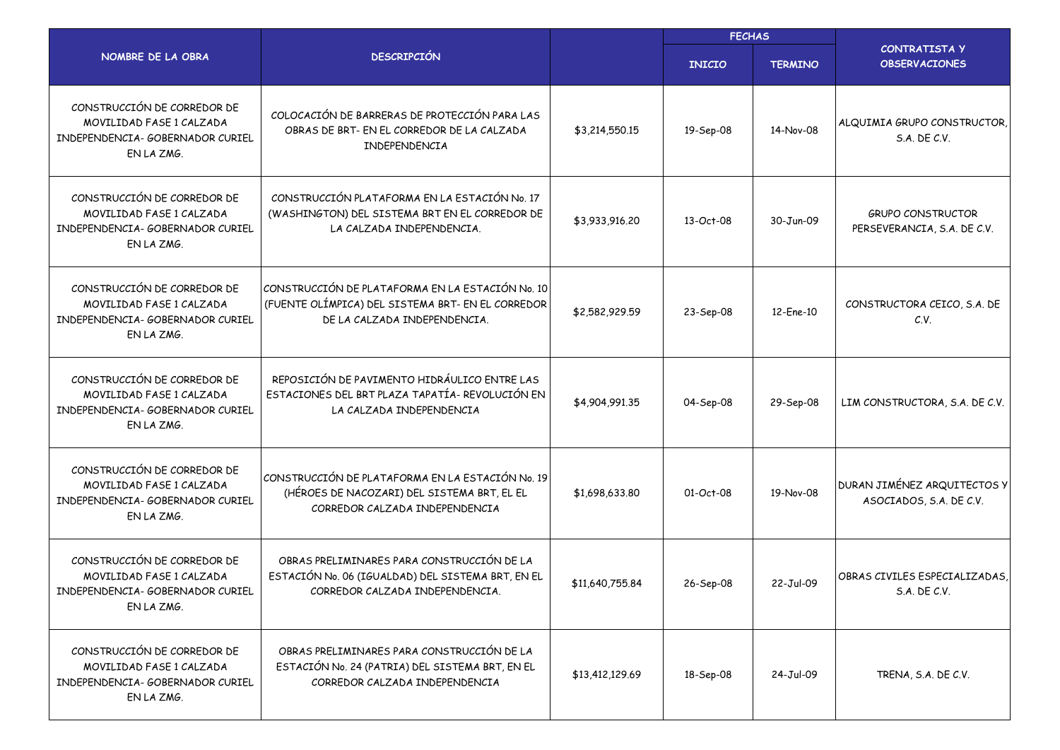| NOMBRE DE LA OBRA | DESCRIPCIÓN | | FECHAS | | CONTRATISTA Y OBSERVACIONES |
|---|---|---|---|---|---|
| | | | INICIO | TERMINO | |
| CONSTRUCCIÓN DE CORREDOR DE MOVILIDAD FASE 1 CALZADA INDEPENDENCIA- GOBERNADOR CURIEL EN LA ZMG. | COLOCACIÓN DE BARRERAS DE PROTECCIÓN PARA LAS OBRAS DE BRT- EN EL CORREDOR DE LA CALZADA INDEPENDENCIA | $3,214,550.15 | 19-Sep-08 | 14-Nov-08 | ALQUIMIA GRUPO CONSTRUCTOR, S.A. DE C.V. |
| CONSTRUCCIÓN DE CORREDOR DE MOVILIDAD FASE 1 CALZADA INDEPENDENCIA- GOBERNADOR CURIEL EN LA ZMG. | CONSTRUCCIÓN PLATAFORMA EN LA ESTACIÓN No. 17 (WASHINGTON) DEL SISTEMA BRT EN EL CORREDOR DE LA CALZADA INDEPENDENCIA. | $3,933,916.20 | 13-Oct-08 | 30-Jun-09 | GRUPO CONSTRUCTOR PERSEVERANCIA, S.A. DE C.V. |
| CONSTRUCCIÓN DE CORREDOR DE MOVILIDAD FASE 1 CALZADA INDEPENDENCIA- GOBERNADOR CURIEL EN LA ZMG. | CONSTRUCCIÓN DE PLATAFORMA EN LA ESTACIÓN No. 10 (FUENTE OLÍMPICA) DEL SISTEMA BRT- EN EL CORREDOR DE LA CALZADA INDEPENDENCIA. | $2,582,929.59 | 23-Sep-08 | 12-Ene-10 | CONSTRUCTORA CEICO, S.A. DE C.V. |
| CONSTRUCCIÓN DE CORREDOR DE MOVILIDAD FASE 1 CALZADA INDEPENDENCIA- GOBERNADOR CURIEL EN LA ZMG. | REPOSICIÓN DE PAVIMENTO HIDRÁULICO ENTRE LAS ESTACIONES DEL BRT PLAZA TAPATÍA- REVOLUCIÓN EN LA CALZADA INDEPENDENCIA | $4,904,991.35 | 04-Sep-08 | 29-Sep-08 | LIM CONSTRUCTORA, S.A. DE C.V. |
| CONSTRUCCIÓN DE CORREDOR DE MOVILIDAD FASE 1 CALZADA INDEPENDENCIA- GOBERNADOR CURIEL EN LA ZMG. | CONSTRUCCIÓN DE PLATAFORMA EN LA ESTACIÓN No. 19 (HÉROES DE NACOZARI) DEL SISTEMA BRT, EL EL CORREDOR CALZADA INDEPENDENCIA | $1,698,633.80 | 01-Oct-08 | 19-Nov-08 | DURAN JIMÉNEZ ARQUITECTOS Y ASOCIADOS, S.A. DE C.V. |
| CONSTRUCCIÓN DE CORREDOR DE MOVILIDAD FASE 1 CALZADA INDEPENDENCIA- GOBERNADOR CURIEL EN LA ZMG. | OBRAS PRELIMINARES PARA CONSTRUCCIÓN DE LA ESTACIÓN No. 06 (IGUALDAD) DEL SISTEMA BRT, EN EL CORREDOR CALZADA INDEPENDENCIA. | $11,640,755.84 | 26-Sep-08 | 22-Jul-09 | OBRAS CIVILES ESPECIALIZADAS, S.A. DE C.V. |
| CONSTRUCCIÓN DE CORREDOR DE MOVILIDAD FASE 1 CALZADA INDEPENDENCIA- GOBERNADOR CURIEL EN LA ZMG. | OBRAS PRELIMINARES PARA CONSTRUCCIÓN DE LA ESTACIÓN No. 24 (PATRIA) DEL SISTEMA BRT, EN EL CORREDOR CALZADA INDEPENDENCIA | $13,412,129.69 | 18-Sep-08 | 24-Jul-09 | TRENA, S.A. DE C.V. |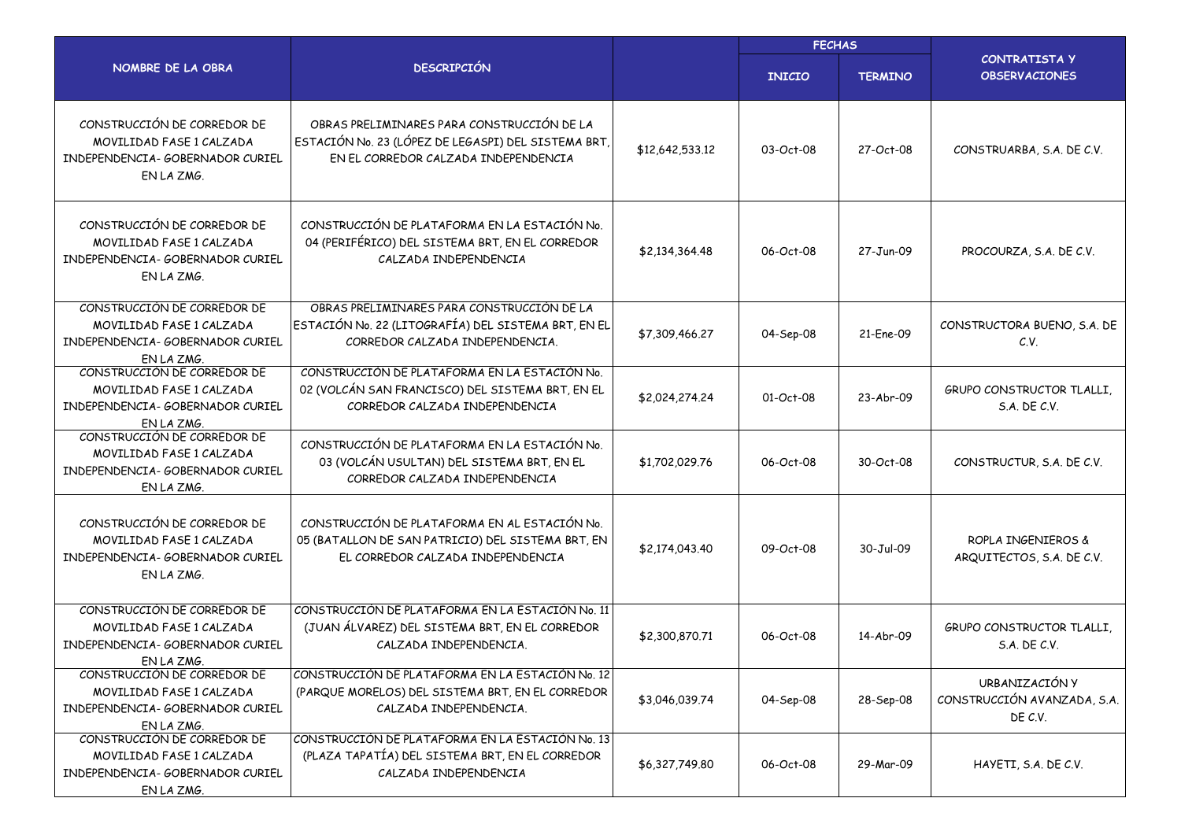| NOMBRE DE LA OBRA | DESCRIPCIÓN | | FECHAS | | CONTRATISTA Y OBSERVACIONES |
|---|---|---|---|---|---|
| | | | INICIO | TERMINO | |
| CONSTRUCCIÓN DE CORREDOR DE MOVILIDAD FASE 1 CALZADA INDEPENDENCIA- GOBERNADOR CURIEL EN LA ZMG. | OBRAS PRELIMINARES PARA CONSTRUCCIÓN DE LA ESTACIÓN No. 23 (LÓPEZ DE LEGASPI) DEL SISTEMA BRT, EN EL CORREDOR CALZADA INDEPENDENCIA | $12,642,533.12 | 03-Oct-08 | 27-Oct-08 | CONSTRUARBA, S.A. DE C.V. |
| CONSTRUCCIÓN DE CORREDOR DE MOVILIDAD FASE 1 CALZADA INDEPENDENCIA- GOBERNADOR CURIEL EN LA ZMG. | CONSTRUCCIÓN DE PLATAFORMA EN LA ESTACIÓN No. 04 (PERIFÉRICO) DEL SISTEMA BRT, EN EL CORREDOR CALZADA INDEPENDENCIA | $2,134,364.48 | 06-Oct-08 | 27-Jun-09 | PROCOURZA, S.A. DE C.V. |
| CONSTRUCCIÓN DE CORREDOR DE MOVILIDAD FASE 1 CALZADA INDEPENDENCIA- GOBERNADOR CURIEL EN LA ZMG. | OBRAS PRELIMINARES PARA CONSTRUCCIÓN DE LA ESTACIÓN No. 22 (LITOGRAFÍA) DEL SISTEMA BRT, EN EL CORREDOR CALZADA INDEPENDENCIA. | $7,309,466.27 | 04-Sep-08 | 21-Ene-09 | CONSTRUCTORA BUENO, S.A. DE C.V. |
| CONSTRUCCIÓN DE CORREDOR DE MOVILIDAD FASE 1 CALZADA INDEPENDENCIA- GOBERNADOR CURIEL EN LA ZMG. | CONSTRUCCIÓN DE PLATAFORMA EN LA ESTACIÓN No. 02 (VOLCÁN SAN FRANCISCO) DEL SISTEMA BRT, EN EL CORREDOR CALZADA INDEPENDENCIA | $2,024,274.24 | 01-Oct-08 | 23-Abr-09 | GRUPO CONSTRUCTOR TLALLI, S.A. DE C.V. |
| CONSTRUCCIÓN DE CORREDOR DE MOVILIDAD FASE 1 CALZADA INDEPENDENCIA- GOBERNADOR CURIEL EN LA ZMG. | CONSTRUCCIÓN DE PLATAFORMA EN LA ESTACIÓN No. 03 (VOLCÁN USULTAN) DEL SISTEMA BRT, EN EL CORREDOR CALZADA INDEPENDENCIA | $1,702,029.76 | 06-Oct-08 | 30-Oct-08 | CONSTRUCTUR, S.A. DE C.V. |
| CONSTRUCCIÓN DE CORREDOR DE MOVILIDAD FASE 1 CALZADA INDEPENDENCIA- GOBERNADOR CURIEL EN LA ZMG. | CONSTRUCCIÓN DE PLATAFORMA EN AL ESTACIÓN No. 05 (BATALLON DE SAN PATRICIO) DEL SISTEMA BRT, EN EL CORREDOR CALZADA INDEPENDENCIA | $2,174,043.40 | 09-Oct-08 | 30-Jul-09 | ROPLA INGENIEROS & ARQUITECTOS, S.A. DE C.V. |
| CONSTRUCCIÓN DE CORREDOR DE MOVILIDAD FASE 1 CALZADA INDEPENDENCIA- GOBERNADOR CURIEL EN LA ZMG. | CONSTRUCCIÓN DE PLATAFORMA EN LA ESTACIÓN No. 11 (JUAN ÁLVAREZ) DEL SISTEMA BRT, EN EL CORREDOR CALZADA INDEPENDENCIA. | $2,300,870.71 | 06-Oct-08 | 14-Abr-09 | GRUPO CONSTRUCTOR TLALLI, S.A. DE C.V. |
| CONSTRUCCIÓN DE CORREDOR DE MOVILIDAD FASE 1 CALZADA INDEPENDENCIA- GOBERNADOR CURIEL EN LA ZMG. | CONSTRUCCIÓN DE PLATAFORMA EN LA ESTACIÓN No. 12 (PARQUE MORELOS) DEL SISTEMA BRT, EN EL CORREDOR CALZADA INDEPENDENCIA. | $3,046,039.74 | 04-Sep-08 | 28-Sep-08 | URBANIZACIÓN Y CONSTRUCCIÓN AVANZADA, S.A. DE C.V. |
| CONSTRUCCIÓN DE CORREDOR DE MOVILIDAD FASE 1 CALZADA INDEPENDENCIA- GOBERNADOR CURIEL EN LA ZMG. | CONSTRUCCIÓN DE PLATAFORMA EN LA ESTACIÓN No. 13 (PLAZA TAPATÍA) DEL SISTEMA BRT, EN EL CORREDOR CALZADA INDEPENDENCIA | $6,327,749.80 | 06-Oct-08 | 29-Mar-09 | HAYETI, S.A. DE C.V. |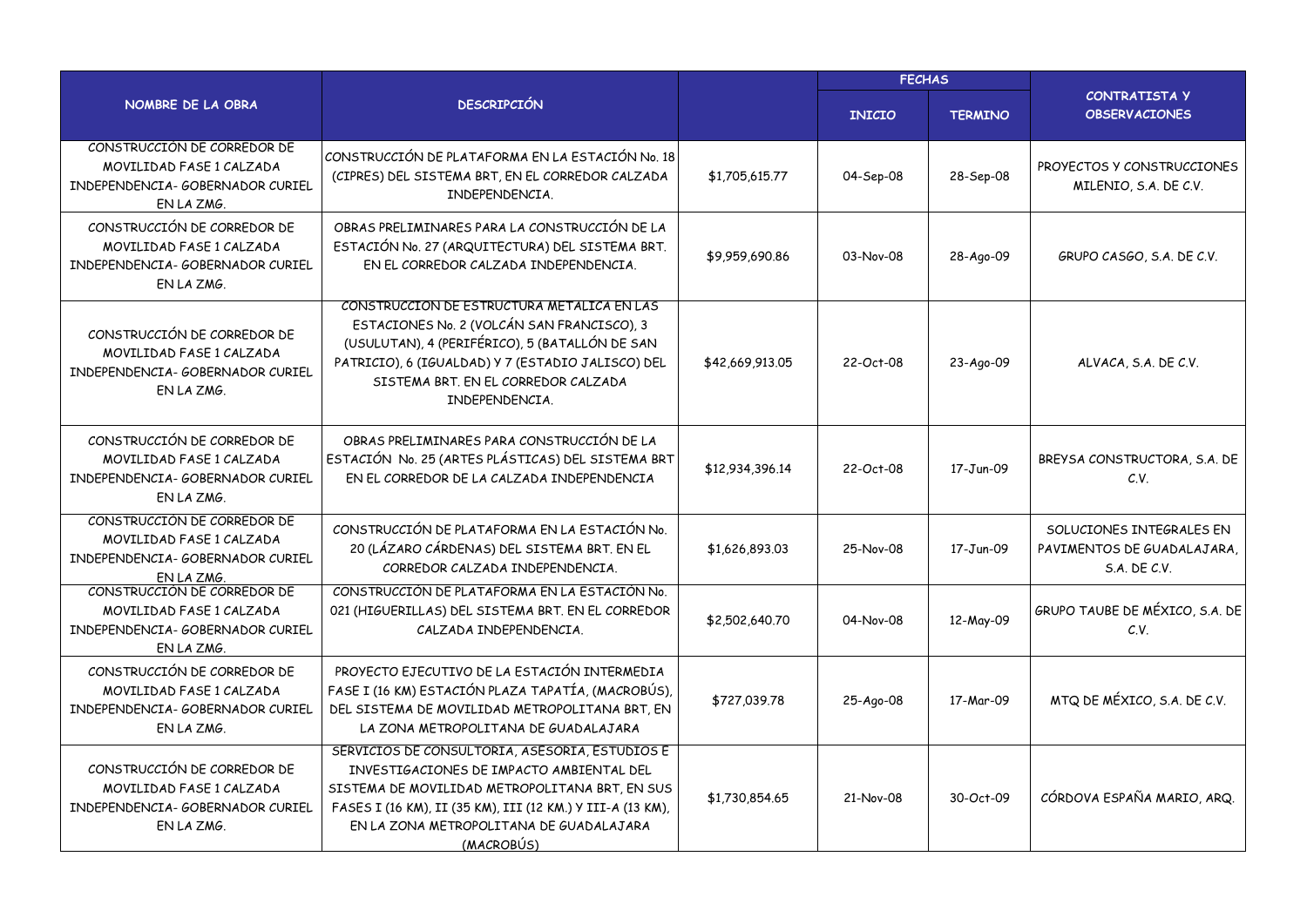| NOMBRE DE LA OBRA | DESCRIPCIÓN | | FECHAS | | CONTRATISTA Y OBSERVACIONES |
|---|---|---|---|---|---|
| | | | INICIO | TERMINO | |
| CONSTRUCCIÓN DE CORREDOR DE MOVILIDAD FASE 1 CALZADA INDEPENDENCIA- GOBERNADOR CURIEL EN LA ZMG. | CONSTRUCCIÓN DE PLATAFORMA EN LA ESTACIÓN No. 18 (CIPRES) DEL SISTEMA BRT, EN EL CORREDOR CALZADA INDEPENDENCIA. | $1,705,615.77 | 04-Sep-08 | 28-Sep-08 | PROYECTOS Y CONSTRUCCIONES MILENIO, S.A. DE C.V. |
| CONSTRUCCIÓN DE CORREDOR DE MOVILIDAD FASE 1 CALZADA INDEPENDENCIA- GOBERNADOR CURIEL EN LA ZMG. | OBRAS PRELIMINARES PARA LA CONSTRUCCIÓN DE LA ESTACIÓN No. 27 (ARQUITECTURA) DEL SISTEMA BRT. EN EL CORREDOR CALZADA INDEPENDENCIA. | $9,959,690.86 | 03-Nov-08 | 28-Ago-09 | GRUPO CASGO, S.A. DE C.V. |
| CONSTRUCCIÓN DE CORREDOR DE MOVILIDAD FASE 1 CALZADA INDEPENDENCIA- GOBERNADOR CURIEL EN LA ZMG. | CONSTRUCCION DE ESTRUCTURA METALICA EN LAS ESTACIONES No. 2 (VOLCÁN SAN FRANCISCO), 3 (USULUTAN), 4 (PERIFÉRICO), 5 (BATALLÓN DE SAN PATRICIO), 6 (IGUALDAD) Y 7 (ESTADIO JALISCO) DEL SISTEMA BRT. EN EL CORREDOR CALZADA INDEPENDENCIA. | $42,669,913.05 | 22-Oct-08 | 23-Ago-09 | ALVACA, S.A. DE C.V. |
| CONSTRUCCIÓN DE CORREDOR DE MOVILIDAD FASE 1 CALZADA INDEPENDENCIA- GOBERNADOR CURIEL EN LA ZMG. | OBRAS PRELIMINARES PARA CONSTRUCCIÓN DE LA ESTACIÓN No. 25 (ARTES PLÁSTICAS) DEL SISTEMA BRT EN EL CORREDOR DE LA CALZADA INDEPENDENCIA | $12,934,396.14 | 22-Oct-08 | 17-Jun-09 | BREYSA CONSTRUCTORA, S.A. DE C.V. |
| CONSTRUCCIÓN DE CORREDOR DE MOVILIDAD FASE 1 CALZADA INDEPENDENCIA- GOBERNADOR CURIEL EN LA ZMG. | CONSTRUCCIÓN DE PLATAFORMA EN LA ESTACIÓN No. 20 (LÁZARO CÁRDENAS) DEL SISTEMA BRT. EN EL CORREDOR CALZADA INDEPENDENCIA. | $1,626,893.03 | 25-Nov-08 | 17-Jun-09 | SOLUCIONES INTEGRALES EN PAVIMENTOS DE GUADALAJARA, S.A. DE C.V. |
| CONSTRUCCIÓN DE CORREDOR DE MOVILIDAD FASE 1 CALZADA INDEPENDENCIA- GOBERNADOR CURIEL EN LA ZMG. | CONSTRUCCIÓN DE PLATAFORMA EN LA ESTACIÓN No. 021 (HIGUERILLAS) DEL SISTEMA BRT. EN EL CORREDOR CALZADA INDEPENDENCIA. | $2,502,640.70 | 04-Nov-08 | 12-May-09 | GRUPO TAUBE DE MÉXICO, S.A. DE C.V. |
| CONSTRUCCIÓN DE CORREDOR DE MOVILIDAD FASE 1 CALZADA INDEPENDENCIA- GOBERNADOR CURIEL EN LA ZMG. | PROYECTO EJECUTIVO DE LA ESTACIÓN INTERMEDIA FASE I (16 KM) ESTACIÓN PLAZA TAPATÍA, (MACROBÚS), DEL SISTEMA DE MOVILIDAD METROPOLITANA BRT, EN LA ZONA METROPOLITANA DE GUADALAJARA | $727,039.78 | 25-Ago-08 | 17-Mar-09 | MTQ DE MÉXICO, S.A. DE C.V. |
| CONSTRUCCIÓN DE CORREDOR DE MOVILIDAD FASE 1 CALZADA INDEPENDENCIA- GOBERNADOR CURIEL EN LA ZMG. | SERVICIOS DE CONSULTORIA, ASESORIA, ESTUDIOS E INVESTIGACIONES DE IMPACTO AMBIENTAL DEL SISTEMA DE MOVILIDAD METROPOLITANA BRT, EN SUS FASES I (16 KM), II (35 KM), III (12 KM.) Y III-A (13 KM), EN LA ZONA METROPOLITANA DE GUADALAJARA (MACROBÚS) | $1,730,854.65 | 21-Nov-08 | 30-Oct-09 | CÓRDOVA ESPAÑA MARIO, ARQ. |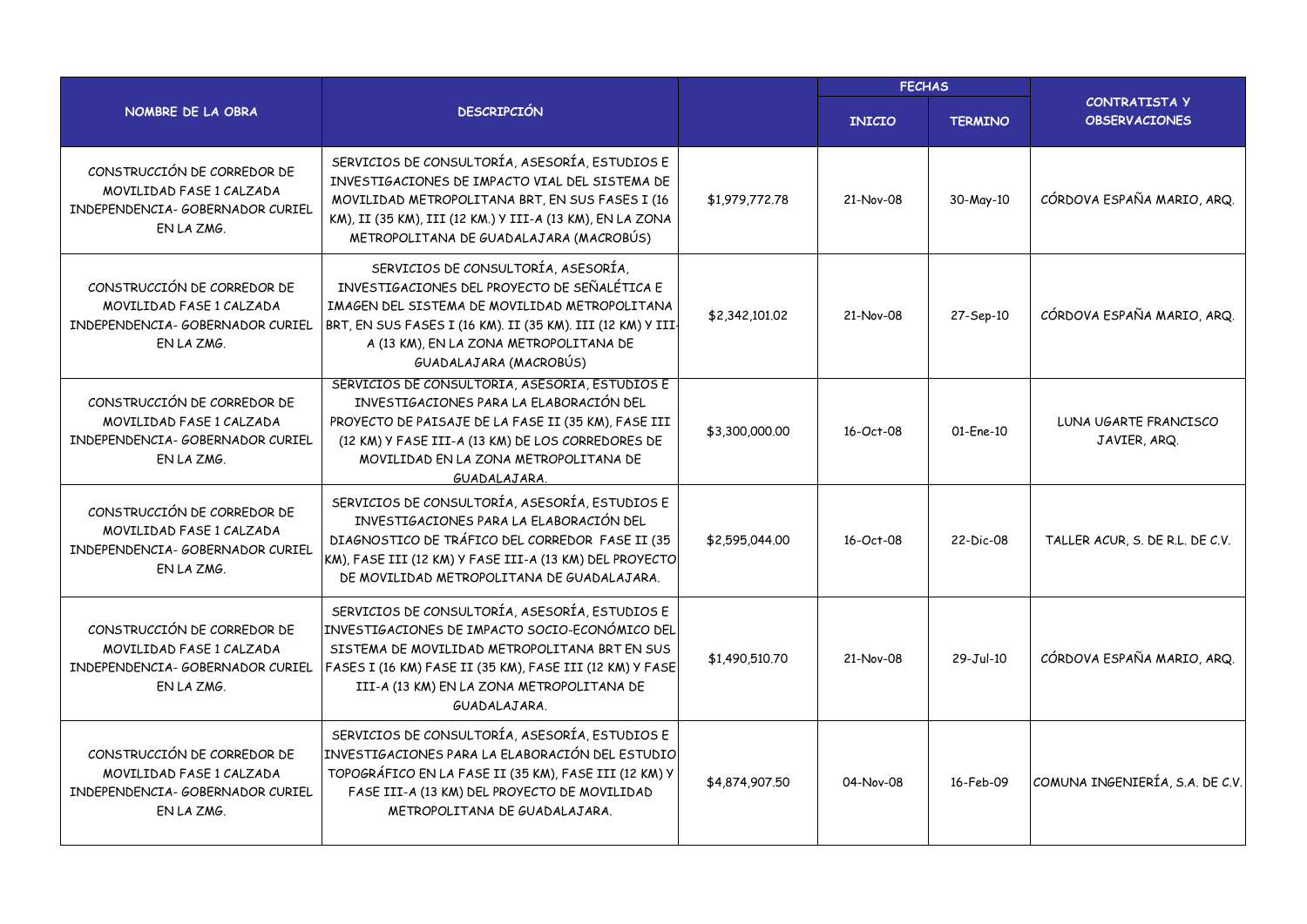| NOMBRE DE LA OBRA | DESCRIPCIÓN | | FECHAS | | CONTRATISTA Y OBSERVACIONES |
|---|---|---|---|---|---|
| | | | INICIO | TERMINO | |
| CONSTRUCCIÓN DE CORREDOR DE MOVILIDAD FASE 1 CALZADA INDEPENDENCIA- GOBERNADOR CURIEL EN LA ZMG. | SERVICIOS DE CONSULTORÍA, ASESORÍA, ESTUDIOS E INVESTIGACIONES DE IMPACTO VIAL DEL SISTEMA DE MOVILIDAD METROPOLITANA BRT, EN SUS FASES I (16 KM), II (35 KM), III (12 KM.) Y III-A (13 KM), EN LA ZONA METROPOLITANA DE GUADALAJARA (MACROBÚS) | $1,979,772.78 | 21-Nov-08 | 30-May-10 | CÓRDOVA ESPAÑA MARIO, ARQ. |
| CONSTRUCCIÓN DE CORREDOR DE MOVILIDAD FASE 1 CALZADA INDEPENDENCIA- GOBERNADOR CURIEL EN LA ZMG. | SERVICIOS DE CONSULTORÍA, ASESORÍA, INVESTIGACIONES DEL PROYECTO DE SEÑALÉTICA E IMAGEN DEL SISTEMA DE MOVILIDAD METROPOLITANA BRT, EN SUS FASES I (16 KM). II (35 KM). III (12 KM) Y III-A (13 KM), EN LA ZONA METROPOLITANA DE GUADALAJARA (MACROBÚS) | $2,342,101.02 | 21-Nov-08 | 27-Sep-10 | CÓRDOVA ESPAÑA MARIO, ARQ. |
| CONSTRUCCIÓN DE CORREDOR DE MOVILIDAD FASE 1 CALZADA INDEPENDENCIA- GOBERNADOR CURIEL EN LA ZMG. | SERVICIOS DE CONSULTORÍA, ASESORÍA, ESTUDIOS E INVESTIGACIONES PARA LA ELABORACIÓN DEL PROYECTO DE PAISAJE DE LA FASE II (35 KM), FASE III (12 KM) Y FASE III-A (13 KM) DE LOS CORREDORES DE MOVILIDAD EN LA ZONA METROPOLITANA DE GUADALAJARA. | $3,300,000.00 | 16-Oct-08 | 01-Ene-10 | LUNA UGARTE FRANCISCO JAVIER, ARQ. |
| CONSTRUCCIÓN DE CORREDOR DE MOVILIDAD FASE 1 CALZADA INDEPENDENCIA- GOBERNADOR CURIEL EN LA ZMG. | SERVICIOS DE CONSULTORÍA, ASESORÍA, ESTUDIOS E INVESTIGACIONES PARA LA ELABORACIÓN DEL DIAGNOSTICO DE TRÁFICO DEL CORREDOR FASE II (35 KM), FASE III (12 KM) Y FASE III-A (13 KM) DEL PROYECTO DE MOVILIDAD METROPOLITANA DE GUADALAJARA. | $2,595,044.00 | 16-Oct-08 | 22-Dic-08 | TALLER ACUR, S. DE R.L. DE C.V. |
| CONSTRUCCIÓN DE CORREDOR DE MOVILIDAD FASE 1 CALZADA INDEPENDENCIA- GOBERNADOR CURIEL EN LA ZMG. | SERVICIOS DE CONSULTORÍA, ASESORÍA, ESTUDIOS E INVESTIGACIONES DE IMPACTO SOCIO-ECONÓMICO DEL SISTEMA DE MOVILIDAD METROPOLITANA BRT EN SUS FASES I (16 KM) FASE II (35 KM), FASE III (12 KM) Y FASE III-A (13 KM) EN LA ZONA METROPOLITANA DE GUADALAJARA. | $1,490,510.70 | 21-Nov-08 | 29-Jul-10 | CÓRDOVA ESPAÑA MARIO, ARQ. |
| CONSTRUCCIÓN DE CORREDOR DE MOVILIDAD FASE 1 CALZADA INDEPENDENCIA- GOBERNADOR CURIEL EN LA ZMG. | SERVICIOS DE CONSULTORÍA, ASESORÍA, ESTUDIOS E INVESTIGACIONES PARA LA ELABORACIÓN DEL ESTUDIO TOPOGRÁFICO EN LA FASE II (35 KM), FASE III (12 KM) Y FASE III-A (13 KM) DEL PROYECTO DE MOVILIDAD METROPOLITANA DE GUADALAJARA. | $4,874,907.50 | 04-Nov-08 | 16-Feb-09 | COMUNA INGENIERÍA, S.A. DE C.V. |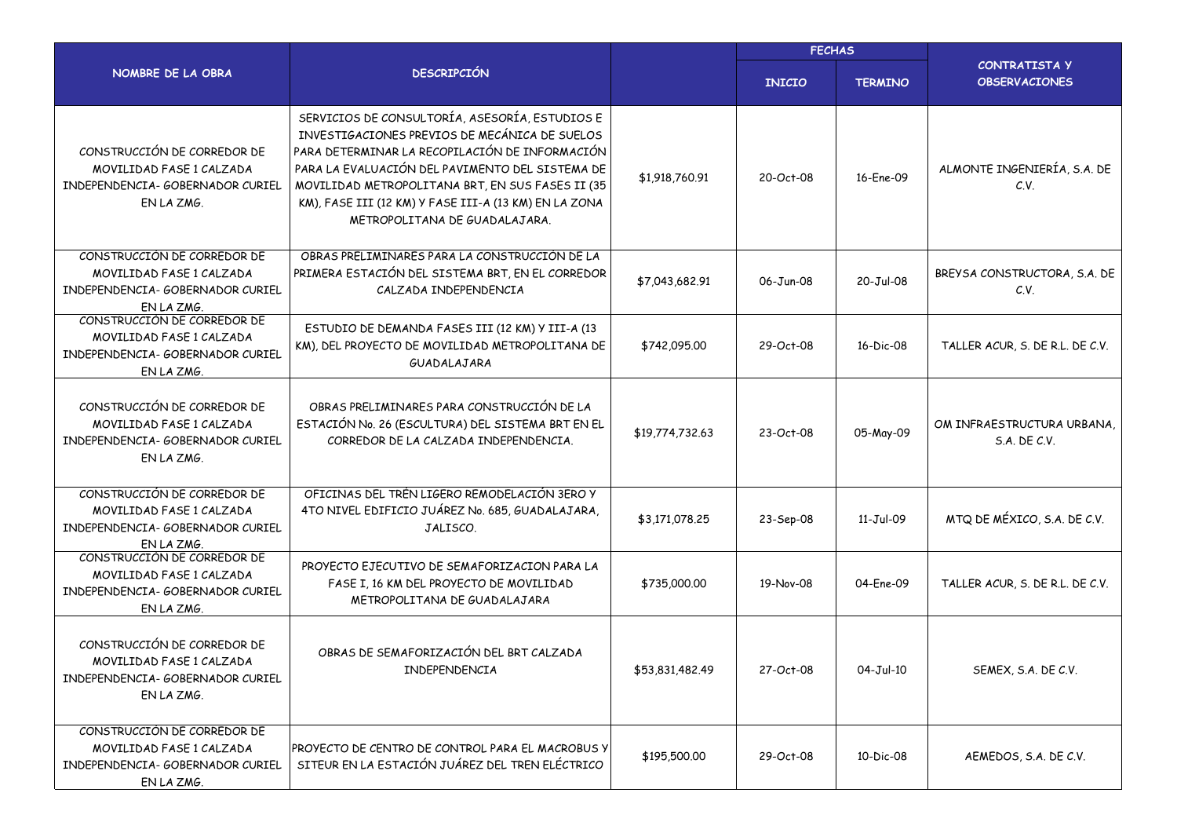| NOMBRE DE LA OBRA | DESCRIPCIÓN | | FECHAS | | CONTRATISTA Y OBSERVACIONES |
|---|---|---|---|---|---|
| | | | INICIO | TERMINO | |
| CONSTRUCCIÓN DE CORREDOR DE MOVILIDAD FASE 1 CALZADA INDEPENDENCIA- GOBERNADOR CURIEL EN LA ZMG. | SERVICIOS DE CONSULTORÍA, ASESORÍA, ESTUDIOS E INVESTIGACIONES PREVIOS DE MECÁNICA DE SUELOS PARA DETERMINAR LA RECOPILACIÓN DE INFORMACIÓN PARA LA EVALUACIÓN DEL PAVIMENTO DEL SISTEMA DE MOVILIDAD METROPOLITANA BRT, EN SUS FASES II (35 KM), FASE III (12 KM) Y FASE III-A (13 KM) EN LA ZONA METROPOLITANA DE GUADALAJARA. | $1,918,760.91 | 20-Oct-08 | 16-Ene-09 | ALMONTE INGENIERÍA, S.A. DE C.V. |
| CONSTRUCCIÓN DE CORREDOR DE MOVILIDAD FASE 1 CALZADA INDEPENDENCIA- GOBERNADOR CURIEL EN LA ZMG. | OBRAS PRELIMINARES PARA LA CONSTRUCCIÓN DE LA PRIMERA ESTACIÓN DEL SISTEMA BRT, EN EL CORREDOR CALZADA INDEPENDENCIA | $7,043,682.91 | 06-Jun-08 | 20-Jul-08 | BREYSA CONSTRUCTORA, S.A. DE C.V. |
| CONSTRUCCIÓN DE CORREDOR DE MOVILIDAD FASE 1 CALZADA INDEPENDENCIA- GOBERNADOR CURIEL EN LA ZMG. | ESTUDIO DE DEMANDA FASES III (12 KM) Y III-A (13 KM), DEL PROYECTO DE MOVILIDAD METROPOLITANA DE GUADALAJARA | $742,095.00 | 29-Oct-08 | 16-Dic-08 | TALLER ACUR, S. DE R.L. DE C.V. |
| CONSTRUCCIÓN DE CORREDOR DE MOVILIDAD FASE 1 CALZADA INDEPENDENCIA- GOBERNADOR CURIEL EN LA ZMG. | OBRAS PRELIMINARES PARA CONSTRUCCIÓN DE LA ESTACIÓN No. 26 (ESCULTURA) DEL SISTEMA BRT EN EL CORREDOR DE LA CALZADA INDEPENDENCIA. | $19,774,732.63 | 23-Oct-08 | 05-May-09 | OM INFRAESTRUCTURA URBANA, S.A. DE C.V. |
| CONSTRUCCIÓN DE CORREDOR DE MOVILIDAD FASE 1 CALZADA INDEPENDENCIA- GOBERNADOR CURIEL EN LA ZMG. | OFICINAS DEL TREN LIGERO REMODELACIÓN 3ERO Y 4TO NIVEL EDIFICIO JUÁREZ No. 685, GUADALAJARA, JALISCO. | $3,171,078.25 | 23-Sep-08 | 11-Jul-09 | MTQ DE MÉXICO, S.A. DE C.V. |
| CONSTRUCCIÓN DE CORREDOR DE MOVILIDAD FASE 1 CALZADA INDEPENDENCIA- GOBERNADOR CURIEL EN LA ZMG. | PROYECTO EJECUTIVO DE SEMAFORIZACION PARA LA FASE I, 16 KM DEL PROYECTO DE MOVILIDAD METROPOLITANA DE GUADALAJARA | $735,000.00 | 19-Nov-08 | 04-Ene-09 | TALLER ACUR, S. DE R.L. DE C.V. |
| CONSTRUCCIÓN DE CORREDOR DE MOVILIDAD FASE 1 CALZADA INDEPENDENCIA- GOBERNADOR CURIEL EN LA ZMG. | OBRAS DE SEMAFORIZACIÓN DEL BRT CALZADA INDEPENDENCIA | $53,831,482.49 | 27-Oct-08 | 04-Jul-10 | SEMEX, S.A. DE C.V. |
| CONSTRUCCIÓN DE CORREDOR DE MOVILIDAD FASE 1 CALZADA INDEPENDENCIA- GOBERNADOR CURIEL EN LA ZMG. | PROYECTO DE CENTRO DE CONTROL PARA EL MACROBUS Y SITEUR EN LA ESTACIÓN JUÁREZ DEL TREN ELÉCTRICO | $195,500.00 | 29-Oct-08 | 10-Dic-08 | AEMEDOS, S.A. DE C.V. |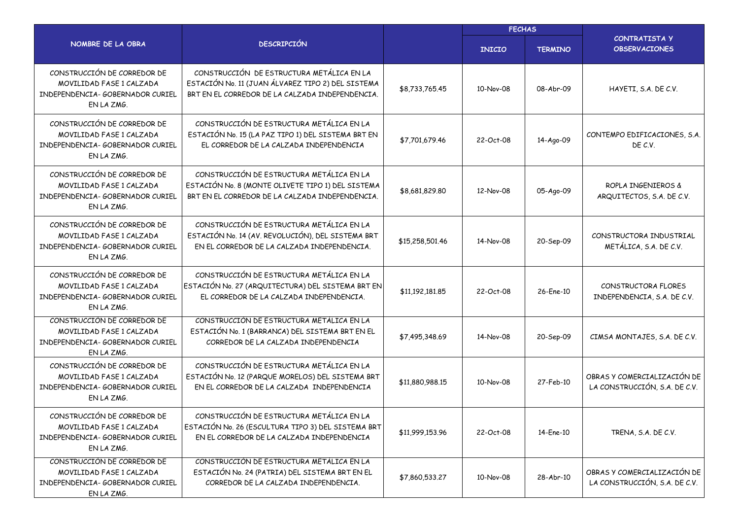| NOMBRE DE LA OBRA | DESCRIPCIÓN | | FECHAS | | CONTRATISTA Y OBSERVACIONES |
|---|---|---|---|---|---|
| | | | INICIO | TERMINO | |
| CONSTRUCCIÓN DE CORREDOR DE MOVILIDAD FASE 1 CALZADA INDEPENDENCIA- GOBERNADOR CURIEL EN LA ZMG. | CONSTRUCCIÓN DE ESTRUCTURA METÁLICA EN LA ESTACIÓN No. 11 (JUAN ÁLVAREZ TIPO 2) DEL SISTEMA BRT EN EL CORREDOR DE LA CALZADA INDEPENDENCIA. | $8,733,765.45 | 10-Nov-08 | 08-Abr-09 | HAYETI, S.A. DE C.V. |
| CONSTRUCCIÓN DE CORREDOR DE MOVILIDAD FASE 1 CALZADA INDEPENDENCIA- GOBERNADOR CURIEL EN LA ZMG. | CONSTRUCCIÓN DE ESTRUCTURA METÁLICA EN LA ESTACIÓN No. 15 (LA PAZ TIPO 1) DEL SISTEMA BRT EN EL CORREDOR DE LA CALZADA INDEPENDENCIA | $7,701,679.46 | 22-Oct-08 | 14-Ago-09 | CONTEMPO EDIFICACIONES, S.A. DE C.V. |
| CONSTRUCCIÓN DE CORREDOR DE MOVILIDAD FASE 1 CALZADA INDEPENDENCIA- GOBERNADOR CURIEL EN LA ZMG. | CONSTRUCCIÓN DE ESTRUCTURA METÁLICA EN LA ESTACIÓN No. 8 (MONTE OLIVETE TIPO 1) DEL SISTEMA BRT EN EL CORREDOR DE LA CALZADA INDEPENDENCIA. | $8,681,829.80 | 12-Nov-08 | 05-Ago-09 | ROPLA INGENIEROS & ARQUITECTOS, S.A. DE C.V. |
| CONSTRUCCIÓN DE CORREDOR DE MOVILIDAD FASE 1 CALZADA INDEPENDENCIA- GOBERNADOR CURIEL EN LA ZMG. | CONSTRUCCIÓN DE ESTRUCTURA METÁLICA EN LA ESTACIÓN No. 14 (AV. REVOLUCIÓN), DEL SISTEMA BRT EN EL CORREDOR DE LA CALZADA INDEPENDENCIA. | $15,258,501.46 | 14-Nov-08 | 20-Sep-09 | CONSTRUCTORA INDUSTRIAL METÁLICA, S.A. DE C.V. |
| CONSTRUCCIÓN DE CORREDOR DE MOVILIDAD FASE 1 CALZADA INDEPENDENCIA- GOBERNADOR CURIEL EN LA ZMG. | CONSTRUCCIÓN DE ESTRUCTURA METÁLICA EN LA ESTACIÓN No. 27 (ARQUITECTURA) DEL SISTEMA BRT EN EL CORREDOR DE LA CALZADA INDEPENDENCIA. | $11,192,181.85 | 22-Oct-08 | 26-Ene-10 | CONSTRUCTORA FLORES INDEPENDENCIA, S.A. DE C.V. |
| CONSTRUCCIÓN DE CORREDOR DE MOVILIDAD FASE 1 CALZADA INDEPENDENCIA- GOBERNADOR CURIEL EN LA ZMG. | CONSTRUCCIÓN DE ESTRUCTURA METÁLICA EN LA ESTACIÓN No. 1 (BARRANCA) DEL SISTEMA BRT EN EL CORREDOR DE LA CALZADA INDEPENDENCIA | $7,495,348.69 | 14-Nov-08 | 20-Sep-09 | CIMSA MONTAJES, S.A. DE C.V. |
| CONSTRUCCIÓN DE CORREDOR DE MOVILIDAD FASE 1 CALZADA INDEPENDENCIA- GOBERNADOR CURIEL EN LA ZMG. | CONSTRUCCIÓN DE ESTRUCTURA METÁLICA EN LA ESTACIÓN No. 12 (PARQUE MORELOS) DEL SISTEMA BRT EN EL CORREDOR DE LA CALZADA INDEPENDENCIA | $11,880,988.15 | 10-Nov-08 | 27-Feb-10 | OBRAS Y COMERCIALIZACIÓN DE LA CONSTRUCCIÓN, S.A. DE C.V. |
| CONSTRUCCIÓN DE CORREDOR DE MOVILIDAD FASE 1 CALZADA INDEPENDENCIA- GOBERNADOR CURIEL EN LA ZMG. | CONSTRUCCIÓN DE ESTRUCTURA METÁLICA EN LA ESTACIÓN No. 26 (ESCULTURA TIPO 3) DEL SISTEMA BRT EN EL CORREDOR DE LA CALZADA INDEPENDENCIA | $11,999,153.96 | 22-Oct-08 | 14-Ene-10 | TRENA, S.A. DE C.V. |
| CONSTRUCCIÓN DE CORREDOR DE MOVILIDAD FASE 1 CALZADA INDEPENDENCIA- GOBERNADOR CURIEL EN LA ZMG. | CONSTRUCCIÓN DE ESTRUCTURA METÁLICA EN LA ESTACIÓN No. 24 (PATRIA) DEL SISTEMA BRT EN EL CORREDOR DE LA CALZADA INDEPENDENCIA. | $7,860,533.27 | 10-Nov-08 | 28-Abr-10 | OBRAS Y COMERCIALIZACIÓN DE LA CONSTRUCCIÓN, S.A. DE C.V. |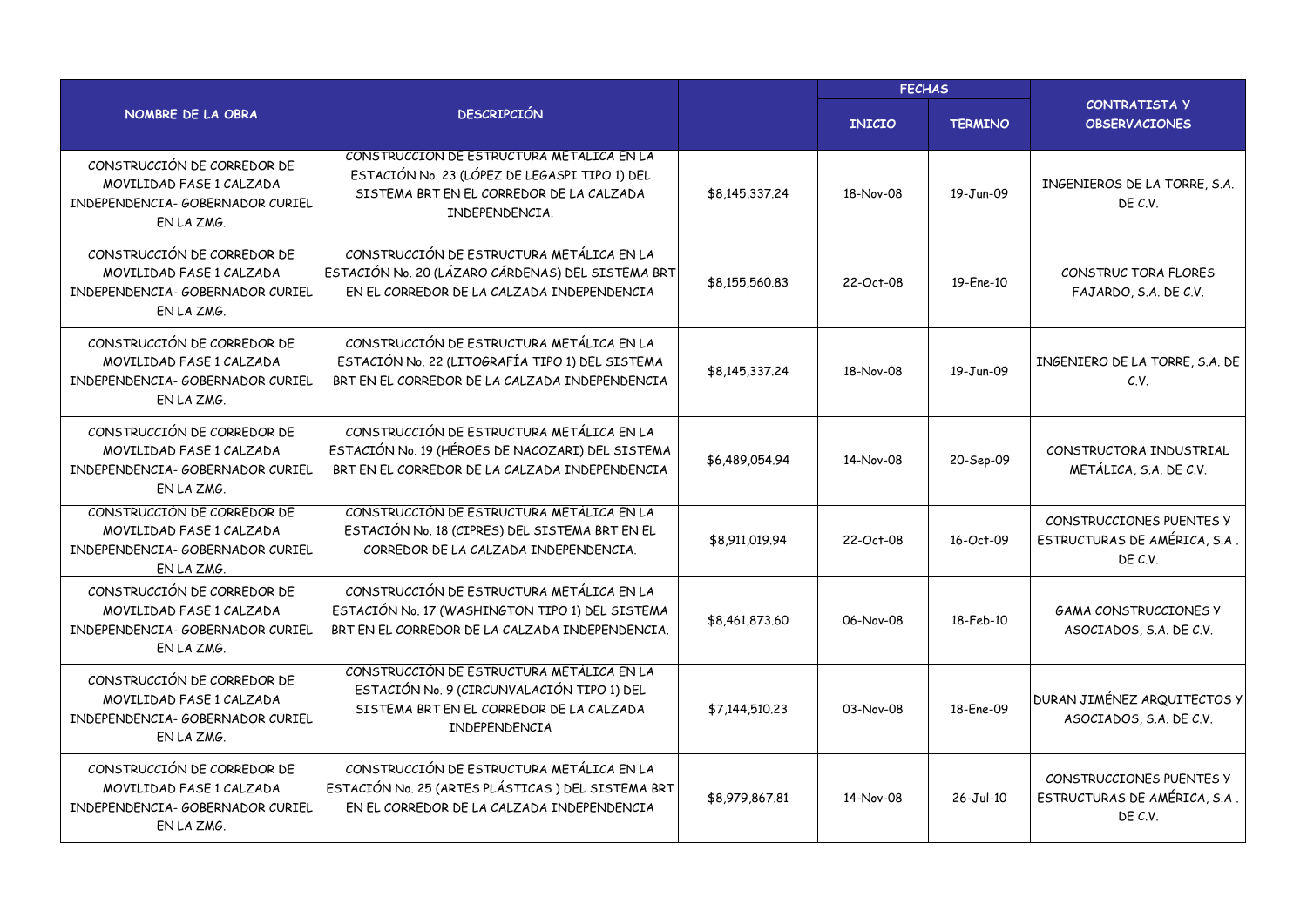| NOMBRE DE LA OBRA | DESCRIPCIÓN | | FECHAS | | CONTRATISTA Y OBSERVACIONES |
|---|---|---|---|---|---|
| | | | INICIO | TERMINO | |
| CONSTRUCCIÓN DE CORREDOR DE MOVILIDAD FASE 1 CALZADA INDEPENDENCIA- GOBERNADOR CURIEL EN LA ZMG. | CONSTRUCCION DE ESTRUCTURA METALICA EN LA ESTACIÓN No. 23 (LÓPEZ DE LEGASPI TIPO 1) DEL SISTEMA BRT EN EL CORREDOR DE LA CALZADA INDEPENDENCIA. | $8,145,337.24 | 18-Nov-08 | 19-Jun-09 | INGENIEROS DE LA TORRE, S.A. DE C.V. |
| CONSTRUCCIÓN DE CORREDOR DE MOVILIDAD FASE 1 CALZADA INDEPENDENCIA- GOBERNADOR CURIEL EN LA ZMG. | CONSTRUCCIÓN DE ESTRUCTURA METÁLICA EN LA ESTACIÓN No. 20 (LÁZARO CÁRDENAS) DEL SISTEMA BRT EN EL CORREDOR DE LA CALZADA INDEPENDENCIA | $8,155,560.83 | 22-Oct-08 | 19-Ene-10 | CONSTRUC TORA FLORES FAJARDO, S.A. DE C.V. |
| CONSTRUCCIÓN DE CORREDOR DE MOVILIDAD FASE 1 CALZADA INDEPENDENCIA- GOBERNADOR CURIEL EN LA ZMG. | CONSTRUCCIÓN DE ESTRUCTURA METÁLICA EN LA ESTACIÓN No. 22 (LITOGRAFÍA TIPO 1) DEL SISTEMA BRT EN EL CORREDOR DE LA CALZADA INDEPENDENCIA | $8,145,337.24 | 18-Nov-08 | 19-Jun-09 | INGENIERO DE LA TORRE, S.A. DE C.V. |
| CONSTRUCCIÓN DE CORREDOR DE MOVILIDAD FASE 1 CALZADA INDEPENDENCIA- GOBERNADOR CURIEL EN LA ZMG. | CONSTRUCCIÓN DE ESTRUCTURA METÁLICA EN LA ESTACIÓN No. 19 (HÉROES DE NACOZARI) DEL SISTEMA BRT EN EL CORREDOR DE LA CALZADA INDEPENDENCIA | $6,489,054.94 | 14-Nov-08 | 20-Sep-09 | CONSTRUCTORA INDUSTRIAL METÁLICA, S.A. DE C.V. |
| CONSTRUCCIÓN DE CORREDOR DE MOVILIDAD FASE 1 CALZADA INDEPENDENCIA- GOBERNADOR CURIEL EN LA ZMG. | CONSTRUCCIÓN DE ESTRUCTURA METÁLICA EN LA ESTACIÓN No. 18 (CIPRES) DEL SISTEMA BRT EN EL CORREDOR DE LA CALZADA INDEPENDENCIA. | $8,911,019.94 | 22-Oct-08 | 16-Oct-09 | CONSTRUCCIONES PUENTES Y ESTRUCTURAS DE AMÉRICA, S.A . DE C.V. |
| CONSTRUCCIÓN DE CORREDOR DE MOVILIDAD FASE 1 CALZADA INDEPENDENCIA- GOBERNADOR CURIEL EN LA ZMG. | CONSTRUCCIÓN DE ESTRUCTURA METÁLICA EN LA ESTACIÓN No. 17 (WASHINGTON TIPO 1) DEL SISTEMA BRT EN EL CORREDOR DE LA CALZADA INDEPENDENCIA. | $8,461,873.60 | 06-Nov-08 | 18-Feb-10 | GAMA CONSTRUCCIONES Y ASOCIADOS, S.A. DE C.V. |
| CONSTRUCCIÓN DE CORREDOR DE MOVILIDAD FASE 1 CALZADA INDEPENDENCIA- GOBERNADOR CURIEL EN LA ZMG. | CONSTRUCCIÓN DE ESTRUCTURA METÁLICA EN LA ESTACIÓN No. 9 (CIRCUNVALACIÓN TIPO 1) DEL SISTEMA BRT EN EL CORREDOR DE LA CALZADA INDEPENDENCIA | $7,144,510.23 | 03-Nov-08 | 18-Ene-09 | DURAN JIMÉNEZ ARQUITECTOS Y ASOCIADOS, S.A. DE C.V. |
| CONSTRUCCIÓN DE CORREDOR DE MOVILIDAD FASE 1 CALZADA INDEPENDENCIA- GOBERNADOR CURIEL EN LA ZMG. | CONSTRUCCIÓN DE ESTRUCTURA METÁLICA EN LA ESTACIÓN No. 25 (ARTES PLÁSTICAS ) DEL SISTEMA BRT EN EL CORREDOR DE LA CALZADA INDEPENDENCIA | $8,979,867.81 | 14-Nov-08 | 26-Jul-10 | CONSTRUCCIONES PUENTES Y ESTRUCTURAS DE AMÉRICA, S.A . DE C.V. |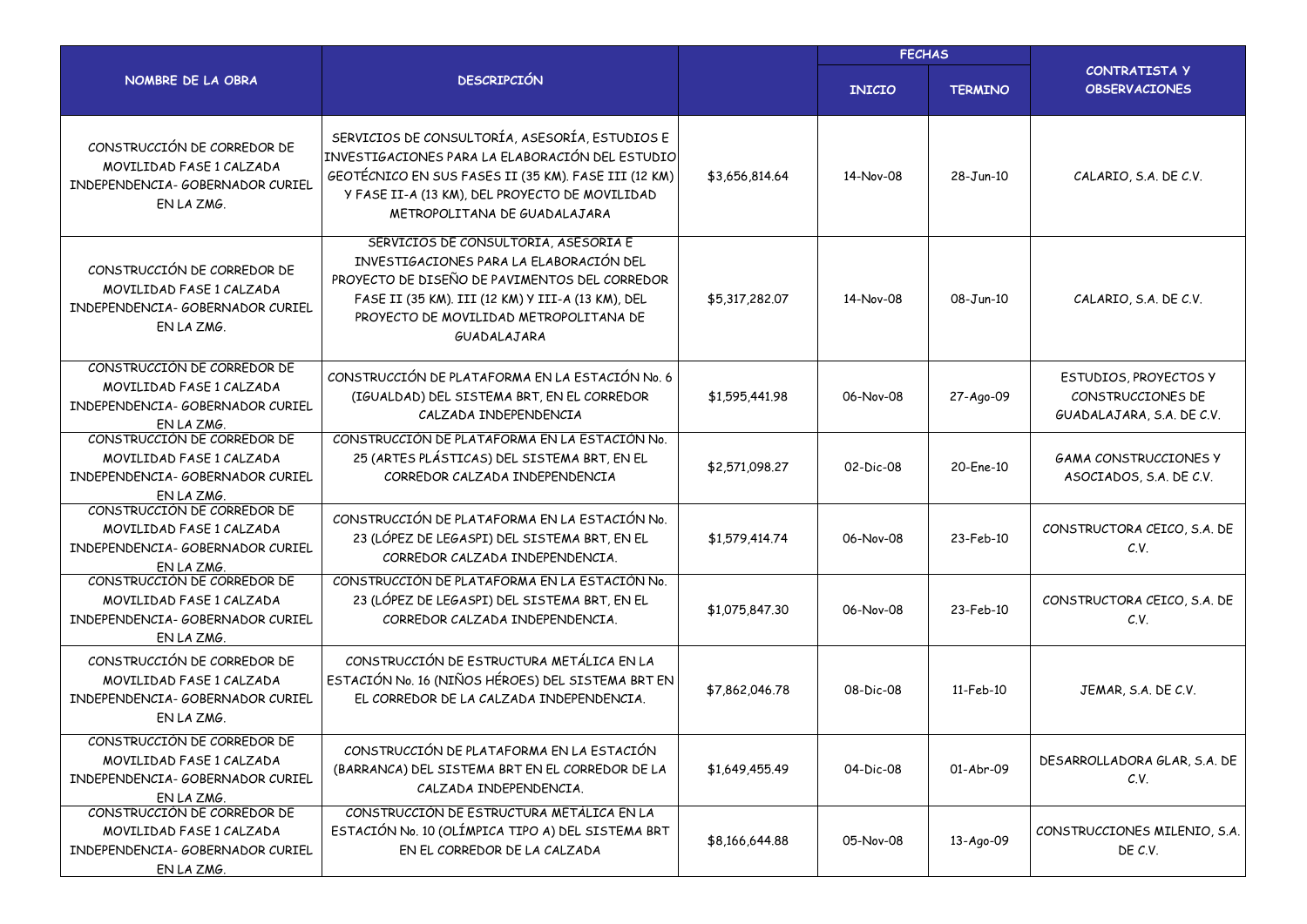| NOMBRE DE LA OBRA | DESCRIPCIÓN | | FECHAS | | CONTRATISTA Y OBSERVACIONES |
|---|---|---|---|---|---|
| | | | INICIO | TERMINO | |
| CONSTRUCCIÓN DE CORREDOR DE MOVILIDAD FASE 1 CALZADA INDEPENDENCIA- GOBERNADOR CURIEL EN LA ZMG. | SERVICIOS DE CONSULTORÍA, ASESORÍA, ESTUDIOS E INVESTIGACIONES PARA LA ELABORACIÓN DEL ESTUDIO GEOTÉCNICO EN SUS FASES II (35 KM). FASE III (12 KM) Y FASE II-A (13 KM), DEL PROYECTO DE MOVILIDAD METROPOLITANA DE GUADALAJARA | $3,656,814.64 | 14-Nov-08 | 28-Jun-10 | CALARIO, S.A. DE C.V. |
| CONSTRUCCIÓN DE CORREDOR DE MOVILIDAD FASE 1 CALZADA INDEPENDENCIA- GOBERNADOR CURIEL EN LA ZMG. | SERVICIOS DE CONSULTORIA, ASESORIA E INVESTIGACIONES PARA LA ELABORACIÓN DEL PROYECTO DE DISEÑO DE PAVIMENTOS DEL CORREDOR FASE II (35 KM). III (12 KM) Y III-A (13 KM), DEL PROYECTO DE MOVILIDAD METROPOLITANA DE GUADALAJARA | $5,317,282.07 | 14-Nov-08 | 08-Jun-10 | CALARIO, S.A. DE C.V. |
| CONSTRUCCIÓN DE CORREDOR DE MOVILIDAD FASE 1 CALZADA INDEPENDENCIA- GOBERNADOR CURIEL EN LA ZMG. | CONSTRUCCIÓN DE PLATAFORMA EN LA ESTACIÓN No. 6 (IGUALDAD) DEL SISTEMA BRT, EN EL CORREDOR CALZADA INDEPENDENCIA | $1,595,441.98 | 06-Nov-08 | 27-Ago-09 | ESTUDIOS, PROYECTOS Y CONSTRUCCIONES DE GUADALAJARA, S.A. DE C.V. |
| CONSTRUCCIÓN DE CORREDOR DE MOVILIDAD FASE 1 CALZADA INDEPENDENCIA- GOBERNADOR CURIEL EN LA ZMG. | CONSTRUCCIÓN DE PLATAFORMA EN LA ESTACIÓN No. 25 (ARTES PLÁSTICAS) DEL SISTEMA BRT, EN EL CORREDOR CALZADA INDEPENDENCIA | $2,571,098.27 | 02-Dic-08 | 20-Ene-10 | GAMA CONSTRUCCIONES Y ASOCIADOS, S.A. DE C.V. |
| CONSTRUCCIÓN DE CORREDOR DE MOVILIDAD FASE 1 CALZADA INDEPENDENCIA- GOBERNADOR CURIEL EN LA ZMG. | CONSTRUCCIÓN DE PLATAFORMA EN LA ESTACIÓN No. 23 (LÓPEZ DE LEGASPI) DEL SISTEMA BRT, EN EL CORREDOR CALZADA INDEPENDENCIA. | $1,579,414.74 | 06-Nov-08 | 23-Feb-10 | CONSTRUCTORA CEICO, S.A. DE C.V. |
| CONSTRUCCIÓN DE CORREDOR DE MOVILIDAD FASE 1 CALZADA INDEPENDENCIA- GOBERNADOR CURIEL EN LA ZMG. | CONSTRUCCIÓN DE PLATAFORMA EN LA ESTACIÓN No. 23 (LÓPEZ DE LEGASPI) DEL SISTEMA BRT, EN EL CORREDOR CALZADA INDEPENDENCIA. | $1,075,847.30 | 06-Nov-08 | 23-Feb-10 | CONSTRUCTORA CEICO, S.A. DE C.V. |
| CONSTRUCCIÓN DE CORREDOR DE MOVILIDAD FASE 1 CALZADA INDEPENDENCIA- GOBERNADOR CURIEL EN LA ZMG. | CONSTRUCCIÓN DE ESTRUCTURA METÁLICA EN LA ESTACIÓN No. 16 (NIÑOS HÉROES) DEL SISTEMA BRT EN EL CORREDOR DE LA CALZADA INDEPENDENCIA. | $7,862,046.78 | 08-Dic-08 | 11-Feb-10 | JEMAR, S.A. DE C.V. |
| CONSTRUCCIÓN DE CORREDOR DE MOVILIDAD FASE 1 CALZADA INDEPENDENCIA- GOBERNADOR CURIEL EN LA ZMG. | CONSTRUCCIÓN DE PLATAFORMA EN LA ESTACIÓN (BARRANCA) DEL SISTEMA BRT EN EL CORREDOR DE LA CALZADA INDEPENDENCIA. | $1,649,455.49 | 04-Dic-08 | 01-Abr-09 | DESARROLLADORA GLAR, S.A. DE C.V. |
| CONSTRUCCIÓN DE CORREDOR DE MOVILIDAD FASE 1 CALZADA INDEPENDENCIA- GOBERNADOR CURIEL EN LA ZMG. | CONSTRUCCIÓN DE ESTRUCTURA METÁLICA EN LA ESTACIÓN No. 10 (OLÍMPICA TIPO A) DEL SISTEMA BRT EN EL CORREDOR DE LA CALZADA | $8,166,644.88 | 05-Nov-08 | 13-Ago-09 | CONSTRUCCIONES MILENIO, S.A. DE C.V. |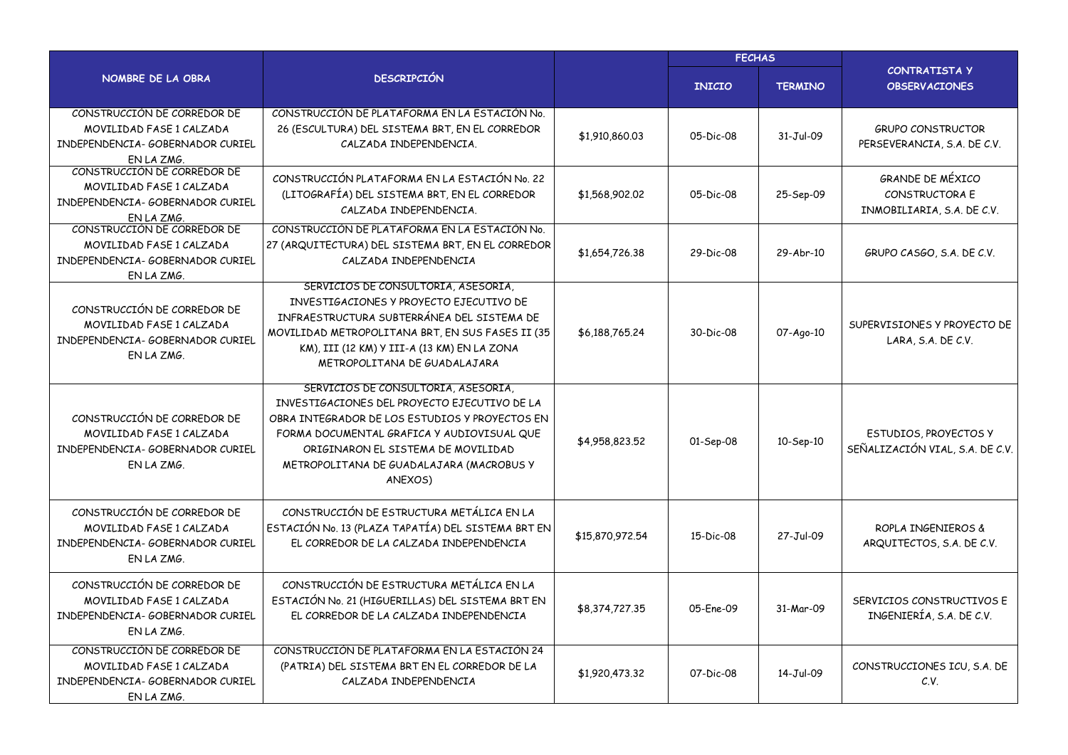| NOMBRE DE LA OBRA | DESCRIPCIÓN | | FECHAS | | CONTRATISTA Y OBSERVACIONES |
|---|---|---|---|---|---|
| | | | INICIO | TERMINO | |
| CONSTRUCCIÓN DE CORREDOR DE MOVILIDAD FASE 1 CALZADA INDEPENDENCIA- GOBERNADOR CURIEL EN LA ZMG. | CONSTRUCCIÓN DE PLATAFORMA EN LA ESTACIÓN No. 26 (ESCULTURA) DEL SISTEMA BRT, EN EL CORREDOR CALZADA INDEPENDENCIA. | $1,910,860.03 | 05-Dic-08 | 31-Jul-09 | GRUPO CONSTRUCTOR PERSEVERANCIA, S.A. DE C.V. |
| CONSTRUCCIÓN DE CORREDOR DE MOVILIDAD FASE 1 CALZADA INDEPENDENCIA- GOBERNADOR CURIEL EN LA ZMG. | CONSTRUCCIÓN PLATAFORMA EN LA ESTACIÓN No. 22 (LITOGRAFÍA) DEL SISTEMA BRT, EN EL CORREDOR CALZADA INDEPENDENCIA. | $1,568,902.02 | 05-Dic-08 | 25-Sep-09 | GRANDE DE MÉXICO CONSTRUCTORA E INMOBILIARIA, S.A. DE C.V. |
| CONSTRUCCIÓN DE CORREDOR DE MOVILIDAD FASE 1 CALZADA INDEPENDENCIA- GOBERNADOR CURIEL EN LA ZMG. | CONSTRUCCIÓN DE PLATAFORMA EN LA ESTACIÓN No. 27 (ARQUITECTURA) DEL SISTEMA BRT, EN EL CORREDOR CALZADA INDEPENDENCIA | $1,654,726.38 | 29-Dic-08 | 29-Abr-10 | GRUPO CASGO, S.A. DE C.V. |
| CONSTRUCCIÓN DE CORREDOR DE MOVILIDAD FASE 1 CALZADA INDEPENDENCIA- GOBERNADOR CURIEL EN LA ZMG. | SERVICIOS DE CONSULTORIA, ASESORIA, INVESTIGACIONES Y PROYECTO EJECUTIVO DE INFRAESTRUCTURA SUBTERRÁNEA DEL SISTEMA DE MOVILIDAD METROPOLITANA BRT, EN SUS FASES II (35 KM), III (12 KM) Y III-A (13 KM) EN LA ZONA METROPOLITANA DE GUADALAJARA | $6,188,765.24 | 30-Dic-08 | 07-Ago-10 | SUPERVISIONES Y PROYECTO DE LARA, S.A. DE C.V. |
| CONSTRUCCIÓN DE CORREDOR DE MOVILIDAD FASE 1 CALZADA INDEPENDENCIA- GOBERNADOR CURIEL EN LA ZMG. | SERVICIOS DE CONSULTORIA, ASESORIA, INVESTIGACIONES DEL PROYECTO EJECUTIVO DE LA OBRA INTEGRADOR DE LOS ESTUDIOS Y PROYECTOS EN FORMA DOCUMENTAL GRAFICA Y AUDIOVISUAL QUE ORIGINARON EL SISTEMA DE MOVILIDAD METROPOLITANA DE GUADALAJARA (MACROBUS Y ANEXOS) | $4,958,823.52 | 01-Sep-08 | 10-Sep-10 | ESTUDIOS, PROYECTOS Y SEÑALIZACIÓN VIAL, S.A. DE C.V. |
| CONSTRUCCIÓN DE CORREDOR DE MOVILIDAD FASE 1 CALZADA INDEPENDENCIA- GOBERNADOR CURIEL EN LA ZMG. | CONSTRUCCIÓN DE ESTRUCTURA METÁLICA EN LA ESTACIÓN No. 13 (PLAZA TAPATÍA) DEL SISTEMA BRT EN EL CORREDOR DE LA CALZADA INDEPENDENCIA | $15,870,972.54 | 15-Dic-08 | 27-Jul-09 | ROPLA INGENIEROS & ARQUITECTOS, S.A. DE C.V. |
| CONSTRUCCIÓN DE CORREDOR DE MOVILIDAD FASE 1 CALZADA INDEPENDENCIA- GOBERNADOR CURIEL EN LA ZMG. | CONSTRUCCIÓN DE ESTRUCTURA METÁLICA EN LA ESTACIÓN No. 21 (HIGUERILLAS) DEL SISTEMA BRT EN EL CORREDOR DE LA CALZADA INDEPENDENCIA | $8,374,727.35 | 05-Ene-09 | 31-Mar-09 | SERVICIOS CONSTRUCTIVOS E INGENIERÍA, S.A. DE C.V. |
| CONSTRUCCIÓN DE CORREDOR DE MOVILIDAD FASE 1 CALZADA INDEPENDENCIA- GOBERNADOR CURIEL EN LA ZMG. | CONSTRUCCIÓN DE PLATAFORMA EN LA ESTACIÓN 24 (PATRIA) DEL SISTEMA BRT EN EL CORREDOR DE LA CALZADA INDEPENDENCIA | $1,920,473.32 | 07-Dic-08 | 14-Jul-09 | CONSTRUCCIONES ICU, S.A. DE C.V. |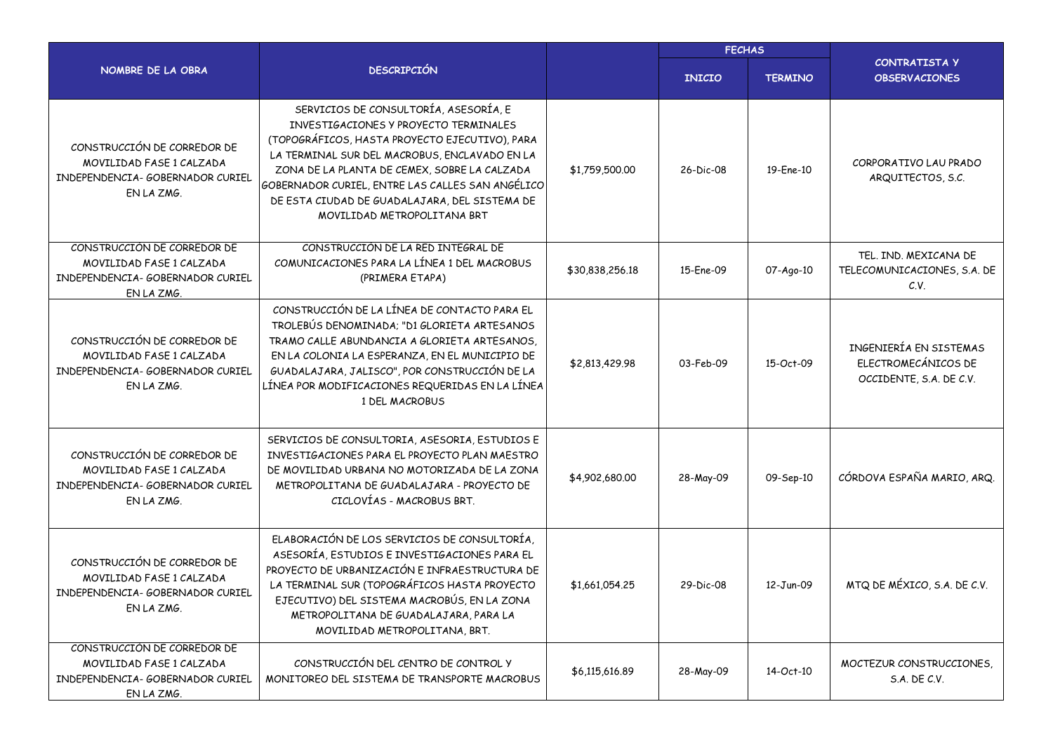| NOMBRE DE LA OBRA | DESCRIPCIÓN | | FECHAS | | CONTRATISTA Y OBSERVACIONES |
|---|---|---|---|---|---|
| | | | INICIO | TERMINO | |
| CONSTRUCCIÓN DE CORREDOR DE MOVILIDAD FASE 1 CALZADA INDEPENDENCIA- GOBERNADOR CURIEL EN LA ZMG. | SERVICIOS DE CONSULTORÍA, ASESORÍA, E INVESTIGACIONES Y PROYECTO TERMINALES (TOPOGRÁFICOS, HASTA PROYECTO EJECUTIVO), PARA LA TERMINAL SUR DEL MACROBUS, ENCLAVADO EN LA ZONA DE LA PLANTA DE CEMEX, SOBRE LA CALZADA GOBERNADOR CURIEL, ENTRE LAS CALLES SAN ANGÉLICO DE ESTA CIUDAD DE GUADALAJARA, DEL SISTEMA DE MOVILIDAD METROPOLITANA BRT | $1,759,500.00 | 26-Dic-08 | 19-Ene-10 | CORPORATIVO LAU PRADO ARQUITECTOS, S.C. |
| CONSTRUCCIÓN DE CORREDOR DE MOVILIDAD FASE 1 CALZADA INDEPENDENCIA- GOBERNADOR CURIEL EN LA ZMG. | CONSTRUCCIÓN DE LA RED INTEGRAL DE COMUNICACIONES PARA LA LÍNEA 1 DEL MACROBUS (PRIMERA ETAPA) | $30,838,256.18 | 15-Ene-09 | 07-Ago-10 | TEL. IND. MEXICANA DE TELECOMUNICACIONES, S.A. DE C.V. |
| CONSTRUCCIÓN DE CORREDOR DE MOVILIDAD FASE 1 CALZADA INDEPENDENCIA- GOBERNADOR CURIEL EN LA ZMG. | CONSTRUCCIÓN DE LA LÍNEA DE CONTACTO PARA EL TROLEBÚS DENOMINADA; "D1 GLORIETA ARTESANOS TRAMO CALLE ABUNDANCIA A GLORIETA ARTESANOS, EN LA COLONIA LA ESPERANZA, EN EL MUNICIPIO DE GUADALAJARA, JALISCO", POR CONSTRUCCIÓN DE LA LÍNEA POR MODIFICACIONES REQUERIDAS EN LA LÍNEA 1 DEL MACROBUS | $2,813,429.98 | 03-Feb-09 | 15-Oct-09 | INGENIERÍA EN SISTEMAS ELECTROMECÁNICOS DE OCCIDENTE, S.A. DE C.V. |
| CONSTRUCCIÓN DE CORREDOR DE MOVILIDAD FASE 1 CALZADA INDEPENDENCIA- GOBERNADOR CURIEL EN LA ZMG. | SERVICIOS DE CONSULTORIA, ASESORIA, ESTUDIOS E INVESTIGACIONES PARA EL PROYECTO PLAN MAESTRO DE MOVILIDAD URBANA NO MOTORIZADA DE LA ZONA METROPOLITANA DE GUADALAJARA - PROYECTO DE CICLOVÍAS - MACROBUS BRT. | $4,902,680.00 | 28-May-09 | 09-Sep-10 | CÓRDOVA ESPAÑA MARIO, ARQ. |
| CONSTRUCCIÓN DE CORREDOR DE MOVILIDAD FASE 1 CALZADA INDEPENDENCIA- GOBERNADOR CURIEL EN LA ZMG. | ELABORACIÓN DE LOS SERVICIOS DE CONSULTORÍA, ASESORÍA, ESTUDIOS E INVESTIGACIONES PARA EL PROYECTO DE URBANIZACIÓN E INFRAESTRUCTURA DE LA TERMINAL SUR (TOPOGRÁFICOS HASTA PROYECTO EJECUTIVO) DEL SISTEMA MACROBÚS, EN LA ZONA METROPOLITANA DE GUADALAJARA, PARA LA MOVILIDAD METROPOLITANA, BRT. | $1,661,054.25 | 29-Dic-08 | 12-Jun-09 | MTQ DE MÉXICO, S.A. DE C.V. |
| CONSTRUCCIÓN DE CORREDOR DE MOVILIDAD FASE 1 CALZADA INDEPENDENCIA- GOBERNADOR CURIEL EN LA ZMG. | CONSTRUCCIÓN DEL CENTRO DE CONTROL Y MONITOREO DEL SISTEMA DE TRANSPORTE MACROBUS | $6,115,616.89 | 28-May-09 | 14-Oct-10 | MOCTEZUR CONSTRUCCIONES, S.A. DE C.V. |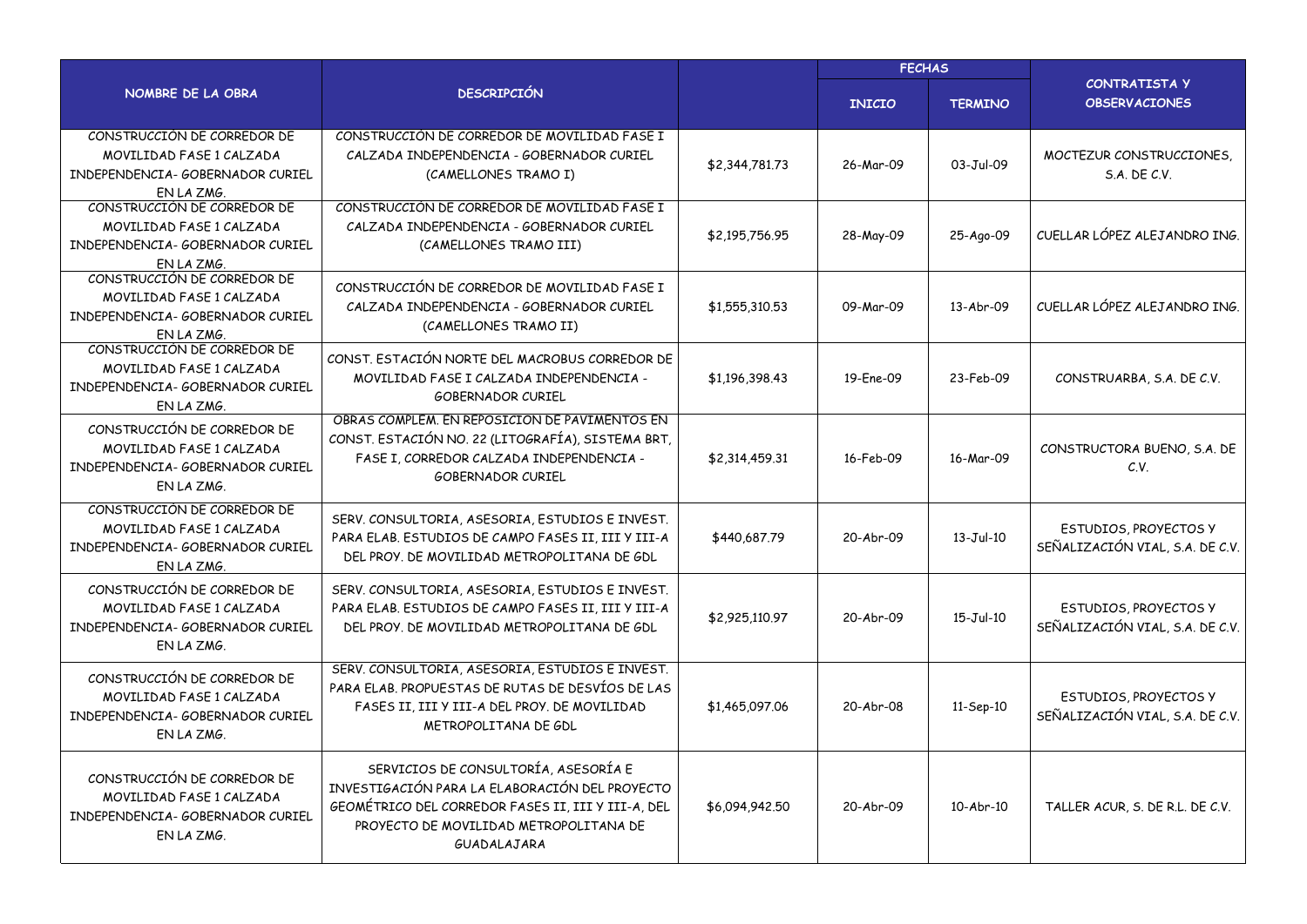| NOMBRE DE LA OBRA | DESCRIPCIÓN | | FECHAS | | CONTRATISTA Y OBSERVACIONES |
|---|---|---|---|---|---|
| | | | INICIO | TERMINO | |
| CONSTRUCCIÓN DE CORREDOR DE MOVILIDAD FASE 1 CALZADA INDEPENDENCIA- GOBERNADOR CURIEL EN LA ZMG. | CONSTRUCCIÓN DE CORREDOR DE MOVILIDAD FASE I CALZADA INDEPENDENCIA - GOBERNADOR CURIEL (CAMELLONES TRAMO I) | $2,344,781.73 | 26-Mar-09 | 03-Jul-09 | MOCTEZUR CONSTRUCCIONES, S.A. DE C.V. |
| CONSTRUCCIÓN DE CORREDOR DE MOVILIDAD FASE 1 CALZADA INDEPENDENCIA- GOBERNADOR CURIEL EN LA ZMG. | CONSTRUCCIÓN DE CORREDOR DE MOVILIDAD FASE I CALZADA INDEPENDENCIA - GOBERNADOR CURIEL (CAMELLONES TRAMO III) | $2,195,756.95 | 28-May-09 | 25-Ago-09 | CUELLAR LÓPEZ ALEJANDRO ING. |
| CONSTRUCCIÓN DE CORREDOR DE MOVILIDAD FASE 1 CALZADA INDEPENDENCIA- GOBERNADOR CURIEL EN LA ZMG. | CONSTRUCCIÓN DE CORREDOR DE MOVILIDAD FASE I CALZADA INDEPENDENCIA - GOBERNADOR CURIEL (CAMELLONES TRAMO II) | $1,555,310.53 | 09-Mar-09 | 13-Abr-09 | CUELLAR LÓPEZ ALEJANDRO ING. |
| CONSTRUCCIÓN DE CORREDOR DE MOVILIDAD FASE 1 CALZADA INDEPENDENCIA- GOBERNADOR CURIEL EN LA ZMG. | CONST. ESTACIÓN NORTE DEL MACROBUS CORREDOR DE MOVILIDAD FASE I CALZADA INDEPENDENCIA - GOBERNADOR CURIEL | $1,196,398.43 | 19-Ene-09 | 23-Feb-09 | CONSTRUARBA, S.A. DE C.V. |
| CONSTRUCCIÓN DE CORREDOR DE MOVILIDAD FASE 1 CALZADA INDEPENDENCIA- GOBERNADOR CURIEL EN LA ZMG. | OBRAS COMPLEM. EN REPOSICION DE PAVIMENTOS EN CONST. ESTACIÓN NO. 22 (LITOGRAFÍA), SISTEMA BRT, FASE I, CORREDOR CALZADA INDEPENDENCIA - GOBERNADOR CURIEL | $2,314,459.31 | 16-Feb-09 | 16-Mar-09 | CONSTRUCTORA BUENO, S.A. DE C.V. |
| CONSTRUCCIÓN DE CORREDOR DE MOVILIDAD FASE 1 CALZADA INDEPENDENCIA- GOBERNADOR CURIEL EN LA ZMG. | SERV. CONSULTORIA, ASESORIA, ESTUDIOS E INVEST. PARA ELAB. ESTUDIOS DE CAMPO FASES II, III Y III-A DEL PROY. DE MOVILIDAD METROPOLITANA DE GDL | $440,687.79 | 20-Abr-09 | 13-Jul-10 | ESTUDIOS, PROYECTOS Y SEÑALIZACIÓN VIAL, S.A. DE C.V. |
| CONSTRUCCIÓN DE CORREDOR DE MOVILIDAD FASE 1 CALZADA INDEPENDENCIA- GOBERNADOR CURIEL EN LA ZMG. | SERV. CONSULTORIA, ASESORIA, ESTUDIOS E INVEST. PARA ELAB. ESTUDIOS DE CAMPO FASES II, III Y III-A DEL PROY. DE MOVILIDAD METROPOLITANA DE GDL | $2,925,110.97 | 20-Abr-09 | 15-Jul-10 | ESTUDIOS, PROYECTOS Y SEÑALIZACIÓN VIAL, S.A. DE C.V. |
| CONSTRUCCIÓN DE CORREDOR DE MOVILIDAD FASE 1 CALZADA INDEPENDENCIA- GOBERNADOR CURIEL EN LA ZMG. | SERV. CONSULTORIA, ASESORIA, ESTUDIOS E INVEST. PARA ELAB. PROPUESTAS DE RUTAS DE DESVÍOS DE LAS FASES II, III Y III-A DEL PROY. DE MOVILIDAD METROPOLITANA DE GDL | $1,465,097.06 | 20-Abr-08 | 11-Sep-10 | ESTUDIOS, PROYECTOS Y SEÑALIZACIÓN VIAL, S.A. DE C.V. |
| CONSTRUCCIÓN DE CORREDOR DE MOVILIDAD FASE 1 CALZADA INDEPENDENCIA- GOBERNADOR CURIEL EN LA ZMG. | SERVICIOS DE CONSULTORÍA, ASESORÍA E INVESTIGACIÓN PARA LA ELABORACIÓN DEL PROYECTO GEOMÉTRICO DEL CORREDOR FASES II, III Y III-A, DEL PROYECTO DE MOVILIDAD METROPOLITANA DE GUADALAJARA | $6,094,942.50 | 20-Abr-09 | 10-Abr-10 | TALLER ACUR, S. DE R.L. DE C.V. |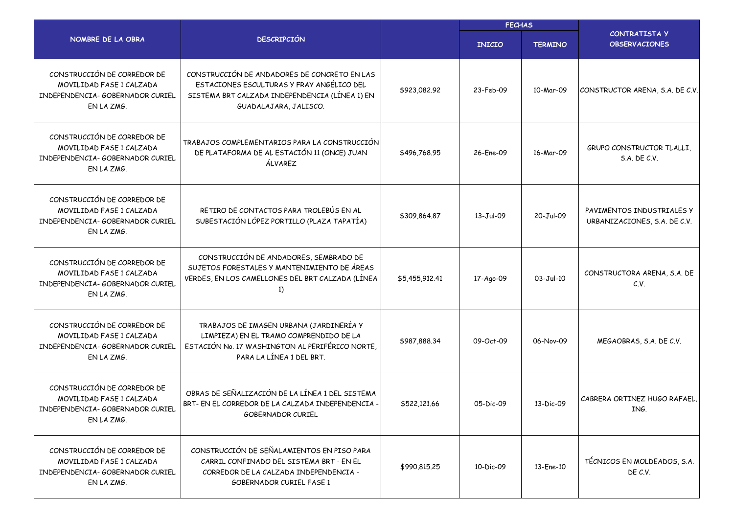| NOMBRE DE LA OBRA | DESCRIPCIÓN | | FECHAS | | CONTRATISTA Y OBSERVACIONES |
|---|---|---|---|---|---|
| | | | INICIO | TERMINO | |
| CONSTRUCCIÓN DE CORREDOR DE MOVILIDAD FASE 1 CALZADA INDEPENDENCIA- GOBERNADOR CURIEL EN LA ZMG. | CONSTRUCCIÓN DE ANDADORES DE CONCRETO EN LAS ESTACIONES ESCULTURAS Y FRAY ANGÉLICO DEL SISTEMA BRT CALZADA INDEPENDENCIA (LÍNEA 1) EN GUADALAJARA, JALISCO. | $923,082.92 | 23-Feb-09 | 10-Mar-09 | CONSTRUCTOR ARENA, S.A. DE C.V. |
| CONSTRUCCIÓN DE CORREDOR DE MOVILIDAD FASE 1 CALZADA INDEPENDENCIA- GOBERNADOR CURIEL EN LA ZMG. | TRABAJOS COMPLEMENTARIOS PARA LA CONSTRUCCIÓN DE PLATAFORMA DE AL ESTACIÓN 11 (ONCE) JUAN ÁLVAREZ | $496,768.95 | 26-Ene-09 | 16-Mar-09 | GRUPO CONSTRUCTOR TLALLI, S.A. DE C.V. |
| CONSTRUCCIÓN DE CORREDOR DE MOVILIDAD FASE 1 CALZADA INDEPENDENCIA- GOBERNADOR CURIEL EN LA ZMG. | RETIRO DE CONTACTOS PARA TROLEBÚS EN AL SUBESTACIÓN LÓPEZ PORTILLO (PLAZA TAPATÍA) | $309,864.87 | 13-Jul-09 | 20-Jul-09 | PAVIMENTOS INDUSTRIALES Y URBANIZACIONES, S.A. DE C.V. |
| CONSTRUCCIÓN DE CORREDOR DE MOVILIDAD FASE 1 CALZADA INDEPENDENCIA- GOBERNADOR CURIEL EN LA ZMG. | CONSTRUCCIÓN DE ANDADORES, SEMBRADO DE SUJETOS FORESTALES Y MANTENIMIENTO DE ÁREAS VERDES, EN LOS CAMELLONES DEL BRT CALZADA (LÍNEA 1) | $5,455,912.41 | 17-Ago-09 | 03-Jul-10 | CONSTRUCTORA ARENA, S.A. DE C.V. |
| CONSTRUCCIÓN DE CORREDOR DE MOVILIDAD FASE 1 CALZADA INDEPENDENCIA- GOBERNADOR CURIEL EN LA ZMG. | TRABAJOS DE IMAGEN URBANA (JARDINERÍA Y LIMPIEZA) EN EL TRAMO COMPRENDIDO DE LA ESTACIÓN No. 17 WASHINGTON AL PERIFÉRICO NORTE, PARA LA LÍNEA 1 DEL BRT. | $987,888.34 | 09-Oct-09 | 06-Nov-09 | MEGAOBRAS, S.A. DE C.V. |
| CONSTRUCCIÓN DE CORREDOR DE MOVILIDAD FASE 1 CALZADA INDEPENDENCIA- GOBERNADOR CURIEL EN LA ZMG. | OBRAS DE SEÑALIZACIÓN DE LA LÍNEA 1 DEL SISTEMA BRT- EN EL CORREDOR DE LA CALZADA INDEPENDENCIA - GOBERNADOR CURIEL | $522,121.66 | 05-Dic-09 | 13-Dic-09 | CABRERA ORTINEZ HUGO RAFAEL, ING. |
| CONSTRUCCIÓN DE CORREDOR DE MOVILIDAD FASE 1 CALZADA INDEPENDENCIA- GOBERNADOR CURIEL EN LA ZMG. | CONSTRUCCIÓN DE SEÑALAMIENTOS EN PISO PARA CARRIL CONFINADO DEL SISTEMA BRT - EN EL CORREDOR DE LA CALZADA INDEPENDENCIA - GOBERNADOR CURIEL FASE 1 | $990,815.25 | 10-Dic-09 | 13-Ene-10 | TÉCNICOS EN MOLDEADOS, S.A. DE C.V. |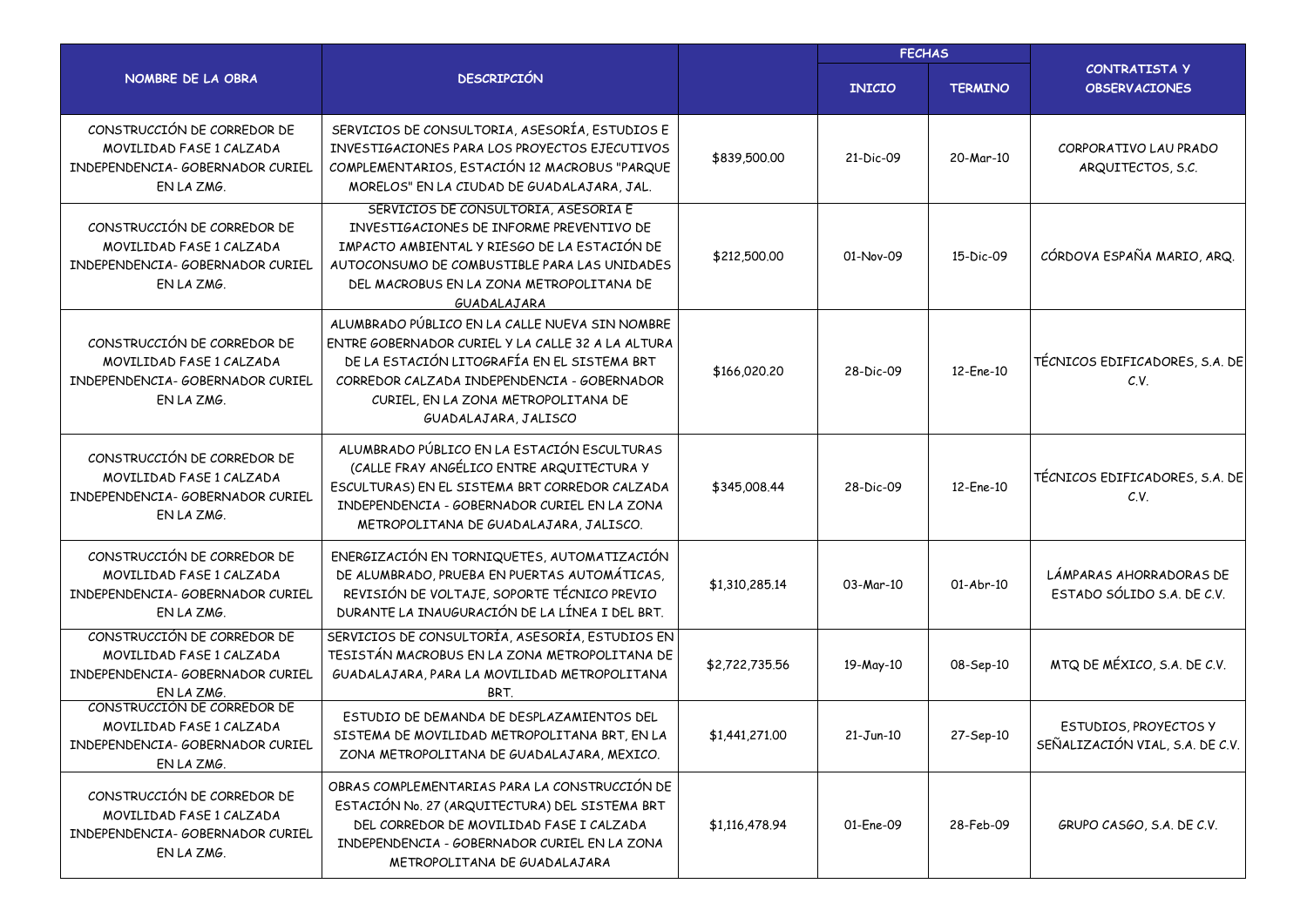| NOMBRE DE LA OBRA | DESCRIPCIÓN | | FECHAS | | CONTRATISTA Y OBSERVACIONES |
|---|---|---|---|---|---|
| | | | INICIO | TERMINO | |
| CONSTRUCCIÓN DE CORREDOR DE MOVILIDAD FASE 1 CALZADA INDEPENDENCIA- GOBERNADOR CURIEL EN LA ZMG. | SERVICIOS DE CONSULTORIA, ASESORÍA, ESTUDIOS E INVESTIGACIONES PARA LOS PROYECTOS EJECUTIVOS COMPLEMENTARIOS, ESTACIÓN 12 MACROBUS "PARQUE MORELOS" EN LA CIUDAD DE GUADALAJARA, JAL. | $839,500.00 | 21-Dic-09 | 20-Mar-10 | CORPORATIVO LAU PRADO ARQUITECTOS, S.C. |
| CONSTRUCCIÓN DE CORREDOR DE MOVILIDAD FASE 1 CALZADA INDEPENDENCIA- GOBERNADOR CURIEL EN LA ZMG. | SERVICIOS DE CONSULTORIA, ASESORIA E INVESTIGACIONES DE INFORME PREVENTIVO DE IMPACTO AMBIENTAL Y RIESGO DE LA ESTACIÓN DE AUTOCONSUMO DE COMBUSTIBLE PARA LAS UNIDADES DEL MACROBUS EN LA ZONA METROPOLITANA DE GUADALAJARA | $212,500.00 | 01-Nov-09 | 15-Dic-09 | CÓRDOVA ESPAÑA MARIO, ARQ. |
| CONSTRUCCIÓN DE CORREDOR DE MOVILIDAD FASE 1 CALZADA INDEPENDENCIA- GOBERNADOR CURIEL EN LA ZMG. | ALUMBRADO PÚBLICO EN LA CALLE NUEVA SIN NOMBRE ENTRE GOBERNADOR CURIEL Y LA CALLE 32 A LA ALTURA DE LA ESTACIÓN LITOGRAFÍA EN EL SISTEMA BRT CORREDOR CALZADA INDEPENDENCIA - GOBERNADOR CURIEL, EN LA ZONA METROPOLITANA DE GUADALAJARA, JALISCO | $166,020.20 | 28-Dic-09 | 12-Ene-10 | TÉCNICOS EDIFICADORES, S.A. DE C.V. |
| CONSTRUCCIÓN DE CORREDOR DE MOVILIDAD FASE 1 CALZADA INDEPENDENCIA- GOBERNADOR CURIEL EN LA ZMG. | ALUMBRADO PÚBLICO EN LA ESTACIÓN ESCULTURAS (CALLE FRAY ANGÉLICO ENTRE ARQUITECTURA Y ESCULTURAS) EN EL SISTEMA BRT CORREDOR CALZADA INDEPENDENCIA - GOBERNADOR CURIEL EN LA ZONA METROPOLITANA DE GUADALAJARA, JALISCO. | $345,008.44 | 28-Dic-09 | 12-Ene-10 | TÉCNICOS EDIFICADORES, S.A. DE C.V. |
| CONSTRUCCIÓN DE CORREDOR DE MOVILIDAD FASE 1 CALZADA INDEPENDENCIA- GOBERNADOR CURIEL EN LA ZMG. | ENERGIZACIÓN EN TORNIQUETES, AUTOMATIZACIÓN DE ALUMBRADO, PRUEBA EN PUERTAS AUTOMÁTICAS, REVISIÓN DE VOLTAJE, SOPORTE TÉCNICO PREVIO DURANTE LA INAUGURACIÓN DE LA LÍNEA I DEL BRT. | $1,310,285.14 | 03-Mar-10 | 01-Abr-10 | LÁMPARAS AHORRADORAS DE ESTADO SÓLIDO S.A. DE C.V. |
| CONSTRUCCIÓN DE CORREDOR DE MOVILIDAD FASE 1 CALZADA INDEPENDENCIA- GOBERNADOR CURIEL EN LA ZMG. | SERVICIOS DE CONSULTORÍA, ASESORÍA, ESTUDIOS EN TESISTÁN MACROBUS EN LA ZONA METROPOLITANA DE GUADALAJARA, PARA LA MOVILIDAD METROPOLITANA BRT. | $2,722,735.56 | 19-May-10 | 08-Sep-10 | MTQ DE MÉXICO, S.A. DE C.V. |
| CONSTRUCCIÓN DE CORREDOR DE MOVILIDAD FASE 1 CALZADA INDEPENDENCIA- GOBERNADOR CURIEL EN LA ZMG. | ESTUDIO DE DEMANDA DE DESPLAZAMIENTOS DEL SISTEMA DE MOVILIDAD METROPOLITANA BRT, EN LA ZONA METROPOLITANA DE GUADALAJARA, MEXICO. | $1,441,271.00 | 21-Jun-10 | 27-Sep-10 | ESTUDIOS, PROYECTOS Y SEÑALIZACIÓN VIAL, S.A. DE C.V. |
| CONSTRUCCIÓN DE CORREDOR DE MOVILIDAD FASE 1 CALZADA INDEPENDENCIA- GOBERNADOR CURIEL EN LA ZMG. | OBRAS COMPLEMENTARIAS PARA LA CONSTRUCCIÓN DE ESTACIÓN No. 27 (ARQUITECTURA) DEL SISTEMA BRT DEL CORREDOR DE MOVILIDAD FASE I CALZADA INDEPENDENCIA - GOBERNADOR CURIEL EN LA ZONA METROPOLITANA DE GUADALAJARA | $1,116,478.94 | 01-Ene-09 | 28-Feb-09 | GRUPO CASGO, S.A. DE C.V. |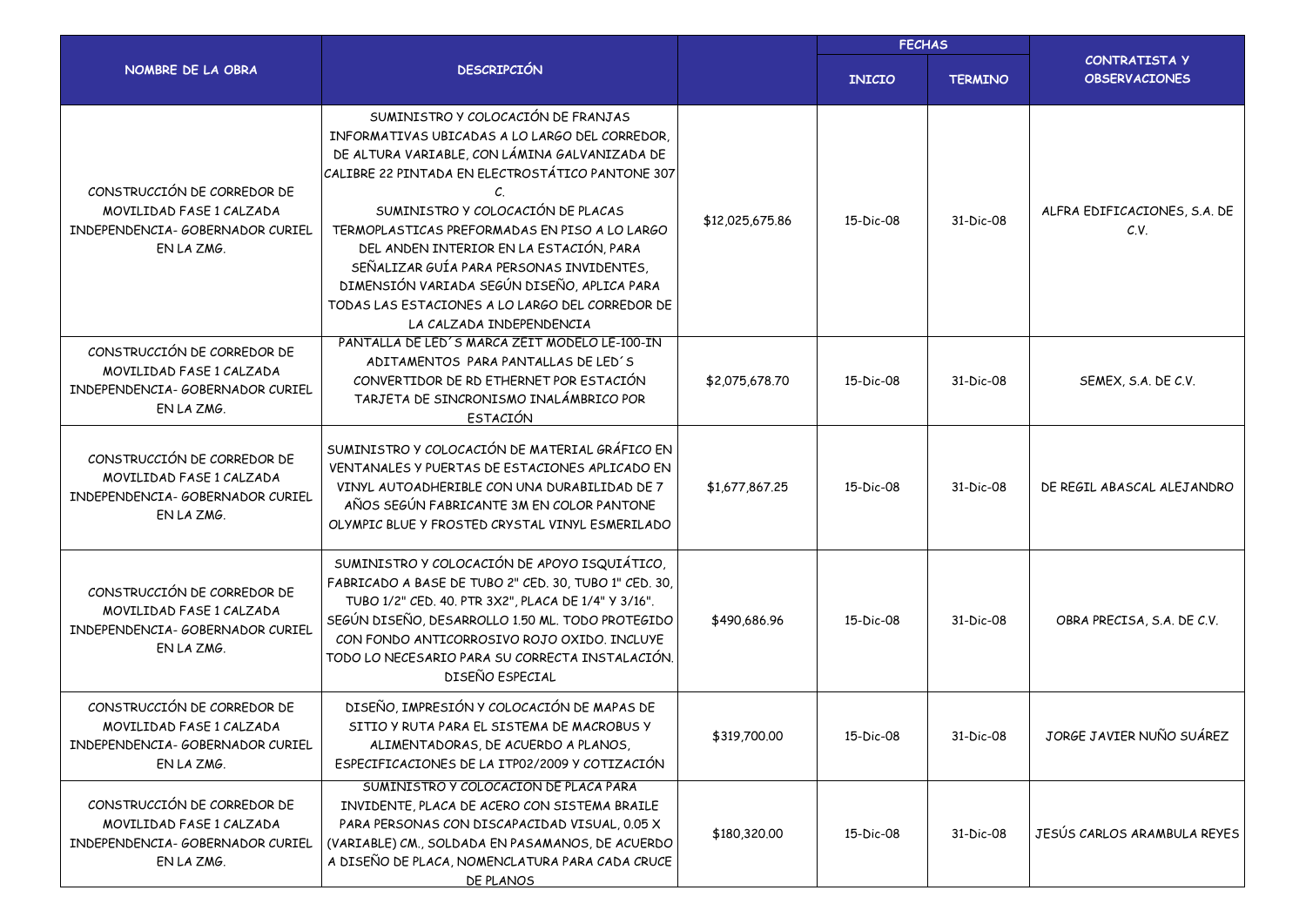| NOMBRE DE LA OBRA | DESCRIPCIÓN | | FECHAS | | CONTRATISTA Y OBSERVACIONES |
|---|---|---|---|---|---|
| | | | INICIO | TERMINO | |
| CONSTRUCCIÓN DE CORREDOR DE MOVILIDAD FASE 1 CALZADA INDEPENDENCIA- GOBERNADOR CURIEL EN LA ZMG. | SUMINISTRO Y COLOCACIÓN DE FRANJAS INFORMATIVAS UBICADAS A LO LARGO DEL CORREDOR, DE ALTURA VARIABLE, CON LÁMINA GALVANIZADA DE CALIBRE 22 PINTADA EN ELECTROSTÁTICO PANTONE 307 C. SUMINISTRO Y COLOCACIÓN DE PLACAS TERMOPLASTICAS PREFORMADAS EN PISO A LO LARGO DEL ANDEN INTERIOR EN LA ESTACIÓN, PARA SEÑALIZAR GUÍA PARA PERSONAS INVIDENTES, DIMENSIÓN VARIADA SEGÚN DISEÑO, APLICA PARA TODAS LAS ESTACIONES A LO LARGO DEL CORREDOR DE LA CALZADA INDEPENDENCIA | $12,025,675.86 | 15-Dic-08 | 31-Dic-08 | ALFRA EDIFICACIONES, S.A. DE C.V. |
| CONSTRUCCIÓN DE CORREDOR DE MOVILIDAD FASE 1 CALZADA INDEPENDENCIA- GOBERNADOR CURIEL EN LA ZMG. | PANTALLA DE LED´S MARCA ZEIT MODELO LE-100-IN ADITAMENTOS PARA PANTALLAS DE LED´S CONVERTIDOR DE RD ETHERNET POR ESTACIÓN TARJETA DE SINCRONISMO INALÁMBRICO POR ESTACIÓN | $2,075,678.70 | 15-Dic-08 | 31-Dic-08 | SEMEX, S.A. DE C.V. |
| CONSTRUCCIÓN DE CORREDOR DE MOVILIDAD FASE 1 CALZADA INDEPENDENCIA- GOBERNADOR CURIEL EN LA ZMG. | SUMINISTRO Y COLOCACIÓN DE MATERIAL GRÁFICO EN VENTANALES Y PUERTAS DE ESTACIONES APLICADO EN VINYL AUTOADHERIBLE CON UNA DURABILIDAD DE 7 AÑOS SEGÚN FABRICANTE 3M EN COLOR PANTONE OLYMPIC BLUE Y FROSTED CRYSTAL VINYL ESMERILADO | $1,677,867.25 | 15-Dic-08 | 31-Dic-08 | DE REGIL ABASCAL ALEJANDRO |
| CONSTRUCCIÓN DE CORREDOR DE MOVILIDAD FASE 1 CALZADA INDEPENDENCIA- GOBERNADOR CURIEL EN LA ZMG. | SUMINISTRO Y COLOCACIÓN DE APOYO ISQUIÁTICO, FABRICADO A BASE DE TUBO 2" CED. 30, TUBO 1" CED. 30, TUBO 1/2" CED. 40. PTR 3X2", PLACA DE 1/4" Y 3/16". SEGÚN DISEÑO, DESARROLLO 1.50 ML. TODO PROTEGIDO CON FONDO ANTICORROSIVO ROJO OXIDO. INCLUYE TODO LO NECESARIO PARA SU CORRECTA INSTALACIÓN. DISEÑO ESPECIAL | $490,686.96 | 15-Dic-08 | 31-Dic-08 | OBRA PRECISA, S.A. DE C.V. |
| CONSTRUCCIÓN DE CORREDOR DE MOVILIDAD FASE 1 CALZADA INDEPENDENCIA- GOBERNADOR CURIEL EN LA ZMG. | DISEÑO, IMPRESIÓN Y COLOCACIÓN DE MAPAS DE SITIO Y RUTA PARA EL SISTEMA DE MACROBUS Y ALIMENTADORAS, DE ACUERDO A PLANOS, ESPECIFICACIONES DE LA ITP02/2009 Y COTIZACIÓN | $319,700.00 | 15-Dic-08 | 31-Dic-08 | JORGE JAVIER NUÑO SUÁREZ |
| CONSTRUCCIÓN DE CORREDOR DE MOVILIDAD FASE 1 CALZADA INDEPENDENCIA- GOBERNADOR CURIEL EN LA ZMG. | SUMINISTRO Y COLOCACIÓN DE PLACA PARA INVIDENTE, PLACA DE ACERO CON SISTEMA BRAILE PARA PERSONAS CON DISCAPACIDAD VISUAL, 0.05 X (VARIABLE) CM., SOLDADA EN PASAMANOS, DE ACUERDO A DISEÑO DE PLACA, NOMENCLATURA PARA CADA CRUCE DE PLANOS | $180,320.00 | 15-Dic-08 | 31-Dic-08 | JESÚS CARLOS ARAMBULA REYES |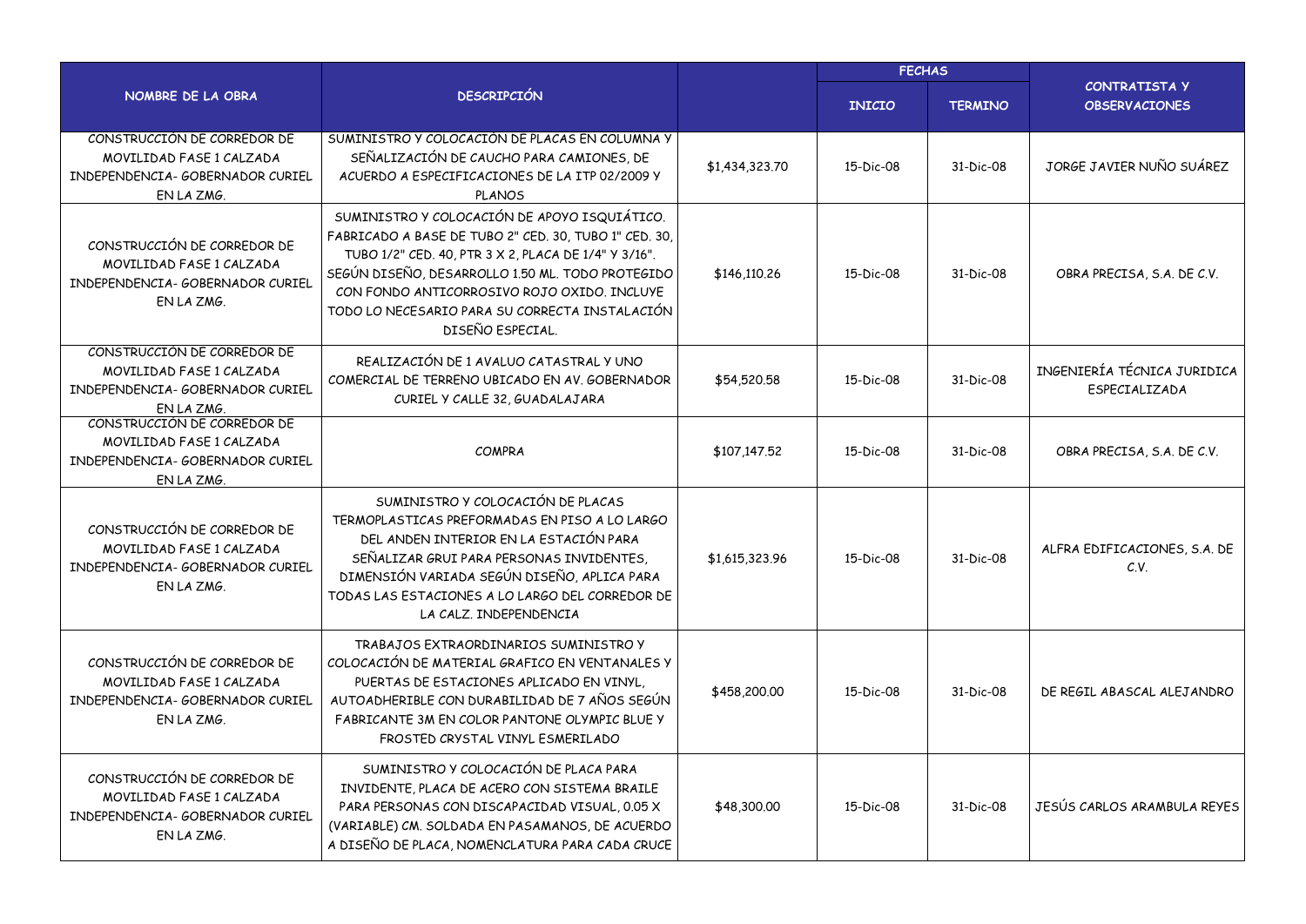| NOMBRE DE LA OBRA | DESCRIPCIÓN | | FECHAS | | CONTRATISTA Y OBSERVACIONES |
|---|---|---|---|---|---|
| | | | INICIO | TERMINO | |
| CONSTRUCCIÓN DE CORREDOR DE MOVILIDAD FASE 1 CALZADA INDEPENDENCIA- GOBERNADOR CURIEL EN LA ZMG. | SUMINISTRO Y COLOCACIÓN DE PLACAS EN COLUMNA Y SEÑALIZACIÓN DE CAUCHO PARA CAMIONES, DE ACUERDO A ESPECIFICACIONES DE LA ITP 02/2009 Y PLANOS | $1,434,323.70 | 15-Dic-08 | 31-Dic-08 | JORGE JAVIER NUÑO SUÁREZ |
| CONSTRUCCIÓN DE CORREDOR DE MOVILIDAD FASE 1 CALZADA INDEPENDENCIA- GOBERNADOR CURIEL EN LA ZMG. | SUMINISTRO Y COLOCACIÓN DE APOYO ISQUIÁTICO. FABRICADO A BASE DE TUBO 2" CED. 30, TUBO 1" CED. 30, TUBO 1/2" CED. 40, PTR 3 X 2, PLACA DE 1/4" Y 3/16". SEGÚN DISEÑO, DESARROLLO 1.50 ML. TODO PROTEGIDO CON FONDO ANTICORROSIVO ROJO OXIDO. INCLUYE TODO LO NECESARIO PARA SU CORRECTA INSTALACIÓN DISEÑO ESPECIAL. | $146,110.26 | 15-Dic-08 | 31-Dic-08 | OBRA PRECISA, S.A. DE C.V. |
| CONSTRUCCIÓN DE CORREDOR DE MOVILIDAD FASE 1 CALZADA INDEPENDENCIA- GOBERNADOR CURIEL EN LA ZMG. | REALIZACIÓN DE 1 AVALUO CATASTRAL Y UNO COMERCIAL DE TERRENO UBICADO EN AV. GOBERNADOR CURIEL Y CALLE 32, GUADALAJARA | $54,520.58 | 15-Dic-08 | 31-Dic-08 | INGENIERÍA TÉCNICA JURIDICA ESPECIALIZADA |
| CONSTRUCCIÓN DE CORREDOR DE MOVILIDAD FASE 1 CALZADA INDEPENDENCIA- GOBERNADOR CURIEL EN LA ZMG. | COMPRA | $107,147.52 | 15-Dic-08 | 31-Dic-08 | OBRA PRECISA, S.A. DE C.V. |
| CONSTRUCCIÓN DE CORREDOR DE MOVILIDAD FASE 1 CALZADA INDEPENDENCIA- GOBERNADOR CURIEL EN LA ZMG. | SUMINISTRO Y COLOCACIÓN DE PLACAS TERMOPLASTICAS PREFORMADAS EN PISO A LO LARGO DEL ANDEN INTERIOR EN LA ESTACIÓN PARA SEÑALIZAR GRUI PARA PERSONAS INVIDENTES, DIMENSIÓN VARIADA SEGÚN DISEÑO, APLICA PARA TODAS LAS ESTACIONES A LO LARGO DEL CORREDOR DE LA CALZ. INDEPENDENCIA | $1,615,323.96 | 15-Dic-08 | 31-Dic-08 | ALFRA EDIFICACIONES, S.A. DE C.V. |
| CONSTRUCCIÓN DE CORREDOR DE MOVILIDAD FASE 1 CALZADA INDEPENDENCIA- GOBERNADOR CURIEL EN LA ZMG. | TRABAJOS EXTRAORDINARIOS SUMINISTRO Y COLOCACIÓN DE MATERIAL GRAFICO EN VENTANALES Y PUERTAS DE ESTACIONES APLICADO EN VINYL, AUTOADHERIBLE CON DURABILIDAD DE 7 AÑOS SEGÚN FABRICANTE 3M EN COLOR PANTONE OLYMPIC BLUE Y FROSTED CRYSTAL VINYL ESMERILADO | $458,200.00 | 15-Dic-08 | 31-Dic-08 | DE REGIL ABASCAL ALEJANDRO |
| CONSTRUCCIÓN DE CORREDOR DE MOVILIDAD FASE 1 CALZADA INDEPENDENCIA- GOBERNADOR CURIEL EN LA ZMG. | SUMINISTRO Y COLOCACIÓN DE PLACA PARA INVIDENTE, PLACA DE ACERO CON SISTEMA BRAILE PARA PERSONAS CON DISCAPACIDAD VISUAL, 0.05 X (VARIABLE) CM. SOLDADA EN PASAMANOS, DE ACUERDO A DISEÑO DE PLACA, NOMENCLATURA PARA CADA CRUCE | $48,300.00 | 15-Dic-08 | 31-Dic-08 | JESÚS CARLOS ARAMBULA REYES |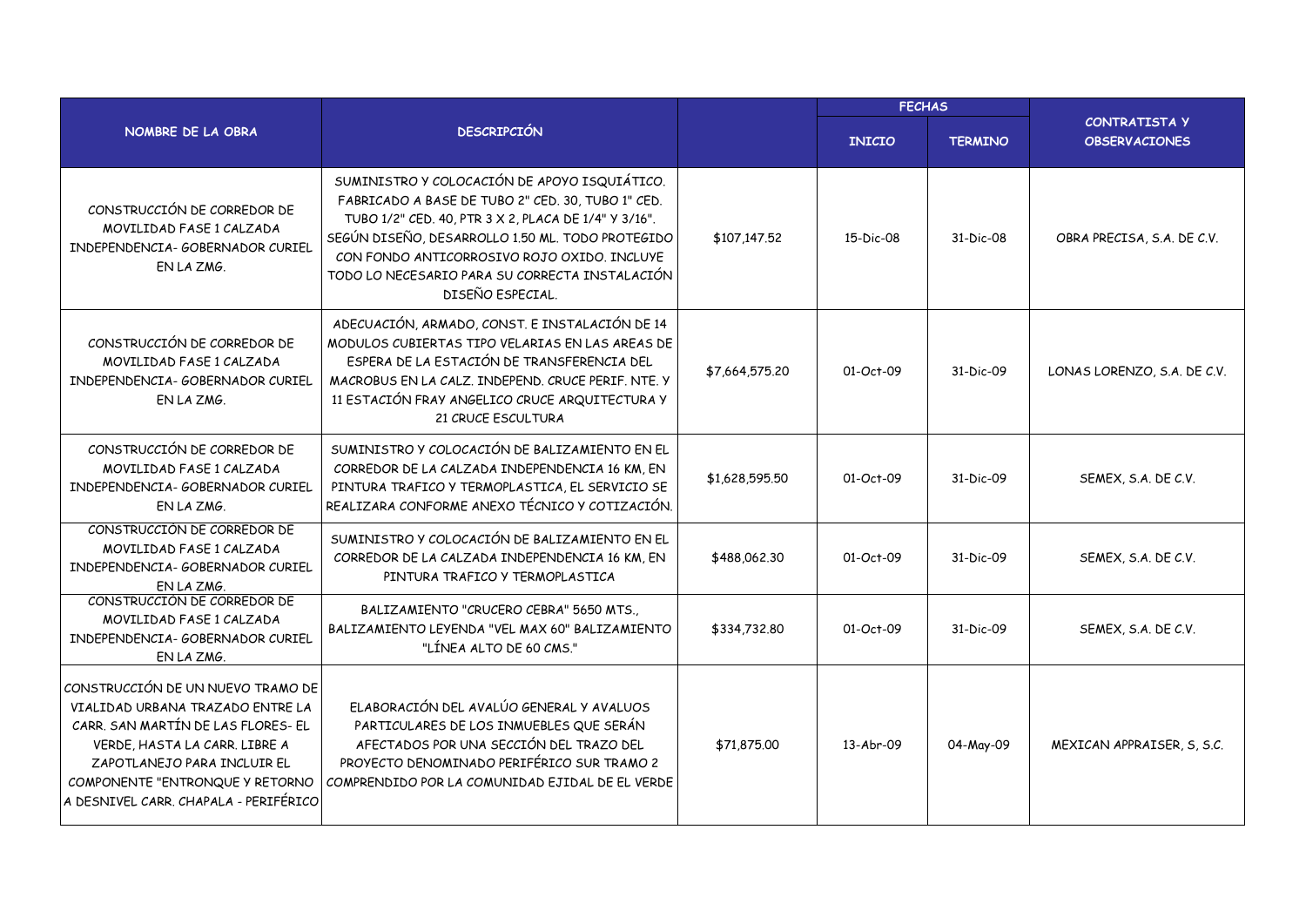| NOMBRE DE LA OBRA | DESCRPCIÓN | | FECHAS | | CONTRATISTA Y OBSERVACIONES |
|---|---|---|---|---|---|
| | | | INICIO | TERMINO | |
| CONSTRUCCIÓN DE CORREDOR DE MOVILIDAD FASE 1 CALZADA INDEPENDENCIA- GOBERNADOR CURIEL EN LA ZMG. | SUMINISTRO Y COLOCACIÓN DE APOYO ISQUIÁTICO. FABRICADO A BASE DE TUBO 2" CED. 30, TUBO 1" CED. TUBO 1/2" CED. 40, PTR 3 X 2, PLACA DE 1/4" Y 3/16". SEGÚN DISEÑO, DESARROLLO 1.50 ML. TODO PROTEGIDO CON FONDO ANTICORROSIVO ROJO OXIDO. INCLUYE TODO LO NECESARIO PARA SU CORRECTA INSTALACIÓN DISEÑO ESPECIAL. | $107,147.52 | 15-Dic-08 | 31-Dic-08 | OBRA PRECISA, S.A. DE C.V. |
| CONSTRUCCIÓN DE CORREDOR DE MOVILIDAD FASE 1 CALZADA INDEPENDENCIA- GOBERNADOR CURIEL EN LA ZMG. | ADECUACIÓN, ARMADO, CONST. E INSTALACIÓN DE 14 MODULOS CUBIERTAS TIPO VELARIAS EN LAS AREAS DE ESPERA DE LA ESTACIÓN DE TRANSFERENCIA DEL MACROBUS EN LA CALZ. INDEPEND. CRUCE PERIF. NTE. Y 11 ESTACIÓN FRAY ANGELICO CRUCE ARQUITECTURA Y 21 CRUCE ESCULTURA | $7,664,575.20 | 01-Oct-09 | 31-Dic-09 | LONAS LORENZO, S.A. DE C.V. |
| CONSTRUCCIÓN DE CORREDOR DE MOVILIDAD FASE 1 CALZADA INDEPENDENCIA- GOBERNADOR CURIEL EN LA ZMG. | SUMINISTRO Y COLOCACIÓN DE BALIZAMIENTO EN EL CORREDOR DE LA CALZADA INDEPENDENCIA 16 KM, EN PINTURA TRAFICO Y TERMOPLASTICA, EL SERVICIO SE REALIZARA CONFORME ANEXO TÉCNICO Y COTIZACIÓN. | $1,628,595.50 | 01-Oct-09 | 31-Dic-09 | SEMEX, S.A. DE C.V. |
| CONSTRUCCIÓN DE CORREDOR DE MOVILIDAD FASE 1 CALZADA INDEPENDENCIA- GOBERNADOR CURIEL EN LA ZMG. | SUMINISTRO Y COLOCACIÓN DE BALIZAMIENTO EN EL CORREDOR DE LA CALZADA INDEPENDENCIA 16 KM, EN PINTURA TRAFICO Y TERMOPLASTICA | $488,062.30 | 01-Oct-09 | 31-Dic-09 | SEMEX, S.A. DE C.V. |
| CONSTRUCCIÓN DE CORREDOR DE MOVILIDAD FASE 1 CALZADA INDEPENDENCIA- GOBERNADOR CURIEL EN LA ZMG. | BALIZAMIENTO "CRUCERO CEBRA" 5650 MTS., BALIZAMIENTO LEYENDA "VEL MAX 60" BALIZAMIENTO "LÍNEA ALTO DE 60 CMS." | $334,732.80 | 01-Oct-09 | 31-Dic-09 | SEMEX, S.A. DE C.V. |
| CONSTRUCCIÓN DE UN NUEVO TRAMO DE VIALIDAD URBANA TRAZADO ENTRE LA CARR. SAN MARTÍN DE LAS FLORES- EL VERDE, HASTA LA CARR. LIBRE A ZAPOTLANEJO PARA INCLUIR EL COMPONENTE "ENTRONQUE Y RETORNO A DESNIVEL CARR. CHAPALA - PERIFÉRICO | ELABORACIÓN DEL AVALÚO GENERAL Y AVALUOS PARTICULARES DE LOS INMUEBLES QUE SERÁN AFECTADOS POR UNA SECCIÓN DEL TRAZO DEL PROYECTO DENOMINADO PERIFÉRICO SUR TRAMO 2 COMPRENDIDO POR LA COMUNIDAD EJIDAL DE EL VERDE | $71,875.00 | 13-Abr-09 | 04-May-09 | MEXICAN APPRAISER, S, S.C. |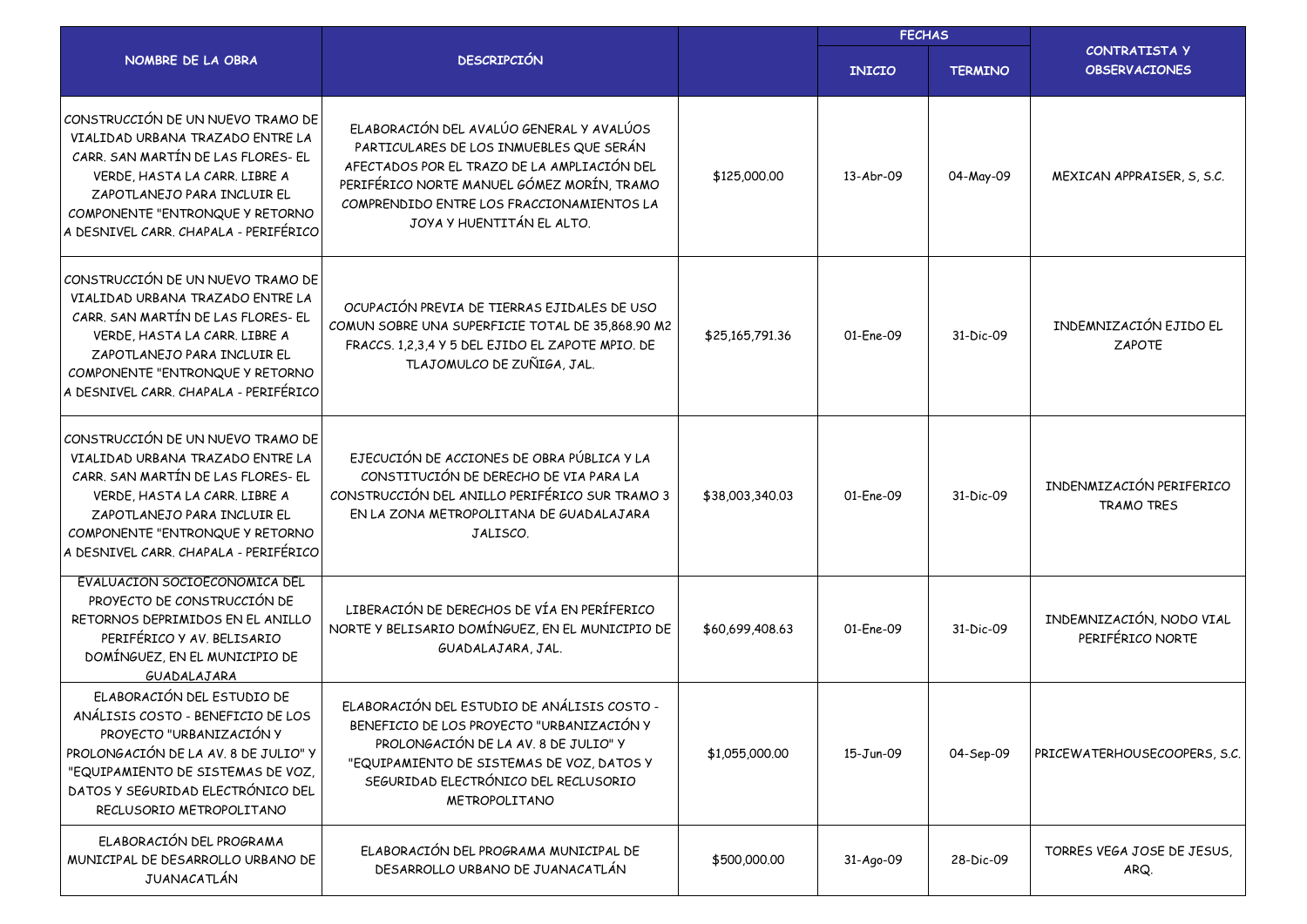| NOMBRE DE LA OBRA | DESCRIPCIÓN | | FECHAS | | CONTRATISTA Y OBSERVACIONES |
|---|---|---|---|---|---|
| | | | INICIO | TERMINO | |
| CONSTRUCCIÓN DE UN NUEVO TRAMO DE VIALIDAD URBANA TRAZADO ENTRE LA CARR. SAN MARTÍN DE LAS FLORES- EL VERDE, HASTA LA CARR. LIBRE A ZAPOTLANEJO PARA INCLUIR EL COMPONENTE "ENTRONQUE Y RETORNO A DESNIVEL CARR. CHAPALA - PERIFÉRICO | ELABORACIÓN DEL AVALÚO GENERAL Y AVALÚOS PARTICULARES DE LOS INMUEBLES QUE SERÁN AFECTADOS POR EL TRAZO DE LA AMPLIACIÓN DEL PERIFÉRICO NORTE MANUEL GÓMEZ MORÍN, TRAMO COMPRENDIDO ENTRE LOS FRACCIONAMIENTOS LA JOYA Y HUENTITÁN EL ALTO. | $125,000.00 | 13-Abr-09 | 04-May-09 | MEXICAN APPRAISER, S, S.C. |
| CONSTRUCCIÓN DE UN NUEVO TRAMO DE VIALIDAD URBANA TRAZADO ENTRE LA CARR. SAN MARTÍN DE LAS FLORES- EL VERDE, HASTA LA CARR. LIBRE A ZAPOTLANEJO PARA INCLUIR EL COMPONENTE "ENTRONQUE Y RETORNO A DESNIVEL CARR. CHAPALA - PERIFÉRICO | OCUPACIÓN PREVIA DE TIERRAS EJIDALES DE USO COMUN SOBRE UNA SUPERFICIE TOTAL DE 35,868.90 M2 FRACCS. 1,2,3,4 Y 5 DEL EJIDO EL ZAPOTE MPIO. DE TLAJOMULCO DE ZUÑIGA, JAL. | $25,165,791.36 | 01-Ene-09 | 31-Dic-09 | INDEMNIZACIÓN EJIDO EL ZAPOTE |
| CONSTRUCCIÓN DE UN NUEVO TRAMO DE VIALIDAD URBANA TRAZADO ENTRE LA CARR. SAN MARTÍN DE LAS FLORES- EL VERDE, HASTA LA CARR. LIBRE A ZAPOTLANEJO PARA INCLUIR EL COMPONENTE "ENTRONQUE Y RETORNO A DESNIVEL CARR. CHAPALA - PERIFÉRICO | EJECUCIÓN DE ACCIONES DE OBRA PÚBLICA Y LA CONSTITUCIÓN DE DERECHO DE VIA PARA LA CONSTRUCCIÓN DEL ANILLO PERIFÉRICO SUR TRAMO 3 EN LA ZONA METROPOLITANA DE GUADALAJARA JALISCO. | $38,003,340.03 | 01-Ene-09 | 31-Dic-09 | INDENMIZACIÓN PERIFERICO TRAMO TRES |
| EVALUACION SOCIOECONOMICA DEL PROYECTO DE CONSTRUCCIÓN DE RETORNOS DEPRIMIDOS EN EL ANILLO PERIFÉRICO Y AV. BELISARIO DOMÍNGUEZ, EN EL MUNICIPIO DE GUADALAJARA | LIBERACIÓN DE DERECHOS DE VÍA EN PERÍFERICO NORTE Y BELISARIO DOMÍNGUEZ, EN EL MUNICIPIO DE GUADALAJARA, JAL. | $60,699,408.63 | 01-Ene-09 | 31-Dic-09 | INDEMNIZACIÓN, NODO VIAL PERIFÉRICO NORTE |
| ELABORACIÓN DEL ESTUDIO DE ANÁLISIS COSTO - BENEFICIO DE LOS PROYECTO "URBANIZACIÓN Y PROLONGACIÓN DE LA AV. 8 DE JULIO" Y "EQUIPAMIENTO DE SISTEMAS DE VOZ, DATOS Y SEGURIDAD ELECTRÓNICO DEL RECLUSORIO METROPOLITANO | ELABORACIÓN DEL ESTUDIO DE ANÁLISIS COSTO - BENEFICIO DE LOS PROYECTOS "URBANIZACIÓN Y PROLONGACIÓN DE LA AV. 8 DE JULIO" Y "EQUIPAMIENTO DE SISTEMAS DE VOZ, DATOS Y SEGURIDAD ELECTRÓNICO DEL RECLUSORIO METROPOLITANO | $1,055,000.00 | 15-Jun-09 | 04-Sep-09 | PRICEWATERHOUSECOOPERS, S.C. |
| ELABORACIÓN DEL PROGRAMA MUNICIPAL DE DESARROLLO URBANO DE JUANACATLÁN | ELABORACIÓN DEL PROGRAMA MUNICIPAL DE DESARROLLO URBANO DE JUANACATLÁN | $500,000.00 | 31-Ago-09 | 28-Dic-09 | TORRES VEGA JOSE DE JESUS, ARQ. |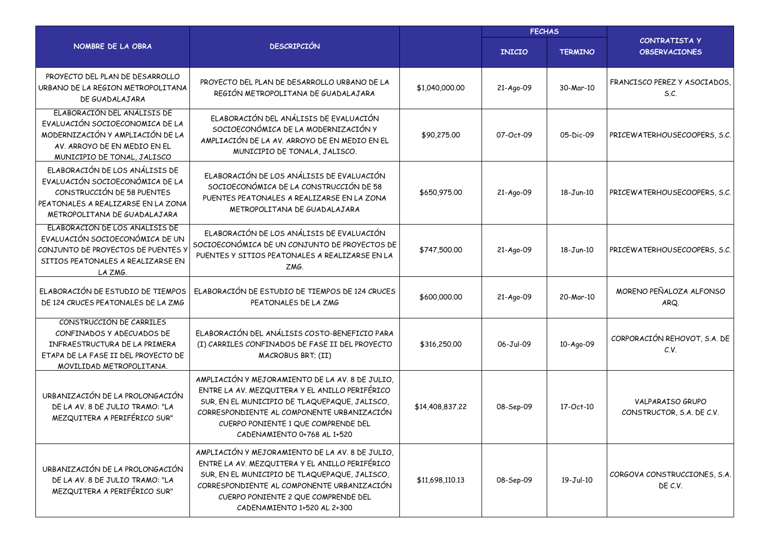| NOMBRE DE LA OBRA | DESCRIPCIÓN | | FECHAS | | CONTRATISTA Y OBSERVACIONES |
|---|---|---|---|---|---|
| | | | INICIO | TERMINO | |
| PROYECTO DEL PLAN DE DESARROLLO URBANO DE LA REGION METROPOLITANA DE GUADALAJARA | PROYECTO DEL PLAN DE DESARROLLO URBANO DE LA REGIÓN METROPOLITANA DE GUADALAJARA | $1,040,000.00 | 21-Ago-09 | 30-Mar-10 | FRANCISCO PEREZ Y ASOCIADOS, S.C. |
| ELABORACIÓN DEL ANÁLISIS DE EVALUACIÓN SOCIOECONOMICA DE LA MODERNIZACIÓN Y AMPLIACIÓN DE LA AV. ARROYO DE EN MEDIO EN EL MUNICIPIO DE TONAL, JALISCO | ELABORACIÓN DEL ANÁLISIS DE EVALUACIÓN SOCIOECONÓMICA DE LA MODERNIZACIÓN Y AMPLIACIÓN DE LA AV. ARROYO DE EN MEDIO EN EL MUNICIPIO DE TONALA, JALISCO. | $90,275.00 | 07-Oct-09 | 05-Dic-09 | PRICEWATERHOUSECOOPERS, S.C. |
| ELABORACIÓN DE LOS ANÁLISIS DE EVALUACIÓN SOCIOECONÓMICA DE LA CONSTRUCCIÓN DE 58 PUENTES PEATONALES A REALIZARSE EN LA ZONA METROPOLITANA DE GUADALAJARA | ELABORACIÓN DE LOS ANÁLISIS DE EVALUACIÓN SOCIOECONÓMICA DE LA CONSTRUCCIÓN DE 58 PUENTES PEATONALES A REALIZARSE EN LA ZONA METROPOLITANA DE GUADALAJARA | $650,975.00 | 21-Ago-09 | 18-Jun-10 | PRICEWATERHOUSECOOPERS, S.C. |
| ELABORACION DE LOS ANALISIS DE EVALUACIÓN SOCIOECONÓMICA DE UN CONJUNTO DE PROYECTOS DE PUENTES Y SITIOS PEATONALES A REALIZARSE EN LA ZMG. | ELABORACIÓN DE LOS ANÁLISIS DE EVALUACIÓN SOCIOECONÓMICA DE UN CONJUNTO DE PROYECTOS DE PUENTES Y SITIOS PEATONALES A REALIZARSE EN LA ZMG. | $747,500.00 | 21-Ago-09 | 18-Jun-10 | PRICEWATERHOUSECOOPERS, S.C. |
| ELABORACIÓN DE ESTUDIO DE TIEMPOS DE 124 CRUCES PEATONALES DE LA ZMG | ELABORACIÓN DE ESTUDIO DE TIEMPOS DE 124 CRUCES PEATONALES DE LA ZMG | $600,000.00 | 21-Ago-09 | 20-Mar-10 | MORENO PEÑALOZA ALFONSO ARQ. |
| CONSTRUCCIÓN DE CARRILES CONFINADOS Y ADECUADOS DE INFRAESTRUCTURA DE LA PRIMERA ETAPA DE LA FASE II DEL PROYECTO DE MOVILIDAD METROPOLITANA. | ELABORACIÓN DEL ANÁLISIS COSTO-BENEFICIO PARA (I) CARRILES CONFINADOS DE FASE II DEL PROYECTO MACROBUS BRT; (II) | $316,250.00 | 06-Jul-09 | 10-Ago-09 | CORPORACIÓN REHOVOT, S.A. DE C.V. |
| URBANIZACIÓN DE LA PROLONGACIÓN DE LA AV. 8 DE JULIO TRAMO: "LA MEZQUITERA A PERIFÉRICO SUR" | AMPLIACIÓN Y MEJORAMIENTO DE LA AV. 8 DE JULIO, ENTRE LA AV. MEZQUITERA Y EL ANILLO PERIFÉRICO SUR, EN EL MUNICIPIO DE TLAQUEPAQUE, JALISCO, CORRESPONDIENTE AL COMPONENTE URBANIZACIÓN CUERPO PONIENTE 1 QUE COMPRENDE DEL CADENAMIENTO 0+768 AL 1+520 | $14,408,837.22 | 08-Sep-09 | 17-Oct-10 | VALPARAISO GRUPO CONSTRUCTOR, S.A. DE C.V. |
| URBANIZACIÓN DE LA PROLONGACIÓN DE LA AV. 8 DE JULIO TRAMO: "LA MEZQUITERA A PERIFÉRICO SUR" | AMPLIACIÓN Y MEJORAMIENTO DE LA AV. 8 DE JULIO, ENTRE LA AV. MEZQUITERA Y EL ANILLO PERIFÉRICO SUR, EN EL MUNICIPIO DE TLAQUEPAQUE, JALISCO, CORRESPONDIENTE AL COMPONENTE URBANIZACIÓN CUERPO PONIENTE 2 QUE COMPRENDE DEL CADENAMIENTO 1+520 AL 2+300 | $11,698,110.13 | 08-Sep-09 | 19-Jul-10 | CORGOVA CONSTRUCCIONES, S.A. DE C.V. |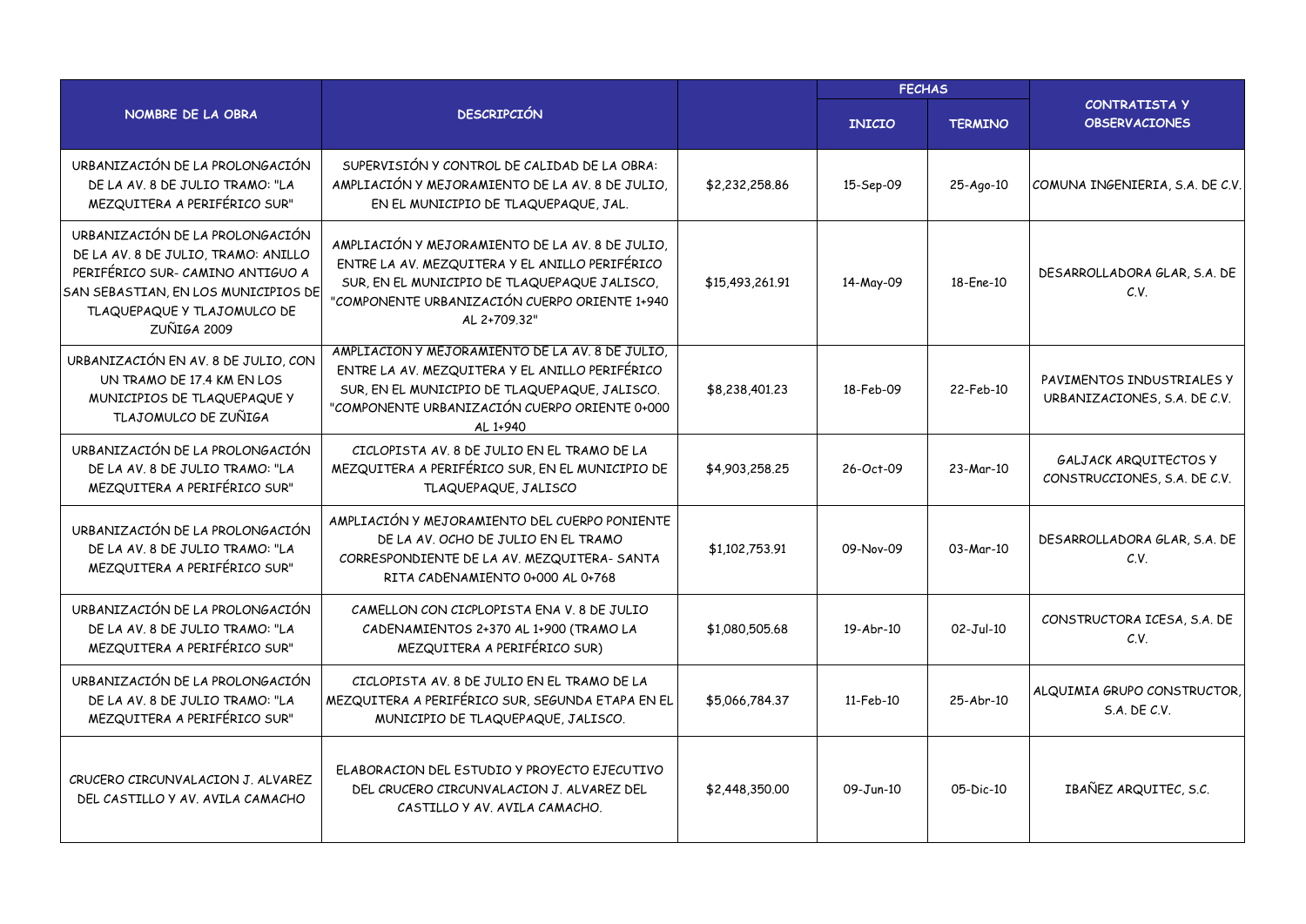| NOMBRE DE LA OBRA | DESCRIPCIÓN | | FECHAS | | CONTRATISTA Y OBSERVACIONES |
|---|---|---|---|---|---|
| | | | INICIO | TERMINO | |
| URBANIZACIÓN DE LA PROLONGACIÓN DE LA AV. 8 DE JULIO TRAMO: "LA MEZQUITERA A PERIFÉRICO SUR" | SUPERVISIÓN Y CONTROL DE CALIDAD DE LA OBRA: AMPLIACIÓN Y MEJORAMIENTO DE LA AV. 8 DE JULIO, EN EL MUNICIPIO DE TLAQUEPAQUE, JAL. | $2,232,258.86 | 15-Sep-09 | 25-Ago-10 | COMUNA INGENIERIA, S.A. DE C.V. |
| URBANIZACIÓN DE LA PROLONGACIÓN DE LA AV. 8 DE JULIO, TRAMO: ANILLO PERIFÉRICO SUR- CAMINO ANTIGUO A SAN SEBASTIAN, EN LOS MUNICIPIOS DE TLAQUEPAQUE Y TLAJOMULCO DE ZUÑIGA 2009 | AMPLIACIÓN Y MEJORAMIENTO DE LA AV. 8 DE JULIO, ENTRE LA AV. MEZQUITERA Y EL ANILLO PERIFÉRICO SUR, EN EL MUNICIPIO DE TLAQUEPAQUE JALISCO, "COMPONENTE URBANIZACIÓN CUERPO ORIENTE 1+940 AL 2+709.32" | $15,493,261.91 | 14-May-09 | 18-Ene-10 | DESARROLLADORA GLAR, S.A. DE C.V. |
| URBANIZACIÓN EN AV. 8 DE JULIO, CON UN TRAMO DE 17.4 KM EN LOS MUNICIPIOS DE TLAQUEPAQUE Y TLAJOMULCO DE ZUÑIGA | AMPLIACION Y MEJORAMIENTO DE LA AV. 8 DE JULIO, ENTRE LA AV. MEZQUITERA Y EL ANILLO PERIFÉRICO SUR, EN EL MUNICIPIO DE TLAQUEPAQUE, JALISCO. "COMPONENTE URBANIZACIÓN CUERPO ORIENTE 0+000 AL 1+940 | $8,238,401.23 | 18-Feb-09 | 22-Feb-10 | PAVIMENTOS INDUSTRIALES Y URBANIZACIONES, S.A. DE C.V. |
| URBANIZACIÓN DE LA PROLONGACIÓN DE LA AV. 8 DE JULIO TRAMO: "LA MEZQUITERA A PERIFÉRICO SUR" | CICLOPISTA AV. 8 DE JULIO EN EL TRAMO DE LA MEZQUITERA A PERIFÉRICO SUR, EN EL MUNICIPIO DE TLAQUEPAQUE, JALISCO | $4,903,258.25 | 26-Oct-09 | 23-Mar-10 | GALJACK ARQUITECTOS Y CONSTRUCCIONES, S.A. DE C.V. |
| URBANIZACIÓN DE LA PROLONGACIÓN DE LA AV. 8 DE JULIO TRAMO: "LA MEZQUITERA A PERIFÉRICO SUR" | AMPLIACIÓN Y MEJORAMIENTO DEL CUERPO PONIENTE DE LA AV. OCHO DE JULIO EN EL TRAMO CORRESPONDIENTE DE LA AV. MEZQUITERA- SANTA RITA CADENAMIENTO 0+000 AL 0+768 | $1,102,753.91 | 09-Nov-09 | 03-Mar-10 | DESARROLLADORA GLAR, S.A. DE C.V. |
| URBANIZACIÓN DE LA PROLONGACIÓN DE LA AV. 8 DE JULIO TRAMO: "LA MEZQUITERA A PERIFÉRICO SUR" | CAMELLON CON CICPLOPISTA ENA V. 8 DE JULIO CADENAMIENTOS 2+370 AL 1+900 (TRAMO LA MEZQUITERA A PERIFÉRICO SUR) | $1,080,505.68 | 19-Abr-10 | 02-Jul-10 | CONSTRUCTORA ICESA, S.A. DE C.V. |
| URBANIZACIÓN DE LA PROLONGACIÓN DE LA AV. 8 DE JULIO TRAMO: "LA MEZQUITERA A PERIFÉRICO SUR" | CICLOPISTA AV. 8 DE JULIO EN EL TRAMO DE LA MEZQUITERA A PERIFÉRICO SUR, SEGUNDA ETAPA EN EL MUNICIPIO DE TLAQUEPAQUE, JALISCO. | $5,066,784.37 | 11-Feb-10 | 25-Abr-10 | ALQUIMIA GRUPO CONSTRUCTOR, S.A. DE C.V. |
| CRUCERO CIRCUNVALACION J. ALVAREZ DEL CASTILLO Y AV. AVILA CAMACHO | ELABORACION DEL ESTUDIO Y PROYECTO EJECUTIVO DEL CRUCERO CIRCUNVALACION J. ALVAREZ DEL CASTILLO Y AV. AVILA CAMACHO. | $2,448,350.00 | 09-Jun-10 | 05-Dic-10 | IBAÑEZ ARQUITEC, S.C. |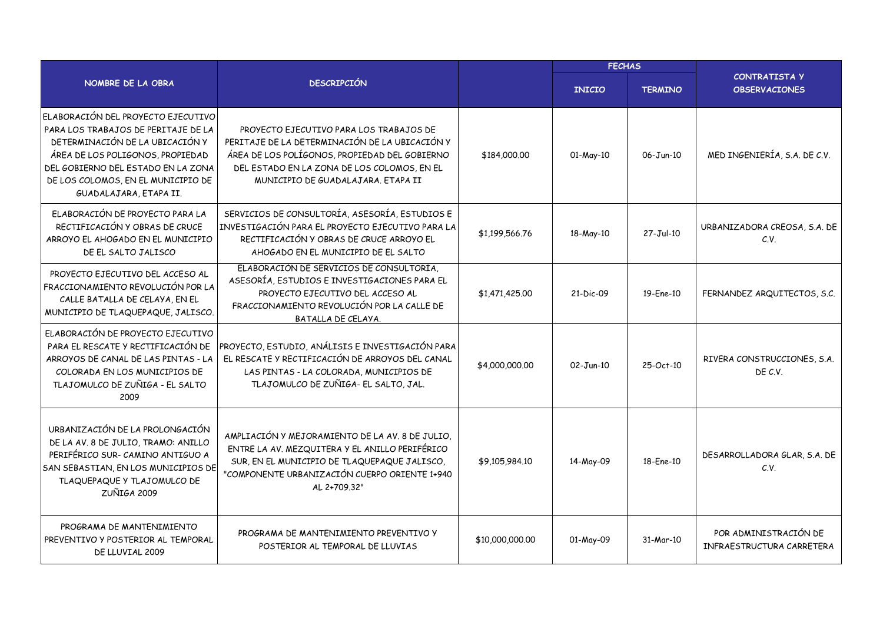| NOMBRE DE LA OBRA | DESCRIPCIÓN | | FECHAS | | CONTRATISTA Y OBSERVACIONES |
|---|---|---|---|---|---|
| | | | INICIO | TERMINO | |
| ELABORACIÓN DEL PROYECTO EJECUTIVO PARA LOS TRABAJOS DE PERITAJE DE LA DETERMINACIÓN DE LA UBICACIÓN Y ÁREA DE LOS POLIGONOS, PROPIEDAD DEL GOBIERNO DEL ESTADO EN LA ZONA DE LOS COLOMOS, EN EL MUNICIPIO DE GUADALAJARA, ETAPA II. | PROYECTO EJECUTIVO PARA LOS TRABAJOS DE PERITAJE DE LA DETERMINACIÓN DE LA UBICACIÓN Y ÁREA DE LOS POLÍGONOS, PROPIEDAD DEL GOBIERNO DEL ESTADO EN LA ZONA DE LOS COLOMOS, EN EL MUNICIPIO DE GUADALAJARA. ETAPA II | $184,000.00 | 01-May-10 | 06-Jun-10 | MED INGENIERÍA, S.A. DE C.V. |
| ELABORACIÓN DE PROYECTO PARA LA RECTIFICACIÓN Y OBRAS DE CRUCE ARROYO EL AHOGADO EN EL MUNICIPIO DE EL SALTO JALISCO | SERVICIOS DE CONSULTORÍA, ASESORÍA, ESTUDIOS E INVESTIGACIÓN PARA EL PROYECTO EJECUTIVO PARA LA RECTIFICACIÓN Y OBRAS DE CRUCE ARROYO EL AHOGADO EN EL MUNICIPIO DE EL SALTO | $1,199,566.76 | 18-May-10 | 27-Jul-10 | URBANIZADORA CREOSA, S.A. DE C.V. |
| PROYECTO EJECUTIVO DEL ACCESO AL FRACCIONAMIENTO REVOLUCIÓN POR LA CALLE BATALLA DE CELAYA, EN EL MUNICIPIO DE TLAQUEPAQUE, JALISCO. | ELABORACIÓN DE SERVICIOS DE CONSULTORÍA, ASESORÍA, ESTUDIOS E INVESTIGACIONES PARA EL PROYECTO EJECUTIVO DEL ACCESO AL FRACCIONAMIENTO REVOLUCIÓN POR LA CALLE DE BATALLA DE CELAYA. | $1,471,425.00 | 21-Dic-09 | 19-Ene-10 | FERNANDEZ ARQUITECTOS, S.C. |
| ELABORACIÓN DE PROYECTO EJECUTIVO PARA EL RESCATE Y RECTIFICACIÓN DE ARROYOS DE CANAL DE LAS PINTAS - LA COLORADA EN LOS MUNICIPIOS DE TLAJOMULCO DE ZUÑIGA - EL SALTO 2009 | PROYECTO, ESTUDIO, ANÁLISIS E INVESTIGACIÓN PARA EL RESCATE Y RECTIFICACIÓN DE ARROYOS DEL CANAL LAS PINTAS - LA COLORADA, MUNICIPIOS DE TLAJOMULCO DE ZUÑIGA- EL SALTO, JAL. | $4,000,000.00 | 02-Jun-10 | 25-Oct-10 | RIVERA CONSTRUCCIONES, S.A. DE C.V. |
| URBANIZACIÓN DE LA PROLONGACIÓN DE LA AV. 8 DE JULIO, TRAMO: ANILLO PERIFÉRICO SUR- CAMINO ANTIGUO A SAN SEBASTIAN, EN LOS MUNICIPIOS DE TLAQUEPAQUE Y TLAJOMULCO DE ZUÑIGA 2009 | AMPLIACIÓN Y MEJORAMIENTO DE LA AV. 8 DE JULIO, ENTRE LA AV. MEZQUITERA Y EL ANILLO PERIFÉRICO SUR, EN EL MUNICIPIO DE TLAQUEPAQUE JALISCO, "COMPONENTE URBANIZACIÓN CUERPO ORIENTE 1+940 AL 2+709.32" | $9,105,984.10 | 14-May-09 | 18-Ene-10 | DESARROLLADORA GLAR, S.A. DE C.V. |
| PROGRAMA DE MANTENIMIENTO PREVENTIVO Y POSTERIOR AL TEMPORAL DE LLUVIAL 2009 | PROGRAMA DE MANTENIMIENTO PREVENTIVO Y POSTERIOR AL TEMPORAL DE LLUVIAS | $10,000,000.00 | 01-May-09 | 31-Mar-10 | POR ADMINISTRACIÓN DE INFRAESTRUCTURA CARRETERA |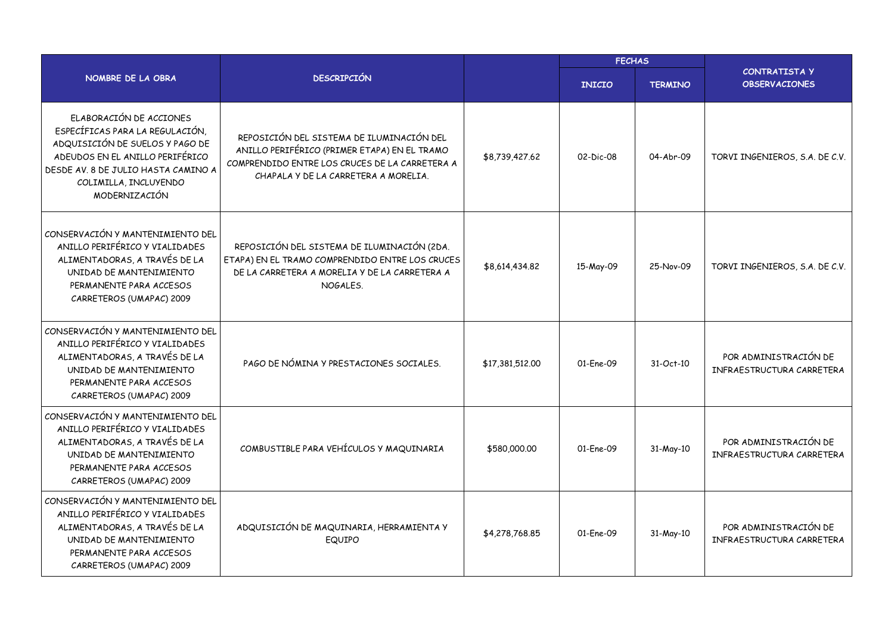| NOMBRE DE LA OBRA | DESCRIPCIÓN | | FECHAS | | CONTRATISTA Y OBSERVACIONES |
|---|---|---|---|---|---|
| | | | INICIO | TERMINO | |
| ELABORACIÓN DE ACCIONES ESPECÍFICAS PARA LA REGULACIÓN, ADQUISICIÓN DE SUELOS Y PAGO DE ADEUDOS EN EL ANILLO PERIFÉRICO DESDE AV. 8 DE JULIO HASTA CAMINO A COLIMILLA, INCLUYENDO MODERNIZACIÓN | REPOSICIÓN DEL SISTEMA DE ILUMINACIÓN DEL ANILLO PERIFÉRICO (PRIMER ETAPA) EN EL TRAMO COMPRENDIDO ENTRE LOS CRUCES DE LA CARRETERA A CHAPALA Y DE LA CARRETERA A MORELIA. | $8,739,427.62 | 02-Dic-08 | 04-Abr-09 | TORVI INGENIEROS, S.A. DE C.V. |
| CONSERVACIÓN Y MANTENIMIENTO DEL ANILLO PERIFÉRICO Y VIALIDADES ALIMENTADORAS, A TRAVÉS DE LA UNIDAD DE MANTENIMIENTO PERMANENTE PARA ACCESOS CARRETEROS (UMAPAC) 2009 | REPOSICIÓN DEL SISTEMA DE ILUMINACIÓN (2DA. ETAPA) EN EL TRAMO COMPRENDIDO ENTRE LOS CRUCES DE LA CARRETERA A MORELIA Y DE LA CARRETERA A NOGALES. | $8,614,434.82 | 15-May-09 | 25-Nov-09 | TORVI INGENIEROS, S.A. DE C.V. |
| CONSERVACIÓN Y MANTENIMIENTO DEL ANILLO PERIFÉRICO Y VIALIDADES ALIMENTADORAS, A TRAVÉS DE LA UNIDAD DE MANTENIMIENTO PERMANENTE PARA ACCESOS CARRETEROS (UMAPAC) 2009 | PAGO DE NÓMINA Y PRESTACIONES SOCIALES. | $17,381,512.00 | 01-Ene-09 | 31-Oct-10 | POR ADMINISTRACIÓN DE INFRAESTRUCTURA CARRETERA |
| CONSERVACIÓN Y MANTENIMIENTO DEL ANILLO PERIFÉRICO Y VIALIDADES ALIMENTADORAS, A TRAVÉS DE LA UNIDAD DE MANTENIMIENTO PERMANENTE PARA ACCESOS CARRETEROS (UMAPAC) 2009 | COMBUSTIBLE PARA VEHÍCULOS Y MAQUINARIA | $580,000.00 | 01-Ene-09 | 31-May-10 | POR ADMINISTRACIÓN DE INFRAESTRUCTURA CARRETERA |
| CONSERVACIÓN Y MANTENIMIENTO DEL ANILLO PERIFÉRICO Y VIALIDADES ALIMENTADORAS, A TRAVÉS DE LA UNIDAD DE MANTENIMIENTO PERMANENTE PARA ACCESOS CARRETEROS (UMAPAC) 2009 | ADQUISICIÓN DE MAQUINARIA, HERRAMIENTA Y EQUIPO | $4,278,768.85 | 01-Ene-09 | 31-May-10 | POR ADMINISTRACIÓN DE INFRAESTRUCTURA CARRETERA |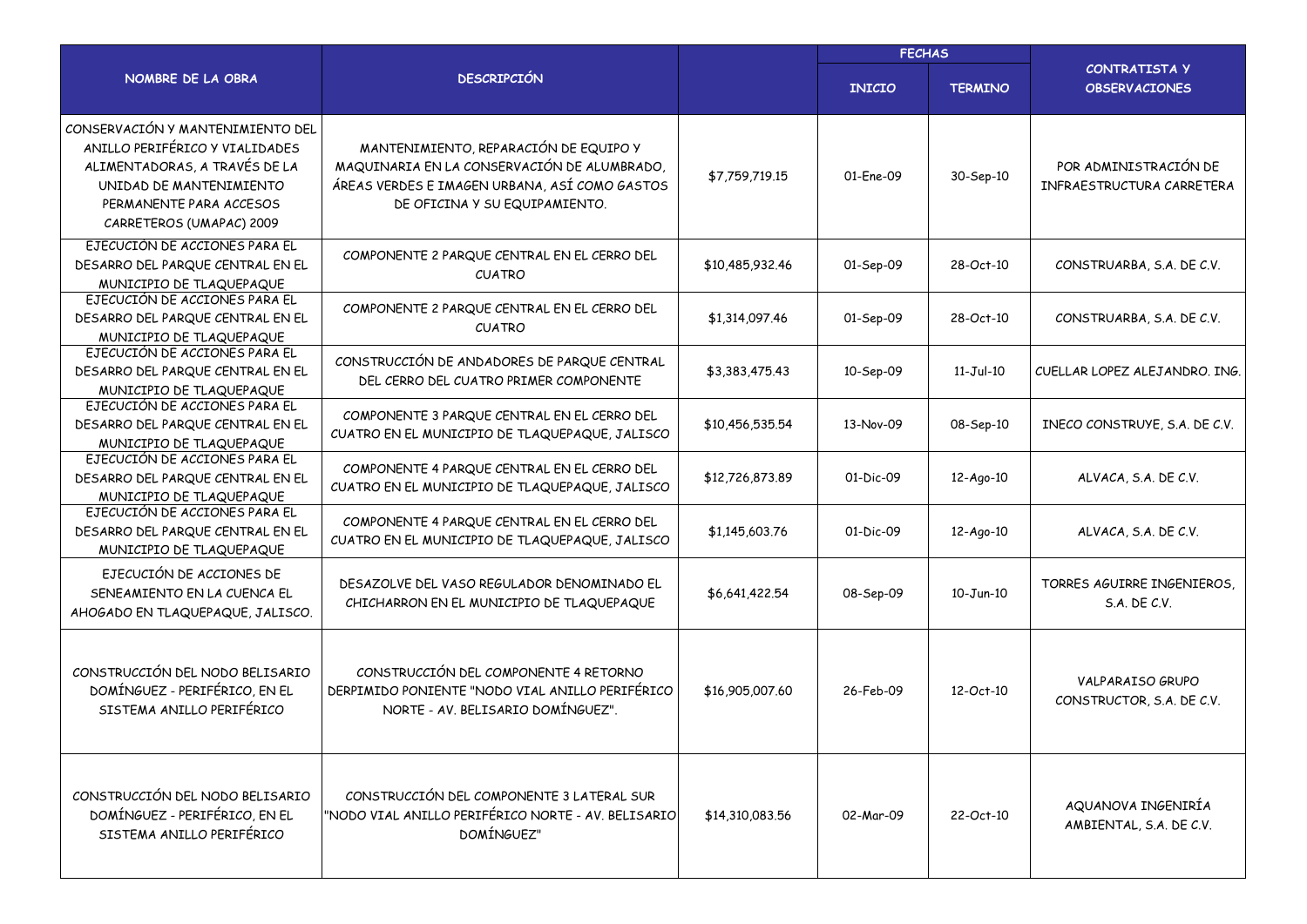| NOMBRE DE LA OBRA | DESCRIPCIÓN | | FECHAS | | CONTRATISTA Y OBSERVACIONES |
|---|---|---|---|---|---|
| | | | INICIO | TERMINO | |
| CONSERVACIÓN Y MANTENIMIENTO DEL ANILLO PERIFÉRICO Y VIALIDADES ALIMENTADORAS, A TRAVÉS DE LA UNIDAD DE MANTENIMIENTO PERMANENTE PARA ACCESOS CARRETEROS (UMAPAC) 2009 | MANTENIMIENTO, REPARACIÓN DE EQUIPO Y MAQUINARIA EN LA CONSERVACIÓN DE ALUMBRADO, ÁREAS VERDES E IMAGEN URBANA, ASÍ COMO GASTOS DE OFICINA Y SU EQUIPAMIENTO. | $7,759,719.15 | 01-Ene-09 | 30-Sep-10 | POR ADMINISTRACIÓN DE INFRAESTRUCTURA CARRETERA |
| EJECUCIÓN DE ACCIONES PARA EL DESARRO DEL PARQUE CENTRAL EN EL MUNICIPIO DE TLAQUEPAQUE | COMPONENTE 2 PARQUE CENTRAL EN EL CERRO DEL CUATRO | $10,485,932.46 | 01-Sep-09 | 28-Oct-10 | CONSTRUARBA, S.A. DE C.V. |
| EJECUCIÓN DE ACCIONES PARA EL DESARRO DEL PARQUE CENTRAL EN EL MUNICIPIO DE TLAQUEPAQUE | COMPONENTE 2 PARQUE CENTRAL EN EL CERRO DEL CUATRO | $1,314,097.46 | 01-Sep-09 | 28-Oct-10 | CONSTRUARBA, S.A. DE C.V. |
| EJECUCIÓN DE ACCIONES PARA EL DESARRO DEL PARQUE CENTRAL EN EL MUNICIPIO DE TLAQUEPAQUE | CONSTRUCCIÓN DE ANDADORES DE PARQUE CENTRAL DEL CERRO DEL CUATRO PRIMER COMPONENTE | $3,383,475.43 | 10-Sep-09 | 11-Jul-10 | CUELLAR LOPEZ ALEJANDRO. ING. |
| EJECUCIÓN DE ACCIONES PARA EL DESARRO DEL PARQUE CENTRAL EN EL MUNICIPIO DE TLAQUEPAQUE | COMPONENTE 3 PARQUE CENTRAL EN EL CERRO DEL CUATRO EN EL MUNICIPIO DE TLAQUEPAQUE, JALISCO | $10,456,535.54 | 13-Nov-09 | 08-Sep-10 | INECO CONSTRUYE, S.A. DE C.V. |
| EJECUCIÓN DE ACCIONES PARA EL DESARRO DEL PARQUE CENTRAL EN EL MUNICIPIO DE TLAQUEPAQUE | COMPONENTE 4 PARQUE CENTRAL EN EL CERRO DEL CUATRO EN EL MUNICIPIO DE TLAQUEPAQUE, JALISCO | $12,726,873.89 | 01-Dic-09 | 12-Ago-10 | ALVACA, S.A. DE C.V. |
| EJECUCIÓN DE ACCIONES PARA EL DESARRO DEL PARQUE CENTRAL EN EL MUNICIPIO DE TLAQUEPAQUE | COMPONENTE 4 PARQUE CENTRAL EN EL CERRO DEL CUATRO EN EL MUNICIPIO DE TLAQUEPAQUE, JALISCO | $1,145,603.76 | 01-Dic-09 | 12-Ago-10 | ALVACA, S.A. DE C.V. |
| EJECUCIÓN DE ACCIONES DE SENEAMIENTO EN LA CUENCA EL AHOGADO EN TLAQUEPAQUE, JALISCO. | DESAZOLVE DEL VASO REGULADOR DENOMINADO EL CHICHARRON EN EL MUNICIPIO DE TLAQUEPAQUE | $6,641,422.54 | 08-Sep-09 | 10-Jun-10 | TORRES AGUIRRE INGENIEROS, S.A. DE C.V. |
| CONSTRUCCIÓN DEL NODO BELISARIO DOMÍNGUEZ - PERIFÉRICO, EN EL SISTEMA ANILLO PERIFÉRICO | CONSTRUCCIÓN DEL COMPONENTE 4 RETORNO DERPIMIDO PONIENTE "NODO VIAL ANILLO PERIFÉRICO NORTE - AV. BELISARIO DOMÍNGUEZ". | $16,905,007.60 | 26-Feb-09 | 12-Oct-10 | VALPARAISO GRUPO CONSTRUCTOR, S.A. DE C.V. |
| CONSTRUCCIÓN DEL NODO BELISARIO DOMÍNGUEZ - PERIFÉRICO, EN EL SISTEMA ANILLO PERIFÉRICO | CONSTRUCCIÓN DEL COMPONENTE 3 LATERAL SUR "NODO VIAL ANILLO PERIFÉRICO NORTE - AV. BELISARIO DOMÍNGUEZ" | $14,310,083.56 | 02-Mar-09 | 22-Oct-10 | AQUANOVA INGENIRÍA AMBIENTAL, S.A. DE C.V. |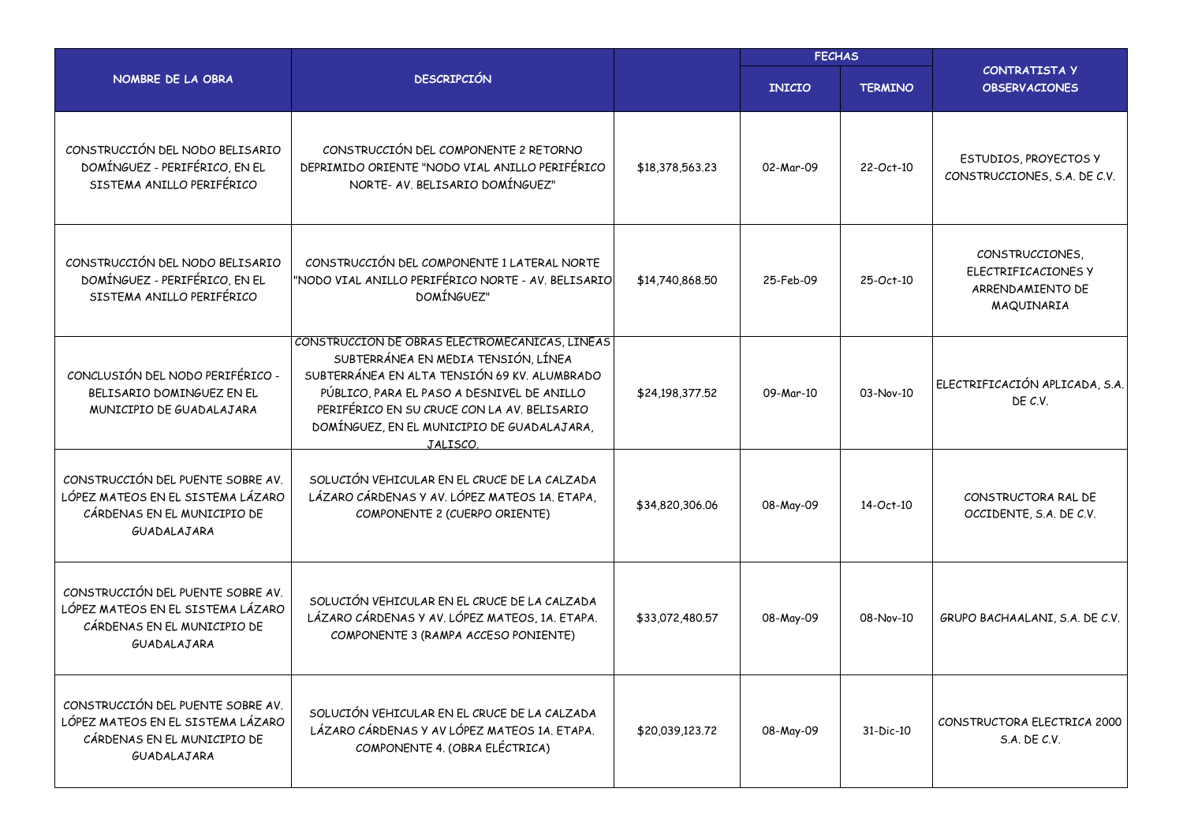| NOMBRE DE LA OBRA | DESCRIPCIÓN | | FECHAS | | CONTRATISTA Y OBSERVACIONES |
|---|---|---|---|---|---|
| | | | INICIO | TERMINO | |
| CONSTRUCCIÓN DEL NODO BELISARIO DOMÍNGUEZ - PERIFÉRICO, EN EL SISTEMA ANILLO PERIFÉRICO | CONSTRUCCIÓN DEL COMPONENTE 2 RETORNO DEPRIMIDO ORIENTE "NODO VIAL ANILLO PERIFÉRICO NORTE- AV. BELISARIO DOMÍNGUEZ" | $18,378,563.23 | 02-Mar-09 | 22-Oct-10 | ESTUDIOS, PROYECTOS Y CONSTRUCCIONES, S.A. DE C.V. |
| CONSTRUCCIÓN DEL NODO BELISARIO DOMÍNGUEZ - PERIFÉRICO, EN EL SISTEMA ANILLO PERIFÉRICO | CONSTRUCCIÓN DEL COMPONENTE 1 LATERAL NORTE "NODO VIAL ANILLO PERIFÉRICO NORTE - AV. BELISARIO DOMÍNGUEZ" | $14,740,868.50 | 25-Feb-09 | 25-Oct-10 | CONSTRUCCIONES, ELECTRIFICACIONES Y ARRENDAMIENTO DE MAQUINARIA |
| CONCLUSIÓN DEL NODO PERIFÉRICO - BELISARIO DOMINGUEZ EN EL MUNICIPIO DE GUADALAJARA | CONSTRUCCION DE OBRAS ELECTROMECANICAS, LINEAS SUBTERRÁNEA EN MEDIA TENSIÓN, LÍNEA SUBTERRÁNEA EN ALTA TENSIÓN 69 KV. ALUMBRADO PÚBLICO, PARA EL PASO A DESNIVEL DE ANILLO PERIFÉRICO EN SU CRUCE CON LA AV. BELISARIO DOMÍNGUEZ, EN EL MUNICIPIO DE GUADALAJARA, JALISCO. | $24,198,377.52 | 09-Mar-10 | 03-Nov-10 | ELECTRIFICACIÓN APLICADA, S.A. DE C.V. |
| CONSTRUCCIÓN DEL PUENTE SOBRE AV. LÓPEZ MATEOS EN EL SISTEMA LÁZARO CÁRDENAS EN EL MUNICIPIO DE GUADALAJARA | SOLUCIÓN VEHICULAR EN EL CRUCE DE LA CALZADA LÁZARO CÁRDENAS Y AV. LÓPEZ MATEOS 1A. ETAPA, COMPONENTE 2 (CUERPO ORIENTE) | $34,820,306.06 | 08-May-09 | 14-Oct-10 | CONSTRUCTORA RAL DE OCCIDENTE, S.A. DE C.V. |
| CONSTRUCCIÓN DEL PUENTE SOBRE AV. LÓPEZ MATEOS EN EL SISTEMA LÁZARO CÁRDENAS EN EL MUNICIPIO DE GUADALAJARA | SOLUCIÓN VEHICULAR EN EL CRUCE DE LA CALZADA LÁZARO CÁRDENAS Y AV. LÓPEZ MATEOS, 1A. ETAPA. COMPONENTE 3 (RAMPA ACCESO PONIENTE) | $33,072,480.57 | 08-May-09 | 08-Nov-10 | GRUPO BACHAALANI, S.A. DE C.V. |
| CONSTRUCCIÓN DEL PUENTE SOBRE AV. LÓPEZ MATEOS EN EL SISTEMA LÁZARO CÁRDENAS EN EL MUNICIPIO DE GUADALAJARA | SOLUCIÓN VEHICULAR EN EL CRUCE DE LA CALZADA LÁZARO CÁRDENAS Y AV LÓPEZ MATEOS 1A. ETAPA. COMPONENTE 4. (OBRA ELÉCTRICA) | $20,039,123.72 | 08-May-09 | 31-Dic-10 | CONSTRUCTORA ELECTRICA 2000 S.A. DE C.V. |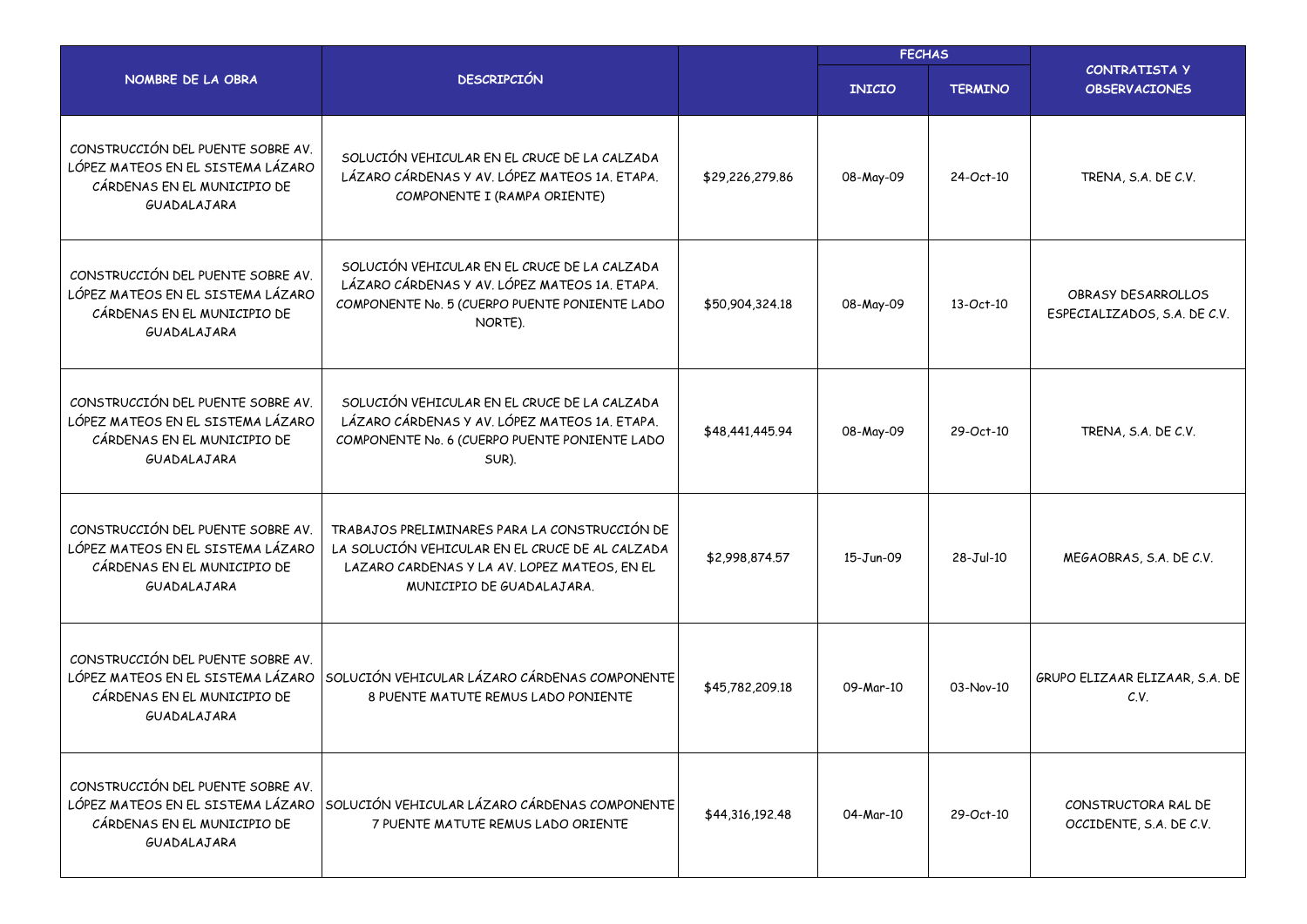| NOMBRE DE LA OBRA | DESCRIPCIÓN | | FECHAS | | CONTRATISTA Y OBSERVACIONES |
|---|---|---|---|---|---|
| | | | INICIO | TERMINO | |
| CONSTRUCCIÓN DEL PUENTE SOBRE AV. LÓPEZ MATEOS EN EL SISTEMA LÁZARO CÁRDENAS EN EL MUNICIPIO DE GUADALAJARA | SOLUCIÓN VEHICULAR EN EL CRUCE DE LA CALZADA LÁZARO CÁRDENAS Y AV. LÓPEZ MATEOS 1A. ETAPA. COMPONENTE I (RAMPA ORIENTE) | $29,226,279.86 | 08-May-09 | 24-Oct-10 | TRENA, S.A. DE C.V. |
| CONSTRUCCIÓN DEL PUENTE SOBRE AV. LÓPEZ MATEOS EN EL SISTEMA LÁZARO CÁRDENAS EN EL MUNICIPIO DE GUADALAJARA | SOLUCIÓN VEHICULAR EN EL CRUCE DE LA CALZADA LÁZARO CÁRDENAS Y AV. LÓPEZ MATEOS 1A. ETAPA. COMPONENTE No. 5 (CUERPO PUENTE PONIENTE LADO NORTE). | $50,904,324.18 | 08-May-09 | 13-Oct-10 | OBRASY DESARROLLOS ESPECIALIZADOS, S.A. DE C.V. |
| CONSTRUCCIÓN DEL PUENTE SOBRE AV. LÓPEZ MATEOS EN EL SISTEMA LÁZARO CÁRDENAS EN EL MUNICIPIO DE GUADALAJARA | SOLUCIÓN VEHICULAR EN EL CRUCE DE LA CALZADA LÁZARO CÁRDENAS Y AV. LÓPEZ MATEOS 1A. ETAPA. COMPONENTE No. 6 (CUERPO PUENTE PONIENTE LADO SUR). | $48,441,445.94 | 08-May-09 | 29-Oct-10 | TRENA, S.A. DE C.V. |
| CONSTRUCCIÓN DEL PUENTE SOBRE AV. LÓPEZ MATEOS EN EL SISTEMA LÁZARO CÁRDENAS EN EL MUNICIPIO DE GUADALAJARA | TRABAJOS PRELIMINARES PARA LA CONSTRUCCIÓN DE LA SOLUCIÓN VEHICULAR EN EL CRUCE DE AL CALZADA LAZARO CARDENAS Y LA AV. LOPEZ MATEOS, EN EL MUNICIPIO DE GUADALAJARA. | $2,998,874.57 | 15-Jun-09 | 28-Jul-10 | MEGAOBRAS, S.A. DE C.V. |
| CONSTRUCCIÓN DEL PUENTE SOBRE AV. LÓPEZ MATEOS EN EL SISTEMA LÁZARO CÁRDENAS EN EL MUNICIPIO DE GUADALAJARA | SOLUCIÓN VEHICULAR LÁZARO CÁRDENAS COMPONENTE 8 PUENTE MATUTE REMUS LADO PONIENTE | $45,782,209.18 | 09-Mar-10 | 03-Nov-10 | GRUPO ELIZAAR ELIZAAR, S.A. DE C.V. |
| CONSTRUCCIÓN DEL PUENTE SOBRE AV. LÓPEZ MATEOS EN EL SISTEMA LÁZARO CÁRDENAS EN EL MUNICIPIO DE GUADALAJARA | SOLUCIÓN VEHICULAR LÁZARO CÁRDENAS COMPONENTE 7 PUENTE MATUTE REMUS LADO ORIENTE | $44,316,192.48 | 04-Mar-10 | 29-Oct-10 | CONSTRUCTORA RAL DE OCCIDENTE, S.A. DE C.V. |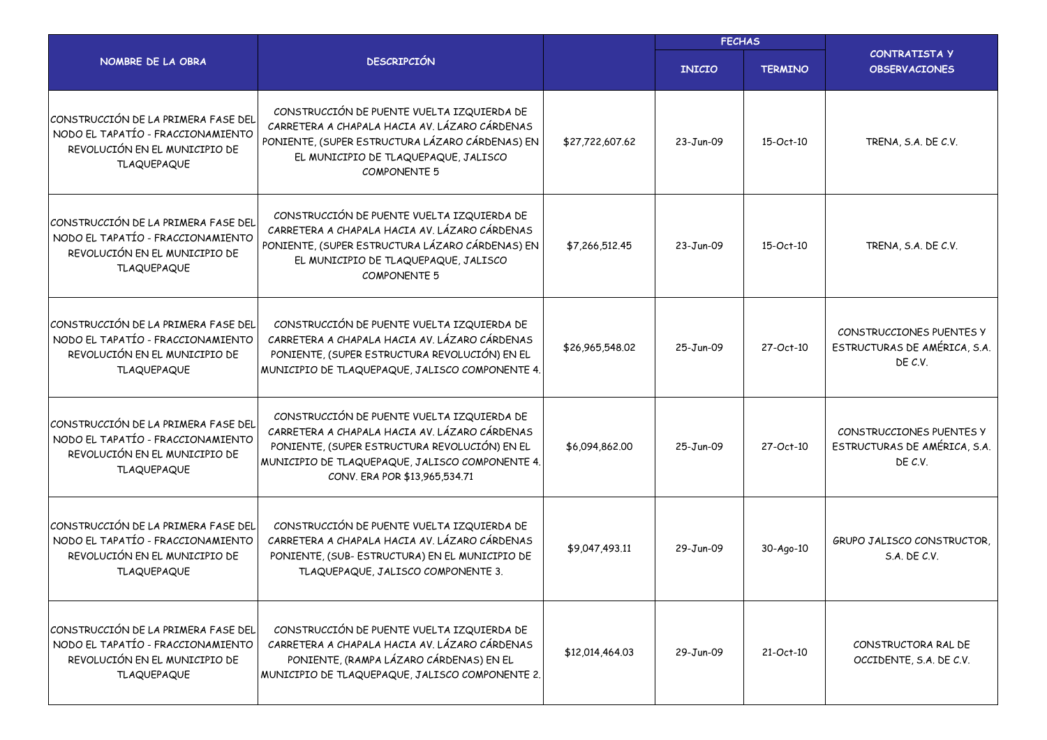| NOMBRE DE LA OBRA | DESCRIPCIÓN | | FECHAS | | CONTRATISTA Y OBSERVACIONES |
|---|---|---|---|---|---|
| | | | INICIO | TERMINO | |
| CONSTRUCCIÓN DE LA PRIMERA FASE DEL NODO EL TAPATÍO - FRACCIONAMIENTO REVOLUCIÓN EN EL MUNICIPIO DE TLAQUEPAQUE | CONSTRUCCIÓN DE PUENTE VUELTA IZQUIERDA DE CARRETERA A CHAPALA HACIA AV. LÁZARO CÁRDENAS PONIENTE, (SUPER ESTRUCTURA LÁZARO CÁRDENAS) EN EL MUNICIPIO DE TLAQUEPAQUE, JALISCO COMPONENTE 5 | $27,722,607.62 | 23-Jun-09 | 15-Oct-10 | TRENA, S.A. DE C.V. |
| CONSTRUCCIÓN DE LA PRIMERA FASE DEL NODO EL TAPATÍO - FRACCIONAMIENTO REVOLUCIÓN EN EL MUNICIPIO DE TLAQUEPAQUE | CONSTRUCCIÓN DE PUENTE VUELTA IZQUIERDA DE CARRETERA A CHAPALA HACIA AV. LÁZARO CÁRDENAS PONIENTE, (SUPER ESTRUCTURA LÁZARO CÁRDENAS) EN EL MUNICIPIO DE TLAQUEPAQUE, JALISCO COMPONENTE 5 | $7,266,512.45 | 23-Jun-09 | 15-Oct-10 | TRENA, S.A. DE C.V. |
| CONSTRUCCIÓN DE LA PRIMERA FASE DEL NODO EL TAPATÍO - FRACCIONAMIENTO REVOLUCIÓN EN EL MUNICIPIO DE TLAQUEPAQUE | CONSTRUCCIÓN DE PUENTE VUELTA IZQUIERDA DE CARRETERA A CHAPALA HACIA AV. LÁZARO CÁRDENAS PONIENTE, (SUPER ESTRUCTURA REVOLUCIÓN) EN EL MUNICIPIO DE TLAQUEPAQUE, JALISCO COMPONENTE 4. | $26,965,548.02 | 25-Jun-09 | 27-Oct-10 | CONSTRUCCIONES PUENTES Y ESTRUCTURAS DE AMÉRICA, S.A. DE C.V. |
| CONSTRUCCIÓN DE LA PRIMERA FASE DEL NODO EL TAPATÍO - FRACCIONAMIENTO REVOLUCIÓN EN EL MUNICIPIO DE TLAQUEPAQUE | CONSTRUCCIÓN DE PUENTE VUELTA IZQUIERDA DE CARRETERA A CHAPALA HACIA AV. LÁZARO CÁRDENAS PONIENTE, (SUPER ESTRUCTURA REVOLUCIÓN) EN EL MUNICIPIO DE TLAQUEPAQUE, JALISCO COMPONENTE 4. CONV. ERA POR $13,965,534.71 | $6,094,862.00 | 25-Jun-09 | 27-Oct-10 | CONSTRUCCIONES PUENTES Y ESTRUCTURAS DE AMÉRICA, S.A. DE C.V. |
| CONSTRUCCIÓN DE LA PRIMERA FASE DEL NODO EL TAPATÍO - FRACCIONAMIENTO REVOLUCIÓN EN EL MUNICIPIO DE TLAQUEPAQUE | CONSTRUCCIÓN DE PUENTE VUELTA IZQUIERDA DE CARRETERA A CHAPALA HACIA AV. LÁZARO CÁRDENAS PONIENTE, (SUB- ESTRUCTURA) EN EL MUNICIPIO DE TLAQUEPAQUE, JALISCO COMPONENTE 3. | $9,047,493.11 | 29-Jun-09 | 30-Ago-10 | GRUPO JALISCO CONSTRUCTOR, S.A. DE C.V. |
| CONSTRUCCIÓN DE LA PRIMERA FASE DEL NODO EL TAPATÍO - FRACCIONAMIENTO REVOLUCIÓN EN EL MUNICIPIO DE TLAQUEPAQUE | CONSTRUCCIÓN DE PUENTE VUELTA IZQUIERDA DE CARRETERA A CHAPALA HACIA AV. LÁZARO CÁRDENAS PONIENTE, (RAMPA LÁZARO CÁRDENAS) EN EL MUNICIPIO DE TLAQUEPAQUE, JALISCO COMPONENTE 2. | $12,014,464.03 | 29-Jun-09 | 21-Oct-10 | CONSTRUCTORA RAL DE OCCIDENTE, S.A. DE C.V. |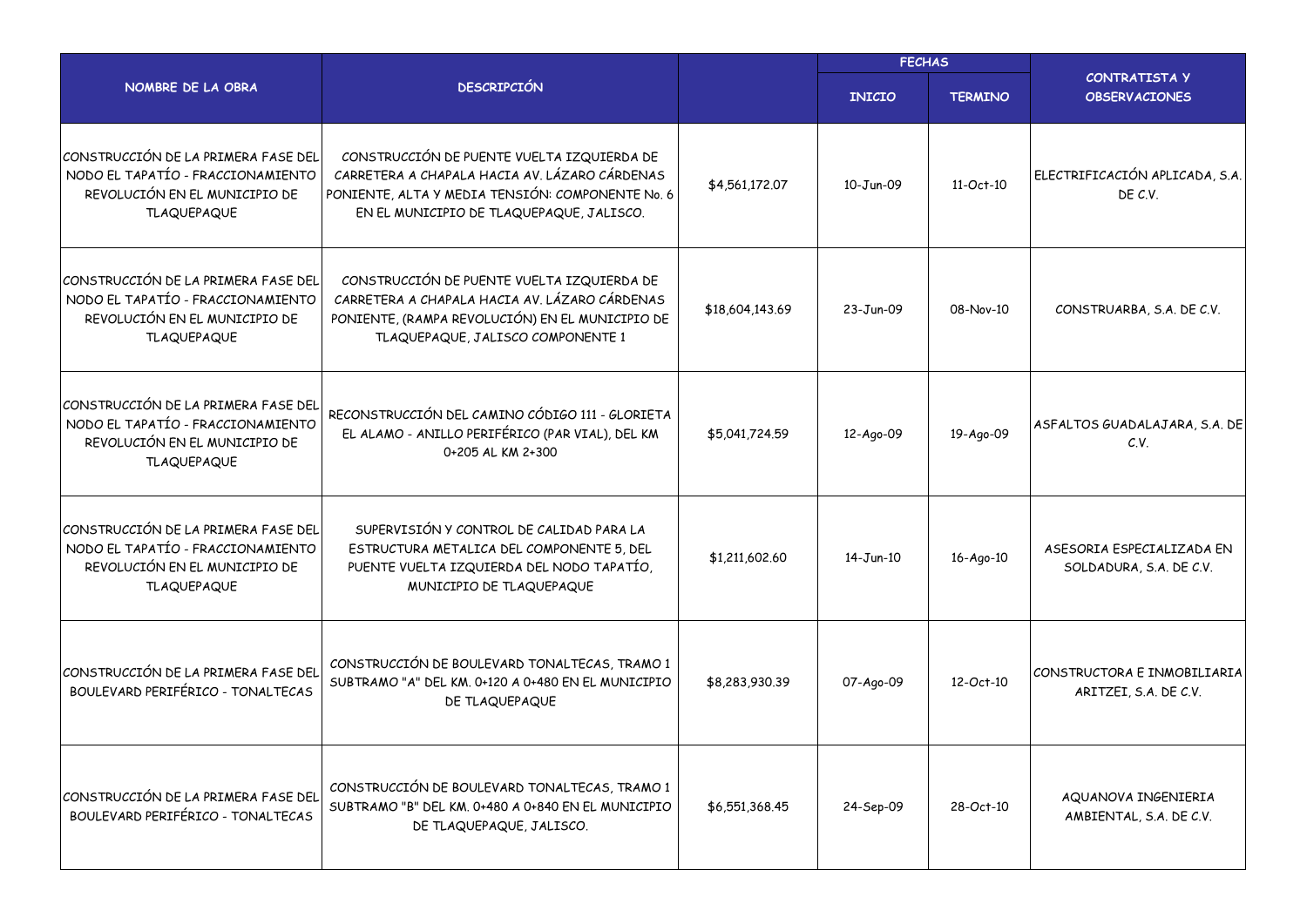| NOMBRE DE LA OBRA | DESCRIPCIÓN | | FECHAS | | CONTRATISTA Y OBSERVACIONES |
|---|---|---|---|---|---|
| | | | INICIO | TERMINO | |
| CONSTRUCCIÓN DE LA PRIMERA FASE DEL NODO EL TAPATÍO - FRACCIONAMIENTO REVOLUCIÓN EN EL MUNICIPIO DE TLAQUEPAQUE | CONSTRUCCIÓN DE PUENTE VUELTA IZQUIERDA DE CARRETERA A CHAPALA HACIA AV. LÁZARO CÁRDENAS PONIENTE, ALTA Y MEDIA TENSIÓN: COMPONENTE No. 6 EN EL MUNICIPIO DE TLAQUEPAQUE, JALISCO. | $4,561,172.07 | 10-Jun-09 | 11-Oct-10 | ELECTRIFICACIÓN APLICADA, S.A. DE C.V. |
| CONSTRUCCIÓN DE LA PRIMERA FASE DEL NODO EL TAPATÍO - FRACCIONAMIENTO REVOLUCIÓN EN EL MUNICIPIO DE TLAQUEPAQUE | CONSTRUCCIÓN DE PUENTE VUELTA IZQUIERDA DE CARRETERA A CHAPALA HACIA AV. LÁZARO CÁRDENAS PONIENTE, (RAMPA REVOLUCIÓN) EN EL MUNICIPIO DE TLAQUEPAQUE, JALISCO COMPONENTE 1 | $18,604,143.69 | 23-Jun-09 | 08-Nov-10 | CONSTRUARBA, S.A. DE C.V. |
| CONSTRUCCIÓN DE LA PRIMERA FASE DEL NODO EL TAPATÍO - FRACCIONAMIENTO REVOLUCIÓN EN EL MUNICIPIO DE TLAQUEPAQUE | RECONSTRUCCIÓN DEL CAMINO CÓDIGO 111 - GLORIETA EL ALAMO - ANILLO PERIFÉRICO (PAR VIAL), DEL KM 0+205 AL KM 2+300 | $5,041,724.59 | 12-Ago-09 | 19-Ago-09 | ASFALTOS GUADALAJARA, S.A. DE C.V. |
| CONSTRUCCIÓN DE LA PRIMERA FASE DEL NODO EL TAPATÍO - FRACCIONAMIENTO REVOLUCIÓN EN EL MUNICIPIO DE TLAQUEPAQUE | SUPERVISIÓN Y CONTROL DE CALIDAD PARA LA ESTRUCTURA METALICA DEL COMPONENTE 5, DEL PUENTE VUELTA IZQUIERDA DEL NODO TAPATÍO, MUNICIPIO DE TLAQUEPAQUE | $1,211,602.60 | 14-Jun-10 | 16-Ago-10 | ASESORIA ESPECIALIZADA EN SOLDADURA, S.A. DE C.V. |
| CONSTRUCCIÓN DE LA PRIMERA FASE DEL BOULEVARD PERIFÉRICO - TONALTECAS | CONSTRUCCIÓN DE BOULEVARD TONALTECAS, TRAMO 1 SUBTRAMO "A" DEL KM. 0+120 A 0+480 EN EL MUNICIPIO DE TLAQUEPAQUE | $8,283,930.39 | 07-Ago-09 | 12-Oct-10 | CONSTRUCTORA E INMOBILIARIA ARITZEI, S.A. DE C.V. |
| CONSTRUCCIÓN DE LA PRIMERA FASE DEL BOULEVARD PERIFÉRICO - TONALTECAS | CONSTRUCCIÓN DE BOULEVARD TONALTECAS, TRAMO 1 SUBTRAMO "B" DEL KM. 0+480 A 0+840 EN EL MUNICIPIO DE TLAQUEPAQUE, JALISCO. | $6,551,368.45 | 24-Sep-09 | 28-Oct-10 | AQUANOVA INGENIERIA AMBIENTAL, S.A. DE C.V. |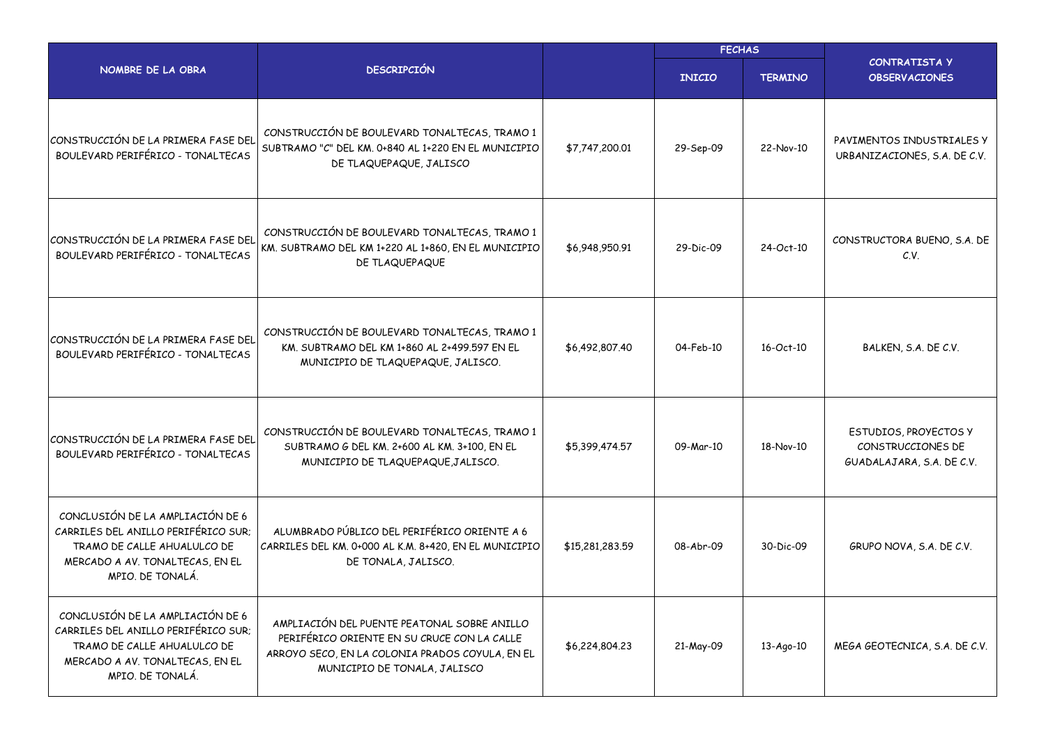| NOMBRE DE LA OBRA | DESCRIPCIÓN | | FECHAS | | CONTRATISTA Y OBSERVACIONES |
|---|---|---|---|---|---|
| | | | INICIO | TERMINO | |
| CONSTRUCCIÓN DE LA PRIMERA FASE DEL BOULEVARD PERIFÉRICO - TONALTECAS | CONSTRUCCIÓN DE BOULEVARD TONALTECAS, TRAMO 1 SUBTRAMO "C" DEL KM. 0+840 AL 1+220 EN EL MUNICIPIO DE TLAQUEPAQUE, JALISCO | $7,747,200.01 | 29-Sep-09 | 22-Nov-10 | PAVIMENTOS INDUSTRIALES Y URBANIZACIONES, S.A. DE C.V. |
| CONSTRUCCIÓN DE LA PRIMERA FASE DEL BOULEVARD PERIFÉRICO - TONALTECAS | CONSTRUCCIÓN DE BOULEVARD TONALTECAS, TRAMO 1 KM. SUBTRAMO DEL KM 1+220 AL 1+860, EN EL MUNICIPIO DE TLAQUEPAQUE | $6,948,950.91 | 29-Dic-09 | 24-Oct-10 | CONSTRUCTORA BUENO, S.A. DE C.V. |
| CONSTRUCCIÓN DE LA PRIMERA FASE DEL BOULEVARD PERIFÉRICO - TONALTECAS | CONSTRUCCIÓN DE BOULEVARD TONALTECAS, TRAMO 1 KM. SUBTRAMO DEL KM 1+860 AL 2+499.597 EN EL MUNICIPIO DE TLAQUEPAQUE, JALISCO. | $6,492,807.40 | 04-Feb-10 | 16-Oct-10 | BALKEN, S.A. DE C.V. |
| CONSTRUCCIÓN DE LA PRIMERA FASE DEL BOULEVARD PERIFÉRICO - TONALTECAS | CONSTRUCCIÓN DE BOULEVARD TONALTECAS, TRAMO 1 SUBTRAMO G DEL KM. 2+600 AL KM. 3+100, EN EL MUNICIPIO DE TLAQUEPAQUE,JALISCO. | $5,399,474.57 | 09-Mar-10 | 18-Nov-10 | ESTUDIOS, PROYECTOS Y CONSTRUCCIONES DE GUADALAJARA, S.A. DE C.V. |
| CONCLUSIÓN DE LA AMPLIACIÓN DE 6 CARRILES DEL ANILLO PERIFÉRICO SUR; TRAMO DE CALLE AHUALULCO DE MERCADO A AV. TONALTECAS, EN EL MPIO. DE TONALÁ. | ALUMBRADO PÚBLICO DEL PERIFÉRICO ORIENTE A 6 CARRILES DEL KM. 0+000 AL K.M. 8+420, EN EL MUNICIPIO DE TONALA, JALISCO. | $15,281,283.59 | 08-Abr-09 | 30-Dic-09 | GRUPO NOVA, S.A. DE C.V. |
| CONCLUSIÓN DE LA AMPLIACIÓN DE 6 CARRILES DEL ANILLO PERIFÉRICO SUR; TRAMO DE CALLE AHUALULCO DE MERCADO A AV. TONALTECAS, EN EL MPIO. DE TONALÁ. | AMPLIACIÓN DEL PUENTE PEATONAL SOBRE ANILLO PERIFÉRICO ORIENTE EN SU CRUCE CON LA CALLE ARROYO SECO, EN LA COLONIA PRADOS COYULA, EN EL MUNICIPIO DE TONALA, JALISCO | $6,224,804.23 | 21-May-09 | 13-Ago-10 | MEGA GEOTECNICA, S.A. DE C.V. |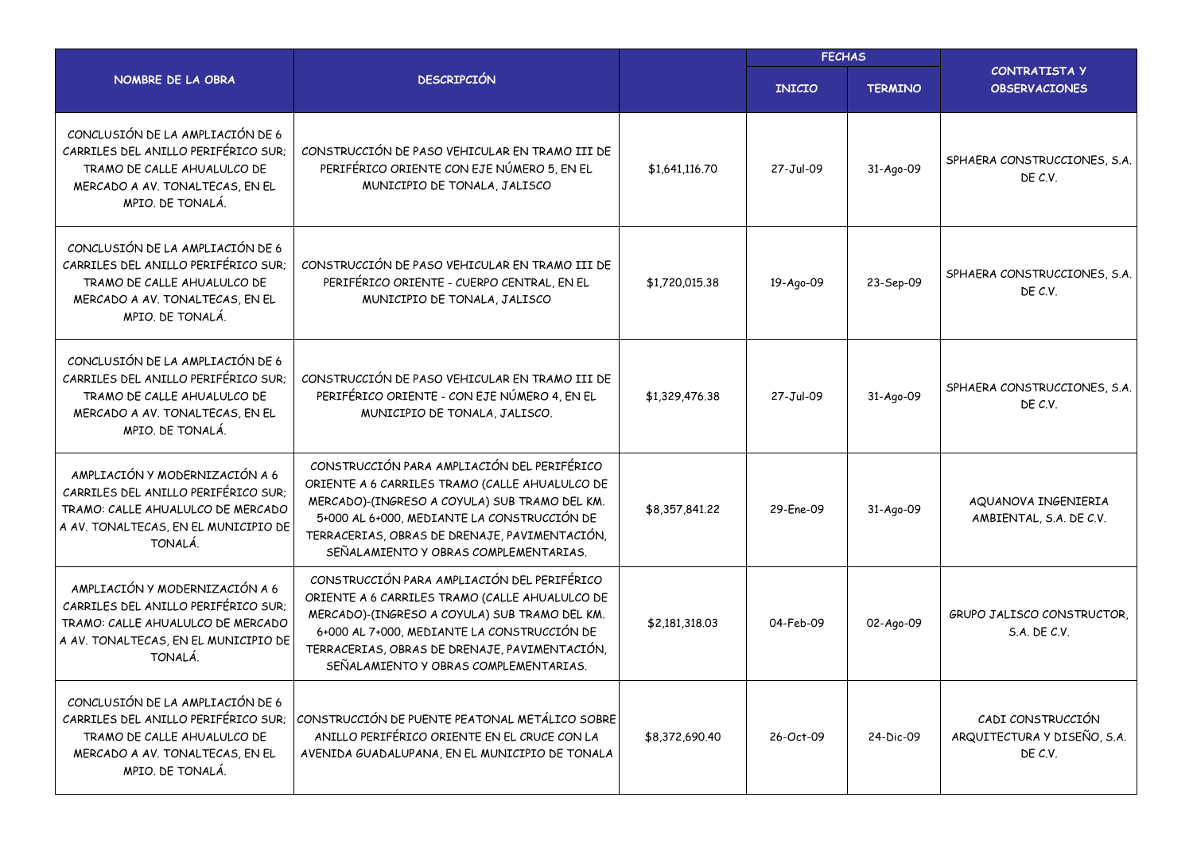| NOMBRE DE LA OBRA | DESCRIPCIÓN | | FECHAS | | CONTRATISTA Y OBSERVACIONES |
|---|---|---|---|---|---|
| | | | INICIO | TERMINO | |
| CONCLUSIÓN DE LA AMPLIACIÓN DE 6 CARRILES DEL ANILLO PERIFÉRICO SUR; TRAMO DE CALLE AHUALULCO DE MERCADO A AV. TONALTECAS, EN EL MPIO. DE TONALÁ. | CONSTRUCCIÓN DE PASO VEHICULAR EN TRAMO III DE PERIFÉRICO ORIENTE CON EJE NÚMERO 5, EN EL MUNICIPIO DE TONALA, JALISCO | $1,641,116.70 | 27-Jul-09 | 31-Ago-09 | SPHAERA CONSTRUCCIONES, S.A. DE C.V. |
| CONCLUSIÓN DE LA AMPLIACIÓN DE 6 CARRILES DEL ANILLO PERIFÉRICO SUR; TRAMO DE CALLE AHUALULCO DE MERCADO A AV. TONALTECAS, EN EL MPIO. DE TONALÁ. | CONSTRUCCIÓN DE PASO VEHICULAR EN TRAMO III DE PERIFÉRICO ORIENTE - CUERPO CENTRAL, EN EL MUNICIPIO DE TONALA, JALISCO | $1,720,015.38 | 19-Ago-09 | 23-Sep-09 | SPHAERA CONSTRUCCIONES, S.A. DE C.V. |
| CONCLUSIÓN DE LA AMPLIACIÓN DE 6 CARRILES DEL ANILLO PERIFÉRICO SUR; TRAMO DE CALLE AHUALULCO DE MERCADO A AV. TONALTECAS, EN EL MPIO. DE TONALÁ. | CONSTRUCCIÓN DE PASO VEHICULAR EN TRAMO III DE PERIFÉRICO ORIENTE - CON EJE NÚMERO 4, EN EL MUNICIPIO DE TONALA, JALISCO. | $1,329,476.38 | 27-Jul-09 | 31-Ago-09 | SPHAERA CONSTRUCCIONES, S.A. DE C.V. |
| AMPLIACIÓN Y MODERNIZACIÓN A 6 CARRILES DEL ANILLO PERIFÉRICO SUR; TRAMO: CALLE AHUALULCO DE MERCADO A AV. TONALTECAS, EN EL MUNICIPIO DE TONALÁ. | CONSTRUCCIÓN PARA AMPLIACIÓN DEL PERIFÉRICO ORIENTE A 6 CARRILES TRAMO (CALLE AHUALULCO DE MERCADO)-(INGRESO A COYULA) SUB TRAMO DEL KM. 5+000 AL 6+000, MEDIANTE LA CONSTRUCCIÓN DE TERRACERIAS, OBRAS DE DRENAJE, PAVIMENTACIÓN, SEÑALAMIENTO Y OBRAS COMPLEMENTARIAS. | $8,357,841.22 | 29-Ene-09 | 31-Ago-09 | AQUANOVA INGENIERIA AMBIENTAL, S.A. DE C.V. |
| AMPLIACIÓN Y MODERNIZACIÓN A 6 CARRILES DEL ANILLO PERIFÉRICO SUR; TRAMO: CALLE AHUALULCO DE MERCADO A AV. TONALTECAS, EN EL MUNICIPIO DE TONALÁ. | CONSTRUCCIÓN PARA AMPLIACIÓN DEL PERIFÉRICO ORIENTE A 6 CARRILES TRAMO (CALLE AHUALULCO DE MERCADO)-(INGRESO A COYULA) SUB TRAMO DEL KM. 6+000 AL 7+000, MEDIANTE LA CONSTRUCCIÓN DE TERRACERIAS, OBRAS DE DRENAJE, PAVIMENTACIÓN, SEÑALAMIENTO Y OBRAS COMPLEMENTARIAS. | $2,181,318.03 | 04-Feb-09 | 02-Ago-09 | GRUPO JALISCO CONSTRUCTOR, S.A. DE C.V. |
| CONCLUSIÓN DE LA AMPLIACIÓN DE 6 CARRILES DEL ANILLO PERIFÉRICO SUR; TRAMO DE CALLE AHUALULCO DE MERCADO A AV. TONALTECAS, EN EL MPIO. DE TONALÁ. | CONSTRUCCIÓN DE PUENTE PEATONAL METÁLICO SOBRE ANILLO PERIFÉRICO ORIENTE EN EL CRUCE CON LA AVENIDA GUADALUPANA, EN EL MUNICIPIO DE TONALA | $8,372,690.40 | 26-Oct-09 | 24-Dic-09 | CADI CONSTRUCCIÓN ARQUITECTURA Y DISEÑO, S.A. DE C.V. |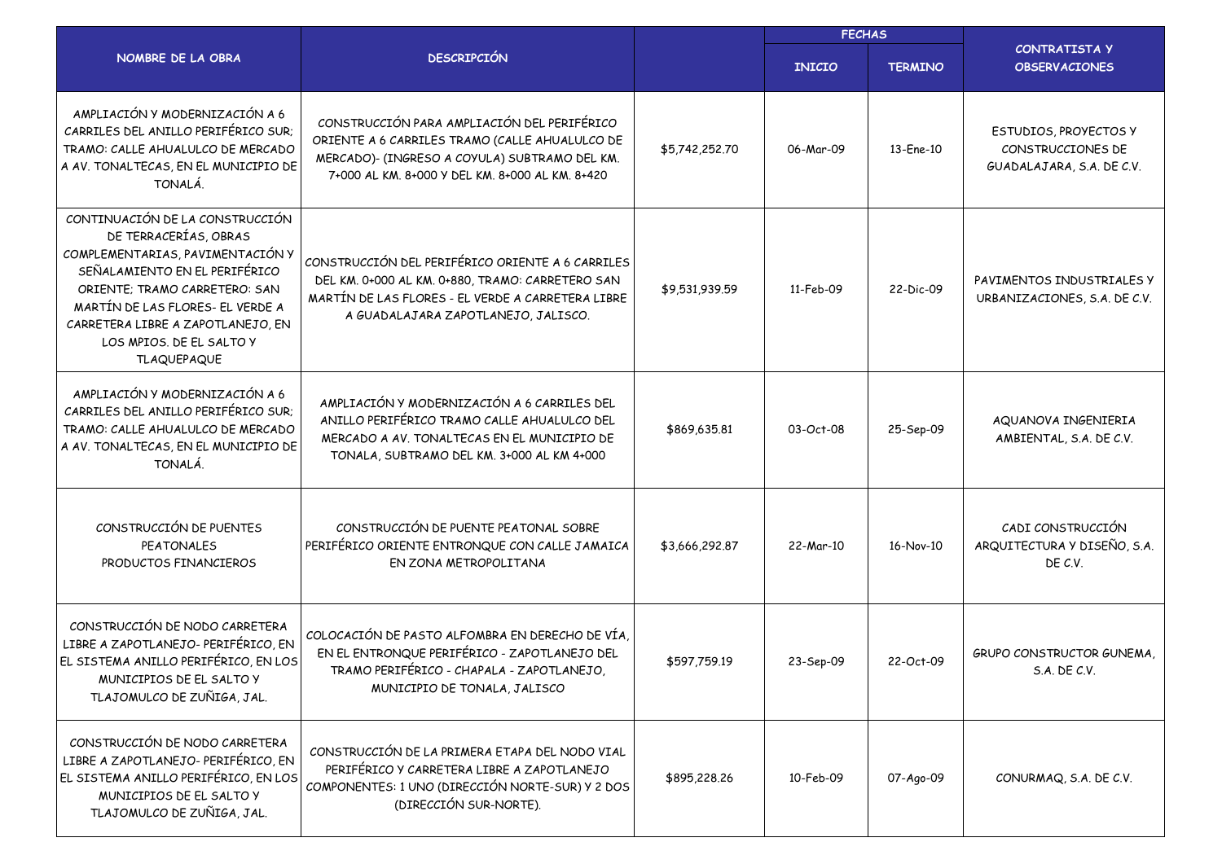| NOMBRE DE LA OBRA | DESCRIPCIÓN | | FECHAS | | CONTRATISTA Y OBSERVACIONES |
|---|---|---|---|---|---|
| | | | INICIO | TERMINO | |
| AMPLIACIÓN Y MODERNIZACIÓN A 6 CARRILES DEL ANILLO PERIFÉRICO SUR; TRAMO: CALLE AHUALULCO DE MERCADO A AV. TONALTECAS, EN EL MUNICIPIO DE TONALÁ. | CONSTRUCCIÓN PARA AMPLIACIÓN DEL PERIFÉRICO ORIENTE A 6 CARRILES TRAMO (CALLE AHUALULCO DE MERCADO)- (INGRESO A COYULA) SUBTRAMO DEL KM. 7+000 AL KM. 8+000 Y DEL KM. 8+000 AL KM. 8+420 | $5,742,252.70 | 06-Mar-09 | 13-Ene-10 | ESTUDIOS, PROYECTOS Y CONSTRUCCIONES DE GUADALAJARA, S.A. DE C.V. |
| CONTINUACIÓN DE LA CONSTRUCCIÓN DE TERRACERÍAS, OBRAS COMPLEMENTARIAS, PAVIMENTACIÓN Y SEÑALAMIENTO EN EL PERIFÉRICO ORIENTE; TRAMO CARRETERO: SAN MARTÍN DE LAS FLORES- EL VERDE A CARRETERA LIBRE A ZAPOTLANEJO, EN LOS MPIOS. DE EL SALTO Y TLAQUEPAQUE | CONSTRUCCIÓN DEL PERIFÉRICO ORIENTE A 6 CARRILES DEL KM. 0+000 AL KM. 0+880, TRAMO: CARRETERO SAN MARTÍN DE LAS FLORES - EL VERDE A CARRETERA LIBRE A GUADALAJARA ZAPOTLANEJO, JALISCO. | $9,531,939.59 | 11-Feb-09 | 22-Dic-09 | PAVIMENTOS INDUSTRIALES Y URBANIZACIONES, S.A. DE C.V. |
| AMPLIACIÓN Y MODERNIZACIÓN A 6 CARRILES DEL ANILLO PERIFÉRICO SUR; TRAMO: CALLE AHUALULCO DE MERCADO A AV. TONALTECAS, EN EL MUNICIPIO DE TONALÁ. | AMPLIACIÓN Y MODERNIZACIÓN A 6 CARRILES DEL ANILLO PERIFÉRICO TRAMO CALLE AHUALULCO DEL MERCADO A AV. TONALTECAS EN EL MUNICIPIO DE TONALA, SUBTRAMO DEL KM. 3+000 AL KM 4+000 | $869,635.81 | 03-Oct-08 | 25-Sep-09 | AQUANOVA INGENIERIA AMBIENTAL, S.A. DE C.V. |
| CONSTRUCCIÓN DE PUENTES PEATONALES PRODUCTOS FINANCIEROS | CONSTRUCCIÓN DE PUENTE PEATONAL SOBRE PERIFÉRICO ORIENTE ENTRONQUE CON CALLE JAMAICA EN ZONA METROPOLITANA | $3,666,292.87 | 22-Mar-10 | 16-Nov-10 | CADI CONSTRUCCIÓN ARQUITECTURA Y DISEÑO, S.A. DE C.V. |
| CONSTRUCCIÓN DE NODO CARRETERA LIBRE A ZAPOTLANEJO- PERIFÉRICO, EN EL SISTEMA ANILLO PERIFÉRICO, EN LOS MUNICIPIOS DE EL SALTO Y TLAJOMULCO DE ZUÑIGA, JAL. | COLOCACIÓN DE PASTO ALFOMBRA EN DERECHO DE VÍA, EN EL ENTRONQUE PERIFÉRICO - ZAPOTLANEJO DEL TRAMO PERIFÉRICO - CHAPALA - ZAPOTLANEJO, MUNICIPIO DE TONALA, JALISCO | $597,759.19 | 23-Sep-09 | 22-Oct-09 | GRUPO CONSTRUCTOR GUNEMA, S.A. DE C.V. |
| CONSTRUCCIÓN DE NODO CARRETERA LIBRE A ZAPOTLANEJO- PERIFÉRICO, EN EL SISTEMA ANILLO PERIFÉRICO, EN LOS MUNICIPIOS DE EL SALTO Y TLAJOMULCO DE ZUÑIGA, JAL. | CONSTRUCCIÓN DE LA PRIMERA ETAPA DEL NODO VIAL PERIFÉRICO Y CARRETERA LIBRE A ZAPOTLANEJO COMPONENTES: 1 UNO (DIRECCIÓN NORTE-SUR) Y 2 DOS (DIRECCIÓN SUR-NORTE). | $895,228.26 | 10-Feb-09 | 07-Ago-09 | CONURMAQ, S.A. DE C.V. |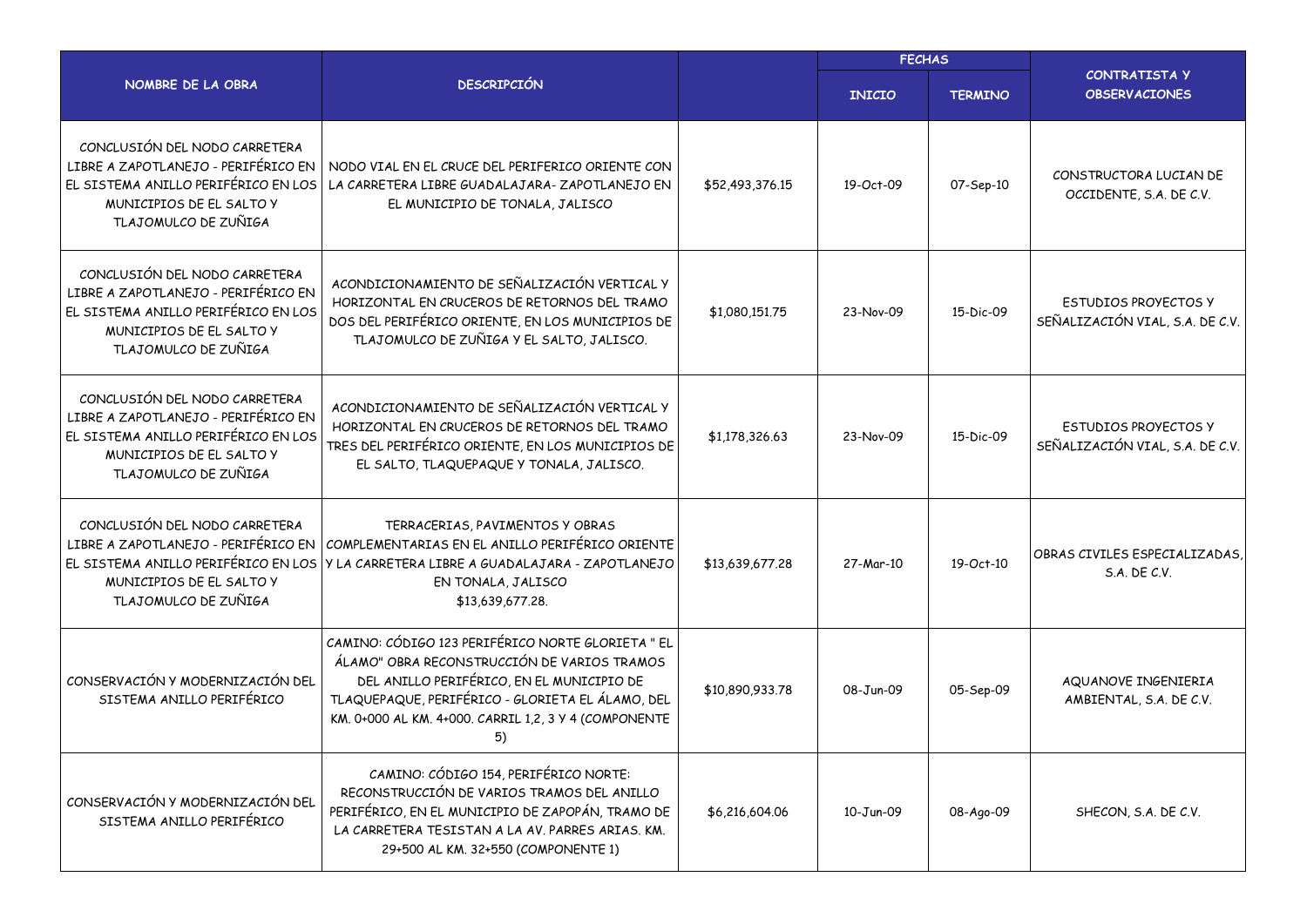| NOMBRE DE LA OBRA | DESCRIPCIÓN | | FECHAS | | CONTRATISTA Y OBSERVACIONES |
|---|---|---|---|---|---|
| | | | INICIO | TERMINO | |
| CONCLUSIÓN DEL NODO CARRETERA LIBRE A ZAPOTLANEJO - PERIFÉRICO EN EL SISTEMA ANILLO PERIFÉRICO EN LOS MUNICIPIOS DE EL SALTO Y TLAJOMULCO DE ZUÑIGA | NODO VIAL EN EL CRUCE DEL PERIFERICO ORIENTE CON LA CARRETERA LIBRE GUADALAJARA- ZAPOTLANEJO EN EL MUNICIPIO DE TONALA, JALISCO | $52,493,376.15 | 19-Oct-09 | 07-Sep-10 | CONSTRUCTORA LUCIAN DE OCCIDENTE, S.A. DE C.V. |
| CONCLUSIÓN DEL NODO CARRETERA LIBRE A ZAPOTLANEJO - PERIFÉRICO EN EL SISTEMA ANILLO PERIFÉRICO EN LOS MUNICIPIOS DE EL SALTO Y TLAJOMULCO DE ZUÑIGA | ACONDICIONAMIENTO DE SEÑALIZACIÓN VERTICAL Y HORIZONTAL EN CRUCEROS DE RETORNOS DEL TRAMO DOS DEL PERIFÉRICO ORIENTE, EN LOS MUNICIPIOS DE TLAJOMULCO DE ZUÑIGA Y EL SALTO, JALISCO. | $1,080,151.75 | 23-Nov-09 | 15-Dic-09 | ESTUDIOS PROYECTOS Y SEÑALIZACIÓN VIAL, S.A. DE C.V. |
| CONCLUSIÓN DEL NODO CARRETERA LIBRE A ZAPOTLANEJO - PERIFÉRICO EN EL SISTEMA ANILLO PERIFÉRICO EN LOS MUNICIPIOS DE EL SALTO Y TLAJOMULCO DE ZUÑIGA | ACONDICIONAMIENTO DE SEÑALIZACIÓN VERTICAL Y HORIZONTAL EN CRUCEROS DE RETORNOS DEL TRAMO TRES DEL PERIFÉRICO ORIENTE, EN LOS MUNICIPIOS DE EL SALTO, TLAQUEPAQUE Y TONALA, JALISCO. | $1,178,326.63 | 23-Nov-09 | 15-Dic-09 | ESTUDIOS PROYECTOS Y SEÑALIZACIÓN VIAL, S.A. DE C.V. |
| CONCLUSIÓN DEL NODO CARRETERA LIBRE A ZAPOTLANEJO - PERIFÉRICO EN EL SISTEMA ANILLO PERIFÉRICO EN LOS MUNICIPIOS DE EL SALTO Y TLAJOMULCO DE ZUÑIGA | TERRACERIAS, PAVIMENTOS Y OBRAS COMPLEMENTARIAS EN EL ANILLO PERIFÉRICO ORIENTE Y LA CARRETERA LIBRE A GUADALAJARA - ZAPOTLANEJO EN TONALA, JALISCO $13,639,677.28. | $13,639,677.28 | 27-Mar-10 | 19-Oct-10 | OBRAS CIVILES ESPECIALIZADAS, S.A. DE C.V. |
| CONSERVACIÓN Y MODERNIZACIÓN DEL SISTEMA ANILLO PERIFÉRICO | CAMINO: CÓDIGO 123 PERIFÉRICO NORTE GLORIETA " EL ÁLAMO" OBRA RECONSTRUCCIÓN DE VARIOS TRAMOS DEL ANILLO PERIFÉRICO, EN EL MUNICIPIO DE TLAQUEPAQUE, PERIFÉRICO - GLORIETA EL ÁLAMO, DEL KM. 0+000 AL KM. 4+000. CARRIL 1,2, 3 Y 4 (COMPONENTE 5) | $10,890,933.78 | 08-Jun-09 | 05-Sep-09 | AQUANOVE INGENIERIA AMBIENTAL, S.A. DE C.V. |
| CONSERVACIÓN Y MODERNIZACIÓN DEL SISTEMA ANILLO PERIFÉRICO | CAMINO: CÓDIGO 154, PERIFÉRICO NORTE: RECONSTRUCCIÓN DE VARIOS TRAMOS DEL ANILLO PERIFÉRICO, EN EL MUNICIPIO DE ZAPOPÁN, TRAMO DE LA CARRETERA TESISTAN A LA AV. PARRES ARIAS. KM. 29+500 AL KM. 32+550 (COMPONENTE 1) | $6,216,604.06 | 10-Jun-09 | 08-Ago-09 | SHECON, S.A. DE C.V. |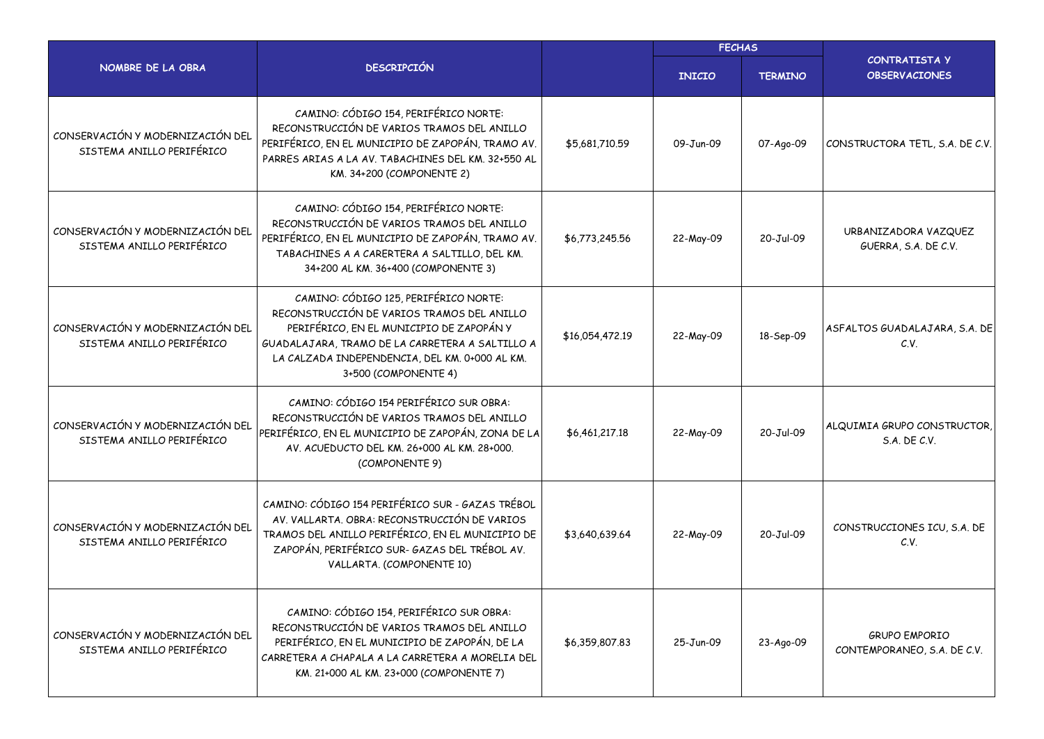| NOMBRE DE LA OBRA | DESCRIPCIÓN | | FECHAS | | CONTRATISTA Y OBSERVACIONES |
|---|---|---|---|---|---|
| | | | INICIO | TERMINO | |
| CONSERVACIÓN Y MODERNIZACIÓN DEL SISTEMA ANILLO PERIFÉRICO | CAMINO: CÓDIGO 154, PERIFÉRICO NORTE: RECONSTRUCCIÓN DE VARIOS TRAMOS DEL ANILLO PERIFÉRICO, EN EL MUNICIPIO DE ZAPOPÁN, TRAMO AV. PARRES ARIAS A LA AV. TABACHINES DEL KM. 32+550 AL KM. 34+200 (COMPONENTE 2) | $5,681,710.59 | 09-Jun-09 | 07-Ago-09 | CONSTRUCTORA TETL, S.A. DE C.V. |
| CONSERVACIÓN Y MODERNIZACIÓN DEL SISTEMA ANILLO PERIFÉRICO | CAMINO: CÓDIGO 154, PERIFÉRICO NORTE: RECONSTRUCCIÓN DE VARIOS TRAMOS DEL ANILLO PERIFÉRICO, EN EL MUNICIPIO DE ZAPOPÁN, TRAMO AV. TABACHINES A A CARERTERA A SALTILLO, DEL KM. 34+200 AL KM. 36+400 (COMPONENTE 3) | $6,773,245.56 | 22-May-09 | 20-Jul-09 | URBANIZADORA VAZQUEZ GUERRA, S.A. DE C.V. |
| CONSERVACIÓN Y MODERNIZACIÓN DEL SISTEMA ANILLO PERIFÉRICO | CAMINO: CÓDIGO 125, PERIFÉRICO NORTE: RECONSTRUCCIÓN DE VARIOS TRAMOS DEL ANILLO PERIFÉRICO, EN EL MUNICIPIO DE ZAPOPÁN Y GUADALAJARA, TRAMO DE LA CARRETERA A SALTILLO A LA CALZADA INDEPENDENCIA, DEL KM. 0+000 AL KM. 3+500 (COMPONENTE 4) | $16,054,472.19 | 22-May-09 | 18-Sep-09 | ASFALTOS GUADALAJARA, S.A. DE C.V. |
| CONSERVACIÓN Y MODERNIZACIÓN DEL SISTEMA ANILLO PERIFÉRICO | CAMINO: CÓDIGO 154 PERIFÉRICO SUR OBRA: RECONSTRUCCIÓN DE VARIOS TRAMOS DEL ANILLO PERIFÉRICO, EN EL MUNICIPIO DE ZAPOPÁN, ZONA DE LA AV. ACUEDUCTO DEL KM. 26+000 AL KM. 28+000. (COMPONENTE 9) | $6,461,217.18 | 22-May-09 | 20-Jul-09 | ALQUIMIA GRUPO CONSTRUCTOR, S.A. DE C.V. |
| CONSERVACIÓN Y MODERNIZACIÓN DEL SISTEMA ANILLO PERIFÉRICO | CAMINO: CÓDIGO 154 PERIFÉRICO SUR - GAZAS TRÉBOL AV. VALLARTA. OBRA: RECONSTRUCCIÓN DE VARIOS TRAMOS DEL ANILLO PERIFÉRICO, EN EL MUNICIPIO DE ZAPOPÁN, PERIFÉRICO SUR- GAZAS DEL TRÉBOL AV. VALLARTA. (COMPONENTE 10) | $3,640,639.64 | 22-May-09 | 20-Jul-09 | CONSTRUCCIONES ICU, S.A. DE C.V. |
| CONSERVACIÓN Y MODERNIZACIÓN DEL SISTEMA ANILLO PERIFÉRICO | CAMINO: CÓDIGO 154, PERIFÉRICO SUR OBRA: RECONSTRUCCIÓN DE VARIOS TRAMOS DEL ANILLO PERIFÉRICO, EN EL MUNICIPIO DE ZAPOPÁN, DE LA CARRETERA A CHAPALA A LA CARRETERA A MORELIA DEL KM. 21+000 AL KM. 23+000 (COMPONENTE 7) | $6,359,807.83 | 25-Jun-09 | 23-Ago-09 | GRUPO EMPORIO CONTEMPORANEO, S.A. DE C.V. |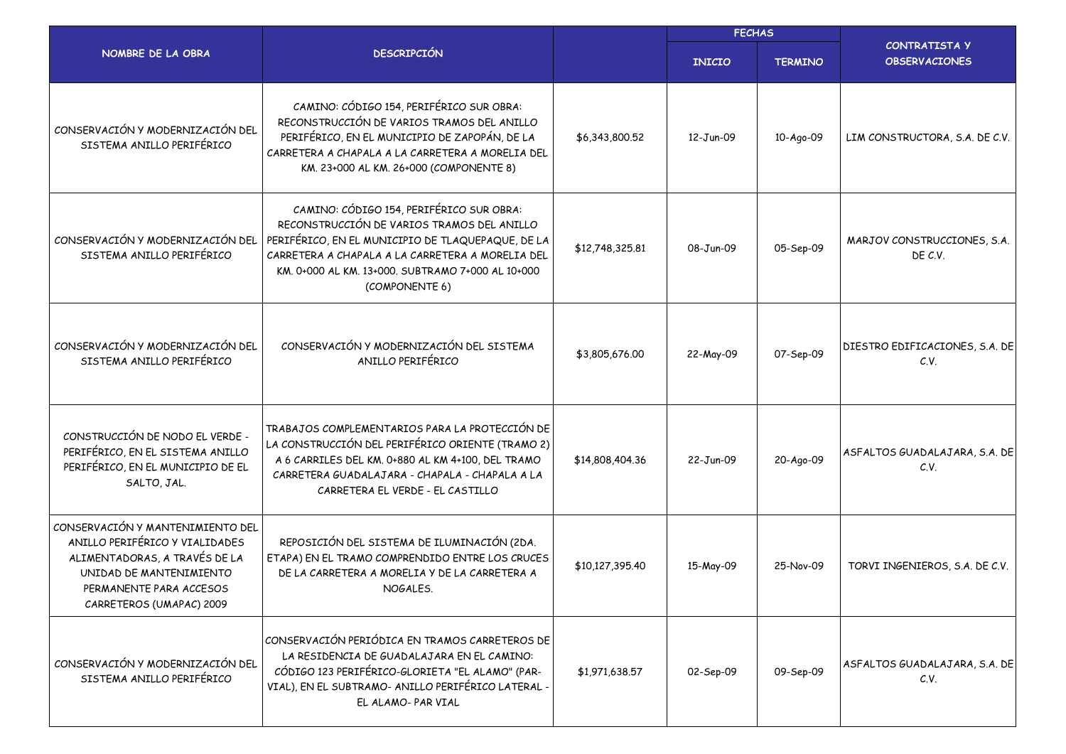| NOMBRE DE LA OBRA | DESCRIPCIÓN | | FECHAS | | CONTRATISTA Y OBSERVACIONES |
|---|---|---|---|---|---|
| | | | INICIO | TERMINO | |
| CONSERVACIÓN Y MODERNIZACIÓN DEL SISTEMA ANILLO PERIFÉRICO | CAMINO: CÓDIGO 154, PERIFÉRICO SUR OBRA: RECONSTRUCCIÓN DE VARIOS TRAMOS DEL ANILLO PERIFÉRICO, EN EL MUNICIPIO DE ZAPOPÁN, DE LA CARRETERA A CHAPALA A LA CARRETERA A MORELIA DEL KM. 23+000 AL KM. 26+000 (COMPONENTE 8) | $6,343,800.52 | 12-Jun-09 | 10-Ago-09 | LIM CONSTRUCTORA, S.A. DE C.V. |
| CONSERVACIÓN Y MODERNIZACIÓN DEL SISTEMA ANILLO PERIFÉRICO | CAMINO: CÓDIGO 154, PERIFÉRICO SUR OBRA: RECONSTRUCCIÓN DE VARIOS TRAMOS DEL ANILLO PERIFÉRICO, EN EL MUNICIPIO DE TLAQUEPAQUE, DE LA CARRETERA A CHAPALA A LA CARRETERA A MORELIA DEL KM. 0+000 AL KM. 13+000. SUBTRAMO 7+000 AL 10+000 (COMPONENTE 6) | $12,748,325.81 | 08-Jun-09 | 05-Sep-09 | MARJOV CONSTRUCCIONES, S.A. DE C.V. |
| CONSERVACIÓN Y MODERNIZACIÓN DEL SISTEMA ANILLO PERIFÉRICO | CONSERVACIÓN Y MODERNIZACIÓN DEL SISTEMA ANILLO PERIFÉRICO | $3,805,676.00 | 22-May-09 | 07-Sep-09 | DIESTRO EDIFICACIONES, S.A. DE C.V. |
| CONSTRUCCIÓN DE NODO EL VERDE - PERIFÉRICO, EN EL SISTEMA ANILLO PERIFÉRICO, EN EL MUNICIPIO DE EL SALTO, JAL. | TRABAJOS COMPLEMENTARIOS PARA LA PROTECCIÓN DE LA CONSTRUCCIÓN DEL PERIFÉRICO ORIENTE (TRAMO 2) A 6 CARRILES DEL KM. 0+880 AL KM 4+100, DEL TRAMO CARRETERA GUADALAJARA - CHAPALA - CHAPALA A LA CARRETERA EL VERDE - EL CASTILLO | $14,808,404.36 | 22-Jun-09 | 20-Ago-09 | ASFALTOS GUADALAJARA, S.A. DE C.V. |
| CONSERVACIÓN Y MANTENIMIENTO DEL ANILLO PERIFÉRICO Y VIALIDADES ALIMENTADORAS, A TRAVÉS DE LA UNIDAD DE MANTENIMIENTO PERMANENTE PARA ACCESOS CARRETEROS (UMAPAC) 2009 | REPOSICIÓN DEL SISTEMA DE ILUMINACIÓN (2DA. ETAPA) EN EL TRAMO COMPRENDIDO ENTRE LOS CRUCES DE LA CARRETERA A MORELIA Y DE LA CARRETERA A NOGALES. | $10,127,395.40 | 15-May-09 | 25-Nov-09 | TORVI INGENIEROS, S.A. DE C.V. |
| CONSERVACIÓN Y MODERNIZACIÓN DEL SISTEMA ANILLO PERIFÉRICO | CONSERVACIÓN PERIÓDICA EN TRAMOS CARRETEROS DE LA RESIDENCIA DE GUADALAJARA EN EL CAMINO: CÓDIGO 123 PERIFÉRICO-GLORIETA "EL ALAMO" (PAR-VIAL), EN EL SUBTRAMO- ANILLO PERIFÉRICO LATERAL - EL ALAMO- PAR VIAL | $1,971,638.57 | 02-Sep-09 | 09-Sep-09 | ASFALTOS GUADALAJARA, S.A. DE C.V. |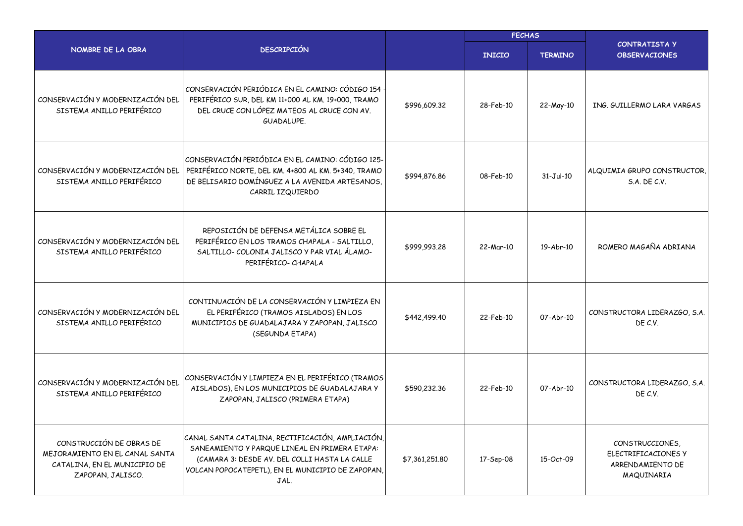| NOMBRE DE LA OBRA | DESCRIPCIÓN | | FECHAS | | CONTRATISTA Y OBSERVACIONES |
|---|---|---|---|---|---|
| | | | INICIO | TERMINO | |
| CONSERVACIÓN Y MODERNIZACIÓN DEL SISTEMA ANILLO PERIFÉRICO | CONSERVACIÓN PERIÓDICA EN EL CAMINO: CÓDIGO 154 - PERIFÉRICO SUR, DEL KM 11+000 AL KM. 19+000, TRAMO DEL CRUCE CON LÓPEZ MATEOS AL CRUCE CON AV. GUADALUPE. | $996,609.32 | 28-Feb-10 | 22-May-10 | ING. GUILLERMO LARA VARGAS |
| CONSERVACIÓN Y MODERNIZACIÓN DEL SISTEMA ANILLO PERIFÉRICO | CONSERVACIÓN PERIÓDICA EN EL CAMINO: CÓDIGO 125- PERIFÉRICO NORTE, DEL KM. 4+800 AL KM. 5+340, TRAMO DE BELISARIO DOMÍNGUEZ A LA AVENIDA ARTESANOS, CARRIL IZQUIERDO | $994,876.86 | 08-Feb-10 | 31-Jul-10 | ALQUIMIA GRUPO CONSTRUCTOR, S.A. DE C.V. |
| CONSERVACIÓN Y MODERNIZACIÓN DEL SISTEMA ANILLO PERIFÉRICO | REPOSICIÓN DE DEFENSA METÁLICA SOBRE EL PERIFÉRICO EN LOS TRAMOS CHAPALA - SALTILLO, SALTILLO- COLONIA JALISCO Y PAR VIAL ÁLAMO- PERIFÉRICO- CHAPALA | $999,993.28 | 22-Mar-10 | 19-Abr-10 | ROMERO MAGAÑA ADRIANA |
| CONSERVACIÓN Y MODERNIZACIÓN DEL SISTEMA ANILLO PERIFÉRICO | CONTINUACIÓN DE LA CONSERVACIÓN Y LIMPIEZA EN EL PERIFÉRICO (TRAMOS AISLADOS) EN LOS MUNICIPIOS DE GUADALAJARA Y ZAPOPAN, JALISCO (SEGUNDA ETAPA) | $442,499.40 | 22-Feb-10 | 07-Abr-10 | CONSTRUCTORA LIDERAZGO, S.A. DE C.V. |
| CONSERVACIÓN Y MODERNIZACIÓN DEL SISTEMA ANILLO PERIFÉRICO | CONSERVACIÓN Y LIMPIEZA EN EL PERIFÉRICO (TRAMOS AISLADOS), EN LOS MUNICIPIOS DE GUADALAJARA Y ZAPOPAN, JALISCO (PRIMERA ETAPA) | $590,232.36 | 22-Feb-10 | 07-Abr-10 | CONSTRUCTORA LIDERAZGO, S.A. DE C.V. |
| CONSTRUCCIÓN DE OBRAS DE MEJORAMIENTO EN EL CANAL SANTA CATALINA, EN EL MUNICIPIO DE ZAPOPAN, JALISCO. | CANAL SANTA CATALINA, RECTIFICACIÓN, AMPLIACIÓN, SANEAMIENTO Y PARQUE LINEAL EN PRIMERA ETAPA: (CAMARA 3: DESDE AV. DEL COLLI HASTA LA CALLE VOLCAN POPOCATEPETL), EN EL MUNICIPIO DE ZAPOPAN, JAL. | $7,361,251.80 | 17-Sep-08 | 15-Oct-09 | CONSTRUCCIONES, ELECTRIFICACIONES Y ARRENDAMIENTO DE MAQUINARIA |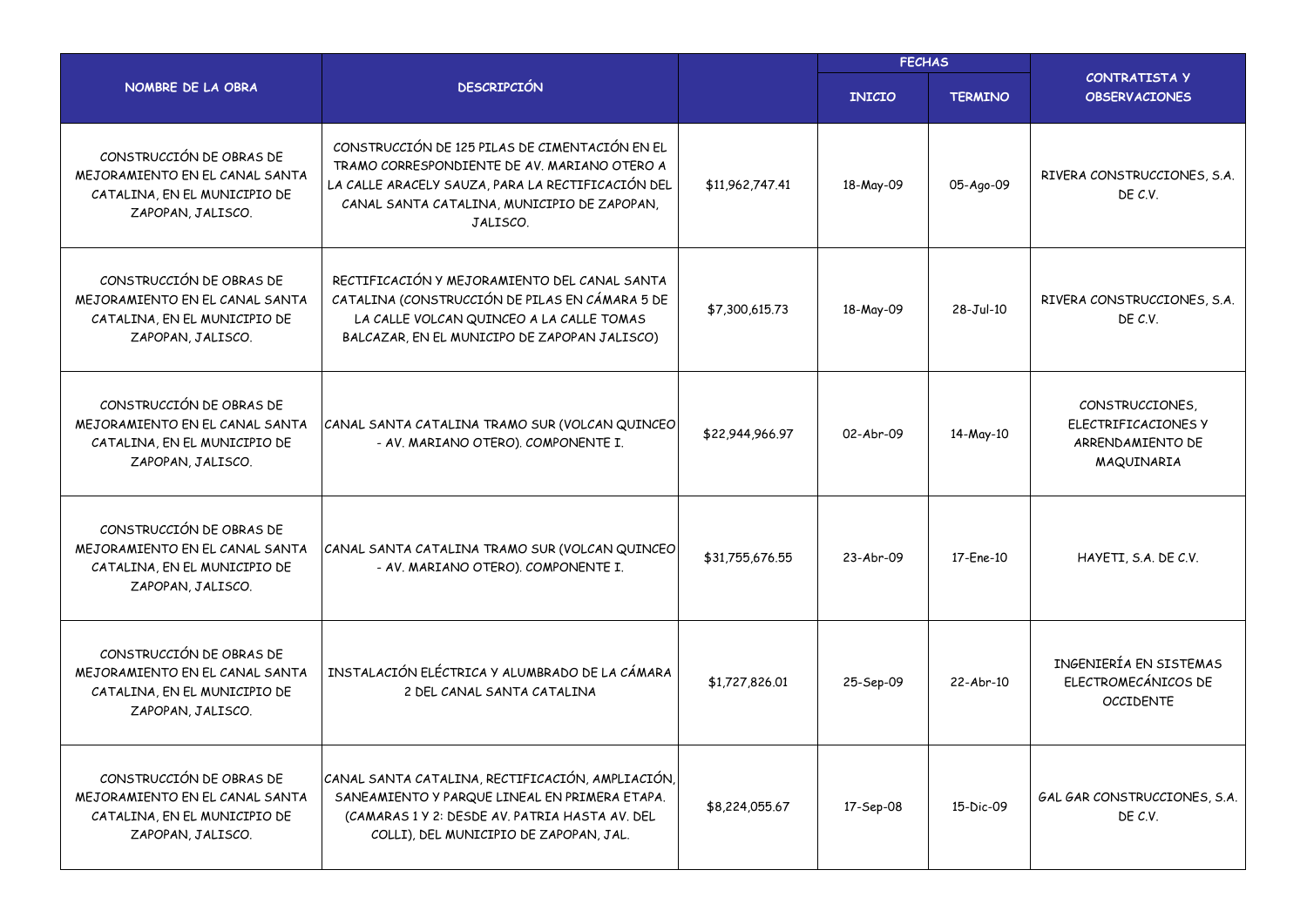| NOMBRE DE LA OBRA | DESCRIPCIÓN | | FECHAS | | CONTRATISTA Y OBSERVACIONES |
|---|---|---|---|---|---|
| | | | INICIO | TERMINO | |
| CONSTRUCCIÓN DE OBRAS DE MEJORAMIENTO EN EL CANAL SANTA CATALINA, EN EL MUNICIPIO DE ZAPOPAN, JALISCO. | CONSTRUCCIÓN DE 125 PILAS DE CIMENTACIÓN EN EL TRAMO CORRESPONDIENTE DE AV. MARIANO OTERO A LA CALLE ARACELY SAUZA, PARA LA RECTIFICACIÓN DEL CANAL SANTA CATALINA, MUNICIPIO DE ZAPOPAN, JALISCO. | $11,962,747.41 | 18-May-09 | 05-Ago-09 | RIVERA CONSTRUCCIONES, S.A. DE C.V. |
| CONSTRUCCIÓN DE OBRAS DE MEJORAMIENTO EN EL CANAL SANTA CATALINA, EN EL MUNICIPIO DE ZAPOPAN, JALISCO. | RECTIFICACIÓN Y MEJORAMIENTO DEL CANAL SANTA CATALINA (CONSTRUCCIÓN DE PILAS EN CÁMARA 5 DE LA CALLE VOLCAN QUINCEO A LA CALLE TOMAS BALCAZAR, EN EL MUNICIPO DE ZAPOPAN JALISCO) | $7,300,615.73 | 18-May-09 | 28-Jul-10 | RIVERA CONSTRUCCIONES, S.A. DE C.V. |
| CONSTRUCCIÓN DE OBRAS DE MEJORAMIENTO EN EL CANAL SANTA CATALINA, EN EL MUNICIPIO DE ZAPOPAN, JALISCO. | CANAL SANTA CATALINA TRAMO SUR (VOLCAN QUINCEO - AV. MARIANO OTERO). COMPONENTE I. | $22,944,966.97 | 02-Abr-09 | 14-May-10 | CONSTRUCCIONES, ELECTRIFICACIONES Y ARRENDAMIENTO DE MAQUINARIA |
| CONSTRUCCIÓN DE OBRAS DE MEJORAMIENTO EN EL CANAL SANTA CATALINA, EN EL MUNICIPIO DE ZAPOPAN, JALISCO. | CANAL SANTA CATALINA TRAMO SUR (VOLCAN QUINCEO - AV. MARIANO OTERO). COMPONENTE I. | $31,755,676.55 | 23-Abr-09 | 17-Ene-10 | HAYETI, S.A. DE C.V. |
| CONSTRUCCIÓN DE OBRAS DE MEJORAMIENTO EN EL CANAL SANTA CATALINA, EN EL MUNICIPIO DE ZAPOPAN, JALISCO. | INSTALACIÓN ELÉCTRICA Y ALUMBRADO DE LA CÁMARA 2 DEL CANAL SANTA CATALINA | $1,727,826.01 | 25-Sep-09 | 22-Abr-10 | INGENIERÍA EN SISTEMAS ELECTROMECÁNICOS DE OCCIDENTE |
| CONSTRUCCIÓN DE OBRAS DE MEJORAMIENTO EN EL CANAL SANTA CATALINA, EN EL MUNICIPIO DE ZAPOPAN, JALISCO. | CANAL SANTA CATALINA, RECTIFICACIÓN, AMPLIACIÓN, SANEAMIENTO Y PARQUE LINEAL EN PRIMERA ETAPA. (CAMARAS 1 Y 2: DESDE AV. PATRIA HASTA AV. DEL COLLI), DEL MUNICIPIO DE ZAPOPAN, JAL. | $8,224,055.67 | 17-Sep-08 | 15-Dic-09 | GAL GAR CONSTRUCCIONES, S.A. DE C.V. |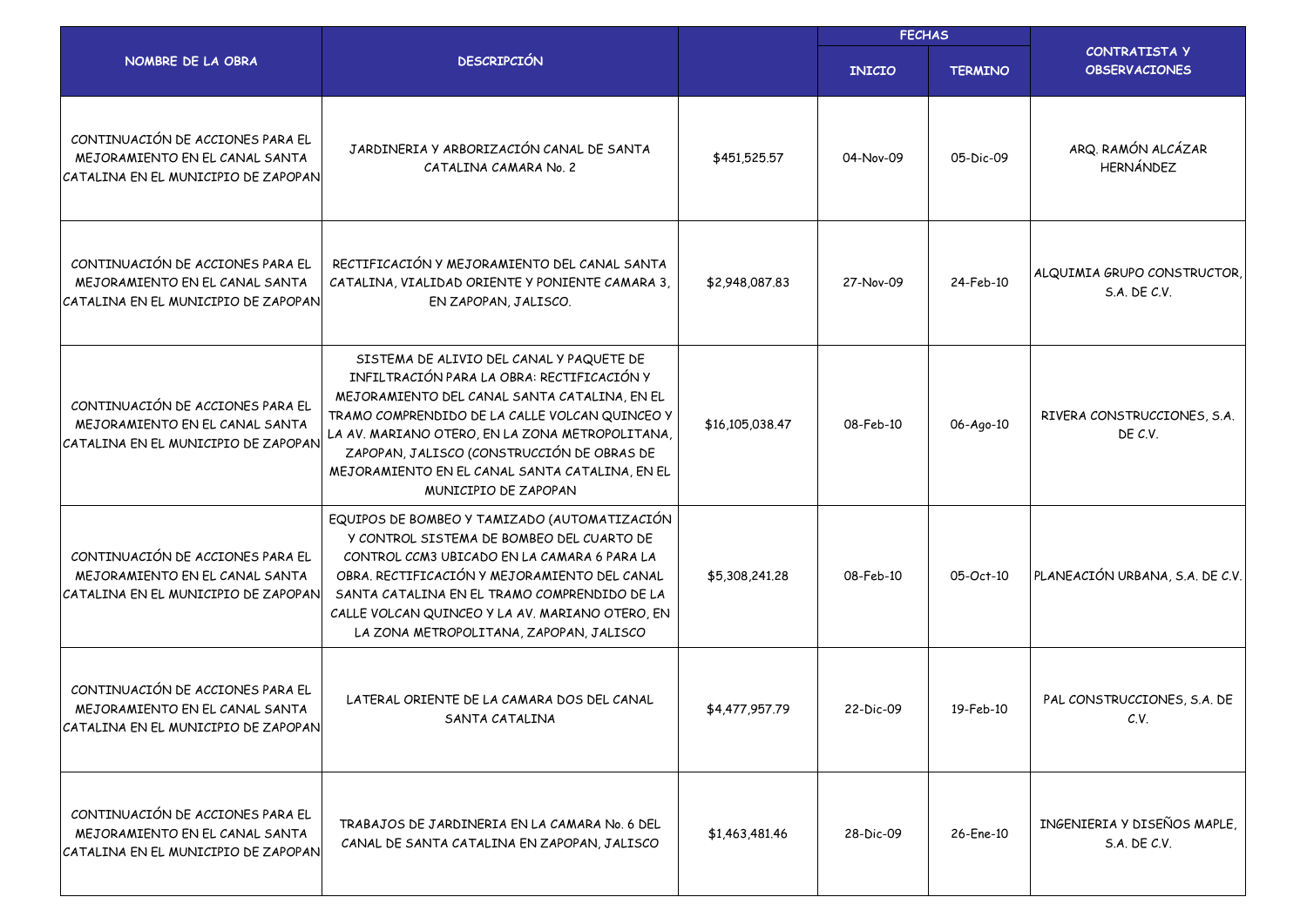| NOMBRE DE LA OBRA | DESCRIPCIÓN | | FECHAS | | CONTRATISTA Y OBSERVACIONES |
|---|---|---|---|---|---|
| | | | INICIO | TERMINO | |
| CONTINUACIÓN DE ACCIONES PARA EL MEJORAMIENTO EN EL CANAL SANTA CATALINA EN EL MUNICIPIO DE ZAPOPAN | JARDINERIA Y ARBORIZACIÓN CANAL DE SANTA CATALINA CAMARA No. 2 | $451,525.57 | 04-Nov-09 | 05-Dic-09 | ARQ. RAMÓN ALCÁZAR HERNÁNDEZ |
| CONTINUACIÓN DE ACCIONES PARA EL MEJORAMIENTO EN EL CANAL SANTA CATALINA EN EL MUNICIPIO DE ZAPOPAN | RECTIFICACIÓN Y MEJORAMIENTO DEL CANAL SANTA CATALINA, VIALIDAD ORIENTE Y PONIENTE CAMARA 3, EN ZAPOPAN, JALISCO. | $2,948,087.83 | 27-Nov-09 | 24-Feb-10 | ALQUIMIA GRUPO CONSTRUCTOR, S.A. DE C.V. |
| CONTINUACIÓN DE ACCIONES PARA EL MEJORAMIENTO EN EL CANAL SANTA CATALINA EN EL MUNICIPIO DE ZAPOPAN | SISTEMA DE ALIVIO DEL CANAL Y PAQUETE DE INFILTRACIÓN PARA LA OBRA: RECTIFICACIÓN Y MEJORAMIENTO DEL CANAL SANTA CATALINA, EN EL TRAMO COMPRENDIDO DE LA CALLE VOLCAN QUINCEO Y LA AV. MARIANO OTERO, EN LA ZONA METROPOLITANA, ZAPOPAN, JALISCO (CONSTRUCCIÓN DE OBRAS DE MEJORAMIENTO EN EL CANAL SANTA CATALINA, EN EL MUNICIPIO DE ZAPOPAN | $16,105,038.47 | 08-Feb-10 | 06-Ago-10 | RIVERA CONSTRUCCIONES, S.A. DE C.V. |
| CONTINUACIÓN DE ACCIONES PARA EL MEJORAMIENTO EN EL CANAL SANTA CATALINA EN EL MUNICIPIO DE ZAPOPAN | EQUIPOS DE BOMBEO Y TAMIZADO (AUTOMATIZACIÓN Y CONTROL SISTEMA DE BOMBEO DEL CUARTO DE CONTROL CCM3 UBICADO EN LA CAMARA 6 PARA LA OBRA. RECTIFICACIÓN Y MEJORAMIENTO DEL CANAL SANTA CATALINA EN EL TRAMO COMPRENDIDO DE LA CALLE VOLCAN QUINCEO Y LA AV. MARIANO OTERO, EN LA ZONA METROPOLITANA, ZAPOPAN, JALISCO | $5,308,241.28 | 08-Feb-10 | 05-Oct-10 | PLANEACIÓN URBANA, S.A. DE C.V. |
| CONTINUACIÓN DE ACCIONES PARA EL MEJORAMIENTO EN EL CANAL SANTA CATALINA EN EL MUNICIPIO DE ZAPOPAN | LATERAL ORIENTE DE LA CAMARA DOS DEL CANAL SANTA CATALINA | $4,477,957.79 | 22-Dic-09 | 19-Feb-10 | PAL CONSTRUCCIONES, S.A. DE C.V. |
| CONTINUACIÓN DE ACCIONES PARA EL MEJORAMIENTO EN EL CANAL SANTA CATALINA EN EL MUNICIPIO DE ZAPOPAN | TRABAJOS DE JARDINERIA EN LA CAMARA No. 6 DEL CANAL DE SANTA CATALINA EN ZAPOPAN, JALISCO | $1,463,481.46 | 28-Dic-09 | 26-Ene-10 | INGENIERIA Y DISEÑOS MAPLE, S.A. DE C.V. |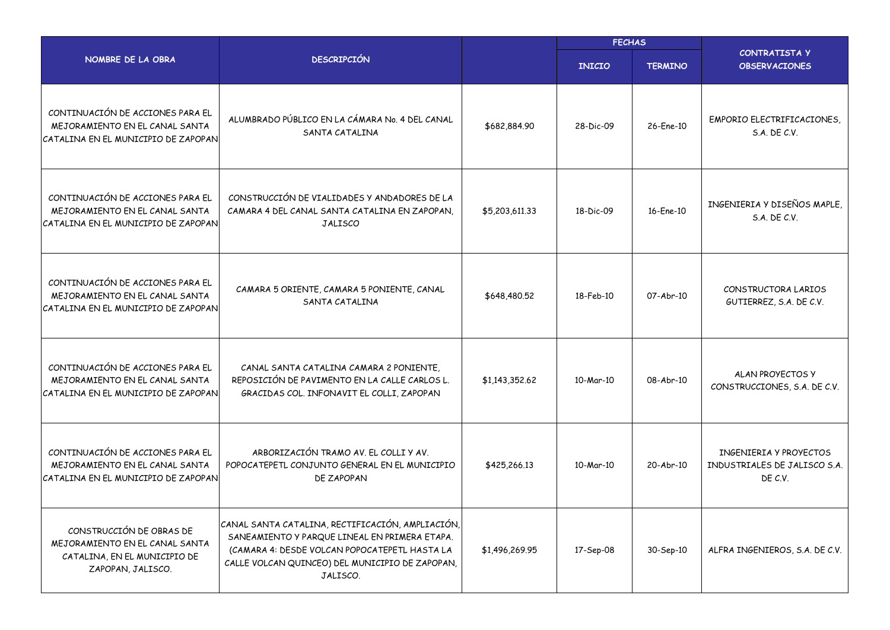| NOMBRE DE LA OBRA | DESCRIPCIÓN | | FECHAS | | CONTRATISTA Y OBSERVACIONES |
|---|---|---|---|---|---|
| | | | INICIO | TERMINO | |
| CONTINUACIÓN DE ACCIONES PARA EL MEJORAMIENTO EN EL CANAL SANTA CATALINA EN EL MUNICIPIO DE ZAPOPAN | ALUMBRADO PÚBLICO EN LA CÁMARA No. 4 DEL CANAL SANTA CATALINA | $682,884.90 | 28-Dic-09 | 26-Ene-10 | EMPORIO ELECTRIFICACIONES, S.A. DE C.V. |
| CONTINUACIÓN DE ACCIONES PARA EL MEJORAMIENTO EN EL CANAL SANTA CATALINA EN EL MUNICIPIO DE ZAPOPAN | CONSTRUCCIÓN DE VIALIDADES Y ANDADORES DE LA CAMARA 4 DEL CANAL SANTA CATALINA EN ZAPOPAN, JALISCO | $5,203,611.33 | 18-Dic-09 | 16-Ene-10 | INGENIERIA Y DISEÑOS MAPLE, S.A. DE C.V. |
| CONTINUACIÓN DE ACCIONES PARA EL MEJORAMIENTO EN EL CANAL SANTA CATALINA EN EL MUNICIPIO DE ZAPOPAN | CAMARA 5 ORIENTE, CAMARA 5 PONIENTE, CANAL SANTA CATALINA | $648,480.52 | 18-Feb-10 | 07-Abr-10 | CONSTRUCTORA LARIOS GUTIERREZ, S.A. DE C.V. |
| CONTINUACIÓN DE ACCIONES PARA EL MEJORAMIENTO EN EL CANAL SANTA CATALINA EN EL MUNICIPIO DE ZAPOPAN | CANAL SANTA CATALINA CAMARA 2 PONIENTE, REPOSICIÓN DE PAVIMENTO EN LA CALLE CARLOS L. GRACIDAS COL. INFONAVIT EL COLLI, ZAPOPAN | $1,143,352.62 | 10-Mar-10 | 08-Abr-10 | ALAN PROYECTOS Y CONSTRUCCIONES, S.A. DE C.V. |
| CONTINUACIÓN DE ACCIONES PARA EL MEJORAMIENTO EN EL CANAL SANTA CATALINA EN EL MUNICIPIO DE ZAPOPAN | ARBORIZACIÓN TRAMO AV. EL COLLI Y AV. POPOCATEPETL CONJUNTO GENERAL EN EL MUNICIPIO DE ZAPOPAN | $425,266.13 | 10-Mar-10 | 20-Abr-10 | INGENIERIA Y PROYECTOS INDUSTRIALES DE JALISCO S.A. DE C.V. |
| CONSTRUCCIÓN DE OBRAS DE MEJORAMIENTO EN EL CANAL SANTA CATALINA, EN EL MUNICIPIO DE ZAPOPAN, JALISCO. | CANAL SANTA CATALINA, RECTIFICACIÓN, AMPLIACIÓN, SANEAMIENTO Y PARQUE LINEAL EN PRIMERA ETAPA. (CAMARA 4: DESDE VOLCAN POPOCATEPETL HASTA LA CALLE VOLCAN QUINCEO) DEL MUNICIPIO DE ZAPOPAN, JALISCO. | $1,496,269.95 | 17-Sep-08 | 30-Sep-10 | ALFRA INGENIEROS, S.A. DE C.V. |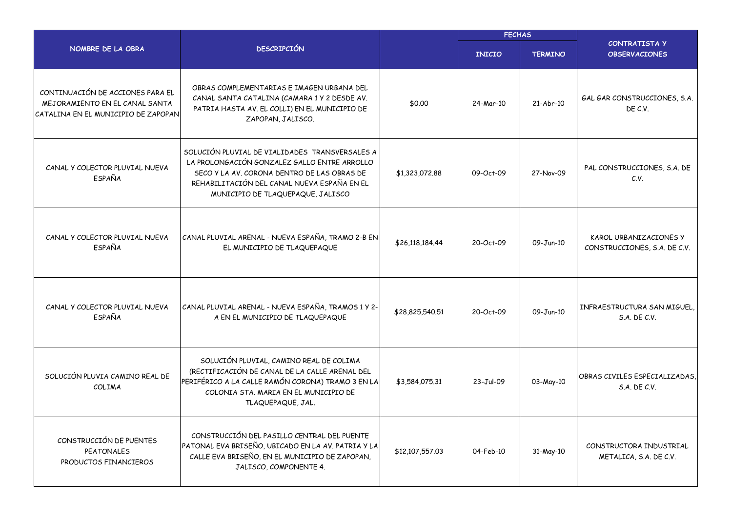| NOMBRE DE LA OBRA | DESCRIPCIÓN | | FECHAS | | CONTRATISTA Y OBSERVACIONES |
|---|---|---|---|---|---|
| | | | INICIO | TERMINO | |
| CONTINUACIÓN DE ACCIONES PARA EL MEJORAMIENTO EN EL CANAL SANTA CATALINA EN EL MUNICIPIO DE ZAPOPAN | OBRAS COMPLEMENTARIAS E IMAGEN URBANA DEL CANAL SANTA CATALINA (CAMARA 1 Y 2 DESDE AV. PATRIA HASTA AV. EL COLLI) EN EL MUNICIPIO DE ZAPOPAN, JALISCO. | $0.00 | 24-Mar-10 | 21-Abr-10 | GAL GAR CONSTRUCCIONES, S.A. DE C.V. |
| CANAL Y COLECTOR PLUVIAL NUEVA ESPAÑA | SOLUCIÓN PLUVIAL DE VIALIDADES TRANSVERSALES A LA PROLONGACIÓN GONZALEZ GALLO ENTRE ARROLLO SECO Y LA AV. CORONA DENTRO DE LAS OBRAS DE REHABILITACIÓN DEL CANAL NUEVA ESPAÑA EN EL MUNICIPIO DE TLAQUEPAQUE, JALISCO | $1,323,072.88 | 09-Oct-09 | 27-Nov-09 | PAL CONSTRUCCIONES, S.A. DE C.V. |
| CANAL Y COLECTOR PLUVIAL NUEVA ESPAÑA | CANAL PLUVIAL ARENAL - NUEVA ESPAÑA, TRAMO 2-B EN EL MUNICIPIO DE TLAQUEPAQUE | $26,118,184.44 | 20-Oct-09 | 09-Jun-10 | KAROL URBANIZACIONES Y CONSTRUCCIONES, S.A. DE C.V. |
| CANAL Y COLECTOR PLUVIAL NUEVA ESPAÑA | CANAL PLUVIAL ARENAL - NUEVA ESPAÑA, TRAMOS 1 Y 2-A EN EL MUNICIPIO DE TLAQUEPAQUE | $28,825,540.51 | 20-Oct-09 | 09-Jun-10 | INFRAESTRUCTURA SAN MIGUEL, S.A. DE C.V. |
| SOLUCIÓN PLUVIA CAMINO REAL DE COLIMA | SOLUCIÓN PLUVIAL, CAMINO REAL DE COLIMA (RECTIFICACIÓN DE CANAL DE LA CALLE ARENAL DEL PERIFÉRICO A LA CALLE RAMÓN CORONA) TRAMO 3 EN LA COLONIA STA. MARIA EN EL MUNICIPIO DE TLAQUEPAQUE, JAL. | $3,584,075.31 | 23-Jul-09 | 03-May-10 | OBRAS CIVILES ESPECIALIZADAS, S.A. DE C.V. |
| CONSTRUCCIÓN DE PUENTES PEATONALES PRODUCTOS FINANCIEROS | CONSTRUCCIÓN DEL PASILLO CENTRAL DEL PUENTE PATONAL EVA BRISEÑO, UBICADO EN LA AV. PATRIA Y LA CALLE EVA BRISEÑO, EN EL MUNICIPIO DE ZAPOPAN, JALISCO, COMPONENTE 4. | $12,107,557.03 | 04-Feb-10 | 31-May-10 | CONSTRUCTORA INDUSTRIAL METALICA, S.A. DE C.V. |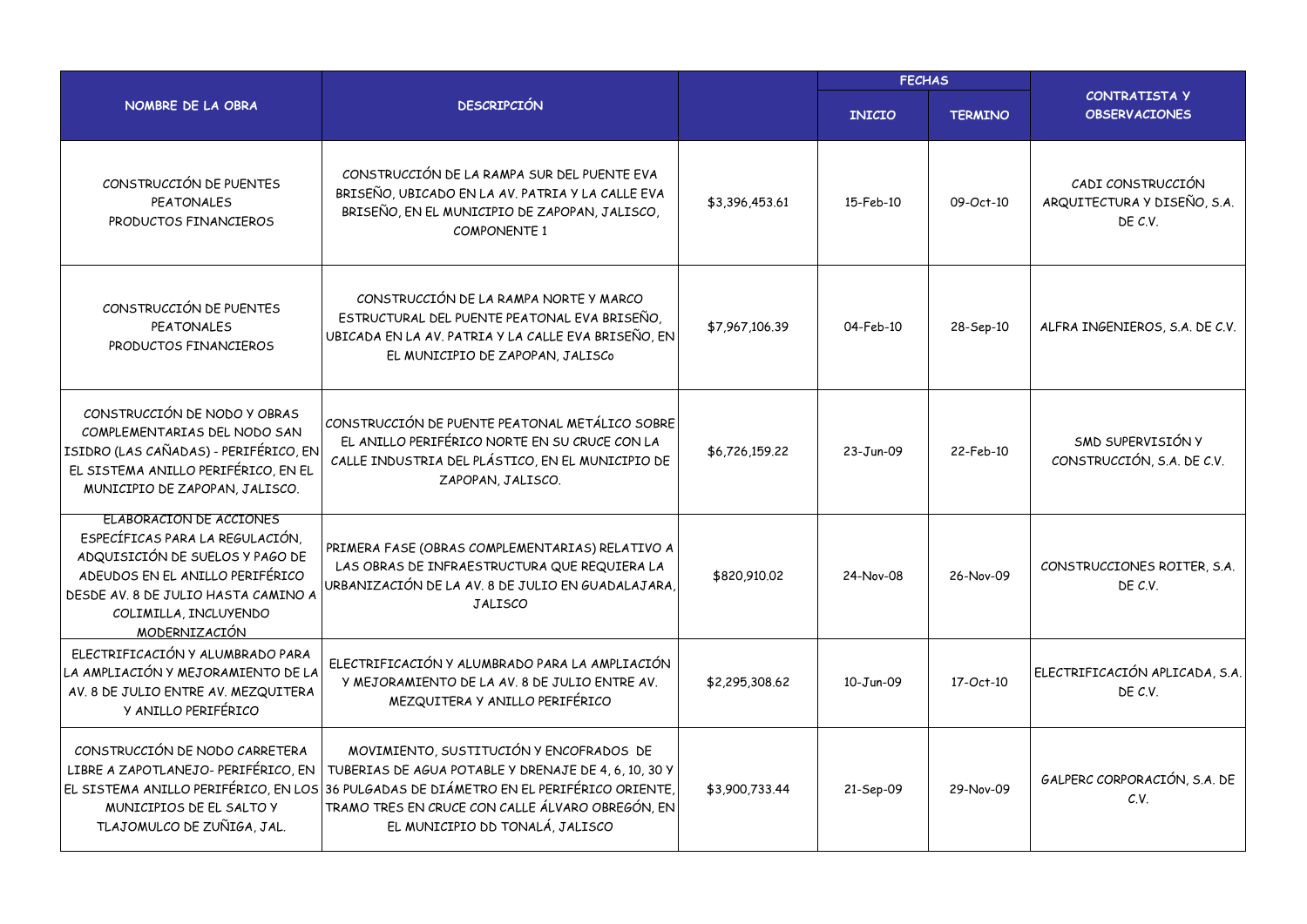| NOMBRE DE LA OBRA | DESCRIPCIÓN | | FECHAS | | CONTRATISTA Y OBSERVACIONES |
|---|---|---|---|---|---|
| | | | INICIO | TERMINO | |
| CONSTRUCCIÓN DE PUENTES PEATONALES PRODUCTOS FINANCIEROS | CONSTRUCCIÓN DE LA RAMPA SUR DEL PUENTE EVA BRISEÑO, UBICADO EN LA AV. PATRIA Y LA CALLE EVA BRISEÑO, EN EL MUNICIPIO DE ZAPOPAN, JALISCO, COMPONENTE 1 | $3,396,453.61 | 15-Feb-10 | 09-Oct-10 | CADI CONSTRUCCIÓN ARQUITECTURA Y DISEÑO, S.A. DE C.V. |
| CONSTRUCCIÓN DE PUENTES PEATONALES PRODUCTOS FINANCIEROS | CONSTRUCCIÓN DE LA RAMPA NORTE Y MARCO ESTRUCTURAL DEL PUENTE PEATONAL EVA BRISEÑO, UBICADA EN LA AV. PATRIA Y LA CALLE EVA BRISEÑO, EN EL MUNICIPIO DE ZAPOPAN, JALISCo | $7,967,106.39 | 04-Feb-10 | 28-Sep-10 | ALFRA INGENIEROS, S.A. DE C.V. |
| CONSTRUCCIÓN DE NODO Y OBRAS COMPLEMENTARIAS DEL NODO SAN ISIDRO (LAS CAÑADAS) - PERIFÉRICO, EN EL SISTEMA ANILLO PERIFÉRICO, EN EL MUNICIPIO DE ZAPOPAN, JALISCO. | CONSTRUCCIÓN DE PUENTE PEATONAL METÁLICO SOBRE EL ANILLO PERIFÉRICO NORTE EN SU CRUCE CON LA CALLE INDUSTRIA DEL PLÁSTICO, EN EL MUNICIPIO DE ZAPOPAN, JALISCO. | $6,726,159.22 | 23-Jun-09 | 22-Feb-10 | SMD SUPERVISIÓN Y CONSTRUCCIÓN, S.A. DE C.V. |
| ELABORACION DE ACCIONES ESPECÍFICAS PARA LA REGULACIÓN, ADQUISICIÓN DE SUELOS Y PAGO DE ADEUDOS EN EL ANILLO PERIFÉRICO DESDE AV. 8 DE JULIO HASTA CAMINO A COLIMILLA, INCLUYENDO MODERNIZACIÓN | PRIMERA FASE (OBRAS COMPLEMENTARIAS) RELATIVO A LAS OBRAS DE INFRAESTRUCTURA QUE REQUIERA LA URBANIZACIÓN DE LA AV. 8 DE JULIO EN GUADALAJARA, JALISCO | $820,910.02 | 24-Nov-08 | 26-Nov-09 | CONSTRUCCIONES ROITER, S.A. DE C.V. |
| ELECTRIFICACIÓN Y ALUMBRADO PARA LA AMPLIACIÓN Y MEJORAMIENTO DE LA AV. 8 DE JULIO ENTRE AV. MEZQUITERA Y ANILLO PERIFÉRICO | ELECTRIFICACIÓN Y ALUMBRADO PARA LA AMPLIACIÓN Y MEJORAMIENTO DE LA AV. 8 DE JULIO ENTRE AV. MEZQUITERA Y ANILLO PERIFÉRICO | $2,295,308.62 | 10-Jun-09 | 17-Oct-10 | ELECTRIFICACIÓN APLICADA, S.A. DE C.V. |
| CONSTRUCCIÓN DE NODO CARRETERA LIBRE A ZAPOTLANEJO- PERIFÉRICO, EN EL SISTEMA ANILLO PERIFÉRICO, EN LOS MUNICIPIOS DE EL SALTO Y TLAJOMULCO DE ZUÑIGA, JAL. | MOVIMIENTO, SUSTITUCIÓN Y ENCOFRADOS DE TUBERIAS DE AGUA POTABLE Y DRENAJE DE 4, 6, 10, 30 Y 36 PULGADAS DE DIÁMETRO EN EL PERIFÉRICO ORIENTE, TRAMO TRES EN CRUCE CON CALLE ÁLVARO OBREGÓN, EN EL MUNICIPIO DD TONALÁ, JALISCO | $3,900,733.44 | 21-Sep-09 | 29-Nov-09 | GALPERC CORPORACIÓN, S.A. DE C.V. |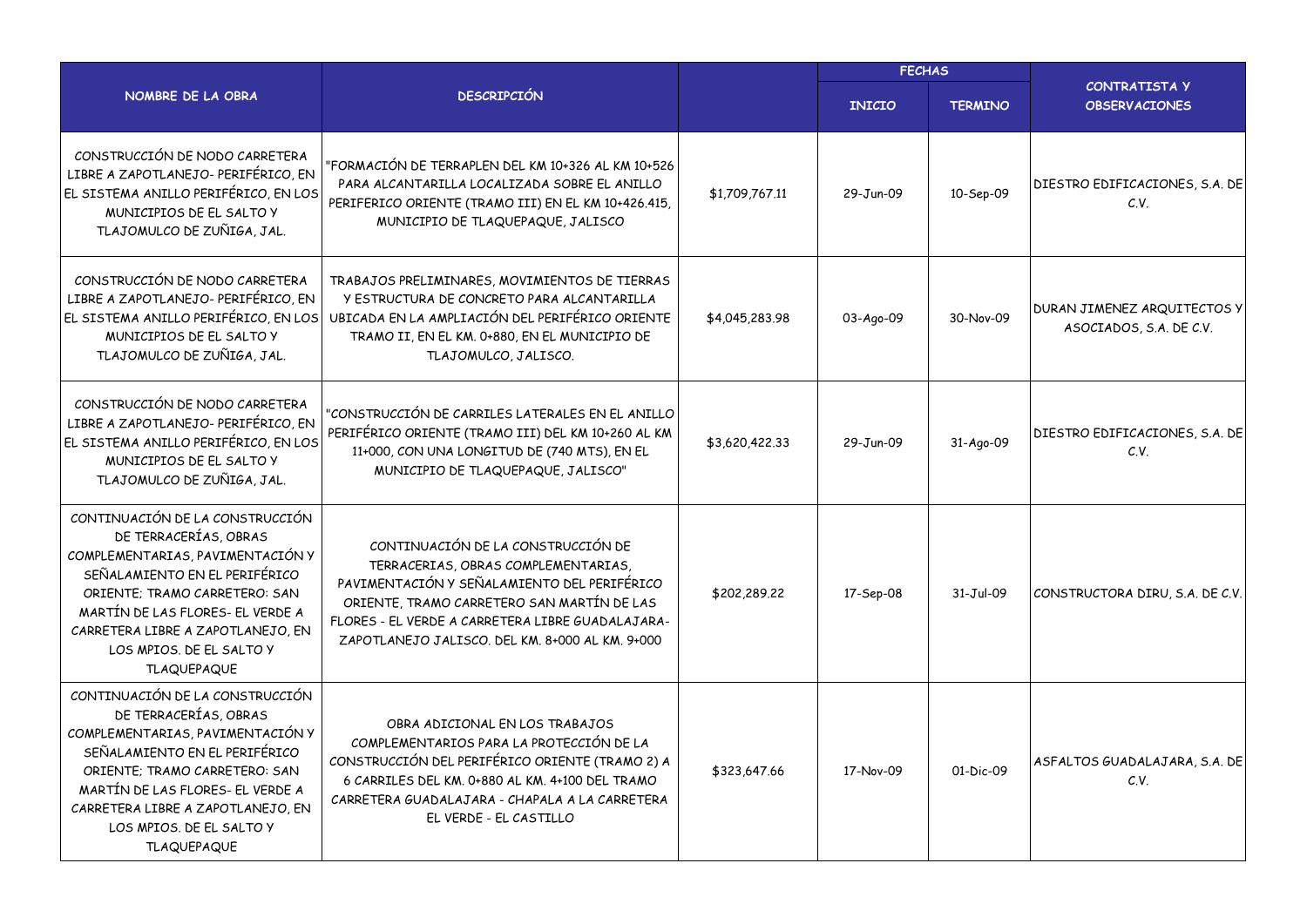| NOMBRE DE LA OBRA | DESCRIPCIÓN | | FECHAS | | CONTRATISTA Y OBSERVACIONES |
|---|---|---|---|---|---|
| | | | INICIO | TERMINO | |
| CONSTRUCCIÓN DE NODO CARRETERA LIBRE A ZAPOTLANEJO- PERIFÉRICO, EN EL SISTEMA ANILLO PERIFÉRICO, EN LOS MUNICIPIOS DE EL SALTO Y TLAJOMULCO DE ZUÑIGA, JAL. | "FORMACIÓN DE TERRAPLEN DEL KM 10+326 AL KM 10+526 PARA ALCANTARILLA LOCALIZADA SOBRE EL ANILLO PERIFERICO ORIENTE (TRAMO III) EN EL KM 10+426.415, MUNICIPIO DE TLAQUEPAQUE, JALISCO | $1,709,767.11 | 29-Jun-09 | 10-Sep-09 | DIESTRO EDIFICACIONES, S.A. DE C.V. |
| CONSTRUCCIÓN DE NODO CARRETERA LIBRE A ZAPOTLANEJO- PERIFÉRICO, EN EL SISTEMA ANILLO PERIFÉRICO, EN LOS MUNICIPIOS DE EL SALTO Y TLAJOMULCO DE ZUÑIGA, JAL. | TRABAJOS PRELIMINARES, MOVIMIENTOS DE TIERRAS Y ESTRUCTURA DE CONCRETO PARA ALCANTARILLA UBICADA EN LA AMPLIACIÓN DEL PERIFÉRICO ORIENTE TRAMO II, EN EL KM. 0+880, EN EL MUNICIPIO DE TLAJOMULCO, JALISCO. | $4,045,283.98 | 03-Ago-09 | 30-Nov-09 | DURAN JIMENEZ ARQUITECTOS Y ASOCIADOS, S.A. DE C.V. |
| CONSTRUCCIÓN DE NODO CARRETERA LIBRE A ZAPOTLANEJO- PERIFÉRICO, EN EL SISTEMA ANILLO PERIFÉRICO, EN LOS MUNICIPIOS DE EL SALTO Y TLAJOMULCO DE ZUÑIGA, JAL. | "CONSTRUCCIÓN DE CARRILES LATERALES EN EL ANILLO PERIFÉRICO ORIENTE (TRAMO III) DEL KM 10+260 AL KM 11+000, CON UNA LONGITUD DE (740 MTS), EN EL MUNICIPIO DE TLAQUEPAQUE, JALISCO" | $3,620,422.33 | 29-Jun-09 | 31-Ago-09 | DIESTRO EDIFICACIONES, S.A. DE C.V. |
| CONTINUACIÓN DE LA CONSTRUCCIÓN DE TERRACERÍAS, OBRAS COMPLEMENTARIAS, PAVIMENTACIÓN Y SEÑALAMIENTO EN EL PERIFÉRICO ORIENTE; TRAMO CARRETERO: SAN MARTÍN DE LAS FLORES- EL VERDE A CARRETERA LIBRE A ZAPOTLANEJO, EN LOS MPIOS. DE EL SALTO Y TLAQUEPAQUE | CONTINUACIÓN DE LA CONSTRUCCIÓN DE TERRACERIAS, OBRAS COMPLEMENTARIAS, PAVIMENTACIÓN Y SEÑALAMIENTO DEL PERIFÉRICO ORIENTE, TRAMO CARRETERO SAN MARTÍN DE LAS FLORES - EL VERDE A CARRETERA LIBRE GUADALAJARA-ZAPOTLANEJO JALISCO. DEL KM. 8+000 AL KM. 9+000 | $202,289.22 | 17-Sep-08 | 31-Jul-09 | CONSTRUCTORA DIRU, S.A. DE C.V. |
| CONTINUACIÓN DE LA CONSTRUCCIÓN DE TERRACERÍAS, OBRAS COMPLEMENTARIAS, PAVIMENTACIÓN Y SEÑALAMIENTO EN EL PERIFÉRICO ORIENTE; TRAMO CARRETERO: SAN MARTÍN DE LAS FLORES- EL VERDE A CARRETERA LIBRE A ZAPOTLANEJO, EN LOS MPIOS. DE EL SALTO Y TLAQUEPAQUE | OBRA ADICIONAL EN LOS TRABAJOS COMPLEMENTARIOS PARA LA PROTECCIÓN DE LA CONSTRUCCIÓN DEL PERIFÉRICO ORIENTE (TRAMO 2) A 6 CARRILES DEL KM. 0+880 AL KM. 4+100 DEL TRAMO CARRETERA GUADALAJARA - CHAPALA A LA CARRETERA EL VERDE - EL CASTILLO | $323,647.66 | 17-Nov-09 | 01-Dic-09 | ASFALTOS GUADALAJARA, S.A. DE C.V. |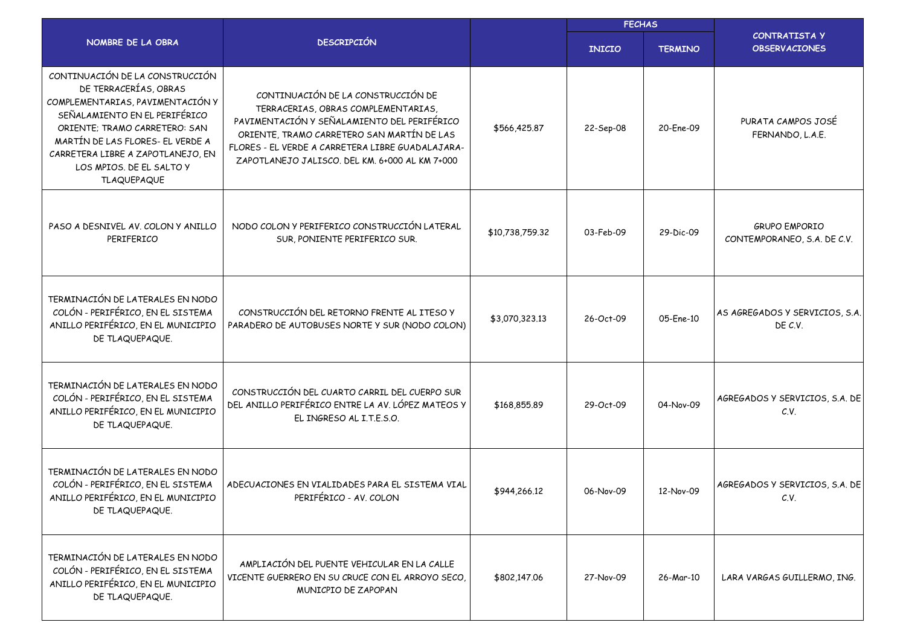| NOMBRE DE LA OBRA | DESCRIPCIÓN | | FECHAS | | CONTRATISTA Y OBSERVACIONES |
|---|---|---|---|---|---|
| | | | INICIO | TERMINO | |
| CONTINUACIÓN DE LA CONSTRUCCIÓN DE TERRACERÍAS, OBRAS COMPLEMENTARIAS, PAVIMENTACIÓN Y SEÑALAMIENTO EN EL PERIFÉRICO ORIENTE; TRAMO CARRETERO: SAN MARTÍN DE LAS FLORES- EL VERDE A CARRETERA LIBRE A ZAPOTLANEJO, EN LOS MPIOS. DE EL SALTO Y TLAQUEPAQUE | CONTINUACIÓN DE LA CONSTRUCCIÓN DE TERRACERIAS, OBRAS COMPLEMENTARIAS, PAVIMENTACIÓN Y SEÑALAMIENTO DEL PERIFÉRICO ORIENTE, TRAMO CARRETERO SAN MARTÍN DE LAS FLORES - EL VERDE A CARRETERA LIBRE GUADALAJARA-ZAPOTLANEJO JALISCO. DEL KM. 6+000 AL KM 7+000 | $566,425.87 | 22-Sep-08 | 20-Ene-09 | PURATA CAMPOS JOSÉ FERNANDO, L.A.E. |
| PASO A DESNIVEL AV. COLON Y ANILLO PERIFERICO | NODO COLON Y PERIFERICO CONSTRUCCIÓN LATERAL SUR, PONIENTE PERIFERICO SUR. | $10,738,759.32 | 03-Feb-09 | 29-Dic-09 | GRUPO EMPORIO CONTEMPORANEO, S.A. DE C.V. |
| TERMINACIÓN DE LATERALES EN NODO COLÓN - PERIFÉRICO, EN EL SISTEMA ANILLO PERIFÉRICO, EN EL MUNICIPIO DE TLAQUEPAQUE. | CONSTRUCCIÓN DEL RETORNO FRENTE AL ITESO Y PARADERO DE AUTOBUSES NORTE Y SUR (NODO COLON) | $3,070,323.13 | 26-Oct-09 | 05-Ene-10 | AS AGREGADOS Y SERVICIOS, S.A. DE C.V. |
| TERMINACIÓN DE LATERALES EN NODO COLÓN - PERIFÉRICO, EN EL SISTEMA ANILLO PERIFÉRICO, EN EL MUNICIPIO DE TLAQUEPAQUE. | CONSTRUCCIÓN DEL CUARTO CARRIL DEL CUERPO SUR DEL ANILLO PERIFÉRICO ENTRE LA AV. LÓPEZ MATEOS Y EL INGRESO AL I.T.E.S.O. | $168,855.89 | 29-Oct-09 | 04-Nov-09 | AGREGADOS Y SERVICIOS, S.A. DE C.V. |
| TERMINACIÓN DE LATERALES EN NODO COLÓN - PERIFÉRICO, EN EL SISTEMA ANILLO PERIFÉRICO, EN EL MUNICIPIO DE TLAQUEPAQUE. | ADECUACIONES EN VIALIDADES PARA EL SISTEMA VIAL PERIFÉRICO - AV. COLON | $944,266.12 | 06-Nov-09 | 12-Nov-09 | AGREGADOS Y SERVICIOS, S.A. DE C.V. |
| TERMINACIÓN DE LATERALES EN NODO COLÓN - PERIFÉRICO, EN EL SISTEMA ANILLO PERIFÉRICO, EN EL MUNICIPIO DE TLAQUEPAQUE. | AMPLIACIÓN DEL PUENTE VEHICULAR EN LA CALLE VICENTE GUERRERO EN SU CRUCE CON EL ARROYO SECO, MUNICPIO DE ZAPOPAN | $802,147.06 | 27-Nov-09 | 26-Mar-10 | LARA VARGAS GUILLERMO, ING. |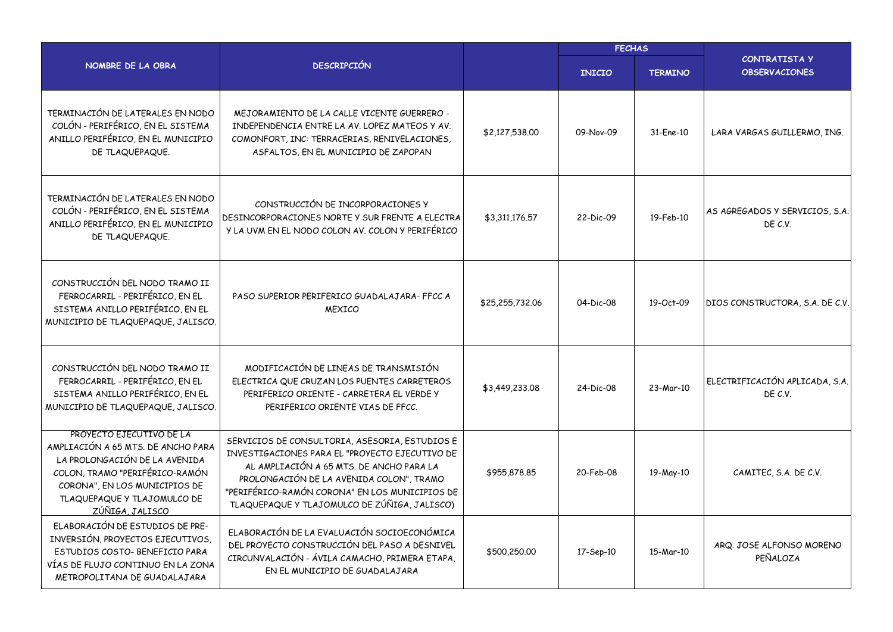| NOMBRE DE LA OBRA | DESCRIPCIÓN | | FECHAS | | CONTRATISTA Y OBSERVACIONES |
|---|---|---|---|---|---|
| | | | INICIO | TERMINO | |
| TERMINACIÓN DE LATERALES EN NODO COLÓN - PERIFÉRICO, EN EL SISTEMA ANILLO PERIFÉRICO, EN EL MUNICIPIO DE TLAQUEPAQUE. | MEJORAMIENTO DE LA CALLE VICENTE GUERRERO - INDEPENDENCIA ENTRE LA AV. LOPEZ MATEOS Y AV. COMONFORT, INC: TERRACERIAS, RENIVELACIONES, ASFALTOS, EN EL MUNICIPIO DE ZAPOPAN | $2,127,538.00 | 09-Nov-09 | 31-Ene-10 | LARA VARGAS GUILLERMO, ING. |
| TERMINACIÓN DE LATERALES EN NODO COLÓN - PERIFÉRICO, EN EL SISTEMA ANILLO PERIFÉRICO, EN EL MUNICIPIO DE TLAQUEPAQUE. | CONSTRUCCIÓN DE INCORPORACIONES Y DESINCORPORACIONES NORTE Y SUR FRENTE A ELECTRA Y LA UVM EN EL NODO COLON AV. COLON Y PERIFÉRICO | $3,311,176.57 | 22-Dic-09 | 19-Feb-10 | AS AGREGADOS Y SERVICIOS, S.A. DE C.V. |
| CONSTRUCCIÓN DEL NODO TRAMO II FERROCARRIL - PERIFÉRICO, EN EL SISTEMA ANILLO PERIFÉRICO, EN EL MUNICIPIO DE TLAQUEPAQUE, JALISCO. | PASO SUPERIOR PERIFERICO GUADALAJARA- FFCC A MEXICO | $25,255,732.06 | 04-Dic-08 | 19-Oct-09 | DIOS CONSTRUCTORA, S.A. DE C.V. |
| CONSTRUCCIÓN DEL NODO TRAMO II FERROCARRIL - PERIFÉRICO, EN EL SISTEMA ANILLO PERIFÉRICO, EN EL MUNICIPIO DE TLAQUEPAQUE, JALISCO. | MODIFICACIÓN DE LINEAS DE TRANSMISIÓN ELECTRICA QUE CRUZAN LOS PUENTES CARRETEROS PERIFERICO ORIENTE - CARRETERA EL VERDE Y PERIFERICO ORIENTE VIAS DE FFCC. | $3,449,233.08 | 24-Dic-08 | 23-Mar-10 | ELECTRIFICACIÓN APLICADA, S.A. DE C.V. |
| PROYECTO EJECUTIVO DE LA AMPLIACIÓN A 65 MTS. DE ANCHO PARA LA PROLONGACIÓN DE LA AVENIDA COLON, TRAMO "PERIFÉRICO-RAMÓN CORONA", EN LOS MUNICIPIOS DE TLAQUEPAQUE Y TLAJOMULCO DE ZÚÑIGA, JALISCO | SERVICIOS DE CONSULTORIA, ASESORIA, ESTUDIOS E INVESTIGACIONES PARA EL "PROYECTO EJECUTIVO DE AL AMPLIACIÓN A 65 MTS. DE ANCHO PARA LA PROLONGACIÓN DE LA AVENIDA COLON", TRAMO "PERIFÉRICO-RAMÓN CORONA" EN LOS MUNICIPIOS DE TLAQUEPAQUE Y TLAJOMULCO DE ZÚÑIGA, JALISCO) | $955,878.85 | 20-Feb-08 | 19-May-10 | CAMITEC, S.A. DE C.V. |
| ELABORACIÓN DE ESTUDIOS DE PRE-INVERSIÓN, PROYECTOS EJECUTIVOS, ESTUDIOS COSTO- BENEFICIO PARA VÍAS DE FLUJO CONTINUO EN LA ZONA METROPOLITANA DE GUADALAJARA | ELABORACIÓN DE LA EVALUACIÓN SOCIOECONÓMICA DEL PROYECTO CONSTRUCCIÓN DEL PASO A DESNIVEL CIRCUNVALACIÓN - ÁVILA CAMACHO, PRIMERA ETAPA, EN EL MUNICIPIO DE GUADALAJARA | $500,250.00 | 17-Sep-10 | 15-Mar-10 | ARQ. JOSE ALFONSO MORENO PEÑALOZA |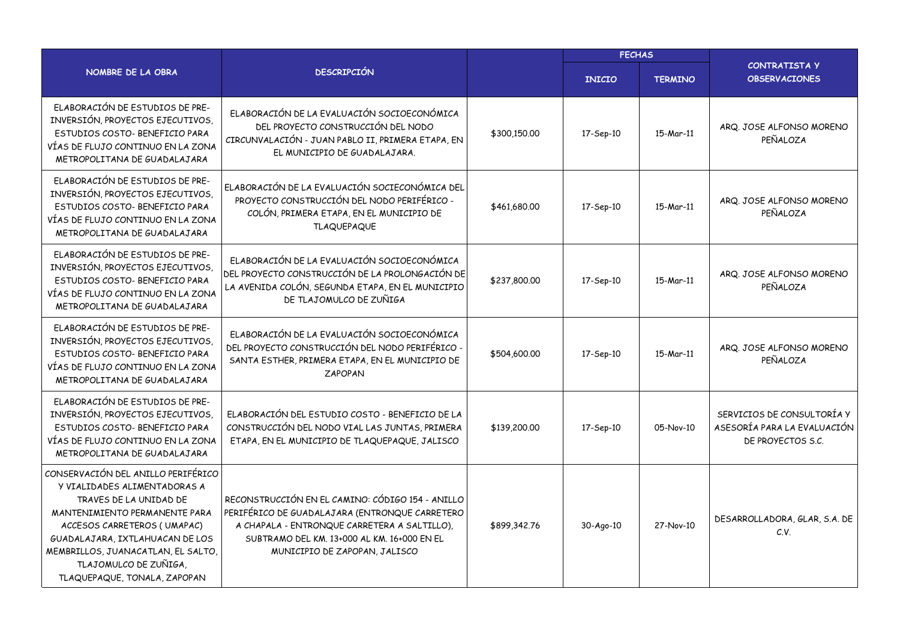| NOMBRE DE LA OBRA | DESCRIPCIÓN | | FECHAS | | CONTRATISTA Y OBSERVACIONES |
|---|---|---|---|---|---|
| | | | INICIO | TERMINO | |
| ELABORACIÓN DE ESTUDIOS DE PRE-INVERSIÓN, PROYECTOS EJECUTIVOS, ESTUDIOS COSTO- BENEFICIO PARA VÍAS DE FLUJO CONTINUO EN LA ZONA METROPOLITANA DE GUADALAJARA | ELABORACIÓN DE LA EVALUACIÓN SOCIOECONÓMICA DEL PROYECTO CONSTRUCCIÓN DEL NODO CIRCUNVALACIÓN - JUAN PABLO II, PRIMERA ETAPA, EN EL MUNICIPIO DE GUADALAJARA. | $300,150.00 | 17-Sep-10 | 15-Mar-11 | ARQ. JOSE ALFONSO MORENO PEÑALOZA |
| ELABORACIÓN DE ESTUDIOS DE PRE-INVERSIÓN, PROYECTOS EJECUTIVOS, ESTUDIOS COSTO- BENEFICIO PARA VÍAS DE FLUJO CONTINUO EN LA ZONA METROPOLITANA DE GUADALAJARA | ELABORACIÓN DE LA EVALUACIÓN SOCIECONÓMICA DEL PROYECTO CONSTRUCCIÓN DEL NODO PERIFÉRICO - COLÓN, PRIMERA ETAPA, EN EL MUNICIPIO DE TLAQUEPAQUE | $461,680.00 | 17-Sep-10 | 15-Mar-11 | ARQ. JOSE ALFONSO MORENO PEÑALOZA |
| ELABORACIÓN DE ESTUDIOS DE PRE-INVERSIÓN, PROYECTOS EJECUTIVOS, ESTUDIOS COSTO- BENEFICIO PARA VÍAS DE FLUJO CONTINUO EN LA ZONA METROPOLITANA DE GUADALAJARA | ELABORACIÓN DE LA EVALUACIÓN SOCIOECONÓMICA DEL PROYECTO CONSTRUCCIÓN DE LA PROLONGACIÓN DE LA AVENIDA COLÓN, SEGUNDA ETAPA, EN EL MUNICIPIO DE TLAJOMULCO DE ZUÑIGA | $237,800.00 | 17-Sep-10 | 15-Mar-11 | ARQ. JOSE ALFONSO MORENO PEÑALOZA |
| ELABORACIÓN DE ESTUDIOS DE PRE-INVERSIÓN, PROYECTOS EJECUTIVOS, ESTUDIOS COSTO- BENEFICIO PARA VÍAS DE FLUJO CONTINUO EN LA ZONA METROPOLITANA DE GUADALAJARA | ELABORACIÓN DE LA EVALUACIÓN SOCIOECONÓMICA DEL PROYECTO CONSTRUCCIÓN DEL NODO PERIFÉRICO - SANTA ESTHER, PRIMERA ETAPA, EN EL MUNICIPIO DE ZAPOPAN | $504,600.00 | 17-Sep-10 | 15-Mar-11 | ARQ. JOSE ALFONSO MORENO PEÑALOZA |
| ELABORACIÓN DE ESTUDIOS DE PRE-INVERSIÓN, PROYECTOS EJECUTIVOS, ESTUDIOS COSTO- BENEFICIO PARA VÍAS DE FLUJO CONTINUO EN LA ZONA METROPOLITANA DE GUADALAJARA | ELABORACIÓN DEL ESTUDIO COSTO - BENEFICIO DE LA CONSTRUCCIÓN DEL NODO VIAL LAS JUNTAS, PRIMERA ETAPA, EN EL MUNICIPIO DE TLAQUEPAQUE, JALISCO | $139,200.00 | 17-Sep-10 | 05-Nov-10 | SERVICIOS DE CONSULTORÍA Y ASESORÍA PARA LA EVALUACIÓN DE PROYECTOS S.C. |
| CONSERVACIÓN DEL ANILLO PERIFÉRICO Y VIALIDADES ALIMENTADORAS A TRAVES DE LA UNIDAD DE MANTENIMIENTO PERMANENTE PARA ACCESOS CARRETEROS ( UMAPAC) GUADALAJARA, IXTLAHUACAN DE LOS MEMBRILLOS, JUANACATLAN, EL SALTO, TLAJOMULCO DE ZUÑIGA, TLAQUEPAQUE, TONALA, ZAPOPAN | RECONSTRUCCIÓN EN EL CAMINO: CÓDIGO 154 - ANILLO PERIFÉRICO DE GUADALAJARA (ENTRONQUE CARRETERO A CHAPALA - ENTRONQUE CARRETERA A SALTILLO), SUBTRAMO DEL KM. 13+000 AL KM. 16+000 EN EL MUNICIPIO DE ZAPOPAN, JALISCO | $899,342.76 | 30-Ago-10 | 27-Nov-10 | DESARROLLADORA, GLAR, S.A. DE C.V. |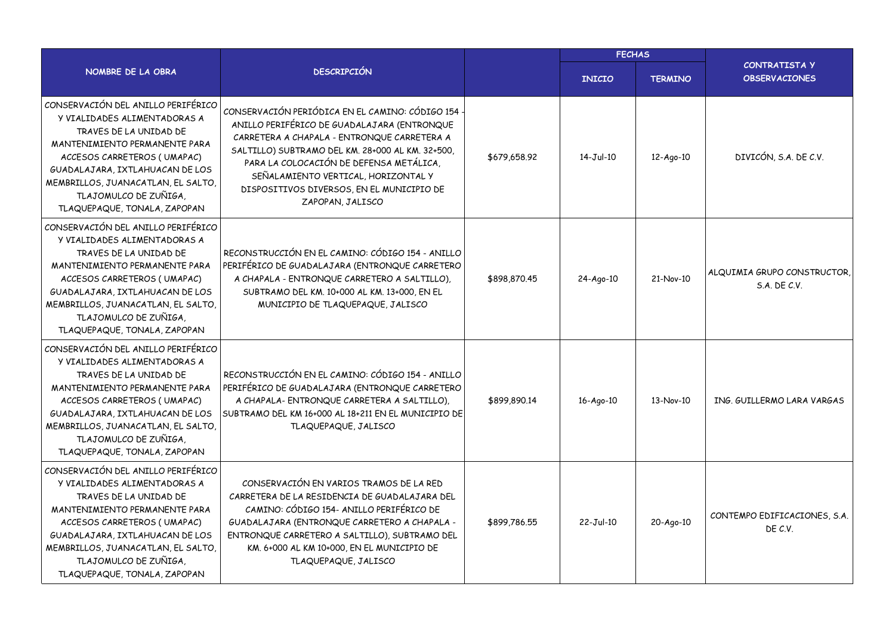| NOMBRE DE LA OBRA | DESCRIPCIÓN | | FECHAS | | CONTRATISTA Y OBSERVACIONES |
|---|---|---|---|---|---|
| | | | INICIO | TERMINO | |
| CONSERVACIÓN DEL ANILLO PERIFÉRICO Y VIALIDADES ALIMENTADORAS A TRAVES DE LA UNIDAD DE MANTENIMIENTO PERMANENTE PARA ACCESOS CARRETEROS ( UMAPAC) GUADALAJARA, IXTLAHUACAN DE LOS MEMBRILLOS, JUANACATLAN, EL SALTO, TLAJOMULCO DE ZUÑIGA, TLAQUEPAQUE, TONALA, ZAPOPAN | CONSERVACIÓN PERIÓDICA EN EL CAMINO: CÓDIGO 154 - ANILLO PERIFÉRICO DE GUADALAJARA (ENTRONQUE CARRETERA A CHAPALA - ENTRONQUE CARRETERA A SALTILLO) SUBTRAMO DEL KM. 28+000 AL KM. 32+500, PARA LA COLOCACIÓN DE DEFENSA METÁLICA, SEÑALAMIENTO VERTICAL, HORIZONTAL Y DISPOSITIVOS DIVERSOS, EN EL MUNICIPIO DE ZAPOPAN, JALISCO | $679,658.92 | 14-Jul-10 | 12-Ago-10 | DIVICÓN, S.A. DE C.V. |
| CONSERVACIÓN DEL ANILLO PERIFÉRICO Y VIALIDADES ALIMENTADORAS A TRAVES DE LA UNIDAD DE MANTENIMIENTO PERMANENTE PARA ACCESOS CARRETEROS ( UMAPAC) GUADALAJARA, IXTLAHUACAN DE LOS MEMBRILLOS, JUANACATLAN, EL SALTO, TLAJOMULCO DE ZUÑIGA, TLAQUEPAQUE, TONALA, ZAPOPAN | RECONSTRUCCIÓN EN EL CAMINO: CÓDIGO 154 - ANILLO PERIFÉRICO DE GUADALAJARA (ENTRONQUE CARRETERO A CHAPALA - ENTRONQUE CARRETERO A SALTILLO), SUBTRAMO DEL KM. 10+000 AL KM. 13+000, EN EL MUNICIPIO DE TLAQUEPAQUE, JALISCO | $898,870.45 | 24-Ago-10 | 21-Nov-10 | ALQUIMIA GRUPO CONSTRUCTOR, S.A. DE C.V. |
| CONSERVACIÓN DEL ANILLO PERIFÉRICO Y VIALIDADES ALIMENTADORAS A TRAVES DE LA UNIDAD DE MANTENIMIENTO PERMANENTE PARA ACCESOS CARRETEROS ( UMAPAC) GUADALAJARA, IXTLAHUACAN DE LOS MEMBRILLOS, JUANACATLAN, EL SALTO, TLAJOMULCO DE ZUÑIGA, TLAQUEPAQUE, TONALA, ZAPOPAN | RECONSTRUCCIÓN EN EL CAMINO: CÓDIGO 154 - ANILLO PERIFÉRICO DE GUADALAJARA (ENTRONQUE CARRETERO A CHAPALA- ENTRONQUE CARRETERA A SALTILLO), SUBTRAMO DEL KM 16+000 AL 18+211 EN EL MUNICIPIO DE TLAQUEPAQUE, JALISCO | $899,890.14 | 16-Ago-10 | 13-Nov-10 | ING. GUILLERMO LARA VARGAS |
| CONSERVACIÓN DEL ANILLO PERIFÉRICO Y VIALIDADES ALIMENTADORAS A TRAVES DE LA UNIDAD DE MANTENIMIENTO PERMANENTE PARA ACCESOS CARRETEROS ( UMAPAC) GUADALAJARA, IXTLAHUACAN DE LOS MEMBRILLOS, JUANACATLAN, EL SALTO, TLAJOMULCO DE ZUÑIGA, TLAQUEPAQUE, TONALA, ZAPOPAN | CONSERVACIÓN EN VARIOS TRAMOS DE LA RED CARRETERA DE LA RESIDENCIA DE GUADALAJARA DEL CAMINO: CÓDIGO 154- ANILLO PERIFÉRICO DE GUADALAJARA (ENTRONQUE CARRETERO A CHAPALA - ENTRONQUE CARRETERO A SALTILLO), SUBTRAMO DEL KM. 6+000 AL KM 10+000, EN EL MUNICIPIO DE TLAQUEPAQUE, JALISCO | $899,786.55 | 22-Jul-10 | 20-Ago-10 | CONTEMPO EDIFICACIONES, S.A. DE C.V. |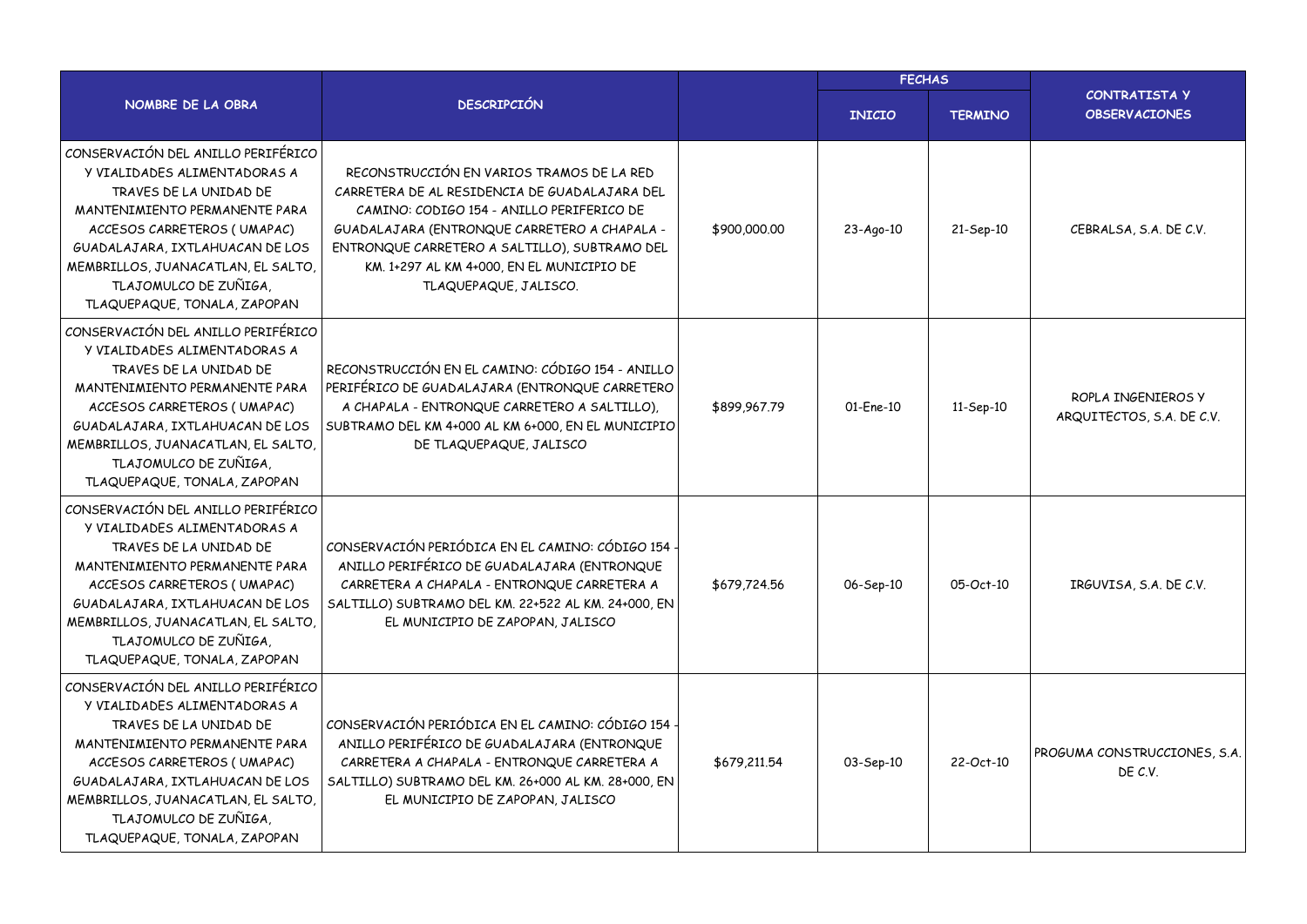| NOMBRE DE LA OBRA | DESCRIPCIÓN | | FECHAS | | CONTRATISTA Y OBSERVACIONES |
|---|---|---|---|---|---|
| | | | INICIO | TERMINO | |
| CONSERVACIÓN DEL ANILLO PERIFÉRICO Y VIALIDADES ALIMENTADORAS A TRAVES DE LA UNIDAD DE MANTENIMIENTO PERMANENTE PARA ACCESOS CARRETEROS ( UMAPAC) GUADALAJARA, IXTLAHUACAN DE LOS MEMBRILLOS, JUANACATLAN, EL SALTO, TLAJOMULCO DE ZUÑIGA, TLAQUEPAQUE, TONALA, ZAPOPAN | RECONSTRUCCIÓN EN VARIOS TRAMOS DE LA RED CARRETERA DE AL RESIDENCIA DE GUADALAJARA DEL CAMINO: CODIGO 154 - ANILLO PERIFERICO DE GUADALAJARA (ENTRONQUE CARRETERO A CHAPALA - ENTRONQUE CARRETERO A SALTILLO), SUBTRAMO DEL KM. 1+297 AL KM 4+000, EN EL MUNICIPIO DE TLAQUEPAQUE, JALISCO. | $900,000.00 | 23-Ago-10 | 21-Sep-10 | CEBRALSA, S.A. DE C.V. |
| CONSERVACIÓN DEL ANILLO PERIFÉRICO Y VIALIDADES ALIMENTADORAS A TRAVES DE LA UNIDAD DE MANTENIMIENTO PERMANENTE PARA ACCESOS CARRETEROS ( UMAPAC) GUADALAJARA, IXTLAHUACAN DE LOS MEMBRILLOS, JUANACATLAN, EL SALTO, TLAJOMULCO DE ZUÑIGA, TLAQUEPAQUE, TONALA, ZAPOPAN | RECONSTRUCCIÓN EN EL CAMINO: CÓDIGO 154 - ANILLO PERIFÉRICO DE GUADALAJARA (ENTRONQUE CARRETERO A CHAPALA - ENTRONQUE CARRETERO A SALTILLO), SUBTRAMO DEL KM 4+000 AL KM 6+000, EN EL MUNICIPIO DE TLAQUEPAQUE, JALISCO | $899,967.79 | 01-Ene-10 | 11-Sep-10 | ROPLA INGENIEROS Y ARQUITECTOS, S.A. DE C.V. |
| CONSERVACIÓN DEL ANILLO PERIFÉRICO Y VIALIDADES ALIMENTADORAS A TRAVES DE LA UNIDAD DE MANTENIMIENTO PERMANENTE PARA ACCESOS CARRETEROS ( UMAPAC) GUADALAJARA, IXTLAHUACAN DE LOS MEMBRILLOS, JUANACATLAN, EL SALTO, TLAJOMULCO DE ZUÑIGA, TLAQUEPAQUE, TONALA, ZAPOPAN | CONSERVACIÓN PERIÓDICA EN EL CAMINO: CÓDIGO 154 - ANILLO PERIFÉRICO DE GUADALAJARA (ENTRONQUE CARRETERA A CHAPALA - ENTRONQUE CARRETERA A SALTILLO) SUBTRAMO DEL KM. 22+522 AL KM. 24+000, EN EL MUNICIPIO DE ZAPOPAN, JALISCO | $679,724.56 | 06-Sep-10 | 05-Oct-10 | IRGUVISA, S.A. DE C.V. |
| CONSERVACIÓN DEL ANILLO PERIFÉRICO Y VIALIDADES ALIMENTADORAS A TRAVES DE LA UNIDAD DE MANTENIMIENTO PERMANENTE PARA ACCESOS CARRETEROS ( UMAPAC) GUADALAJARA, IXTLAHUACAN DE LOS MEMBRILLOS, JUANACATLAN, EL SALTO, TLAJOMULCO DE ZUÑIGA, TLAQUEPAQUE, TONALA, ZAPOPAN | CONSERVACIÓN PERIÓDICA EN EL CAMINO: CÓDIGO 154 - ANILLO PERIFÉRICO DE GUADALAJARA (ENTRONQUE CARRETERA A CHAPALA - ENTRONQUE CARRETERA A SALTILLO) SUBTRAMO DEL KM. 26+000 AL KM. 28+000, EN EL MUNICIPIO DE ZAPOPAN, JALISCO | $679,211.54 | 03-Sep-10 | 22-Oct-10 | PROGUMA CONSTRUCCIONES, S.A. DE C.V. |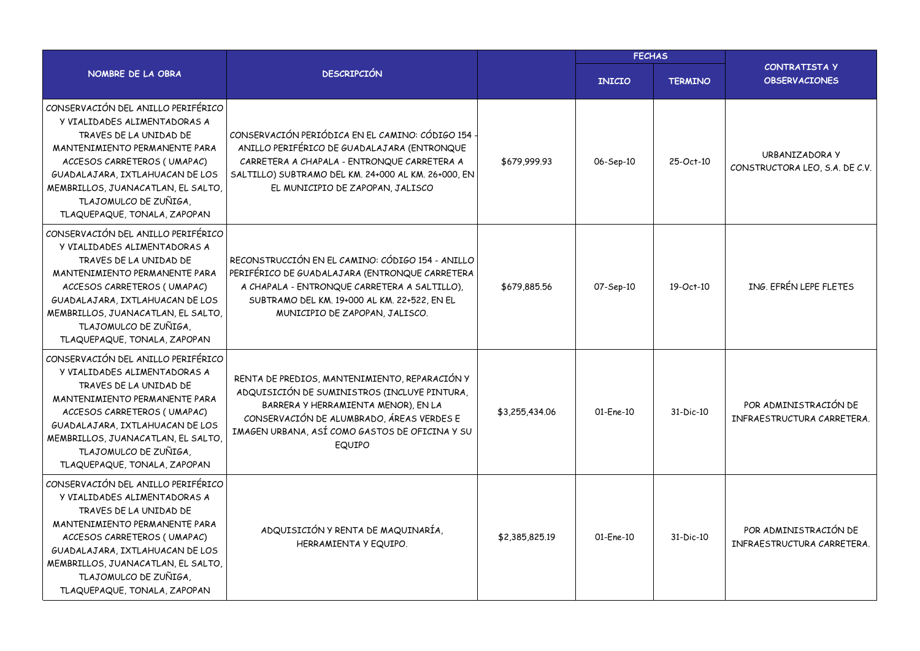| NOMBRE DE LA OBRA | DESCRIPCIÓN | | FECHAS | | CONTRATISTA Y OBSERVACIONES |
|---|---|---|---|---|---|
| | | | INICIO | TERMINO | |
| CONSERVACIÓN DEL ANILLO PERIFÉRICO Y VIALIDADES ALIMENTADORAS A TRAVES DE LA UNIDAD DE MANTENIMIENTO PERMANENTE PARA ACCESOS CARRETEROS ( UMAPAC) GUADALAJARA, IXTLAHUACAN DE LOS MEMBRILLOS, JUANACATLAN, EL SALTO, TLAJOMULCO DE ZUÑIGA, TLAQUEPAQUE, TONALA, ZAPOPAN | CONSERVACIÓN PERIÓDICA EN EL CAMINO: CÓDIGO 154 - ANILLO PERIFÉRICO DE GUADALAJARA (ENTRONQUE CARRETERA A CHAPALA - ENTRONQUE CARRETERA A SALTILLO) SUBTRAMO DEL KM. 24+000 AL KM. 26+000, EN EL MUNICIPIO DE ZAPOPAN, JALISCO | $679,999.93 | 06-Sep-10 | 25-Oct-10 | URBANIZADORA Y CONSTRUCTORA LEO, S.A. DE C.V. |
| CONSERVACIÓN DEL ANILLO PERIFÉRICO Y VIALIDADES ALIMENTADORAS A TRAVES DE LA UNIDAD DE MANTENIMIENTO PERMANENTE PARA ACCESOS CARRETEROS ( UMAPAC) GUADALAJARA, IXTLAHUACAN DE LOS MEMBRILLOS, JUANACATLAN, EL SALTO, TLAJOMULCO DE ZUÑIGA, TLAQUEPAQUE, TONALA, ZAPOPAN | RECONSTRUCCIÓN EN EL CAMINO: CÓDIGO 154 - ANILLO PERIFÉRICO DE GUADALAJARA (ENTRONQUE CARRETERA A CHAPALA - ENTRONQUE CARRETERA A SALTILLO), SUBTRAMO DEL KM. 19+000 AL KM. 22+522, EN EL MUNICIPIO DE ZAPOPAN, JALISCO. | $679,885.56 | 07-Sep-10 | 19-Oct-10 | ING. EFRÉN LEPE FLETES |
| CONSERVACIÓN DEL ANILLO PERIFÉRICO Y VIALIDADES ALIMENTADORAS A TRAVES DE LA UNIDAD DE MANTENIMIENTO PERMANENTE PARA ACCESOS CARRETEROS ( UMAPAC) GUADALAJARA, IXTLAHUACAN DE LOS MEMBRILLOS, JUANACATLAN, EL SALTO, TLAJOMULCO DE ZUÑIGA, TLAQUEPAQUE, TONALA, ZAPOPAN | RENTA DE PREDIOS, MANTENIMIENTO, REPARACIÓN Y ADQUISICIÓN DE SUMINISTROS (INCLUYE PINTURA, BARRERA Y HERRAMIENTA MENOR), EN LA CONSERVACIÓN DE ALUMBRADO, ÁREAS VERDES E IMAGEN URBANA, ASÍ COMO GASTOS DE OFICINA Y SU EQUIPO | $3,255,434.06 | 01-Ene-10 | 31-Dic-10 | POR ADMINISTRACIÓN DE INFRAESTRUCTURA CARRETERA. |
| CONSERVACIÓN DEL ANILLO PERIFÉRICO Y VIALIDADES ALIMENTADORAS A TRAVES DE LA UNIDAD DE MANTENIMIENTO PERMANENTE PARA ACCESOS CARRETEROS ( UMAPAC) GUADALAJARA, IXTLAHUACAN DE LOS MEMBRILLOS, JUANACATLAN, EL SALTO, TLAJOMULCO DE ZUÑIGA, TLAQUEPAQUE, TONALA, ZAPOPAN | ADQUISICIÓN Y RENTA DE MAQUINARÍA, HERRAMIENTA Y EQUIPO. | $2,385,825.19 | 01-Ene-10 | 31-Dic-10 | POR ADMINISTRACIÓN DE INFRAESTRUCTURA CARRETERA. |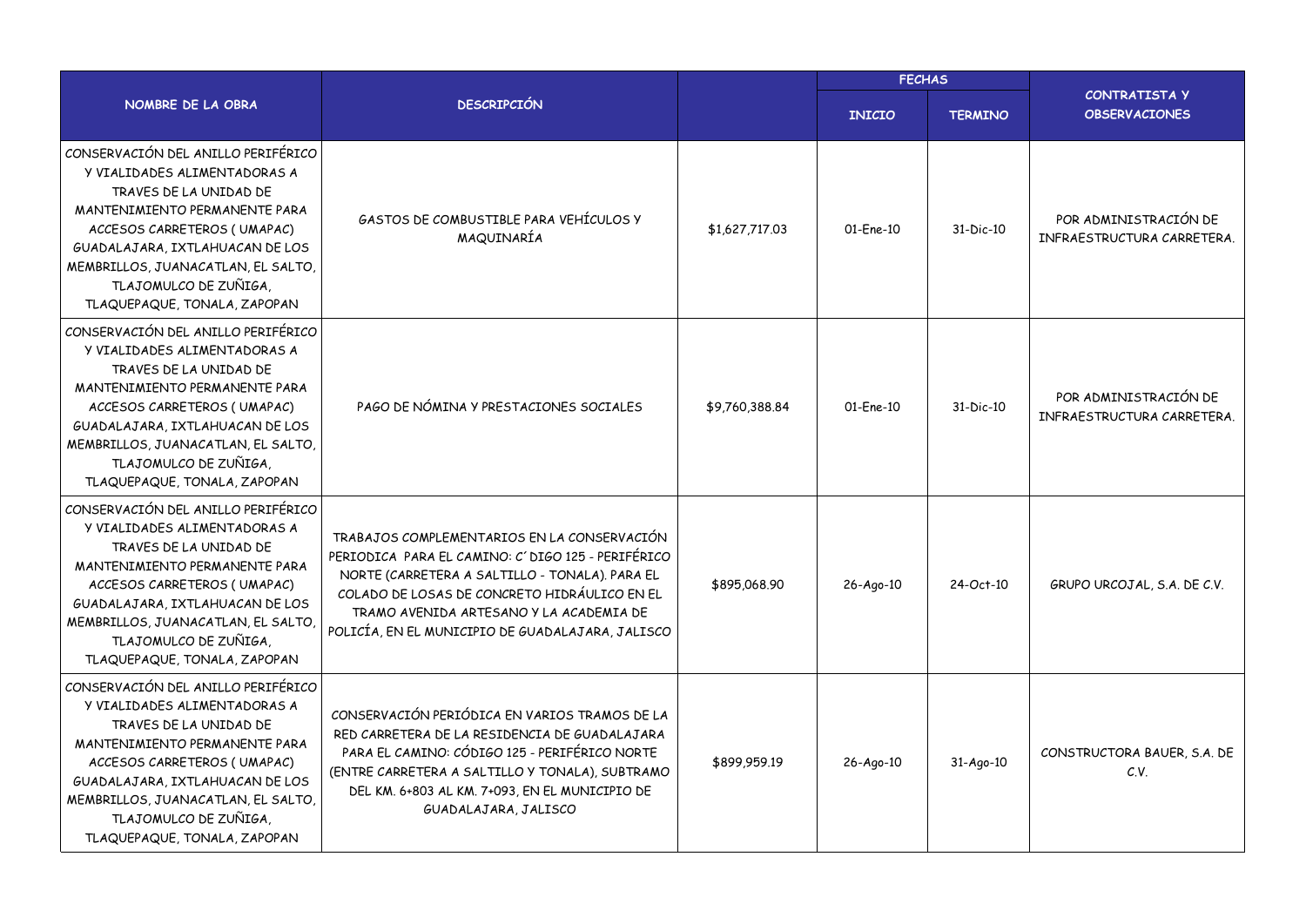| NOMBRE DE LA OBRA | DESCRIPCIÓN | | FECHAS | | CONTRATISTA Y OBSERVACIONES |
|---|---|---|---|---|---|
| | | | INICIO | TERMINO | |
| CONSERVACIÓN DEL ANILLO PERIFÉRICO Y VIALIDADES ALIMENTADORAS A TRAVES DE LA UNIDAD DE MANTENIMIENTO PERMANENTE PARA ACCESOS CARRETEROS ( UMAPAC) GUADALAJARA, IXTLAHUACAN DE LOS MEMBRILLOS, JUANACATLAN, EL SALTO, TLAJOMULCO DE ZUÑIGA, TLAQUEPAQUE, TONALA, ZAPOPAN | GASTOS DE COMBUSTIBLE PARA VEHÍCULOS Y MAQUINARÍA | $1,627,717.03 | 01-Ene-10 | 31-Dic-10 | POR ADMINISTRACIÓN DE INFRAESTRUCTURA CARRETERA. |
| CONSERVACIÓN DEL ANILLO PERIFÉRICO Y VIALIDADES ALIMENTADORAS A TRAVES DE LA UNIDAD DE MANTENIMIENTO PERMANENTE PARA ACCESOS CARRETEROS ( UMAPAC) GUADALAJARA, IXTLAHUACAN DE LOS MEMBRILLOS, JUANACATLAN, EL SALTO, TLAJOMULCO DE ZUÑIGA, TLAQUEPAQUE, TONALA, ZAPOPAN | PAGO DE NÓMINA Y PRESTACIONES SOCIALES | $9,760,388.84 | 01-Ene-10 | 31-Dic-10 | POR ADMINISTRACIÓN DE INFRAESTRUCTURA CARRETERA. |
| CONSERVACIÓN DEL ANILLO PERIFÉRICO Y VIALIDADES ALIMENTADORAS A TRAVES DE LA UNIDAD DE MANTENIMIENTO PERMANENTE PARA ACCESOS CARRETEROS ( UMAPAC) GUADALAJARA, IXTLAHUACAN DE LOS MEMBRILLOS, JUANACATLAN, EL SALTO, TLAJOMULCO DE ZUÑIGA, TLAQUEPAQUE, TONALA, ZAPOPAN | TRABAJOS COMPLEMENTARIOS EN LA CONSERVACIÓN PERIODICA PARA EL CAMINO: C´DIGO 125 - PERIFÉRICO NORTE (CARRETERA A SALTILLO - TONALA). PARA EL COLADO DE LOSAS DE CONCRETO HIDRÁULICO EN EL TRAMO AVENIDA ARTESANO Y LA ACADEMIA DE POLICÍA, EN EL MUNICIPIO DE GUADALAJARA, JALISCO | $895,068.90 | 26-Ago-10 | 24-Oct-10 | GRUPO URCOJAL, S.A. DE C.V. |
| CONSERVACIÓN DEL ANILLO PERIFÉRICO Y VIALIDADES ALIMENTADORAS A TRAVES DE LA UNIDAD DE MANTENIMIENTO PERMANENTE PARA ACCESOS CARRETEROS ( UMAPAC) GUADALAJARA, IXTLAHUACAN DE LOS MEMBRILLOS, JUANACATLAN, EL SALTO, TLAJOMULCO DE ZUÑIGA, TLAQUEPAQUE, TONALA, ZAPOPAN | CONSERVACIÓN PERIÓDICA EN VARIOS TRAMOS DE LA RED CARRETERA DE LA RESIDENCIA DE GUADALAJARA PARA EL CAMINO: CÓDIGO 125 - PERIFÉRICO NORTE (ENTRE CARRETERA A SALTILLO Y TONALA), SUBTRAMO DEL KM. 6+803 AL KM. 7+093, EN EL MUNICIPIO DE GUADALAJARA, JALISCO | $899,959.19 | 26-Ago-10 | 31-Ago-10 | CONSTRUCTORA BAUER, S.A. DE C.V. |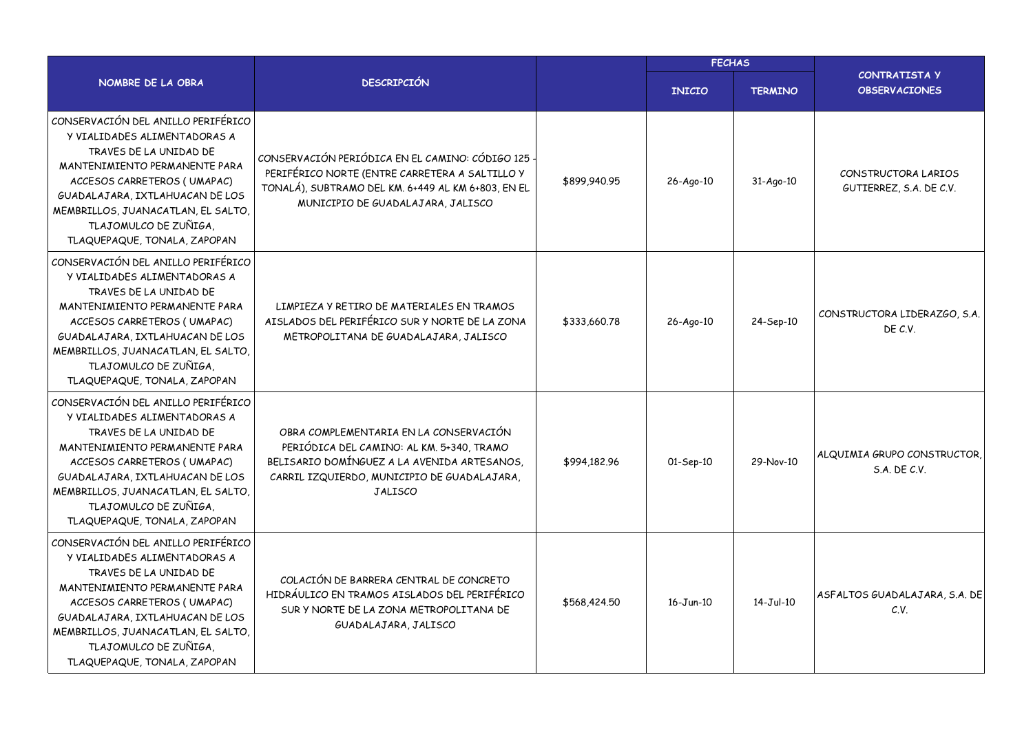| NOMBRE DE LA OBRA | DESCRIPCIÓN | | FECHAS | | CONTRATISTA Y OBSERVACIONES |
|---|---|---|---|---|---|
| | | | INICIO | TERMINO | |
| CONSERVACIÓN DEL ANILLO PERIFÉRICO Y VIALIDADES ALIMENTADORAS A TRAVES DE LA UNIDAD DE MANTENIMIENTO PERMANENTE PARA ACCESOS CARRETEROS ( UMAPAC) GUADALAJARA, IXTLAHUACAN DE LOS MEMBRILLOS, JUANACATLAN, EL SALTO, TLAJOMULCO DE ZUÑIGA, TLAQUEPAQUE, TONALA, ZAPOPAN | CONSERVACIÓN PERIÓDICA EN EL CAMINO: CÓDIGO 125 - PERIFÉRICO NORTE (ENTRE CARRETERA A SALTILLO Y TONALÁ), SUBTRAMO DEL KM. 6+449 AL KM 6+803, EN EL MUNICIPIO DE GUADALAJARA, JALISCO | $899,940.95 | 26-Ago-10 | 31-Ago-10 | CONSTRUCTORA LARIOS GUTIERREZ, S.A. DE C.V. |
| CONSERVACIÓN DEL ANILLO PERIFÉRICO Y VIALIDADES ALIMENTADORAS A TRAVES DE LA UNIDAD DE MANTENIMIENTO PERMANENTE PARA ACCESOS CARRETEROS ( UMAPAC) GUADALAJARA, IXTLAHUACAN DE LOS MEMBRILLOS, JUANACATLAN, EL SALTO, TLAJOMULCO DE ZUÑIGA, TLAQUEPAQUE, TONALA, ZAPOPAN | LIMPIEZA Y RETIRO DE MATERIALES EN TRAMOS AISLADOS DEL PERIFÉRICO SUR Y NORTE DE LA ZONA METROPOLITANA DE GUADALAJARA, JALISCO | $333,660.78 | 26-Ago-10 | 24-Sep-10 | CONSTRUCTORA LIDERAZGO, S.A. DE C.V. |
| CONSERVACIÓN DEL ANILLO PERIFÉRICO Y VIALIDADES ALIMENTADORAS A TRAVES DE LA UNIDAD DE MANTENIMIENTO PERMANENTE PARA ACCESOS CARRETEROS ( UMAPAC) GUADALAJARA, IXTLAHUACAN DE LOS MEMBRILLOS, JUANACATLAN, EL SALTO, TLAJOMULCO DE ZUÑIGA, TLAQUEPAQUE, TONALA, ZAPOPAN | OBRA COMPLEMENTARIA EN LA CONSERVACIÓN PERIÓDICA DEL CAMINO: AL KM. 5+340, TRAMO BELISARIO DOMÍNGUEZ A LA AVENIDA ARTESANOS, CARRIL IZQUIERDO, MUNICIPIO DE GUADALAJARA, JALISCO | $994,182.96 | 01-Sep-10 | 29-Nov-10 | ALQUIMIA GRUPO CONSTRUCTOR, S.A. DE C.V. |
| CONSERVACIÓN DEL ANILLO PERIFÉRICO Y VIALIDADES ALIMENTADORAS A TRAVES DE LA UNIDAD DE MANTENIMIENTO PERMANENTE PARA ACCESOS CARRETEROS ( UMAPAC) GUADALAJARA, IXTLAHUACAN DE LOS MEMBRILLOS, JUANACATLAN, EL SALTO, TLAJOMULCO DE ZUÑIGA, TLAQUEPAQUE, TONALA, ZAPOPAN | COLACIÓN DE BARRERA CENTRAL DE CONCRETO HIDRÁULICO EN TRAMOS AISLADOS DEL PERIFÉRICO SUR Y NORTE DE LA ZONA METROPOLITANA DE GUADALAJARA, JALISCO | $568,424.50 | 16-Jun-10 | 14-Jul-10 | ASFALTOS GUADALAJARA, S.A. DE C.V. |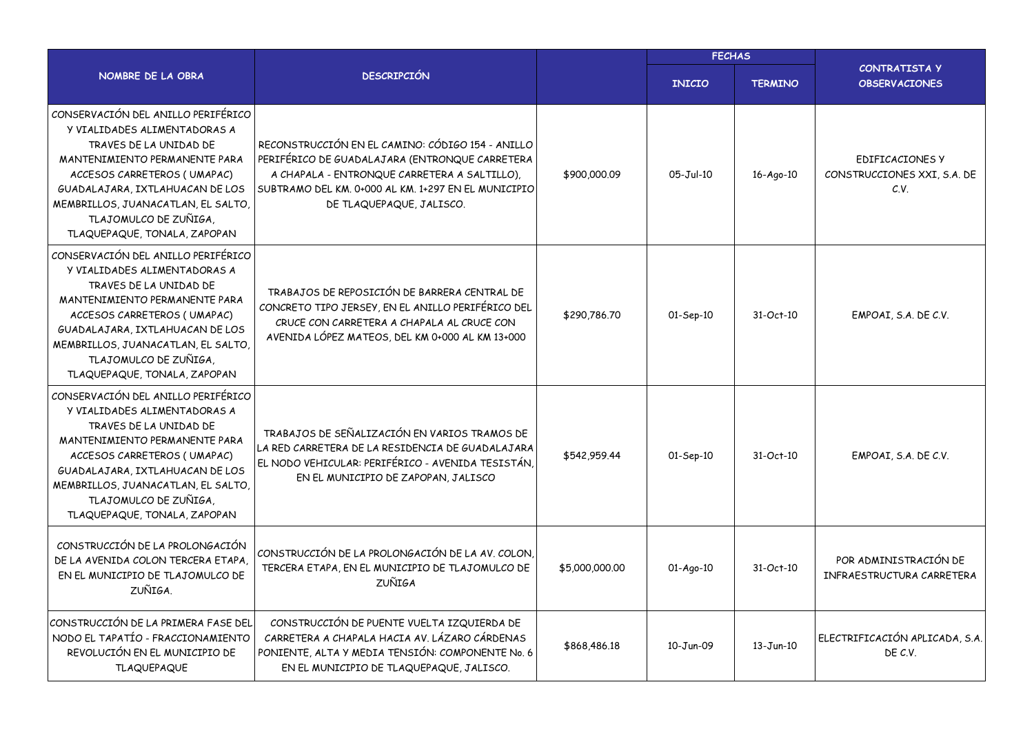| NOMBRE DE LA OBRA | DESCRIPCIÓN | | FECHAS | | CONTRATISTA Y OBSERVACIONES |
|---|---|---|---|---|---|
| | | | INICIO | TERMINO | |
| CONSERVACIÓN DEL ANILLO PERIFÉRICO Y VIALIDADES ALIMENTADORAS A TRAVES DE LA UNIDAD DE MANTENIMIENTO PERMANENTE PARA ACCESOS CARRETEROS ( UMAPAC) GUADALAJARA, IXTLAHUACAN DE LOS MEMBRILLOS, JUANACATLAN, EL SALTO, TLAJOMULCO DE ZUÑIGA, TLAQUEPAQUE, TONALA, ZAPOPAN | RECONSTRUCCIÓN EN EL CAMINO: CÓDIGO 154 - ANILLO PERIFÉRICO DE GUADALAJARA (ENTRONQUE CARRETERA A CHAPALA - ENTRONQUE CARRETERA A SALTILLO), SUBTRAMO DEL KM. 0+000 AL KM. 1+297 EN EL MUNICIPIO DE TLAQUEPAQUE, JALISCO. | $900,000.09 | 05-Jul-10 | 16-Ago-10 | EDIFICACIONES Y CONSTRUCCIONES XXI, S.A. DE C.V. |
| CONSERVACIÓN DEL ANILLO PERIFÉRICO Y VIALIDADES ALIMENTADORAS A TRAVES DE LA UNIDAD DE MANTENIMIENTO PERMANENTE PARA ACCESOS CARRETEROS ( UMAPAC) GUADALAJARA, IXTLAHUACAN DE LOS MEMBRILLOS, JUANACATLAN, EL SALTO, TLAJOMULCO DE ZUÑIGA, TLAQUEPAQUE, TONALA, ZAPOPAN | TRABAJOS DE REPOSICIÓN DE BARRERA CENTRAL DE CONCRETO TIPO JERSEY, EN EL ANILLO PERIFÉRICO DEL CRUCE CON CARRETERA A CHAPALA AL CRUCE CON AVENIDA LÓPEZ MATEOS, DEL KM 0+000 AL KM 13+000 | $290,786.70 | 01-Sep-10 | 31-Oct-10 | EMPOAI, S.A. DE C.V. |
| CONSERVACIÓN DEL ANILLO PERIFÉRICO Y VIALIDADES ALIMENTADORAS A TRAVES DE LA UNIDAD DE MANTENIMIENTO PERMANENTE PARA ACCESOS CARRETEROS ( UMAPAC) GUADALAJARA, IXTLAHUACAN DE LOS MEMBRILLOS, JUANACATLAN, EL SALTO, TLAJOMULCO DE ZUÑIGA, TLAQUEPAQUE, TONALA, ZAPOPAN | TRABAJOS DE SEÑALIZACIÓN EN VARIOS TRAMOS DE LA RED CARRETERA DE LA RESIDENCIA DE GUADALAJARA EL NODO VEHICULAR: PERIFÉRICO - AVENIDA TESISTÁN, EN EL MUNICIPIO DE ZAPOPAN, JALISCO | $542,959.44 | 01-Sep-10 | 31-Oct-10 | EMPOAI, S.A. DE C.V. |
| CONSTRUCCIÓN DE LA PROLONGACIÓN DE LA AVENIDA COLON TERCERA ETAPA, EN EL MUNICIPIO DE TLAJOMULCO DE ZUÑIGA. | CONSTRUCCIÓN DE LA PROLONGACIÓN DE LA AV. COLON, TERCERA ETAPA, EN EL MUNICIPIO DE TLAJOMULCO DE ZUÑIGA | $5,000,000.00 | 01-Ago-10 | 31-Oct-10 | POR ADMINISTRACIÓN DE INFRAESTRUCTURA CARRETERA |
| CONSTRUCCIÓN DE LA PRIMERA FASE DEL NODO EL TAPATÍO - FRACCIONAMIENTO REVOLUCIÓN EN EL MUNICIPIO DE TLAQUEPAQUE | CONSTRUCCIÓN DE PUENTE VUELTA IZQUIERDA DE CARRETERA A CHAPALA HACIA AV. LÁZARO CÁRDENAS PONIENTE, ALTA Y MEDIA TENSIÓN: COMPONENTE No. 6 EN EL MUNICIPIO DE TLAQUEPAQUE, JALISCO. | $868,486.18 | 10-Jun-09 | 13-Jun-10 | ELECTRIFICACIÓN APLICADA, S.A. DE C.V. |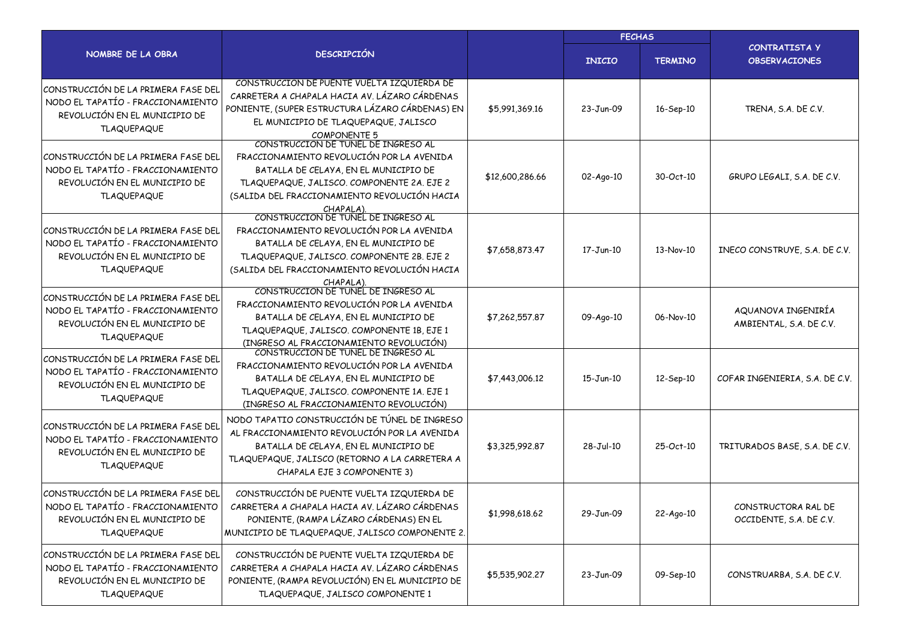| NOMBRE DE LA OBRA | DESCRIPCIÓN | | FECHAS | | CONTRATISTA Y OBSERVACIONES |
|---|---|---|---|---|---|
| | | | INICIO | TERMINO | |
| CONSTRUCCIÓN DE LA PRIMERA FASE DEL NODO EL TAPATÍO - FRACCIONAMIENTO REVOLUCIÓN EN EL MUNICIPIO DE TLAQUEPAQUE | CONSTRUCCION DE PUENTE VUELTA IZQUIERDA DE CARRETERA A CHAPALA HACIA AV. LÁZARO CÁRDENAS PONIENTE, (SUPER ESTRUCTURA LÁZARO CÁRDENAS) EN EL MUNICIPIO DE TLAQUEPAQUE, JALISCO COMPONENTE 5 | $5,991,369.16 | 23-Jun-09 | 16-Sep-10 | TRENA, S.A. DE C.V. |
| CONSTRUCCIÓN DE LA PRIMERA FASE DEL NODO EL TAPATÍO - FRACCIONAMIENTO REVOLUCIÓN EN EL MUNICIPIO DE TLAQUEPAQUE | CONSTRUCCION DE TUNEL DE INGRESO AL FRACCIONAMIENTO REVOLUCIÓN POR LA AVENIDA BATALLA DE CELAYA, EN EL MUNICIPIO DE TLAQUEPAQUE, JALISCO. COMPONENTE 2A. EJE 2 (SALIDA DEL FRACCIONAMIENTO REVOLUCIÓN HACIA CHAPALA). | $12,600,286.66 | 02-Ago-10 | 30-Oct-10 | GRUPO LEGALI, S.A. DE C.V. |
| CONSTRUCCIÓN DE LA PRIMERA FASE DEL NODO EL TAPATÍO - FRACCIONAMIENTO REVOLUCIÓN EN EL MUNICIPIO DE TLAQUEPAQUE | CONSTRUCCION DE TUNEL DE INGRESO AL FRACCIONAMIENTO REVOLUCIÓN POR LA AVENIDA BATALLA DE CELAYA, EN EL MUNICIPIO DE TLAQUEPAQUE, JALISCO. COMPONENTE 2B. EJE 2 (SALIDA DEL FRACCIONAMIENTO REVOLUCIÓN HACIA CHAPALA). | $7,658,873.47 | 17-Jun-10 | 13-Nov-10 | INECO CONSTRUYE, S.A. DE C.V. |
| CONSTRUCCIÓN DE LA PRIMERA FASE DEL NODO EL TAPATÍO - FRACCIONAMIENTO REVOLUCIÓN EN EL MUNICIPIO DE TLAQUEPAQUE | CONSTRUCCION DE TUNEL DE INGRESO AL FRACCIONAMIENTO REVOLUCIÓN POR LA AVENIDA BATALLA DE CELAYA, EN EL MUNICIPIO DE TLAQUEPAQUE, JALISCO. COMPONENTE 1B, EJE 1 (INGRESO AL FRACCIONAMIENTO REVOLUCIÓN) | $7,262,557.87 | 09-Ago-10 | 06-Nov-10 | AQUANOVA INGENIRÍA AMBIENTAL, S.A. DE C.V. |
| CONSTRUCCIÓN DE LA PRIMERA FASE DEL NODO EL TAPATÍO - FRACCIONAMIENTO REVOLUCIÓN EN EL MUNICIPIO DE TLAQUEPAQUE | CONSTRUCCION DE TUNEL DE INGRESO AL FRACCIONAMIENTO REVOLUCIÓN POR LA AVENIDA BATALLA DE CELAYA, EN EL MUNICIPIO DE TLAQUEPAQUE, JALISCO. COMPONENTE 1A. EJE 1 (INGRESO AL FRACCIONAMIENTO REVOLUCIÓN) | $7,443,006.12 | 15-Jun-10 | 12-Sep-10 | COFAR INGENIERIA, S.A. DE C.V. |
| CONSTRUCCIÓN DE LA PRIMERA FASE DEL NODO EL TAPATÍO - FRACCIONAMIENTO REVOLUCIÓN EN EL MUNICIPIO DE TLAQUEPAQUE | NODO TAPATIO CONSTRUCCIÓN DE TÚNEL DE INGRESO AL FRACCIONAMIENTO REVOLUCIÓN POR LA AVENIDA BATALLA DE CELAYA, EN EL MUNICIPIO DE TLAQUEPAQUE, JALISCO (RETORNO A LA CARRETERA A CHAPALA EJE 3 COMPONENTE 3) | $3,325,992.87 | 28-Jul-10 | 25-Oct-10 | TRITURADOS BASE, S.A. DE C.V. |
| CONSTRUCCIÓN DE LA PRIMERA FASE DEL NODO EL TAPATÍO - FRACCIONAMIENTO REVOLUCIÓN EN EL MUNICIPIO DE TLAQUEPAQUE | CONSTRUCCIÓN DE PUENTE VUELTA IZQUIERDA DE CARRETERA A CHAPALA HACIA AV. LÁZARO CÁRDENAS PONIENTE, (RAMPA LÁZARO CÁRDENAS) EN EL MUNICIPIO DE TLAQUEPAQUE, JALISCO COMPONENTE 2. | $1,998,618.62 | 29-Jun-09 | 22-Ago-10 | CONSTRUCTORA RAL DE OCCIDENTE, S.A. DE C.V. |
| CONSTRUCCIÓN DE LA PRIMERA FASE DEL NODO EL TAPATÍO - FRACCIONAMIENTO REVOLUCIÓN EN EL MUNICIPIO DE TLAQUEPAQUE | CONSTRUCCIÓN DE PUENTE VUELTA IZQUIERDA DE CARRETERA A CHAPALA HACIA AV. LÁZARO CÁRDENAS PONIENTE, (RAMPA REVOLUCIÓN) EN EL MUNICIPIO DE TLAQUEPAQUE, JALISCO COMPONENTE 1 | $5,535,902.27 | 23-Jun-09 | 09-Sep-10 | CONSTRUARBA, S.A. DE C.V. |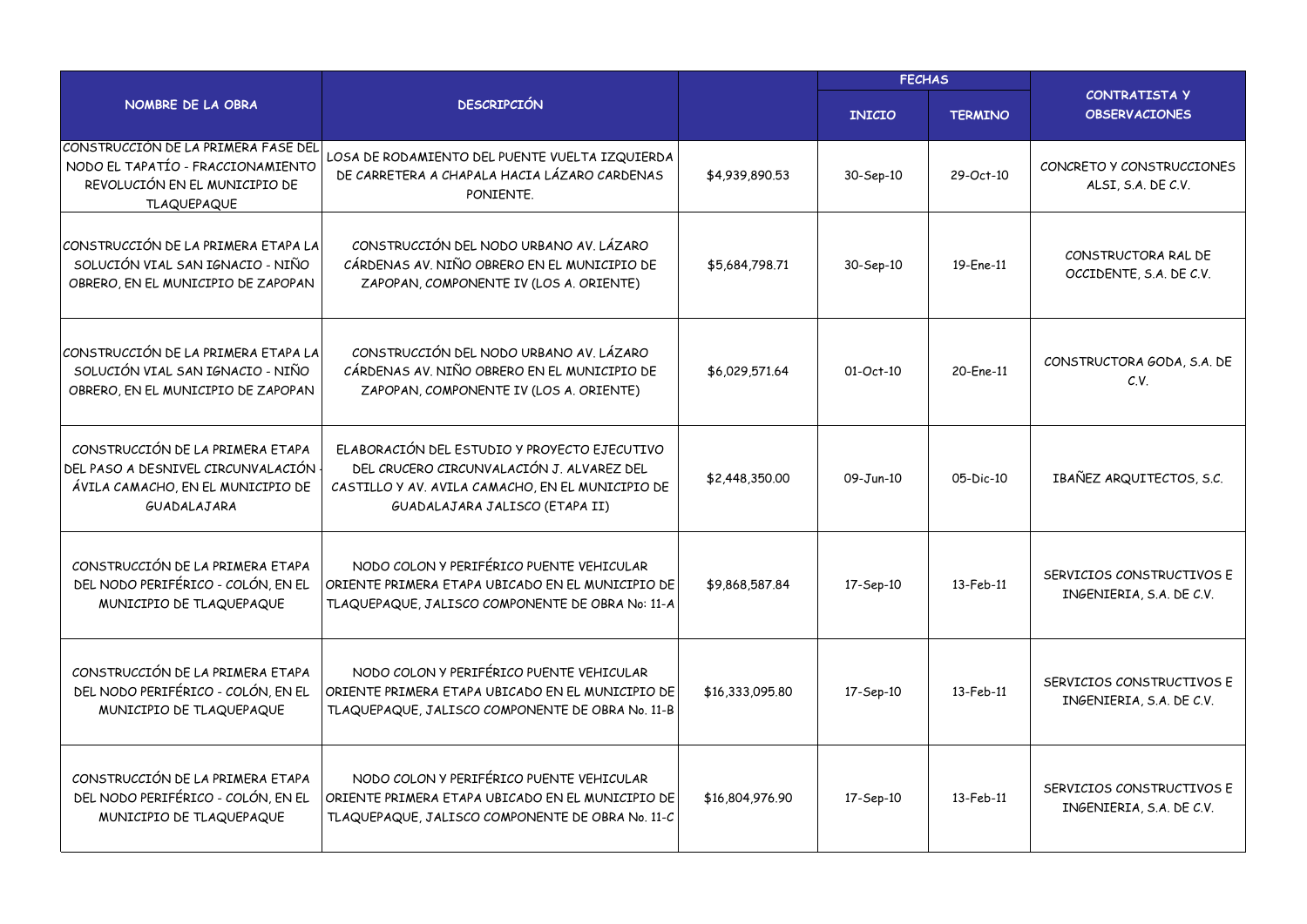| NOMBRE DE LA OBRA | DESCRIPCIÓN | | FECHAS | | CONTRATISTA Y OBSERVACIONES |
|---|---|---|---|---|---|
| | | | INICIO | TERMINO | |
| CONSTRUCCIÓN DE LA PRIMERA FASE DEL NODO EL TAPATÍO - FRACCIONAMIENTO REVOLUCIÓN EN EL MUNICIPIO DE TLAQUEPAQUE | LOSA DE RODAMIENTO DEL PUENTE VUELTA IZQUIERDA DE CARRETERA A CHAPALA HACIA LÁZARO CARDENAS PONIENTE. | $4,939,890.53 | 30-Sep-10 | 29-Oct-10 | CONCRETO Y CONSTRUCCIONES ALSI, S.A. DE C.V. |
| CONSTRUCCIÓN DE LA PRIMERA ETAPA LA SOLUCIÓN VIAL SAN IGNACIO - NIÑO OBRERO, EN EL MUNICIPIO DE ZAPOPAN | CONSTRUCCIÓN DEL NODO URBANO AV. LÁZARO CÁRDENAS AV. NIÑO OBRERO EN EL MUNICIPIO DE ZAPOPAN, COMPONENTE IV (LOS A. ORIENTE) | $5,684,798.71 | 30-Sep-10 | 19-Ene-11 | CONSTRUCTORA RAL DE OCCIDENTE, S.A. DE C.V. |
| CONSTRUCCIÓN DE LA PRIMERA ETAPA LA SOLUCIÓN VIAL SAN IGNACIO - NIÑO OBRERO, EN EL MUNICIPIO DE ZAPOPAN | CONSTRUCCIÓN DEL NODO URBANO AV. LÁZARO CÁRDENAS AV. NIÑO OBRERO EN EL MUNICIPIO DE ZAPOPAN, COMPONENTE IV (LOS A. ORIENTE) | $6,029,571.64 | 01-Oct-10 | 20-Ene-11 | CONSTRUCTORA GODA, S.A. DE C.V. |
| CONSTRUCCIÓN DE LA PRIMERA ETAPA DEL PASO A DESNIVEL CIRCUNVALACIÓN - ÁVILA CAMACHO, EN EL MUNICIPIO DE GUADALAJARA | ELABORACIÓN DEL ESTUDIO Y PROYECTO EJECUTIVO DEL CRUCERO CIRCUNVALACIÓN J. ALVAREZ DEL CASTILLO Y AV. AVILA CAMACHO, EN EL MUNICIPIO DE GUADALAJARA JALISCO (ETAPA II) | $2,448,350.00 | 09-Jun-10 | 05-Dic-10 | IBAÑEZ ARQUITECTOS, S.C. |
| CONSTRUCCIÓN DE LA PRIMERA ETAPA DEL NODO PERIFÉRICO - COLÓN, EN EL MUNICIPIO DE TLAQUEPAQUE | NODO COLON Y PERIFÉRICO PUENTE VEHICULAR ORIENTE PRIMERA ETAPA UBICADO EN EL MUNICIPIO DE TLAQUEPAQUE, JALISCO COMPONENTE DE OBRA No: 11-A | $9,868,587.84 | 17-Sep-10 | 13-Feb-11 | SERVICIOS CONSTRUCTIVOS E INGENIERIA, S.A. DE C.V. |
| CONSTRUCCIÓN DE LA PRIMERA ETAPA DEL NODO PERIFÉRICO - COLÓN, EN EL MUNICIPIO DE TLAQUEPAQUE | NODO COLON Y PERIFÉRICO PUENTE VEHICULAR ORIENTE PRIMERA ETAPA UBICADO EN EL MUNICIPIO DE TLAQUEPAQUE, JALISCO COMPONENTE DE OBRA No. 11-B | $16,333,095.80 | 17-Sep-10 | 13-Feb-11 | SERVICIOS CONSTRUCTIVOS E INGENIERIA, S.A. DE C.V. |
| CONSTRUCCIÓN DE LA PRIMERA ETAPA DEL NODO PERIFÉRICO - COLÓN, EN EL MUNICIPIO DE TLAQUEPAQUE | NODO COLON Y PERIFÉRICO PUENTE VEHICULAR ORIENTE PRIMERA ETAPA UBICADO EN EL MUNICIPIO DE TLAQUEPAQUE, JALISCO COMPONENTE DE OBRA No. 11-C | $16,804,976.90 | 17-Sep-10 | 13-Feb-11 | SERVICIOS CONSTRUCTIVOS E INGENIERIA, S.A. DE C.V. |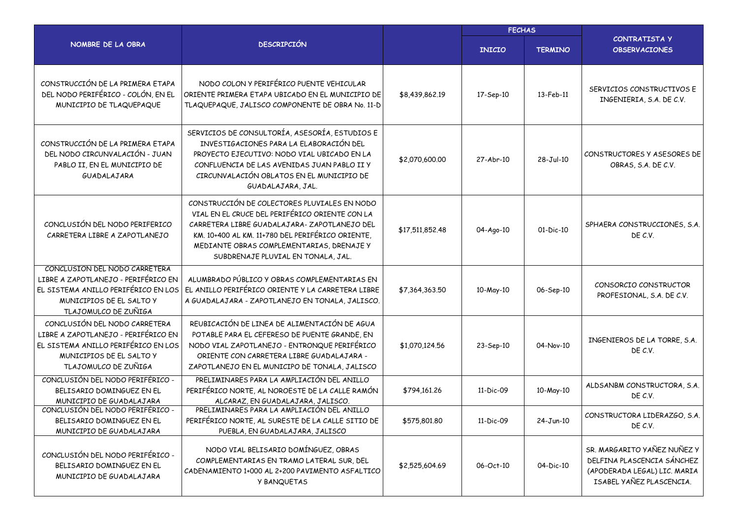| NOMBRE DE LA OBRA | DESCRIPCIÓN | | FECHAS | | CONTRATISTA Y OBSERVACIONES |
|---|---|---|---|---|---|
| | | | INICIO | TERMINO | |
| CONSTRUCCIÓN DE LA PRIMERA ETAPA DEL NODO PERIFÉRICO - COLÓN, EN EL MUNICIPIO DE TLAQUEPAQUE | NODO COLON Y PERIFÉRICO PUENTE VEHICULAR ORIENTE PRIMERA ETAPA UBICADO EN EL MUNICIPIO DE TLAQUEPAQUE, JALISCO COMPONENTE DE OBRA No. 11-D | $8,439,862.19 | 17-Sep-10 | 13-Feb-11 | SERVICIOS CONSTRUCTIVOS E INGENIERIA, S.A. DE C.V. |
| CONSTRUCCIÓN DE LA PRIMERA ETAPA DEL NODO CIRCUNVALACIÓN - JUAN PABLO II, EN EL MUNICIPIO DE GUADALAJARA | SERVICIOS DE CONSULTORÍA, ASESORÍA, ESTUDIOS E INVESTIGACIONES PARA LA ELABORACIÓN DEL PROYECTO EJECUTIVO: NODO VIAL UBICADO EN LA CONFLUENCIA DE LAS AVENIDAS JUAN PABLO II Y CIRCUNVALACIÓN OBLATOS EN EL MUNICIPIO DE GUADALAJARA, JAL. | $2,070,600.00 | 27-Abr-10 | 28-Jul-10 | CONSTRUCTORES Y ASESORES DE OBRAS, S.A. DE C.V. |
| CONCLUSIÓN DEL NODO PERIFERICO CARRETERA LIBRE A ZAPOTLANEJO | CONSTRUCCIÓN DE COLECTORES PLUVIALES EN NODO VIAL EN EL CRUCE DEL PERIFÉRICO ORIENTE CON LA CARRETERA LIBRE GUADALAJARA- ZAPOTLANEJO DEL KM. 10+400 AL KM. 11+780 DEL PERIFÉRICO ORIENTE, MEDIANTE OBRAS COMPLEMENTARIAS, DRENAJE Y SUBDRENAJE PLUVIAL EN TONALA, JAL. | $17,511,852.48 | 04-Ago-10 | 01-Dic-10 | SPHAERA CONSTRUCCIONES, S.A. DE C.V. |
| CONCLUSION DEL NODO CARRETERA LIBRE A ZAPOTLANEJO - PERIFÉRICO EN EL SISTEMA ANILLO PERIFÉRICO EN LOS MUNICIPIOS DE EL SALTO Y TLAJOMULCO DE ZUÑIGA | ALUMBRADO PÚBLICO Y OBRAS COMPLEMENTARIAS EN EL ANILLO PERIFÉRICO ORIENTE Y LA CARRETERA LIBRE A GUADALAJARA - ZAPOTLANEJO EN TONALA, JALISCO. | $7,364,363.50 | 10-May-10 | 06-Sep-10 | CONSORCIO CONSTRUCTOR PROFESIONAL, S.A. DE C.V. |
| CONCLUSIÓN DEL NODO CARRETERA LIBRE A ZAPOTLANEJO - PERIFÉRICO EN EL SISTEMA ANILLO PERIFÉRICO EN LOS MUNICIPIOS DE EL SALTO Y TLAJOMULCO DE ZUÑIGA | REUBICACIÓN DE LINEA DE ALIMENTACIÓN DE AGUA POTABLE PARA EL CEFERESO DE PUENTE GRANDE, EN NODO VIAL ZAPOTLANEJO - ENTRONQUE PERIFÉRICO ORIENTE CON CARRETERA LIBRE GUADALAJARA - ZAPOTLANEJO EN EL MUNICIPO DE TONALA, JALISCO | $1,070,124.56 | 23-Sep-10 | 04-Nov-10 | INGENIEROS DE LA TORRE, S.A. DE C.V. |
| CONCLUSIÓN DEL NODO PERIFÉRICO - BELISARIO DOMINGUEZ EN EL MUNICIPIO DE GUADALAJARA | PRELIMINARES PARA LA AMPLIACIÓN DEL ANILLO PERIFÉRICO NORTE, AL NOROESTE DE LA CALLE RAMÓN ALCARAZ, EN GUADALAJARA, JALISCO. | $794,161.26 | 11-Dic-09 | 10-May-10 | ALDSANBM CONSTRUCTORA, S.A. DE C.V. |
| CONCLUSIÓN DEL NODO PERIFÉRICO - BELISARIO DOMINGUEZ EN EL MUNICIPIO DE GUADALAJARA | PRELIMINARES PARA LA AMPLIACIÓN DEL ANILLO PERIFÉRICO NORTE, AL SURESTE DE LA CALLE SITIO DE PUEBLA, EN GUADALAJARA, JALISCO | $575,801.80 | 11-Dic-09 | 24-Jun-10 | CONSTRUCTORA LIDERAZGO, S.A. DE C.V. |
| CONCLUSIÓN DEL NODO PERIFÉRICO - BELISARIO DOMINGUEZ EN EL MUNICIPIO DE GUADALAJARA | NODO VIAL BELISARIO DOMÍNGUEZ, OBRAS COMPLEMENTARIAS EN TRAMO LATERAL SUR, DEL CADENAMIENTO 1+000 AL 2+200 PAVIMENTO ASFALTICO Y BANQUETAS | $2,525,604.69 | 06-Oct-10 | 04-Dic-10 | SR. MARGARITO YAÑEZ NUÑEZ Y DELFINA PLASCENCIA SÁNCHEZ (APODERADA LEGAL) LIC. MARIA ISABEL YAÑEZ PLASCENCIA. |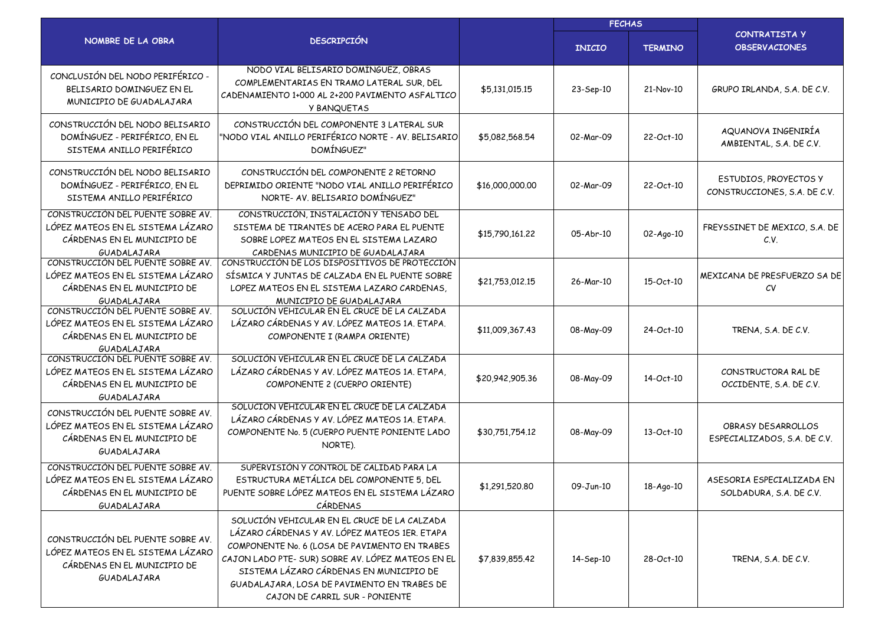| NOMBRE DE LA OBRA | DESCRIPCIÓN | | FECHAS | | CONTRATISTA Y OBSERVACIONES |
|---|---|---|---|---|---|
| | | | INICIO | TERMINO | |
| CONCLUSIÓN DEL NODO PERIFÉRICO - BELISARIO DOMINGUEZ EN EL MUNICIPIO DE GUADALAJARA | NODO VIAL BELISARIO DOMÍNGUEZ, OBRAS COMPLEMENTARIAS EN TRAMO LATERAL SUR, DEL CADENAMIENTO 1+000 AL 2+200 PAVIMENTO ASFALTICO Y BANQUETAS | $5,131,015.15 | 23-Sep-10 | 21-Nov-10 | GRUPO IRLANDA, S.A. DE C.V. |
| CONSTRUCCIÓN DEL NODO BELISARIO DOMÍNGUEZ - PERIFÉRICO, EN EL SISTEMA ANILLO PERIFÉRICO | CONSTRUCCIÓN DEL COMPONENTE 3 LATERAL SUR "NODO VIAL ANILLO PERIFÉRICO NORTE - AV. BELISARIO DOMÍNGUEZ" | $5,082,568.54 | 02-Mar-09 | 22-Oct-10 | AQUANOVA INGENIRÍA AMBIENTAL, S.A. DE C.V. |
| CONSTRUCCIÓN DEL NODO BELISARIO DOMÍNGUEZ - PERIFÉRICO, EN EL SISTEMA ANILLO PERIFÉRICO | CONSTRUCCIÓN DEL COMPONENTE 2 RETORNO DEPRIMIDO ORIENTE "NODO VIAL ANILLO PERIFÉRICO NORTE- AV. BELISARIO DOMÍNGUEZ" | $16,000,000.00 | 02-Mar-09 | 22-Oct-10 | ESTUDIOS, PROYECTOS Y CONSTRUCCIONES, S.A. DE C.V. |
| CONSTRUCCIÓN DEL PUENTE SOBRE AV. LÓPEZ MATEOS EN EL SISTEMA LÁZARO CÁRDENAS EN EL MUNICIPIO DE GUADALAJARA | CONSTRUCCIÓN, INSTALACIÓN Y TENSADO DEL SISTEMA DE TIRANTES DE ACERO PARA EL PUENTE SOBRE LOPEZ MATEOS EN EL SISTEMA LAZARO CARDENAS MUNICIPIO DE GUADALAJARA | $15,790,161.22 | 05-Abr-10 | 02-Ago-10 | FREYSSINET DE MEXICO, S.A. DE C.V. |
| CONSTRUCCIÓN DEL PUENTE SOBRE AV. LÓPEZ MATEOS EN EL SISTEMA LÁZARO CÁRDENAS EN EL MUNICIPIO DE GUADALAJARA | CONSTRUCCIÓN DE LOS DISPOSITIVOS DE PROTECCIÓN SÍSMICA Y JUNTAS DE CALZADA EN EL PUENTE SOBRE LOPEZ MATEOS EN EL SISTEMA LAZARO CARDENAS, MUNICIPIO DE GUADALAJARA | $21,753,012.15 | 26-Mar-10 | 15-Oct-10 | MEXICANA DE PRESFUERZO SA DE CV |
| CONSTRUCCIÓN DEL PUENTE SOBRE AV. LÓPEZ MATEOS EN EL SISTEMA LÁZARO CÁRDENAS EN EL MUNICIPIO DE GUADALAJARA | SOLUCIÓN VEHICULAR EN EL CRUCE DE LA CALZADA LÁZARO CÁRDENAS Y AV. LÓPEZ MATEOS 1A. ETAPA. COMPONENTE I (RAMPA ORIENTE) | $11,009,367.43 | 08-May-09 | 24-Oct-10 | TRENA, S.A. DE C.V. |
| CONSTRUCCIÓN DEL PUENTE SOBRE AV. LÓPEZ MATEOS EN EL SISTEMA LÁZARO CÁRDENAS EN EL MUNICIPIO DE GUADALAJARA | SOLUCIÓN VEHICULAR EN EL CRUCE DE LA CALZADA LÁZARO CÁRDENAS Y AV. LÓPEZ MATEOS 1A. ETAPA, COMPONENTE 2 (CUERPO ORIENTE) | $20,942,905.36 | 08-May-09 | 14-Oct-10 | CONSTRUCTORA RAL DE OCCIDENTE, S.A. DE C.V. |
| CONSTRUCCIÓN DEL PUENTE SOBRE AV. LÓPEZ MATEOS EN EL SISTEMA LÁZARO CÁRDENAS EN EL MUNICIPIO DE GUADALAJARA | SOLUCION VEHICULAR EN EL CRUCE DE LA CALZADA LÁZARO CÁRDENAS Y AV. LÓPEZ MATEOS 1A. ETAPA. COMPONENTE No. 5 (CUERPO PUENTE PONIENTE LADO NORTE). | $30,751,754.12 | 08-May-09 | 13-Oct-10 | OBRASY DESARROLLOS ESPECIALIZADOS, S.A. DE C.V. |
| CONSTRUCCIÓN DEL PUENTE SOBRE AV. LÓPEZ MATEOS EN EL SISTEMA LÁZARO CÁRDENAS EN EL MUNICIPIO DE GUADALAJARA | SUPERVISIÓN Y CONTROL DE CALIDAD PARA LA ESTRUCTURA METÁLICA DEL COMPONENTE 5, DEL PUENTE SOBRE LÓPEZ MATEOS EN EL SISTEMA LÁZARO CÁRDENAS | $1,291,520.80 | 09-Jun-10 | 18-Ago-10 | ASESORIA ESPECIALIZADA EN SOLDADURA, S.A. DE C.V. |
| CONSTRUCCIÓN DEL PUENTE SOBRE AV. LÓPEZ MATEOS EN EL SISTEMA LÁZARO CÁRDENAS EN EL MUNICIPIO DE GUADALAJARA | SOLUCIÓN VEHICULAR EN EL CRUCE DE LA CALZADA LÁZARO CÁRDENAS Y AV. LÓPEZ MATEOS 1ER. ETAPA COMPONENTE No. 6 (LOSA DE PAVIMENTO EN TRABES CAJON LADO PTE- SUR) SOBRE AV. LÓPEZ MATEOS EN EL SISTEMA LÁZARO CÁRDENAS EN MUNICIPIO DE GUADALAJARA, LOSA DE PAVIMENTO EN TRABES DE CAJON DE CARRIL SUR - PONIENTE | $7,839,855.42 | 14-Sep-10 | 28-Oct-10 | TRENA, S.A. DE C.V. |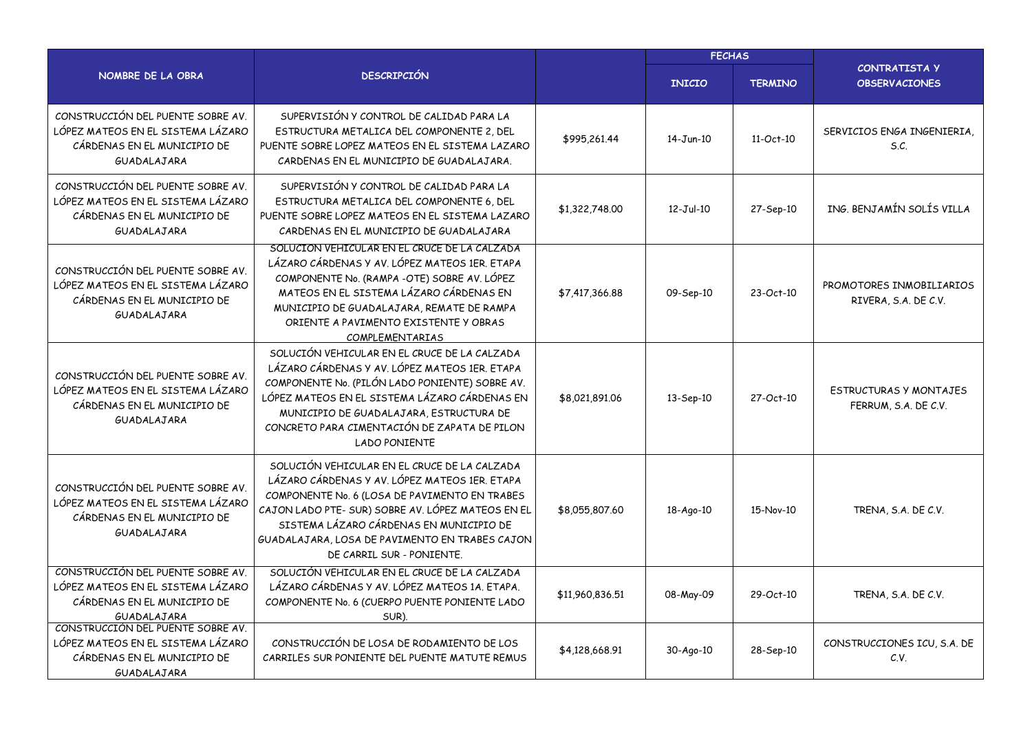| NOMBRE DE LA OBRA | DESCRIPCIÓN | | FECHAS | | CONTRATISTA Y OBSERVACIONES |
|---|---|---|---|---|---|
| | | | INICIO | TERMINO | |
| CONSTRUCCIÓN DEL PUENTE SOBRE AV. LÓPEZ MATEOS EN EL SISTEMA LÁZARO CÁRDENAS EN EL MUNICIPIO DE GUADALAJARA | SUPERVISIÓN Y CONTROL DE CALIDAD PARA LA ESTRUCTURA METALICA DEL COMPONENTE 2, DEL PUENTE SOBRE LOPEZ MATEOS EN EL SISTEMA LAZARO CARDENAS EN EL MUNICIPIO DE GUADALAJARA. | $995,261.44 | 14-Jun-10 | 11-Oct-10 | SERVICIOS ENGA INGENIERIA, S.C. |
| CONSTRUCCIÓN DEL PUENTE SOBRE AV. LÓPEZ MATEOS EN EL SISTEMA LÁZARO CÁRDENAS EN EL MUNICIPIO DE GUADALAJARA | SUPERVISIÓN Y CONTROL DE CALIDAD PARA LA ESTRUCTURA METALICA DEL COMPONENTE 6, DEL PUENTE SOBRE LOPEZ MATEOS EN EL SISTEMA LAZARO CARDENAS EN EL MUNICIPIO DE GUADALAJARA | $1,322,748.00 | 12-Jul-10 | 27-Sep-10 | ING. BENJAMÍN SOLÍS VILLA |
| CONSTRUCCIÓN DEL PUENTE SOBRE AV. LÓPEZ MATEOS EN EL SISTEMA LÁZARO CÁRDENAS EN EL MUNICIPIO DE GUADALAJARA | SOLUCION VEHICULAR EN EL CRUCE DE LA CALZADA LÁZARO CÁRDENAS Y AV. LÓPEZ MATEOS 1ER. ETAPA COMPONENTE No. (RAMPA -OTE) SOBRE AV. LÓPEZ MATEOS EN EL SISTEMA LÁZARO CÁRDENAS EN MUNICIPIO DE GUADALAJARA, REMATE DE RAMPA ORIENTE A PAVIMENTO EXISTENTE Y OBRAS COMPLEMENTARIAS | $7,417,366.88 | 09-Sep-10 | 23-Oct-10 | PROMOTORES INMOBILIARIOS RIVERA, S.A. DE C.V. |
| CONSTRUCCIÓN DEL PUENTE SOBRE AV. LÓPEZ MATEOS EN EL SISTEMA LÁZARO CÁRDENAS EN EL MUNICIPIO DE GUADALAJARA | SOLUCIÓN VEHICULAR EN EL CRUCE DE LA CALZADA LÁZARO CÁRDENAS Y AV. LÓPEZ MATEOS 1ER. ETAPA COMPONENTE No. (PILÓN LADO PONIENTE) SOBRE AV. LÓPEZ MATEOS EN EL SISTEMA LÁZARO CÁRDENAS EN MUNICIPIO DE GUADALAJARA, ESTRUCTURA DE CONCRETO PARA CIMENTACIÓN DE ZAPATA DE PILON LADO PONIENTE | $8,021,891.06 | 13-Sep-10 | 27-Oct-10 | ESTRUCTURAS Y MONTAJES FERRUM, S.A. DE C.V. |
| CONSTRUCCIÓN DEL PUENTE SOBRE AV. LÓPEZ MATEOS EN EL SISTEMA LÁZARO CÁRDENAS EN EL MUNICIPIO DE GUADALAJARA | SOLUCIÓN VEHICULAR EN EL CRUCE DE LA CALZADA LÁZARO CÁRDENAS Y AV. LÓPEZ MATEOS 1ER. ETAPA COMPONENTE No. 6 (LOSA DE PAVIMENTO EN TRABES CAJON LADO PTE- SUR) SOBRE AV. LÓPEZ MATEOS EN EL SISTEMA LÁZARO CÁRDENAS EN MUNICIPIO DE GUADALAJARA, LOSA DE PAVIMENTO EN TRABES CAJON DE CARRIL SUR - PONIENTE. | $8,055,807.60 | 18-Ago-10 | 15-Nov-10 | TRENA, S.A. DE C.V. |
| CONSTRUCCIÓN DEL PUENTE SOBRE AV. LÓPEZ MATEOS EN EL SISTEMA LÁZARO CÁRDENAS EN EL MUNICIPIO DE GUADALAJARA | SOLUCIÓN VEHICULAR EN EL CRUCE DE LA CALZADA LÁZARO CÁRDENAS Y AV. LÓPEZ MATEOS 1A. ETAPA. COMPONENTE No. 6 (CUERPO PUENTE PONIENTE LADO SUR). | $11,960,836.51 | 08-May-09 | 29-Oct-10 | TRENA, S.A. DE C.V. |
| CONSTRUCCIÓN DEL PUENTE SOBRE AV. LÓPEZ MATEOS EN EL SISTEMA LÁZARO CÁRDENAS EN EL MUNICIPIO DE GUADALAJARA | CONSTRUCCIÓN DE LOSA DE RODAMIENTO DE LOS CARRILES SUR PONIENTE DEL PUENTE MATUTE REMUS | $4,128,668.91 | 30-Ago-10 | 28-Sep-10 | CONSTRUCCIONES ICU, S.A. DE C.V. |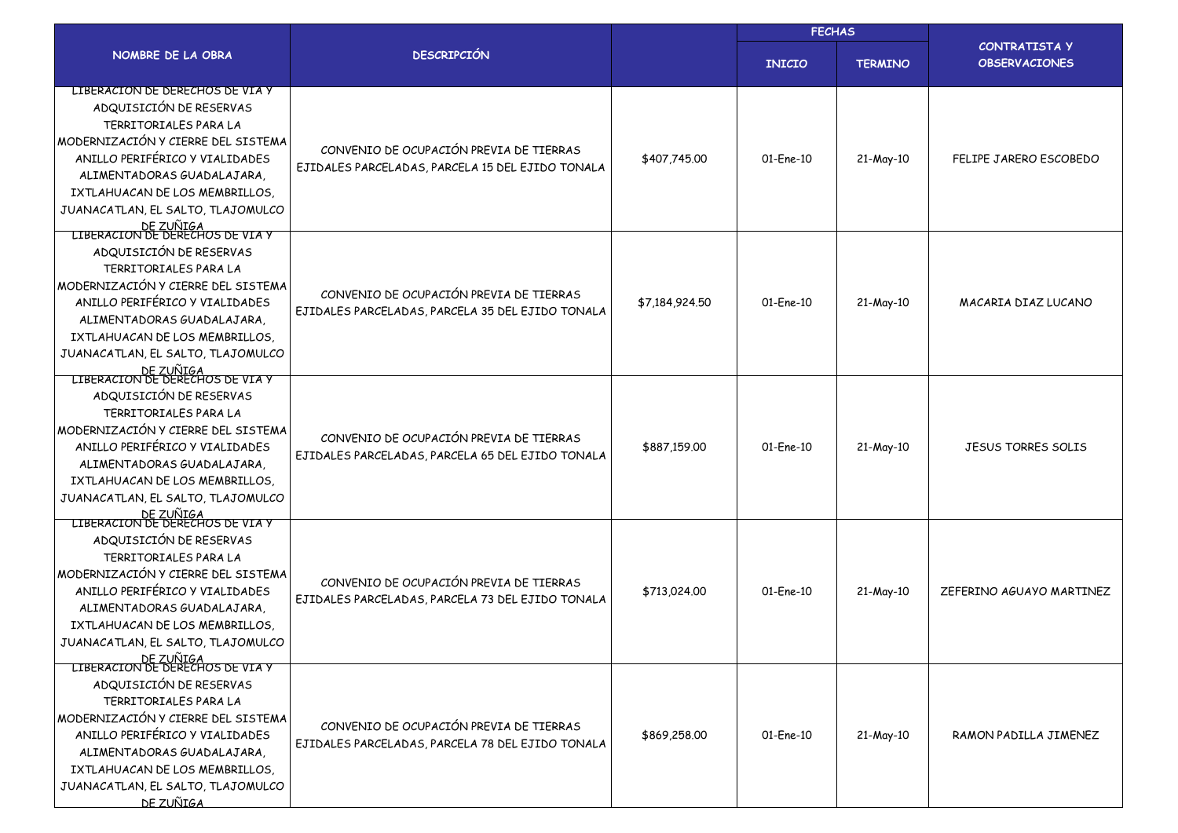| NOMBRE DE LA OBRA | DESCRIPCIÓN | | FECHAS | | CONTRATISTA Y OBSERVACIONES |
|---|---|---|---|---|---|
| | | | INICIO | TERMINO | |
| LIBERACION DE DERECHOS DE VIA Y ADQUISICIÓN DE RESERVAS TERRITORIALES PARA LA MODERNIZACIÓN Y CIERRE DEL SISTEMA ANILLO PERIFÉRICO Y VIALIDADES ALIMENTADORAS GUADALAJARA, IXTLAHUACAN DE LOS MEMBRILLOS, JUANACATLAN, EL SALTO, TLAJOMULCO DE ZUÑIGA | CONVENIO DE OCUPACIÓN PREVIA DE TIERRAS EJIDALES PARCELADAS, PARCELA 15 DEL EJIDO TONALA | $407,745.00 | 01-Ene-10 | 21-May-10 | FELIPE JARERO ESCOBEDO |
| LIBERACION DE DERECHOS DE VIA Y ADQUISICIÓN DE RESERVAS TERRITORIALES PARA LA MODERNIZACIÓN Y CIERRE DEL SISTEMA ANILLO PERIFÉRICO Y VIALIDADES ALIMENTADORAS GUADALAJARA, IXTLAHUACAN DE LOS MEMBRILLOS, JUANACATLAN, EL SALTO, TLAJOMULCO DE ZUÑIGA | CONVENIO DE OCUPACIÓN PREVIA DE TIERRAS EJIDALES PARCELADAS, PARCELA 35 DEL EJIDO TONALA | $7,184,924.50 | 01-Ene-10 | 21-May-10 | MACARIA DIAZ LUCANO |
| LIBERACION DE DERECHOS DE VIA Y ADQUISICIÓN DE RESERVAS TERRITORIALES PARA LA MODERNIZACIÓN Y CIERRE DEL SISTEMA ANILLO PERIFÉRICO Y VIALIDADES ALIMENTADORAS GUADALAJARA, IXTLAHUACAN DE LOS MEMBRILLOS, JUANACATLAN, EL SALTO, TLAJOMULCO DE ZUÑIGA | CONVENIO DE OCUPACIÓN PREVIA DE TIERRAS EJIDALES PARCELADAS, PARCELA 65 DEL EJIDO TONALA | $887,159.00 | 01-Ene-10 | 21-May-10 | JESUS TORRES SOLIS |
| LIBERACION DE DERECHOS DE VIA Y ADQUISICIÓN DE RESERVAS TERRITORIALES PARA LA MODERNIZACIÓN Y CIERRE DEL SISTEMA ANILLO PERIFÉRICO Y VIALIDADES ALIMENTADORAS GUADALAJARA, IXTLAHUACAN DE LOS MEMBRILLOS, JUANACATLAN, EL SALTO, TLAJOMULCO DE ZUÑIGA | CONVENIO DE OCUPACIÓN PREVIA DE TIERRAS EJIDALES PARCELADAS, PARCELA 73 DEL EJIDO TONALA | $713,024.00 | 01-Ene-10 | 21-May-10 | ZEFERINO AGUAYO MARTINEZ |
| LIBERACION DE DERECHOS DE VIA Y ADQUISICIÓN DE RESERVAS TERRITORIALES PARA LA MODERNIZACIÓN Y CIERRE DEL SISTEMA ANILLO PERIFÉRICO Y VIALIDADES ALIMENTADORAS GUADALAJARA, IXTLAHUACAN DE LOS MEMBRILLOS, JUANACATLAN, EL SALTO, TLAJOMULCO DE ZUÑIGA | CONVENIO DE OCUPACIÓN PREVIA DE TIERRAS EJIDALES PARCELADAS, PARCELA 78 DEL EJIDO TONALA | $869,258.00 | 01-Ene-10 | 21-May-10 | RAMON PADILLA JIMENEZ |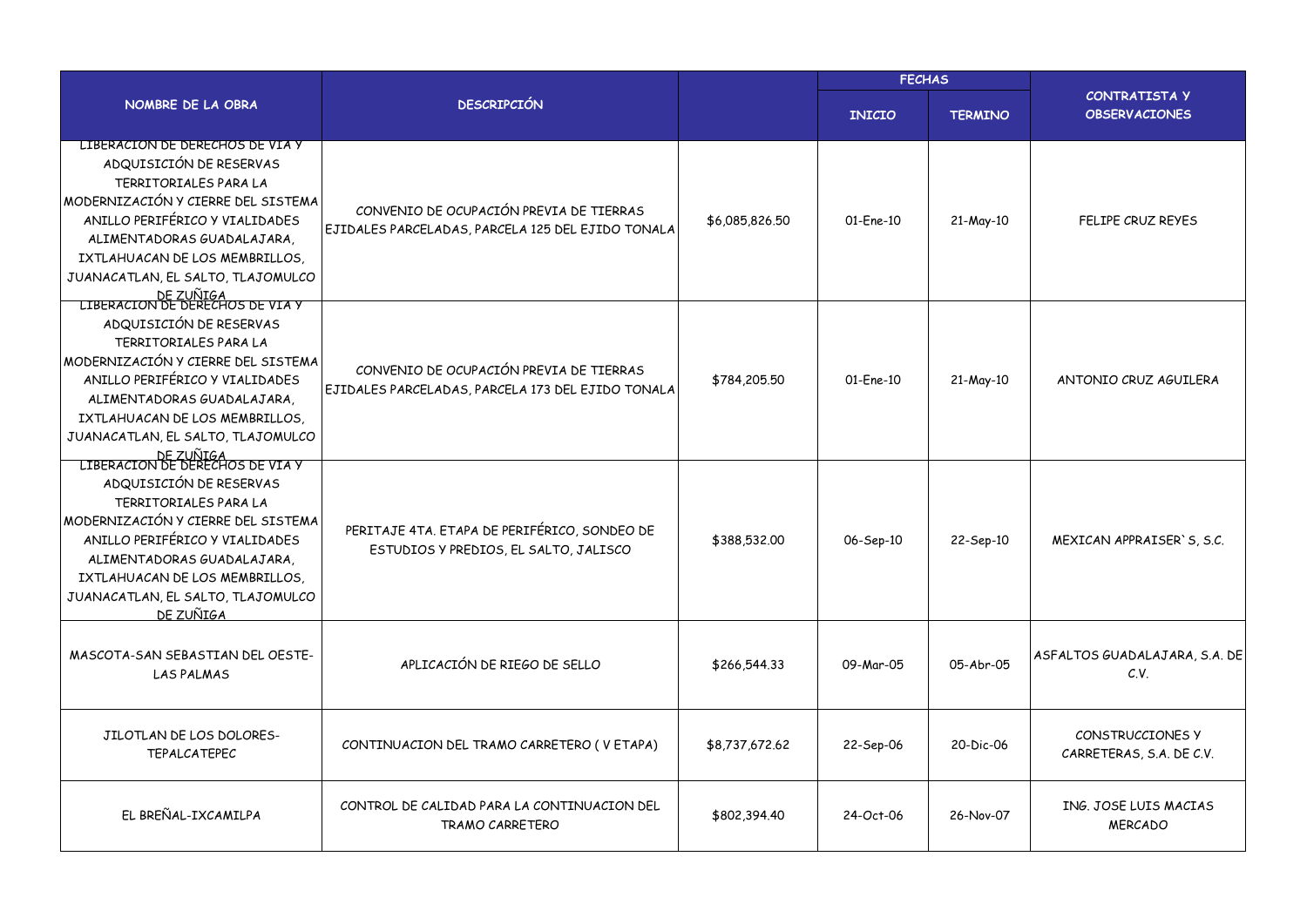| NOMBRE DE LA OBRA | DESCRIPCIÓN | | FECHAS | | CONTRATISTA Y OBSERVACIONES |
|---|---|---|---|---|---|
| | | | INICIO | TERMINO | |
| LIBERACION DE DERECHOS DE VIA Y ADQUISICIÓN DE RESERVAS TERRITORIALES PARA LA MODERNIZACIÓN Y CIERRE DEL SISTEMA ANILLO PERIFÉRICO Y VIALIDADES ALIMENTADORAS GUADALAJARA, IXTLAHUACAN DE LOS MEMBRILLOS, JUANACATLAN, EL SALTO, TLAJOMULCO DE ZUÑIGA | CONVENIO DE OCUPACIÓN PREVIA DE TIERRAS EJIDALES PARCELADAS, PARCELA 125 DEL EJIDO TONALA | $6,085,826.50 | 01-Ene-10 | 21-May-10 | FELIPE CRUZ REYES |
| LIBERACION DE DERECHOS DE VIA Y ADQUISICIÓN DE RESERVAS TERRITORIALES PARA LA MODERNIZACIÓN Y CIERRE DEL SISTEMA ANILLO PERIFÉRICO Y VIALIDADES ALIMENTADORAS GUADALAJARA, IXTLAHUACAN DE LOS MEMBRILLOS, JUANACATLAN, EL SALTO, TLAJOMULCO DE ZUÑIGA | CONVENIO DE OCUPACIÓN PREVIA DE TIERRAS EJIDALES PARCELADAS, PARCELA 173 DEL EJIDO TONALA | $784,205.50 | 01-Ene-10 | 21-May-10 | ANTONIO CRUZ AGUILERA |
| LIBERACION DE DERECHOS DE VIA Y ADQUISICIÓN DE RESERVAS TERRITORIALES PARA LA MODERNIZACIÓN Y CIERRE DEL SISTEMA ANILLO PERIFÉRICO Y VIALIDADES ALIMENTADORAS GUADALAJARA, IXTLAHUACAN DE LOS MEMBRILLOS, JUANACATLAN, EL SALTO, TLAJOMULCO DE ZUÑIGA | PERITAJE 4TA. ETAPA DE PERIFÉRICO, SONDEO DE ESTUDIOS Y PREDIOS, EL SALTO, JALISCO | $388,532.00 | 06-Sep-10 | 22-Sep-10 | MEXICAN APPRAISER`S, S.C. |
| MASCOTA-SAN SEBASTIAN DEL OESTE-LAS PALMAS | APLICACIÓN DE RIEGO DE SELLO | $266,544.33 | 09-Mar-05 | 05-Abr-05 | ASFALTOS GUADALAJARA, S.A. DE C.V. |
| JILOTLAN DE LOS DOLORES-TEPALCATEPEC | CONTINUACION DEL TRAMO CARRETERO ( V ETAPA) | $8,737,672.62 | 22-Sep-06 | 20-Dic-06 | CONSTRUCCIONES Y CARRETERAS, S.A. DE C.V. |
| EL BREÑAL-IXCAMILPA | CONTROL DE CALIDAD PARA LA CONTINUACION DEL TRAMO CARRETERO | $802,394.40 | 24-Oct-06 | 26-Nov-07 | ING. JOSE LUIS MACIAS MERCADO |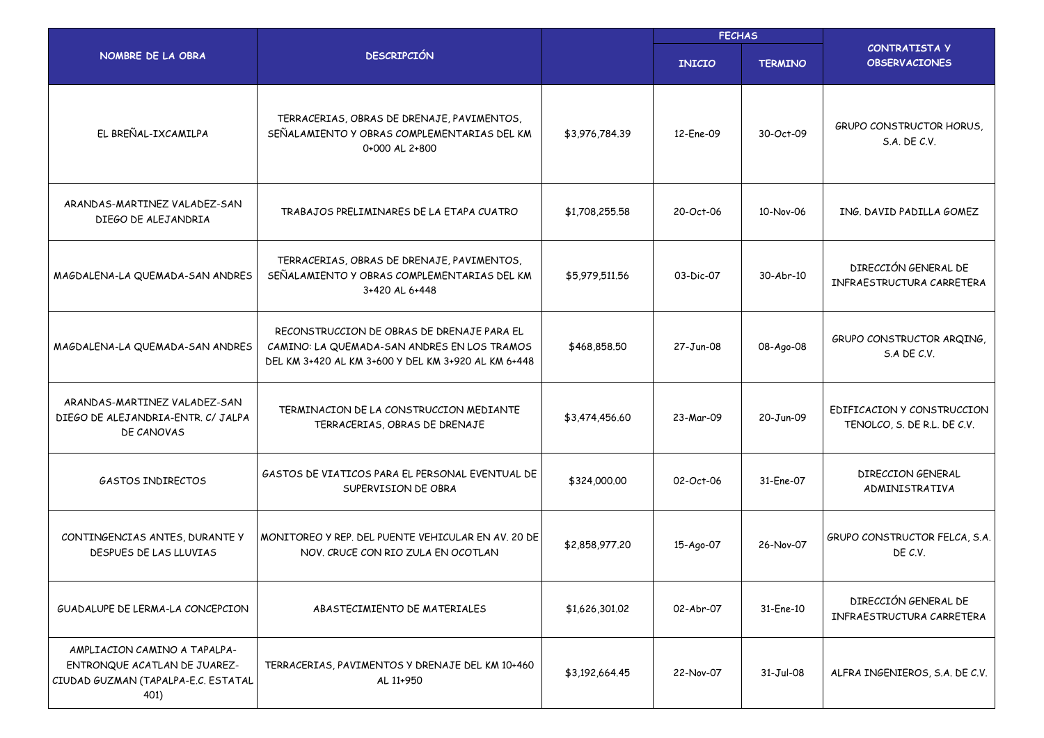| NOMBRE DE LA OBRA | DESCRIPCIÓN | | FECHAS | | CONTRATISTA Y OBSERVACIONES |
|---|---|---|---|---|---|
| | | | INICIO | TERMINO | |
| EL BREÑAL-IXCAMILPA | TERRACERIAS, OBRAS DE DRENAJE, PAVIMENTOS, SEÑALAMIENTO Y OBRAS COMPLEMENTARIAS DEL KM 0+000 AL 2+800 | $3,976,784.39 | 12-Ene-09 | 30-Oct-09 | GRUPO CONSTRUCTOR HORUS, S.A. DE C.V. |
| ARANDAS-MARTINEZ VALADEZ-SAN DIEGO DE ALEJANDRIA | TRABAJOS PRELIMINARES DE LA ETAPA CUATRO | $1,708,255.58 | 20-Oct-06 | 10-Nov-06 | ING. DAVID PADILLA GOMEZ |
| MAGDALENA-LA QUEMADA-SAN ANDRES | TERRACERIAS, OBRAS DE DRENAJE, PAVIMENTOS, SEÑALAMIENTO Y OBRAS COMPLEMENTARIAS DEL KM 3+420 AL 6+448 | $5,979,511.56 | 03-Dic-07 | 30-Abr-10 | DIRECCIÓN GENERAL DE INFRAESTRUCTURA CARRETERA |
| MAGDALENA-LA QUEMADA-SAN ANDRES | RECONSTRUCCION DE OBRAS DE DRENAJE PARA EL CAMINO: LA QUEMADA-SAN ANDRES EN LOS TRAMOS DEL KM 3+420 AL KM 3+600 Y DEL KM 3+920 AL KM 6+448 | $468,858.50 | 27-Jun-08 | 08-Ago-08 | GRUPO CONSTRUCTOR ARQING, S.A DE C.V. |
| ARANDAS-MARTINEZ VALADEZ-SAN DIEGO DE ALEJANDRIA-ENTR. C/ JALPA DE CANOVAS | TERMINACION DE LA CONSTRUCCION MEDIANTE TERRACERIAS, OBRAS DE DRENAJE | $3,474,456.60 | 23-Mar-09 | 20-Jun-09 | EDIFICACION Y CONSTRUCCION TENOLCO, S. DE R.L. DE C.V. |
| GASTOS INDIRECTOS | GASTOS DE VIATICOS PARA EL PERSONAL EVENTUAL DE SUPERVISION DE OBRA | $324,000.00 | 02-Oct-06 | 31-Ene-07 | DIRECCION GENERAL ADMINISTRATIVA |
| CONTINGENCIAS ANTES, DURANTE Y DESPUES DE LAS LLUVIAS | MONITOREO Y REP. DEL PUENTE VEHICULAR EN AV. 20 DE NOV. CRUCE CON RIO ZULA EN OCOTLAN | $2,858,977.20 | 15-Ago-07 | 26-Nov-07 | GRUPO CONSTRUCTOR FELCA, S.A. DE C.V. |
| GUADALUPE DE LERMA-LA CONCEPCION | ABASTECIMIENTO DE MATERIALES | $1,626,301.02 | 02-Abr-07 | 31-Ene-10 | DIRECCIÓN GENERAL DE INFRAESTRUCTURA CARRETERA |
| AMPLIACION CAMINO A TAPALPA-ENTRONQUE ACATLAN DE JUAREZ-CIUDAD GUZMAN (TAPALPA-E.C. ESTATAL 401) | TERRACERIAS, PAVIMENTOS Y DRENAJE DEL KM 10+460 AL 11+950 | $3,192,664.45 | 22-Nov-07 | 31-Jul-08 | ALFRA INGENIEROS, S.A. DE C.V. |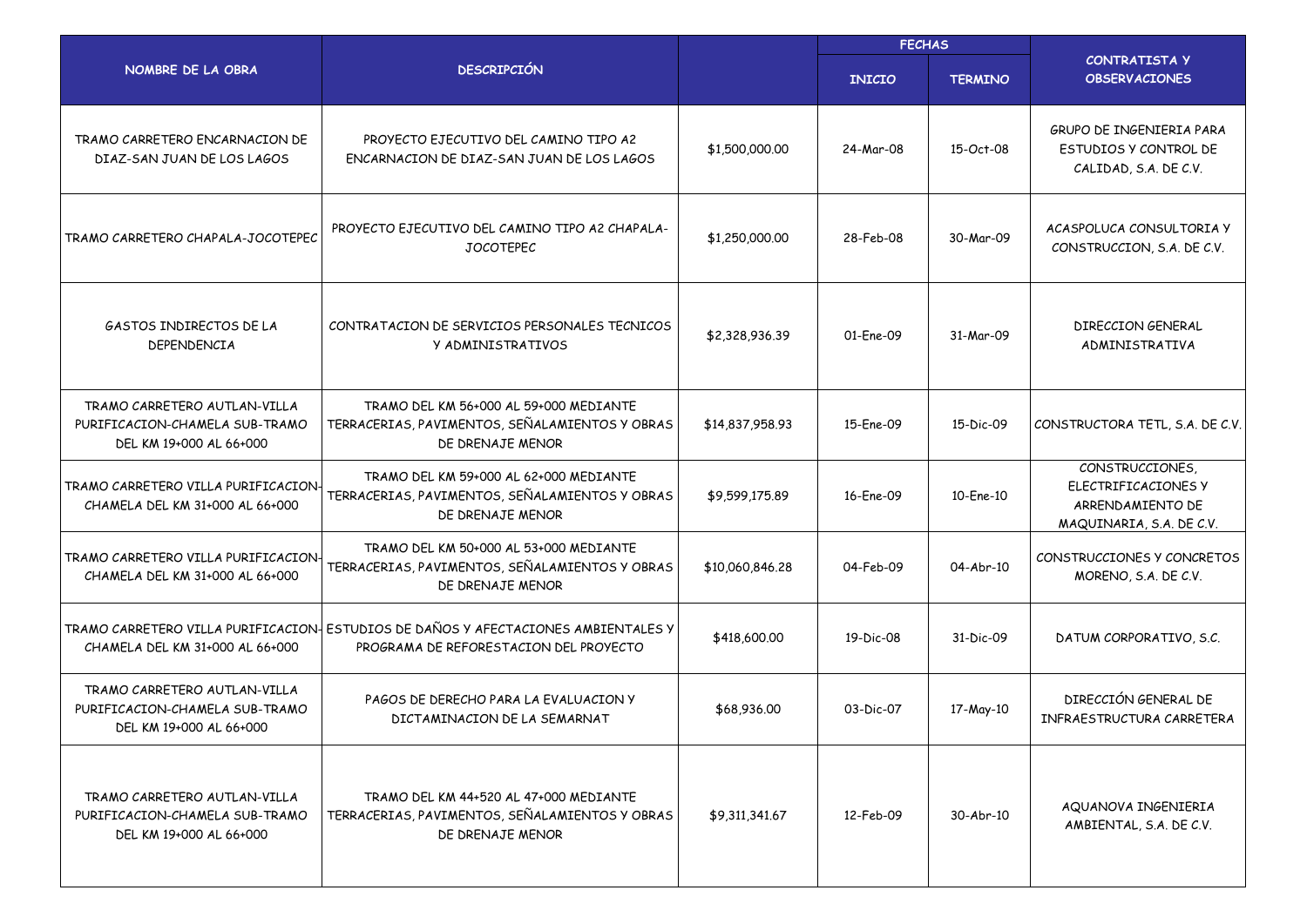| NOMBRE DE LA OBRA | DESCRIPCIÓN | | FECHAS | | CONTRATISTA Y OBSERVACIONES |
|---|---|---|---|---|---|
| | | | INICIO | TERMINO | |
| TRAMO CARRETERO ENCARNACION DE DIAZ-SAN JUAN DE LOS LAGOS | PROYECTO EJECUTIVO DEL CAMINO TIPO A2 ENCARNACION DE DIAZ-SAN JUAN DE LOS LAGOS | $1,500,000.00 | 24-Mar-08 | 15-Oct-08 | GRUPO DE INGENIERIA PARA ESTUDIOS Y CONTROL DE CALIDAD, S.A. DE C.V. |
| TRAMO CARRETERO CHAPALA-JOCOTEPEC | PROYECTO EJECUTIVO DEL CAMINO TIPO A2 CHAPALA-JOCOTEPEC | $1,250,000.00 | 28-Feb-08 | 30-Mar-09 | ACASPOLUCA CONSULTORIA Y CONSTRUCCION, S.A. DE C.V. |
| GASTOS INDIRECTOS DE LA DEPENDENCIA | CONTRATACION DE SERVICIOS PERSONALES TECNICOS Y ADMINISTRATIVOS | $2,328,936.39 | 01-Ene-09 | 31-Mar-09 | DIRECCION GENERAL ADMINISTRATIVA |
| TRAMO CARRETERO AUTLAN-VILLA PURIFICACION-CHAMELA SUB-TRAMO DEL KM 19+000 AL 66+000 | TRAMO DEL KM 56+000 AL 59+000 MEDIANTE TERRACERIAS, PAVIMENTOS, SEÑALAMIENTOS Y OBRAS DE DRENAJE MENOR | $14,837,958.93 | 15-Ene-09 | 15-Dic-09 | CONSTRUCTORA TETL, S.A. DE C.V. |
| TRAMO CARRETERO VILLA PURIFICACION-CHAMELA DEL KM 31+000 AL 66+000 | TRAMO DEL KM 59+000 AL 62+000 MEDIANTE TERRACERIAS, PAVIMENTOS, SEÑALAMIENTOS Y OBRAS DE DRENAJE MENOR | $9,599,175.89 | 16-Ene-09 | 10-Ene-10 | CONSTRUCCIONES, ELECTRIFICACIONES Y ARRENDAMIENTO DE MAQUINARIA, S.A. DE C.V. |
| TRAMO CARRETERO VILLA PURIFICACION-CHAMELA DEL KM 31+000 AL 66+000 | TRAMO DEL KM 50+000 AL 53+000 MEDIANTE TERRACERIAS, PAVIMENTOS, SEÑALAMIENTOS Y OBRAS DE DRENAJE MENOR | $10,060,846.28 | 04-Feb-09 | 04-Abr-10 | CONSTRUCCIONES Y CONCRETOS MORENO, S.A. DE C.V. |
| TRAMO CARRETERO VILLA PURIFICACION-CHAMELA DEL KM 31+000 AL 66+000 | ESTUDIOS DE DAÑOS Y AFECTACIONES AMBIENTALES Y PROGRAMA DE REFORESTACION DEL PROYECTO | $418,600.00 | 19-Dic-08 | 31-Dic-09 | DATUM CORPORATIVO, S.C. |
| TRAMO CARRETERO AUTLAN-VILLA PURIFICACION-CHAMELA SUB-TRAMO DEL KM 19+000 AL 66+000 | PAGOS DE DERECHO PARA LA EVALUACION Y DICTAMINACION DE LA SEMARNAT | $68,936.00 | 03-Dic-07 | 17-May-10 | DIRECCIÓN GENERAL DE INFRAESTRUCTURA CARRETERA |
| TRAMO CARRETERO AUTLAN-VILLA PURIFICACION-CHAMELA SUB-TRAMO DEL KM 19+000 AL 66+000 | TRAMO DEL KM 44+520 AL 47+000 MEDIANTE TERRACERIAS, PAVIMENTOS, SEÑALAMIENTOS Y OBRAS DE DRENAJE MENOR | $9,311,341.67 | 12-Feb-09 | 30-Abr-10 | AQUANOVA INGENIERIA AMBIENTAL, S.A. DE C.V. |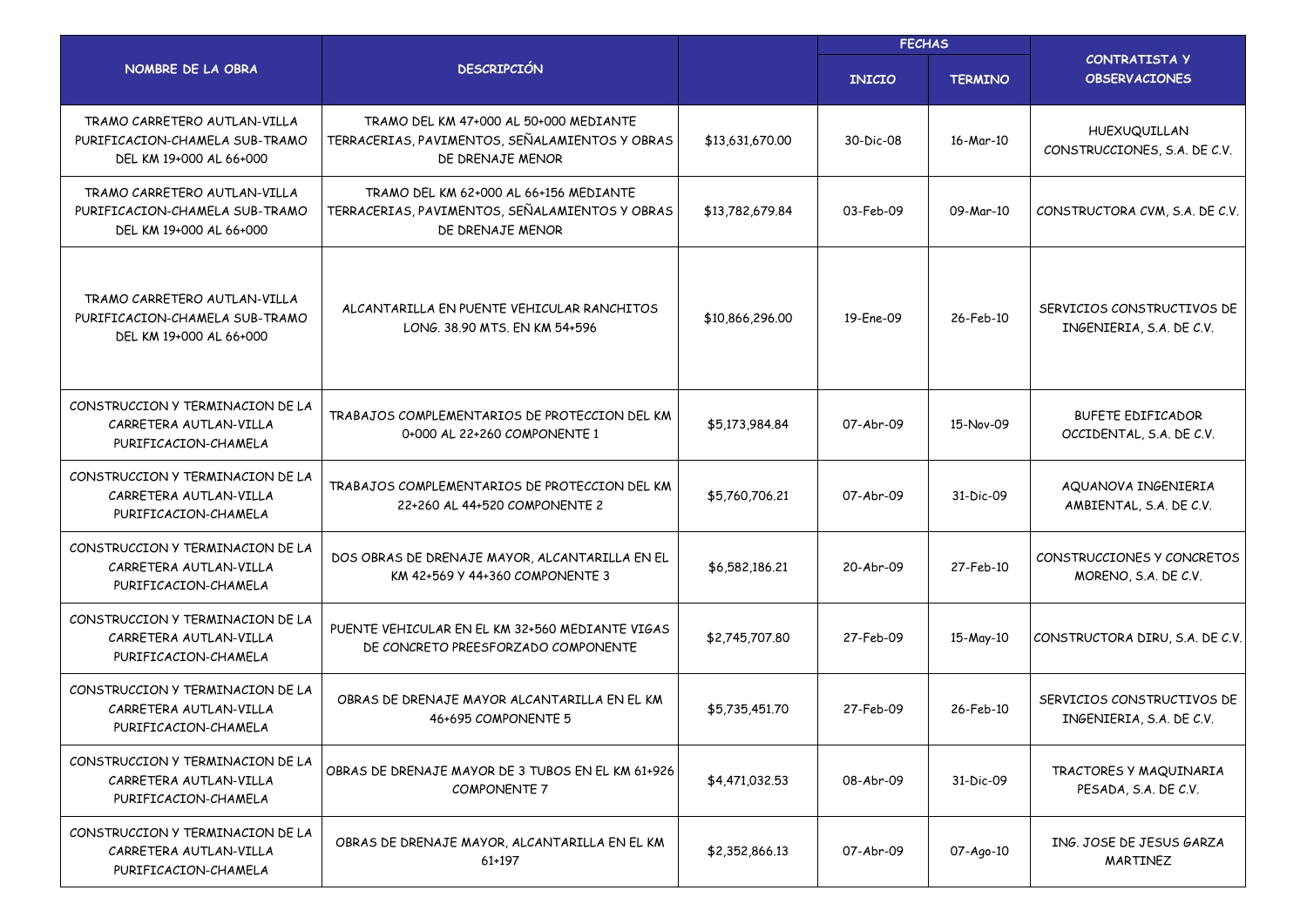| NOMBRE DE LA OBRA | DESCRIPCIÓN | | FECHAS | | CONTRATISTA Y OBSERVACIONES |
|---|---|---|---|---|---|
| | | | INICIO | TERMINO | |
| TRAMO CARRETERO AUTLAN-VILLA PURIFICACION-CHAMELA SUB-TRAMO DEL KM 19+000 AL 66+000 | TRAMO DEL KM 47+000 AL 50+000 MEDIANTE TERRACERIAS, PAVIMENTOS, SEÑALAMIENTOS Y OBRAS DE DRENAJE MENOR | $13,631,670.00 | 30-Dic-08 | 16-Mar-10 | HUEXUQUILLAN CONSTRUCCIONES, S.A. DE C.V. |
| TRAMO CARRETERO AUTLAN-VILLA PURIFICACION-CHAMELA SUB-TRAMO DEL KM 19+000 AL 66+000 | TRAMO DEL KM 62+000 AL 66+156 MEDIANTE TERRACERIAS, PAVIMENTOS, SEÑALAMIENTOS Y OBRAS DE DRENAJE MENOR | $13,782,679.84 | 03-Feb-09 | 09-Mar-10 | CONSTRUCTORA CVM, S.A. DE C.V. |
| TRAMO CARRETERO AUTLAN-VILLA PURIFICACION-CHAMELA SUB-TRAMO DEL KM 19+000 AL 66+000 | ALCANTARILLA EN PUENTE VEHICULAR RANCHITOS LONG. 38.90 MTS. EN KM 54+596 | $10,866,296.00 | 19-Ene-09 | 26-Feb-10 | SERVICIOS CONSTRUCTIVOS DE INGENIERIA, S.A. DE C.V. |
| CONSTRUCCION Y TERMINACION DE LA CARRETERA AUTLAN-VILLA PURIFICACION-CHAMELA | TRABAJOS COMPLEMENTARIOS DE PROTECCION DEL KM 0+000 AL 22+260 COMPONENTE 1 | $5,173,984.84 | 07-Abr-09 | 15-Nov-09 | BUFETE EDIFICADOR OCCIDENTAL, S.A. DE C.V. |
| CONSTRUCCION Y TERMINACION DE LA CARRETERA AUTLAN-VILLA PURIFICACION-CHAMELA | TRABAJOS COMPLEMENTARIOS DE PROTECCION DEL KM 22+260 AL 44+520 COMPONENTE 2 | $5,760,706.21 | 07-Abr-09 | 31-Dic-09 | AQUANOVA INGENIERIA AMBIENTAL, S.A. DE C.V. |
| CONSTRUCCION Y TERMINACION DE LA CARRETERA AUTLAN-VILLA PURIFICACION-CHAMELA | DOS OBRAS DE DRENAJE MAYOR, ALCANTARILLA EN EL KM 42+569 Y 44+360 COMPONENTE 3 | $6,582,186.21 | 20-Abr-09 | 27-Feb-10 | CONSTRUCCIONES Y CONCRETOS MORENO, S.A. DE C.V. |
| CONSTRUCCION Y TERMINACION DE LA CARRETERA AUTLAN-VILLA PURIFICACION-CHAMELA | PUENTE VEHICULAR EN EL KM 32+560 MEDIANTE VIGAS DE CONCRETO PREESFORZADO COMPONENTE | $2,745,707.80 | 27-Feb-09 | 15-May-10 | CONSTRUCTORA DIRU, S.A. DE C.V. |
| CONSTRUCCION Y TERMINACION DE LA CARRETERA AUTLAN-VILLA PURIFICACION-CHAMELA | OBRAS DE DRENAJE MAYOR ALCANTARILLA EN EL KM 46+695 COMPONENTE 5 | $5,735,451.70 | 27-Feb-09 | 26-Feb-10 | SERVICIOS CONSTRUCTIVOS DE INGENIERIA, S.A. DE C.V. |
| CONSTRUCCION Y TERMINACION DE LA CARRETERA AUTLAN-VILLA PURIFICACION-CHAMELA | OBRAS DE DRENAJE MAYOR DE 3 TUBOS EN EL KM 61+926 COMPONENTE 7 | $4,471,032.53 | 08-Abr-09 | 31-Dic-09 | TRACTORES Y MAQUINARIA PESADA, S.A. DE C.V. |
| CONSTRUCCION Y TERMINACION DE LA CARRETERA AUTLAN-VILLA PURIFICACION-CHAMELA | OBRAS DE DRENAJE MAYOR, ALCANTARILLA EN EL KM 61+197 | $2,352,866.13 | 07-Abr-09 | 07-Ago-10 | ING. JOSE DE JESUS GARZA MARTINEZ |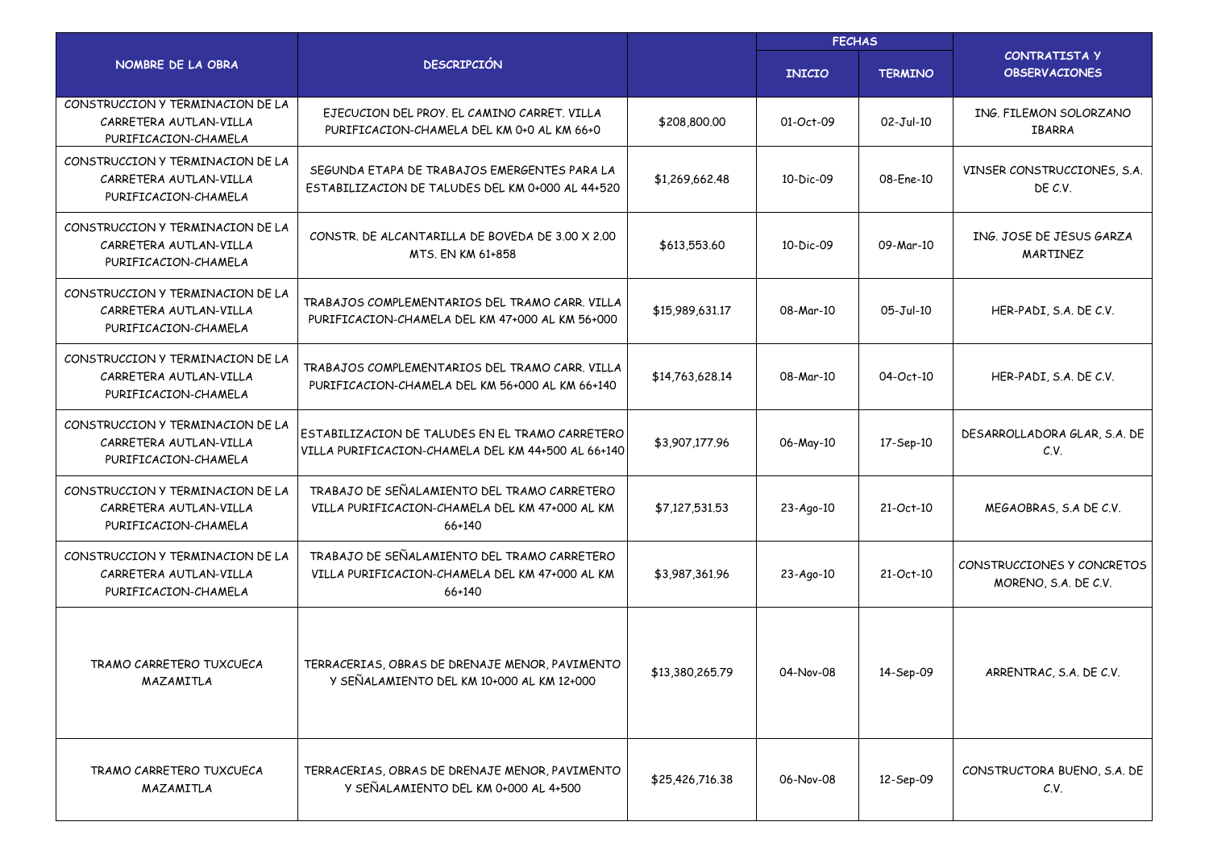| NOMBRE DE LA OBRA | DESCRIPCIÓN | | FECHAS | | CONTRATISTA Y OBSERVACIONES |
|---|---|---|---|---|---|
| | | | INICIO | TERMINO | |
| CONSTRUCCION Y TERMINACION DE LA CARRETERA AUTLAN-VILLA PURIFICACION-CHAMELA | EJECUCION DEL PROY. EL CAMINO CARRET. VILLA PURIFICACION-CHAMELA DEL KM 0+0 AL KM 66+0 | $208,800.00 | 01-Oct-09 | 02-Jul-10 | ING. FILEMON SOLORZANO IBARRA |
| CONSTRUCCION Y TERMINACION DE LA CARRETERA AUTLAN-VILLA PURIFICACION-CHAMELA | SEGUNDA ETAPA DE TRABAJOS EMERGENTES PARA LA ESTABILIZACION DE TALUDES DEL KM 0+000 AL 44+520 | $1,269,662.48 | 10-Dic-09 | 08-Ene-10 | VINSER CONSTRUCCIONES, S.A. DE C.V. |
| CONSTRUCCION Y TERMINACION DE LA CARRETERA AUTLAN-VILLA PURIFICACION-CHAMELA | CONSTR. DE ALCANTARILLA DE BOVEDA DE 3.00 X 2.00 MTS. EN KM 61+858 | $613,553.60 | 10-Dic-09 | 09-Mar-10 | ING. JOSE DE JESUS GARZA MARTINEZ |
| CONSTRUCCION Y TERMINACION DE LA CARRETERA AUTLAN-VILLA PURIFICACION-CHAMELA | TRABAJOS COMPLEMENTARIOS DEL TRAMO CARR. VILLA PURIFICACION-CHAMELA DEL KM 47+000 AL KM 56+000 | $15,989,631.17 | 08-Mar-10 | 05-Jul-10 | HER-PADI, S.A. DE C.V. |
| CONSTRUCCION Y TERMINACION DE LA CARRETERA AUTLAN-VILLA PURIFICACION-CHAMELA | TRABAJOS COMPLEMENTARIOS DEL TRAMO CARR. VILLA PURIFICACION-CHAMELA DEL KM 56+000 AL KM 66+140 | $14,763,628.14 | 08-Mar-10 | 04-Oct-10 | HER-PADI, S.A. DE C.V. |
| CONSTRUCCION Y TERMINACION DE LA CARRETERA AUTLAN-VILLA PURIFICACION-CHAMELA | ESTABILIZACION DE TALUDES EN EL TRAMO CARRETERO VILLA PURIFICACION-CHAMELA DEL KM 44+500 AL 66+140 | $3,907,177.96 | 06-May-10 | 17-Sep-10 | DESARROLLADORA GLAR, S.A. DE C.V. |
| CONSTRUCCION Y TERMINACION DE LA CARRETERA AUTLAN-VILLA PURIFICACION-CHAMELA | TRABAJO DE SEÑALAMIENTO DEL TRAMO CARRETERO VILLA PURIFICACION-CHAMELA DEL KM 47+000 AL KM 66+140 | $7,127,531.53 | 23-Ago-10 | 21-Oct-10 | MEGAOBRAS, S.A DE C.V. |
| CONSTRUCCION Y TERMINACION DE LA CARRETERA AUTLAN-VILLA PURIFICACION-CHAMELA | TRABAJO DE SEÑALAMIENTO DEL TRAMO CARRETERO VILLA PURIFICACION-CHAMELA DEL KM 47+000 AL KM 66+140 | $3,987,361.96 | 23-Ago-10 | 21-Oct-10 | CONSTRUCCIONES Y CONCRETOS MORENO, S.A. DE C.V. |
| TRAMO CARRETERO TUXCUECA MAZAMITLA | TERRACERIAS, OBRAS DE DRENAJE MENOR, PAVIMENTO Y SEÑALAMIENTO DEL KM 10+000 AL KM 12+000 | $13,380,265.79 | 04-Nov-08 | 14-Sep-09 | ARRENTRAC, S.A. DE C.V. |
| TRAMO CARRETERO TUXCUECA MAZAMITLA | TERRACERIAS, OBRAS DE DRENAJE MENOR, PAVIMENTO Y SEÑALAMIENTO DEL KM 0+000 AL 4+500 | $25,426,716.38 | 06-Nov-08 | 12-Sep-09 | CONSTRUCTORA BUENO, S.A. DE C.V. |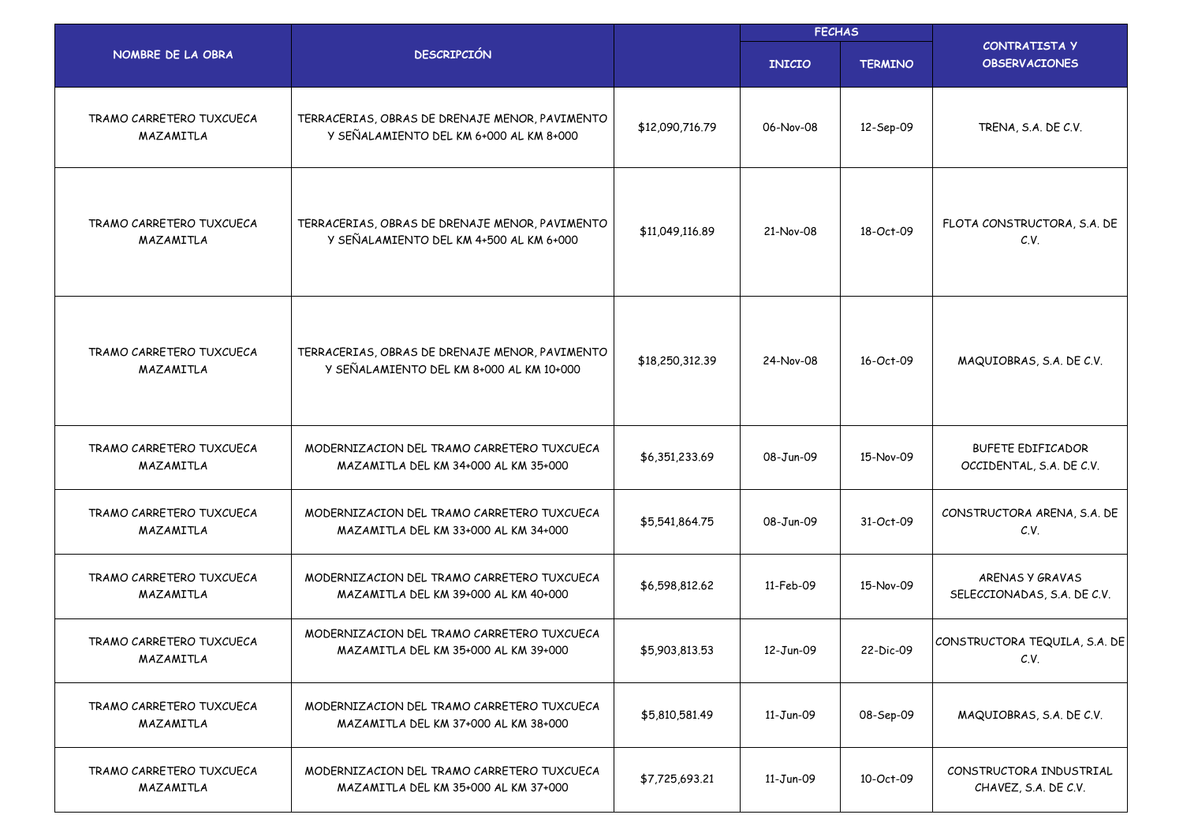| NOMBRE DE LA OBRA | DESCRIPCIÓN | | FECHAS | | CONTRATISTA Y OBSERVACIONES |
|---|---|---|---|---|---|
| | | | INICIO | TERMINO | |
| TRAMO CARRETERO TUXCUECA MAZAMITLA | TERRACERIAS, OBRAS DE DRENAJE MENOR, PAVIMENTO Y SEÑALAMIENTO DEL KM 6+000 AL KM 8+000 | $12,090,716.79 | 06-Nov-08 | 12-Sep-09 | TRENA, S.A. DE C.V. |
| TRAMO CARRETERO TUXCUECA MAZAMITLA | TERRACERIAS, OBRAS DE DRENAJE MENOR, PAVIMENTO Y SEÑALAMIENTO DEL KM 4+500 AL KM 6+000 | $11,049,116.89 | 21-Nov-08 | 18-Oct-09 | FLOTA CONSTRUCTORA, S.A. DE C.V. |
| TRAMO CARRETERO TUXCUECA MAZAMITLA | TERRACERIAS, OBRAS DE DRENAJE MENOR, PAVIMENTO Y SEÑALAMIENTO DEL KM 8+000 AL KM 10+000 | $18,250,312.39 | 24-Nov-08 | 16-Oct-09 | MAQUIOBRAS, S.A. DE C.V. |
| TRAMO CARRETERO TUXCUECA MAZAMITLA | MODERNIZACION DEL TRAMO CARRETERO TUXCUECA MAZAMITLA DEL KM 34+000 AL KM 35+000 | $6,351,233.69 | 08-Jun-09 | 15-Nov-09 | BUFETE EDIFICADOR OCCIDENTAL, S.A. DE C.V. |
| TRAMO CARRETERO TUXCUECA MAZAMITLA | MODERNIZACION DEL TRAMO CARRETERO TUXCUECA MAZAMITLA DEL KM 33+000 AL KM 34+000 | $5,541,864.75 | 08-Jun-09 | 31-Oct-09 | CONSTRUCTORA ARENA, S.A. DE C.V. |
| TRAMO CARRETERO TUXCUECA MAZAMITLA | MODERNIZACION DEL TRAMO CARRETERO TUXCUECA MAZAMITLA DEL KM 39+000 AL KM 40+000 | $6,598,812.62 | 11-Feb-09 | 15-Nov-09 | ARENAS Y GRAVAS SELECCIONADAS, S.A. DE C.V. |
| TRAMO CARRETERO TUXCUECA MAZAMITLA | MODERNIZACION DEL TRAMO CARRETERO TUXCUECA MAZAMITLA DEL KM 35+000 AL KM 39+000 | $5,903,813.53 | 12-Jun-09 | 22-Dic-09 | CONSTRUCTORA TEQUILA, S.A. DE C.V. |
| TRAMO CARRETERO TUXCUECA MAZAMITLA | MODERNIZACION DEL TRAMO CARRETERO TUXCUECA MAZAMITLA DEL KM 37+000 AL KM 38+000 | $5,810,581.49 | 11-Jun-09 | 08-Sep-09 | MAQUIOBRAS, S.A. DE C.V. |
| TRAMO CARRETERO TUXCUECA MAZAMITLA | MODERNIZACION DEL TRAMO CARRETERO TUXCUECA MAZAMITLA DEL KM 35+000 AL KM 37+000 | $7,725,693.21 | 11-Jun-09 | 10-Oct-09 | CONSTRUCTORA INDUSTRIAL CHAVEZ, S.A. DE C.V. |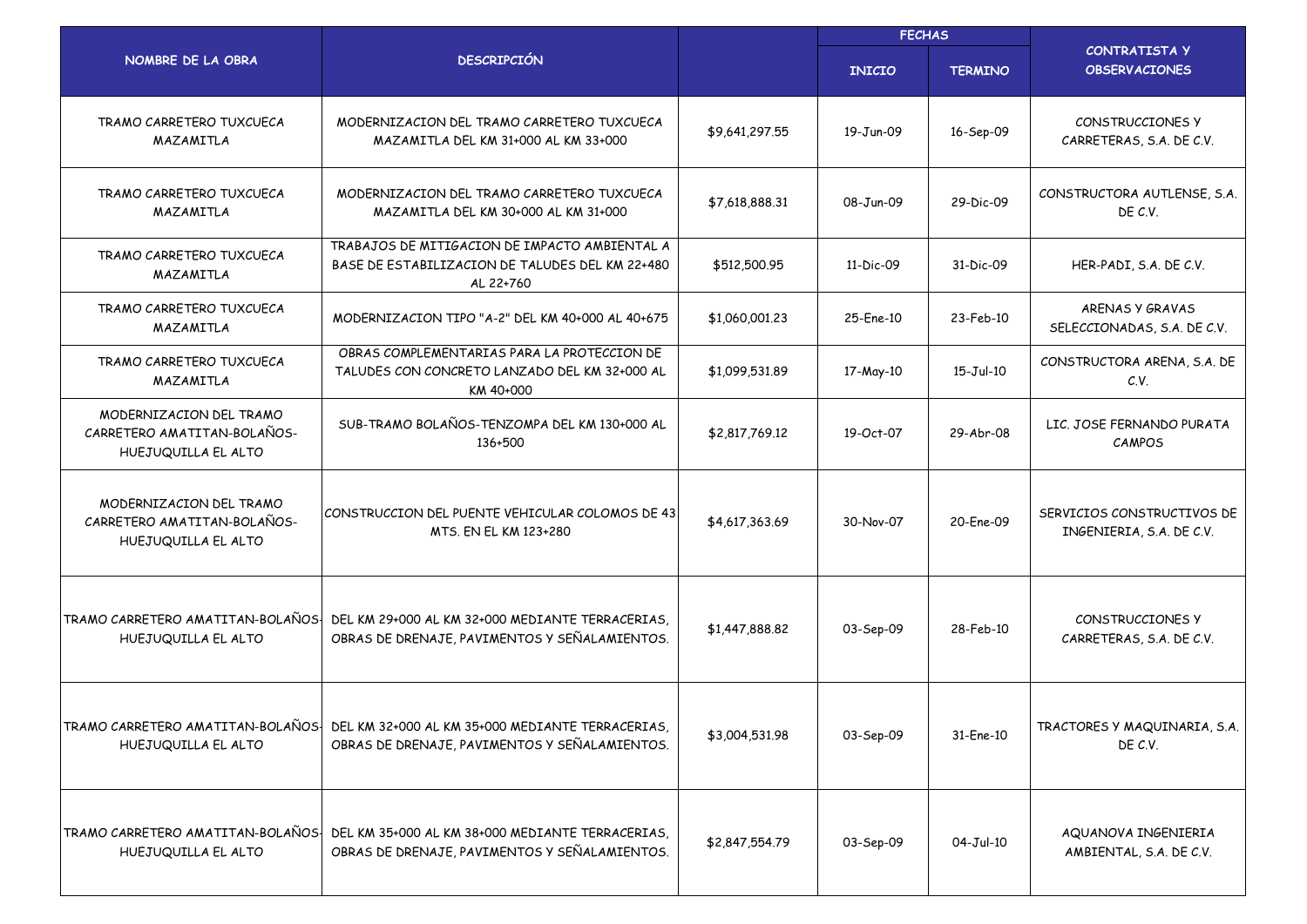| NOMBRE DE LA OBRA | DESCRIPCIÓN | | FECHAS | | CONTRATISTA Y OBSERVACIONES |
|---|---|---|---|---|---|
| | | | INICIO | TERMINO | |
| TRAMO CARRETERO TUXCUECA MAZAMITLA | MODERNIZACION DEL TRAMO CARRETERO TUXCUECA MAZAMITLA DEL KM 31+000 AL KM 33+000 | $9,641,297.55 | 19-Jun-09 | 16-Sep-09 | CONSTRUCCIONES Y CARRETERAS, S.A. DE C.V. |
| TRAMO CARRETERO TUXCUECA MAZAMITLA | MODERNIZACION DEL TRAMO CARRETERO TUXCUECA MAZAMITLA DEL KM 30+000 AL KM 31+000 | $7,618,888.31 | 08-Jun-09 | 29-Dic-09 | CONSTRUCTORA AUTLENSE, S.A. DE C.V. |
| TRAMO CARRETERO TUXCUECA MAZAMITLA | TRABAJOS DE MITIGACION DE IMPACTO AMBIENTAL A BASE DE ESTABILIZACION DE TALUDES DEL KM 22+480 AL 22+760 | $512,500.95 | 11-Dic-09 | 31-Dic-09 | HER-PADI, S.A. DE C.V. |
| TRAMO CARRETERO TUXCUECA MAZAMITLA | MODERNIZACION TIPO "A-2" DEL KM 40+000 AL 40+675 | $1,060,001.23 | 25-Ene-10 | 23-Feb-10 | ARENAS Y GRAVAS SELECCIONADAS, S.A. DE C.V. |
| TRAMO CARRETERO TUXCUECA MAZAMITLA | OBRAS COMPLEMENTARIAS PARA LA PROTECCION DE TALUDES CON CONCRETO LANZADO DEL KM 32+000 AL KM 40+000 | $1,099,531.89 | 17-May-10 | 15-Jul-10 | CONSTRUCTORA ARENA, S.A. DE C.V. |
| MODERNIZACION DEL TRAMO CARRETERO AMATITAN-BOLAÑOS-HUEJUQUILLA EL ALTO | SUB-TRAMO BOLAÑOS-TENZOMPA DEL KM 130+000 AL 136+500 | $2,817,769.12 | 19-Oct-07 | 29-Abr-08 | LIC. JOSE FERNANDO PURATA CAMPOS |
| MODERNIZACION DEL TRAMO CARRETERO AMATITAN-BOLAÑOS-HUEJUQUILLA EL ALTO | CONSTRUCCION DEL PUENTE VEHICULAR COLOMOS DE 43 MTS. EN EL KM 123+280 | $4,617,363.69 | 30-Nov-07 | 20-Ene-09 | SERVICIOS CONSTRUCTIVOS DE INGENIERIA, S.A. DE C.V. |
| TRAMO CARRETERO AMATITAN-BOLAÑOS-HUEJUQUILLA EL ALTO | DEL KM 29+000 AL KM 32+000 MEDIANTE TERRACERIAS, OBRAS DE DRENAJE, PAVIMENTOS Y SEÑALAMIENTOS. | $1,447,888.82 | 03-Sep-09 | 28-Feb-10 | CONSTRUCCIONES Y CARRETERAS, S.A. DE C.V. |
| TRAMO CARRETERO AMATITAN-BOLAÑOS-HUEJUQUILLA EL ALTO | DEL KM 32+000 AL KM 35+000 MEDIANTE TERRACERIAS, OBRAS DE DRENAJE, PAVIMENTOS Y SEÑALAMIENTOS. | $3,004,531.98 | 03-Sep-09 | 31-Ene-10 | TRACTORES Y MAQUINARIA, S.A. DE C.V. |
| TRAMO CARRETERO AMATITAN-BOLAÑOS-HUEJUQUILLA EL ALTO | DEL KM 35+000 AL KM 38+000 MEDIANTE TERRACERIAS, OBRAS DE DRENAJE, PAVIMENTOS Y SEÑALAMIENTOS. | $2,847,554.79 | 03-Sep-09 | 04-Jul-10 | AQUANOVA INGENIERIA AMBIENTAL, S.A. DE C.V. |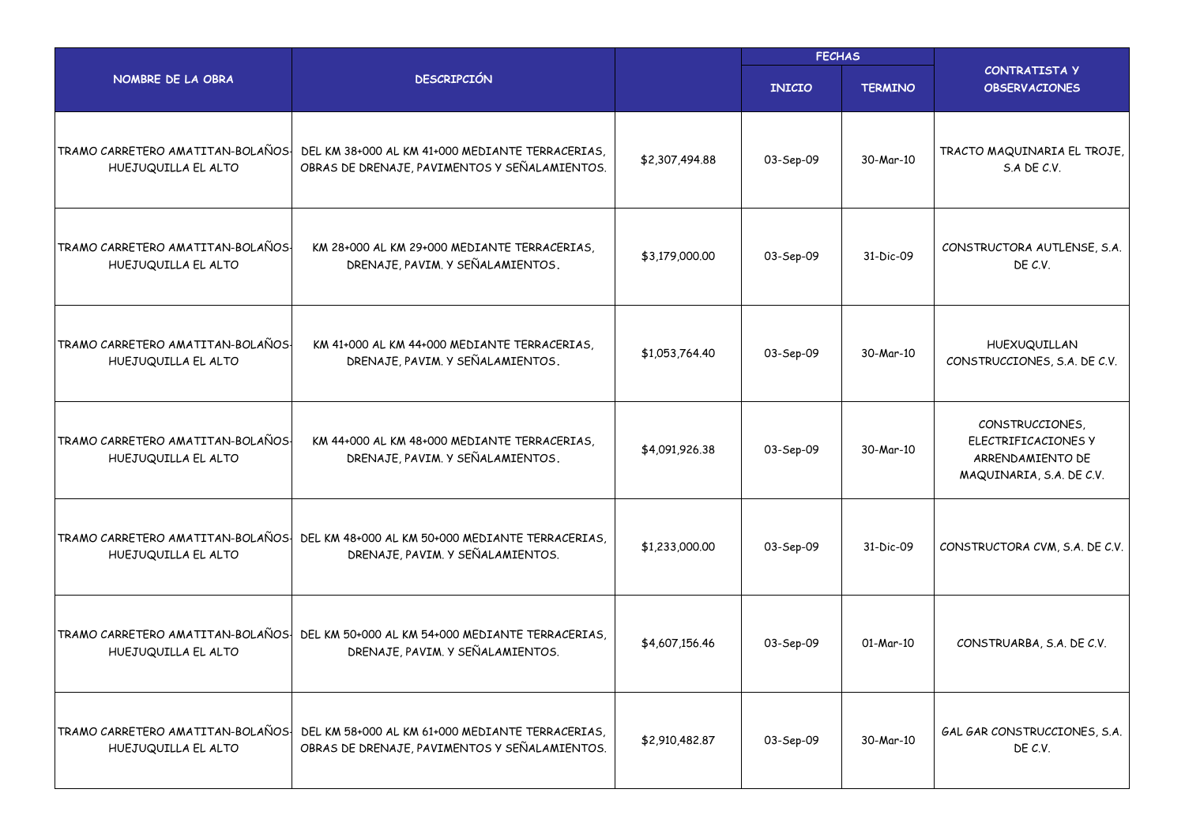| NOMBRE DE LA OBRA | DESCRIPCIÓN | | FECHAS | | CONTRATISTA Y OBSERVACIONES |
|---|---|---|---|---|---|
| | | | INICIO | TERMINO | |
| TRAMO CARRETERO AMATITAN-BOLAÑOS-HUEJUQUILLA EL ALTO | DEL KM 38+000 AL KM 41+000 MEDIANTE TERRACERIAS, OBRAS DE DRENAJE, PAVIMENTOS Y SEÑALAMIENTOS. | $2,307,494.88 | 03-Sep-09 | 30-Mar-10 | TRACTO MAQUINARIA EL TROJE, S.A DE C.V. |
| TRAMO CARRETERO AMATITAN-BOLAÑOS-HUEJUQUILLA EL ALTO | KM 28+000 AL KM 29+000 MEDIANTE TERRACERIAS, DRENAJE, PAVIM. Y SEÑALAMIENTOS. | $3,179,000.00 | 03-Sep-09 | 31-Dic-09 | CONSTRUCTORA AUTLENSE, S.A. DE C.V. |
| TRAMO CARRETERO AMATITAN-BOLAÑOS-HUEJUQUILLA EL ALTO | KM 41+000 AL KM 44+000 MEDIANTE TERRACERIAS, DRENAJE, PAVIM. Y SEÑALAMIENTOS. | $1,053,764.40 | 03-Sep-09 | 30-Mar-10 | HUEXUQUILLAN CONSTRUCCIONES, S.A. DE C.V. |
| TRAMO CARRETERO AMATITAN-BOLAÑOS-HUEJUQUILLA EL ALTO | KM 44+000 AL KM 48+000 MEDIANTE TERRACERIAS, DRENAJE, PAVIM. Y SEÑALAMIENTOS. | $4,091,926.38 | 03-Sep-09 | 30-Mar-10 | CONSTRUCCIONES, ELECTRIFICACIONES Y ARRENDAMIENTO DE MAQUINARIA, S.A. DE C.V. |
| TRAMO CARRETERO AMATITAN-BOLAÑOS-HUEJUQUILLA EL ALTO | DEL KM 48+000 AL KM 50+000 MEDIANTE TERRACERIAS, DRENAJE, PAVIM. Y SEÑALAMIENTOS. | $1,233,000.00 | 03-Sep-09 | 31-Dic-09 | CONSTRUCTORA CVM, S.A. DE C.V. |
| TRAMO CARRETERO AMATITAN-BOLAÑOS-HUEJUQUILLA EL ALTO | DEL KM 50+000 AL KM 54+000 MEDIANTE TERRACERIAS, DRENAJE, PAVIM. Y SEÑALAMIENTOS. | $4,607,156.46 | 03-Sep-09 | 01-Mar-10 | CONSTRUARBA, S.A. DE C.V. |
| TRAMO CARRETERO AMATITAN-BOLAÑOS-HUEJUQUILLA EL ALTO | DEL KM 58+000 AL KM 61+000 MEDIANTE TERRACERIAS, OBRAS DE DRENAJE, PAVIMENTOS Y SEÑALAMIENTOS. | $2,910,482.87 | 03-Sep-09 | 30-Mar-10 | GAL GAR CONSTRUCCIONES, S.A. DE C.V. |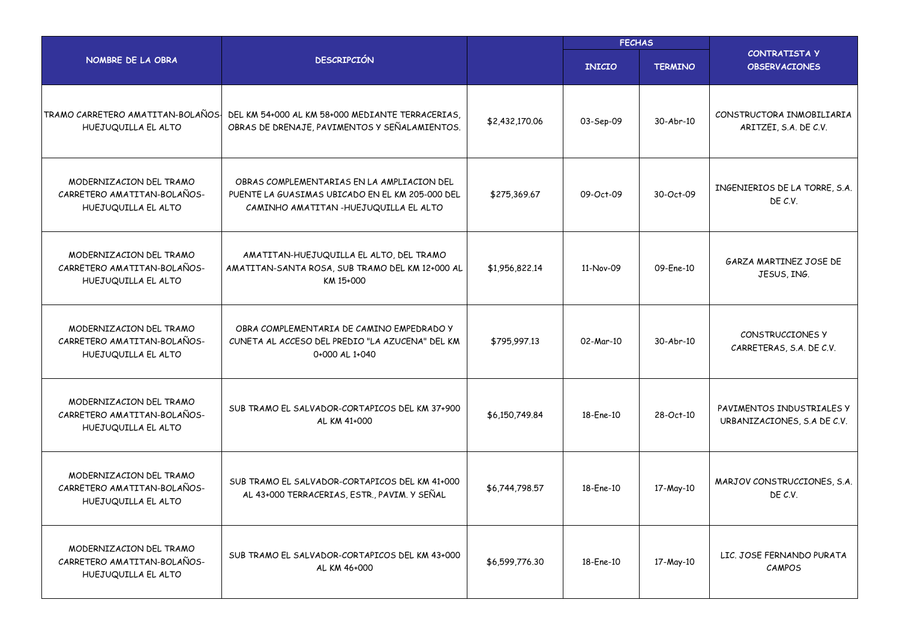| NOMBRE DE LA OBRA | DESCRIPCIÓN | | FECHAS | | CONTRATISTA Y OBSERVACIONES |
|---|---|---|---|---|---|
| | | | INICIO | TERMINO | |
| TRAMO CARRETERO AMATITAN-BOLAÑOS-HUEJUQUILLA EL ALTO | DEL KM 54+000 AL KM 58+000 MEDIANTE TERRACERIAS, OBRAS DE DRENAJE, PAVIMENTOS Y SEÑALAMIENTOS. | $2,432,170.06 | 03-Sep-09 | 30-Abr-10 | CONSTRUCTORA INMOBILIARIA ARITZEI, S.A. DE C.V. |
| MODERNIZACION DEL TRAMO CARRETERO AMATITAN-BOLAÑOS-HUEJUQUILLA EL ALTO | OBRAS COMPLEMENTARIAS EN LA AMPLIACION DEL PUENTE LA GUASIMAS UBICADO EN EL KM 205-000 DEL CAMINHO AMATITAN -HUEJUQUILLA EL ALTO | $275,369.67 | 09-Oct-09 | 30-Oct-09 | INGENIERIOS DE LA TORRE, S.A. DE C.V. |
| MODERNIZACION DEL TRAMO CARRETERO AMATITAN-BOLAÑOS-HUEJUQUILLA EL ALTO | AMATITAN-HUEJUQUILLA EL ALTO, DEL TRAMO AMATITAN-SANTA ROSA, SUB TRAMO DEL KM 12+000 AL KM 15+000 | $1,956,822.14 | 11-Nov-09 | 09-Ene-10 | GARZA MARTINEZ JOSE DE JESUS, ING. |
| MODERNIZACION DEL TRAMO CARRETERO AMATITAN-BOLAÑOS-HUEJUQUILLA EL ALTO | OBRA COMPLEMENTARIA DE CAMINO EMPEDRADO Y CUNETA AL ACCESO DEL PREDIO "LA AZUCENA" DEL KM 0+000 AL 1+040 | $795,997.13 | 02-Mar-10 | 30-Abr-10 | CONSTRUCCIONES Y CARRETERAS, S.A. DE C.V. |
| MODERNIZACION DEL TRAMO CARRETERO AMATITAN-BOLAÑOS-HUEJUQUILLA EL ALTO | SUB TRAMO EL SALVADOR-CORTAPICOS DEL KM 37+900 AL KM 41+000 | $6,150,749.84 | 18-Ene-10 | 28-Oct-10 | PAVIMENTOS INDUSTRIALES Y URBANIZACIONES, S.A DE C.V. |
| MODERNIZACION DEL TRAMO CARRETERO AMATITAN-BOLAÑOS-HUEJUQUILLA EL ALTO | SUB TRAMO EL SALVADOR-CORTAPICOS DEL KM 41+000 AL 43+000 TERRACERIAS, ESTR., PAVIM. Y SEÑAL | $6,744,798.57 | 18-Ene-10 | 17-May-10 | MARJOV CONSTRUCCIONES, S.A. DE C.V. |
| MODERNIZACION DEL TRAMO CARRETERO AMATITAN-BOLAÑOS-HUEJUQUILLA EL ALTO | SUB TRAMO EL SALVADOR-CORTAPICOS DEL KM 43+000 AL KM 46+000 | $6,599,776.30 | 18-Ene-10 | 17-May-10 | LIC. JOSE FERNANDO PURATA CAMPOS |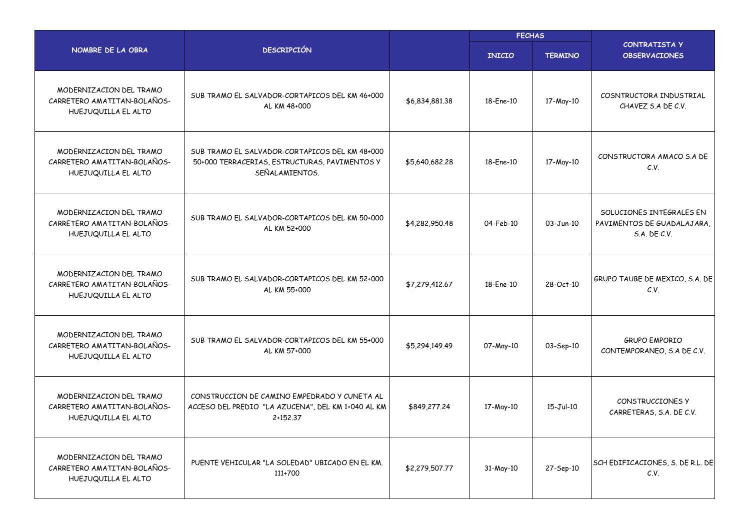| NOMBRE DE LA OBRA | DESCRIPCIÓN | | FECHAS | | CONTRATISTA Y OBSERVACIONES |
|---|---|---|---|---|---|
| | | | INICIO | TERMINO | |
| MODERNIZACION DEL TRAMO CARRETERO AMATITAN-BOLAÑOS-HUEJUQUILLA EL ALTO | SUB TRAMO EL SALVADOR-CORTAPICOS DEL KM 46+000 AL KM 48+000 | $6,834,881.38 | 18-Ene-10 | 17-May-10 | COSNTRUCTORA INDUSTRIAL CHAVEZ S.A DE C.V. |
| MODERNIZACION DEL TRAMO CARRETERO AMATITAN-BOLAÑOS-HUEJUQUILLA EL ALTO | SUB TRAMO EL SALVADOR-CORTAPICOS DEL KM 48+000 50+000 TERRACERIAS, ESTRUCTURAS, PAVIMENTOS Y SEÑALAMIENTOS. | $5,640,682.28 | 18-Ene-10 | 17-May-10 | CONSTRUCTORA AMACO S.A DE C.V. |
| MODERNIZACION DEL TRAMO CARRETERO AMATITAN-BOLAÑOS-HUEJUQUILLA EL ALTO | SUB TRAMO EL SALVADOR-CORTAPICOS DEL KM 50+000 AL KM 52+000 | $4,282,950.48 | 04-Feb-10 | 03-Jun-10 | SOLUCIONES INTEGRALES EN PAVIMENTOS DE GUADALAJARA, S.A. DE C.V. |
| MODERNIZACION DEL TRAMO CARRETERO AMATITAN-BOLAÑOS-HUEJUQUILLA EL ALTO | SUB TRAMO EL SALVADOR-CORTAPICOS DEL KM 52+000 AL KM 55+000 | $7,279,412.67 | 18-Ene-10 | 28-Oct-10 | GRUPO TAUBE DE MEXICO, S.A. DE C.V. |
| MODERNIZACION DEL TRAMO CARRETERO AMATITAN-BOLAÑOS-HUEJUQUILLA EL ALTO | SUB TRAMO EL SALVADOR-CORTAPICOS DEL KM 55+000 AL KM 57+000 | $5,294,149.49 | 07-May-10 | 03-Sep-10 | GRUPO EMPORIO CONTEMPORANEO, S.A DE C.V. |
| MODERNIZACION DEL TRAMO CARRETERO AMATITAN-BOLAÑOS-HUEJUQUILLA EL ALTO | CONSTRUCCION DE CAMINO EMPEDRADO Y CUNETA AL ACCESO DEL PREDIO "LA AZUCENA", DEL KM 1+040 AL KM 2+152.37 | $849,277.24 | 17-May-10 | 15-Jul-10 | CONSTRUCCIONES Y CARRETERAS, S.A. DE C.V. |
| MODERNIZACION DEL TRAMO CARRETERO AMATITAN-BOLAÑOS-HUEJUQUILLA EL ALTO | PUENTE VEHICULAR "LA SOLEDAD" UBICADO EN EL KM. 111+700 | $2,279,507.77 | 31-May-10 | 27-Sep-10 | SCH EDIFICACIONES, S. DE R.L. DE C.V. |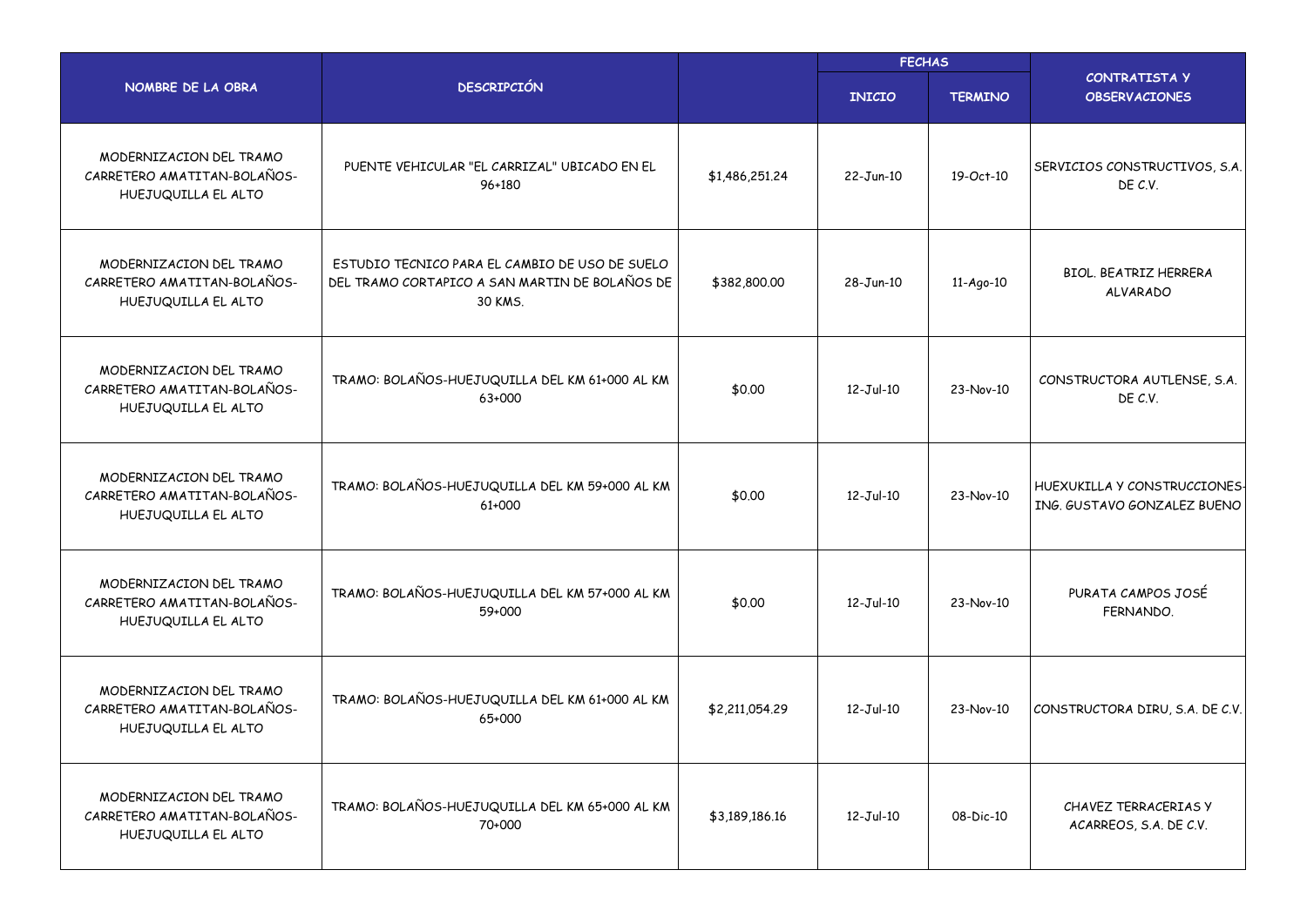| NOMBRE DE LA OBRA | DESCRIPCIÓN | | FECHAS | | CONTRATISTA Y OBSERVACIONES |
|---|---|---|---|---|---|
| | | | INICIO | TERMINO | |
| MODERNIZACION DEL TRAMO CARRETERO AMATITAN-BOLAÑOS-HUEJUQUILLA EL ALTO | PUENTE VEHICULAR "EL CARRIZAL" UBICADO EN EL 96+180 | $1,486,251.24 | 22-Jun-10 | 19-Oct-10 | SERVICIOS CONSTRUCTIVOS, S.A. DE C.V. |
| MODERNIZACION DEL TRAMO CARRETERO AMATITAN-BOLAÑOS-HUEJUQUILLA EL ALTO | ESTUDIO TECNICO PARA EL CAMBIO DE USO DE SUELO DEL TRAMO CORTAPICO A SAN MARTIN DE BOLAÑOS DE 30 KMS. | $382,800.00 | 28-Jun-10 | 11-Ago-10 | BIOL. BEATRIZ HERRERA ALVARADO |
| MODERNIZACION DEL TRAMO CARRETERO AMATITAN-BOLAÑOS-HUEJUQUILLA EL ALTO | TRAMO: BOLAÑOS-HUEJUQUILLA DEL KM 61+000 AL KM 63+000 | $0.00 | 12-Jul-10 | 23-Nov-10 | CONSTRUCTORA AUTLENSE, S.A. DE C.V. |
| MODERNIZACION DEL TRAMO CARRETERO AMATITAN-BOLAÑOS-HUEJUQUILLA EL ALTO | TRAMO: BOLAÑOS-HUEJUQUILLA DEL KM 59+000 AL KM 61+000 | $0.00 | 12-Jul-10 | 23-Nov-10 | HUEXUKILLA Y CONSTRUCCIONES-ING. GUSTAVO GONZALEZ BUENO |
| MODERNIZACION DEL TRAMO CARRETERO AMATITAN-BOLAÑOS-HUEJUQUILLA EL ALTO | TRAMO: BOLAÑOS-HUEJUQUILLA DEL KM 57+000 AL KM 59+000 | $0.00 | 12-Jul-10 | 23-Nov-10 | PURATA CAMPOS JOSÉ FERNANDO. |
| MODERNIZACION DEL TRAMO CARRETERO AMATITAN-BOLAÑOS-HUEJUQUILLA EL ALTO | TRAMO: BOLAÑOS-HUEJUQUILLA DEL KM 61+000 AL KM 65+000 | $2,211,054.29 | 12-Jul-10 | 23-Nov-10 | CONSTRUCTORA DIRU, S.A. DE C.V. |
| MODERNIZACION DEL TRAMO CARRETERO AMATITAN-BOLAÑOS-HUEJUQUILLA EL ALTO | TRAMO: BOLAÑOS-HUEJUQUILLA DEL KM 65+000 AL KM 70+000 | $3,189,186.16 | 12-Jul-10 | 08-Dic-10 | CHAVEZ TERRACERIAS Y ACARREOS, S.A. DE C.V. |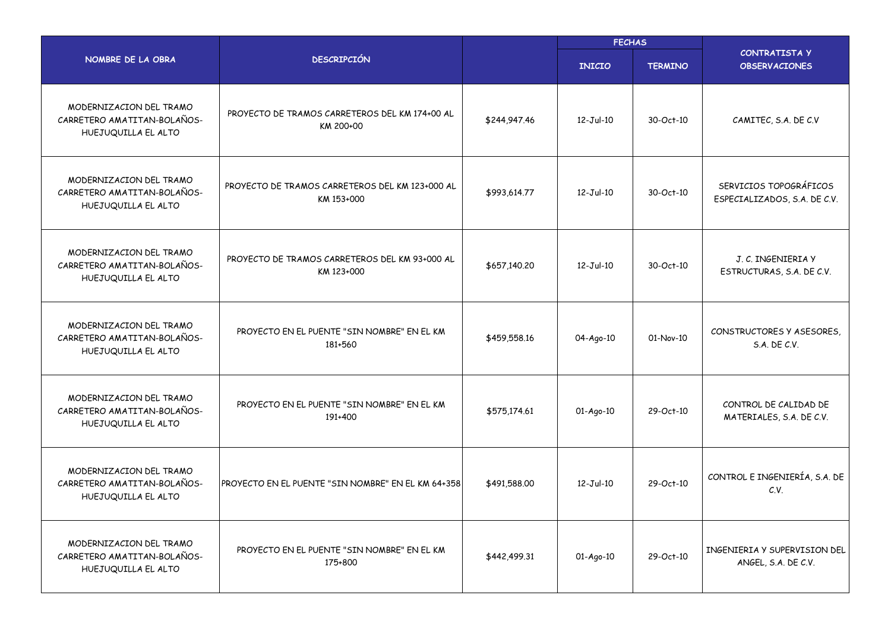| NOMBRE DE LA OBRA | DESCRIPCIÓN | | FECHAS | | CONTRATISTA Y OBSERVACIONES |
|---|---|---|---|---|---|
| | | | INICIO | TERMINO | |
| MODERNIZACION DEL TRAMO CARRETERO AMATITAN-BOLAÑOS-HUEJUQUILLA EL ALTO | PROYECTO DE TRAMOS CARRETEROS DEL KM 174+00 AL KM 200+00 | $244,947.46 | 12-Jul-10 | 30-Oct-10 | CAMITEC, S.A. DE C.V |
| MODERNIZACION DEL TRAMO CARRETERO AMATITAN-BOLAÑOS-HUEJUQUILLA EL ALTO | PROYECTO DE TRAMOS CARRETEROS DEL KM 123+000 AL KM 153+000 | $993,614.77 | 12-Jul-10 | 30-Oct-10 | SERVICIOS TOPOGRÁFICOS ESPECIALIZADOS, S.A. DE C.V. |
| MODERNIZACION DEL TRAMO CARRETERO AMATITAN-BOLAÑOS-HUEJUQUILLA EL ALTO | PROYECTO DE TRAMOS CARRETEROS DEL KM 93+000 AL KM 123+000 | $657,140.20 | 12-Jul-10 | 30-Oct-10 | J. C. INGENIERIA Y ESTRUCTURAS, S.A. DE C.V. |
| MODERNIZACION DEL TRAMO CARRETERO AMATITAN-BOLAÑOS-HUEJUQUILLA EL ALTO | PROYECTO EN EL PUENTE "SIN NOMBRE" EN EL KM 181+560 | $459,558.16 | 04-Ago-10 | 01-Nov-10 | CONSTRUCTORES Y ASESORES, S.A. DE C.V. |
| MODERNIZACION DEL TRAMO CARRETERO AMATITAN-BOLAÑOS-HUEJUQUILLA EL ALTO | PROYECTO EN EL PUENTE "SIN NOMBRE" EN EL KM 191+400 | $575,174.61 | 01-Ago-10 | 29-Oct-10 | CONTROL DE CALIDAD DE MATERIALES, S.A. DE C.V. |
| MODERNIZACION DEL TRAMO CARRETERO AMATITAN-BOLAÑOS-HUEJUQUILLA EL ALTO | PROYECTO EN EL PUENTE "SIN NOMBRE" EN EL KM 64+358 | $491,588.00 | 12-Jul-10 | 29-Oct-10 | CONTROL E INGENIERÍA, S.A. DE C.V. |
| MODERNIZACION DEL TRAMO CARRETERO AMATITAN-BOLAÑOS-HUEJUQUILLA EL ALTO | PROYECTO EN EL PUENTE "SIN NOMBRE" EN EL KM 175+800 | $442,499.31 | 01-Ago-10 | 29-Oct-10 | INGENIERIA Y SUPERVISION DEL ANGEL, S.A. DE C.V. |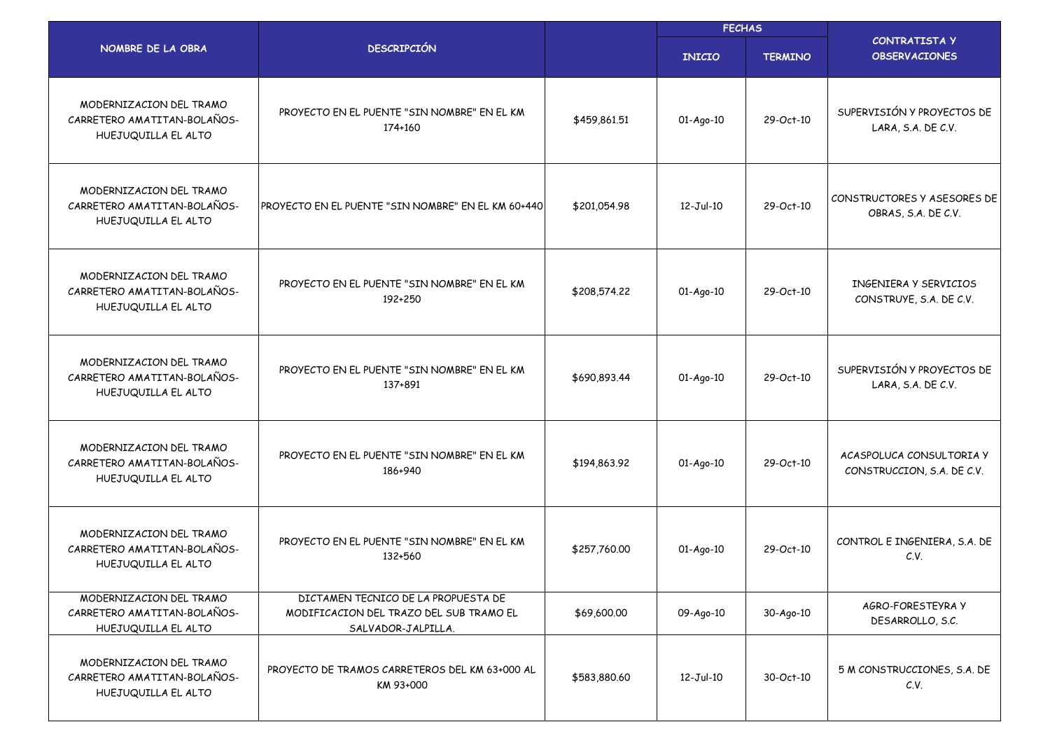| NOMBRE DE LA OBRA | DESCRIPCIÓN | | FECHAS | | CONTRATISTA Y OBSERVACIONES |
|---|---|---|---|---|---|
| | | | INICIO | TERMINO | |
| MODERNIZACION DEL TRAMO CARRETERO AMATITAN-BOLAÑOS-HUEJUQUILLA EL ALTO | PROYECTO EN EL PUENTE "SIN NOMBRE" EN EL KM 174+160 | $459,861.51 | 01-Ago-10 | 29-Oct-10 | SUPERVISIÓN Y PROYECTOS DE LARA, S.A. DE C.V. |
| MODERNIZACION DEL TRAMO CARRETERO AMATITAN-BOLAÑOS-HUEJUQUILLA EL ALTO | PROYECTO EN EL PUENTE "SIN NOMBRE" EN EL KM 60+440 | $201,054.98 | 12-Jul-10 | 29-Oct-10 | CONSTRUCTORES Y ASESORES DE OBRAS, S.A. DE C.V. |
| MODERNIZACION DEL TRAMO CARRETERO AMATITAN-BOLAÑOS-HUEJUQUILLA EL ALTO | PROYECTO EN EL PUENTE "SIN NOMBRE" EN EL KM 192+250 | $208,574.22 | 01-Ago-10 | 29-Oct-10 | INGENIERA Y SERVICIOS CONSTRUYE, S.A. DE C.V. |
| MODERNIZACION DEL TRAMO CARRETERO AMATITAN-BOLAÑOS-HUEJUQUILLA EL ALTO | PROYECTO EN EL PUENTE "SIN NOMBRE" EN EL KM 137+891 | $690,893.44 | 01-Ago-10 | 29-Oct-10 | SUPERVISIÓN Y PROYECTOS DE LARA, S.A. DE C.V. |
| MODERNIZACION DEL TRAMO CARRETERO AMATITAN-BOLAÑOS-HUEJUQUILLA EL ALTO | PROYECTO EN EL PUENTE "SIN NOMBRE" EN EL KM 186+940 | $194,863.92 | 01-Ago-10 | 29-Oct-10 | ACASPOLUCA CONSULTORIA Y CONSTRUCCION, S.A. DE C.V. |
| MODERNIZACION DEL TRAMO CARRETERO AMATITAN-BOLAÑOS-HUEJUQUILLA EL ALTO | PROYECTO EN EL PUENTE "SIN NOMBRE" EN EL KM 132+560 | $257,760.00 | 01-Ago-10 | 29-Oct-10 | CONTROL E INGENIERA, S.A. DE C.V. |
| MODERNIZACION DEL TRAMO CARRETERO AMATITAN-BOLAÑOS-HUEJUQUILLA EL ALTO | DICTAMEN TECNICO DE LA PROPUESTA DE MODIFICACION DEL TRAZO DEL SUB TRAMO EL SALVADOR-JALPILLA. | $69,600.00 | 09-Ago-10 | 30-Ago-10 | AGRO-FORESTEYRA Y DESARROLLO, S.C. |
| MODERNIZACION DEL TRAMO CARRETERO AMATITAN-BOLAÑOS-HUEJUQUILLA EL ALTO | PROYECTO DE TRAMOS CARRETEROS DEL KM 63+000 AL KM 93+000 | $583,880.60 | 12-Jul-10 | 30-Oct-10 | 5 M CONSTRUCCIONES, S.A. DE C.V. |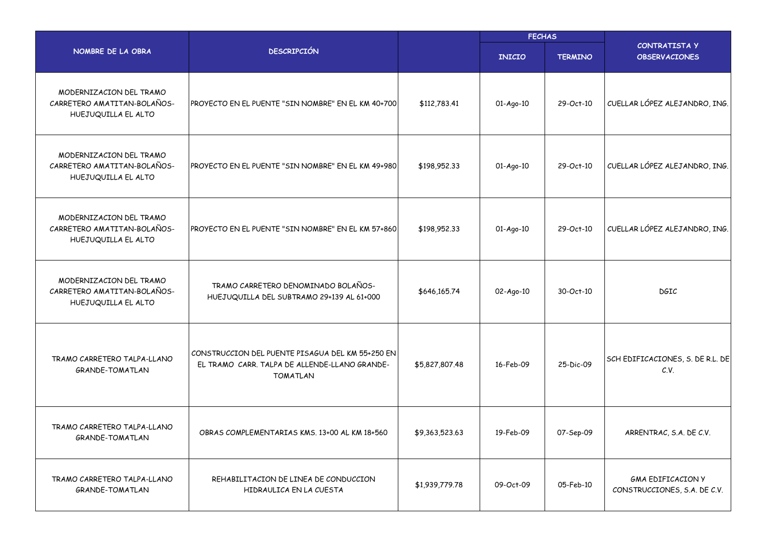| NOMBRE DE LA OBRA | DESCRIPCIÓN | | FECHAS | | CONTRATISTA Y OBSERVACIONES |
|---|---|---|---|---|---|
| | | | INICIO | TERMINO | |
| MODERNIZACION DEL TRAMO CARRETERO AMATITAN-BOLAÑOS-HUEJUQUILLA EL ALTO | PROYECTO EN EL PUENTE "SIN NOMBRE" EN EL KM 40+700 | $112,783.41 | 01-Ago-10 | 29-Oct-10 | CUELLAR LÓPEZ ALEJANDRO, ING. |
| MODERNIZACION DEL TRAMO CARRETERO AMATITAN-BOLAÑOS-HUEJUQUILLA EL ALTO | PROYECTO EN EL PUENTE "SIN NOMBRE" EN EL KM 49+980 | $198,952.33 | 01-Ago-10 | 29-Oct-10 | CUELLAR LÓPEZ ALEJANDRO, ING. |
| MODERNIZACION DEL TRAMO CARRETERO AMATITAN-BOLAÑOS-HUEJUQUILLA EL ALTO | PROYECTO EN EL PUENTE "SIN NOMBRE" EN EL KM 57+860 | $198,952.33 | 01-Ago-10 | 29-Oct-10 | CUELLAR LÓPEZ ALEJANDRO, ING. |
| MODERNIZACION DEL TRAMO CARRETERO AMATITAN-BOLAÑOS-HUEJUQUILLA EL ALTO | TRAMO CARRETERO DENOMINADO BOLAÑOS-HUEJUQUILLA DEL SUBTRAMO 29+139 AL 61+000 | $646,165.74 | 02-Ago-10 | 30-Oct-10 | DGIC |
| TRAMO CARRETERO TALPA-LLANO GRANDE-TOMATLAN | CONSTRUCCION DEL PUENTE PISAGUA DEL KM 55+250 EN EL TRAMO CARR. TALPA DE ALLENDE-LLANO GRANDE-TOMATLAN | $5,827,807.48 | 16-Feb-09 | 25-Dic-09 | SCH EDIFICACIONES, S. DE R.L. DE C.V. |
| TRAMO CARRETERO TALPA-LLANO GRANDE-TOMATLAN | OBRAS COMPLEMENTARIAS KMS. 13+00 AL KM 18+560 | $9,363,523.63 | 19-Feb-09 | 07-Sep-09 | ARRENTRAC, S.A. DE C.V. |
| TRAMO CARRETERO TALPA-LLANO GRANDE-TOMATLAN | REHABILITACION DE LINEA DE CONDUCCION HIDRAULICA EN LA CUESTA | $1,939,779.78 | 09-Oct-09 | 05-Feb-10 | GMA EDIFICACION Y CONSTRUCCIONES, S.A. DE C.V. |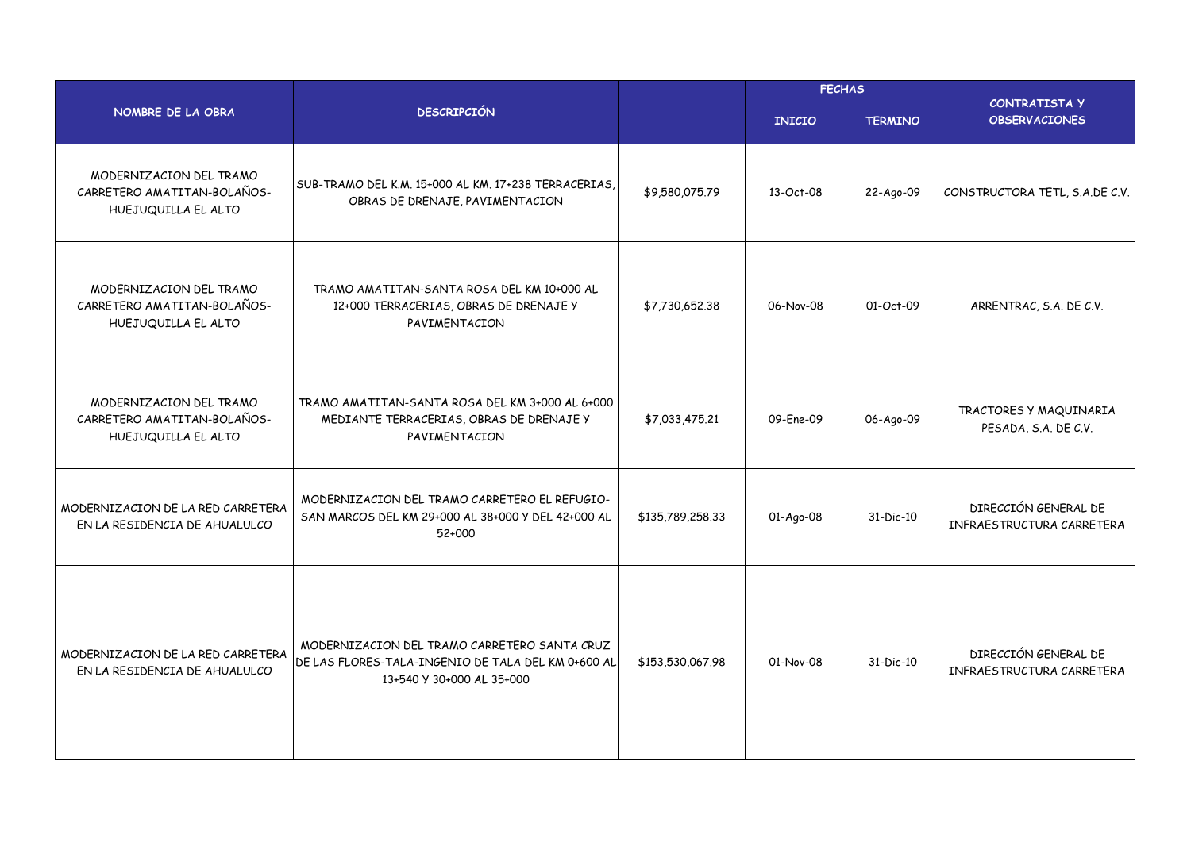| NOMBRE DE LA OBRA | DESCRIPCIÓN | | FECHAS | | CONTRATISTA Y OBSERVACIONES |
|---|---|---|---|---|---|
| | | | INICIO | TERMINO | |
| MODERNIZACION DEL TRAMO CARRETERO AMATITAN-BOLAÑOS-HUEJUQUILLA EL ALTO | SUB-TRAMO DEL K.M. 15+000 AL KM. 17+238 TERRACERIAS, OBRAS DE DRENAJE, PAVIMENTACION | $9,580,075.79 | 13-Oct-08 | 22-Ago-09 | CONSTRUCTORA TETL, S.A.DE C.V. |
| MODERNIZACION DEL TRAMO CARRETERO AMATITAN-BOLAÑOS-HUEJUQUILLA EL ALTO | TRAMO AMATITAN-SANTA ROSA DEL KM 10+000 AL 12+000 TERRACERIAS, OBRAS DE DRENAJE Y PAVIMENTACION | $7,730,652.38 | 06-Nov-08 | 01-Oct-09 | ARRENTRAC, S.A. DE C.V. |
| MODERNIZACION DEL TRAMO CARRETERO AMATITAN-BOLAÑOS-HUEJUQUILLA EL ALTO | TRAMO AMATITAN-SANTA ROSA DEL KM 3+000 AL 6+000 MEDIANTE TERRACERIAS, OBRAS DE DRENAJE Y PAVIMENTACION | $7,033,475.21 | 09-Ene-09 | 06-Ago-09 | TRACTORES Y MAQUINARIA PESADA, S.A. DE C.V. |
| MODERNIZACION DE LA RED CARRETERA EN LA RESIDENCIA DE AHUALULCO | MODERNIZACION DEL TRAMO CARRETERO EL REFUGIO-SAN MARCOS DEL KM 29+000 AL 38+000 Y DEL 42+000 AL 52+000 | $135,789,258.33 | 01-Ago-08 | 31-Dic-10 | DIRECCIÓN GENERAL DE INFRAESTRUCTURA CARRETERA |
| MODERNIZACION DE LA RED CARRETERA EN LA RESIDENCIA DE AHUALULCO | MODERNIZACION DEL TRAMO CARRETERO SANTA CRUZ DE LAS FLORES-TALA-INGENIO DE TALA DEL KM 0+600 AL 13+540 Y 30+000 AL 35+000 | $153,530,067.98 | 01-Nov-08 | 31-Dic-10 | DIRECCIÓN GENERAL DE INFRAESTRUCTURA CARRETERA |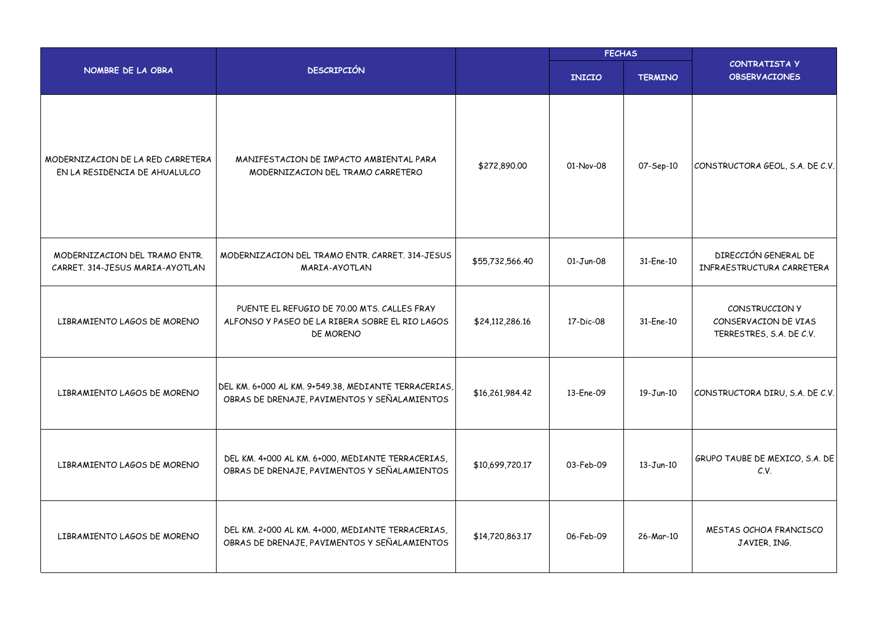| NOMBRE DE LA OBRA | DESCRIPCIÓN | | FECHAS | | CONTRATISTA Y OBSERVACIONES |
|---|---|---|---|---|---|
| | | | INICIO | TERMINO | |
| MODERNIZACION DE LA RED CARRETERA EN LA RESIDENCIA DE AHUALULCO | MANIFESTACION DE IMPACTO AMBIENTAL PARA MODERNIZACION DEL TRAMO CARRETERO | $272,890.00 | 01-Nov-08 | 07-Sep-10 | CONSTRUCTORA GEOL, S.A. DE C.V. |
| MODERNIZACION DEL TRAMO ENTR. CARRET. 314-JESUS MARIA-AYOTLAN | MODERNIZACION DEL TRAMO ENTR. CARRET. 314-JESUS MARIA-AYOTLAN | $55,732,566.40 | 01-Jun-08 | 31-Ene-10 | DIRECCIÓN GENERAL DE INFRAESTRUCTURA CARRETERA |
| LIBRAMIENTO LAGOS DE MORENO | PUENTE EL REFUGIO DE 70.00 MTS. CALLES FRAY ALFONSO Y PASEO DE LA RIBERA SOBRE EL RIO LAGOS DE MORENO | $24,112,286.16 | 17-Dic-08 | 31-Ene-10 | CONSTRUCCION Y CONSERVACION DE VIAS TERRESTRES, S.A. DE C.V. |
| LIBRAMIENTO LAGOS DE MORENO | DEL KM. 6+000 AL KM. 9+549.38, MEDIANTE TERRACERIAS, OBRAS DE DRENAJE, PAVIMENTOS Y SEÑALAMIENTOS | $16,261,984.42 | 13-Ene-09 | 19-Jun-10 | CONSTRUCTORA DIRU, S.A. DE C.V. |
| LIBRAMIENTO LAGOS DE MORENO | DEL KM. 4+000 AL KM. 6+000, MEDIANTE TERRACERIAS, OBRAS DE DRENAJE, PAVIMENTOS Y SEÑALAMIENTOS | $10,699,720.17 | 03-Feb-09 | 13-Jun-10 | GRUPO TAUBE DE MEXICO, S.A. DE C.V. |
| LIBRAMIENTO LAGOS DE MORENO | DEL KM. 2+000 AL KM. 4+000, MEDIANTE TERRACERIAS, OBRAS DE DRENAJE, PAVIMENTOS Y SEÑALAMIENTOS | $14,720,863.17 | 06-Feb-09 | 26-Mar-10 | MESTAS OCHOA FRANCISCO JAVIER, ING. |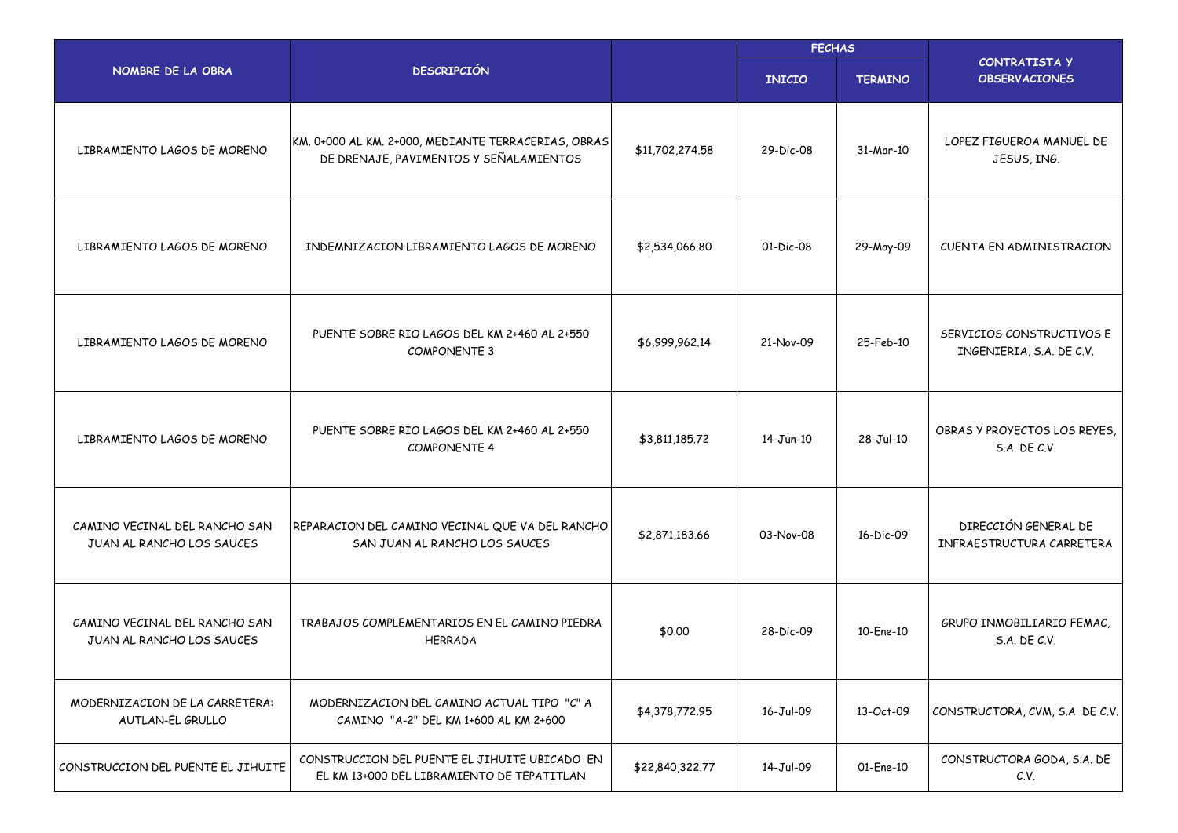| NOMBRE DE LA OBRA | DESCRIPCIÓN | | FECHAS | | CONTRATISTA Y OBSERVACIONES |
|---|---|---|---|---|---|
| | | | INICIO | TERMINO | |
| LIBRAMIENTO LAGOS DE MORENO | KM. 0+000 AL KM. 2+000, MEDIANTE TERRACERIAS, OBRAS DE DRENAJE, PAVIMENTOS Y SEÑALAMIENTOS | $11,702,274.58 | 29-Dic-08 | 31-Mar-10 | LOPEZ FIGUEROA MANUEL DE JESUS, ING. |
| LIBRAMIENTO LAGOS DE MORENO | INDEMNIZACION LIBRAMIENTO LAGOS DE MORENO | $2,534,066.80 | 01-Dic-08 | 29-May-09 | CUENTA EN ADMINISTRACION |
| LIBRAMIENTO LAGOS DE MORENO | PUENTE SOBRE RIO LAGOS DEL KM 2+460 AL 2+550 COMPONENTE 3 | $6,999,962.14 | 21-Nov-09 | 25-Feb-10 | SERVICIOS CONSTRUCTIVOS E INGENIERIA, S.A. DE C.V. |
| LIBRAMIENTO LAGOS DE MORENO | PUENTE SOBRE RIO LAGOS DEL KM 2+460 AL 2+550 COMPONENTE 4 | $3,811,185.72 | 14-Jun-10 | 28-Jul-10 | OBRAS Y PROYECTOS LOS REYES, S.A. DE C.V. |
| CAMINO VECINAL DEL RANCHO SAN JUAN AL RANCHO LOS SAUCES | REPARACION DEL CAMINO VECINAL QUE VA DEL RANCHO SAN JUAN AL RANCHO LOS SAUCES | $2,871,183.66 | 03-Nov-08 | 16-Dic-09 | DIRECCIÓN GENERAL DE INFRAESTRUCTURA CARRETERA |
| CAMINO VECINAL DEL RANCHO SAN JUAN AL RANCHO LOS SAUCES | TRABAJOS COMPLEMENTARIOS EN EL CAMINO PIEDRA HERRADA | $0.00 | 28-Dic-09 | 10-Ene-10 | GRUPO INMOBILIARIO FEMAC, S.A. DE C.V. |
| MODERNIZACION DE LA CARRETERA: AUTLAN-EL GRULLO | MODERNIZACION DEL CAMINO ACTUAL TIPO "C" A CAMINO "A-2" DEL KM 1+600 AL KM 2+600 | $4,378,772.95 | 16-Jul-09 | 13-Oct-09 | CONSTRUCTORA, CVM, S.A DE C.V. |
| CONSTRUCCION DEL PUENTE EL JIHUITE | CONSTRUCCION DEL PUENTE EL JIHUITE UBICADO EN EL KM 13+000 DEL LIBRAMIENTO DE TEPATITLAN | $22,840,322.77 | 14-Jul-09 | 01-Ene-10 | CONSTRUCTORA GODA, S.A. DE C.V. |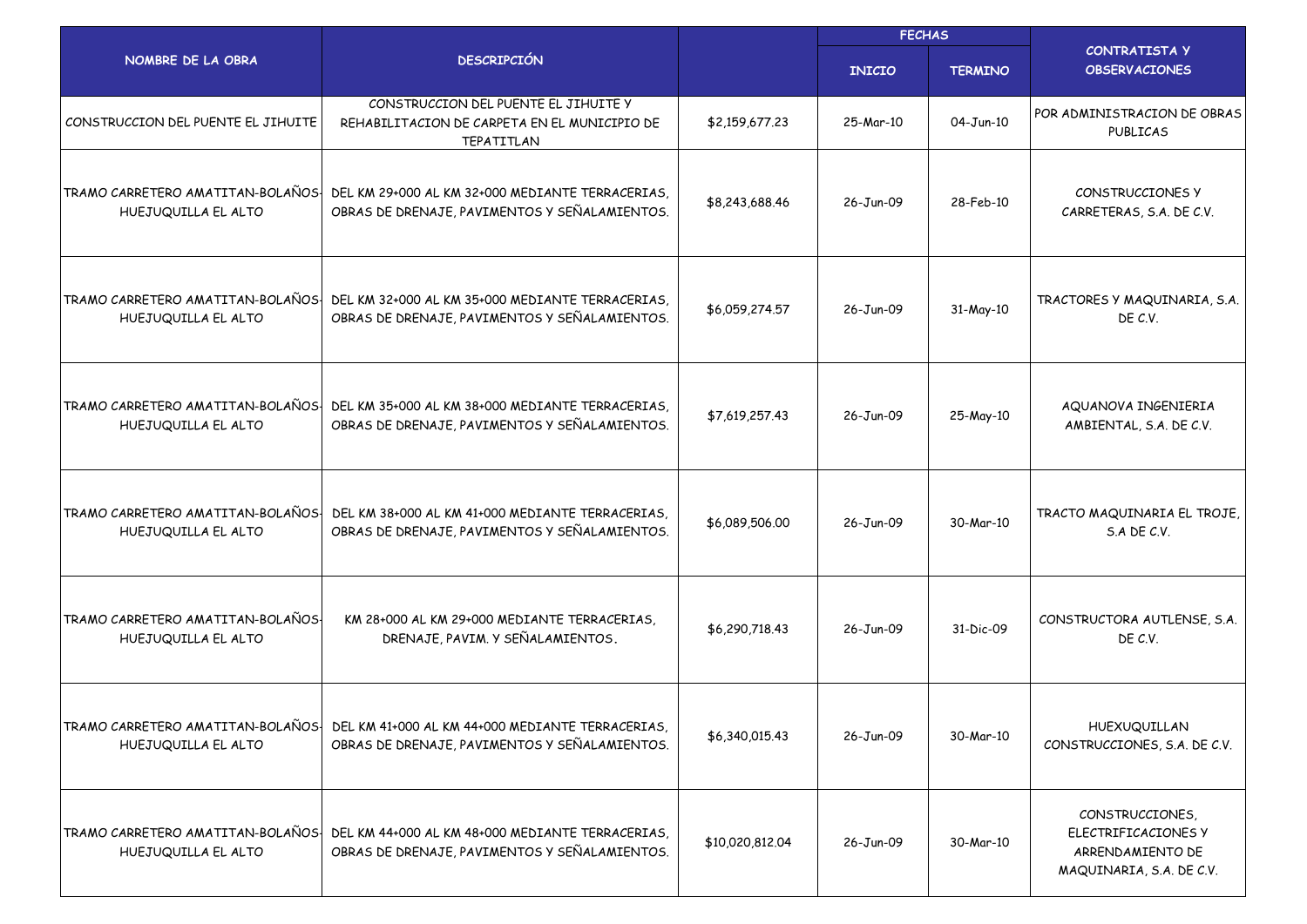| NOMBRE DE LA OBRA | DESCRIPCIÓN | | FECHAS | | CONTRATISTA Y OBSERVACIONES |
|---|---|---|---|---|---|
| | | | INICIO | TERMINO | |
| CONSTRUCCION DEL PUENTE EL JIHUITE | CONSTRUCCION DEL PUENTE EL JIHUITE Y REHABILITACION DE CARPETA EN EL MUNICIPIO DE TEPATITLAN | $2,159,677.23 | 25-Mar-10 | 04-Jun-10 | POR ADMINISTRACION DE OBRAS PUBLICAS |
| TRAMO CARRETERO AMATITAN-BOLAÑOS-HUEJUQUILLA EL ALTO | DEL KM 29+000 AL KM 32+000 MEDIANTE TERRACERIAS, OBRAS DE DRENAJE, PAVIMENTOS Y SEÑALAMIENTOS. | $8,243,688.46 | 26-Jun-09 | 28-Feb-10 | CONSTRUCCIONES Y CARRETERAS, S.A. DE C.V. |
| TRAMO CARRETERO AMATITAN-BOLAÑOS-HUEJUQUILLA EL ALTO | DEL KM 32+000 AL KM 35+000 MEDIANTE TERRACERIAS, OBRAS DE DRENAJE, PAVIMENTOS Y SEÑALAMIENTOS. | $6,059,274.57 | 26-Jun-09 | 31-May-10 | TRACTORES Y MAQUINARIA, S.A. DE C.V. |
| TRAMO CARRETERO AMATITAN-BOLAÑOS-HUEJUQUILLA EL ALTO | DEL KM 35+000 AL KM 38+000 MEDIANTE TERRACERIAS, OBRAS DE DRENAJE, PAVIMENTOS Y SEÑALAMIENTOS. | $7,619,257.43 | 26-Jun-09 | 25-May-10 | AQUANOVA INGENIERIA AMBIENTAL, S.A. DE C.V. |
| TRAMO CARRETERO AMATITAN-BOLAÑOS-HUEJUQUILLA EL ALTO | DEL KM 38+000 AL KM 41+000 MEDIANTE TERRACERIAS, OBRAS DE DRENAJE, PAVIMENTOS Y SEÑALAMIENTOS. | $6,089,506.00 | 26-Jun-09 | 30-Mar-10 | TRACTO MAQUINARIA EL TROJE, S.A DE C.V. |
| TRAMO CARRETERO AMATITAN-BOLAÑOS-HUEJUQUILLA EL ALTO | KM 28+000 AL KM 29+000 MEDIANTE TERRACERIAS, DRENAJE, PAVIM. Y SEÑALAMIENTOS. | $6,290,718.43 | 26-Jun-09 | 31-Dic-09 | CONSTRUCTORA AUTLENSE, S.A. DE C.V. |
| TRAMO CARRETERO AMATITAN-BOLAÑOS-HUEJUQUILLA EL ALTO | DEL KM 41+000 AL KM 44+000 MEDIANTE TERRACERIAS, OBRAS DE DRENAJE, PAVIMENTOS Y SEÑALAMIENTOS. | $6,340,015.43 | 26-Jun-09 | 30-Mar-10 | HUEXUQUILLAN CONSTRUCCIONES, S.A. DE C.V. |
| TRAMO CARRETERO AMATITAN-BOLAÑOS-HUEJUQUILLA EL ALTO | DEL KM 44+000 AL KM 48+000 MEDIANTE TERRACERIAS, OBRAS DE DRENAJE, PAVIMENTOS Y SEÑALAMIENTOS. | $10,020,812.04 | 26-Jun-09 | 30-Mar-10 | CONSTRUCCIONES, ELECTRIFICACIONES Y ARRENDAMIENTO DE MAQUINARIA, S.A. DE C.V. |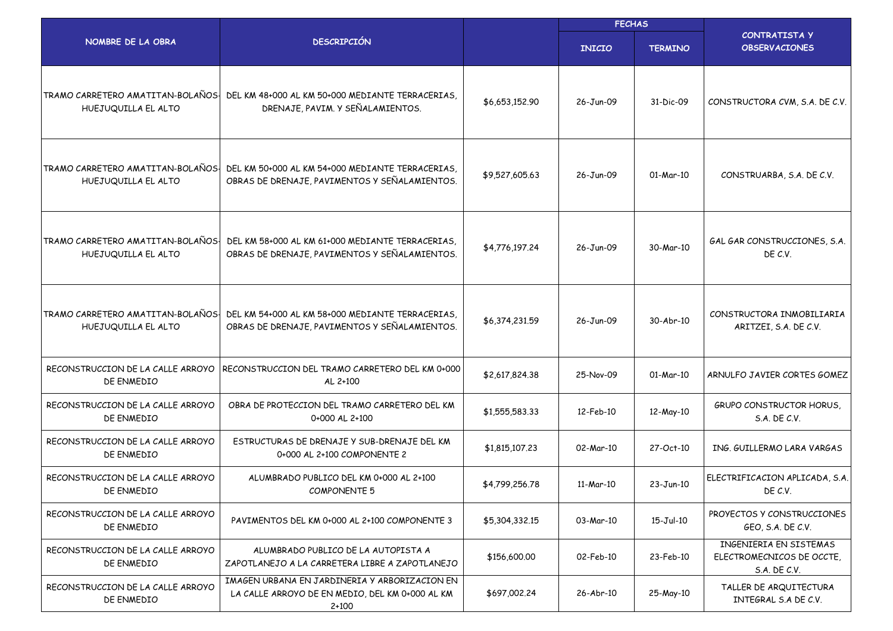| NOMBRE DE LA OBRA | DESCRIPCIÓN | | FECHAS | | CONTRATISTA Y OBSERVACIONES |
|---|---|---|---|---|---|
| | | | INICIO | TERMINO | |
| TRAMO CARRETERO AMATITAN-BOLAÑOS-HUEJUQUILLA EL ALTO | DEL KM 48+000 AL KM 50+000 MEDIANTE TERRACERIAS, DRENAJE, PAVIM. Y SEÑALAMIENTOS. | $6,653,152.90 | 26-Jun-09 | 31-Dic-09 | CONSTRUCTORA CVM, S.A. DE C.V. |
| TRAMO CARRETERO AMATITAN-BOLAÑOS-HUEJUQUILLA EL ALTO | DEL KM 50+000 AL KM 54+000 MEDIANTE TERRACERIAS, OBRAS DE DRENAJE, PAVIMENTOS Y SEÑALAMIENTOS. | $9,527,605.63 | 26-Jun-09 | 01-Mar-10 | CONSTRUARBA, S.A. DE C.V. |
| TRAMO CARRETERO AMATITAN-BOLAÑOS-HUEJUQUILLA EL ALTO | DEL KM 58+000 AL KM 61+000 MEDIANTE TERRACERIAS, OBRAS DE DRENAJE, PAVIMENTOS Y SEÑALAMIENTOS. | $4,776,197.24 | 26-Jun-09 | 30-Mar-10 | GAL GAR CONSTRUCCIONES, S.A. DE C.V. |
| TRAMO CARRETERO AMATITAN-BOLAÑOS-HUEJUQUILLA EL ALTO | DEL KM 54+000 AL KM 58+000 MEDIANTE TERRACERIAS, OBRAS DE DRENAJE, PAVIMENTOS Y SEÑALAMIENTOS. | $6,374,231.59 | 26-Jun-09 | 30-Abr-10 | CONSTRUCTORA INMOBILIARIA ARITZEI, S.A. DE C.V. |
| RECONSTRUCCION DE LA CALLE ARROYO DE ENMEDIO | RECONSTRUCCION DEL TRAMO CARRETERO DEL KM 0+000 AL 2+100 | $2,617,824.38 | 25-Nov-09 | 01-Mar-10 | ARNULFO JAVIER CORTES GOMEZ |
| RECONSTRUCCION DE LA CALLE ARROYO DE ENMEDIO | OBRA DE PROTECCION DEL TRAMO CARRETERO DEL KM 0+000 AL 2+100 | $1,555,583.33 | 12-Feb-10 | 12-May-10 | GRUPO CONSTRUCTOR HORUS, S.A. DE C.V. |
| RECONSTRUCCION DE LA CALLE ARROYO DE ENMEDIO | ESTRUCTURAS DE DRENAJE Y SUB-DRENAJE DEL KM 0+000 AL 2+100 COMPONENTE 2 | $1,815,107.23 | 02-Mar-10 | 27-Oct-10 | ING. GUILLERMO LARA VARGAS |
| RECONSTRUCCION DE LA CALLE ARROYO DE ENMEDIO | ALUMBRADO PUBLICO DEL KM 0+000 AL 2+100 COMPONENTE 5 | $4,799,256.78 | 11-Mar-10 | 23-Jun-10 | ELECTRIFICACION APLICADA, S.A. DE C.V. |
| RECONSTRUCCION DE LA CALLE ARROYO DE ENMEDIO | PAVIMENTOS DEL KM 0+000 AL 2+100 COMPONENTE 3 | $5,304,332.15 | 03-Mar-10 | 15-Jul-10 | PROYECTOS Y CONSTRUCCIONES GEO, S.A. DE C.V. |
| RECONSTRUCCION DE LA CALLE ARROYO DE ENMEDIO | ALUMBRADO PUBLICO DE LA AUTOPISTA A ZAPOTLANEJO A LA CARRETERA LIBRE A ZAPOTLANEJO | $156,600.00 | 02-Feb-10 | 23-Feb-10 | INGENIERIA EN SISTEMAS ELECTROMECNICOS DE OCCTE, S.A. DE C.V. |
| RECONSTRUCCION DE LA CALLE ARROYO DE ENMEDIO | IMAGEN URBANA EN JARDINERIA Y ARBORIZACION EN LA CALLE ARROYO DE EN MEDIO, DEL KM 0+000 AL KM 2+100 | $697,002.24 | 26-Abr-10 | 25-May-10 | TALLER DE ARQUITECTURA INTEGRAL S.A DE C.V. |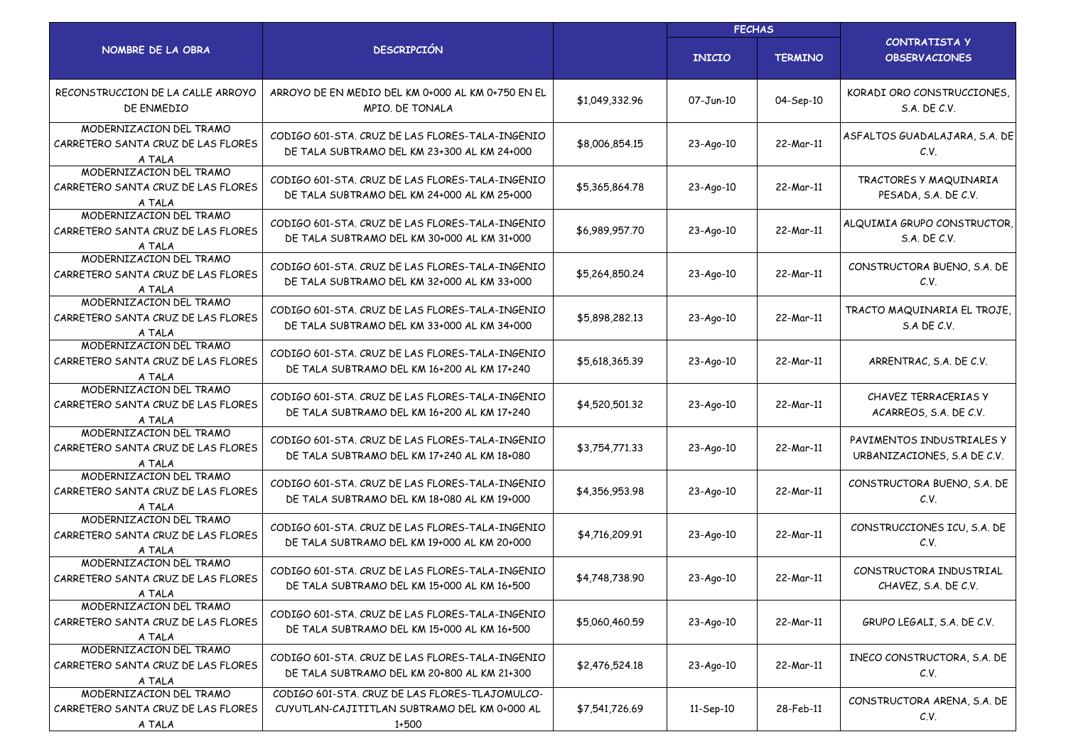| NOMBRE DE LA OBRA | DESCRIPCIÓN | | FECHAS | | CONTRATISTA Y OBSERVACIONES |
|---|---|---|---|---|---|
| | | | INICIO | TERMINO | |
| RECONSTRUCCION DE LA CALLE ARROYO DE ENMEDIO | ARROYO DE EN MEDIO DEL KM 0+000 AL KM 0+750 EN EL MPIO. DE TONALA | $1,049,332.96 | 07-Jun-10 | 04-Sep-10 | KORADI ORO CONSTRUCCIONES, S.A. DE C.V. |
| MODERNIZACION DEL TRAMO CARRETERO SANTA CRUZ DE LAS FLORES A TALA | CODIGO 601-STA. CRUZ DE LAS FLORES-TALA-INGENIO DE TALA SUBTRAMO DEL KM 23+300 AL KM 24+000 | $8,006,854.15 | 23-Ago-10 | 22-Mar-11 | ASFALTOS GUADALAJARA, S.A. DE C.V. |
| MODERNIZACION DEL TRAMO CARRETERO SANTA CRUZ DE LAS FLORES A TALA | CODIGO 601-STA. CRUZ DE LAS FLORES-TALA-INGENIO DE TALA SUBTRAMO DEL KM 24+000 AL KM 25+000 | $5,365,864.78 | 23-Ago-10 | 22-Mar-11 | TRACTORES Y MAQUINARIA PESADA, S.A. DE C.V. |
| MODERNIZACION DEL TRAMO CARRETERO SANTA CRUZ DE LAS FLORES A TALA | CODIGO 601-STA. CRUZ DE LAS FLORES-TALA-INGENIO DE TALA SUBTRAMO DEL KM 30+000 AL KM 31+000 | $6,989,957.70 | 23-Ago-10 | 22-Mar-11 | ALQUIMIA GRUPO CONSTRUCTOR, S.A. DE C.V. |
| MODERNIZACION DEL TRAMO CARRETERO SANTA CRUZ DE LAS FLORES A TALA | CODIGO 601-STA. CRUZ DE LAS FLORES-TALA-INGENIO DE TALA SUBTRAMO DEL KM 32+000 AL KM 33+000 | $5,264,850.24 | 23-Ago-10 | 22-Mar-11 | CONSTRUCTORA BUENO, S.A. DE C.V. |
| MODERNIZACION DEL TRAMO CARRETERO SANTA CRUZ DE LAS FLORES A TALA | CODIGO 601-STA. CRUZ DE LAS FLORES-TALA-INGENIO DE TALA SUBTRAMO DEL KM 33+000 AL KM 34+000 | $5,898,282.13 | 23-Ago-10 | 22-Mar-11 | TRACTO MAQUINARIA EL TROJE, S.A DE C.V. |
| MODERNIZACION DEL TRAMO CARRETERO SANTA CRUZ DE LAS FLORES A TALA | CODIGO 601-STA. CRUZ DE LAS FLORES-TALA-INGENIO DE TALA SUBTRAMO DEL KM 16+200 AL KM 17+240 | $5,618,365.39 | 23-Ago-10 | 22-Mar-11 | ARRENTRAC, S.A. DE C.V. |
| MODERNIZACION DEL TRAMO CARRETERO SANTA CRUZ DE LAS FLORES A TALA | CODIGO 601-STA. CRUZ DE LAS FLORES-TALA-INGENIO DE TALA SUBTRAMO DEL KM 16+200 AL KM 17+240 | $4,520,501.32 | 23-Ago-10 | 22-Mar-11 | CHAVEZ TERRACERIAS Y ACARREOS, S.A. DE C.V. |
| MODERNIZACION DEL TRAMO CARRETERO SANTA CRUZ DE LAS FLORES A TALA | CODIGO 601-STA. CRUZ DE LAS FLORES-TALA-INGENIO DE TALA SUBTRAMO DEL KM 17+240 AL KM 18+080 | $3,754,771.33 | 23-Ago-10 | 22-Mar-11 | PAVIMENTOS INDUSTRIALES Y URBANIZACIONES, S.A DE C.V. |
| MODERNIZACION DEL TRAMO CARRETERO SANTA CRUZ DE LAS FLORES A TALA | CODIGO 601-STA. CRUZ DE LAS FLORES-TALA-INGENIO DE TALA SUBTRAMO DEL KM 18+080 AL KM 19+000 | $4,356,953.98 | 23-Ago-10 | 22-Mar-11 | CONSTRUCTORA BUENO, S.A. DE C.V. |
| MODERNIZACION DEL TRAMO CARRETERO SANTA CRUZ DE LAS FLORES A TALA | CODIGO 601-STA. CRUZ DE LAS FLORES-TALA-INGENIO DE TALA SUBTRAMO DEL KM 19+000 AL KM 20+000 | $4,716,209.91 | 23-Ago-10 | 22-Mar-11 | CONSTRUCCIONES ICU, S.A. DE C.V. |
| MODERNIZACION DEL TRAMO CARRETERO SANTA CRUZ DE LAS FLORES A TALA | CODIGO 601-STA. CRUZ DE LAS FLORES-TALA-INGENIO DE TALA SUBTRAMO DEL KM 15+000 AL KM 16+500 | $4,748,738.90 | 23-Ago-10 | 22-Mar-11 | CONSTRUCTORA INDUSTRIAL CHAVEZ, S.A. DE C.V. |
| MODERNIZACION DEL TRAMO CARRETERO SANTA CRUZ DE LAS FLORES A TALA | CODIGO 601-STA. CRUZ DE LAS FLORES-TALA-INGENIO DE TALA SUBTRAMO DEL KM 15+000 AL KM 16+500 | $5,060,460.59 | 23-Ago-10 | 22-Mar-11 | GRUPO LEGALI, S.A. DE C.V. |
| MODERNIZACION DEL TRAMO CARRETERO SANTA CRUZ DE LAS FLORES A TALA | CODIGO 601-STA. CRUZ DE LAS FLORES-TALA-INGENIO DE TALA SUBTRAMO DEL KM 20+800 AL KM 21+300 | $2,476,524.18 | 23-Ago-10 | 22-Mar-11 | INECO CONSTRUCTORA, S.A. DE C.V. |
| MODERNIZACION DEL TRAMO CARRETERO SANTA CRUZ DE LAS FLORES A TALA | CODIGO 601-STA. CRUZ DE LAS FLORES-TLAJOMULCO-CUYUTLAN-CAJITITLAN SUBTRAMO DEL KM 0+000 AL 1+500 | $7,541,726.69 | 11-Sep-10 | 28-Feb-11 | CONSTRUCTORA ARENA, S.A. DE C.V. |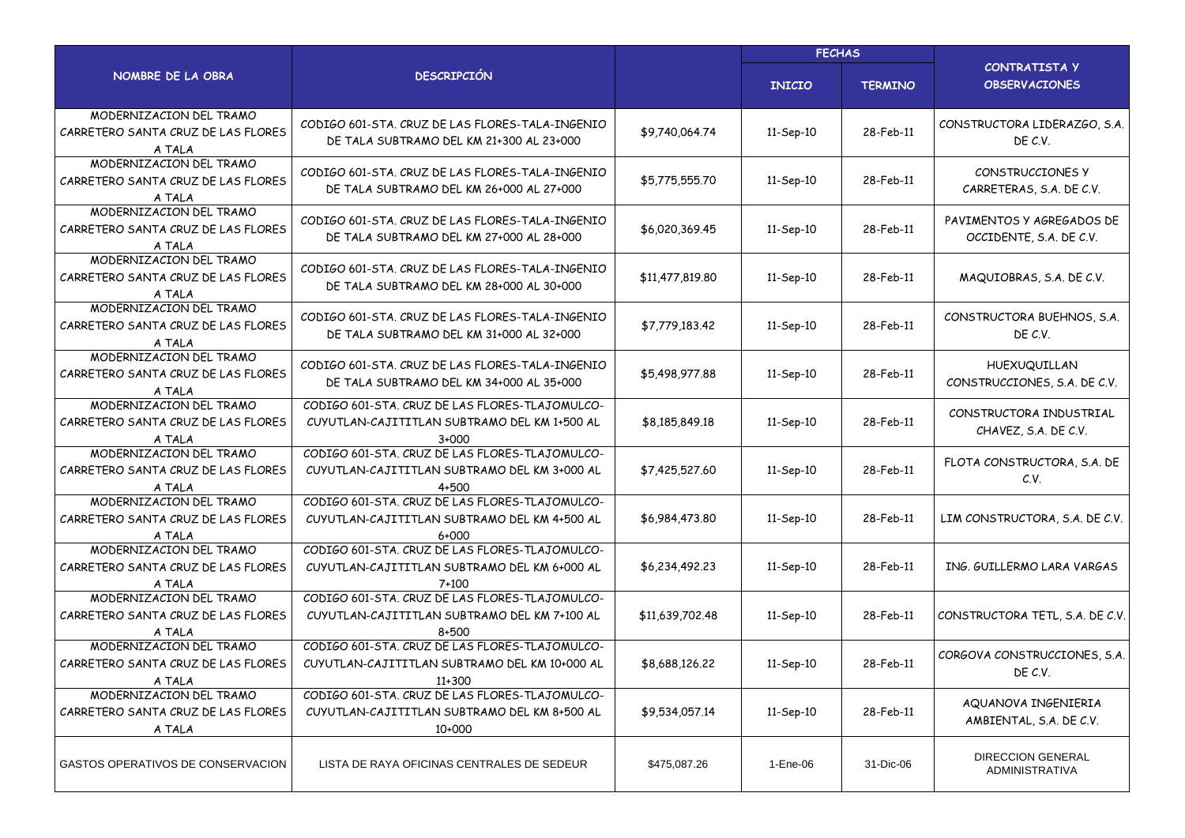| NOMBRE DE LA OBRA | DESCRIPCIÓN | | FECHAS | | CONTRATISTA Y OBSERVACIONES |
|---|---|---|---|---|---|
| | | | INICIO | TERMINO | |
| MODERNIZACION DEL TRAMO CARRETERO SANTA CRUZ DE LAS FLORES A TALA | CODIGO 601-STA. CRUZ DE LAS FLORES-TALA-INGENIO DE TALA SUBTRAMO DEL KM 21+300 AL 23+000 | $9,740,064.74 | 11-Sep-10 | 28-Feb-11 | CONSTRUCTORA LIDERAZGO, S.A. DE C.V. |
| MODERNIZACION DEL TRAMO CARRETERO SANTA CRUZ DE LAS FLORES A TALA | CODIGO 601-STA. CRUZ DE LAS FLORES-TALA-INGENIO DE TALA SUBTRAMO DEL KM 26+000 AL 27+000 | $5,775,555.70 | 11-Sep-10 | 28-Feb-11 | CONSTRUCCIONES Y CARRETERAS, S.A. DE C.V. |
| MODERNIZACION DEL TRAMO CARRETERO SANTA CRUZ DE LAS FLORES A TALA | CODIGO 601-STA. CRUZ DE LAS FLORES-TALA-INGENIO DE TALA SUBTRAMO DEL KM 27+000 AL 28+000 | $6,020,369.45 | 11-Sep-10 | 28-Feb-11 | PAVIMENTOS Y AGREGADOS DE OCCIDENTE, S.A. DE C.V. |
| MODERNIZACION DEL TRAMO CARRETERO SANTA CRUZ DE LAS FLORES A TALA | CODIGO 601-STA. CRUZ DE LAS FLORES-TALA-INGENIO DE TALA SUBTRAMO DEL KM 28+000 AL 30+000 | $11,477,819.80 | 11-Sep-10 | 28-Feb-11 | MAQUIOBRAS, S.A. DE C.V. |
| MODERNIZACION DEL TRAMO CARRETERO SANTA CRUZ DE LAS FLORES A TALA | CODIGO 601-STA. CRUZ DE LAS FLORES-TALA-INGENIO DE TALA SUBTRAMO DEL KM 31+000 AL 32+000 | $7,779,183.42 | 11-Sep-10 | 28-Feb-11 | CONSTRUCTORA BUEHNOS, S.A. DE C.V. |
| MODERNIZACION DEL TRAMO CARRETERO SANTA CRUZ DE LAS FLORES A TALA | CODIGO 601-STA. CRUZ DE LAS FLORES-TALA-INGENIO DE TALA SUBTRAMO DEL KM 34+000 AL 35+000 | $5,498,977.88 | 11-Sep-10 | 28-Feb-11 | HUEXUQUILLAN CONSTRUCCIONES, S.A. DE C.V. |
| MODERNIZACION DEL TRAMO CARRETERO SANTA CRUZ DE LAS FLORES A TALA | CODIGO 601-STA. CRUZ DE LAS FLORES-TLAJOMULCO-CUYUTLAN-CAJITITLAN SUBTRAMO DEL KM 1+500 AL 3+000 | $8,185,849.18 | 11-Sep-10 | 28-Feb-11 | CONSTRUCTORA INDUSTRIAL CHAVEZ, S.A. DE C.V. |
| MODERNIZACION DEL TRAMO CARRETERO SANTA CRUZ DE LAS FLORES A TALA | CODIGO 601-STA. CRUZ DE LAS FLORES-TLAJOMULCO-CUYUTLAN-CAJITITLAN SUBTRAMO DEL KM 3+000 AL 4+500 | $7,425,527.60 | 11-Sep-10 | 28-Feb-11 | FLOTA CONSTRUCTORA, S.A. DE C.V. |
| MODERNIZACION DEL TRAMO CARRETERO SANTA CRUZ DE LAS FLORES A TALA | CODIGO 601-STA. CRUZ DE LAS FLORES-TLAJOMULCO-CUYUTLAN-CAJITITLAN SUBTRAMO DEL KM 4+500 AL 6+000 | $6,984,473.80 | 11-Sep-10 | 28-Feb-11 | LIM CONSTRUCTORA, S.A. DE C.V. |
| MODERNIZACION DEL TRAMO CARRETERO SANTA CRUZ DE LAS FLORES A TALA | CODIGO 601-STA. CRUZ DE LAS FLORES-TLAJOMULCO-CUYUTLAN-CAJITITLAN SUBTRAMO DEL KM 6+000 AL 7+100 | $6,234,492.23 | 11-Sep-10 | 28-Feb-11 | ING. GUILLERMO LARA VARGAS |
| MODERNIZACION DEL TRAMO CARRETERO SANTA CRUZ DE LAS FLORES A TALA | CODIGO 601-STA. CRUZ DE LAS FLORES-TLAJOMULCO-CUYUTLAN-CAJITITLAN SUBTRAMO DEL KM 7+100 AL 8+500 | $11,639,702.48 | 11-Sep-10 | 28-Feb-11 | CONSTRUCTORA TETL, S.A. DE C.V. |
| MODERNIZACION DEL TRAMO CARRETERO SANTA CRUZ DE LAS FLORES A TALA | CODIGO 601-STA. CRUZ DE LAS FLORES-TLAJOMULCO-CUYUTLAN-CAJITITLAN SUBTRAMO DEL KM 10+000 AL 11+300 | $8,688,126.22 | 11-Sep-10 | 28-Feb-11 | CORGOVA CONSTRUCCIONES, S.A. DE C.V. |
| MODERNIZACION DEL TRAMO CARRETERO SANTA CRUZ DE LAS FLORES A TALA | CODIGO 601-STA. CRUZ DE LAS FLORES-TLAJOMULCO-CUYUTLAN-CAJITITLAN SUBTRAMO DEL KM 8+500 AL 10+000 | $9,534,057.14 | 11-Sep-10 | 28-Feb-11 | AQUANOVA INGENIERIA AMBIENTAL, S.A. DE C.V. |
| GASTOS OPERATIVOS DE CONSERVACION | LISTA DE RAYA OFICINAS CENTRALES DE SEDEUR | $475,087.26 | 1-Ene-06 | 31-Dic-06 | DIRECCION GENERAL ADMINISTRATIVA |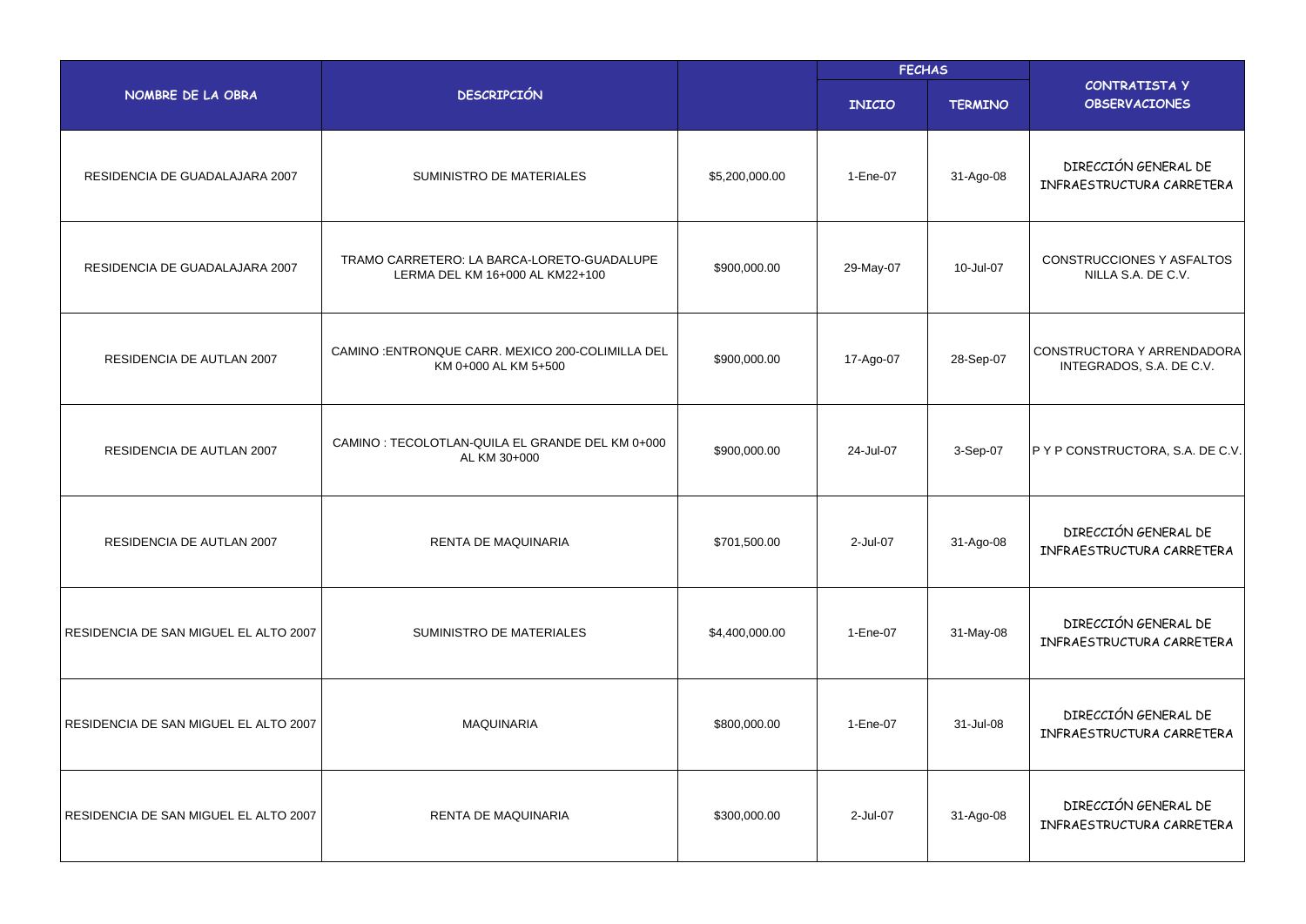| NOMBRE DE LA OBRA | DESCRIPCIÓN | | FECHAS | | CONTRATISTA Y OBSERVACIONES |
|---|---|---|---|---|---|
| | | | INICIO | TERMINO | |
| RESIDENCIA DE GUADALAJARA 2007 | SUMINISTRO DE MATERIALES | $5,200,000.00 | 1-Ene-07 | 31-Ago-08 | DIRECCIÓN GENERAL DE INFRAESTRUCTURA CARRETERA |
| RESIDENCIA DE GUADALAJARA 2007 | TRAMO CARRETERO: LA BARCA-LORETO-GUADALUPE LERMA DEL KM 16+000 AL KM22+100 | $900,000.00 | 29-May-07 | 10-Jul-07 | CONSTRUCCIONES Y ASFALTOS NILLA S.A. DE C.V. |
| RESIDENCIA DE AUTLAN 2007 | CAMINO :ENTRONQUE CARR. MEXICO 200-COLIMILLA DEL KM 0+000 AL KM 5+500 | $900,000.00 | 17-Ago-07 | 28-Sep-07 | CONSTRUCTORA Y ARRENDADORA INTEGRADOS, S.A. DE C.V. |
| RESIDENCIA DE AUTLAN 2007 | CAMINO : TECOLOTLAN-QUILA EL GRANDE DEL KM 0+000 AL KM 30+000 | $900,000.00 | 24-Jul-07 | 3-Sep-07 | P Y P CONSTRUCTORA, S.A. DE C.V. |
| RESIDENCIA DE AUTLAN 2007 | RENTA DE MAQUINARIA | $701,500.00 | 2-Jul-07 | 31-Ago-08 | DIRECCIÓN GENERAL DE INFRAESTRUCTURA CARRETERA |
| RESIDENCIA DE SAN MIGUEL EL ALTO 2007 | SUMINISTRO DE MATERIALES | $4,400,000.00 | 1-Ene-07 | 31-May-08 | DIRECCIÓN GENERAL DE INFRAESTRUCTURA CARRETERA |
| RESIDENCIA DE SAN MIGUEL EL ALTO 2007 | MAQUINARIA | $800,000.00 | 1-Ene-07 | 31-Jul-08 | DIRECCIÓN GENERAL DE INFRAESTRUCTURA CARRETERA |
| RESIDENCIA DE SAN MIGUEL EL ALTO 2007 | RENTA DE MAQUINARIA | $300,000.00 | 2-Jul-07 | 31-Ago-08 | DIRECCIÓN GENERAL DE INFRAESTRUCTURA CARRETERA |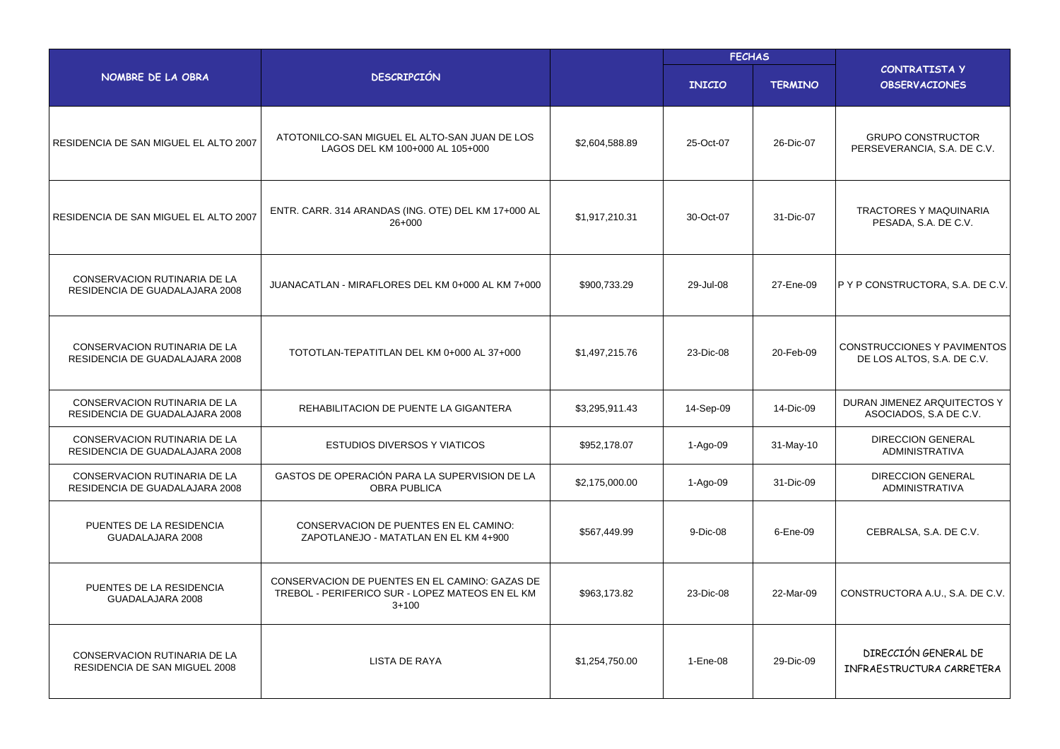| NOMBRE DE LA OBRA | DESCRIPCIÓN | | FECHAS | | CONTRATISTA Y OBSERVACIONES |
|---|---|---|---|---|---|
| | | | INICIO | TERMINO | |
| RESIDENCIA DE SAN MIGUEL EL ALTO 2007 | ATOTONILCO-SAN MIGUEL EL ALTO-SAN JUAN DE LOS LAGOS DEL KM 100+000 AL 105+000 | $2,604,588.89 | 25-Oct-07 | 26-Dic-07 | GRUPO CONSTRUCTOR PERSEVERANCIA, S.A. DE C.V. |
| RESIDENCIA DE SAN MIGUEL EL ALTO 2007 | ENTR. CARR. 314 ARANDAS (ING. OTE) DEL KM 17+000 AL 26+000 | $1,917,210.31 | 30-Oct-07 | 31-Dic-07 | TRACTORES Y MAQUINARIA PESADA, S.A. DE C.V. |
| CONSERVACION RUTINARIA DE LA RESIDENCIA DE GUADALAJARA 2008 | JUANACATLAN - MIRAFLORES DEL KM 0+000 AL KM 7+000 | $900,733.29 | 29-Jul-08 | 27-Ene-09 | P Y P CONSTRUCTORA, S.A. DE C.V. |
| CONSERVACION RUTINARIA DE LA RESIDENCIA DE GUADALAJARA 2008 | TOTOTLAN-TEPATITLAN DEL KM 0+000 AL 37+000 | $1,497,215.76 | 23-Dic-08 | 20-Feb-09 | CONSTRUCCIONES Y PAVIMENTOS DE LOS ALTOS, S.A. DE C.V. |
| CONSERVACION RUTINARIA DE LA RESIDENCIA DE GUADALAJARA 2008 | REHABILITACION DE PUENTE LA GIGANTERA | $3,295,911.43 | 14-Sep-09 | 14-Dic-09 | DURAN JIMENEZ ARQUITECTOS Y ASOCIADOS, S.A DE C.V. |
| CONSERVACION RUTINARIA DE LA RESIDENCIA DE GUADALAJARA 2008 | ESTUDIOS DIVERSOS Y VIATICOS | $952,178.07 | 1-Ago-09 | 31-May-10 | DIRECCION GENERAL ADMINISTRATIVA |
| CONSERVACION RUTINARIA DE LA RESIDENCIA DE GUADALAJARA 2008 | GASTOS DE OPERACIÓN PARA LA SUPERVISION DE LA OBRA PUBLICA | $2,175,000.00 | 1-Ago-09 | 31-Dic-09 | DIRECCION GENERAL ADMINISTRATIVA |
| PUENTES DE LA RESIDENCIA GUADALAJARA 2008 | CONSERVACION DE PUENTES EN EL CAMINO: ZAPOTLANEJO - MATATLAN EN EL KM 4+900 | $567,449.99 | 9-Dic-08 | 6-Ene-09 | CEBRALSA, S.A. DE C.V. |
| PUENTES DE LA RESIDENCIA GUADALAJARA 2008 | CONSERVACION DE PUENTES EN EL CAMINO: GAZAS DE TREBOL - PERIFERICO SUR - LOPEZ MATEOS EN EL KM 3+100 | $963,173.82 | 23-Dic-08 | 22-Mar-09 | CONSTRUCTORA A.U., S.A. DE C.V. |
| CONSERVACION RUTINARIA DE LA RESIDENCIA DE SAN MIGUEL 2008 | LISTA DE RAYA | $1,254,750.00 | 1-Ene-08 | 29-Dic-09 | DIRECCIÓN GENERAL DE INFRAESTRUCTURA CARRETERA |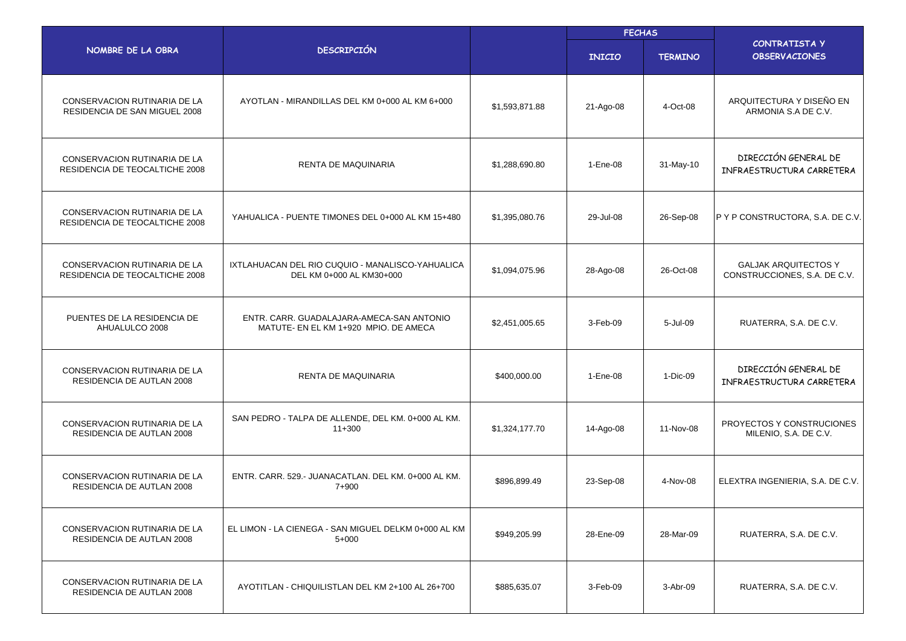| NOMBRE DE LA OBRA | DESCRIPCIÓN | | FECHAS | | CONTRATISTA Y OBSERVACIONES |
|---|---|---|---|---|---|
| | | | INICIO | TERMINO | |
| CONSERVACION RUTINARIA DE LA RESIDENCIA DE SAN MIGUEL 2008 | AYOTLAN - MIRANDILLAS DEL KM 0+000 AL KM 6+000 | $1,593,871.88 | 21-Ago-08 | 4-Oct-08 | ARQUITECTURA Y DISEÑO EN ARMONIA S.A DE C.V. |
| CONSERVACION RUTINARIA DE LA RESIDENCIA DE TEOCALTICHE 2008 | RENTA DE MAQUINARIA | $1,288,690.80 | 1-Ene-08 | 31-May-10 | DIRECCIÓN GENERAL DE INFRAESTRUCTURA CARRETERA |
| CONSERVACION RUTINARIA DE LA RESIDENCIA DE TEOCALTICHE 2008 | YAHUALICA - PUENTE TIMONES DEL 0+000 AL KM 15+480 | $1,395,080.76 | 29-Jul-08 | 26-Sep-08 | P Y P CONSTRUCTORA, S.A. DE C.V. |
| CONSERVACION RUTINARIA DE LA RESIDENCIA DE TEOCALTICHE 2008 | IXTLAHUACAN DEL RIO CUQUIO - MANALISCO-YAHUALICA DEL KM 0+000 AL KM30+000 | $1,094,075.96 | 28-Ago-08 | 26-Oct-08 | GALJAK ARQUITECTOS Y CONSTRUCCIONES, S.A. DE C.V. |
| PUENTES DE LA RESIDENCIA DE AHUALULCO 2008 | ENTR. CARR. GUADALAJARA-AMECA-SAN ANTONIO MATUTE- EN EL KM 1+920 MPIO. DE AMECA | $2,451,005.65 | 3-Feb-09 | 5-Jul-09 | RUATERRA, S.A. DE C.V. |
| CONSERVACION RUTINARIA DE LA RESIDENCIA DE AUTLAN 2008 | RENTA DE MAQUINARIA | $400,000.00 | 1-Ene-08 | 1-Dic-09 | DIRECCIÓN GENERAL DE INFRAESTRUCTURA CARRETERA |
| CONSERVACION RUTINARIA DE LA RESIDENCIA DE AUTLAN 2008 | SAN PEDRO - TALPA DE ALLENDE, DEL KM. 0+000 AL KM. 11+300 | $1,324,177.70 | 14-Ago-08 | 11-Nov-08 | PROYECTOS Y CONSTRUCIONES MILENIO, S.A. DE C.V. |
| CONSERVACION RUTINARIA DE LA RESIDENCIA DE AUTLAN 2008 | ENTR. CARR. 529.- JUANACATLAN. DEL KM. 0+000 AL KM. 7+900 | $896,899.49 | 23-Sep-08 | 4-Nov-08 | ELEXTRA INGENIERIA, S.A. DE C.V. |
| CONSERVACION RUTINARIA DE LA RESIDENCIA DE AUTLAN 2008 | EL LIMON - LA CIENEGA - SAN MIGUEL DELKM 0+000 AL KM 5+000 | $949,205.99 | 28-Ene-09 | 28-Mar-09 | RUATERRA, S.A. DE C.V. |
| CONSERVACION RUTINARIA DE LA RESIDENCIA DE AUTLAN 2008 | AYOTITLAN - CHIQUILISTLAN DEL KM 2+100 AL 26+700 | $885,635.07 | 3-Feb-09 | 3-Abr-09 | RUATERRA, S.A. DE C.V. |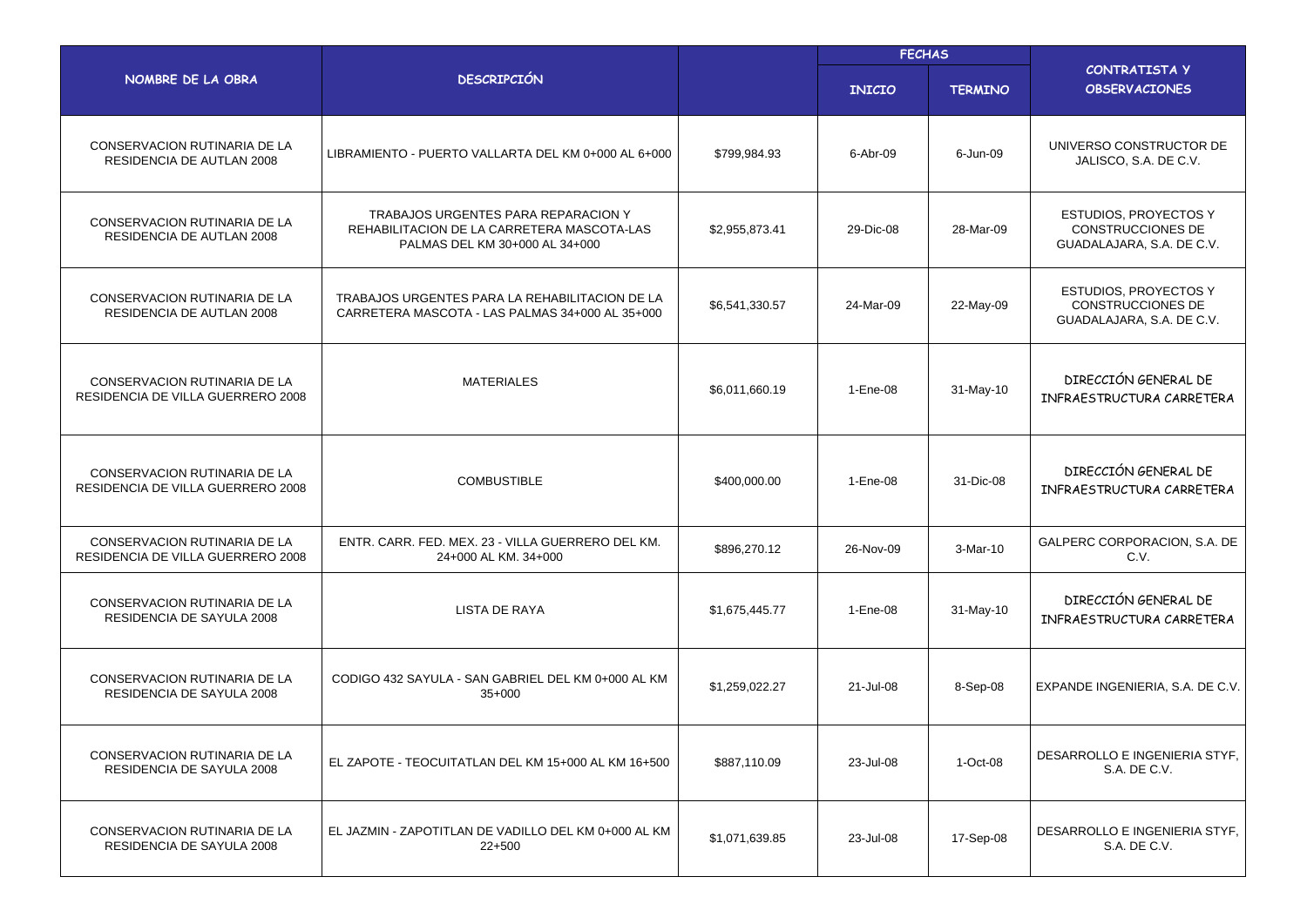| NOMBRE DE LA OBRA | DESCRIPCIÓN | | FECHAS | | CONTRATISTA Y OBSERVACIONES |
|---|---|---|---|---|---|
| | | | INICIO | TERMINO | |
| CONSERVACION RUTINARIA DE LA RESIDENCIA DE AUTLAN 2008 | LIBRAMIENTO - PUERTO VALLARTA DEL KM 0+000 AL 6+000 | $799,984.93 | 6-Abr-09 | 6-Jun-09 | UNIVERSO CONSTRUCTOR DE JALISCO, S.A. DE C.V. |
| CONSERVACION RUTINARIA DE LA RESIDENCIA DE AUTLAN 2008 | TRABAJOS URGENTES PARA REPARACION Y REHABILITACION DE LA CARRETERA MASCOTA-LAS PALMAS DEL KM 30+000 AL 34+000 | $2,955,873.41 | 29-Dic-08 | 28-Mar-09 | ESTUDIOS, PROYECTOS Y CONSTRUCCIONES DE GUADALAJARA, S.A. DE C.V. |
| CONSERVACION RUTINARIA DE LA RESIDENCIA DE AUTLAN 2008 | TRABAJOS URGENTES PARA LA REHABILITACION DE LA CARRETERA MASCOTA - LAS PALMAS 34+000 AL 35+000 | $6,541,330.57 | 24-Mar-09 | 22-May-09 | ESTUDIOS, PROYECTOS Y CONSTRUCCIONES DE GUADALAJARA, S.A. DE C.V. |
| CONSERVACION RUTINARIA DE LA RESIDENCIA DE VILLA GUERRERO 2008 | MATERIALES | $6,011,660.19 | 1-Ene-08 | 31-May-10 | DIRECCIÓN GENERAL DE INFRAESTRUCTURA CARRETERA |
| CONSERVACION RUTINARIA DE LA RESIDENCIA DE VILLA GUERRERO 2008 | COMBUSTIBLE | $400,000.00 | 1-Ene-08 | 31-Dic-08 | DIRECCIÓN GENERAL DE INFRAESTRUCTURA CARRETERA |
| CONSERVACION RUTINARIA DE LA RESIDENCIA DE VILLA GUERRERO 2008 | ENTR. CARR. FED. MEX. 23 - VILLA GUERRERO DEL KM. 24+000 AL KM. 34+000 | $896,270.12 | 26-Nov-09 | 3-Mar-10 | GALPERC CORPORACION, S.A. DE C.V. |
| CONSERVACION RUTINARIA DE LA RESIDENCIA DE SAYULA 2008 | LISTA DE RAYA | $1,675,445.77 | 1-Ene-08 | 31-May-10 | DIRECCIÓN GENERAL DE INFRAESTRUCTURA CARRETERA |
| CONSERVACION RUTINARIA DE LA RESIDENCIA DE SAYULA 2008 | CODIGO 432 SAYULA - SAN GABRIEL DEL KM 0+000 AL KM 35+000 | $1,259,022.27 | 21-Jul-08 | 8-Sep-08 | EXPANDE INGENIERIA, S.A. DE C.V. |
| CONSERVACION RUTINARIA DE LA RESIDENCIA DE SAYULA 2008 | EL ZAPOTE - TEOCUITATLAN DEL KM 15+000 AL KM 16+500 | $887,110.09 | 23-Jul-08 | 1-Oct-08 | DESARROLLO E INGENIERIA STYF, S.A. DE C.V. |
| CONSERVACION RUTINARIA DE LA RESIDENCIA DE SAYULA 2008 | EL JAZMIN - ZAPOTITLAN DE VADILLO DEL KM 0+000 AL KM 22+500 | $1,071,639.85 | 23-Jul-08 | 17-Sep-08 | DESARROLLO E INGENIERIA STYF, S.A. DE C.V. |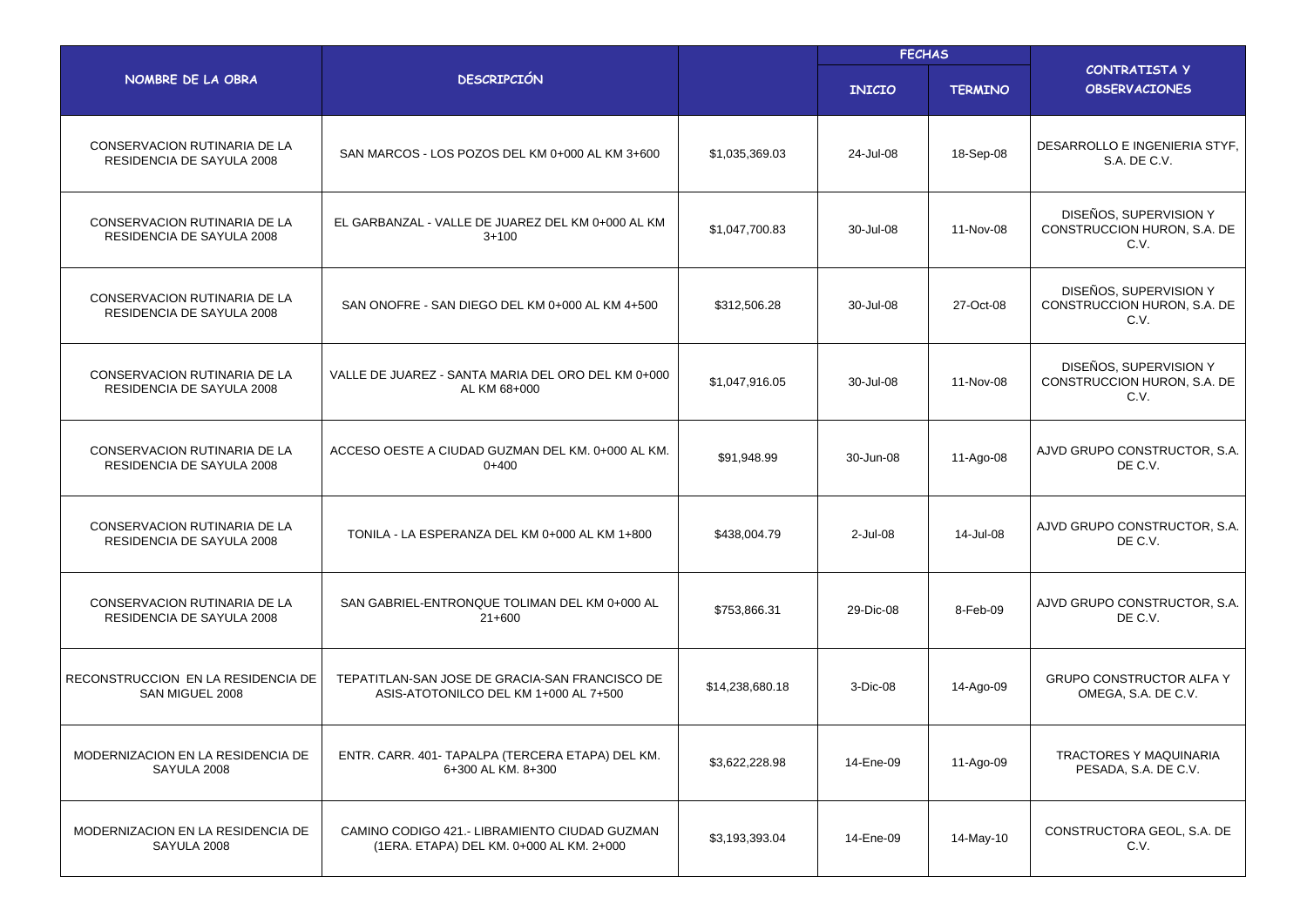| NOMBRE DE LA OBRA | DESCRIPCIÓN | | FECHAS | | CONTRATISTA Y OBSERVACIONES |
|---|---|---|---|---|---|
| | | | INICIO | TERMINO | |
| CONSERVACION RUTINARIA DE LA RESIDENCIA DE SAYULA 2008 | SAN MARCOS - LOS POZOS DEL KM 0+000 AL KM 3+600 | $1,035,369.03 | 24-Jul-08 | 18-Sep-08 | DESARROLLO E INGENIERIA STYF, S.A. DE C.V. |
| CONSERVACION RUTINARIA DE LA RESIDENCIA DE SAYULA 2008 | EL GARBANZAL - VALLE DE JUAREZ DEL KM 0+000 AL KM 3+100 | $1,047,700.83 | 30-Jul-08 | 11-Nov-08 | DISEÑOS, SUPERVISION Y CONSTRUCCION HURON, S.A. DE C.V. |
| CONSERVACION RUTINARIA DE LA RESIDENCIA DE SAYULA 2008 | SAN ONOFRE - SAN DIEGO DEL KM 0+000 AL KM 4+500 | $312,506.28 | 30-Jul-08 | 27-Oct-08 | DISEÑOS, SUPERVISION Y CONSTRUCCION HURON, S.A. DE C.V. |
| CONSERVACION RUTINARIA DE LA RESIDENCIA DE SAYULA 2008 | VALLE DE JUAREZ - SANTA MARIA DEL ORO DEL KM 0+000 AL KM 68+000 | $1,047,916.05 | 30-Jul-08 | 11-Nov-08 | DISEÑOS, SUPERVISION Y CONSTRUCCION HURON, S.A. DE C.V. |
| CONSERVACION RUTINARIA DE LA RESIDENCIA DE SAYULA 2008 | ACCESO OESTE A CIUDAD GUZMAN DEL KM. 0+000 AL KM. 0+400 | $91,948.99 | 30-Jun-08 | 11-Ago-08 | AJVD GRUPO CONSTRUCTOR, S.A. DE C.V. |
| CONSERVACION RUTINARIA DE LA RESIDENCIA DE SAYULA 2008 | TONILA - LA ESPERANZA DEL KM 0+000 AL KM 1+800 | $438,004.79 | 2-Jul-08 | 14-Jul-08 | AJVD GRUPO CONSTRUCTOR, S.A. DE C.V. |
| CONSERVACION RUTINARIA DE LA RESIDENCIA DE SAYULA 2008 | SAN GABRIEL-ENTRONQUE TOLIMAN DEL KM 0+000 AL 21+600 | $753,866.31 | 29-Dic-08 | 8-Feb-09 | AJVD GRUPO CONSTRUCTOR, S.A. DE C.V. |
| RECONSTRUCCION EN LA RESIDENCIA DE SAN MIGUEL 2008 | TEPATITLAN-SAN JOSE DE GRACIA-SAN FRANCISCO DE ASIS-ATOTONILCO DEL KM 1+000 AL 7+500 | $14,238,680.18 | 3-Dic-08 | 14-Ago-09 | GRUPO CONSTRUCTOR ALFA Y OMEGA, S.A. DE C.V. |
| MODERNIZACION EN LA RESIDENCIA DE SAYULA 2008 | ENTR. CARR. 401- TAPALPA (TERCERA ETAPA) DEL KM. 6+300 AL KM. 8+300 | $3,622,228.98 | 14-Ene-09 | 11-Ago-09 | TRACTORES Y MAQUINARIA PESADA, S.A. DE C.V. |
| MODERNIZACION EN LA RESIDENCIA DE SAYULA 2008 | CAMINO CODIGO 421.- LIBRAMIENTO CIUDAD GUZMAN (1ERA. ETAPA) DEL KM. 0+000 AL KM. 2+000 | $3,193,393.04 | 14-Ene-09 | 14-May-10 | CONSTRUCTORA GEOL, S.A. DE C.V. |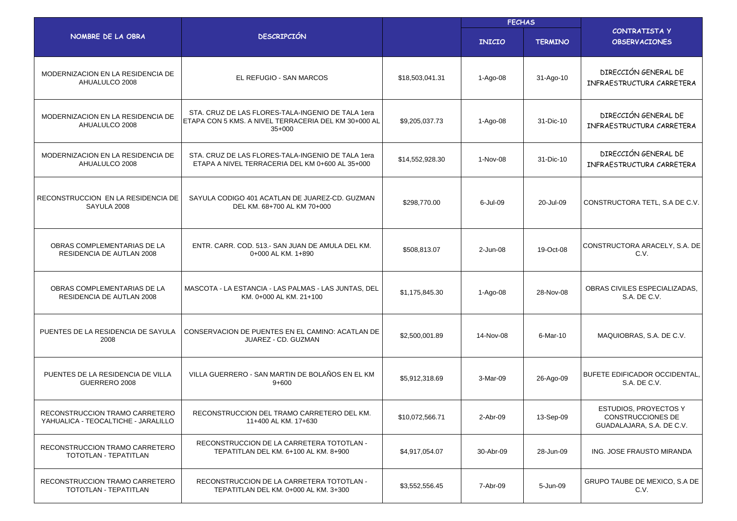| NOMBRE DE LA OBRA | DESCRIPCIÓN | | FECHAS | | CONTRATISTA Y OBSERVACIONES |
|---|---|---|---|---|---|
| | | | INICIO | TERMINO | |
| MODERNIZACION EN LA RESIDENCIA DE AHUALULCO 2008 | EL REFUGIO - SAN MARCOS | $18,503,041.31 | 1-Ago-08 | 31-Ago-10 | DIRECCIÓN GENERAL DE INFRAESTRUCTURA CARRETERA |
| MODERNIZACION EN LA RESIDENCIA DE AHUALULCO 2008 | STA. CRUZ DE LAS FLORES-TALA-INGENIO DE TALA 1era ETAPA CON 5 KMS. A NIVEL TERRACERIA DEL KM 30+000 AL 35+000 | $9,205,037.73 | 1-Ago-08 | 31-Dic-10 | DIRECCIÓN GENERAL DE INFRAESTRUCTURA CARRETERA |
| MODERNIZACION EN LA RESIDENCIA DE AHUALULCO 2008 | STA. CRUZ DE LAS FLORES-TALA-INGENIO DE TALA 1era ETAPA A NIVEL TERRACERIA DEL KM 0+600 AL 35+000 | $14,552,928.30 | 1-Nov-08 | 31-Dic-10 | DIRECCIÓN GENERAL DE INFRAESTRUCTURA CARRETERA |
| RECONSTRUCCION EN LA RESIDENCIA DE SAYULA 2008 | SAYULA CODIGO 401 ACATLAN DE JUAREZ-CD. GUZMAN DEL KM. 68+700 AL KM 70+000 | $298,770.00 | 6-Jul-09 | 20-Jul-09 | CONSTRUCTORA TETL, S.A DE C.V. |
| OBRAS COMPLEMENTARIAS DE LA RESIDENCIA DE AUTLAN 2008 | ENTR. CARR. COD. 513.- SAN JUAN DE AMULA DEL KM. 0+000 AL KM. 1+890 | $508,813.07 | 2-Jun-08 | 19-Oct-08 | CONSTRUCTORA ARACELY, S.A. DE C.V. |
| OBRAS COMPLEMENTARIAS DE LA RESIDENCIA DE AUTLAN 2008 | MASCOTA - LA ESTANCIA - LAS PALMAS - LAS JUNTAS, DEL KM. 0+000 AL KM. 21+100 | $1,175,845.30 | 1-Ago-08 | 28-Nov-08 | OBRAS CIVILES ESPECIALIZADAS, S.A. DE C.V. |
| PUENTES DE LA RESIDENCIA DE SAYULA 2008 | CONSERVACION DE PUENTES EN EL CAMINO: ACATLAN DE JUAREZ - CD. GUZMAN | $2,500,001.89 | 14-Nov-08 | 6-Mar-10 | MAQUIOBRAS, S.A. DE C.V. |
| PUENTES DE LA RESIDENCIA DE VILLA GUERRERO 2008 | VILLA GUERRERO - SAN MARTIN DE BOLAÑOS EN EL KM 9+600 | $5,912,318.69 | 3-Mar-09 | 26-Ago-09 | BUFETE EDIFICADOR OCCIDENTAL, S.A. DE C.V. |
| RECONSTRUCCION TRAMO CARRETERO YAHUALICA - TEOCALTICHE - JARALILLO | RECONSTRUCCION DEL TRAMO CARRETERO DEL KM. 11+400 AL KM. 17+630 | $10,072,566.71 | 2-Abr-09 | 13-Sep-09 | ESTUDIOS, PROYECTOS Y CONSTRUCCIONES DE GUADALAJARA, S.A. DE C.V. |
| RECONSTRUCCION TRAMO CARRETERO TOTOTLAN - TEPATITLAN | RECONSTRUCCION DE LA CARRETERA TOTOTLAN - TEPATITLAN DEL KM. 6+100 AL KM. 8+900 | $4,917,054.07 | 30-Abr-09 | 28-Jun-09 | ING. JOSE FRAUSTO MIRANDA |
| RECONSTRUCCION TRAMO CARRETERO TOTOTLAN - TEPATITLAN | RECONSTRUCCION DE LA CARRETERA TOTOTLAN - TEPATITLAN DEL KM. 0+000 AL KM. 3+300 | $3,552,556.45 | 7-Abr-09 | 5-Jun-09 | GRUPO TAUBE DE MEXICO, S.A DE C.V. |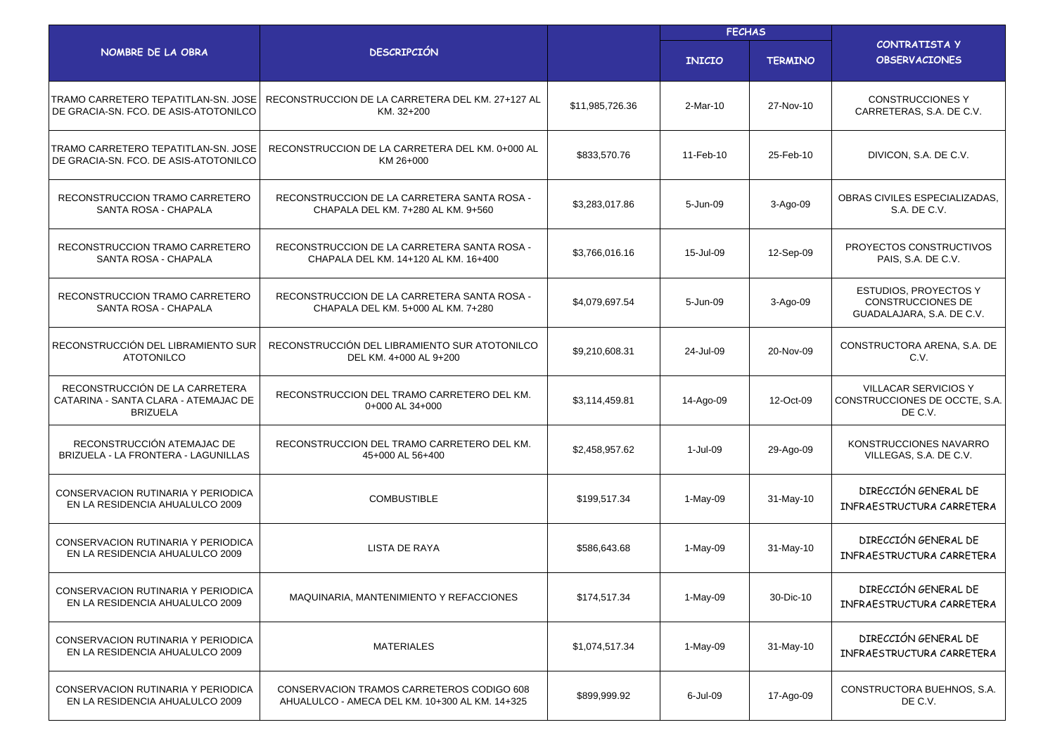| NOMBRE DE LA OBRA | DESCRIPCIÓN | | FECHAS | | CONTRATISTA Y OBSERVACIONES |
|---|---|---|---|---|---|
| | | | INICIO | TERMINO | |
| TRAMO CARRETERO TEPATITLAN-SN. JOSE DE GRACIA-SN. FCO. DE ASIS-ATOTONILCO | RECONSTRUCCION DE LA CARRETERA DEL KM. 27+127 AL KM. 32+200 | $11,985,726.36 | 2-Mar-10 | 27-Nov-10 | CONSTRUCCIONES Y CARRETERAS, S.A. DE C.V. |
| TRAMO CARRETERO TEPATITLAN-SN. JOSE DE GRACIA-SN. FCO. DE ASIS-ATOTONILCO | RECONSTRUCCION DE LA CARRETERA DEL KM. 0+000 AL KM 26+000 | $833,570.76 | 11-Feb-10 | 25-Feb-10 | DIVICON, S.A. DE C.V. |
| RECONSTRUCCION TRAMO CARRETERO SANTA ROSA - CHAPALA | RECONSTRUCCION DE LA CARRETERA SANTA ROSA - CHAPALA DEL KM. 7+280 AL KM. 9+560 | $3,283,017.86 | 5-Jun-09 | 3-Ago-09 | OBRAS CIVILES ESPECIALIZADAS, S.A. DE C.V. |
| RECONSTRUCCION TRAMO CARRETERO SANTA ROSA - CHAPALA | RECONSTRUCCION DE LA CARRETERA SANTA ROSA - CHAPALA DEL KM. 14+120 AL KM. 16+400 | $3,766,016.16 | 15-Jul-09 | 12-Sep-09 | PROYECTOS CONSTRUCTIVOS PAIS, S.A. DE C.V. |
| RECONSTRUCCION TRAMO CARRETERO SANTA ROSA - CHAPALA | RECONSTRUCCION DE LA CARRETERA SANTA ROSA - CHAPALA DEL KM. 5+000 AL KM. 7+280 | $4,079,697.54 | 5-Jun-09 | 3-Ago-09 | ESTUDIOS, PROYECTOS Y CONSTRUCCIONES DE GUADALAJARA, S.A. DE C.V. |
| RECONSTRUCCIÓN DEL LIBRAMIENTO SUR ATOTONILCO | RECONSTRUCCIÓN DEL LIBRAMIENTO SUR ATOTONILCO DEL KM. 4+000 AL 9+200 | $9,210,608.31 | 24-Jul-09 | 20-Nov-09 | CONSTRUCTORA ARENA, S.A. DE C.V. |
| RECONSTRUCCIÓN DE LA CARRETERA CATARINA - SANTA CLARA - ATEMAJAC DE BRIZUELA | RECONSTRUCCION DEL TRAMO CARRETERO DEL KM. 0+000 AL 34+000 | $3,114,459.81 | 14-Ago-09 | 12-Oct-09 | VILLACAR SERVICIOS Y CONSTRUCCIONES DE OCCTE, S.A. DE C.V. |
| RECONSTRUCCIÓN ATEMAJAC DE BRIZUELA - LA FRONTERA - LAGUNILLAS | RECONSTRUCCION DEL TRAMO CARRETERO DEL KM. 45+000 AL 56+400 | $2,458,957.62 | 1-Jul-09 | 29-Ago-09 | KONSTRUCCIONES NAVARRO VILLEGAS, S.A. DE C.V. |
| CONSERVACION RUTINARIA Y PERIODICA EN LA RESIDENCIA AHUALULCO 2009 | COMBUSTIBLE | $199,517.34 | 1-May-09 | 31-May-10 | DIRECCIÓN GENERAL DE INFRAESTRUCTURA CARRETERA |
| CONSERVACION RUTINARIA Y PERIODICA EN LA RESIDENCIA AHUALULCO 2009 | LISTA DE RAYA | $586,643.68 | 1-May-09 | 31-May-10 | DIRECCIÓN GENERAL DE INFRAESTRUCTURA CARRETERA |
| CONSERVACION RUTINARIA Y PERIODICA EN LA RESIDENCIA AHUALULCO 2009 | MAQUINARIA, MANTENIMIENTO Y REFACCIONES | $174,517.34 | 1-May-09 | 30-Dic-10 | DIRECCIÓN GENERAL DE INFRAESTRUCTURA CARRETERA |
| CONSERVACION RUTINARIA Y PERIODICA EN LA RESIDENCIA AHUALULCO 2009 | MATERIALES | $1,074,517.34 | 1-May-09 | 31-May-10 | DIRECCIÓN GENERAL DE INFRAESTRUCTURA CARRETERA |
| CONSERVACION RUTINARIA Y PERIODICA EN LA RESIDENCIA AHUALULCO 2009 | CONSERVACION TRAMOS CARRETEROS CODIGO 608 AHUALULCO - AMECA DEL KM. 10+300 AL KM. 14+325 | $899,999.92 | 6-Jul-09 | 17-Ago-09 | CONSTRUCTORA BUEHNOS, S.A. DE C.V. |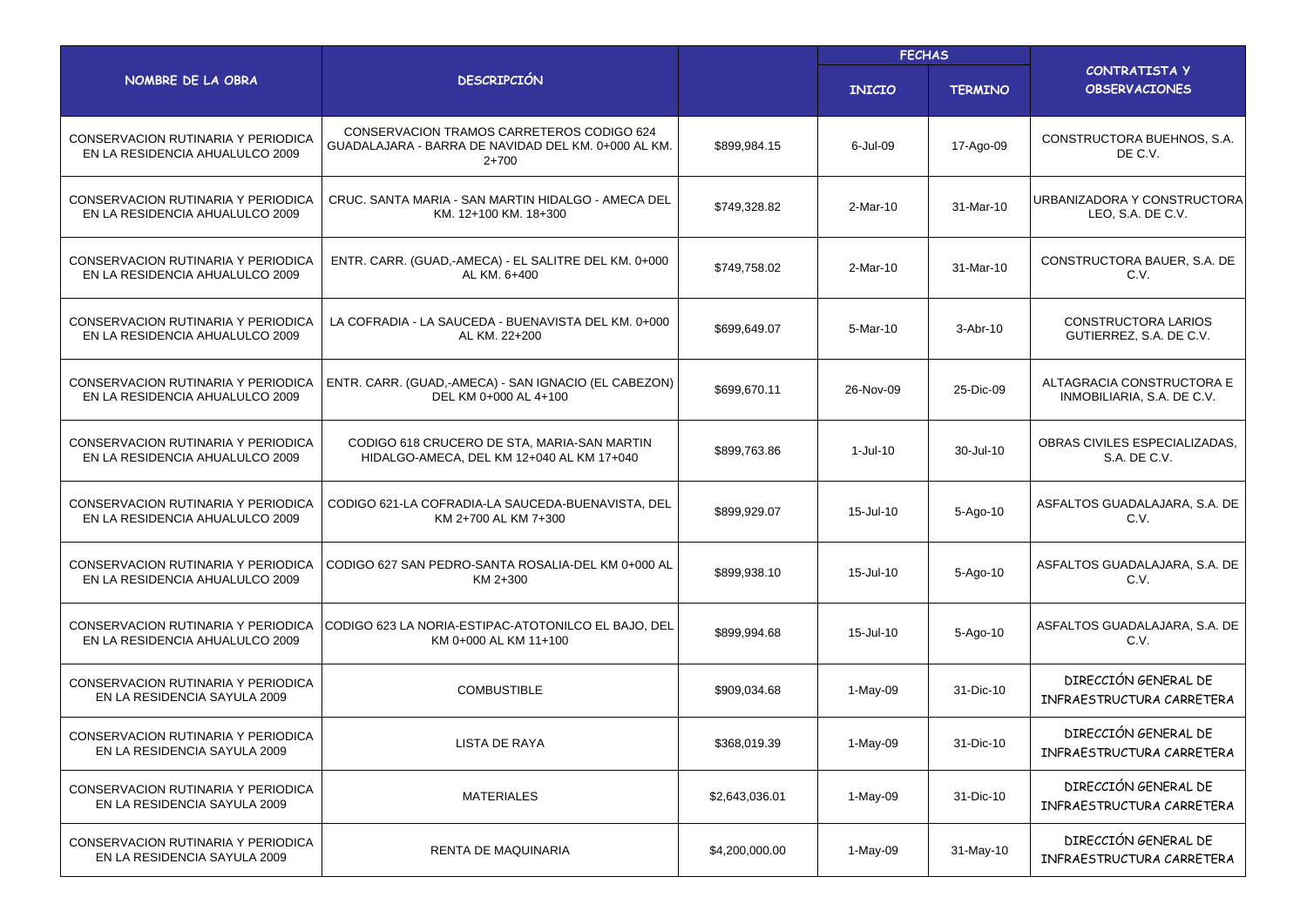| NOMBRE DE LA OBRA | DESCRIPCIÓN | | FECHAS | | CONTRATISTA Y OBSERVACIONES |
|---|---|---|---|---|---|
| | | | INICIO | TERMINO | |
| CONSERVACION RUTINARIA Y PERIODICA EN LA RESIDENCIA AHUALULCO 2009 | CONSERVACION TRAMOS CARRETEROS CODIGO 624 GUADALAJARA - BARRA DE NAVIDAD DEL KM. 0+000 AL KM. 2+700 | $899,984.15 | 6-Jul-09 | 17-Ago-09 | CONSTRUCTORA BUEHNOS, S.A. DE C.V. |
| CONSERVACION RUTINARIA Y PERIODICA EN LA RESIDENCIA AHUALULCO 2009 | CRUC. SANTA MARIA - SAN MARTIN HIDALGO - AMECA DEL KM. 12+100 KM. 18+300 | $749,328.82 | 2-Mar-10 | 31-Mar-10 | URBANIZADORA Y CONSTRUCTORA LEO, S.A. DE C.V. |
| CONSERVACION RUTINARIA Y PERIODICA EN LA RESIDENCIA AHUALULCO 2009 | ENTR. CARR. (GUAD,-AMECA) - EL SALITRE DEL KM. 0+000 AL KM. 6+400 | $749,758.02 | 2-Mar-10 | 31-Mar-10 | CONSTRUCTORA BAUER, S.A. DE C.V. |
| CONSERVACION RUTINARIA Y PERIODICA EN LA RESIDENCIA AHUALULCO 2009 | LA COFRADIA - LA SAUCEDA - BUENAVISTA DEL KM. 0+000 AL KM. 22+200 | $699,649.07 | 5-Mar-10 | 3-Abr-10 | CONSTRUCTORA LARIOS GUTIERREZ, S.A. DE C.V. |
| CONSERVACION RUTINARIA Y PERIODICA EN LA RESIDENCIA AHUALULCO 2009 | ENTR. CARR. (GUAD,-AMECA) - SAN IGNACIO (EL CABEZON) DEL KM 0+000 AL 4+100 | $699,670.11 | 26-Nov-09 | 25-Dic-09 | ALTAGRACIA CONSTRUCTORA E INMOBILIARIA, S.A. DE C.V. |
| CONSERVACION RUTINARIA Y PERIODICA EN LA RESIDENCIA AHUALULCO 2009 | CODIGO 618 CRUCERO DE STA, MARIA-SAN MARTIN HIDALGO-AMECA, DEL KM 12+040 AL KM 17+040 | $899,763.86 | 1-Jul-10 | 30-Jul-10 | OBRAS CIVILES ESPECIALIZADAS, S.A. DE C.V. |
| CONSERVACION RUTINARIA Y PERIODICA EN LA RESIDENCIA AHUALULCO 2009 | CODIGO 621-LA COFRADIA-LA SAUCEDA-BUENAVISTA, DEL KM 2+700 AL KM 7+300 | $899,929.07 | 15-Jul-10 | 5-Ago-10 | ASFALTOS GUADALAJARA, S.A. DE C.V. |
| CONSERVACION RUTINARIA Y PERIODICA EN LA RESIDENCIA AHUALULCO 2009 | CODIGO 627 SAN PEDRO-SANTA ROSALIA-DEL KM 0+000 AL KM 2+300 | $899,938.10 | 15-Jul-10 | 5-Ago-10 | ASFALTOS GUADALAJARA, S.A. DE C.V. |
| CONSERVACION RUTINARIA Y PERIODICA EN LA RESIDENCIA AHUALULCO 2009 | CODIGO 623 LA NORIA-ESTIPAC-ATOTONILCO EL BAJO, DEL KM 0+000 AL KM 11+100 | $899,994.68 | 15-Jul-10 | 5-Ago-10 | ASFALTOS GUADALAJARA, S.A. DE C.V. |
| CONSERVACION RUTINARIA Y PERIODICA EN LA RESIDENCIA SAYULA 2009 | COMBUSTIBLE | $909,034.68 | 1-May-09 | 31-Dic-10 | DIRECCIÓN GENERAL DE INFRAESTRUCTURA CARRETERA |
| CONSERVACION RUTINARIA Y PERIODICA EN LA RESIDENCIA SAYULA 2009 | LISTA DE RAYA | $368,019.39 | 1-May-09 | 31-Dic-10 | DIRECCIÓN GENERAL DE INFRAESTRUCTURA CARRETERA |
| CONSERVACION RUTINARIA Y PERIODICA EN LA RESIDENCIA SAYULA 2009 | MATERIALES | $2,643,036.01 | 1-May-09 | 31-Dic-10 | DIRECCIÓN GENERAL DE INFRAESTRUCTURA CARRETERA |
| CONSERVACION RUTINARIA Y PERIODICA EN LA RESIDENCIA SAYULA 2009 | RENTA DE MAQUINARIA | $4,200,000.00 | 1-May-09 | 31-May-10 | DIRECCIÓN GENERAL DE INFRAESTRUCTURA CARRETERA |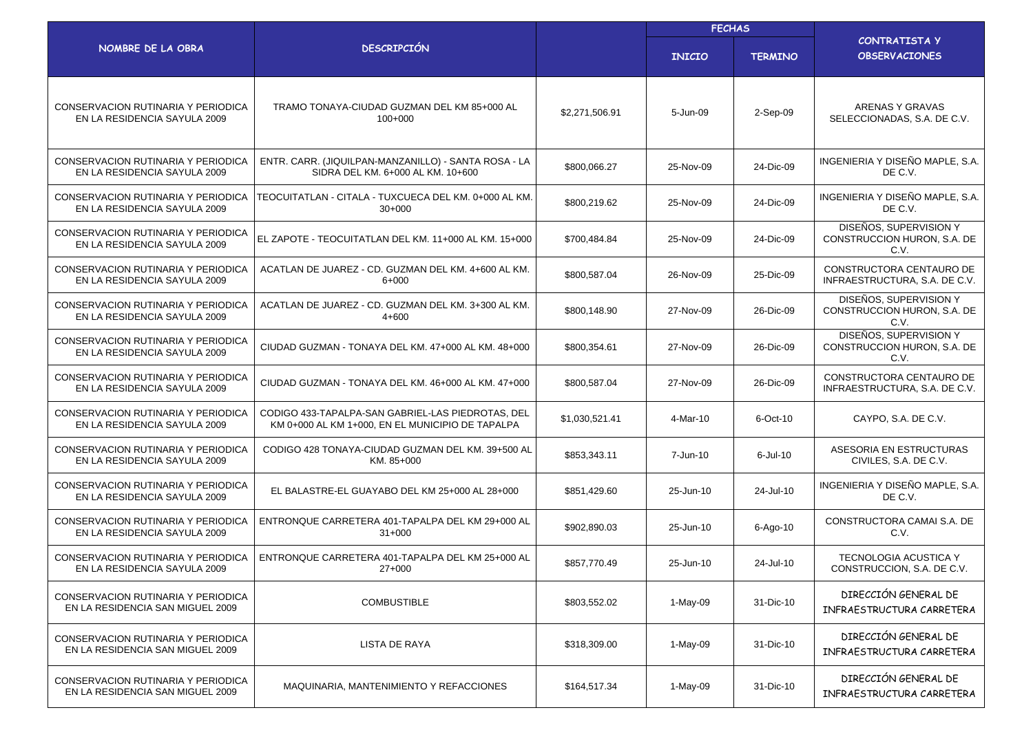| NOMBRE DE LA OBRA | DESCRIPCIÓN | | FECHAS | | CONTRATISTA Y OBSERVACIONES |
|---|---|---|---|---|---|
| | | | INICIO | TERMINO | |
| CONSERVACION RUTINARIA Y PERIODICA EN LA RESIDENCIA SAYULA 2009 | TRAMO TONAYA-CIUDAD GUZMAN DEL KM 85+000 AL 100+000 | $2,271,506.91 | 5-Jun-09 | 2-Sep-09 | ARENAS Y GRAVAS SELECCIONADAS, S.A. DE C.V. |
| CONSERVACION RUTINARIA Y PERIODICA EN LA RESIDENCIA SAYULA 2009 | ENTR. CARR. (JIQUILPAN-MANZANILLO) - SANTA ROSA - LA SIDRA DEL KM. 6+000 AL KM. 10+600 | $800,066.27 | 25-Nov-09 | 24-Dic-09 | INGENIERIA Y DISEÑO MAPLE, S.A. DE C.V. |
| CONSERVACION RUTINARIA Y PERIODICA EN LA RESIDENCIA SAYULA 2009 | TEOCUITATLAN - CITALA - TUXCUECA DEL KM. 0+000 AL KM. 30+000 | $800,219.62 | 25-Nov-09 | 24-Dic-09 | INGENIERIA Y DISEÑO MAPLE, S.A. DE C.V. |
| CONSERVACION RUTINARIA Y PERIODICA EN LA RESIDENCIA SAYULA 2009 | EL ZAPOTE - TEOCUITATLAN DEL KM. 11+000 AL KM. 15+000 | $700,484.84 | 25-Nov-09 | 24-Dic-09 | DISEÑOS, SUPERVISION Y CONSTRUCCION HURON, S.A. DE C.V. |
| CONSERVACION RUTINARIA Y PERIODICA EN LA RESIDENCIA SAYULA 2009 | ACATLAN DE JUAREZ - CD. GUZMAN DEL KM. 4+600 AL KM. 6+000 | $800,587.04 | 26-Nov-09 | 25-Dic-09 | CONSTRUCTORA CENTAURO DE INFRAESTRUCTURA, S.A. DE C.V. |
| CONSERVACION RUTINARIA Y PERIODICA EN LA RESIDENCIA SAYULA 2009 | ACATLAN DE JUAREZ - CD. GUZMAN DEL KM. 3+300 AL KM. 4+600 | $800,148.90 | 27-Nov-09 | 26-Dic-09 | DISEÑOS, SUPERVISION Y CONSTRUCCION HURON, S.A. DE C.V. |
| CONSERVACION RUTINARIA Y PERIODICA EN LA RESIDENCIA SAYULA 2009 | CIUDAD GUZMAN - TONAYA DEL KM. 47+000 AL KM. 48+000 | $800,354.61 | 27-Nov-09 | 26-Dic-09 | DISEÑOS, SUPERVISION Y CONSTRUCCION HURON, S.A. DE C.V. |
| CONSERVACION RUTINARIA Y PERIODICA EN LA RESIDENCIA SAYULA 2009 | CIUDAD GUZMAN - TONAYA DEL KM. 46+000 AL KM. 47+000 | $800,587.04 | 27-Nov-09 | 26-Dic-09 | CONSTRUCTORA CENTAURO DE INFRAESTRUCTURA, S.A. DE C.V. |
| CONSERVACION RUTINARIA Y PERIODICA EN LA RESIDENCIA SAYULA 2009 | CODIGO 433-TAPALPA-SAN GABRIEL-LAS PIEDROTAS, DEL KM 0+000 AL KM 1+000, EN EL MUNICIPIO DE TAPALPA | $1,030,521.41 | 4-Mar-10 | 6-Oct-10 | CAYPO, S.A. DE C.V. |
| CONSERVACION RUTINARIA Y PERIODICA EN LA RESIDENCIA SAYULA 2009 | CODIGO 428 TONAYA-CIUDAD GUZMAN DEL KM. 39+500 AL KM. 85+000 | $853,343.11 | 7-Jun-10 | 6-Jul-10 | ASESORIA EN ESTRUCTURAS CIVILES, S.A. DE C.V. |
| CONSERVACION RUTINARIA Y PERIODICA EN LA RESIDENCIA SAYULA 2009 | EL BALASTRE-EL GUAYABO DEL KM 25+000 AL 28+000 | $851,429.60 | 25-Jun-10 | 24-Jul-10 | INGENIERIA Y DISEÑO MAPLE, S.A. DE C.V. |
| CONSERVACION RUTINARIA Y PERIODICA EN LA RESIDENCIA SAYULA 2009 | ENTRONQUE CARRETERA 401-TAPALPA DEL KM 29+000 AL 31+000 | $902,890.03 | 25-Jun-10 | 6-Ago-10 | CONSTRUCTORA CAMAI S.A. DE C.V. |
| CONSERVACION RUTINARIA Y PERIODICA EN LA RESIDENCIA SAYULA 2009 | ENTRONQUE CARRETERA 401-TAPALPA DEL KM 25+000 AL 27+000 | $857,770.49 | 25-Jun-10 | 24-Jul-10 | TECNOLOGIA ACUSTICA Y CONSTRUCCION, S.A. DE C.V. |
| CONSERVACION RUTINARIA Y PERIODICA EN LA RESIDENCIA SAN MIGUEL 2009 | COMBUSTIBLE | $803,552.02 | 1-May-09 | 31-Dic-10 | DIRECCIÓN GENERAL DE INFRAESTRUCTURA CARRETERA |
| CONSERVACION RUTINARIA Y PERIODICA EN LA RESIDENCIA SAN MIGUEL 2009 | LISTA DE RAYA | $318,309.00 | 1-May-09 | 31-Dic-10 | DIRECCIÓN GENERAL DE INFRAESTRUCTURA CARRETERA |
| CONSERVACION RUTINARIA Y PERIODICA EN LA RESIDENCIA SAN MIGUEL 2009 | MAQUINARIA, MANTENIMIENTO Y REFACCIONES | $164,517.34 | 1-May-09 | 31-Dic-10 | DIRECCIÓN GENERAL DE INFRAESTRUCTURA CARRETERA |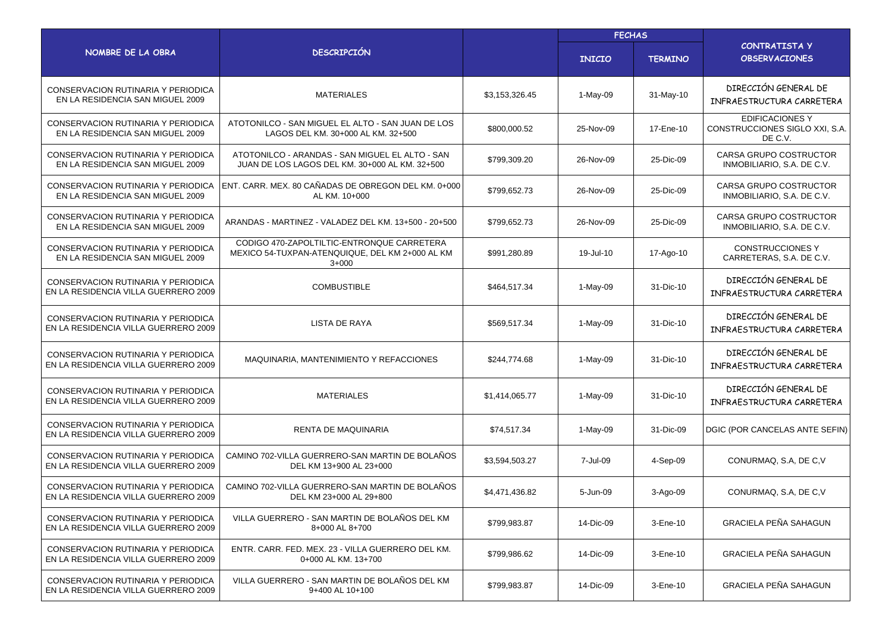| NOMBRE DE LA OBRA | DESCRIPCIÓN | | FECHAS | | CONTRATISTA Y OBSERVACIONES |
|---|---|---|---|---|---|
| | | | INICIO | TERMINO | |
| CONSERVACION RUTINARIA Y PERIODICA EN LA RESIDENCIA SAN MIGUEL 2009 | MATERIALES | $3,153,326.45 | 1-May-09 | 31-May-10 | DIRECCIÓN GENERAL DE INFRAESTRUCTURA CARRETERA |
| CONSERVACION RUTINARIA Y PERIODICA EN LA RESIDENCIA SAN MIGUEL 2009 | ATOTONILCO - SAN MIGUEL EL ALTO - SAN JUAN DE LOS LAGOS DEL KM. 30+000 AL KM. 32+500 | $800,000.52 | 25-Nov-09 | 17-Ene-10 | EDIFICACIONES Y CONSTRUCCIONES SIGLO XXI, S.A. DE C.V. |
| CONSERVACION RUTINARIA Y PERIODICA EN LA RESIDENCIA SAN MIGUEL 2009 | ATOTONILCO - ARANDAS - SAN MIGUEL EL ALTO - SAN JUAN DE LOS LAGOS DEL KM. 30+000 AL KM. 32+500 | $799,309.20 | 26-Nov-09 | 25-Dic-09 | CARSA GRUPO COSTRUCTOR INMOBILIARIO, S.A. DE C.V. |
| CONSERVACION RUTINARIA Y PERIODICA EN LA RESIDENCIA SAN MIGUEL 2009 | ENT. CARR. MEX. 80 CAÑADAS DE OBREGON DEL KM. 0+000 AL KM. 10+000 | $799,652.73 | 26-Nov-09 | 25-Dic-09 | CARSA GRUPO COSTRUCTOR INMOBILIARIO, S.A. DE C.V. |
| CONSERVACION RUTINARIA Y PERIODICA EN LA RESIDENCIA SAN MIGUEL 2009 | ARANDAS - MARTINEZ - VALADEZ DEL KM. 13+500 - 20+500 | $799,652.73 | 26-Nov-09 | 25-Dic-09 | CARSA GRUPO COSTRUCTOR INMOBILIARIO, S.A. DE C.V. |
| CONSERVACION RUTINARIA Y PERIODICA EN LA RESIDENCIA SAN MIGUEL 2009 | CODIGO 470-ZAPOLTILTIC-ENTRONQUE CARRETERA MEXICO 54-TUXPAN-ATENQUIQUE, DEL KM 2+000 AL KM 3+000 | $991,280.89 | 19-Jul-10 | 17-Ago-10 | CONSTRUCCIONES Y CARRETERAS, S.A. DE C.V. |
| CONSERVACION RUTINARIA Y PERIODICA EN LA RESIDENCIA VILLA GUERRERO 2009 | COMBUSTIBLE | $464,517.34 | 1-May-09 | 31-Dic-10 | DIRECCIÓN GENERAL DE INFRAESTRUCTURA CARRETERA |
| CONSERVACION RUTINARIA Y PERIODICA EN LA RESIDENCIA VILLA GUERRERO 2009 | LISTA DE RAYA | $569,517.34 | 1-May-09 | 31-Dic-10 | DIRECCIÓN GENERAL DE INFRAESTRUCTURA CARRETERA |
| CONSERVACION RUTINARIA Y PERIODICA EN LA RESIDENCIA VILLA GUERRERO 2009 | MAQUINARIA, MANTENIMIENTO Y REFACCIONES | $244,774.68 | 1-May-09 | 31-Dic-10 | DIRECCIÓN GENERAL DE INFRAESTRUCTURA CARRETERA |
| CONSERVACION RUTINARIA Y PERIODICA EN LA RESIDENCIA VILLA GUERRERO 2009 | MATERIALES | $1,414,065.77 | 1-May-09 | 31-Dic-10 | DIRECCIÓN GENERAL DE INFRAESTRUCTURA CARRETERA |
| CONSERVACION RUTINARIA Y PERIODICA EN LA RESIDENCIA VILLA GUERRERO 2009 | RENTA DE MAQUINARIA | $74,517.34 | 1-May-09 | 31-Dic-09 | DGIC (POR CANCELAS ANTE SEFIN) |
| CONSERVACION RUTINARIA Y PERIODICA EN LA RESIDENCIA VILLA GUERRERO 2009 | CAMINO 702-VILLA GUERRERO-SAN MARTIN DE BOLAÑOS DEL KM 13+900 AL 23+000 | $3,594,503.27 | 7-Jul-09 | 4-Sep-09 | CONURMAQ, S.A, DE C,V |
| CONSERVACION RUTINARIA Y PERIODICA EN LA RESIDENCIA VILLA GUERRERO 2009 | CAMINO 702-VILLA GUERRERO-SAN MARTIN DE BOLAÑOS DEL KM 23+000 AL 29+800 | $4,471,436.82 | 5-Jun-09 | 3-Ago-09 | CONURMAQ, S.A, DE C,V |
| CONSERVACION RUTINARIA Y PERIODICA EN LA RESIDENCIA VILLA GUERRERO 2009 | VILLA GUERRERO - SAN MARTIN DE BOLAÑOS DEL KM 8+000 AL 8+700 | $799,983.87 | 14-Dic-09 | 3-Ene-10 | GRACIELA PEÑA SAHAGUN |
| CONSERVACION RUTINARIA Y PERIODICA EN LA RESIDENCIA VILLA GUERRERO 2009 | ENTR. CARR. FED. MEX. 23 - VILLA GUERRERO DEL KM. 0+000 AL KM. 13+700 | $799,986.62 | 14-Dic-09 | 3-Ene-10 | GRACIELA PEÑA SAHAGUN |
| CONSERVACION RUTINARIA Y PERIODICA EN LA RESIDENCIA VILLA GUERRERO 2009 | VILLA GUERRERO - SAN MARTIN DE BOLAÑOS DEL KM 9+400 AL 10+100 | $799,983.87 | 14-Dic-09 | 3-Ene-10 | GRACIELA PEÑA SAHAGUN |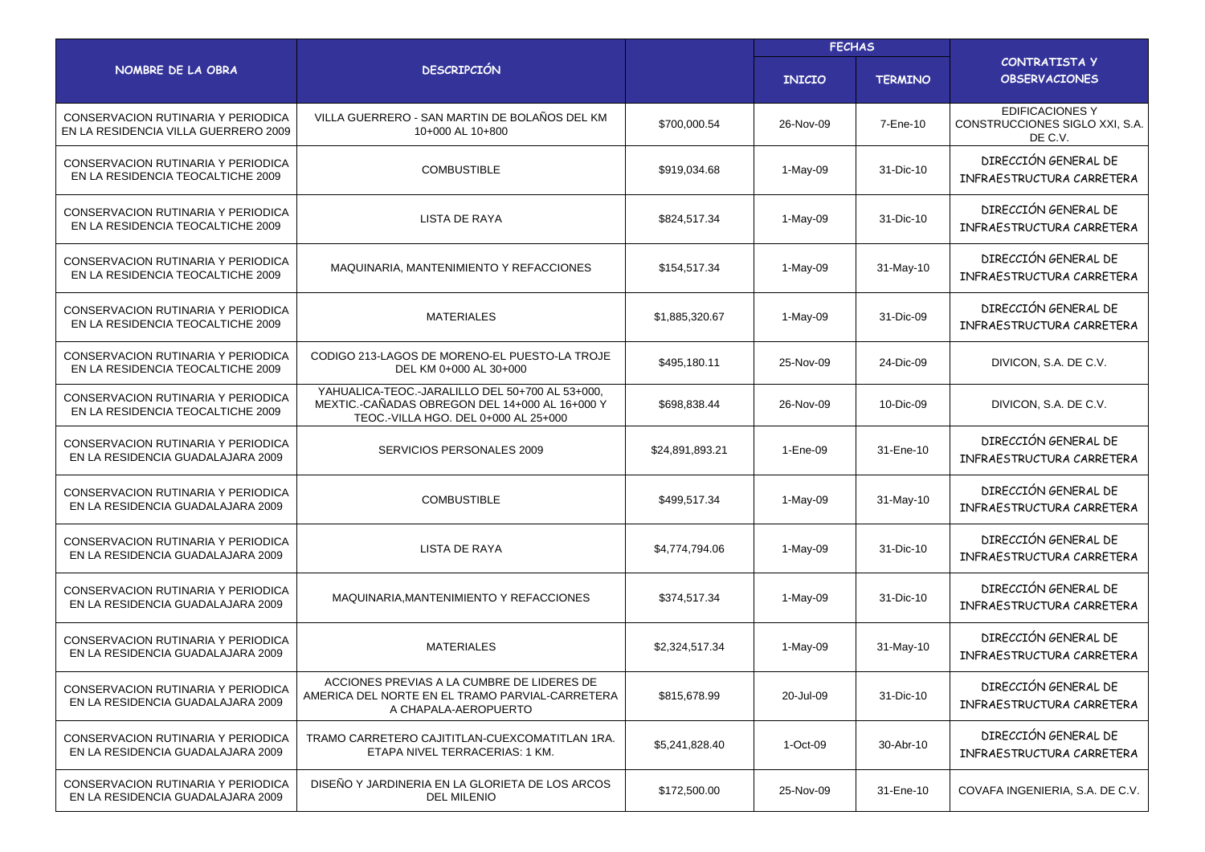| NOMBRE DE LA OBRA | DESCRIPCIÓN | | FECHAS | | CONTRATISTA Y OBSERVACIONES |
|---|---|---|---|---|---|
| | | | INICIO | TERMINO | |
| CONSERVACION RUTINARIA Y PERIODICA EN LA RESIDENCIA VILLA GUERRERO 2009 | VILLA GUERRERO - SAN MARTIN DE BOLAÑOS DEL KM 10+000 AL 10+800 | $700,000.54 | 26-Nov-09 | 7-Ene-10 | EDIFICACIONES Y CONSTRUCCIONES SIGLO XXI, S.A. DE C.V. |
| CONSERVACION RUTINARIA Y PERIODICA EN LA RESIDENCIA TEOCALTICHE 2009 | COMBUSTIBLE | $919,034.68 | 1-May-09 | 31-Dic-10 | DIRECCIÓN GENERAL DE INFRAESTRUCTURA CARRETERA |
| CONSERVACION RUTINARIA Y PERIODICA EN LA RESIDENCIA TEOCALTICHE 2009 | LISTA DE RAYA | $824,517.34 | 1-May-09 | 31-Dic-10 | DIRECCIÓN GENERAL DE INFRAESTRUCTURA CARRETERA |
| CONSERVACION RUTINARIA Y PERIODICA EN LA RESIDENCIA TEOCALTICHE 2009 | MAQUINARIA, MANTENIMIENTO Y REFACCIONES | $154,517.34 | 1-May-09 | 31-May-10 | DIRECCIÓN GENERAL DE INFRAESTRUCTURA CARRETERA |
| CONSERVACION RUTINARIA Y PERIODICA EN LA RESIDENCIA TEOCALTICHE 2009 | MATERIALES | $1,885,320.67 | 1-May-09 | 31-Dic-09 | DIRECCIÓN GENERAL DE INFRAESTRUCTURA CARRETERA |
| CONSERVACION RUTINARIA Y PERIODICA EN LA RESIDENCIA TEOCALTICHE 2009 | CODIGO 213-LAGOS DE MORENO-EL PUESTO-LA TROJE DEL KM 0+000 AL 30+000 | $495,180.11 | 25-Nov-09 | 24-Dic-09 | DIVICON, S.A. DE C.V. |
| CONSERVACION RUTINARIA Y PERIODICA EN LA RESIDENCIA TEOCALTICHE 2009 | YAHUALICA-TEOC.-JARALILLO DEL 50+700 AL 53+000, MEXTIC.-CAÑADAS OBREGON DEL 14+000 AL 16+000 Y TEOC.-VILLA HGO. DEL 0+000 AL 25+000 | $698,838.44 | 26-Nov-09 | 10-Dic-09 | DIVICON, S.A. DE C.V. |
| CONSERVACION RUTINARIA Y PERIODICA EN LA RESIDENCIA GUADALAJARA 2009 | SERVICIOS PERSONALES 2009 | $24,891,893.21 | 1-Ene-09 | 31-Ene-10 | DIRECCIÓN GENERAL DE INFRAESTRUCTURA CARRETERA |
| CONSERVACION RUTINARIA Y PERIODICA EN LA RESIDENCIA GUADALAJARA 2009 | COMBUSTIBLE | $499,517.34 | 1-May-09 | 31-May-10 | DIRECCIÓN GENERAL DE INFRAESTRUCTURA CARRETERA |
| CONSERVACION RUTINARIA Y PERIODICA EN LA RESIDENCIA GUADALAJARA 2009 | LISTA DE RAYA | $4,774,794.06 | 1-May-09 | 31-Dic-10 | DIRECCIÓN GENERAL DE INFRAESTRUCTURA CARRETERA |
| CONSERVACION RUTINARIA Y PERIODICA EN LA RESIDENCIA GUADALAJARA 2009 | MAQUINARIA,MANTENIMIENTO Y REFACCIONES | $374,517.34 | 1-May-09 | 31-Dic-10 | DIRECCIÓN GENERAL DE INFRAESTRUCTURA CARRETERA |
| CONSERVACION RUTINARIA Y PERIODICA EN LA RESIDENCIA GUADALAJARA 2009 | MATERIALES | $2,324,517.34 | 1-May-09 | 31-May-10 | DIRECCIÓN GENERAL DE INFRAESTRUCTURA CARRETERA |
| CONSERVACION RUTINARIA Y PERIODICA EN LA RESIDENCIA GUADALAJARA 2009 | ACCIONES PREVIAS A LA CUMBRE DE LIDERES DE AMERICA DEL NORTE EN EL TRAMO PARVIAL-CARRETERA A CHAPALA-AEROPUERTO | $815,678.99 | 20-Jul-09 | 31-Dic-10 | DIRECCIÓN GENERAL DE INFRAESTRUCTURA CARRETERA |
| CONSERVACION RUTINARIA Y PERIODICA EN LA RESIDENCIA GUADALAJARA 2009 | TRAMO CARRETERO CAJITITLAN-CUEXCOMATITLAN 1RA. ETAPA NIVEL TERRACERIAS: 1 KM. | $5,241,828.40 | 1-Oct-09 | 30-Abr-10 | DIRECCIÓN GENERAL DE INFRAESTRUCTURA CARRETERA |
| CONSERVACION RUTINARIA Y PERIODICA EN LA RESIDENCIA GUADALAJARA 2009 | DISEÑO Y JARDINERIA EN LA GLORIETA DE LOS ARCOS DEL MILENIO | $172,500.00 | 25-Nov-09 | 31-Ene-10 | COVAFA INGENIERIA, S.A. DE C.V. |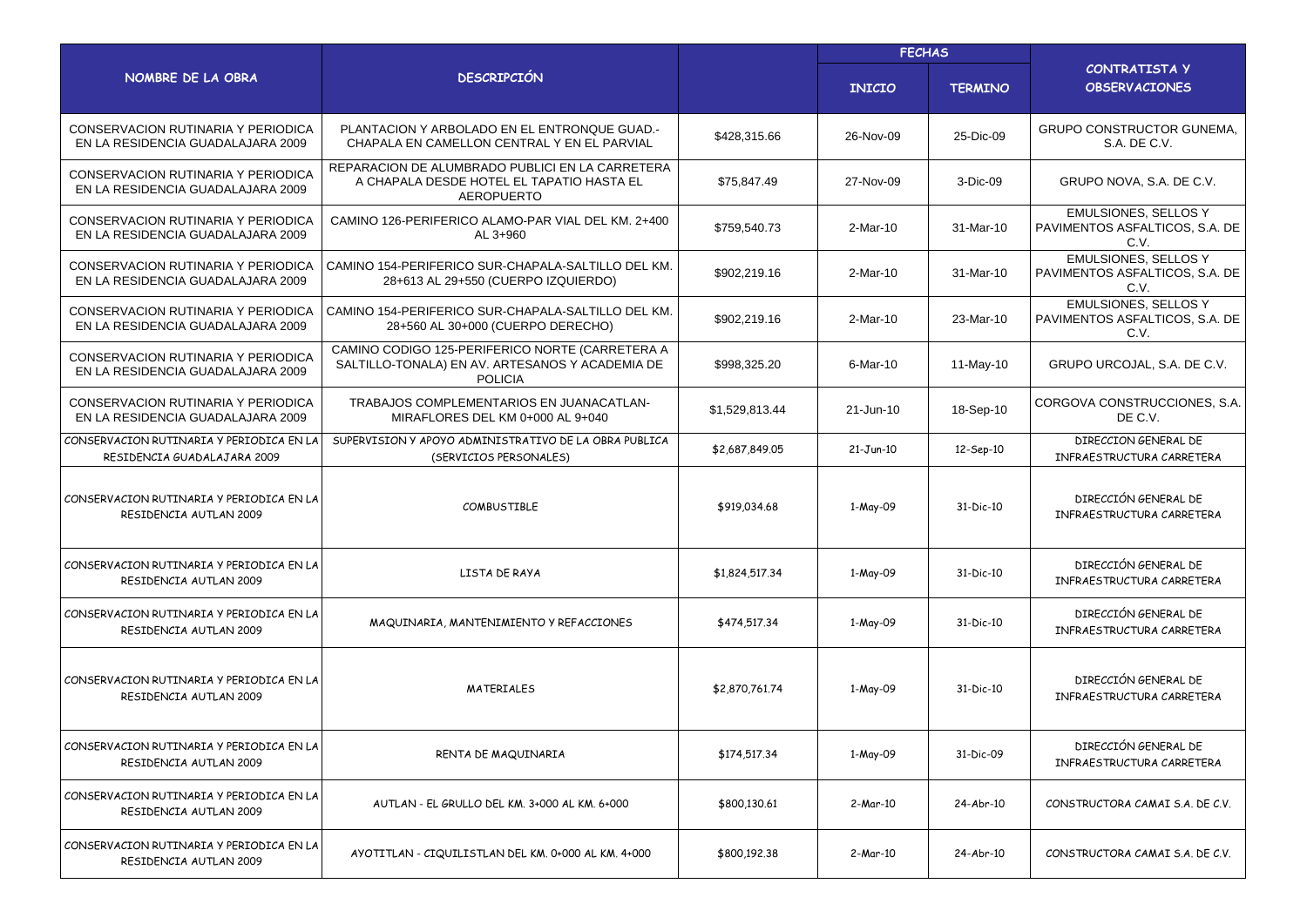| NOMBRE DE LA OBRA | DESCRIPCIÓN | | FECHAS | | CONTRATISTA Y OBSERVACIONES |
|---|---|---|---|---|---|
| | | | INICIO | TERMINO | |
| CONSERVACION RUTINARIA Y PERIODICA EN LA RESIDENCIA GUADALAJARA 2009 | PLANTACION Y ARBOLADO EN EL ENTRONQUE GUAD.- CHAPALA EN CAMELLON CENTRAL Y EN EL PARVIAL | $428,315.66 | 26-Nov-09 | 25-Dic-09 | GRUPO CONSTRUCTOR GUNEMA, S.A. DE C.V. |
| CONSERVACION RUTINARIA Y PERIODICA EN LA RESIDENCIA GUADALAJARA 2009 | REPARACION DE ALUMBRADO PUBLICI EN LA CARRETERA A CHAPALA DESDE HOTEL EL TAPATIO HASTA EL AEROPUERTO | $75,847.49 | 27-Nov-09 | 3-Dic-09 | GRUPO NOVA, S.A. DE C.V. |
| CONSERVACION RUTINARIA Y PERIODICA EN LA RESIDENCIA GUADALAJARA 2009 | CAMINO 126-PERIFERICO ALAMO-PAR VIAL DEL KM. 2+400 AL 3+960 | $759,540.73 | 2-Mar-10 | 31-Mar-10 | EMULSIONES, SELLOS Y PAVIMENTOS ASFALTICOS, S.A. DE C.V. |
| CONSERVACION RUTINARIA Y PERIODICA EN LA RESIDENCIA GUADALAJARA 2009 | CAMINO 154-PERIFERICO SUR-CHAPALA-SALTILLO DEL KM. 28+613 AL 29+550 (CUERPO IZQUIERDO) | $902,219.16 | 2-Mar-10 | 31-Mar-10 | EMULSIONES, SELLOS Y PAVIMENTOS ASFALTICOS, S.A. DE C.V. |
| CONSERVACION RUTINARIA Y PERIODICA EN LA RESIDENCIA GUADALAJARA 2009 | CAMINO 154-PERIFERICO SUR-CHAPALA-SALTILLO DEL KM. 28+560 AL 30+000 (CUERPO DERECHO) | $902,219.16 | 2-Mar-10 | 23-Mar-10 | EMULSIONES, SELLOS Y PAVIMENTOS ASFALTICOS, S.A. DE C.V. |
| CONSERVACION RUTINARIA Y PERIODICA EN LA RESIDENCIA GUADALAJARA 2009 | CAMINO CODIGO 125-PERIFERICO NORTE (CARRETERA A SALTILLO-TONALA) EN AV. ARTESANOS Y ACADEMIA DE POLICIA | $998,325.20 | 6-Mar-10 | 11-May-10 | GRUPO URCOJAL, S.A. DE C.V. |
| CONSERVACION RUTINARIA Y PERIODICA EN LA RESIDENCIA GUADALAJARA 2009 | TRABAJOS COMPLEMENTARIOS EN JUANACATLAN-MIRAFLORES DEL KM 0+000 AL 9+040 | $1,529,813.44 | 21-Jun-10 | 18-Sep-10 | CORGOVA CONSTRUCCIONES, S.A. DE C.V. |
| CONSERVACION RUTINARIA Y PERIODICA EN LA RESIDENCIA GUADALAJARA 2009 | SUPERVISION Y APOYO ADMINISTRATIVO DE LA OBRA PUBLICA (SERVICIOS PERSONALES) | $2,687,849.05 | 21-Jun-10 | 12-Sep-10 | DIRECCION GENERAL DE INFRAESTRUCTURA CARRETERA |
| CONSERVACION RUTINARIA Y PERIODICA EN LA RESIDENCIA AUTLAN 2009 | COMBUSTIBLE | $919,034.68 | 1-May-09 | 31-Dic-10 | DIRECCIÓN GENERAL DE INFRAESTRUCTURA CARRETERA |
| CONSERVACION RUTINARIA Y PERIODICA EN LA RESIDENCIA AUTLAN 2009 | LISTA DE RAYA | $1,824,517.34 | 1-May-09 | 31-Dic-10 | DIRECCIÓN GENERAL DE INFRAESTRUCTURA CARRETERA |
| CONSERVACION RUTINARIA Y PERIODICA EN LA RESIDENCIA AUTLAN 2009 | MAQUINARIA, MANTENIMIENTO Y REFACCIONES | $474,517.34 | 1-May-09 | 31-Dic-10 | DIRECCIÓN GENERAL DE INFRAESTRUCTURA CARRETERA |
| CONSERVACION RUTINARIA Y PERIODICA EN LA RESIDENCIA AUTLAN 2009 | MATERIALES | $2,870,761.74 | 1-May-09 | 31-Dic-10 | DIRECCIÓN GENERAL DE INFRAESTRUCTURA CARRETERA |
| CONSERVACION RUTINARIA Y PERIODICA EN LA RESIDENCIA AUTLAN 2009 | RENTA DE MAQUINARIA | $174,517.34 | 1-May-09 | 31-Dic-09 | DIRECCIÓN GENERAL DE INFRAESTRUCTURA CARRETERA |
| CONSERVACION RUTINARIA Y PERIODICA EN LA RESIDENCIA AUTLAN 2009 | AUTLAN - EL GRULLO DEL KM. 3+000 AL KM. 6+000 | $800,130.61 | 2-Mar-10 | 24-Abr-10 | CONSTRUCTORA CAMAI S.A. DE C.V. |
| CONSERVACION RUTINARIA Y PERIODICA EN LA RESIDENCIA AUTLAN 2009 | AYOTITLAN - CIQUILISTLAN DEL KM. 0+000 AL KM. 4+000 | $800,192.38 | 2-Mar-10 | 24-Abr-10 | CONSTRUCTORA CAMAI S.A. DE C.V. |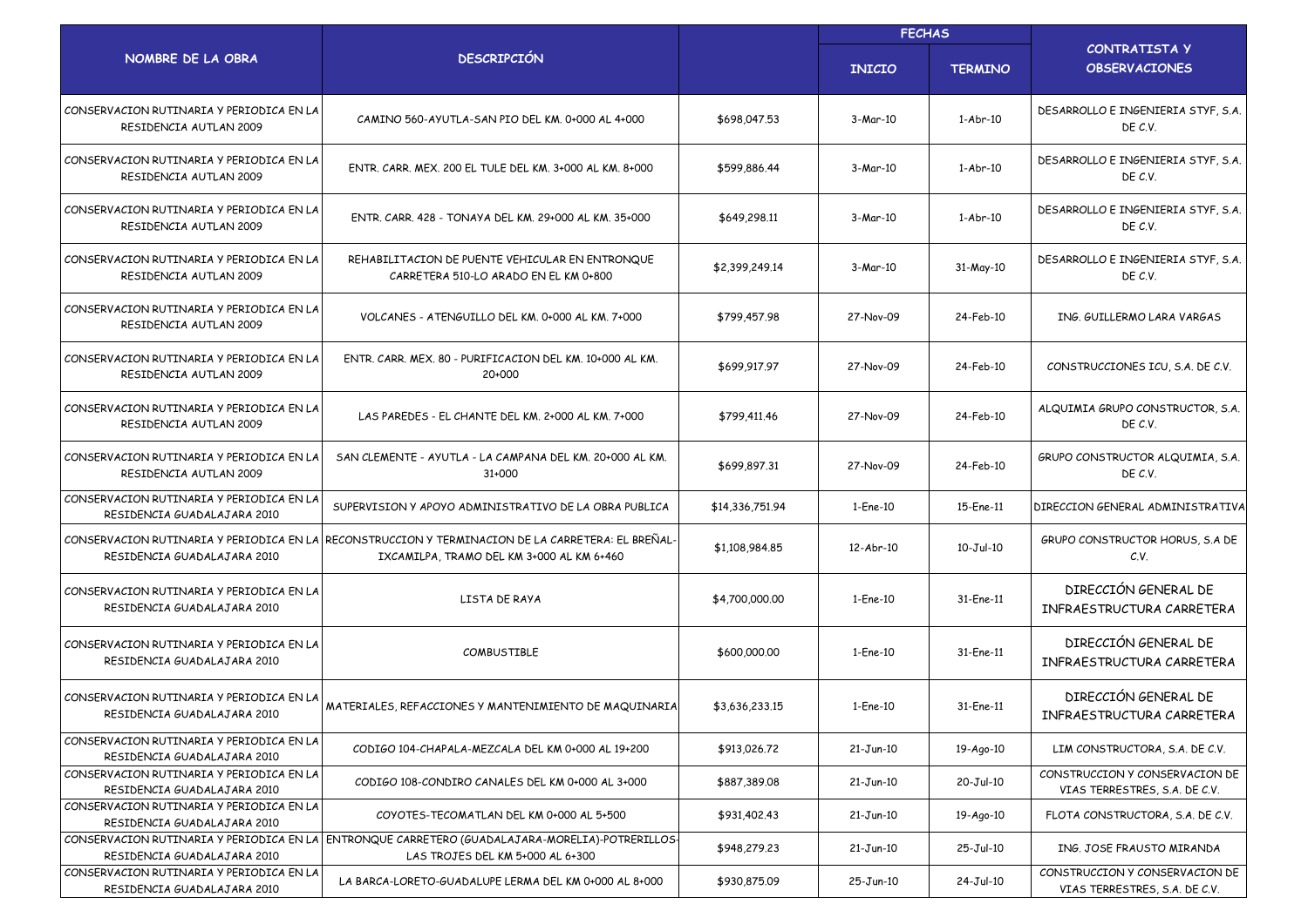| NOMBRE DE LA OBRA | DESCRIPCIÓN | | FECHAS | | CONTRATISTA Y OBSERVACIONES |
|---|---|---|---|---|---|
| | | | INICIO | TERMINO | |
| CONSERVACION RUTINARIA Y PERIODICA EN LA RESIDENCIA AUTLAN 2009 | CAMINO 560-AYUTLA-SAN PIO DEL KM. 0+000 AL 4+000 | $698,047.53 | 3-Mar-10 | 1-Abr-10 | DESARROLLO E INGENIERIA STYF, S.A. DE C.V. |
| CONSERVACION RUTINARIA Y PERIODICA EN LA RESIDENCIA AUTLAN 2009 | ENTR. CARR. MEX. 200 EL TULE DEL KM. 3+000 AL KM. 8+000 | $599,886.44 | 3-Mar-10 | 1-Abr-10 | DESARROLLO E INGENIERIA STYF, S.A. DE C.V. |
| CONSERVACION RUTINARIA Y PERIODICA EN LA RESIDENCIA AUTLAN 2009 | ENTR. CARR. 428 - TONAYA DEL KM. 29+000 AL KM. 35+000 | $649,298.11 | 3-Mar-10 | 1-Abr-10 | DESARROLLO E INGENIERIA STYF, S.A. DE C.V. |
| CONSERVACION RUTINARIA Y PERIODICA EN LA RESIDENCIA AUTLAN 2009 | REHABILITACION DE PUENTE VEHICULAR EN ENTRONQUE CARRETERA 510-LO ARADO EN EL KM 0+800 | $2,399,249.14 | 3-Mar-10 | 31-May-10 | DESARROLLO E INGENIERIA STYF, S.A. DE C.V. |
| CONSERVACION RUTINARIA Y PERIODICA EN LA RESIDENCIA AUTLAN 2009 | VOLCANES - ATENGUILLO DEL KM. 0+000 AL KM. 7+000 | $799,457.98 | 27-Nov-09 | 24-Feb-10 | ING. GUILLERMO LARA VARGAS |
| CONSERVACION RUTINARIA Y PERIODICA EN LA RESIDENCIA AUTLAN 2009 | ENTR. CARR. MEX. 80 - PURIFICACION DEL KM. 10+000 AL KM. 20+000 | $699,917.97 | 27-Nov-09 | 24-Feb-10 | CONSTRUCCIONES ICU, S.A. DE C.V. |
| CONSERVACION RUTINARIA Y PERIODICA EN LA RESIDENCIA AUTLAN 2009 | LAS PAREDES - EL CHANTE DEL KM. 2+000 AL KM. 7+000 | $799,411.46 | 27-Nov-09 | 24-Feb-10 | ALQUIMIA GRUPO CONSTRUCTOR, S.A. DE C.V. |
| CONSERVACION RUTINARIA Y PERIODICA EN LA RESIDENCIA AUTLAN 2009 | SAN CLEMENTE - AYUTLA - LA CAMPANA DEL KM. 20+000 AL KM. 31+000 | $699,897.31 | 27-Nov-09 | 24-Feb-10 | GRUPO CONSTRUCTOR ALQUIMIA, S.A. DE C.V. |
| CONSERVACION RUTINARIA Y PERIODICA EN LA RESIDENCIA GUADALAJARA 2010 | SUPERVISION Y APOYO ADMINISTRATIVO DE LA OBRA PUBLICA | $14,336,751.94 | 1-Ene-10 | 15-Ene-11 | DIRECCION GENERAL ADMINISTRATIVA |
| CONSERVACION RUTINARIA Y PERIODICA EN LA RESIDENCIA GUADALAJARA 2010 | RECONSTRUCCION Y TERMINACION DE LA CARRETERA: EL BREÑAL-IXCAMILPA, TRAMO DEL KM 3+000 AL KM 6+460 | $1,108,984.85 | 12-Abr-10 | 10-Jul-10 | GRUPO CONSTRUCTOR HORUS, S.A DE C.V. |
| CONSERVACION RUTINARIA Y PERIODICA EN LA RESIDENCIA GUADALAJARA 2010 | LISTA DE RAYA | $4,700,000.00 | 1-Ene-10 | 31-Ene-11 | DIRECCIÓN GENERAL DE INFRAESTRUCTURA CARRETERA |
| CONSERVACION RUTINARIA Y PERIODICA EN LA RESIDENCIA GUADALAJARA 2010 | COMBUSTIBLE | $600,000.00 | 1-Ene-10 | 31-Ene-11 | DIRECCIÓN GENERAL DE INFRAESTRUCTURA CARRETERA |
| CONSERVACION RUTINARIA Y PERIODICA EN LA RESIDENCIA GUADALAJARA 2010 | MATERIALES, REFACCIONES Y MANTENIMIENTO DE MAQUINARIA | $3,636,233.15 | 1-Ene-10 | 31-Ene-11 | DIRECCIÓN GENERAL DE INFRAESTRUCTURA CARRETERA |
| CONSERVACION RUTINARIA Y PERIODICA EN LA RESIDENCIA GUADALAJARA 2010 | CODIGO 104-CHAPALA-MEZCALA DEL KM 0+000 AL 19+200 | $913,026.72 | 21-Jun-10 | 19-Ago-10 | LIM CONSTRUCTORA, S.A. DE C.V. |
| CONSERVACION RUTINARIA Y PERIODICA EN LA RESIDENCIA GUADALAJARA 2010 | CODIGO 108-CONDIRO CANALES DEL KM 0+000 AL 3+000 | $887,389.08 | 21-Jun-10 | 20-Jul-10 | CONSTRUCCION Y CONSERVACION DE VIAS TERRESTRES, S.A. DE C.V. |
| CONSERVACION RUTINARIA Y PERIODICA EN LA RESIDENCIA GUADALAJARA 2010 | COYOTES-TECOMATLAN DEL KM 0+000 AL 5+500 | $931,402.43 | 21-Jun-10 | 19-Ago-10 | FLOTA CONSTRUCTORA, S.A. DE C.V. |
| CONSERVACION RUTINARIA Y PERIODICA EN LA RESIDENCIA GUADALAJARA 2010 | ENTRONQUE CARRETERO (GUADALAJARA-MORELIA)-POTRERILLOS-LAS TROJES DEL KM 5+000 AL 6+300 | $948,279.23 | 21-Jun-10 | 25-Jul-10 | ING. JOSE FRAUSTO MIRANDA |
| CONSERVACION RUTINARIA Y PERIODICA EN LA RESIDENCIA GUADALAJARA 2010 | LA BARCA-LORETO-GUADALUPE LERMA DEL KM 0+000 AL 8+000 | $930,875.09 | 25-Jun-10 | 24-Jul-10 | CONSTRUCCION Y CONSERVACION DE VIAS TERRESTRES, S.A. DE C.V. |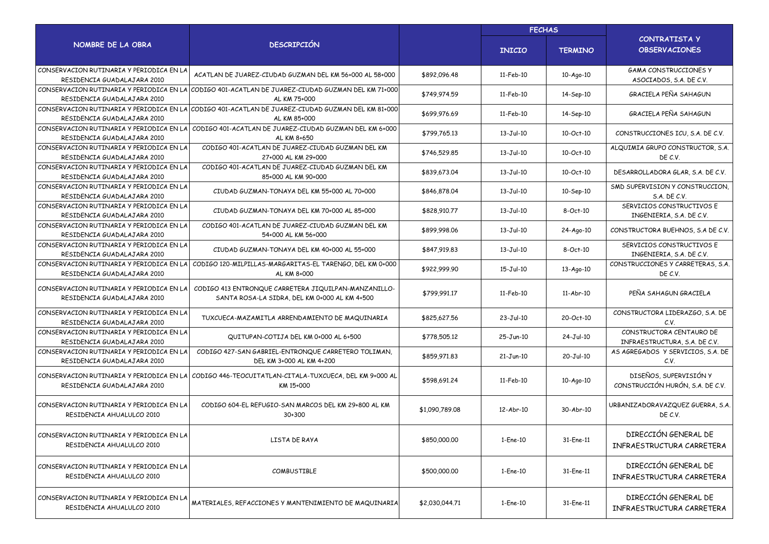| NOMBRE DE LA OBRA | DESCRIPCIÓN | | FECHAS | | CONTRATISTA Y OBSERVACIONES |
|---|---|---|---|---|---|
| | | | INICIO | TERMINO | |
| CONSERVACION RUTINARIA Y PERIODICA EN LA RESIDENCIA GUADALAJARA 2010 | ACATLAN DE JUAREZ-CIUDAD GUZMAN DEL KM 56+000 AL 58+000 | $892,096.48 | 11-Feb-10 | 10-Ago-10 | GAMA CONSTRUCCIONES Y ASOCIADOS, S.A. DE C.V. |
| CONSERVACION RUTINARIA Y PERIODICA EN LA RESIDENCIA GUADALAJARA 2010 | CODIGO 401-ACATLAN DE JUAREZ-CIUDAD GUZMAN DEL KM 71+000 AL KM 75+000 | $749,974.59 | 11-Feb-10 | 14-Sep-10 | GRACIELA PEÑA SAHAGUN |
| CONSERVACION RUTINARIA Y PERIODICA EN LA RESIDENCIA GUADALAJARA 2010 | CODIGO 401-ACATLAN DE JUAREZ-CIUDAD GUZMAN DEL KM 81+000 AL KM 85+000 | $699,976.69 | 11-Feb-10 | 14-Sep-10 | GRACIELA PEÑA SAHAGUN |
| CONSERVACION RUTINARIA Y PERIODICA EN LA RESIDENCIA GUADALAJARA 2010 | CODIGO 401-ACATLAN DE JUAREZ-CIUDAD GUZMAN DEL KM 6+000 AL KM 8+650 | $799,765.13 | 13-Jul-10 | 10-Oct-10 | CONSTRUCCIONES ICU, S.A. DE C.V. |
| CONSERVACION RUTINARIA Y PERIODICA EN LA RESIDENCIA GUADALAJARA 2010 | CODIGO 401-ACATLAN DE JUAREZ-CIUDAD GUZMAN DEL KM 27+000 AL KM 29+000 | $746,529.85 | 13-Jul-10 | 10-Oct-10 | ALQUIMIA GRUPO CONSTRUCTOR, S.A. DE C.V. |
| CONSERVACION RUTINARIA Y PERIODICA EN LA RESIDENCIA GUADALAJARA 2010 | CODIGO 401-ACATLAN DE JUAREZ-CIUDAD GUZMAN DEL KM 85+000 AL KM 90+000 | $839,673.04 | 13-Jul-10 | 10-Oct-10 | DESARROLLADORA GLAR, S.A. DE C.V. |
| CONSERVACION RUTINARIA Y PERIODICA EN LA RESIDENCIA GUADALAJARA 2010 | CIUDAD GUZMAN-TONAYA DEL KM 55+000 AL 70+000 | $846,878.04 | 13-Jul-10 | 10-Sep-10 | SMD SUPERVISION Y CONSTRUCCION, S.A. DE C.V. |
| CONSERVACION RUTINARIA Y PERIODICA EN LA RESIDENCIA GUADALAJARA 2010 | CIUDAD GUZMAN-TONAYA DEL KM 70+000 AL 85+000 | $828,910.77 | 13-Jul-10 | 8-Oct-10 | SERVICIOS CONSTRUCTIVOS E INGENIERIA, S.A. DE C.V. |
| CONSERVACION RUTINARIA Y PERIODICA EN LA RESIDENCIA GUADALAJARA 2010 | CODIGO 401-ACATLAN DE JUAREZ-CIUDAD GUZMAN DEL KM 54+000 AL KM 56+000 | $899,998.06 | 13-Jul-10 | 24-Ago-10 | CONSTRUCTORA BUEHNOS, S.A DE C.V. |
| CONSERVACION RUTINARIA Y PERIODICA EN LA RESIDENCIA GUADALAJARA 2010 | CIUDAD GUZMAN-TONAYA DEL KM 40+000 AL 55+000 | $847,919.83 | 13-Jul-10 | 8-Oct-10 | SERVICIOS CONSTRUCTIVOS E INGENIERIA, S.A. DE C.V. |
| CONSERVACION RUTINARIA Y PERIODICA EN LA RESIDENCIA GUADALAJARA 2010 | CODIGO 120-MILPILLAS-MARGARITAS-EL TARENGO, DEL KM 0+000 AL KM 8+000 | $922,999.90 | 15-Jul-10 | 13-Ago-10 | CONSTRUCCIONES Y CARRETERAS, S.A. DE C.V. |
| CONSERVACION RUTINARIA Y PERIODICA EN LA RESIDENCIA GUADALAJARA 2010 | CODIGO 413 ENTRONQUE CARRETERA JIQUILPAN-MANZANILLO-SANTA ROSA-LA SIDRA, DEL KM 0+000 AL KM 4+500 | $799,991.17 | 11-Feb-10 | 11-Abr-10 | PEÑA SAHAGUN GRACIELA |
| CONSERVACION RUTINARIA Y PERIODICA EN LA RESIDENCIA GUADALAJARA 2010 | TUXCUECA-MAZAMITLA ARRENDAMIENTO DE MAQUINARIA | $825,627.56 | 23-Jul-10 | 20-Oct-10 | CONSTRUCTORA LIDERAZGO, S.A. DE C.V. |
| CONSERVACION RUTINARIA Y PERIODICA EN LA RESIDENCIA GUADALAJARA 2010 | QUITUPAN-COTIJA DEL KM 0+000 AL 6+500 | $778,505.12 | 25-Jun-10 | 24-Jul-10 | CONSTRUCTORA CENTAURO DE INFRAESTRUCTURA, S.A. DE C.V. |
| CONSERVACION RUTINARIA Y PERIODICA EN LA RESIDENCIA GUADALAJARA 2010 | CODIGO 427-SAN GABRIEL-ENTRONQUE CARRETERO TOLIMAN, DEL KM 3+000 AL KM 4+200 | $859,971.83 | 21-Jun-10 | 20-Jul-10 | AS AGREGADOS Y SERVICIOS, S.A. DE C.V. |
| CONSERVACION RUTINARIA Y PERIODICA EN LA RESIDENCIA GUADALAJARA 2010 | CODIGO 446-TEOCUITATLAN-CITALA-TUXCUECA, DEL KM 9+000 AL KM 15+000 | $598,691.24 | 11-Feb-10 | 10-Ago-10 | DISEÑOS, SUPERVISIÓN Y CONSTRUCCIÓN HURÓN, S.A. DE C.V. |
| CONSERVACION RUTINARIA Y PERIODICA EN LA RESIDENCIA AHUALULCO 2010 | CODIGO 604-EL REFUGIO-SAN MARCOS DEL KM 29+800 AL KM 30+300 | $1,090,789.08 | 12-Abr-10 | 30-Abr-10 | URBANIZADORAVAZQUEZ GUERRA, S.A. DE C.V. |
| CONSERVACION RUTINARIA Y PERIODICA EN LA RESIDENCIA AHUALULCO 2010 | LISTA DE RAYA | $850,000.00 | 1-Ene-10 | 31-Ene-11 | DIRECCIÓN GENERAL DE INFRAESTRUCTURA CARRETERA |
| CONSERVACION RUTINARIA Y PERIODICA EN LA RESIDENCIA AHUALULCO 2010 | COMBUSTIBLE | $500,000.00 | 1-Ene-10 | 31-Ene-11 | DIRECCIÓN GENERAL DE INFRAESTRUCTURA CARRETERA |
| CONSERVACION RUTINARIA Y PERIODICA EN LA RESIDENCIA AHUALULCO 2010 | MATERIALES, REFACCIONES Y MANTENIMIENTO DE MAQUINARIA | $2,030,044.71 | 1-Ene-10 | 31-Ene-11 | DIRECCIÓN GENERAL DE INFRAESTRUCTURA CARRETERA |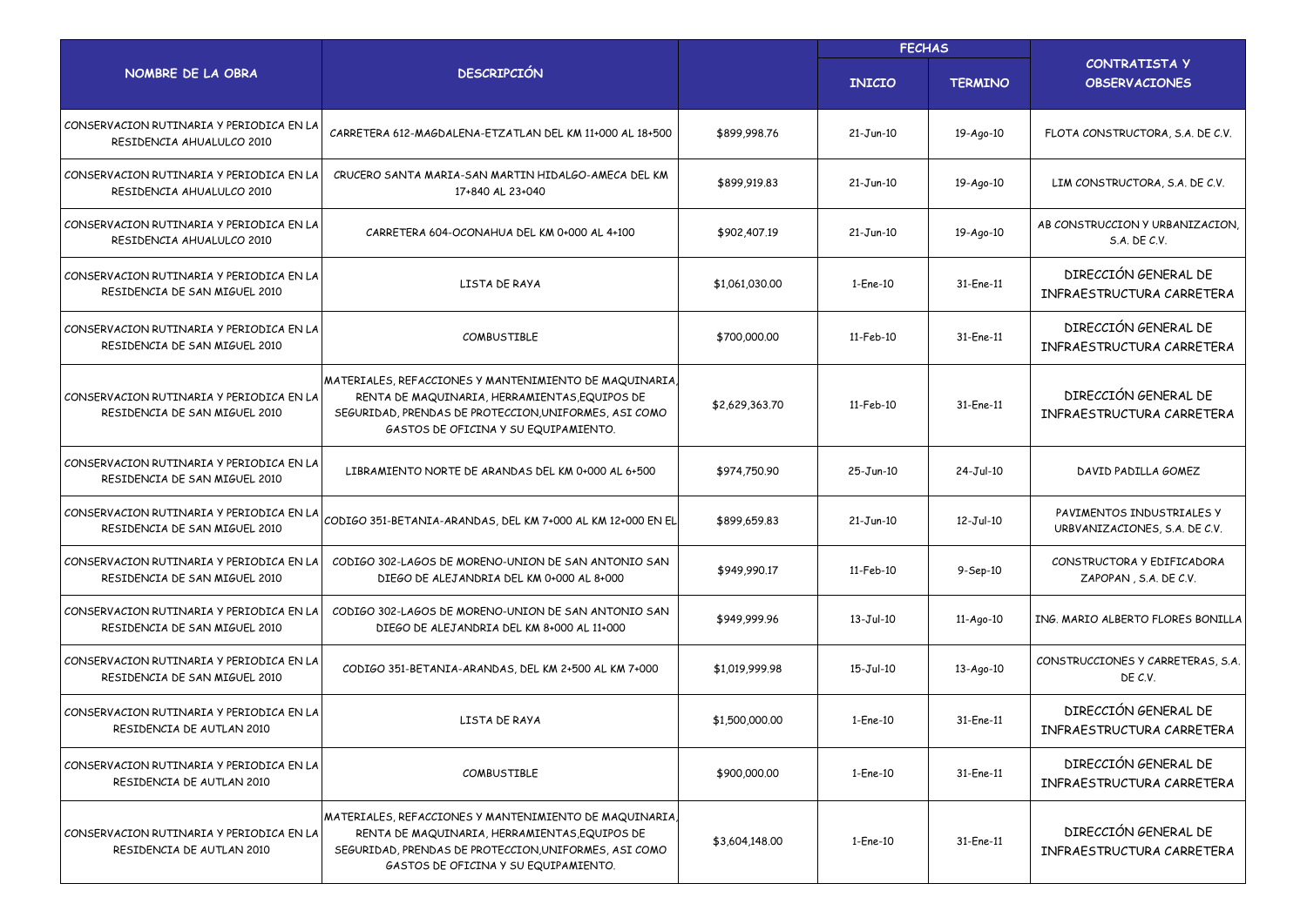| NOMBRE DE LA OBRA | DESCRIPCIÓN | | FECHAS | | CONTRATISTA Y OBSERVACIONES |
|---|---|---|---|---|---|
| | | | INICIO | TERMINO | |
| CONSERVACION RUTINARIA Y PERIODICA EN LA RESIDENCIA AHUALULCO 2010 | CARRETERA 612-MAGDALENA-ETZATLAN DEL KM 11+000 AL 18+500 | $899,998.76 | 21-Jun-10 | 19-Ago-10 | FLOTA CONSTRUCTORA, S.A. DE C.V. |
| CONSERVACION RUTINARIA Y PERIODICA EN LA RESIDENCIA AHUALULCO 2010 | CRUCERO SANTA MARIA-SAN MARTIN HIDALGO-AMECA DEL KM 17+840 AL 23+040 | $899,919.83 | 21-Jun-10 | 19-Ago-10 | LIM CONSTRUCTORA, S.A. DE C.V. |
| CONSERVACION RUTINARIA Y PERIODICA EN LA RESIDENCIA AHUALULCO 2010 | CARRETERA 604-OCONAHUA DEL KM 0+000 AL 4+100 | $902,407.19 | 21-Jun-10 | 19-Ago-10 | AB CONSTRUCCION Y URBANIZACION, S.A. DE C.V. |
| CONSERVACION RUTINARIA Y PERIODICA EN LA RESIDENCIA DE SAN MIGUEL 2010 | LISTA DE RAYA | $1,061,030.00 | 1-Ene-10 | 31-Ene-11 | DIRECCIÓN GENERAL DE INFRAESTRUCTURA CARRETERA |
| CONSERVACION RUTINARIA Y PERIODICA EN LA RESIDENCIA DE SAN MIGUEL 2010 | COMBUSTIBLE | $700,000.00 | 11-Feb-10 | 31-Ene-11 | DIRECCIÓN GENERAL DE INFRAESTRUCTURA CARRETERA |
| CONSERVACION RUTINARIA Y PERIODICA EN LA RESIDENCIA DE SAN MIGUEL 2010 | MATERIALES, REFACCIONES Y MANTENIMIENTO DE MAQUINARIA, RENTA DE MAQUINARIA, HERRAMIENTAS,EQUIPOS DE SEGURIDAD, PRENDAS DE PROTECCION,UNIFORMES, ASI COMO GASTOS DE OFICINA Y SU EQUIPAMIENTO. | $2,629,363.70 | 11-Feb-10 | 31-Ene-11 | DIRECCIÓN GENERAL DE INFRAESTRUCTURA CARRETERA |
| CONSERVACION RUTINARIA Y PERIODICA EN LA RESIDENCIA DE SAN MIGUEL 2010 | LIBRAMIENTO NORTE DE ARANDAS DEL KM 0+000 AL 6+500 | $974,750.90 | 25-Jun-10 | 24-Jul-10 | DAVID PADILLA GOMEZ |
| CONSERVACION RUTINARIA Y PERIODICA EN LA RESIDENCIA DE SAN MIGUEL 2010 | CODIGO 351-BETANIA-ARANDAS, DEL KM 7+000 AL KM 12+000 EN EL | $899,659.83 | 21-Jun-10 | 12-Jul-10 | PAVIMENTOS INDUSTRIALES Y URBVANIZACIONES, S.A. DE C.V. |
| CONSERVACION RUTINARIA Y PERIODICA EN LA RESIDENCIA DE SAN MIGUEL 2010 | CODIGO 302-LAGOS DE MORENO-UNION DE SAN ANTONIO SAN DIEGO DE ALEJANDRIA DEL KM 0+000 AL 8+000 | $949,990.17 | 11-Feb-10 | 9-Sep-10 | CONSTRUCTORA Y EDIFICADORA ZAPOPAN , S.A. DE C.V. |
| CONSERVACION RUTINARIA Y PERIODICA EN LA RESIDENCIA DE SAN MIGUEL 2010 | CODIGO 302-LAGOS DE MORENO-UNION DE SAN ANTONIO SAN DIEGO DE ALEJANDRIA DEL KM 8+000 AL 11+000 | $949,999.96 | 13-Jul-10 | 11-Ago-10 | ING. MARIO ALBERTO FLORES BONILLA |
| CONSERVACION RUTINARIA Y PERIODICA EN LA RESIDENCIA DE SAN MIGUEL 2010 | CODIGO 351-BETANIA-ARANDAS, DEL KM 2+500 AL KM 7+000 | $1,019,999.98 | 15-Jul-10 | 13-Ago-10 | CONSTRUCCIONES Y CARRETERAS, S.A. DE C.V. |
| CONSERVACION RUTINARIA Y PERIODICA EN LA RESIDENCIA DE AUTLAN 2010 | LISTA DE RAYA | $1,500,000.00 | 1-Ene-10 | 31-Ene-11 | DIRECCIÓN GENERAL DE INFRAESTRUCTURA CARRETERA |
| CONSERVACION RUTINARIA Y PERIODICA EN LA RESIDENCIA DE AUTLAN 2010 | COMBUSTIBLE | $900,000.00 | 1-Ene-10 | 31-Ene-11 | DIRECCIÓN GENERAL DE INFRAESTRUCTURA CARRETERA |
| CONSERVACION RUTINARIA Y PERIODICA EN LA RESIDENCIA DE AUTLAN 2010 | MATERIALES, REFACCIONES Y MANTENIMIENTO DE MAQUINARIA, RENTA DE MAQUINARIA, HERRAMIENTAS,EQUIPOS DE SEGURIDAD, PRENDAS DE PROTECCION,UNIFORMES, ASI COMO GASTOS DE OFICINA Y SU EQUIPAMIENTO. | $3,604,148.00 | 1-Ene-10 | 31-Ene-11 | DIRECCIÓN GENERAL DE INFRAESTRUCTURA CARRETERA |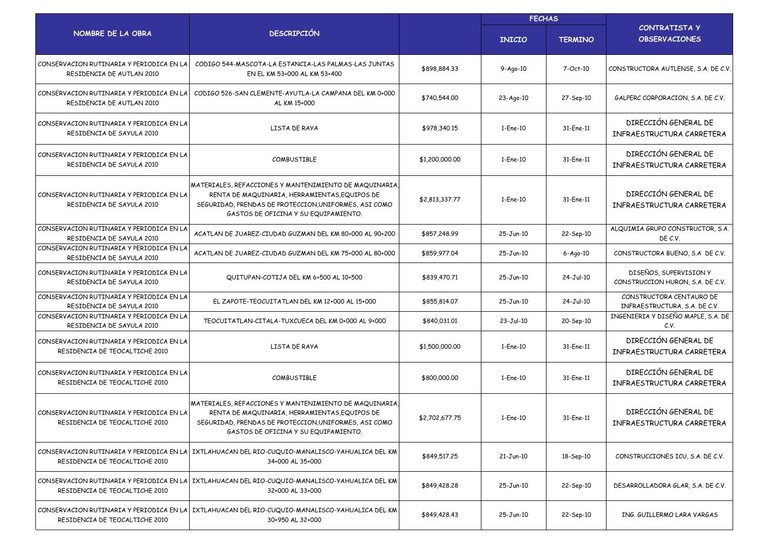| NOMBRE DE LA OBRA | DESCRIPCIÓN | | FECHAS | | CONTRATISTA Y OBSERVACIONES |
|---|---|---|---|---|---|
| | | | INICIO | TERMINO | |
| CONSERVACION RUTINARIA Y PERIODICA EN LA RESIDENCIA DE AUTLAN 2010 | CODIGO 544-MASCOTA-LA ESTANCIA-LAS PALMAS-LAS JUNTAS EN EL KM 53+000 AL KM 53+400 | $898,884.33 | 9-Ago-10 | 7-Oct-10 | CONSTRUCTORA AUTLENSE, S.A. DE C.V. |
| CONSERVACION RUTINARIA Y PERIODICA EN LA RESIDENCIA DE AUTLAN 2010 | CODIGO 526-SAN CLEMENTE-AYUTLA-LA CAMPANA DEL KM 0+000 AL KM 15+000 | $740,544.00 | 23-Ago-10 | 27-Sep-10 | GALPERC CORPORACION, S.A. DE C.V. |
| CONSERVACION RUTINARIA Y PERIODICA EN LA RESIDENCIA DE SAYULA 2010 | LISTA DE RAYA | $978,340.15 | 1-Ene-10 | 31-Ene-11 | DIRECCIÓN GENERAL DE INFRAESTRUCTURA CARRETERA |
| CONSERVACION RUTINARIA Y PERIODICA EN LA RESIDENCIA DE SAYULA 2010 | COMBUSTIBLE | $1,200,000.00 | 1-Ene-10 | 31-Ene-11 | DIRECCIÓN GENERAL DE INFRAESTRUCTURA CARRETERA |
| CONSERVACION RUTINARIA Y PERIODICA EN LA RESIDENCIA DE SAYULA 2010 | MATERIALES, REFACCIONES Y MANTENIMIENTO DE MAQUINARIA, RENTA DE MAQUINARIA, HERRAMIENTAS,EQUIPOS DE SEGURIDAD, PRENDAS DE PROTECCION,UNIFORMES, ASI COMO GASTOS DE OFICINA Y SU EQUIPAMIENTO. | $2,813,337.77 | 1-Ene-10 | 31-Ene-11 | DIRECCIÓN GENERAL DE INFRAESTRUCTURA CARRETERA |
| CONSERVACION RUTINARIA Y PERIODICA EN LA RESIDENCIA DE SAYULA 2010 | ACATLAN DE JUAREZ-CIUDAD GUZMAN DEL KM 80+000 AL 90+200 | $857,248.99 | 25-Jun-10 | 22-Sep-10 | ALQUIMIA GRUPO CONSTRUCTOR, S.A. DE C.V. |
| CONSERVACION RUTINARIA Y PERIODICA EN LA RESIDENCIA DE SAYULA 2010 | ACATLAN DE JUAREZ-CIUDAD GUZMAN DEL KM 75+000 AL 80+000 | $859,977.04 | 25-Jun-10 | 6-Ago-10 | CONSTRUCTORA BUENO, S.A DE C.V. |
| CONSERVACION RUTINARIA Y PERIODICA EN LA RESIDENCIA DE SAYULA 2010 | QUITUPAN-COTIJA DEL KM 6+500 AL 10+500 | $839,470.71 | 25-Jun-10 | 24-Jul-10 | DISEÑOS, SUPERVISION Y CONSTRUCCION HURON, S.A. DE C.V. |
| CONSERVACION RUTINARIA Y PERIODICA EN LA RESIDENCIA DE SAYULA 2010 | EL ZAPOTE-TEOCUITATLAN DEL KM 12+000 AL 15+000 | $855,814.07 | 25-Jun-10 | 24-Jul-10 | CONSTRUCTORA CENTAURO DE INFRAESTRUCTURA, S.A. DE C.V. |
| CONSERVACION RUTINARIA Y PERIODICA EN LA RESIDENCIA DE SAYULA 2010 | TEOCUITATLAN-CITALA-TUXCUECA DEL KM 0+000 AL 9+000 | $840,031.01 | 23-Jul-10 | 20-Sep-10 | INGENIERIA Y DISEÑO MAPLE, S.A. DE C.V. |
| CONSERVACION RUTINARIA Y PERIODICA EN LA RESIDENCIA DE TEOCALTICHE 2010 | LISTA DE RAYA | $1,500,000.00 | 1-Ene-10 | 31-Ene-11 | DIRECCIÓN GENERAL DE INFRAESTRUCTURA CARRETERA |
| CONSERVACION RUTINARIA Y PERIODICA EN LA RESIDENCIA DE TEOCALTICHE 2010 | COMBUSTIBLE | $800,000.00 | 1-Ene-10 | 31-Ene-11 | DIRECCIÓN GENERAL DE INFRAESTRUCTURA CARRETERA |
| CONSERVACION RUTINARIA Y PERIODICA EN LA RESIDENCIA DE TEOCALTICHE 2010 | MATERIALES, REFACCIONES Y MANTENIMIENTO DE MAQUINARIA, RENTA DE MAQUINARIA, HERRAMIENTAS,EQUIPOS DE SEGURIDAD, PRENDAS DE PROTECCION,UNIFORMES, ASI COMO GASTOS DE OFICINA Y SU EQUIPAMIENTO. | $2,702,677.75 | 1-Ene-10 | 31-Ene-11 | DIRECCIÓN GENERAL DE INFRAESTRUCTURA CARRETERA |
| CONSERVACION RUTINARIA Y PERIODICA EN LA RESIDENCIA DE TEOCALTICHE 2010 | IXTLAHUACAN DEL RIO-CUQUIO-MANALISCO-YAHUALICA DEL KM 34+000 AL 35+000 | $849,517.25 | 21-Jun-10 | 18-Sep-10 | CONSTRUCCIONES ICU, S.A. DE C.V. |
| CONSERVACION RUTINARIA Y PERIODICA EN LA RESIDENCIA DE TEOCALTICHE 2010 | IXTLAHUACAN DEL RIO-CUQUIO-MANALISCO-YAHUALICA DEL KM 32+000 AL 33+000 | $849,428.28 | 25-Jun-10 | 22-Sep-10 | DESARROLLADORA GLAR, S.A. DE C.V. |
| CONSERVACION RUTINARIA Y PERIODICA EN LA RESIDENCIA DE TEOCALTICHE 2010 | IXTLAHUACAN DEL RIO-CUQUIO-MANALISCO-YAHUALICA DEL KM 30+950 AL 32+000 | $849,428.43 | 25-Jun-10 | 22-Sep-10 | ING. GUILLERMO LARA VARGAS |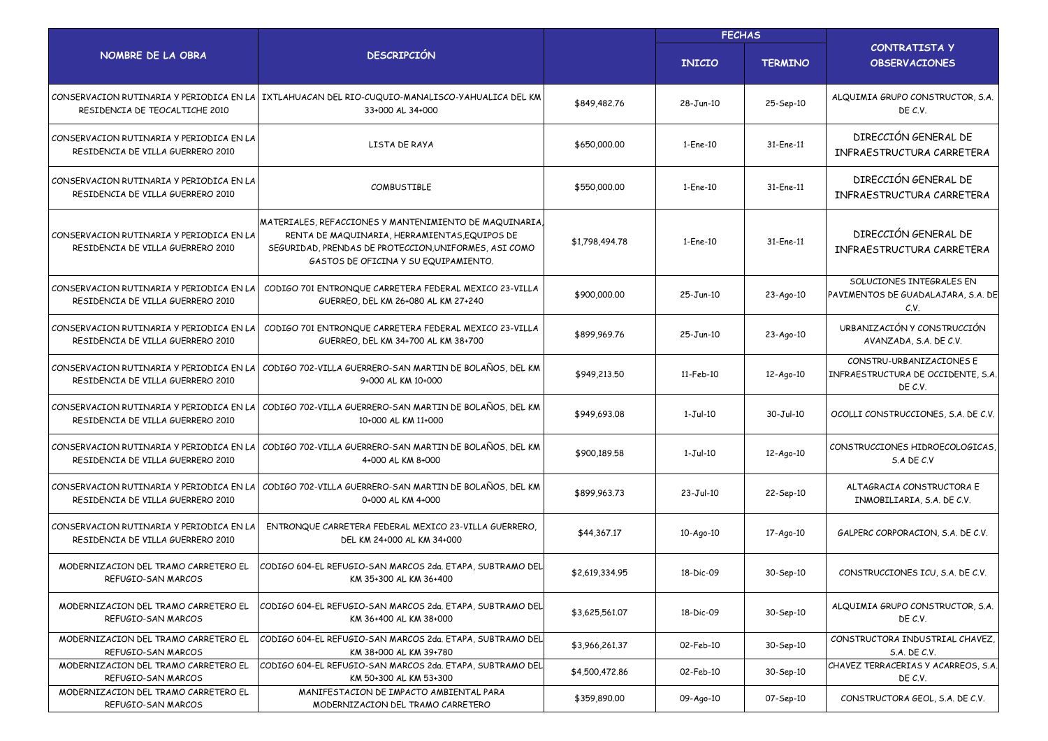| NOMBRE DE LA OBRA | DESCRIPCIÓN | | FECHAS | | CONTRATISTA Y OBSERVACIONES |
|---|---|---|---|---|---|
| | | | INICIO | TERMINO | |
| CONSERVACION RUTINARIA Y PERIODICA EN LA RESIDENCIA DE TEOCALTICHE 2010 | IXTLAHUACAN DEL RIO-CUQUIO-MANALISCO-YAHUALICA DEL KM 33+000 AL 34+000 | $849,482.76 | 28-Jun-10 | 25-Sep-10 | ALQUIMIA GRUPO CONSTRUCTOR, S.A. DE C.V. |
| CONSERVACION RUTINARIA Y PERIODICA EN LA RESIDENCIA DE VILLA GUERRERO 2010 | LISTA DE RAYA | $650,000.00 | 1-Ene-10 | 31-Ene-11 | DIRECCIÓN GENERAL DE INFRAESTRUCTURA CARRETERA |
| CONSERVACION RUTINARIA Y PERIODICA EN LA RESIDENCIA DE VILLA GUERRERO 2010 | COMBUSTIBLE | $550,000.00 | 1-Ene-10 | 31-Ene-11 | DIRECCIÓN GENERAL DE INFRAESTRUCTURA CARRETERA |
| CONSERVACION RUTINARIA Y PERIODICA EN LA RESIDENCIA DE VILLA GUERRERO 2010 | MATERIALES, REFACCIONES Y MANTENIMIENTO DE MAQUINARIA, RENTA DE MAQUINARIA, HERRAMIENTAS,EQUIPOS DE SEGURIDAD, PRENDAS DE PROTECCION,UNIFORMES, ASI COMO GASTOS DE OFICINA Y SU EQUIPAMIENTO. | $1,798,494.78 | 1-Ene-10 | 31-Ene-11 | DIRECCIÓN GENERAL DE INFRAESTRUCTURA CARRETERA |
| CONSERVACION RUTINARIA Y PERIODICA EN LA RESIDENCIA DE VILLA GUERRERO 2010 | CODIGO 701 ENTRONQUE CARRETERA FEDERAL MEXICO 23-VILLA GUERREO, DEL KM 26+080 AL KM 27+240 | $900,000.00 | 25-Jun-10 | 23-Ago-10 | SOLUCIONES INTEGRALES EN PAVIMENTOS DE GUADALAJARA, S.A. DE C.V. |
| CONSERVACION RUTINARIA Y PERIODICA EN LA RESIDENCIA DE VILLA GUERRERO 2010 | CODIGO 701 ENTRONQUE CARRETERA FEDERAL MEXICO 23-VILLA GUERREO, DEL KM 34+700 AL KM 38+700 | $899,969.76 | 25-Jun-10 | 23-Ago-10 | URBANIZACIÓN Y CONSTRUCCIÓN AVANZADA, S.A. DE C.V. |
| CONSERVACION RUTINARIA Y PERIODICA EN LA RESIDENCIA DE VILLA GUERRERO 2010 | CODIGO 702-VILLA GUERRERO-SAN MARTIN DE BOLAÑOS, DEL KM 9+000 AL KM 10+000 | $949,213.50 | 11-Feb-10 | 12-Ago-10 | CONSTRU-URBANIZACIONES E INFRAESTRUCTURA DE OCCIDENTE, S.A. DE C.V. |
| CONSERVACION RUTINARIA Y PERIODICA EN LA RESIDENCIA DE VILLA GUERRERO 2010 | CODIGO 702-VILLA GUERRERO-SAN MARTIN DE BOLAÑOS, DEL KM 10+000 AL KM 11+000 | $949,693.08 | 1-Jul-10 | 30-Jul-10 | OCOLLI CONSTRUCCIONES, S.A. DE C.V. |
| CONSERVACION RUTINARIA Y PERIODICA EN LA RESIDENCIA DE VILLA GUERRERO 2010 | CODIGO 702-VILLA GUERRERO-SAN MARTIN DE BOLAÑOS, DEL KM 4+000 AL KM 8+000 | $900,189.58 | 1-Jul-10 | 12-Ago-10 | CONSTRUCCIONES HIDROECOLOGICAS, S.A DE C.V |
| CONSERVACION RUTINARIA Y PERIODICA EN LA RESIDENCIA DE VILLA GUERRERO 2010 | CODIGO 702-VILLA GUERRERO-SAN MARTIN DE BOLAÑOS, DEL KM 0+000 AL KM 4+000 | $899,963.73 | 23-Jul-10 | 22-Sep-10 | ALTAGRACIA CONSTRUCTORA E INMOBILIARIA, S.A. DE C.V. |
| CONSERVACION RUTINARIA Y PERIODICA EN LA RESIDENCIA DE VILLA GUERRERO 2010 | ENTRONQUE CARRETERA FEDERAL MEXICO 23-VILLA GUERRERO, DEL KM 24+000 AL KM 34+000 | $44,367.17 | 10-Ago-10 | 17-Ago-10 | GALPERC CORPORACION, S.A. DE C.V. |
| MODERNIZACION DEL TRAMO CARRETERO EL REFUGIO-SAN MARCOS | CODIGO 604-EL REFUGIO-SAN MARCOS 2da. ETAPA, SUBTRAMO DEL KM 35+300 AL KM 36+400 | $2,619,334.95 | 18-Dic-09 | 30-Sep-10 | CONSTRUCCIONES ICU, S.A. DE C.V. |
| MODERNIZACION DEL TRAMO CARRETERO EL REFUGIO-SAN MARCOS | CODIGO 604-EL REFUGIO-SAN MARCOS 2da. ETAPA, SUBTRAMO DEL KM 36+400 AL KM 38+000 | $3,625,561.07 | 18-Dic-09 | 30-Sep-10 | ALQUIMIA GRUPO CONSTRUCTOR, S.A. DE C.V. |
| MODERNIZACION DEL TRAMO CARRETERO EL REFUGIO-SAN MARCOS | CODIGO 604-EL REFUGIO-SAN MARCOS 2da. ETAPA, SUBTRAMO DEL KM 38+000 AL KM 39+780 | $3,966,261.37 | 02-Feb-10 | 30-Sep-10 | CONSTRUCTORA INDUSTRIAL CHAVEZ, S.A. DE C.V. |
| MODERNIZACION DEL TRAMO CARRETERO EL REFUGIO-SAN MARCOS | CODIGO 604-EL REFUGIO-SAN MARCOS 2da. ETAPA, SUBTRAMO DEL KM 50+300 AL KM 53+300 | $4,500,472.86 | 02-Feb-10 | 30-Sep-10 | CHAVEZ TERRACERIAS Y ACARREOS, S.A. DE C.V. |
| MODERNIZACION DEL TRAMO CARRETERO EL REFUGIO-SAN MARCOS | MANIFESTACION DE IMPACTO AMBIENTAL PARA MODERNIZACION DEL TRAMO CARRETERO | $359,890.00 | 09-Ago-10 | 07-Sep-10 | CONSTRUCTORA GEOL, S.A. DE C.V. |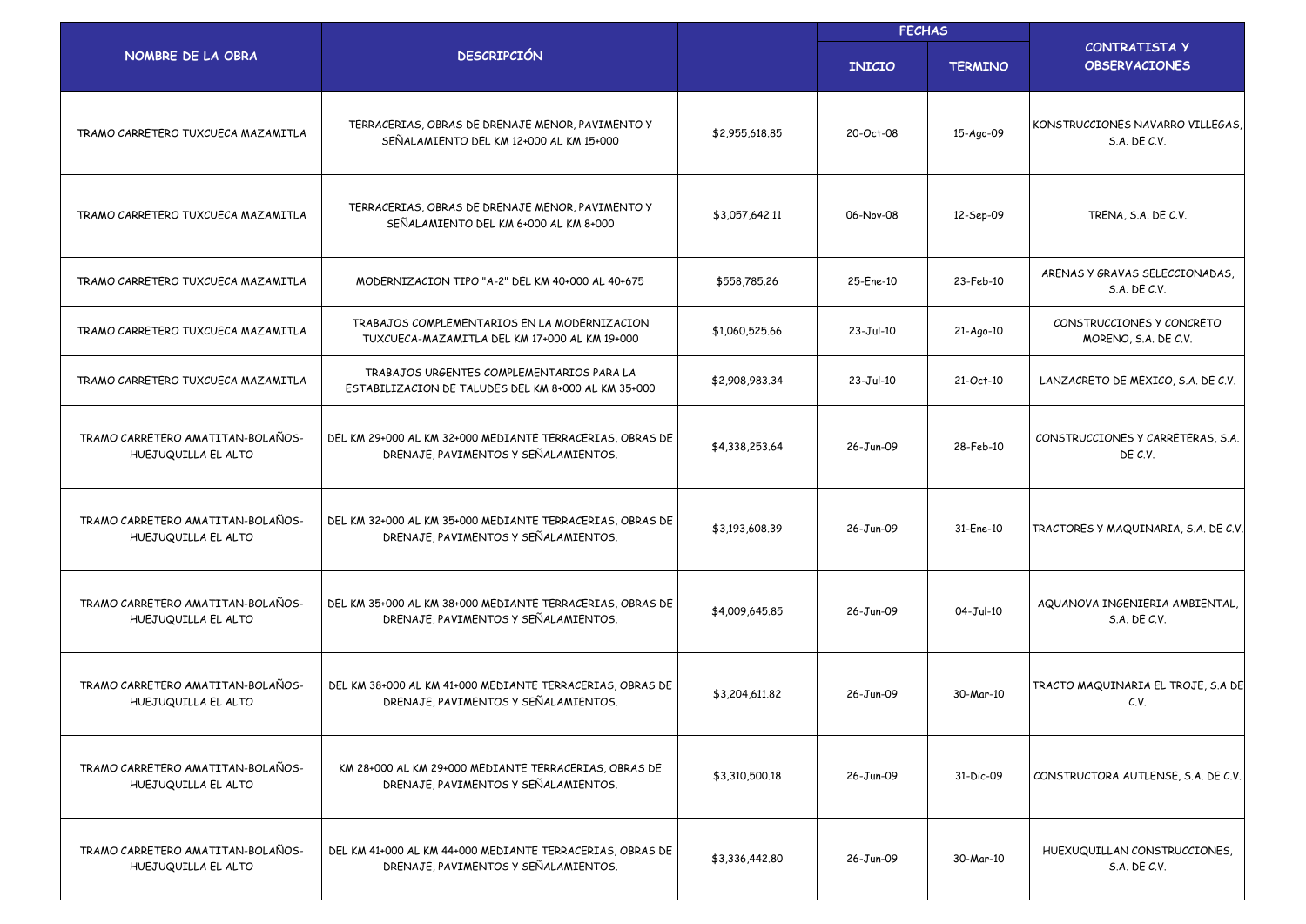| NOMBRE DE LA OBRA | DESCRIPCIÓN | | FECHAS | | CONTRATISTA Y OBSERVACIONES |
|---|---|---|---|---|---|
| | | | INICIO | TERMINO | |
| TRAMO CARRETERO TUXCUECA MAZAMITLA | TERRACERIAS, OBRAS DE DRENAJE MENOR, PAVIMENTO Y SEÑALAMIENTO DEL KM 12+000 AL KM 15+000 | $2,955,618.85 | 20-Oct-08 | 15-Ago-09 | KONSTRUCCIONES NAVARRO VILLEGAS, S.A. DE C.V. |
| TRAMO CARRETERO TUXCUECA MAZAMITLA | TERRACERIAS, OBRAS DE DRENAJE MENOR, PAVIMENTO Y SEÑALAMIENTO DEL KM 6+000 AL KM 8+000 | $3,057,642.11 | 06-Nov-08 | 12-Sep-09 | TRENA, S.A. DE C.V. |
| TRAMO CARRETERO TUXCUECA MAZAMITLA | MODERNIZACION TIPO "A-2" DEL KM 40+000 AL 40+675 | $558,785.26 | 25-Ene-10 | 23-Feb-10 | ARENAS Y GRAVAS SELECCIONADAS, S.A. DE C.V. |
| TRAMO CARRETERO TUXCUECA MAZAMITLA | TRABAJOS COMPLEMENTARIOS EN LA MODERNIZACION TUXCUECA-MAZAMITLA DEL KM 17+000 AL KM 19+000 | $1,060,525.66 | 23-Jul-10 | 21-Ago-10 | CONSTRUCCIONES Y CONCRETO MORENO, S.A. DE C.V. |
| TRAMO CARRETERO TUXCUECA MAZAMITLA | TRABAJOS URGENTES COMPLEMENTARIOS PARA LA ESTABILIZACION DE TALUDES DEL KM 8+000 AL KM 35+000 | $2,908,983.34 | 23-Jul-10 | 21-Oct-10 | LANZACRETO DE MEXICO, S.A. DE C.V. |
| TRAMO CARRETERO AMATITAN-BOLAÑOS-HUEJUQUILLA EL ALTO | DEL KM 29+000 AL KM 32+000 MEDIANTE TERRACERIAS, OBRAS DE DRENAJE, PAVIMENTOS Y SEÑALAMIENTOS. | $4,338,253.64 | 26-Jun-09 | 28-Feb-10 | CONSTRUCCIONES Y CARRETERAS, S.A. DE C.V. |
| TRAMO CARRETERO AMATITAN-BOLAÑOS-HUEJUQUILLA EL ALTO | DEL KM 32+000 AL KM 35+000 MEDIANTE TERRACERIAS, OBRAS DE DRENAJE, PAVIMENTOS Y SEÑALAMIENTOS. | $3,193,608.39 | 26-Jun-09 | 31-Ene-10 | TRACTORES Y MAQUINARIA, S.A. DE C.V. |
| TRAMO CARRETERO AMATITAN-BOLAÑOS-HUEJUQUILLA EL ALTO | DEL KM 35+000 AL KM 38+000 MEDIANTE TERRACERIAS, OBRAS DE DRENAJE, PAVIMENTOS Y SEÑALAMIENTOS. | $4,009,645.85 | 26-Jun-09 | 04-Jul-10 | AQUANOVA INGENIERIA AMBIENTAL, S.A. DE C.V. |
| TRAMO CARRETERO AMATITAN-BOLAÑOS-HUEJUQUILLA EL ALTO | DEL KM 38+000 AL KM 41+000 MEDIANTE TERRACERIAS, OBRAS DE DRENAJE, PAVIMENTOS Y SEÑALAMIENTOS. | $3,204,611.82 | 26-Jun-09 | 30-Mar-10 | TRACTO MAQUINARIA EL TROJE, S.A DE C.V. |
| TRAMO CARRETERO AMATITAN-BOLAÑOS-HUEJUQUILLA EL ALTO | KM 28+000 AL KM 29+000 MEDIANTE TERRACERIAS, OBRAS DE DRENAJE, PAVIMENTOS Y SEÑALAMIENTOS. | $3,310,500.18 | 26-Jun-09 | 31-Dic-09 | CONSTRUCTORA AUTLENSE, S.A. DE C.V. |
| TRAMO CARRETERO AMATITAN-BOLAÑOS-HUEJUQUILLA EL ALTO | DEL KM 41+000 AL KM 44+000 MEDIANTE TERRACERIAS, OBRAS DE DRENAJE, PAVIMENTOS Y SEÑALAMIENTOS. | $3,336,442.80 | 26-Jun-09 | 30-Mar-10 | HUEXUQUILLAN CONSTRUCCIONES, S.A. DE C.V. |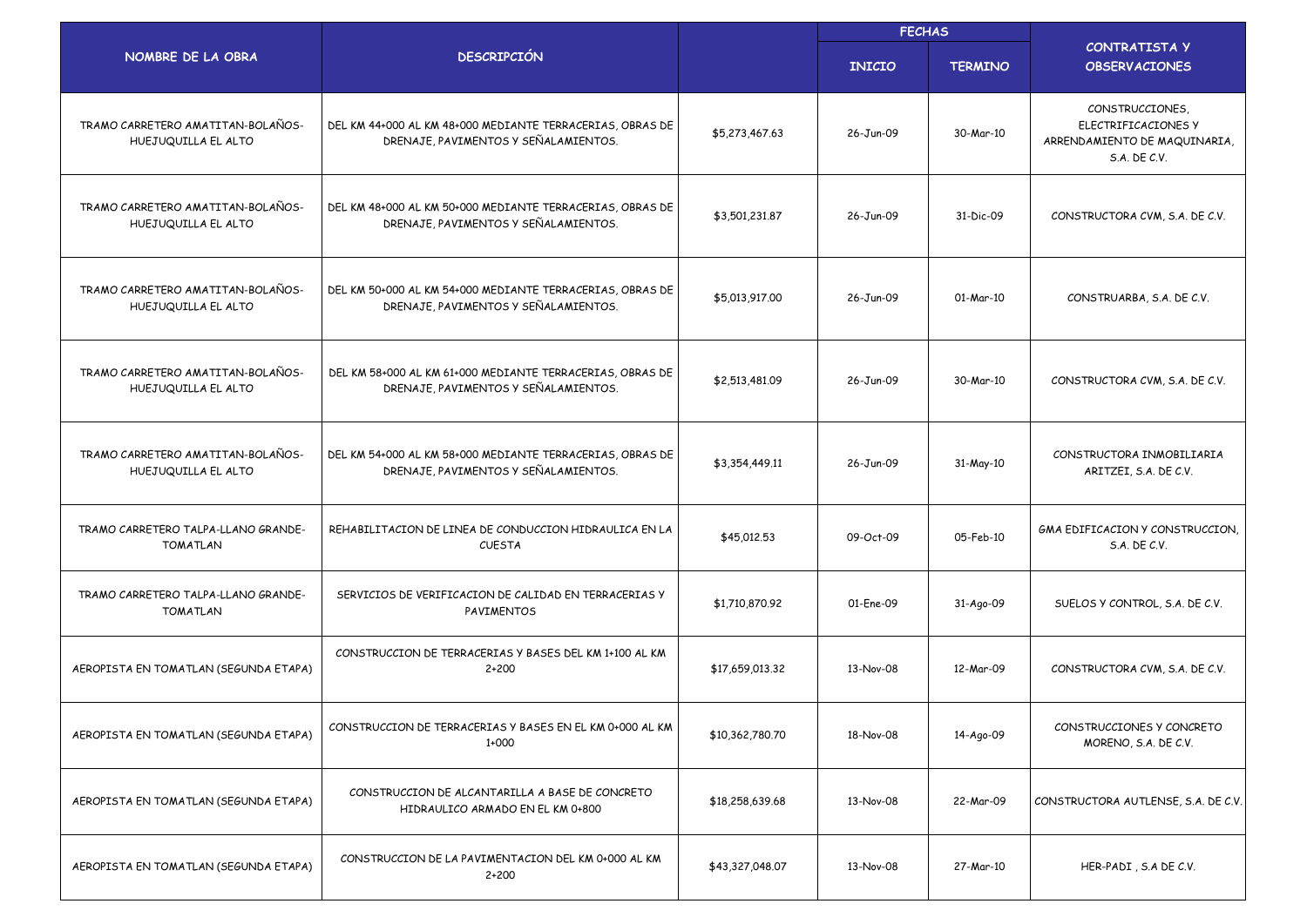| NOMBRE DE LA OBRA | DESCRIPCIÓN | | FECHAS | | CONTRATISTA Y OBSERVACIONES |
|---|---|---|---|---|---|
| | | | INICIO | TERMINO | |
| TRAMO CARRETERO AMATITAN-BOLAÑOS-HUEJUQUILLA EL ALTO | DEL KM 44+000 AL KM 48+000 MEDIANTE TERRACERIAS, OBRAS DE DRENAJE, PAVIMENTOS Y SEÑALAMIENTOS. | $5,273,467.63 | 26-Jun-09 | 30-Mar-10 | CONSTRUCCIONES, ELECTRIFICACIONES Y ARRENDAMIENTO DE MAQUINARIA, S.A. DE C.V. |
| TRAMO CARRETERO AMATITAN-BOLAÑOS-HUEJUQUILLA EL ALTO | DEL KM 48+000 AL KM 50+000 MEDIANTE TERRACERIAS, OBRAS DE DRENAJE, PAVIMENTOS Y SEÑALAMIENTOS. | $3,501,231.87 | 26-Jun-09 | 31-Dic-09 | CONSTRUCTORA CVM, S.A. DE C.V. |
| TRAMO CARRETERO AMATITAN-BOLAÑOS-HUEJUQUILLA EL ALTO | DEL KM 50+000 AL KM 54+000 MEDIANTE TERRACERIAS, OBRAS DE DRENAJE, PAVIMENTOS Y SEÑALAMIENTOS. | $5,013,917.00 | 26-Jun-09 | 01-Mar-10 | CONSTRUARBA, S.A. DE C.V. |
| TRAMO CARRETERO AMATITAN-BOLAÑOS-HUEJUQUILLA EL ALTO | DEL KM 58+000 AL KM 61+000 MEDIANTE TERRACERIAS, OBRAS DE DRENAJE, PAVIMENTOS Y SEÑALAMIENTOS. | $2,513,481.09 | 26-Jun-09 | 30-Mar-10 | CONSTRUCTORA CVM, S.A. DE C.V. |
| TRAMO CARRETERO AMATITAN-BOLAÑOS-HUEJUQUILLA EL ALTO | DEL KM 54+000 AL KM 58+000 MEDIANTE TERRACERIAS, OBRAS DE DRENAJE, PAVIMENTOS Y SEÑALAMIENTOS. | $3,354,449.11 | 26-Jun-09 | 31-May-10 | CONSTRUCTORA INMOBILIARIA ARITZEI, S.A. DE C.V. |
| TRAMO CARRETERO TALPA-LLANO GRANDE-TOMATLAN | REHABILITACION DE LINEA DE CONDUCCION HIDRAULICA EN LA CUESTA | $45,012.53 | 09-Oct-09 | 05-Feb-10 | GMA EDIFICACION Y CONSTRUCCION, S.A. DE C.V. |
| TRAMO CARRETERO TALPA-LLANO GRANDE-TOMATLAN | SERVICIOS DE VERIFICACION DE CALIDAD EN TERRACERIAS Y PAVIMENTOS | $1,710,870.92 | 01-Ene-09 | 31-Ago-09 | SUELOS Y CONTROL, S.A. DE C.V. |
| AEROPISTA EN TOMATLAN (SEGUNDA ETAPA) | CONSTRUCCION DE TERRACERIAS Y BASES DEL KM 1+100 AL KM 2+200 | $17,659,013.32 | 13-Nov-08 | 12-Mar-09 | CONSTRUCTORA CVM, S.A. DE C.V. |
| AEROPISTA EN TOMATLAN (SEGUNDA ETAPA) | CONSTRUCCION DE TERRACERIAS Y BASES EN EL KM 0+000 AL KM 1+000 | $10,362,780.70 | 18-Nov-08 | 14-Ago-09 | CONSTRUCCIONES Y CONCRETO MORENO, S.A. DE C.V. |
| AEROPISTA EN TOMATLAN (SEGUNDA ETAPA) | CONSTRUCCION DE ALCANTARILLA A BASE DE CONCRETO HIDRAULICO ARMADO EN EL KM 0+800 | $18,258,639.68 | 13-Nov-08 | 22-Mar-09 | CONSTRUCTORA AUTLENSE, S.A. DE C.V. |
| AEROPISTA EN TOMATLAN (SEGUNDA ETAPA) | CONSTRUCCION DE LA PAVIMENTACION DEL KM 0+000 AL KM 2+200 | $43,327,048.07 | 13-Nov-08 | 27-Mar-10 | HER-PADI , S.A DE C.V. |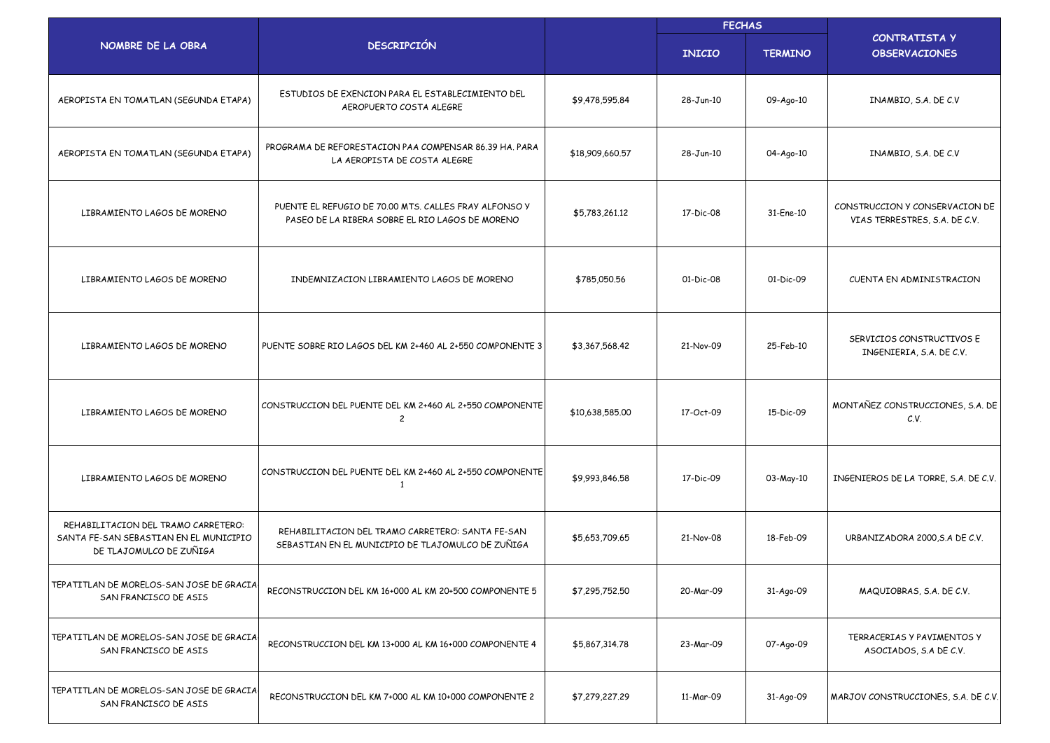| NOMBRE DE LA OBRA | DESCRIPCIÓN | | FECHAS | | CONTRATISTA Y OBSERVACIONES |
|---|---|---|---|---|---|
| | | | INICIO | TERMINO | |
| AEROPISTA EN TOMATLAN (SEGUNDA ETAPA) | ESTUDIOS DE EXENCION PARA EL ESTABLECIMIENTO DEL AEROPUERTO COSTA ALEGRE | $9,478,595.84 | 28-Jun-10 | 09-Ago-10 | INAMBIO, S.A. DE C.V |
| AEROPISTA EN TOMATLAN (SEGUNDA ETAPA) | PROGRAMA DE REFORESTACION PAA COMPENSAR 86.39 HA. PARA LA AEROPISTA DE COSTA ALEGRE | $18,909,660.57 | 28-Jun-10 | 04-Ago-10 | INAMBIO, S.A. DE C.V |
| LIBRAMIENTO LAGOS DE MORENO | PUENTE EL REFUGIO DE 70.00 MTS. CALLES FRAY ALFONSO Y PASEO DE LA RIBERA SOBRE EL RIO LAGOS DE MORENO | $5,783,261.12 | 17-Dic-08 | 31-Ene-10 | CONSTRUCCION Y CONSERVACION DE VIAS TERRESTRES, S.A. DE C.V. |
| LIBRAMIENTO LAGOS DE MORENO | INDEMNIZACION LIBRAMIENTO LAGOS DE MORENO | $785,050.56 | 01-Dic-08 | 01-Dic-09 | CUENTA EN ADMINISTRACION |
| LIBRAMIENTO LAGOS DE MORENO | PUENTE SOBRE RIO LAGOS DEL KM 2+460 AL 2+550 COMPONENTE 3 | $3,367,568.42 | 21-Nov-09 | 25-Feb-10 | SERVICIOS CONSTRUCTIVOS E INGENIERIA, S.A. DE C.V. |
| LIBRAMIENTO LAGOS DE MORENO | CONSTRUCCION DEL PUENTE DEL KM 2+460 AL 2+550 COMPONENTE 2 | $10,638,585.00 | 17-Oct-09 | 15-Dic-09 | MONTAÑEZ CONSTRUCCIONES, S.A. DE C.V. |
| LIBRAMIENTO LAGOS DE MORENO | CONSTRUCCION DEL PUENTE DEL KM 2+460 AL 2+550 COMPONENTE 1 | $9,993,846.58 | 17-Dic-09 | 03-May-10 | INGENIEROS DE LA TORRE, S.A. DE C.V. |
| REHABILITACION DEL TRAMO CARRETERO: SANTA FE-SAN SEBASTIAN EN EL MUNICIPIO DE TLAJOMULCO DE ZUÑIGA | REHABILITACION DEL TRAMO CARRETERO: SANTA FE-SAN SEBASTIAN EN EL MUNICIPIO DE TLAJOMULCO DE ZUÑIGA | $5,653,709.65 | 21-Nov-08 | 18-Feb-09 | URBANIZADORA 2000,S.A DE C.V. |
| TEPATITLAN DE MORELOS-SAN JOSE DE GRACIA SAN FRANCISCO DE ASIS | RECONSTRUCCION DEL KM 16+000 AL KM 20+500 COMPONENTE 5 | $7,295,752.50 | 20-Mar-09 | 31-Ago-09 | MAQUIOBRAS, S.A. DE C.V. |
| TEPATITLAN DE MORELOS-SAN JOSE DE GRACIA SAN FRANCISCO DE ASIS | RECONSTRUCCION DEL KM 13+000 AL KM 16+000 COMPONENTE 4 | $5,867,314.78 | 23-Mar-09 | 07-Ago-09 | TERRACERIAS Y PAVIMENTOS Y ASOCIADOS, S.A DE C.V. |
| TEPATITLAN DE MORELOS-SAN JOSE DE GRACIA SAN FRANCISCO DE ASIS | RECONSTRUCCION DEL KM 7+000 AL KM 10+000 COMPONENTE 2 | $7,279,227.29 | 11-Mar-09 | 31-Ago-09 | MARJOV CONSTRUCCIONES, S.A. DE C.V. |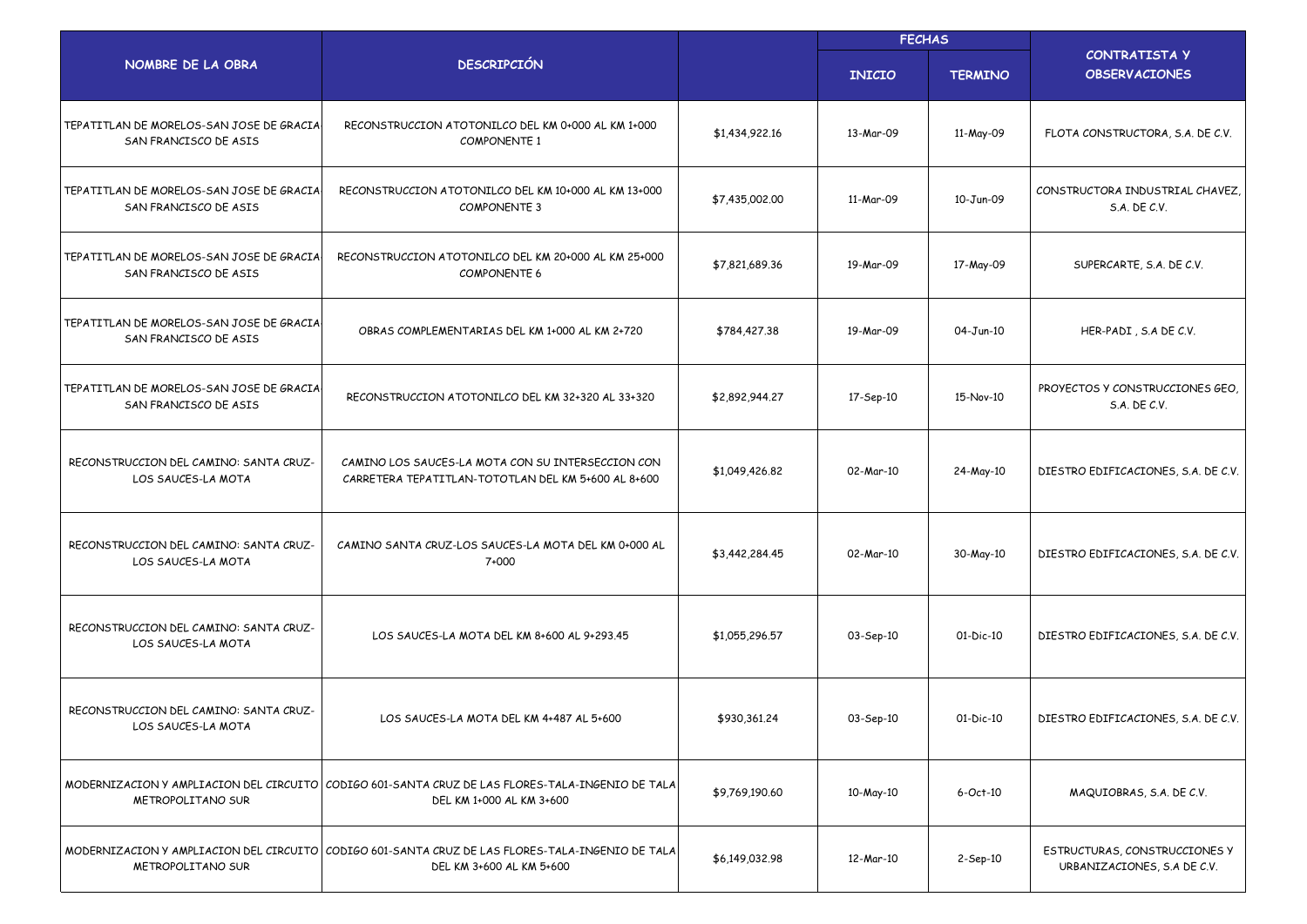| NOMBRE DE LA OBRA | DESCRIPCIÓN | | FECHAS | | CONTRATISTA Y OBSERVACIONES |
|---|---|---|---|---|---|
| | | | INICIO | TERMINO | |
| TEPATITLAN DE MORELOS-SAN JOSE DE GRACIA-SAN FRANCISCO DE ASIS | RECONSTRUCCION ATOTONILCO DEL KM 0+000 AL KM 1+000 COMPONENTE 1 | $1,434,922.16 | 13-Mar-09 | 11-May-09 | FLOTA CONSTRUCTORA, S.A. DE C.V. |
| TEPATITLAN DE MORELOS-SAN JOSE DE GRACIA-SAN FRANCISCO DE ASIS | RECONSTRUCCION ATOTONILCO DEL KM 10+000 AL KM 13+000 COMPONENTE 3 | $7,435,002.00 | 11-Mar-09 | 10-Jun-09 | CONSTRUCTORA INDUSTRIAL CHAVEZ, S.A. DE C.V. |
| TEPATITLAN DE MORELOS-SAN JOSE DE GRACIA-SAN FRANCISCO DE ASIS | RECONSTRUCCION ATOTONILCO DEL KM 20+000 AL KM 25+000 COMPONENTE 6 | $7,821,689.36 | 19-Mar-09 | 17-May-09 | SUPERCARTE, S.A. DE C.V. |
| TEPATITLAN DE MORELOS-SAN JOSE DE GRACIA-SAN FRANCISCO DE ASIS | OBRAS COMPLEMENTARIAS DEL KM 1+000 AL KM 2+720 | $784,427.38 | 19-Mar-09 | 04-Jun-10 | HER-PADI , S.A DE C.V. |
| TEPATITLAN DE MORELOS-SAN JOSE DE GRACIA-SAN FRANCISCO DE ASIS | RECONSTRUCCION ATOTONILCO DEL KM 32+320 AL 33+320 | $2,892,944.27 | 17-Sep-10 | 15-Nov-10 | PROYECTOS Y CONSTRUCCIONES GEO, S.A. DE C.V. |
| RECONSTRUCCION DEL CAMINO: SANTA CRUZ-LOS SAUCES-LA MOTA | CAMINO LOS SAUCES-LA MOTA CON SU INTERSECCION CON CARRETERA TEPATITLAN-TOTOTLAN DEL KM 5+600 AL 8+600 | $1,049,426.82 | 02-Mar-10 | 24-May-10 | DIESTRO EDIFICACIONES, S.A. DE C.V. |
| RECONSTRUCCION DEL CAMINO: SANTA CRUZ-LOS SAUCES-LA MOTA | CAMINO SANTA CRUZ-LOS SAUCES-LA MOTA DEL KM 0+000 AL 7+000 | $3,442,284.45 | 02-Mar-10 | 30-May-10 | DIESTRO EDIFICACIONES, S.A. DE C.V. |
| RECONSTRUCCION DEL CAMINO: SANTA CRUZ-LOS SAUCES-LA MOTA | LOS SAUCES-LA MOTA DEL KM 8+600 AL 9+293.45 | $1,055,296.57 | 03-Sep-10 | 01-Dic-10 | DIESTRO EDIFICACIONES, S.A. DE C.V. |
| RECONSTRUCCION DEL CAMINO: SANTA CRUZ-LOS SAUCES-LA MOTA | LOS SAUCES-LA MOTA DEL KM 4+487 AL 5+600 | $930,361.24 | 03-Sep-10 | 01-Dic-10 | DIESTRO EDIFICACIONES, S.A. DE C.V. |
| MODERNIZACION Y AMPLIACION DEL CIRCUITO METROPOLITANO SUR | CODIGO 601-SANTA CRUZ DE LAS FLORES-TALA-INGENIO DE TALA DEL KM 1+000 AL KM 3+600 | $9,769,190.60 | 10-May-10 | 6-Oct-10 | MAQUIOBRAS, S.A. DE C.V. |
| MODERNIZACION Y AMPLIACION DEL CIRCUITO METROPOLITANO SUR | CODIGO 601-SANTA CRUZ DE LAS FLORES-TALA-INGENIO DE TALA DEL KM 3+600 AL KM 5+600 | $6,149,032.98 | 12-Mar-10 | 2-Sep-10 | ESTRUCTURAS, CONSTRUCCIONES Y URBANIZACIONES, S.A DE C.V. |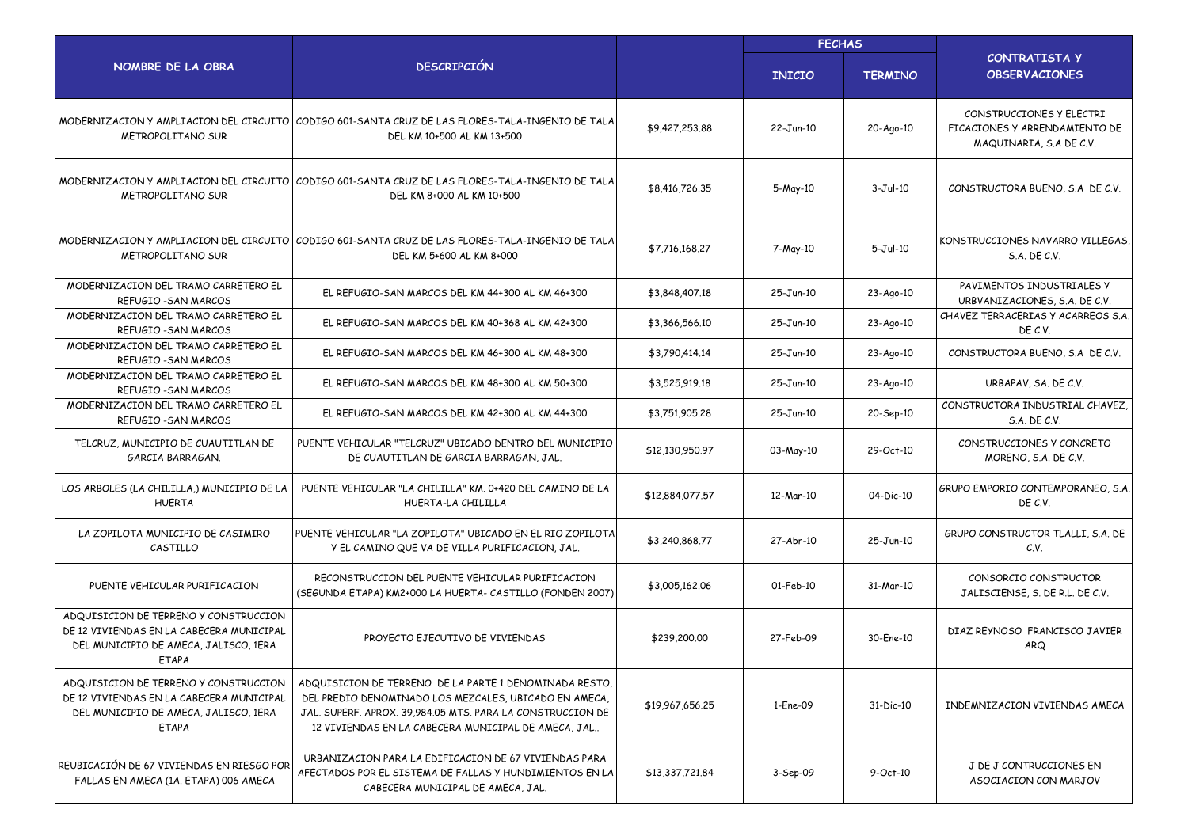| NOMBRE DE LA OBRA | DESCRIPCIÓN | | FECHAS | | CONTRATISTA Y OBSERVACIONES |
|---|---|---|---|---|---|
| | | | INICIO | TERMINO | |
| MODERNIZACION Y AMPLIACION DEL CIRCUITO METROPOLITANO SUR | CODIGO 601-SANTA CRUZ DE LAS FLORES-TALA-INGENIO DE TALA DEL KM 10+500 AL KM 13+500 | $9,427,253.88 | 22-Jun-10 | 20-Ago-10 | CONSTRUCCIONES Y ELECTRI FICACIONES Y ARRENDAMIENTO DE MAQUINARIA, S.A DE C.V. |
| MODERNIZACION Y AMPLIACION DEL CIRCUITO METROPOLITANO SUR | CODIGO 601-SANTA CRUZ DE LAS FLORES-TALA-INGENIO DE TALA DEL KM 8+000 AL KM 10+500 | $8,416,726.35 | 5-May-10 | 3-Jul-10 | CONSTRUCTORA BUENO, S.A DE C.V. |
| MODERNIZACION Y AMPLIACION DEL CIRCUITO METROPOLITANO SUR | CODIGO 601-SANTA CRUZ DE LAS FLORES-TALA-INGENIO DE TALA DEL KM 5+600 AL KM 8+000 | $7,716,168.27 | 7-May-10 | 5-Jul-10 | KONSTRUCCIONES NAVARRO VILLEGAS, S.A. DE C.V. |
| MODERNIZACION DEL TRAMO CARRETERO EL REFUGIO -SAN MARCOS | EL REFUGIO-SAN MARCOS DEL KM 44+300 AL KM 46+300 | $3,848,407.18 | 25-Jun-10 | 23-Ago-10 | PAVIMENTOS INDUSTRIALES Y URBVANIZACIONES, S.A. DE C.V. |
| MODERNIZACION DEL TRAMO CARRETERO EL REFUGIO -SAN MARCOS | EL REFUGIO-SAN MARCOS DEL KM 40+368 AL KM 42+300 | $3,366,566.10 | 25-Jun-10 | 23-Ago-10 | CHAVEZ TERRACERIAS Y ACARREOS S.A. DE C.V. |
| MODERNIZACION DEL TRAMO CARRETERO EL REFUGIO -SAN MARCOS | EL REFUGIO-SAN MARCOS DEL KM 46+300 AL KM 48+300 | $3,790,414.14 | 25-Jun-10 | 23-Ago-10 | CONSTRUCTORA BUENO, S.A DE C.V. |
| MODERNIZACION DEL TRAMO CARRETERO EL REFUGIO -SAN MARCOS | EL REFUGIO-SAN MARCOS DEL KM 48+300 AL KM 50+300 | $3,525,919.18 | 25-Jun-10 | 23-Ago-10 | URBAPAV, SA. DE C.V. |
| MODERNIZACION DEL TRAMO CARRETERO EL REFUGIO -SAN MARCOS | EL REFUGIO-SAN MARCOS DEL KM 42+300 AL KM 44+300 | $3,751,905.28 | 25-Jun-10 | 20-Sep-10 | CONSTRUCTORA INDUSTRIAL CHAVEZ, S.A. DE C.V. |
| TELCRUZ, MUNICIPIO DE CUAUTITLAN DE GARCIA BARRAGAN. | PUENTE VEHICULAR "TELCRUZ" UBICADO DENTRO DEL MUNICIPIO DE CUAUTITLAN DE GARCIA BARRAGAN, JAL. | $12,130,950.97 | 03-May-10 | 29-Oct-10 | CONSTRUCCIONES Y CONCRETO MORENO, S.A. DE C.V. |
| LOS ARBOLES (LA CHILILLA,) MUNICIPIO DE LA HUERTA | PUENTE VEHICULAR "LA CHILILLA" KM. 0+420 DEL CAMINO DE LA HUERTA-LA CHILILLA | $12,884,077.57 | 12-Mar-10 | 04-Dic-10 | GRUPO EMPORIO CONTEMPORANEO, S.A. DE C.V. |
| LA ZOPILOTA MUNICIPIO DE CASIMIRO CASTILLO | PUENTE VEHICULAR "LA ZOPILOTA" UBICADO EN EL RIO ZOPILOTA Y EL CAMINO QUE VA DE VILLA PURIFICACION, JAL. | $3,240,868.77 | 27-Abr-10 | 25-Jun-10 | GRUPO CONSTRUCTOR TLALLI, S.A. DE C.V. |
| PUENTE VEHICULAR PURIFICACION | RECONSTRUCCION DEL PUENTE VEHICULAR PURIFICACION (SEGUNDA ETAPA) KM2+000 LA HUERTA- CASTILLO (FONDEN 2007) | $3,005,162.06 | 01-Feb-10 | 31-Mar-10 | CONSORCIO CONSTRUCTOR JALISCIENSE, S. DE R.L. DE C.V. |
| ADQUISICION DE TERRENO Y CONSTRUCCION DE 12 VIVIENDAS EN LA CABECERA MUNICIPAL DEL MUNICIPIO DE AMECA, JALISCO, 1ERA ETAPA | PROYECTO EJECUTIVO DE VIVIENDAS | $239,200.00 | 27-Feb-09 | 30-Ene-10 | DIAZ REYNOSO FRANCISCO JAVIER ARQ |
| ADQUISICION DE TERRENO Y CONSTRUCCION DE 12 VIVIENDAS EN LA CABECERA MUNICIPAL DEL MUNICIPIO DE AMECA, JALISCO, 1ERA ETAPA | ADQUISICION DE TERRENO DE LA PARTE 1 DENOMINADA RESTO, DEL PREDIO DENOMINADO LOS MEZCALES, UBICADO EN AMECA, JAL. SUPERF. APROX. 39,984.05 MTS. PARA LA CONSTRUCCION DE 12 VIVIENDAS EN LA CABECERA MUNICIPAL DE AMECA, JAL.. | $19,967,656.25 | 1-Ene-09 | 31-Dic-10 | INDEMNIZACION VIVIENDAS AMECA |
| REUBICACIÓN DE 67 VIVIENDAS EN RIESGO POR FALLAS EN AMECA (1A. ETAPA) 006 AMECA | URBANIZACION PARA LA EDIFICACION DE 67 VIVIENDAS PARA AFECTADOS POR EL SISTEMA DE FALLAS Y HUNDIMIENTOS EN LA CABECERA MUNICIPAL DE AMECA, JAL. | $13,337,721.84 | 3-Sep-09 | 9-Oct-10 | J DE J CONTRUCCIONES EN ASOCIACION CON MARJOV |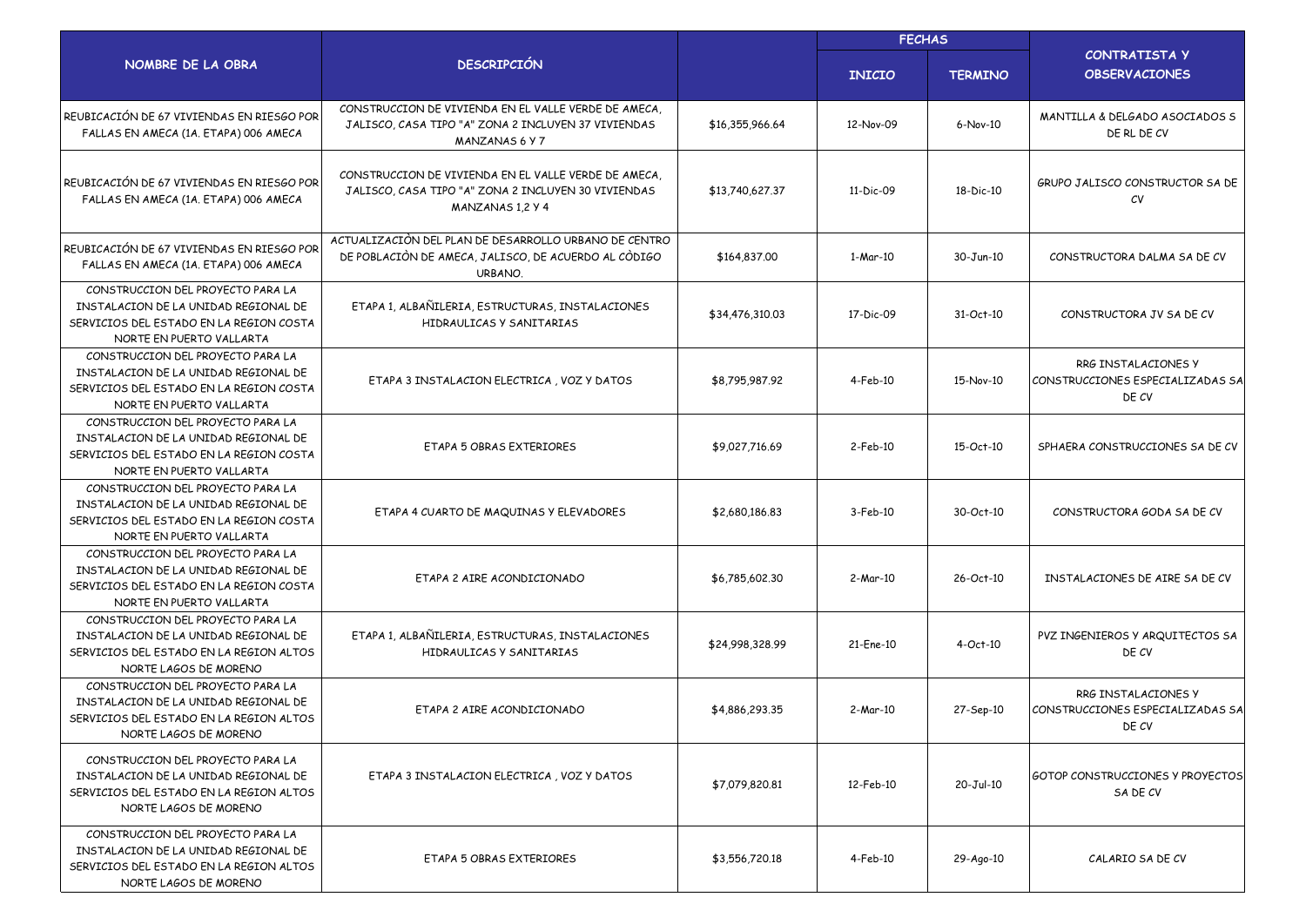| NOMBRE DE LA OBRA | DESCRIPCIÓN | | FECHAS | | CONTRATISTA Y OBSERVACIONES |
|---|---|---|---|---|---|
| | | | INICIO | TERMINO | |
| REUBICACIÓN DE 67 VIVIENDAS EN RIESGO POR FALLAS EN AMECA (1A. ETAPA) 006 AMECA | CONSTRUCCION DE VIVIENDA EN EL VALLE VERDE DE AMECA, JALISCO, CASA TIPO "A" ZONA 2 INCLUYEN 37 VIVIENDAS MANZANAS 6 Y 7 | $16,355,966.64 | 12-Nov-09 | 6-Nov-10 | MANTILLA & DELGADO ASOCIADOS S DE RL DE CV |
| REUBICACIÓN DE 67 VIVIENDAS EN RIESGO POR FALLAS EN AMECA (1A. ETAPA) 006 AMECA | CONSTRUCCION DE VIVIENDA EN EL VALLE VERDE DE AMECA, JALISCO, CASA TIPO "A" ZONA 2 INCLUYEN 30 VIVIENDAS MANZANAS 1,2 Y 4 | $13,740,627.37 | 11-Dic-09 | 18-Dic-10 | GRUPO JALISCO CONSTRUCTOR SA DE CV |
| REUBICACIÓN DE 67 VIVIENDAS EN RIESGO POR FALLAS EN AMECA (1A. ETAPA) 006 AMECA | ACTUALIZACIÒN DEL PLAN DE DESARROLLO URBANO DE CENTRO DE POBLACIÒN DE AMECA, JALISCO, DE ACUERDO AL CÒDIGO URBANO. | $164,837.00 | 1-Mar-10 | 30-Jun-10 | CONSTRUCTORA DALMA SA DE CV |
| CONSTRUCCION DEL PROYECTO PARA LA INSTALACION DE LA UNIDAD REGIONAL DE SERVICIOS DEL ESTADO EN LA REGION COSTA NORTE EN PUERTO VALLARTA | ETAPA 1, ALBAÑILERIA, ESTRUCTURAS, INSTALACIONES HIDRAULICAS Y SANITARIAS | $34,476,310.03 | 17-Dic-09 | 31-Oct-10 | CONSTRUCTORA JV SA DE CV |
| CONSTRUCCION DEL PROYECTO PARA LA INSTALACION DE LA UNIDAD REGIONAL DE SERVICIOS DEL ESTADO EN LA REGION COSTA NORTE EN PUERTO VALLARTA | ETAPA 3 INSTALACION ELECTRICA , VOZ Y DATOS | $8,795,987.92 | 4-Feb-10 | 15-Nov-10 | RRG INSTALACIONES Y CONSTRUCCIONES ESPECIALIZADAS SA DE CV |
| CONSTRUCCION DEL PROYECTO PARA LA INSTALACION DE LA UNIDAD REGIONAL DE SERVICIOS DEL ESTADO EN LA REGION COSTA NORTE EN PUERTO VALLARTA | ETAPA 5 OBRAS EXTERIORES | $9,027,716.69 | 2-Feb-10 | 15-Oct-10 | SPHAERA CONSTRUCCIONES SA DE CV |
| CONSTRUCCION DEL PROYECTO PARA LA INSTALACION DE LA UNIDAD REGIONAL DE SERVICIOS DEL ESTADO EN LA REGION COSTA NORTE EN PUERTO VALLARTA | ETAPA 4 CUARTO DE MAQUINAS Y ELEVADORES | $2,680,186.83 | 3-Feb-10 | 30-Oct-10 | CONSTRUCTORA GODA SA DE CV |
| CONSTRUCCION DEL PROYECTO PARA LA INSTALACION DE LA UNIDAD REGIONAL DE SERVICIOS DEL ESTADO EN LA REGION COSTA NORTE EN PUERTO VALLARTA | ETAPA 2 AIRE ACONDICIONADO | $6,785,602.30 | 2-Mar-10 | 26-Oct-10 | INSTALACIONES DE AIRE SA DE CV |
| CONSTRUCCION DEL PROYECTO PARA LA INSTALACION DE LA UNIDAD REGIONAL DE SERVICIOS DEL ESTADO EN LA REGION ALTOS NORTE LAGOS DE MORENO | ETAPA 1, ALBAÑILERIA, ESTRUCTURAS, INSTALACIONES HIDRAULICAS Y SANITARIAS | $24,998,328.99 | 21-Ene-10 | 4-Oct-10 | PVZ INGENIEROS Y ARQUITECTOS SA DE CV |
| CONSTRUCCION DEL PROYECTO PARA LA INSTALACION DE LA UNIDAD REGIONAL DE SERVICIOS DEL ESTADO EN LA REGION ALTOS NORTE LAGOS DE MORENO | ETAPA 2 AIRE ACONDICIONADO | $4,886,293.35 | 2-Mar-10 | 27-Sep-10 | RRG INSTALACIONES Y CONSTRUCCIONES ESPECIALIZADAS SA DE CV |
| CONSTRUCCION DEL PROYECTO PARA LA INSTALACION DE LA UNIDAD REGIONAL DE SERVICIOS DEL ESTADO EN LA REGION ALTOS NORTE LAGOS DE MORENO | ETAPA 3 INSTALACION ELECTRICA , VOZ Y DATOS | $7,079,820.81 | 12-Feb-10 | 20-Jul-10 | GOTOP CONSTRUCCIONES Y PROYECTOS SA DE CV |
| CONSTRUCCION DEL PROYECTO PARA LA INSTALACION DE LA UNIDAD REGIONAL DE SERVICIOS DEL ESTADO EN LA REGION ALTOS NORTE LAGOS DE MORENO | ETAPA 5 OBRAS EXTERIORES | $3,556,720.18 | 4-Feb-10 | 29-Ago-10 | CALARIO SA DE CV |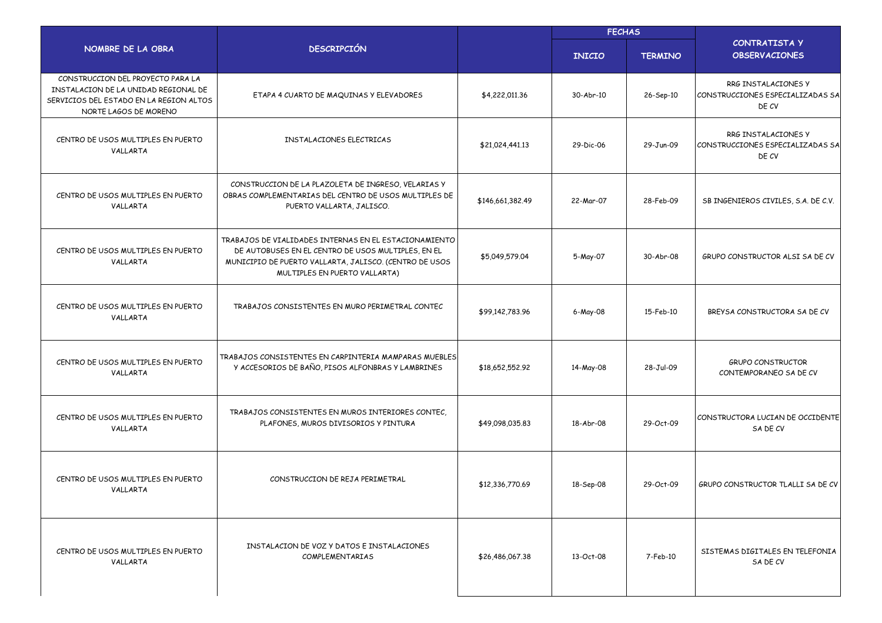| NOMBRE DE LA OBRA | DESCRIPCIÓN | | FECHAS | | CONTRATISTA Y OBSERVACIONES |
|---|---|---|---|---|---|
| | | | INICIO | TERMINO | |
| CONSTRUCCION DEL PROYECTO PARA LA INSTALACION DE LA UNIDAD REGIONAL DE SERVICIOS DEL ESTADO EN LA REGION ALTOS NORTE LAGOS DE MORENO | ETAPA 4 CUARTO DE MAQUINAS Y ELEVADORES | $4,222,011.36 | 30-Abr-10 | 26-Sep-10 | RRG INSTALACIONES Y CONSTRUCCIONES ESPECIALIZADAS SA DE CV |
| CENTRO DE USOS MULTIPLES EN PUERTO VALLARTA | INSTALACIONES ELECTRICAS | $21,024,441.13 | 29-Dic-06 | 29-Jun-09 | RRG INSTALACIONES Y CONSTRUCCIONES ESPECIALIZADAS SA DE CV |
| CENTRO DE USOS MULTIPLES EN PUERTO VALLARTA | CONSTRUCCION DE LA PLAZOLETA DE INGRESO, VELARIAS Y OBRAS COMPLEMENTARIAS DEL CENTRO DE USOS MULTIPLES DE PUERTO VALLARTA, JALISCO. | $146,661,382.49 | 22-Mar-07 | 28-Feb-09 | SB INGENIEROS CIVILES, S.A. DE C.V. |
| CENTRO DE USOS MULTIPLES EN PUERTO VALLARTA | TRABAJOS DE VIALIDADES INTERNAS EN EL ESTACIONAMIENTO DE AUTOBUSES EN EL CENTRO DE USOS MULTIPLES, EN EL MUNICIPIO DE PUERTO VALLARTA, JALISCO. (CENTRO DE USOS MULTIPLES EN PUERTO VALLARTA) | $5,049,579.04 | 5-May-07 | 30-Abr-08 | GRUPO CONSTRUCTOR ALSI SA DE CV |
| CENTRO DE USOS MULTIPLES EN PUERTO VALLARTA | TRABAJOS CONSISTENTES EN MURO PERIMETRAL CONTEC | $99,142,783.96 | 6-May-08 | 15-Feb-10 | BREYSA CONSTRUCTORA SA DE CV |
| CENTRO DE USOS MULTIPLES EN PUERTO VALLARTA | TRABAJOS CONSISTENTES EN CARPINTERIA MAMPARAS MUEBLES Y ACCESORIOS DE BAÑO, PISOS ALFONBRAS Y LAMBRINES | $18,652,552.92 | 14-May-08 | 28-Jul-09 | GRUPO CONSTRUCTOR CONTEMPORANEO SA DE CV |
| CENTRO DE USOS MULTIPLES EN PUERTO VALLARTA | TRABAJOS CONSISTENTES EN MUROS INTERIORES CONTEC, PLAFONES, MUROS DIVISORIOS Y PINTURA | $49,098,035.83 | 18-Abr-08 | 29-Oct-09 | CONSTRUCTORA LUCIAN DE OCCIDENTE SA DE CV |
| CENTRO DE USOS MULTIPLES EN PUERTO VALLARTA | CONSTRUCCION DE REJA PERIMETRAL | $12,336,770.69 | 18-Sep-08 | 29-Oct-09 | GRUPO CONSTRUCTOR TLALLI SA DE CV |
| CENTRO DE USOS MULTIPLES EN PUERTO VALLARTA | INSTALACION DE VOZ Y DATOS E INSTALACIONES COMPLEMENTARIAS | $26,486,067.38 | 13-Oct-08 | 7-Feb-10 | SISTEMAS DIGITALES EN TELEFONIA SA DE CV |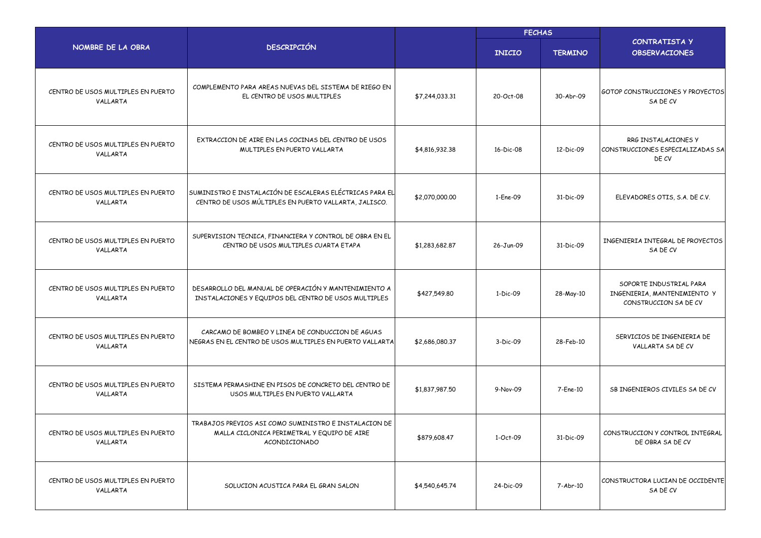| NOMBRE DE LA OBRA | DESCRIPCIÓN | | FECHAS | | CONTRATISTA Y OBSERVACIONES |
|---|---|---|---|---|---|
| | | | INICIO | TERMINO | |
| CENTRO DE USOS MULTIPLES EN PUERTO VALLARTA | COMPLEMENTO PARA AREAS NUEVAS DEL SISTEMA DE RIEGO EN EL CENTRO DE USOS MULTIPLES | $7,244,033.31 | 20-Oct-08 | 30-Abr-09 | GOTOP CONSTRUCCIONES Y PROYECTOS SA DE CV |
| CENTRO DE USOS MULTIPLES EN PUERTO VALLARTA | EXTRACCION DE AIRE EN LAS COCINAS DEL CENTRO DE USOS MULTIPLES EN PUERTO VALLARTA | $4,816,932.38 | 16-Dic-08 | 12-Dic-09 | RRG INSTALACIONES Y CONSTRUCCIONES ESPECIALIZADAS SA DE CV |
| CENTRO DE USOS MULTIPLES EN PUERTO VALLARTA | SUMINISTRO E INSTALACIÓN DE ESCALERAS ELÉCTRICAS PARA EL CENTRO DE USOS MÚLTIPLES EN PUERTO VALLARTA, JALISCO. | $2,070,000.00 | 1-Ene-09 | 31-Dic-09 | ELEVADORES OTIS, S.A. DE C.V. |
| CENTRO DE USOS MULTIPLES EN PUERTO VALLARTA | SUPERVISION TECNICA, FINANCIERA Y CONTROL DE OBRA EN EL CENTRO DE USOS MULTIPLES CUARTA ETAPA | $1,283,682.87 | 26-Jun-09 | 31-Dic-09 | INGENIERIA INTEGRAL DE PROYECTOS SA DE CV |
| CENTRO DE USOS MULTIPLES EN PUERTO VALLARTA | DESARROLLO DEL MANUAL DE OPERACIÓN Y MANTENIMIENTO A INSTALACIONES Y EQUIPOS DEL CENTRO DE USOS MULTIPLES | $427,549.80 | 1-Dic-09 | 28-May-10 | SOPORTE INDUSTRIAL PARA INGENIERIA, MANTENIMIENTO Y CONSTRUCCION SA DE CV |
| CENTRO DE USOS MULTIPLES EN PUERTO VALLARTA | CARCAMO DE BOMBEO Y LINEA DE CONDUCCION DE AGUAS NEGRAS EN EL CENTRO DE USOS MULTIPLES EN PUERTO VALLARTA | $2,686,080.37 | 3-Dic-09 | 28-Feb-10 | SERVICIOS DE INGENIERIA DE VALLARTA SA DE CV |
| CENTRO DE USOS MULTIPLES EN PUERTO VALLARTA | SISTEMA PERMASHINE EN PISOS DE CONCRETO DEL CENTRO DE USOS MULTIPLES EN PUERTO VALLARTA | $1,837,987.50 | 9-Nov-09 | 7-Ene-10 | SB INGENIEROS CIVILES SA DE CV |
| CENTRO DE USOS MULTIPLES EN PUERTO VALLARTA | TRABAJOS PREVIOS ASI COMO SUMINISTRO E INSTALACION DE MALLA CICLONICA PERIMETRAL Y EQUIPO DE AIRE ACONDICIONADO | $879,608.47 | 1-Oct-09 | 31-Dic-09 | CONSTRUCCION Y CONTROL INTEGRAL DE OBRA SA DE CV |
| CENTRO DE USOS MULTIPLES EN PUERTO VALLARTA | SOLUCION ACUSTICA PARA EL GRAN SALON | $4,540,645.74 | 24-Dic-09 | 7-Abr-10 | CONSTRUCTORA LUCIAN DE OCCIDENTE SA DE CV |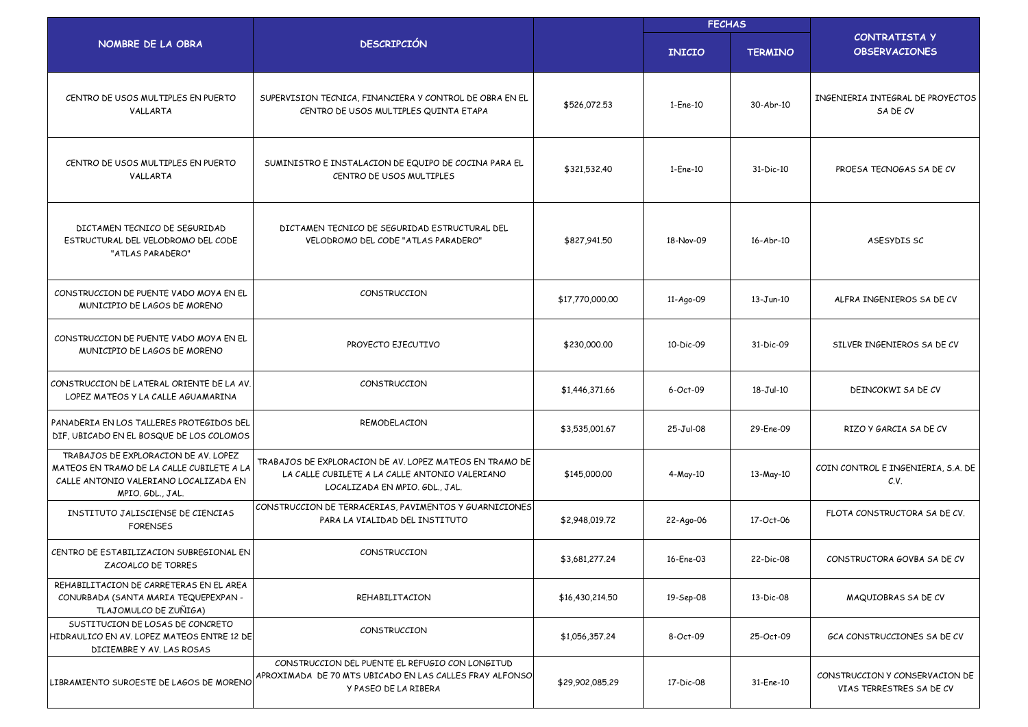| NOMBRE DE LA OBRA | DESCRIPCIÓN | | FECHAS | | CONTRATISTA Y OBSERVACIONES |
|---|---|---|---|---|---|
| | | | INICIO | TERMINO | |
| CENTRO DE USOS MULTIPLES EN PUERTO VALLARTA | SUPERVISION TECNICA, FINANCIERA Y CONTROL DE OBRA EN EL CENTRO DE USOS MULTIPLES QUINTA ETAPA | $526,072.53 | 1-Ene-10 | 30-Abr-10 | INGENIERIA INTEGRAL DE PROYECTOS SA DE CV |
| CENTRO DE USOS MULTIPLES EN PUERTO VALLARTA | SUMINISTRO E INSTALACION DE EQUIPO DE COCINA PARA EL CENTRO DE USOS MULTIPLES | $321,532.40 | 1-Ene-10 | 31-Dic-10 | PROESA TECNOGAS SA DE CV |
| DICTAMEN TECNICO DE SEGURIDAD ESTRUCTURAL DEL VELODROMO DEL CODE "ATLAS PARADERO" | DICTAMEN TECNICO DE SEGURIDAD ESTRUCTURAL DEL VELODROMO DEL CODE "ATLAS PARADERO" | $827,941.50 | 18-Nov-09 | 16-Abr-10 | ASESYDIS SC |
| CONSTRUCCION DE PUENTE VADO MOYA EN EL MUNICIPIO DE LAGOS DE MORENO | CONSTRUCCION | $17,770,000.00 | 11-Ago-09 | 13-Jun-10 | ALFRA INGENIEROS SA DE CV |
| CONSTRUCCION DE PUENTE VADO MOYA EN EL MUNICIPIO DE LAGOS DE MORENO | PROYECTO EJECUTIVO | $230,000.00 | 10-Dic-09 | 31-Dic-09 | SILVER INGENIEROS SA DE CV |
| CONSTRUCCION DE LATERAL ORIENTE DE LA AV. LOPEZ MATEOS Y LA CALLE AGUAMARINA | CONSTRUCCION | $1,446,371.66 | 6-Oct-09 | 18-Jul-10 | DEINCOKWI SA DE CV |
| PANADERIA EN LOS TALLERES PROTEGIDOS DEL DIF, UBICADO EN EL BOSQUE DE LOS COLOMOS | REMODELACION | $3,535,001.67 | 25-Jul-08 | 29-Ene-09 | RIZO Y GARCIA SA DE CV |
| TRABAJOS DE EXPLORACION DE AV. LOPEZ MATEOS EN TRAMO DE LA CALLE CUBILETE A LA CALLE ANTONIO VALERIANO LOCALIZADA EN MPIO. GDL., JAL. | TRABAJOS DE EXPLORACION DE AV. LOPEZ MATEOS EN TRAMO DE LA CALLE CUBILETE A LA CALLE ANTONIO VALERIANO LOCALIZADA EN MPIO. GDL., JAL. | $145,000.00 | 4-May-10 | 13-May-10 | COIN CONTROL E INGENIERIA, S.A. DE C.V. |
| INSTITUTO JALISCIENSE DE CIENCIAS FORENSES | CONSTRUCCION DE TERRACERIAS, PAVIMENTOS Y GUARNICIONES PARA LA VIALIDAD DEL INSTITUTO | $2,948,019.72 | 22-Ago-06 | 17-Oct-06 | FLOTA CONSTRUCTORA SA DE CV. |
| CENTRO DE ESTABILIZACION SUBREGIONAL EN ZACOALCO DE TORRES | CONSTRUCCION | $3,681,277.24 | 16-Ene-03 | 22-Dic-08 | CONSTRUCTORA GOVBA SA DE CV |
| REHABILITACION DE CARRETERAS EN EL AREA CONURBADA (SANTA MARIA TEQUEPEXPAN - TLAJOMULCO DE ZUÑIGA) | REHABILITACION | $16,430,214.50 | 19-Sep-08 | 13-Dic-08 | MAQUIOBRAS SA DE CV |
| SUSTITUCION DE LOSAS DE CONCRETO HIDRAULICO EN AV. LOPEZ MATEOS ENTRE 12 DE DICIEMBRE Y AV. LAS ROSAS | CONSTRUCCION | $1,056,357.24 | 8-Oct-09 | 25-Oct-09 | GCA CONSTRUCCIONES SA DE CV |
| LIBRAMIENTO SUROESTE DE LAGOS DE MORENO | CONSTRUCCION DEL PUENTE EL REFUGIO CON LONGITUD APROXIMADA DE 70 MTS UBICADO EN LAS CALLES FRAY ALFONSO Y PASEO DE LA RIBERA | $29,902,085.29 | 17-Dic-08 | 31-Ene-10 | CONSTRUCCION Y CONSERVACION DE VIAS TERRESTRES SA DE CV |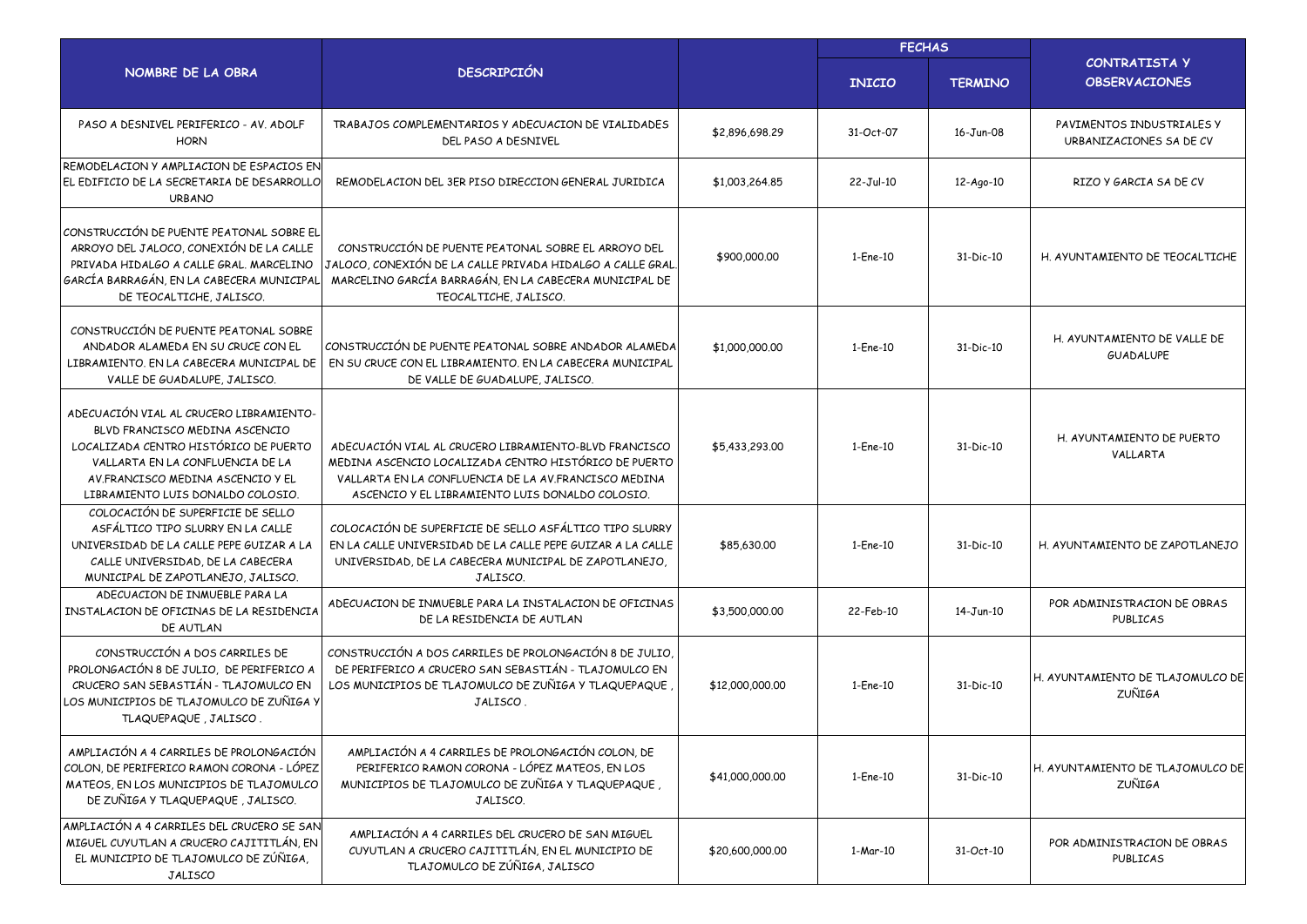| NOMBRE DE LA OBRA | DESCRIPCIÓN | | FECHAS | | CONTRATISTA Y OBSERVACIONES |
|---|---|---|---|---|---|
| | | | INICIO | TERMINO | |
| PASO A DESNIVEL PERIFERICO - AV. ADOLF HORN | TRABAJOS COMPLEMENTARIOS Y ADECUACION DE VIALIDADES DEL PASO A DESNIVEL | $2,896,698.29 | 31-Oct-07 | 16-Jun-08 | PAVIMENTOS INDUSTRIALES Y URBANIZACIONES SA DE CV |
| REMODELACION Y AMPLIACION DE ESPACIOS EN EL EDIFICIO DE LA SECRETARIA DE DESARROLLO URBANO | REMODELACION DEL 3ER PISO DIRECCION GENERAL JURIDICA | $1,003,264.85 | 22-Jul-10 | 12-Ago-10 | RIZO Y GARCIA SA DE CV |
| CONSTRUCCIÓN DE PUENTE PEATONAL SOBRE EL ARROYO DEL JALOCO, CONEXIÓN DE LA CALLE PRIVADA HIDALGO A CALLE GRAL. MARCELINO GARCÍA BARRAGÁN, EN LA CABECERA MUNICIPAL DE TEOCALTICHE, JALISCO. | CONSTRUCCIÓN DE PUENTE PEATONAL SOBRE EL ARROYO DEL JALOCO, CONEXIÓN DE LA CALLE PRIVADA HIDALGO A CALLE GRAL. MARCELINO GARCÍA BARRAGÁN, EN LA CABECERA MUNICIPAL DE TEOCALTICHE, JALISCO. | $900,000.00 | 1-Ene-10 | 31-Dic-10 | H. AYUNTAMIENTO DE TEOCALTICHE |
| CONSTRUCCIÓN DE PUENTE PEATONAL SOBRE ANDADOR ALAMEDA EN SU CRUCE CON EL LIBRAMIENTO. EN LA CABECERA MUNICIPAL DE VALLE DE GUADALUPE, JALISCO. | CONSTRUCCIÓN DE PUENTE PEATONAL SOBRE ANDADOR ALAMEDA EN SU CRUCE CON EL LIBRAMIENTO. EN LA CABECERA MUNICIPAL DE VALLE DE GUADALUPE, JALISCO. | $1,000,000.00 | 1-Ene-10 | 31-Dic-10 | H. AYUNTAMIENTO DE VALLE DE GUADALUPE |
| ADECUACIÓN VIAL AL CRUCERO LIBRAMIENTO-BLVD FRANCISCO MEDINA ASCENCIO LOCALIZADA CENTRO HISTÓRICO DE PUERTO VALLARTA EN LA CONFLUENCIA DE LA AV.FRANCISCO MEDINA ASCENCIO Y EL LIBRAMIENTO LUIS DONALDO COLOSIO. | ADECUACIÓN VIAL AL CRUCERO LIBRAMIENTO-BLVD FRANCISCO MEDINA ASCENCIO LOCALIZADA CENTRO HISTÓRICO DE PUERTO VALLARTA EN LA CONFLUENCIA DE LA AV.FRANCISCO MEDINA ASCENCIO Y EL LIBRAMIENTO LUIS DONALDO COLOSIO. | $5,433,293.00 | 1-Ene-10 | 31-Dic-10 | H. AYUNTAMIENTO DE PUERTO VALLARTA |
| COLOCACIÓN DE SUPERFICIE DE SELLO ASFÁLTICO TIPO SLURRY EN LA CALLE UNIVERSIDAD DE LA CALLE PEPE GUIZAR A LA CALLE UNIVERSIDAD, DE LA CABECERA MUNICIPAL DE ZAPOTLANEJO, JALISCO. | COLOCACIÓN DE SUPERFICIE DE SELLO ASFÁLTICO TIPO SLURRY EN LA CALLE UNIVERSIDAD DE LA CALLE PEPE GUIZAR A LA CALLE UNIVERSIDAD, DE LA CABECERA MUNICIPAL DE ZAPOTLANEJO, JALISCO. | $85,630.00 | 1-Ene-10 | 31-Dic-10 | H. AYUNTAMIENTO DE ZAPOTLANEJO |
| ADECUACION DE INMUEBLE PARA LA INSTALACION DE OFICINAS DE LA RESIDENCIA DE AUTLAN | ADECUACION DE INMUEBLE PARA LA INSTALACION DE OFICINAS DE LA RESIDENCIA DE AUTLAN | $3,500,000.00 | 22-Feb-10 | 14-Jun-10 | POR ADMINISTRACION DE OBRAS PUBLICAS |
| CONSTRUCCIÓN A DOS CARRILES DE PROLONGACIÓN 8 DE JULIO, DE PERIFERICO A CRUCERO SAN SEBASTIÁN - TLAJOMULCO EN LOS MUNICIPIOS DE TLAJOMULCO DE ZUÑIGA Y TLAQUEPAQUE , JALISCO . | CONSTRUCCIÓN A DOS CARRILES DE PROLONGACIÓN 8 DE JULIO, DE PERIFERICO A CRUCERO SAN SEBASTIÁN - TLAJOMULCO EN LOS MUNICIPIOS DE TLAJOMULCO DE ZUÑIGA Y TLAQUEPAQUE , JALISCO . | $12,000,000.00 | 1-Ene-10 | 31-Dic-10 | H. AYUNTAMIENTO DE TLAJOMULCO DE ZUÑIGA |
| AMPLIACIÓN A 4 CARRILES DE PROLONGACIÓN COLON, DE PERIFERICO RAMON CORONA - LÓPEZ MATEOS, EN LOS MUNICIPIOS DE TLAJOMULCO DE ZUÑIGA Y TLAQUEPAQUE , JALISCO. | AMPLIACIÓN A 4 CARRILES DE PROLONGACIÓN COLON, DE PERIFERICO RAMON CORONA - LÓPEZ MATEOS, EN LOS MUNICIPIOS DE TLAJOMULCO DE ZUÑIGA Y TLAQUEPAQUE , JALISCO. | $41,000,000.00 | 1-Ene-10 | 31-Dic-10 | H. AYUNTAMIENTO DE TLAJOMULCO DE ZUÑIGA |
| AMPLIACIÓN A 4 CARRILES DEL CRUCERO SE SAN MIGUEL CUYUTLAN A CRUCERO CAJITITLÁN, EN EL MUNICIPIO DE TLAJOMULCO DE ZÚÑIGA, JALISCO | AMPLIACIÓN A 4 CARRILES DEL CRUCERO DE SAN MIGUEL CUYUTLAN A CRUCERO CAJITITLÁN, EN EL MUNICIPIO DE TLAJOMULCO DE ZÚÑIGA, JALISCO | $20,600,000.00 | 1-Mar-10 | 31-Oct-10 | POR ADMINISTRACION DE OBRAS PUBLICAS |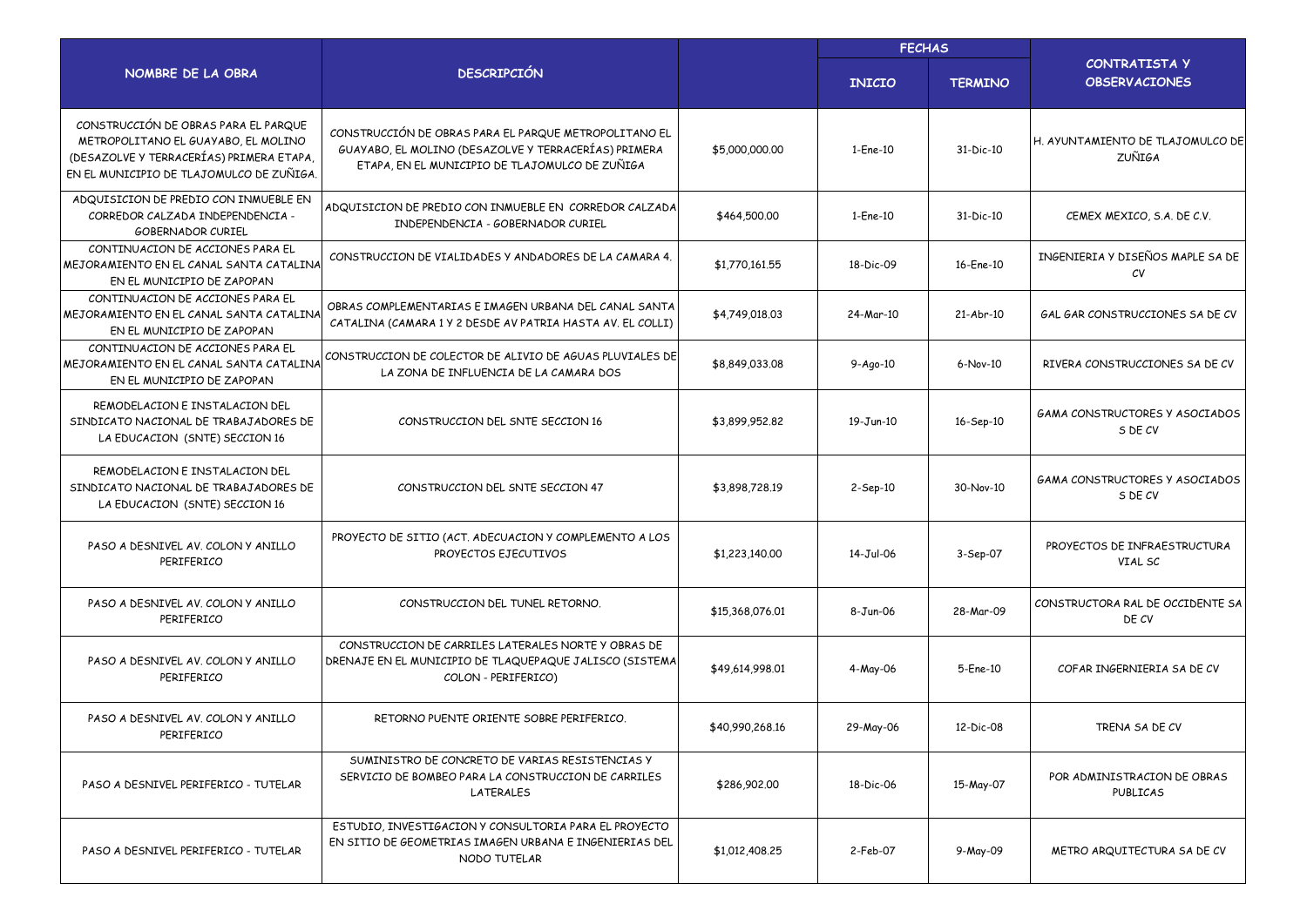| NOMBRE DE LA OBRA | DESCRIPCIÓN | | FECHAS | | CONTRATISTA Y OBSERVACIONES |
|---|---|---|---|---|---|
| | | | INICIO | TERMINO | |
| CONSTRUCCIÓN DE OBRAS PARA EL PARQUE METROPOLITANO EL GUAYABO, EL MOLINO (DESAZOLVE Y TERRACERÍAS) PRIMERA ETAPA, EN EL MUNICIPIO DE TLAJOMULCO DE ZUÑIGA. | CONSTRUCCIÓN DE OBRAS PARA EL PARQUE METROPOLITANO EL GUAYABO, EL MOLINO (DESAZOLVE Y TERRACERÍAS) PRIMERA ETAPA, EN EL MUNICIPIO DE TLAJOMULCO DE ZUÑIGA | $5,000,000.00 | 1-Ene-10 | 31-Dic-10 | H. AYUNTAMIENTO DE TLAJOMULCO DE ZUÑIGA |
| ADQUISICION DE PREDIO CON INMUEBLE EN CORREDOR CALZADA INDEPENDENCIA - GOBERNADOR CURIEL | ADQUISICION DE PREDIO CON INMUEBLE EN CORREDOR CALZADA INDEPENDENCIA - GOBERNADOR CURIEL | $464,500.00 | 1-Ene-10 | 31-Dic-10 | CEMEX MEXICO, S.A. DE C.V. |
| CONTINUACION DE ACCIONES PARA EL MEJORAMIENTO EN EL CANAL SANTA CATALINA EN EL MUNICIPIO DE ZAPOPAN | CONSTRUCCION DE VIALIDADES Y ANDADORES DE LA CAMARA 4. | $1,770,161.55 | 18-Dic-09 | 16-Ene-10 | INGENIERIA Y DISEÑOS MAPLE SA DE CV |
| CONTINUACION DE ACCIONES PARA EL MEJORAMIENTO EN EL CANAL SANTA CATALINA EN EL MUNICIPIO DE ZAPOPAN | OBRAS COMPLEMENTARIAS E IMAGEN URBANA DEL CANAL SANTA CATALINA (CAMARA 1 Y 2 DESDE AV PATRIA HASTA AV. EL COLLI) | $4,749,018.03 | 24-Mar-10 | 21-Abr-10 | GAL GAR CONSTRUCCIONES SA DE CV |
| CONTINUACION DE ACCIONES PARA EL MEJORAMIENTO EN EL CANAL SANTA CATALINA EN EL MUNICIPIO DE ZAPOPAN | CONSTRUCCION DE COLECTOR DE ALIVIO DE AGUAS PLUVIALES DE LA ZONA DE INFLUENCIA DE LA CAMARA DOS | $8,849,033.08 | 9-Ago-10 | 6-Nov-10 | RIVERA CONSTRUCCIONES SA DE CV |
| REMODELACION E INSTALACION DEL SINDICATO NACIONAL DE TRABAJADORES DE LA EDUCACION (SNTE) SECCION 16 | CONSTRUCCION DEL SNTE SECCION 16 | $3,899,952.82 | 19-Jun-10 | 16-Sep-10 | GAMA CONSTRUCTORES Y ASOCIADOS S DE CV |
| REMODELACION E INSTALACION DEL SINDICATO NACIONAL DE TRABAJADORES DE LA EDUCACION (SNTE) SECCION 16 | CONSTRUCCION DEL SNTE SECCION 47 | $3,898,728.19 | 2-Sep-10 | 30-Nov-10 | GAMA CONSTRUCTORES Y ASOCIADOS S DE CV |
| PASO A DESNIVEL AV. COLON Y ANILLO PERIFERICO | PROYECTO DE SITIO (ACT. ADECUACION Y COMPLEMENTO A LOS PROYECTOS EJECUTIVOS | $1,223,140.00 | 14-Jul-06 | 3-Sep-07 | PROYECTOS DE INFRAESTRUCTURA VIAL SC |
| PASO A DESNIVEL AV. COLON Y ANILLO PERIFERICO | CONSTRUCCION DEL TUNEL RETORNO. | $15,368,076.01 | 8-Jun-06 | 28-Mar-09 | CONSTRUCTORA RAL DE OCCIDENTE SA DE CV |
| PASO A DESNIVEL AV. COLON Y ANILLO PERIFERICO | CONSTRUCCION DE CARRILES LATERALES NORTE Y OBRAS DE DRENAJE EN EL MUNICIPIO DE TLAQUEPAQUE JALISCO (SISTEMA COLON - PERIFERICO) | $49,614,998.01 | 4-May-06 | 5-Ene-10 | COFAR INGERNIERIA SA DE CV |
| PASO A DESNIVEL AV. COLON Y ANILLO PERIFERICO | RETORNO PUENTE ORIENTE SOBRE PERIFERICO. | $40,990,268.16 | 29-May-06 | 12-Dic-08 | TRENA SA DE CV |
| PASO A DESNIVEL PERIFERICO - TUTELAR | SUMINISTRO DE CONCRETO DE VARIAS RESISTENCIAS Y SERVICIO DE BOMBEO PARA LA CONSTRUCCION DE CARRILES LATERALES | $286,902.00 | 18-Dic-06 | 15-May-07 | POR ADMINISTRACION DE OBRAS PUBLICAS |
| PASO A DESNIVEL PERIFERICO - TUTELAR | ESTUDIO, INVESTIGACION Y CONSULTORIA PARA EL PROYECTO EN SITIO DE GEOMETRIAS IMAGEN URBANA E INGENIERIAS DEL NODO TUTELAR | $1,012,408.25 | 2-Feb-07 | 9-May-09 | METRO ARQUITECTURA SA DE CV |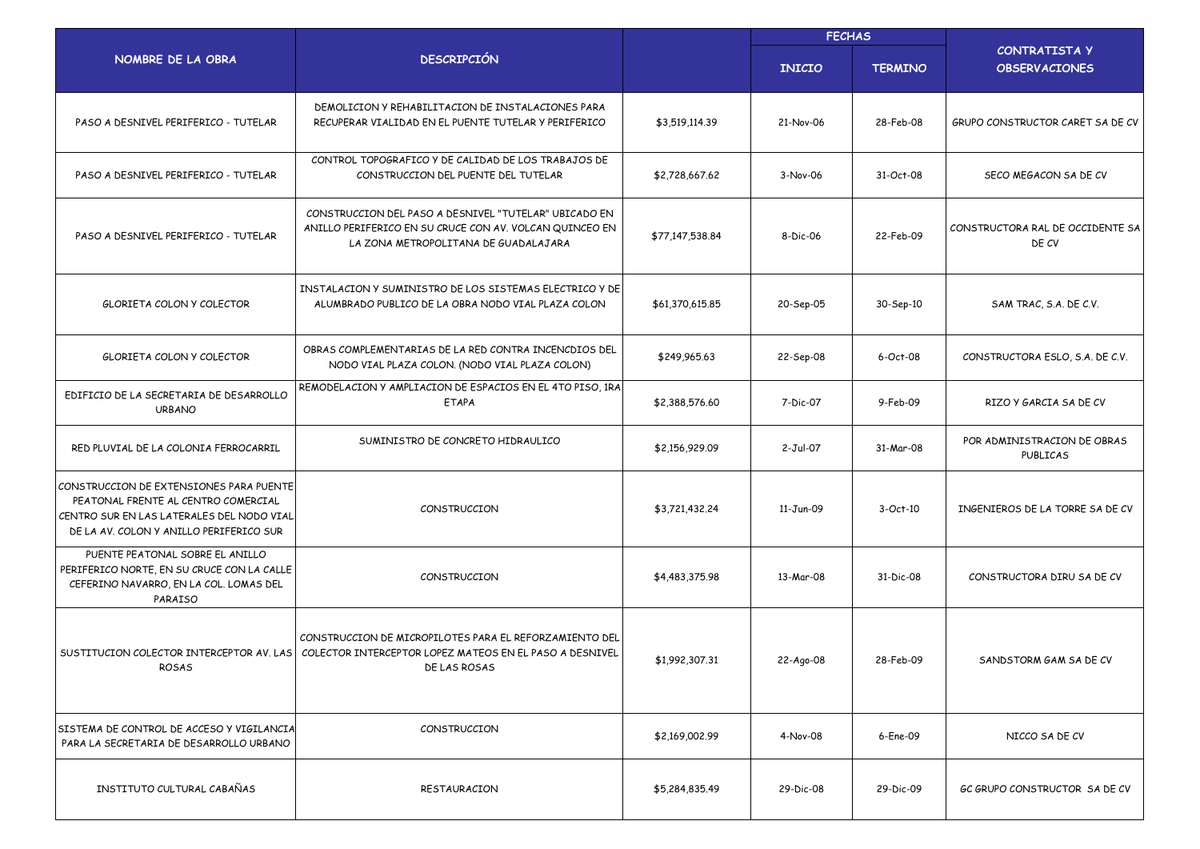| NOMBRE DE LA OBRA | DESCRIPCIÓN | | FECHAS | | CONTRATISTA Y OBSERVACIONES |
|---|---|---|---|---|---|
| | | | INICIO | TERMINO | |
| PASO A DESNIVEL PERIFERICO - TUTELAR | DEMOLICION Y REHABILITACION DE INSTALACIONES PARA RECUPERAR VIALIDAD EN EL PUENTE TUTELAR Y PERIFERICO | $3,519,114.39 | 21-Nov-06 | 28-Feb-08 | GRUPO CONSTRUCTOR CARET SA DE CV |
| PASO A DESNIVEL PERIFERICO - TUTELAR | CONTROL TOPOGRAFICO Y DE CALIDAD DE LOS TRABAJOS DE CONSTRUCCION DEL PUENTE DEL TUTELAR | $2,728,667.62 | 3-Nov-06 | 31-Oct-08 | SECO MEGACON SA DE CV |
| PASO A DESNIVEL PERIFERICO - TUTELAR | CONSTRUCCION DEL PASO A DESNIVEL "TUTELAR" UBICADO EN ANILLO PERIFERICO EN SU CRUCE CON AV. VOLCAN QUINCEO EN LA ZONA METROPOLITANA DE GUADALAJARA | $77,147,538.84 | 8-Dic-06 | 22-Feb-09 | CONSTRUCTORA RAL DE OCCIDENTE SA DE CV |
| GLORIETA COLON Y COLECTOR | INSTALACION Y SUMINISTRO DE LOS SISTEMAS ELECTRICO Y DE ALUMBRADO PUBLICO DE LA OBRA NODO VIAL PLAZA COLON | $61,370,615.85 | 20-Sep-05 | 30-Sep-10 | SAM TRAC, S.A. DE C.V. |
| GLORIETA COLON Y COLECTOR | OBRAS COMPLEMENTARIAS DE LA RED CONTRA INCENCDIOS DEL NODO VIAL PLAZA COLON. (NODO VIAL PLAZA COLON) | $249,965.63 | 22-Sep-08 | 6-Oct-08 | CONSTRUCTORA ESLO, S.A. DE C.V. |
| EDIFICIO DE LA SECRETARIA DE DESARROLLO URBANO | REMODELACION Y AMPLIACION DE ESPACIOS EN EL 4TO PISO, 1RA ETAPA | $2,388,576.60 | 7-Dic-07 | 9-Feb-09 | RIZO Y GARCIA SA DE CV |
| RED PLUVIAL DE LA COLONIA FERROCARRIL | SUMINISTRO DE CONCRETO HIDRAULICO | $2,156,929.09 | 2-Jul-07 | 31-Mar-08 | POR ADMINISTRACION DE OBRAS PUBLICAS |
| CONSTRUCCION DE EXTENSIONES PARA PUENTE PEATONAL FRENTE AL CENTRO COMERCIAL CENTRO SUR EN LAS LATERALES DEL NODO VIAL DE LA AV. COLON Y ANILLO PERIFERICO SUR | CONSTRUCCION | $3,721,432.24 | 11-Jun-09 | 3-Oct-10 | INGENIEROS DE LA TORRE SA DE CV |
| PUENTE PEATONAL SOBRE EL ANILLO PERIFERICO NORTE, EN SU CRUCE CON LA CALLE CEFERINO NAVARRO, EN LA COL. LOMAS DEL PARAISO | CONSTRUCCION | $4,483,375.98 | 13-Mar-08 | 31-Dic-08 | CONSTRUCTORA DIRU SA DE CV |
| SUSTITUCION COLECTOR INTERCEPTOR AV. LAS ROSAS | CONSTRUCCION DE MICROPILOTES PARA EL REFORZAMIENTO DEL COLECTOR INTERCEPTOR LOPEZ MATEOS EN EL PASO A DESNIVEL DE LAS ROSAS | $1,992,307.31 | 22-Ago-08 | 28-Feb-09 | SANDSTORM GAM SA DE CV |
| SISTEMA DE CONTROL DE ACCESO Y VIGILANCIA PARA LA SECRETARIA DE DESARROLLO URBANO | CONSTRUCCION | $2,169,002.99 | 4-Nov-08 | 6-Ene-09 | NICCO SA DE CV |
| INSTITUTO CULTURAL CABAÑAS | RESTAURACION | $5,284,835.49 | 29-Dic-08 | 29-Dic-09 | GC GRUPO CONSTRUCTOR SA DE CV |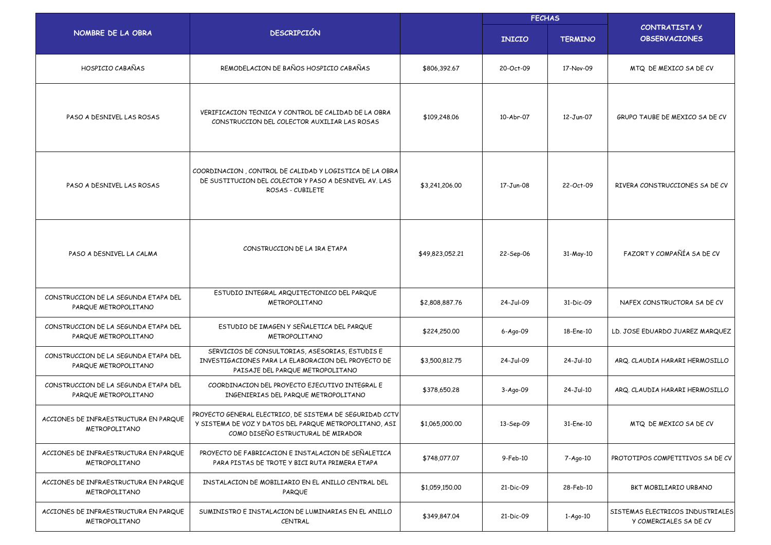| NOMBRE DE LA OBRA | DESCRIPCIÓN | | FECHAS | | CONTRATISTA Y OBSERVACIONES |
|---|---|---|---|---|---|
| | | | INICIO | TERMINO | |
| HOSPICIO CABAÑAS | REMODELACION DE BAÑOS HOSPICIO CABAÑAS | $806,392.67 | 20-Oct-09 | 17-Nov-09 | MTQ DE MEXICO SA DE CV |
| PASO A DESNIVEL LAS ROSAS | VERIFICACION TECNICA Y CONTROL DE CALIDAD DE LA OBRA CONSTRUCCION DEL COLECTOR AUXILIAR LAS ROSAS | $109,248.06 | 10-Abr-07 | 12-Jun-07 | GRUPO TAUBE DE MEXICO SA DE CV |
| PASO A DESNIVEL LAS ROSAS | COORDINACION , CONTROL DE CALIDAD Y LOGISTICA DE LA OBRA DE SUSTITUCION DEL COLECTOR Y PASO A DESNIVEL AV. LAS ROSAS - CUBILETE | $3,241,206.00 | 17-Jun-08 | 22-Oct-09 | RIVERA CONSTRUCCIONES SA DE CV |
| PASO A DESNIVEL LA CALMA | CONSTRUCCION DE LA 1RA ETAPA | $49,823,052.21 | 22-Sep-06 | 31-May-10 | FAZORT Y COMPAÑÍA SA DE CV |
| CONSTRUCCION DE LA SEGUNDA ETAPA DEL PARQUE METROPOLITANO | ESTUDIO INTEGRAL ARQUITECTONICO DEL PARQUE METROPOLITANO | $2,808,887.76 | 24-Jul-09 | 31-Dic-09 | NAFEX CONSTRUCTORA SA DE CV |
| CONSTRUCCION DE LA SEGUNDA ETAPA DEL PARQUE METROPOLITANO | ESTUDIO DE IMAGEN Y SEÑALETICA DEL PARQUE METROPOLITANO | $224,250.00 | 6-Ago-09 | 18-Ene-10 | LD. JOSE EDUARDO JUAREZ MARQUEZ |
| CONSTRUCCION DE LA SEGUNDA ETAPA DEL PARQUE METROPOLITANO | SERVICIOS DE CONSULTORIAS, ASESORIAS, ESTUDIS E INVESTIGACIONES PARA LA ELABORACION DEL PROYECTO DE PAISAJE DEL PARQUE METROPOLITANO | $3,500,812.75 | 24-Jul-09 | 24-Jul-10 | ARQ. CLAUDIA HARARI HERMOSILLO |
| CONSTRUCCION DE LA SEGUNDA ETAPA DEL PARQUE METROPOLITANO | COORDINACION DEL PROYECTO EJECUTIVO INTEGRAL E INGENIERIAS DEL PARQUE METROPOLITANO | $378,650.28 | 3-Ago-09 | 24-Jul-10 | ARQ. CLAUDIA HARARI HERMOSILLO |
| ACCIONES DE INFRAESTRUCTURA EN PARQUE METROPOLITANO | PROYECTO GENERAL ELECTRICO, DE SISTEMA DE SEGURIDAD CCTV Y SISTEMA DE VOZ Y DATOS DEL PARQUE METROPOLITANO, ASI COMO DISEÑO ESTRUCTURAL DE MIRADOR | $1,065,000.00 | 13-Sep-09 | 31-Ene-10 | MTQ DE MEXICO SA DE CV |
| ACCIONES DE INFRAESTRUCTURA EN PARQUE METROPOLITANO | PROYECTO DE FABRICACION E INSTALACION DE SEÑALETICA PARA PISTAS DE TROTE Y BICI RUTA PRIMERA ETAPA | $748,077.07 | 9-Feb-10 | 7-Ago-10 | PROTOTIPOS COMPETITIVOS SA DE CV |
| ACCIONES DE INFRAESTRUCTURA EN PARQUE METROPOLITANO | INSTALACION DE MOBILIARIO EN EL ANILLO CENTRAL DEL PARQUE | $1,059,150.00 | 21-Dic-09 | 28-Feb-10 | BKT MOBILIARIO URBANO |
| ACCIONES DE INFRAESTRUCTURA EN PARQUE METROPOLITANO | SUMINISTRO E INSTALACION DE LUMINARIAS EN EL ANILLO CENTRAL | $349,847.04 | 21-Dic-09 | 1-Ago-10 | SISTEMAS ELECTRICOS INDUSTRIALES Y COMERCIALES SA DE CV |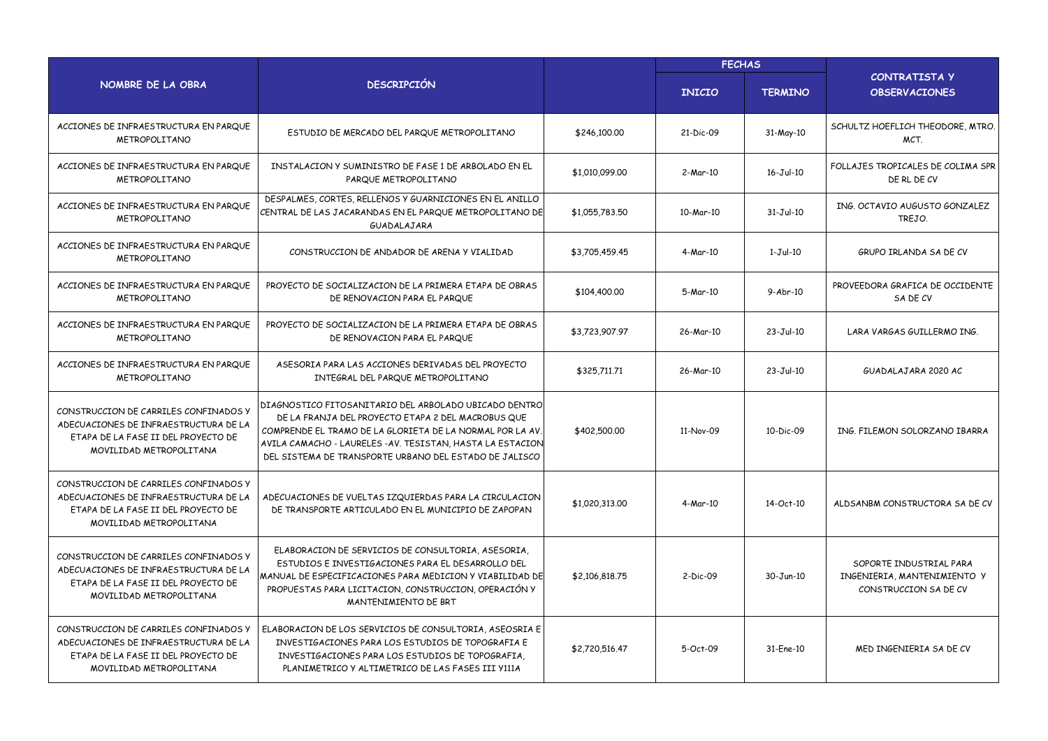| NOMBRE DE LA OBRA | DESCRIPCIÓN | | FECHAS | | CONTRATISTA Y OBSERVACIONES |
|---|---|---|---|---|---|
| | | | INICIO | TERMINO | |
| ACCIONES DE INFRAESTRUCTURA EN PARQUE METROPOLITANO | ESTUDIO DE MERCADO DEL PARQUE METROPOLITANO | $246,100.00 | 21-Dic-09 | 31-May-10 | SCHULTZ HOEFLICH THEODORE, MTRO. MCT. |
| ACCIONES DE INFRAESTRUCTURA EN PARQUE METROPOLITANO | INSTALACION Y SUMINISTRO DE FASE 1 DE ARBOLADO EN EL PARQUE METROPOLITANO | $1,010,099.00 | 2-Mar-10 | 16-Jul-10 | FOLLAJES TROPICALES DE COLIMA SPR DE RL DE CV |
| ACCIONES DE INFRAESTRUCTURA EN PARQUE METROPOLITANO | DESPALMES, CORTES, RELLENOS Y GUARNICIONES EN EL ANILLO CENTRAL DE LAS JACARANDAS EN EL PARQUE METROPOLITANO DE GUADALAJARA | $1,055,783.50 | 10-Mar-10 | 31-Jul-10 | ING. OCTAVIO AUGUSTO GONZALEZ TREJO. |
| ACCIONES DE INFRAESTRUCTURA EN PARQUE METROPOLITANO | CONSTRUCCION DE ANDADOR DE ARENA Y VIALIDAD | $3,705,459.45 | 4-Mar-10 | 1-Jul-10 | GRUPO IRLANDA SA DE CV |
| ACCIONES DE INFRAESTRUCTURA EN PARQUE METROPOLITANO | PROYECTO DE SOCIALIZACION DE LA PRIMERA ETAPA DE OBRAS DE RENOVACION PARA EL PARQUE | $104,400.00 | 5-Mar-10 | 9-Abr-10 | PROVEEDORA GRAFICA DE OCCIDENTE SA DE CV |
| ACCIONES DE INFRAESTRUCTURA EN PARQUE METROPOLITANO | PROYECTO DE SOCIALIZACION DE LA PRIMERA ETAPA DE OBRAS DE RENOVACION PARA EL PARQUE | $3,723,907.97 | 26-Mar-10 | 23-Jul-10 | LARA VARGAS GUILLERMO ING. |
| ACCIONES DE INFRAESTRUCTURA EN PARQUE METROPOLITANO | ASESORIA PARA LAS ACCIONES DERIVADAS DEL PROYECTO INTEGRAL DEL PARQUE METROPOLITANO | $325,711.71 | 26-Mar-10 | 23-Jul-10 | GUADALAJARA 2020 AC |
| CONSTRUCCION DE CARRILES CONFINADOS Y ADECUACIONES DE INFRAESTRUCTURA DE LA ETAPA DE LA FASE II DEL PROYECTO DE MOVILIDAD METROPOLITANA | DIAGNOSTICO FITOSANITARIO DEL ARBOLADO UBICADO DENTRO DE LA FRANJA DEL PROYECTO ETAPA 2 DEL MACROBUS QUE COMPRENDE EL TRAMO DE LA GLORIETA DE LA NORMAL POR LA AV. AVILA CAMACHO - LAURELES -AV. TESISTAN, HASTA LA ESTACION DEL SISTEMA DE TRANSPORTE URBANO DEL ESTADO DE JALISCO | $402,500.00 | 11-Nov-09 | 10-Dic-09 | ING. FILEMON SOLORZANO IBARRA |
| CONSTRUCCION DE CARRILES CONFINADOS Y ADECUACIONES DE INFRAESTRUCTURA DE LA ETAPA DE LA FASE II DEL PROYECTO DE MOVILIDAD METROPOLITANA | ADECUACIONES DE VUELTAS IZQUIERDAS PARA LA CIRCULACION DE TRANSPORTE ARTICULADO EN EL MUNICIPIO DE ZAPOPAN | $1,020,313.00 | 4-Mar-10 | 14-Oct-10 | ALDSANBM CONSTRUCTORA SA DE CV |
| CONSTRUCCION DE CARRILES CONFINADOS Y ADECUACIONES DE INFRAESTRUCTURA DE LA ETAPA DE LA FASE II DEL PROYECTO DE MOVILIDAD METROPOLITANA | ELABORACION DE SERVICIOS DE CONSULTORIA, ASESORIA, ESTUDIOS E INVESTIGACIONES PARA EL DESARROLLO DEL MANUAL DE ESPECIFICACIONES PARA MEDICION Y VIABILIDAD DE PROPUESTAS PARA LICITACION, CONSTRUCCION, OPERACIÓN Y MANTENIMIENTO DE BRT | $2,106,818.75 | 2-Dic-09 | 30-Jun-10 | SOPORTE INDUSTRIAL PARA INGENIERIA, MANTENIMIENTO Y CONSTRUCCION SA DE CV |
| CONSTRUCCION DE CARRILES CONFINADOS Y ADECUACIONES DE INFRAESTRUCTURA DE LA ETAPA DE LA FASE II DEL PROYECTO DE MOVILIDAD METROPOLITANA | ELABORACION DE LOS SERVICIOS DE CONSULTORIA, ASEOSRIA E INVESTIGACIONES PARA LOS ESTUDIOS DE TOPOGRAFIA E INVESTIGACIONES PARA LOS ESTUDIOS DE TOPOGRAFIA, PLANIMETRICO Y ALTIMETRICO DE LAS FASES III Y111A | $2,720,516.47 | 5-Oct-09 | 31-Ene-10 | MED INGENIERIA SA DE CV |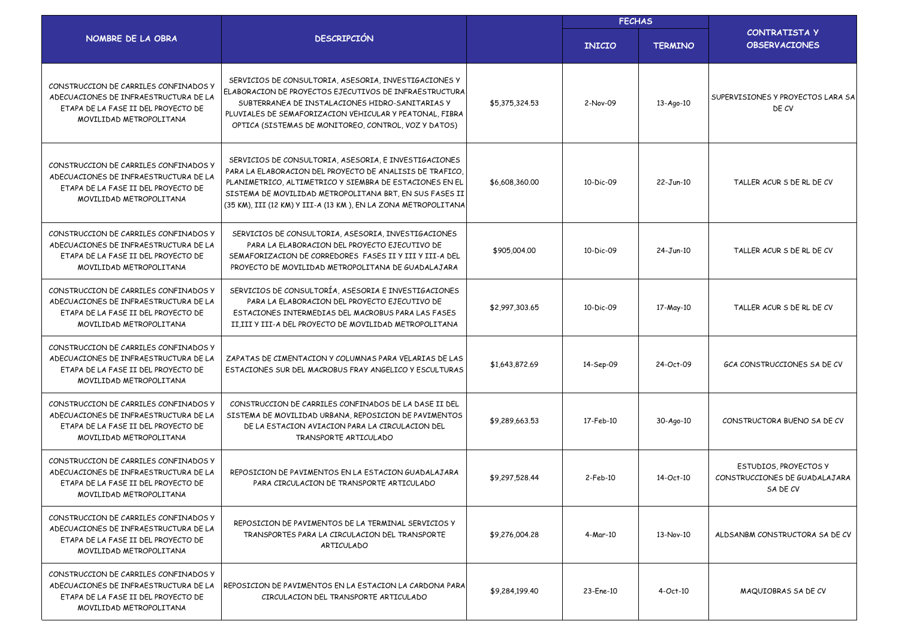| NOMBRE DE LA OBRA | DESCRIPCIÓN | | FECHAS | | CONTRATISTA Y OBSERVACIONES |
|---|---|---|---|---|---|
| | | | INICIO | TERMINO | |
| CONSTRUCCION DE CARRILES CONFINADOS Y ADECUACIONES DE INFRAESTRUCTURA DE LA ETAPA DE LA FASE II DEL PROYECTO DE MOVILIDAD METROPOLITANA | SERVICIOS DE CONSULTORIA, ASESORIA, INVESTIGACIONES Y ELABORACION DE PROYECTOS EJECUTIVOS DE INFRAESTRUCTURA SUBTERRANEA DE INSTALACIONES HIDRO-SANITARIAS Y PLUVIALES DE SEMAFORIZACION VEHICULAR Y PEATONAL, FIBRA OPTICA (SISTEMAS DE MONITOREO, CONTROL, VOZ Y DATOS) | $5,375,324.53 | 2-Nov-09 | 13-Ago-10 | SUPERVISIONES Y PROYECTOS LARA SA DE CV |
| CONSTRUCCION DE CARRILES CONFINADOS Y ADECUACIONES DE INFRAESTRUCTURA DE LA ETAPA DE LA FASE II DEL PROYECTO DE MOVILIDAD METROPOLITANA | SERVICIOS DE CONSULTORIA, ASESORIA, E INVESTIGACIONES PARA LA ELABORACION DEL PROYECTO DE ANALISIS DE TRAFICO, PLANIMETRICO, ALTIMETRICO Y SIEMBRA DE ESTACIONES EN EL SISTEMA DE MOVILIDAD METROPOLITANA BRT, EN SUS FASES II (35 KM), III (12 KM) Y III-A (13 KM ), EN LA ZONA METROPOLITANA | $6,608,360.00 | 10-Dic-09 | 22-Jun-10 | TALLER ACUR S DE RL DE CV |
| CONSTRUCCION DE CARRILES CONFINADOS Y ADECUACIONES DE INFRAESTRUCTURA DE LA ETAPA DE LA FASE II DEL PROYECTO DE MOVILIDAD METROPOLITANA | SERVICIOS DE CONSULTORIA, ASESORIA, INVESTIGACIONES PARA LA ELABORACION DEL PROYECTO EJECUTIVO DE SEMAFORIZACION DE CORREDORES FASES II Y III Y III-A DEL PROYECTO DE MOVILIDAD METROPOLITANA DE GUADALAJARA | $905,004.00 | 10-Dic-09 | 24-Jun-10 | TALLER ACUR S DE RL DE CV |
| CONSTRUCCION DE CARRILES CONFINADOS Y ADECUACIONES DE INFRAESTRUCTURA DE LA ETAPA DE LA FASE II DEL PROYECTO DE MOVILIDAD METROPOLITANA | SERVICIOS DE CONSULTORÍA, ASESORIA E INVESTIGACIONES PARA LA ELABORACION DEL PROYECTO EJECUTIVO DE ESTACIONES INTERMEDIAS DEL MACROBUS PARA LAS FASES II,III Y III-A DEL PROYECTO DE MOVILIDAD METROPOLITANA | $2,997,303.65 | 10-Dic-09 | 17-May-10 | TALLER ACUR S DE RL DE CV |
| CONSTRUCCION DE CARRILES CONFINADOS Y ADECUACIONES DE INFRAESTRUCTURA DE LA ETAPA DE LA FASE II DEL PROYECTO DE MOVILIDAD METROPOLITANA | ZAPATAS DE CIMENTACION Y COLUMNAS PARA VELARIAS DE LAS ESTACIONES SUR DEL MACROBUS FRAY ANGELICO Y ESCULTURAS | $1,643,872.69 | 14-Sep-09 | 24-Oct-09 | GCA CONSTRUCCIONES SA DE CV |
| CONSTRUCCION DE CARRILES CONFINADOS Y ADECUACIONES DE INFRAESTRUCTURA DE LA ETAPA DE LA FASE II DEL PROYECTO DE MOVILIDAD METROPOLITANA | CONSTRUCCION DE CARRILES CONFINADOS DE LA DASE II DEL SISTEMA DE MOVILIDAD URBANA, REPOSICION DE PAVIMENTOS DE LA ESTACION AVIACION PARA LA CIRCULACION DEL TRANSPORTE ARTICULADO | $9,289,663.53 | 17-Feb-10 | 30-Ago-10 | CONSTRUCTORA BUENO SA DE CV |
| CONSTRUCCION DE CARRILES CONFINADOS Y ADECUACIONES DE INFRAESTRUCTURA DE LA ETAPA DE LA FASE II DEL PROYECTO DE MOVILIDAD METROPOLITANA | REPOSICION DE PAVIMENTOS EN LA ESTACION GUADALAJARA PARA CIRCULACION DE TRANSPORTE ARTICULADO | $9,297,528.44 | 2-Feb-10 | 14-Oct-10 | ESTUDIOS, PROYECTOS Y CONSTRUCCIONES DE GUADALAJARA SA DE CV |
| CONSTRUCCION DE CARRILES CONFINADOS Y ADECUACIONES DE INFRAESTRUCTURA DE LA ETAPA DE LA FASE II DEL PROYECTO DE MOVILIDAD METROPOLITANA | REPOSICION DE PAVIMENTOS DE LA TERMINAL SERVICIOS Y TRANSPORTES PARA LA CIRCULACION DEL TRANSPORTE ARTICULADO | $9,276,004.28 | 4-Mar-10 | 13-Nov-10 | ALDSANBM CONSTRUCTORA SA DE CV |
| CONSTRUCCION DE CARRILES CONFINADOS Y ADECUACIONES DE INFRAESTRUCTURA DE LA ETAPA DE LA FASE II DEL PROYECTO DE MOVILIDAD METROPOLITANA | REPOSICION DE PAVIMENTOS EN LA ESTACION LA CARDONA PARA CIRCULACION DEL TRANSPORTE ARTICULADO | $9,284,199.40 | 23-Ene-10 | 4-Oct-10 | MAQUIOBRAS SA DE CV |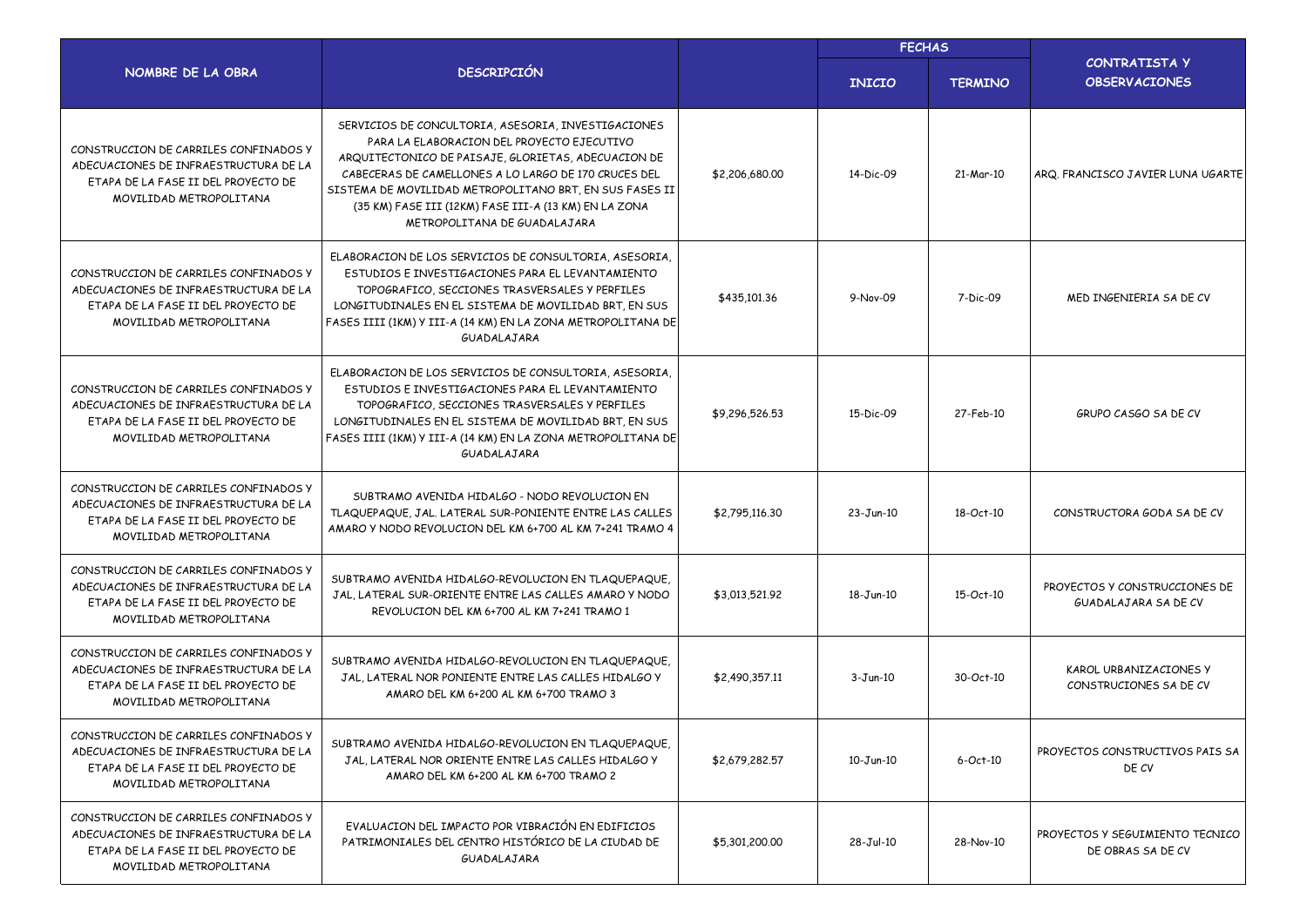| NOMBRE DE LA OBRA | DESCRIPCIÓN | | FECHAS | | CONTRATISTA Y OBSERVACIONES |
|---|---|---|---|---|---|
| | | | INICIO | TERMINO | |
| CONSTRUCCION DE CARRILES CONFINADOS Y ADECUACIONES DE INFRAESTRUCTURA DE LA ETAPA DE LA FASE II DEL PROYECTO DE MOVILIDAD METROPOLITANA | SERVICIOS DE CONCULTORIA, ASESORIA, INVESTIGACIONES PARA LA ELABORACION DEL PROYECTO EJECUTIVO ARQUITECTONICO DE PAISAJE, GLORIETAS, ADECUACION DE CABECERAS DE CAMELLONES A LO LARGO DE 170 CRUCES DEL SISTEMA DE MOVILIDAD METROPOLITANO BRT, EN SUS FASES II (35 KM) FASE III (12KM) FASE III-A (13 KM) EN LA ZONA METROPOLITANA DE GUADALAJARA | $2,206,680.00 | 14-Dic-09 | 21-Mar-10 | ARQ. FRANCISCO JAVIER LUNA UGARTE |
| CONSTRUCCION DE CARRILES CONFINADOS Y ADECUACIONES DE INFRAESTRUCTURA DE LA ETAPA DE LA FASE II DEL PROYECTO DE MOVILIDAD METROPOLITANA | ELABORACION DE LOS SERVICIOS DE CONSULTORIA, ASESORIA, ESTUDIOS E INVESTIGACIONES PARA EL LEVANTAMIENTO TOPOGRAFICO, SECCIONES TRASVERSALES Y PERFILES LONGITUDINALES EN EL SISTEMA DE MOVILIDAD BRT, EN SUS FASES IIII (1KM) Y III-A (14 KM) EN LA ZONA METROPOLITANA DE GUADALAJARA | $435,101.36 | 9-Nov-09 | 7-Dic-09 | MED INGENIERIA SA DE CV |
| CONSTRUCCION DE CARRILES CONFINADOS Y ADECUACIONES DE INFRAESTRUCTURA DE LA ETAPA DE LA FASE II DEL PROYECTO DE MOVILIDAD METROPOLITANA | ELABORACION DE LOS SERVICIOS DE CONSULTORIA, ASESORIA, ESTUDIOS E INVESTIGACIONES PARA EL LEVANTAMIENTO TOPOGRAFICO, SECCIONES TRASVERSALES Y PERFILES LONGITUDINALES EN EL SISTEMA DE MOVILIDAD BRT, EN SUS FASES IIII (1KM) Y III-A (14 KM) EN LA ZONA METROPOLITANA DE GUADALAJARA | $9,296,526.53 | 15-Dic-09 | 27-Feb-10 | GRUPO CASGO SA DE CV |
| CONSTRUCCION DE CARRILES CONFINADOS Y ADECUACIONES DE INFRAESTRUCTURA DE LA ETAPA DE LA FASE II DEL PROYECTO DE MOVILIDAD METROPOLITANA | SUBTRAMO AVENIDA HIDALGO - NODO REVOLUCION EN TLAQUEPAQUE, JAL. LATERAL SUR-PONIENTE ENTRE LAS CALLES AMARO Y NODO REVOLUCION DEL KM 6+700 AL KM 7+241 TRAMO 4 | $2,795,116.30 | 23-Jun-10 | 18-Oct-10 | CONSTRUCTORA GODA SA DE CV |
| CONSTRUCCION DE CARRILES CONFINADOS Y ADECUACIONES DE INFRAESTRUCTURA DE LA ETAPA DE LA FASE II DEL PROYECTO DE MOVILIDAD METROPOLITANA | SUBTRAMO AVENIDA HIDALGO-REVOLUCION EN TLAQUEPAQUE, JAL, LATERAL SUR-ORIENTE ENTRE LAS CALLES AMARO Y NODO REVOLUCION DEL KM 6+700 AL KM 7+241 TRAMO 1 | $3,013,521.92 | 18-Jun-10 | 15-Oct-10 | PROYECTOS Y CONSTRUCCIONES DE GUADALAJARA SA DE CV |
| CONSTRUCCION DE CARRILES CONFINADOS Y ADECUACIONES DE INFRAESTRUCTURA DE LA ETAPA DE LA FASE II DEL PROYECTO DE MOVILIDAD METROPOLITANA | SUBTRAMO AVENIDA HIDALGO-REVOLUCION EN TLAQUEPAQUE, JAL, LATERAL NOR PONIENTE ENTRE LAS CALLES HIDALGO Y AMARO DEL KM 6+200 AL KM 6+700 TRAMO 3 | $2,490,357.11 | 3-Jun-10 | 30-Oct-10 | KAROL URBANIZACIONES Y CONSTRUCIONES SA DE CV |
| CONSTRUCCION DE CARRILES CONFINADOS Y ADECUACIONES DE INFRAESTRUCTURA DE LA ETAPA DE LA FASE II DEL PROYECTO DE MOVILIDAD METROPOLITANA | SUBTRAMO AVENIDA HIDALGO-REVOLUCION EN TLAQUEPAQUE, JAL, LATERAL NOR ORIENTE ENTRE LAS CALLES HIDALGO Y AMARO DEL KM 6+200 AL KM 6+700 TRAMO 2 | $2,679,282.57 | 10-Jun-10 | 6-Oct-10 | PROYECTOS CONSTRUCTIVOS PAIS SA DE CV |
| CONSTRUCCION DE CARRILES CONFINADOS Y ADECUACIONES DE INFRAESTRUCTURA DE LA ETAPA DE LA FASE II DEL PROYECTO DE MOVILIDAD METROPOLITANA | EVALUACION DEL IMPACTO POR VIBRACIÓN EN EDIFICIOS PATRIMONIALES DEL CENTRO HISTÓRICO DE LA CIUDAD DE GUADALAJARA | $5,301,200.00 | 28-Jul-10 | 28-Nov-10 | PROYECTOS Y SEGUIMIENTO TECNICO DE OBRAS SA DE CV |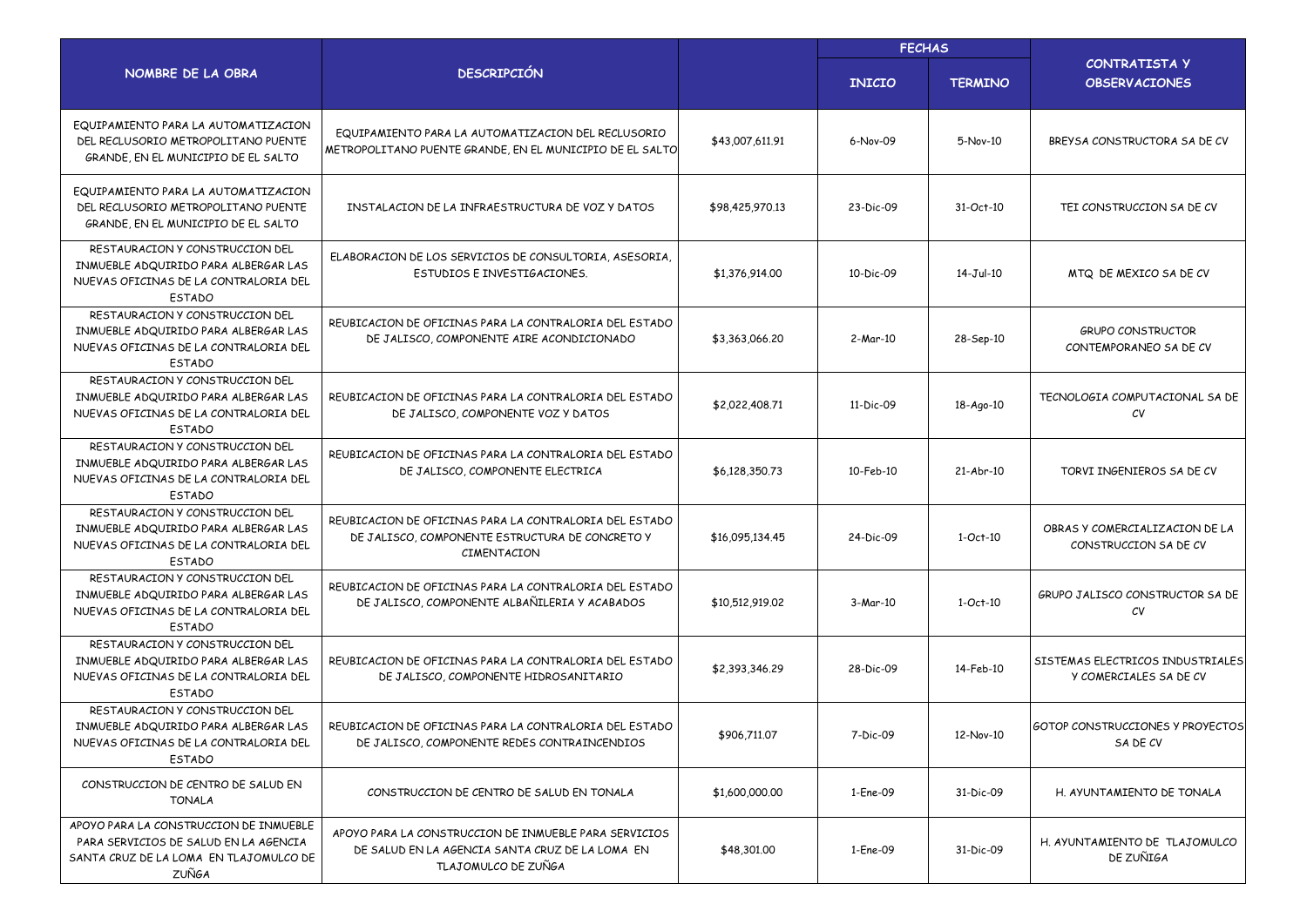| NOMBRE DE LA OBRA | DESCRIPCIÓN | | FECHAS | | CONTRATISTA Y OBSERVACIONES |
|---|---|---|---|---|---|
| | | | INICIO | TERMINO | |
| EQUIPAMIENTO PARA LA AUTOMATIZACION DEL RECLUSORIO METROPOLITANO PUENTE GRANDE, EN EL MUNICIPIO DE EL SALTO | EQUIPAMIENTO PARA LA AUTOMATIZACION DEL RECLUSORIO METROPOLITANO PUENTE GRANDE, EN EL MUNICIPIO DE EL SALTO | $43,007,611.91 | 6-Nov-09 | 5-Nov-10 | BREYSA CONSTRUCTORA SA DE CV |
| EQUIPAMIENTO PARA LA AUTOMATIZACION DEL RECLUSORIO METROPOLITANO PUENTE GRANDE, EN EL MUNICIPIO DE EL SALTO | INSTALACION DE LA INFRAESTRUCTURA DE VOZ Y DATOS | $98,425,970.13 | 23-Dic-09 | 31-Oct-10 | TEI CONSTRUCCION SA DE CV |
| RESTAURACION Y CONSTRUCCION DEL INMUEBLE ADQUIRIDO PARA ALBERGAR LAS NUEVAS OFICINAS DE LA CONTRALORIA DEL ESTADO | ELABORACION DE LOS SERVICIOS DE CONSULTORIA, ASESORIA, ESTUDIOS E INVESTIGACIONES. | $1,376,914.00 | 10-Dic-09 | 14-Jul-10 | MTQ DE MEXICO SA DE CV |
| RESTAURACION Y CONSTRUCCION DEL INMUEBLE ADQUIRIDO PARA ALBERGAR LAS NUEVAS OFICINAS DE LA CONTRALORIA DEL ESTADO | REUBICACION DE OFICINAS PARA LA CONTRALORIA DEL ESTADO DE JALISCO, COMPONENTE AIRE ACONDICIONADO | $3,363,066.20 | 2-Mar-10 | 28-Sep-10 | GRUPO CONSTRUCTOR CONTEMPORANEO SA DE CV |
| RESTAURACION Y CONSTRUCCION DEL INMUEBLE ADQUIRIDO PARA ALBERGAR LAS NUEVAS OFICINAS DE LA CONTRALORIA DEL ESTADO | REUBICACION DE OFICINAS PARA LA CONTRALORIA DEL ESTADO DE JALISCO, COMPONENTE VOZ Y DATOS | $2,022,408.71 | 11-Dic-09 | 18-Ago-10 | TECNOLOGIA COMPUTACIONAL SA DE CV |
| RESTAURACION Y CONSTRUCCION DEL INMUEBLE ADQUIRIDO PARA ALBERGAR LAS NUEVAS OFICINAS DE LA CONTRALORIA DEL ESTADO | REUBICACION DE OFICINAS PARA LA CONTRALORIA DEL ESTADO DE JALISCO, COMPONENTE ELECTRICA | $6,128,350.73 | 10-Feb-10 | 21-Abr-10 | TORVI INGENIEROS SA DE CV |
| RESTAURACION Y CONSTRUCCION DEL INMUEBLE ADQUIRIDO PARA ALBERGAR LAS NUEVAS OFICINAS DE LA CONTRALORIA DEL ESTADO | REUBICACION DE OFICINAS PARA LA CONTRALORIA DEL ESTADO DE JALISCO, COMPONENTE ESTRUCTURA DE CONCRETO Y CIMENTACION | $16,095,134.45 | 24-Dic-09 | 1-Oct-10 | OBRAS Y COMERCIALIZACION DE LA CONSTRUCCION SA DE CV |
| RESTAURACION Y CONSTRUCCION DEL INMUEBLE ADQUIRIDO PARA ALBERGAR LAS NUEVAS OFICINAS DE LA CONTRALORIA DEL ESTADO | REUBICACION DE OFICINAS PARA LA CONTRALORIA DEL ESTADO DE JALISCO, COMPONENTE ALBAÑILERIA Y ACABADOS | $10,512,919.02 | 3-Mar-10 | 1-Oct-10 | GRUPO JALISCO CONSTRUCTOR SA DE CV |
| RESTAURACION Y CONSTRUCCION DEL INMUEBLE ADQUIRIDO PARA ALBERGAR LAS NUEVAS OFICINAS DE LA CONTRALORIA DEL ESTADO | REUBICACION DE OFICINAS PARA LA CONTRALORIA DEL ESTADO DE JALISCO, COMPONENTE HIDROSANITARIO | $2,393,346.29 | 28-Dic-09 | 14-Feb-10 | SISTEMAS ELECTRICOS INDUSTRIALES Y COMERCIALES SA DE CV |
| RESTAURACION Y CONSTRUCCION DEL INMUEBLE ADQUIRIDO PARA ALBERGAR LAS NUEVAS OFICINAS DE LA CONTRALORIA DEL ESTADO | REUBICACION DE OFICINAS PARA LA CONTRALORIA DEL ESTADO DE JALISCO, COMPONENTE REDES CONTRAINCENDIOS | $906,711.07 | 7-Dic-09 | 12-Nov-10 | GOTOP CONSTRUCCIONES Y PROYECTOS SA DE CV |
| CONSTRUCCION DE CENTRO DE SALUD EN TONALA | CONSTRUCCION DE CENTRO DE SALUD EN TONALA | $1,600,000.00 | 1-Ene-09 | 31-Dic-09 | H. AYUNTAMIENTO DE TONALA |
| APOYO PARA LA CONSTRUCCION DE INMUEBLE PARA SERVICIOS DE SALUD EN LA AGENCIA SANTA CRUZ DE LA LOMA EN TLAJOMULCO DE ZUÑGA | APOYO PARA LA CONSTRUCCION DE INMUEBLE PARA SERVICIOS DE SALUD EN LA AGENCIA SANTA CRUZ DE LA LOMA EN TLAJOMULCO DE ZUÑGA | $48,301.00 | 1-Ene-09 | 31-Dic-09 | H. AYUNTAMIENTO DE TLAJOMULCO DE ZUÑIGA |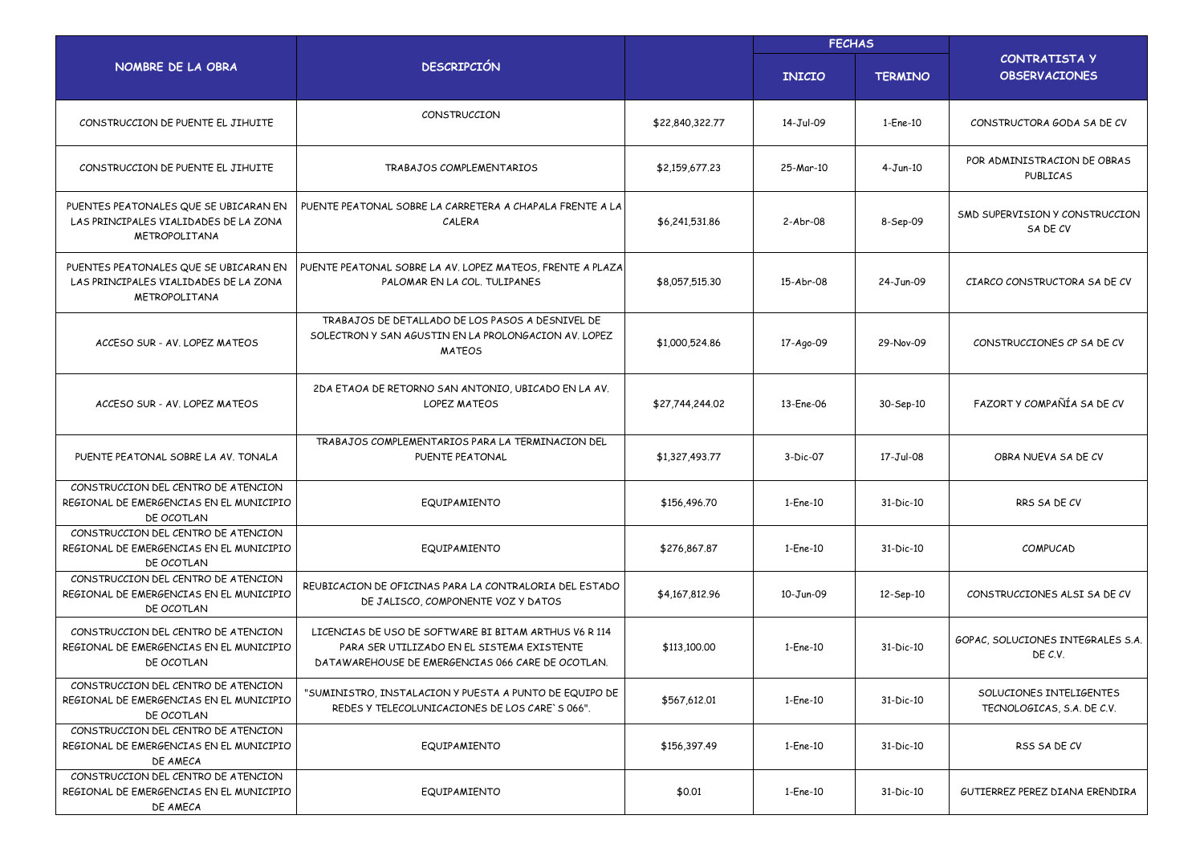| NOMBRE DE LA OBRA | DESCRIPCIÓN | | FECHAS | | CONTRATISTA Y OBSERVACIONES |
|---|---|---|---|---|---|
| | | | INICIO | TERMINO | |
| CONSTRUCCION DE PUENTE EL JIHUITE | CONSTRUCCION | $22,840,322.77 | 14-Jul-09 | 1-Ene-10 | CONSTRUCTORA GODA SA DE CV |
| CONSTRUCCION DE PUENTE EL JIHUITE | TRABAJOS COMPLEMENTARIOS | $2,159,677.23 | 25-Mar-10 | 4-Jun-10 | POR ADMINISTRACION DE OBRAS PUBLICAS |
| PUENTES PEATONALES QUE SE UBICARAN EN LAS PRINCIPALES VIALIDADES DE LA ZONA METROPOLITANA | PUENTE PEATONAL SOBRE LA CARRETERA A CHAPALA FRENTE A LA CALERA | $6,241,531.86 | 2-Abr-08 | 8-Sep-09 | SMD SUPERVISION Y CONSTRUCCION SA DE CV |
| PUENTES PEATONALES QUE SE UBICARAN EN LAS PRINCIPALES VIALIDADES DE LA ZONA METROPOLITANA | PUENTE PEATONAL SOBRE LA AV. LOPEZ MATEOS, FRENTE A PLAZA PALOMAR EN LA COL. TULIPANES | $8,057,515.30 | 15-Abr-08 | 24-Jun-09 | CIARCO CONSTRUCTORA SA DE CV |
| ACCESO SUR - AV. LOPEZ MATEOS | TRABAJOS DE DETALLADO DE LOS PASOS A DESNIVEL DE SOLECTRON Y SAN AGUSTIN EN LA PROLONGACION AV. LOPEZ MATEOS | $1,000,524.86 | 17-Ago-09 | 29-Nov-09 | CONSTRUCCIONES CP SA DE CV |
| ACCESO SUR - AV. LOPEZ MATEOS | 2DA ETAOA DE RETORNO SAN ANTONIO, UBICADO EN LA AV. LOPEZ MATEOS | $27,744,244.02 | 13-Ene-06 | 30-Sep-10 | FAZORT Y COMPAÑÍA SA DE CV |
| PUENTE PEATONAL SOBRE LA AV. TONALA | TRABAJOS COMPLEMENTARIOS PARA LA TERMINACION DEL PUENTE PEATONAL | $1,327,493.77 | 3-Dic-07 | 17-Jul-08 | OBRA NUEVA SA DE CV |
| CONSTRUCCION DEL CENTRO DE ATENCION REGIONAL DE EMERGENCIAS EN EL MUNICIPIO DE OCOTLAN | EQUIPAMIENTO | $156,496.70 | 1-Ene-10 | 31-Dic-10 | RRS SA DE CV |
| CONSTRUCCION DEL CENTRO DE ATENCION REGIONAL DE EMERGENCIAS EN EL MUNICIPIO DE OCOTLAN | EQUIPAMIENTO | $276,867.87 | 1-Ene-10 | 31-Dic-10 | COMPUCAD |
| CONSTRUCCION DEL CENTRO DE ATENCION REGIONAL DE EMERGENCIAS EN EL MUNICIPIO DE OCOTLAN | REUBICACION DE OFICINAS PARA LA CONTRALORIA DEL ESTADO DE JALISCO, COMPONENTE VOZ Y DATOS | $4,167,812.96 | 10-Jun-09 | 12-Sep-10 | CONSTRUCCIONES ALSI SA DE CV |
| CONSTRUCCION DEL CENTRO DE ATENCION REGIONAL DE EMERGENCIAS EN EL MUNICIPIO DE OCOTLAN | LICENCIAS DE USO DE SOFTWARE BI BITAM ARTHUS V6 R 114 PARA SER UTILIZADO EN EL SISTEMA EXISTENTE DATAWAREHOUSE DE EMERGENCIAS 066 CARE DE OCOTLAN. | $113,100.00 | 1-Ene-10 | 31-Dic-10 | GOPAC, SOLUCIONES INTEGRALES S.A. DE C.V. |
| CONSTRUCCION DEL CENTRO DE ATENCION REGIONAL DE EMERGENCIAS EN EL MUNICIPIO DE OCOTLAN | "SUMINISTRO, INSTALACION Y PUESTA A PUNTO DE EQUIPO DE REDES Y TELECOLUNICACIONES DE LOS CARE`S 066". | $567,612.01 | 1-Ene-10 | 31-Dic-10 | SOLUCIONES INTELIGENTES TECNOLOGICAS, S.A. DE C.V. |
| CONSTRUCCION DEL CENTRO DE ATENCION REGIONAL DE EMERGENCIAS EN EL MUNICIPIO DE AMECA | EQUIPAMIENTO | $156,397.49 | 1-Ene-10 | 31-Dic-10 | RSS SA DE CV |
| CONSTRUCCION DEL CENTRO DE ATENCION REGIONAL DE EMERGENCIAS EN EL MUNICIPIO DE AMECA | EQUIPAMIENTO | $0.01 | 1-Ene-10 | 31-Dic-10 | GUTIERREZ PEREZ DIANA ERENDIRA |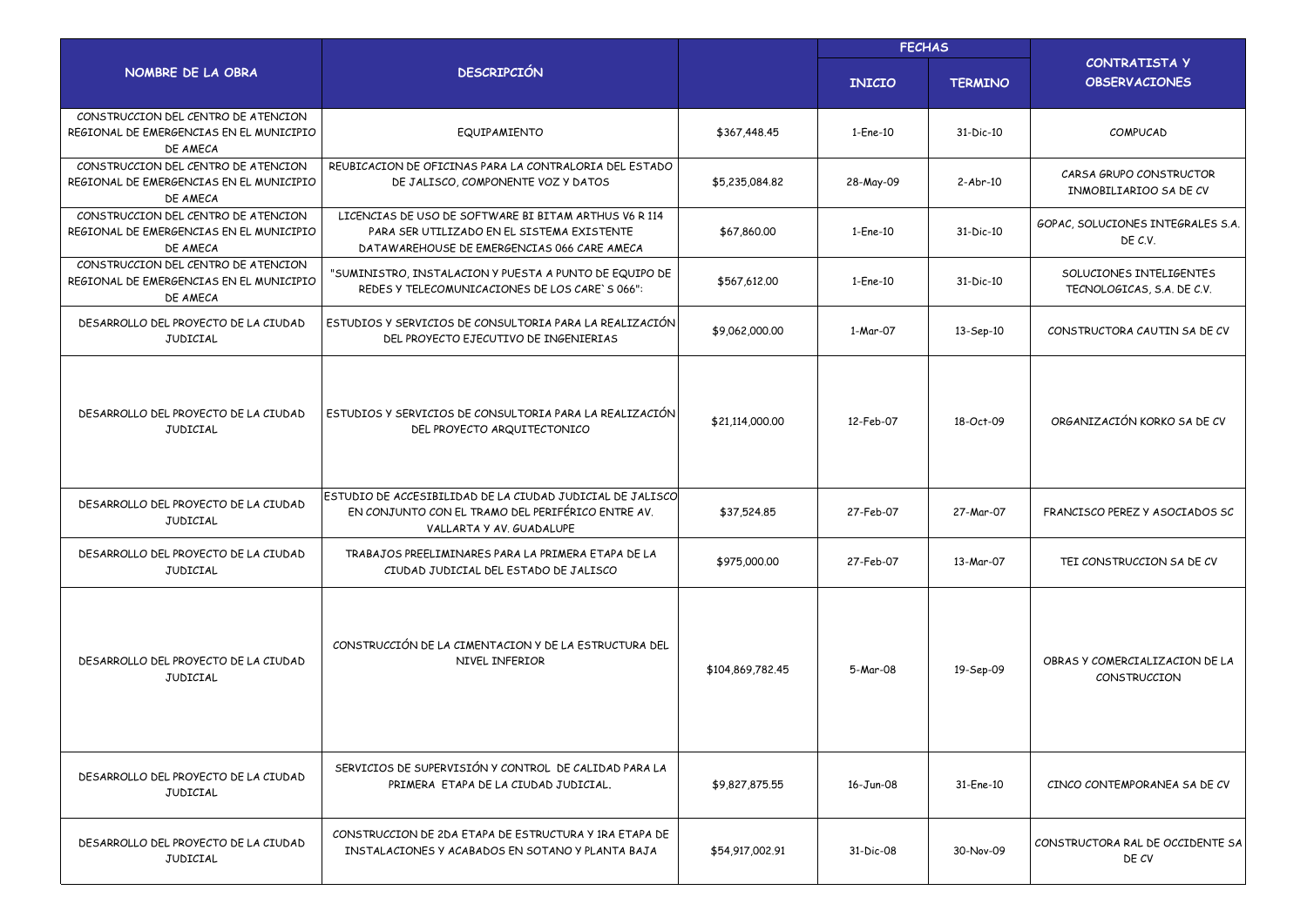| NOMBRE DE LA OBRA | DESCRIPCIÓN | | FECHAS | | CONTRATISTA Y OBSERVACIONES |
|---|---|---|---|---|---|
| | | | INICIO | TERMINO | |
| CONSTRUCCION DEL CENTRO DE ATENCION REGIONAL DE EMERGENCIAS EN EL MUNICIPIO DE AMECA | EQUIPAMIENTO | $367,448.45 | 1-Ene-10 | 31-Dic-10 | COMPUCAD |
| CONSTRUCCION DEL CENTRO DE ATENCION REGIONAL DE EMERGENCIAS EN EL MUNICIPIO DE AMECA | REUBICACION DE OFICINAS PARA LA CONTRALORIA DEL ESTADO DE JALISCO, COMPONENTE VOZ Y DATOS | $5,235,084.82 | 28-May-09 | 2-Abr-10 | CARSA GRUPO CONSTRUCTOR INMOBILIARIOO SA DE CV |
| CONSTRUCCION DEL CENTRO DE ATENCION REGIONAL DE EMERGENCIAS EN EL MUNICIPIO DE AMECA | LICENCIAS DE USO DE SOFTWARE BI BITAM ARTHUS V6 R 114 PARA SER UTILIZADO EN EL SISTEMA EXISTENTE DATAWAREHOUSE DE EMERGENCIAS 066 CARE AMECA | $67,860.00 | 1-Ene-10 | 31-Dic-10 | GOPAC, SOLUCIONES INTEGRALES S.A. DE C.V. |
| CONSTRUCCION DEL CENTRO DE ATENCION REGIONAL DE EMERGENCIAS EN EL MUNICIPIO DE AMECA | "SUMINISTRO, INSTALACION Y PUESTA A PUNTO DE EQUIPO DE REDES Y TELECOMUNICACIONES DE LOS CARE`S 066": | $567,612.00 | 1-Ene-10 | 31-Dic-10 | SOLUCIONES INTELIGENTES TECNOLOGICAS, S.A. DE C.V. |
| DESARROLLO DEL PROYECTO DE LA CIUDAD JUDICIAL | ESTUDIOS Y SERVICIOS DE CONSULTORIA PARA LA REALIZACIÓN DEL PROYECTO EJECUTIVO DE INGENIERIAS | $9,062,000.00 | 1-Mar-07 | 13-Sep-10 | CONSTRUCTORA CAUTIN SA DE CV |
| DESARROLLO DEL PROYECTO DE LA CIUDAD JUDICIAL | ESTUDIOS Y SERVICIOS DE CONSULTORIA PARA LA REALIZACIÓN DEL PROYECTO ARQUITECTONICO | $21,114,000.00 | 12-Feb-07 | 18-Oct-09 | ORGANIZACIÓN KORKO SA DE CV |
| DESARROLLO DEL PROYECTO DE LA CIUDAD JUDICIAL | ESTUDIO DE ACCESIBILIDAD DE LA CIUDAD JUDICIAL DE JALISCO EN CONJUNTO CON EL TRAMO DEL PERIFÉRICO ENTRE AV. VALLARTA Y AV. GUADALUPE | $37,524.85 | 27-Feb-07 | 27-Mar-07 | FRANCISCO PEREZ Y ASOCIADOS SC |
| DESARROLLO DEL PROYECTO DE LA CIUDAD JUDICIAL | TRABAJOS PREELIMINARES PARA LA PRIMERA ETAPA DE LA CIUDAD JUDICIAL DEL ESTADO DE JALISCO | $975,000.00 | 27-Feb-07 | 13-Mar-07 | TEI CONSTRUCCION SA DE CV |
| DESARROLLO DEL PROYECTO DE LA CIUDAD JUDICIAL | CONSTRUCCIÓN DE LA CIMENTACION Y DE LA ESTRUCTURA DEL NIVEL INFERIOR | $104,869,782.45 | 5-Mar-08 | 19-Sep-09 | OBRAS Y COMERCIALIZACION DE LA CONSTRUCCION |
| DESARROLLO DEL PROYECTO DE LA CIUDAD JUDICIAL | SERVICIOS DE SUPERVISIÓN Y CONTROL DE CALIDAD PARA LA PRIMERA ETAPA DE LA CIUDAD JUDICIAL. | $9,827,875.55 | 16-Jun-08 | 31-Ene-10 | CINCO CONTEMPORANEA SA DE CV |
| DESARROLLO DEL PROYECTO DE LA CIUDAD JUDICIAL | CONSTRUCCION DE 2DA ETAPA DE ESTRUCTURA Y 1RA ETAPA DE INSTALACIONES Y ACABADOS EN SOTANO Y PLANTA BAJA | $54,917,002.91 | 31-Dic-08 | 30-Nov-09 | CONSTRUCTORA RAL DE OCCIDENTE SA DE CV |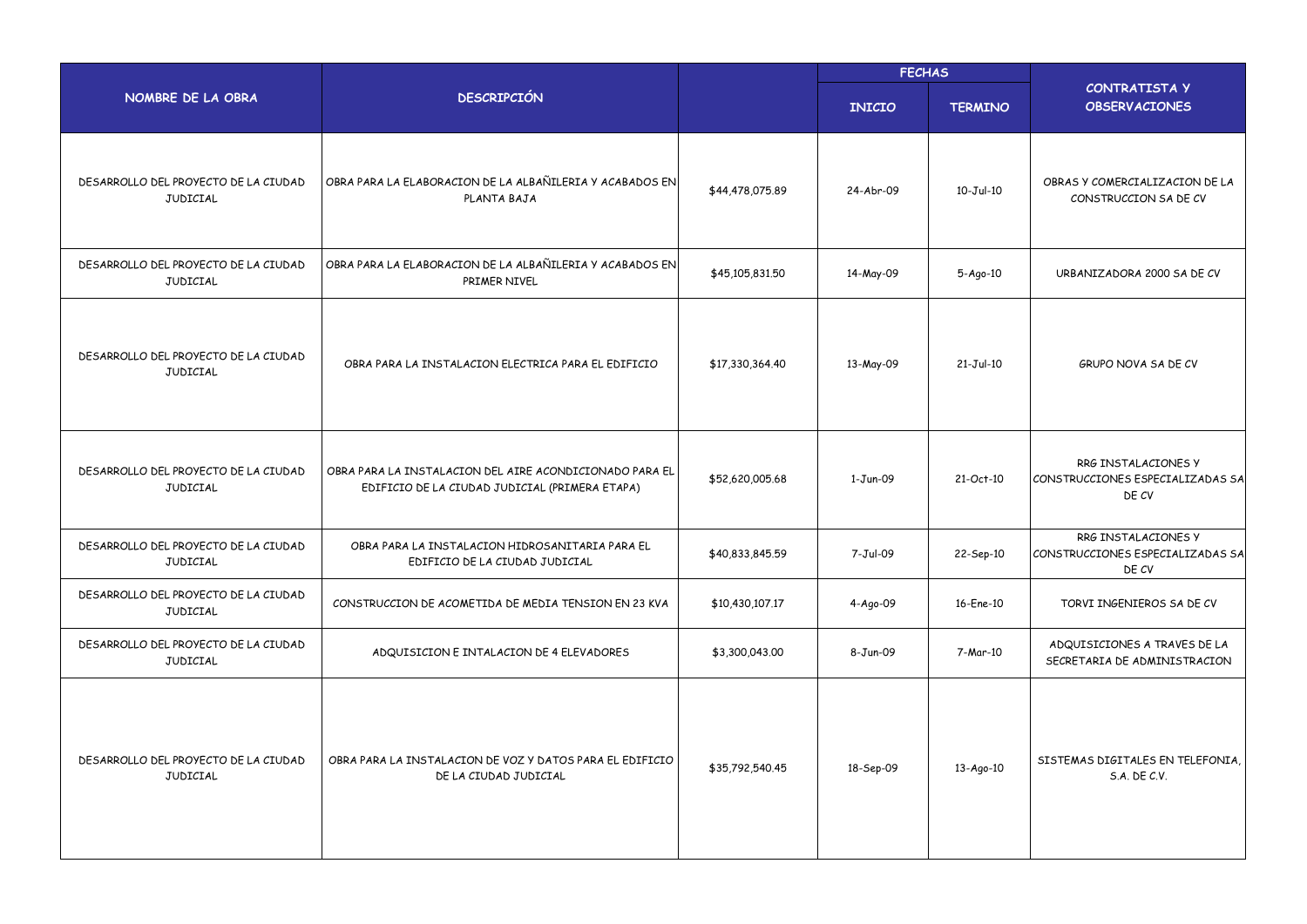| NOMBRE DE LA OBRA | DESCRIPCIÓN | | FECHAS | | CONTRATISTA Y OBSERVACIONES |
|---|---|---|---|---|---|
| | | | INICIO | TERMINO | |
| DESARROLLO DEL PROYECTO DE LA CIUDAD JUDICIAL | OBRA PARA LA ELABORACION DE LA ALBAÑILERIA Y ACABADOS EN PLANTA BAJA | $44,478,075.89 | 24-Abr-09 | 10-Jul-10 | OBRAS Y COMERCIALIZACION DE LA CONSTRUCCION SA DE CV |
| DESARROLLO DEL PROYECTO DE LA CIUDAD JUDICIAL | OBRA PARA LA ELABORACION DE LA ALBAÑILERIA Y ACABADOS EN PRIMER NIVEL | $45,105,831.50 | 14-May-09 | 5-Ago-10 | URBANIZADORA 2000 SA DE CV |
| DESARROLLO DEL PROYECTO DE LA CIUDAD JUDICIAL | OBRA PARA LA INSTALACION ELECTRICA PARA EL EDIFICIO | $17,330,364.40 | 13-May-09 | 21-Jul-10 | GRUPO NOVA SA DE CV |
| DESARROLLO DEL PROYECTO DE LA CIUDAD JUDICIAL | OBRA PARA LA INSTALACION DEL AIRE ACONDICIONADO PARA EL EDIFICIO DE LA CIUDAD JUDICIAL (PRIMERA ETAPA) | $52,620,005.68 | 1-Jun-09 | 21-Oct-10 | RRG INSTALACIONES Y CONSTRUCCIONES ESPECIALIZADAS SA DE CV |
| DESARROLLO DEL PROYECTO DE LA CIUDAD JUDICIAL | OBRA PARA LA INSTALACION HIDROSANITARIA PARA EL EDIFICIO DE LA CIUDAD JUDICIAL | $40,833,845.59 | 7-Jul-09 | 22-Sep-10 | RRG INSTALACIONES Y CONSTRUCCIONES ESPECIALIZADAS SA DE CV |
| DESARROLLO DEL PROYECTO DE LA CIUDAD JUDICIAL | CONSTRUCCION DE ACOMETIDA DE MEDIA TENSION EN 23 KVA | $10,430,107.17 | 4-Ago-09 | 16-Ene-10 | TORVI INGENIEROS SA DE CV |
| DESARROLLO DEL PROYECTO DE LA CIUDAD JUDICIAL | ADQUISICION E INTALACION DE 4 ELEVADORES | $3,300,043.00 | 8-Jun-09 | 7-Mar-10 | ADQUISICIONES A TRAVES DE LA SECRETARIA DE ADMINISTRACION |
| DESARROLLO DEL PROYECTO DE LA CIUDAD JUDICIAL | OBRA PARA LA INSTALACION DE VOZ Y DATOS PARA EL EDIFICIO DE LA CIUDAD JUDICIAL | $35,792,540.45 | 18-Sep-09 | 13-Ago-10 | SISTEMAS DIGITALES EN TELEFONIA, S.A. DE C.V. |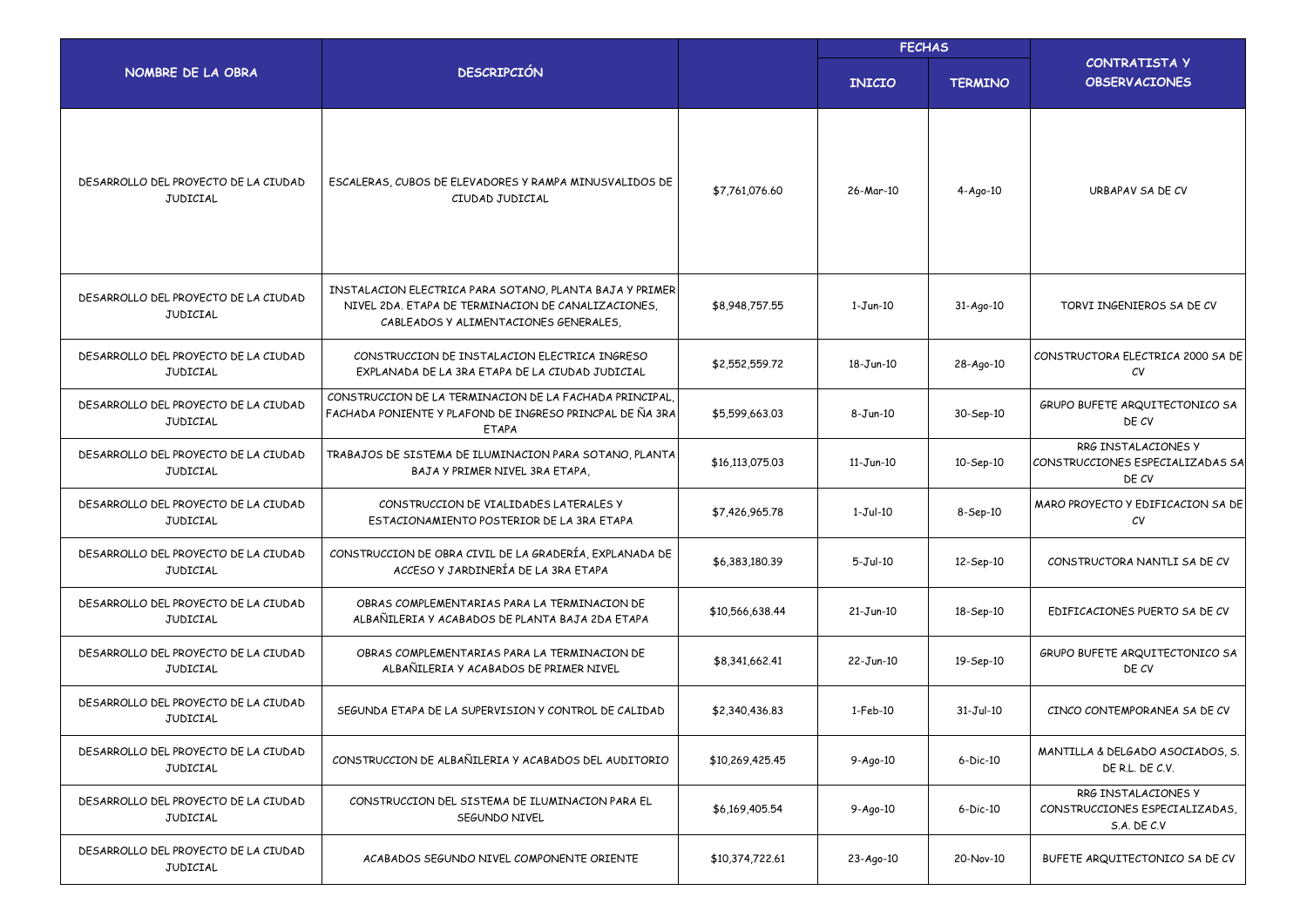| NOMBRE DE LA OBRA | DESCRIPCIÓN | | FECHAS | | CONTRATISTA Y OBSERVACIONES |
|---|---|---|---|---|---|
| | | | INICIO | TERMINO | |
| DESARROLLO DEL PROYECTO DE LA CIUDAD JUDICIAL | ESCALERAS, CUBOS DE ELEVADORES Y RAMPA MINUSVALIDOS DE CIUDAD JUDICIAL | $7,761,076.60 | 26-Mar-10 | 4-Ago-10 | URBAPAV SA DE CV |
| DESARROLLO DEL PROYECTO DE LA CIUDAD JUDICIAL | INSTALACION ELECTRICA PARA SOTANO, PLANTA BAJA Y PRIMER NIVEL 2DA. ETAPA DE TERMINACION DE CANALIZACIONES, CABLEADOS Y ALIMENTACIONES GENERALES, | $8,948,757.55 | 1-Jun-10 | 31-Ago-10 | TORVI INGENIEROS SA DE CV |
| DESARROLLO DEL PROYECTO DE LA CIUDAD JUDICIAL | CONSTRUCCION DE INSTALACION ELECTRICA INGRESO EXPLANADA DE LA 3RA ETAPA DE LA CIUDAD JUDICIAL | $2,552,559.72 | 18-Jun-10 | 28-Ago-10 | CONSTRUCTORA ELECTRICA 2000 SA DE CV |
| DESARROLLO DEL PROYECTO DE LA CIUDAD JUDICIAL | CONSTRUCCION DE LA TERMINACION DE LA FACHADA PRINCIPAL, FACHADA PONIENTE Y PLAFOND DE INGRESO PRINCPAL DE ÑA 3RA ETAPA | $5,599,663.03 | 8-Jun-10 | 30-Sep-10 | GRUPO BUFETE ARQUITECTONICO SA DE CV |
| DESARROLLO DEL PROYECTO DE LA CIUDAD JUDICIAL | TRABAJOS DE SISTEMA DE ILUMINACION PARA SOTANO, PLANTA BAJA Y PRIMER NIVEL 3RA ETAPA, | $16,113,075.03 | 11-Jun-10 | 10-Sep-10 | RRG INSTALACIONES Y CONSTRUCCIONES ESPECIALIZADAS SA DE CV |
| DESARROLLO DEL PROYECTO DE LA CIUDAD JUDICIAL | CONSTRUCCION DE VIALIDADES LATERALES Y ESTACIONAMIENTO POSTERIOR DE LA 3RA ETAPA | $7,426,965.78 | 1-Jul-10 | 8-Sep-10 | MARO PROYECTO Y EDIFICACION SA DE CV |
| DESARROLLO DEL PROYECTO DE LA CIUDAD JUDICIAL | CONSTRUCCION DE OBRA CIVIL DE LA GRADERÍA, EXPLANADA DE ACCESO Y JARDINERÍA DE LA 3RA ETAPA | $6,383,180.39 | 5-Jul-10 | 12-Sep-10 | CONSTRUCTORA NANTLI SA DE CV |
| DESARROLLO DEL PROYECTO DE LA CIUDAD JUDICIAL | OBRAS COMPLEMENTARIAS PARA LA TERMINACION DE ALBAÑILERIA Y ACABADOS DE PLANTA BAJA 2DA ETAPA | $10,566,638.44 | 21-Jun-10 | 18-Sep-10 | EDIFICACIONES PUERTO SA DE CV |
| DESARROLLO DEL PROYECTO DE LA CIUDAD JUDICIAL | OBRAS COMPLEMENTARIAS PARA LA TERMINACION DE ALBAÑILERIA Y ACABADOS DE PRIMER NIVEL | $8,341,662.41 | 22-Jun-10 | 19-Sep-10 | GRUPO BUFETE ARQUITECTONICO SA DE CV |
| DESARROLLO DEL PROYECTO DE LA CIUDAD JUDICIAL | SEGUNDA ETAPA DE LA SUPERVISION Y CONTROL DE CALIDAD | $2,340,436.83 | 1-Feb-10 | 31-Jul-10 | CINCO CONTEMPORANEA SA DE CV |
| DESARROLLO DEL PROYECTO DE LA CIUDAD JUDICIAL | CONSTRUCCION DE ALBAÑILERIA Y ACABADOS DEL AUDITORIO | $10,269,425.45 | 9-Ago-10 | 6-Dic-10 | MANTILLA & DELGADO ASOCIADOS, S. DE R.L. DE C.V. |
| DESARROLLO DEL PROYECTO DE LA CIUDAD JUDICIAL | CONSTRUCCION DEL SISTEMA DE ILUMINACION PARA EL SEGUNDO NIVEL | $6,169,405.54 | 9-Ago-10 | 6-Dic-10 | RRG INSTALACIONES Y CONSTRUCCIONES ESPECIALIZADAS, S.A. DE C.V |
| DESARROLLO DEL PROYECTO DE LA CIUDAD JUDICIAL | ACABADOS SEGUNDO NIVEL COMPONENTE ORIENTE | $10,374,722.61 | 23-Ago-10 | 20-Nov-10 | BUFETE ARQUITECTONICO SA DE CV |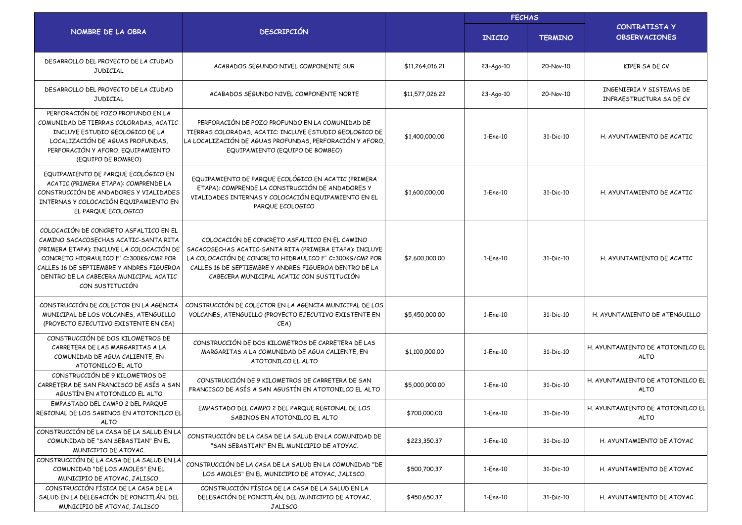| NOMBRE DE LA OBRA | DESCRIPCIÓN | | FECHAS | | CONTRATISTA Y OBSERVACIONES |
|---|---|---|---|---|---|
| | | | INICIO | TERMINO | |
| DESARROLLO DEL PROYECTO DE LA CIUDAD JUDICIAL | ACABADOS SEGUNDO NIVEL COMPONENTE SUR | $11,264,016.21 | 23-Ago-10 | 20-Nov-10 | KIPER SA DE CV |
| DESARROLLO DEL PROYECTO DE LA CIUDAD JUDICIAL | ACABADOS SEGUNDO NIVEL COMPONENTE NORTE | $11,577,026.22 | 23-Ago-10 | 20-Nov-10 | INGENIERIA Y SISTEMAS DE INFRAESTRUCTURA SA DE CV |
| PERFORACIÓN DE POZO PROFUNDO EN LA COMUNIDAD DE TIERRAS COLORADAS, ACATIC: INCLUYE ESTUDIO GEOLOGICO DE LA LOCALIZACIÓN DE AGUAS PROFUNDAS, PERFORACIÓN Y AFORO, EQUIPAMIENTO (EQUIPO DE BOMBEO) | PERFORACIÓN DE POZO PROFUNDO EN LA COMUNIDAD DE TIERRAS COLORADAS, ACATIC: INCLUYE ESTUDIO GEOLOGICO DE LA LOCALIZACIÓN DE AGUAS PROFUNDAS, PERFORACIÓN Y AFORO, EQUIPAMIENTO (EQUIPO DE BOMBEO) | $1,400,000.00 | 1-Ene-10 | 31-Dic-10 | H. AYUNTAMIENTO DE ACATIC |
| EQUIPAMIENTO DE PARQUE ECOLÓGICO EN ACATIC (PRIMERA ETAPA): COMPRENDE LA CONSTRUCCIÓN DE ANDADORES Y VIALIDADES INTERNAS Y COLOCACIÓN EQUIPAMIENTO EN EL PARQUE ECOLOGICO | EQUIPAMIENTO DE PARQUE ECOLÓGICO EN ACATIC (PRIMERA ETAPA): COMPRENDE LA CONSTRUCCIÓN DE ANDADORES Y VIALIDADES INTERNAS Y COLOCACIÓN EQUIPAMIENTO EN EL PARQUE ECOLOGICO | $1,600,000.00 | 1-Ene-10 | 31-Dic-10 | H. AYUNTAMIENTO DE ACATIC |
| COLOCACIÓN DE CONCRETO ASFALTICO EN EL CAMINO SACACOSECHAS ACATIC-SANTA RITA (PRIMERA ETAPA): INCLUYE LA COLOCACIÓN DE CONCRETO HIDRAULICO F' C=300KG/CM2 POR CALLES 16 DE SEPTIEMBRE Y ANDRES FIGUEROA DENTRO DE LA CABECERA MUNICIPAL ACATIC CON SUSTITUCIÓN | COLOCACIÓN DE CONCRETO ASFALTICO EN EL CAMINO SACACOSECHAS ACATIC-SANTA RITA (PRIMERA ETAPA): INCLUYE LA COLOCACIÓN DE CONCRETO HIDRAULICO F' C=300KG/CM2 POR CALLES 16 DE SEPTIEMBRE Y ANDRES FIGUEROA DENTRO DE LA CABECERA MUNICIPAL ACATIC CON SUSTITUCIÓN | $2,600,000.00 | 1-Ene-10 | 31-Dic-10 | H. AYUNTAMIENTO DE ACATIC |
| CONSTRUCCIÓN DE COLECTOR EN LA AGENCIA MUNICIPAL DE LOS VOLCANES, ATENGUILLO (PROYECTO EJECUTIVO EXISTENTE EN CEA) | CONSTRUCCIÓN DE COLECTOR EN LA AGENCIA MUNICIPAL DE LOS VOLCANES, ATENGUILLO (PROYECTO EJECUTIVO EXISTENTE EN CEA) | $5,450,000.00 | 1-Ene-10 | 31-Dic-10 | H. AYUNTAMIENTO DE ATENGUILLO |
| CONSTRUCCIÓN DE DOS KILOMETROS DE CARRETERA DE LAS MARGARITAS A LA COMUNIDAD DE AGUA CALIENTE, EN ATOTONILCO EL ALTO | CONSTRUCCIÓN DE DOS KILOMETROS DE CARRETERA DE LAS MARGARITAS A LA COMUNIDAD DE AGUA CALIENTE, EN ATOTONILCO EL ALTO | $1,100,000.00 | 1-Ene-10 | 31-Dic-10 | H. AYUNTAMIENTO DE ATOTONILCO EL ALTO |
| CONSTRUCCIÓN DE 9 KILOMETROS DE CARRETERA DE SAN FRANCISCO DE ASÍS A SAN AGUSTÍN EN ATOTONILCO EL ALTO | CONSTRUCCIÓN DE 9 KILOMETROS DE CARRETERA DE SAN FRANCISCO DE ASÍS A SAN AGUSTÍN EN ATOTONILCO EL ALTO | $5,000,000.00 | 1-Ene-10 | 31-Dic-10 | H. AYUNTAMIENTO DE ATOTONILCO EL ALTO |
| EMPASTADO DEL CAMPO 2 DEL PARQUE REGIONAL DE LOS SABINOS EN ATOTONILCO EL ALTO | EMPASTADO DEL CAMPO 2 DEL PARQUE REGIONAL DE LOS SABINOS EN ATOTONILCO EL ALTO | $700,000.00 | 1-Ene-10 | 31-Dic-10 | H. AYUNTAMIENTO DE ATOTONILCO EL ALTO |
| CONSTRUCCIÓN DE LA CASA DE LA SALUD EN LA COMUNIDAD DE "SAN SEBASTIAN" EN EL MUNICIPIO DE ATOYAC. | CONSTRUCCIÓN DE LA CASA DE LA SALUD EN LA COMUNIDAD DE "SAN SEBASTIAN" EN EL MUNICIPIO DE ATOYAC. | $223,350.37 | 1-Ene-10 | 31-Dic-10 | H. AYUNTAMIENTO DE ATOYAC |
| CONSTRUCCIÓN DE LA CASA DE LA SALUD EN LA COMUNIDAD "DE LOS AMOLES" EN EL MUNICIPIO DE ATOYAC, JALISCO. | CONSTRUCCIÓN DE LA CASA DE LA SALUD EN LA COMUNIDAD "DE LOS AMOLES" EN EL MUNICIPIO DE ATOYAC, JALISCO. | $500,700.37 | 1-Ene-10 | 31-Dic-10 | H. AYUNTAMIENTO DE ATOYAC |
| CONSTRUCCIÓN FÍSICA DE LA CASA DE LA SALUD EN LA DELEGACIÓN DE PONCITLÁN, DEL MUNICIPIO DE ATOYAC, JALISCO | CONSTRUCCIÓN FÍSICA DE LA CASA DE LA SALUD EN LA DELEGACIÓN DE PONCITLÁN, DEL MUNICIPIO DE ATOYAC, JALISCO | $450,650.37 | 1-Ene-10 | 31-Dic-10 | H. AYUNTAMIENTO DE ATOYAC |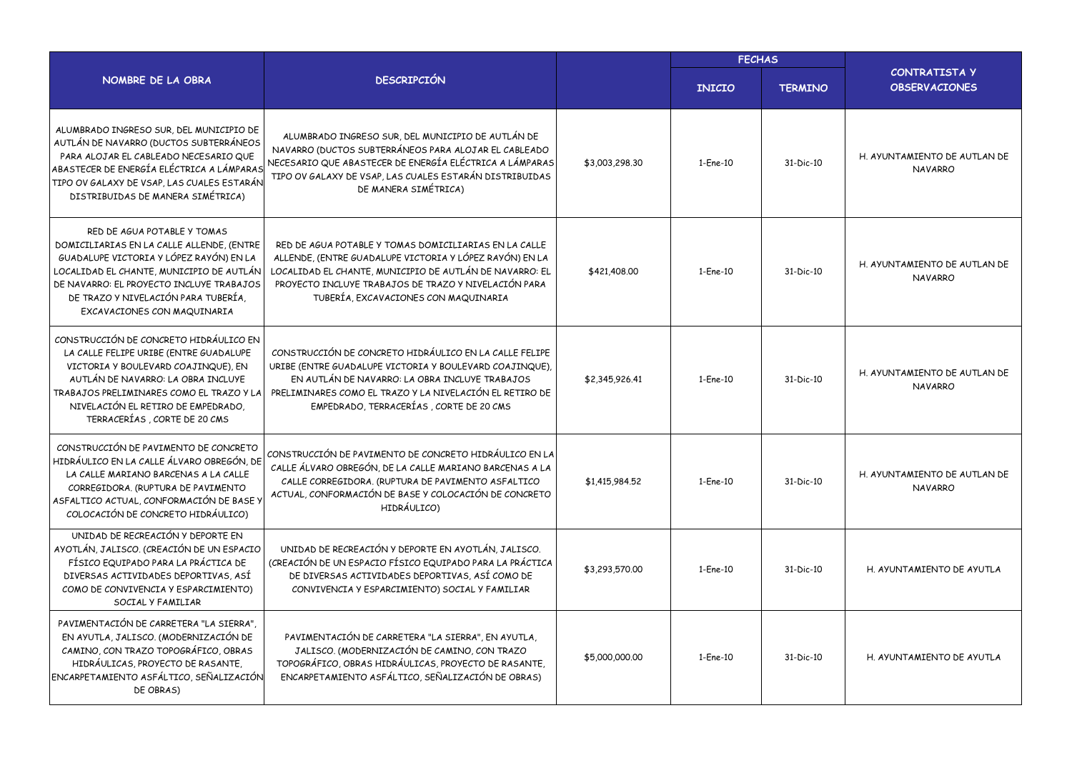| NOMBRE DE LA OBRA | DESCRIPCIÓN | | FECHAS | | CONTRATISTA Y OBSERVACIONES |
|---|---|---|---|---|---|
| | | | INICIO | TERMINO | |
| ALUMBRADO INGRESO SUR, DEL MUNICIPIO DE AUTLÁN DE NAVARRO (DUCTOS SUBTERRÁNEOS PARA ALOJAR EL CABLEADO NECESARIO QUE ABASTECER DE ENERGÍA ELÉCTRICA A LÁMPARAS TIPO OV GALAXY DE VSAP, LAS CUALES ESTARÁN DISTRIBUIDAS DE MANERA SIMÉTRICA) | ALUMBRADO INGRESO SUR, DEL MUNICIPIO DE AUTLÁN DE NAVARRO (DUCTOS SUBTERRÁNEOS PARA ALOJAR EL CABLEADO NECESARIO QUE ABASTECER DE ENERGÍA ELÉCTRICA A LÁMPARAS TIPO OV GALAXY DE VSAP, LAS CUALES ESTARÁN DISTRIBUIDAS DE MANERA SIMÉTRICA) | $3,003,298.30 | 1-Ene-10 | 31-Dic-10 | H. AYUNTAMIENTO DE AUTLAN DE NAVARRO |
| RED DE AGUA POTABLE Y TOMAS DOMICILIARIAS EN LA CALLE ALLENDE, (ENTRE GUADALUPE VICTORIA Y LÓPEZ RAYÓN) EN LA LOCALIDAD EL CHANTE, MUNICIPIO DE AUTLÁN DE NAVARRO: EL PROYECTO INCLUYE TRABAJOS DE TRAZO Y NIVELACIÓN PARA TUBERÍA, EXCAVACIONES CON MAQUINARIA | RED DE AGUA POTABLE Y TOMAS DOMICILIARIAS EN LA CALLE ALLENDE, (ENTRE GUADALUPE VICTORIA Y LÓPEZ RAYÓN) EN LA LOCALIDAD EL CHANTE, MUNICIPIO DE AUTLÁN DE NAVARRO: EL PROYECTO INCLUYE TRABAJOS DE TRAZO Y NIVELACIÓN PARA TUBERÍA, EXCAVACIONES CON MAQUINARIA | $421,408.00 | 1-Ene-10 | 31-Dic-10 | H. AYUNTAMIENTO DE AUTLAN DE NAVARRO |
| CONSTRUCCIÓN DE CONCRETO HIDRÁULICO EN LA CALLE FELIPE URIBE (ENTRE GUADALUPE VICTORIA Y BOULEVARD COAJINQUE), EN AUTLÁN DE NAVARRO: LA OBRA INCLUYE TRABAJOS PRELIMINARES COMO EL TRAZO Y LA NIVELACIÓN EL RETIRO DE EMPEDRADO, TERRACERÍAS , CORTE DE 20 CMS | CONSTRUCCIÓN DE CONCRETO HIDRÁULICO EN LA CALLE FELIPE URIBE (ENTRE GUADALUPE VICTORIA Y BOULEVARD COAJINQUE), EN AUTLÁN DE NAVARRO: LA OBRA INCLUYE TRABAJOS PRELIMINARES COMO EL TRAZO Y LA NIVELACIÓN EL RETIRO DE EMPEDRADO, TERRACERÍAS , CORTE DE 20 CMS | $2,345,926.41 | 1-Ene-10 | 31-Dic-10 | H. AYUNTAMIENTO DE AUTLAN DE NAVARRO |
| CONSTRUCCIÓN DE PAVIMENTO DE CONCRETO HIDRÁULICO EN LA CALLE ÁLVARO OBREGÓN, DE LA CALLE MARIANO BARCENAS A LA CALLE CORREGIDORA. (RUPTURA DE PAVIMENTO ASFALTICO ACTUAL, CONFORMACIÓN DE BASE Y COLOCACIÓN DE CONCRETO HIDRÁULICO) | CONSTRUCCIÓN DE PAVIMENTO DE CONCRETO HIDRÁULICO EN LA CALLE ÁLVARO OBREGÓN, DE LA CALLE MARIANO BARCENAS A LA CALLE CORREGIDORA. (RUPTURA DE PAVIMENTO ASFALTICO ACTUAL, CONFORMACIÓN DE BASE Y COLOCACIÓN DE CONCRETO HIDRÁULICO) | $1,415,984.52 | 1-Ene-10 | 31-Dic-10 | H. AYUNTAMIENTO DE AUTLAN DE NAVARRO |
| UNIDAD DE RECREACIÓN Y DEPORTE EN AYOTLÁN, JALISCO. (CREACIÓN DE UN ESPACIO FÍSICO EQUIPADO PARA LA PRÁCTICA DE DIVERSAS ACTIVIDADES DEPORTIVAS, ASÍ COMO DE CONVIVENCIA Y ESPARCIMIENTO) SOCIAL Y FAMILIAR | UNIDAD DE RECREACIÓN Y DEPORTE EN AYOTLÁN, JALISCO. (CREACIÓN DE UN ESPACIO FÍSICO EQUIPADO PARA LA PRÁCTICA DE DIVERSAS ACTIVIDADES DEPORTIVAS, ASÍ COMO DE CONVIVENCIA Y ESPARCIMIENTO) SOCIAL Y FAMILIAR | $3,293,570.00 | 1-Ene-10 | 31-Dic-10 | H. AYUNTAMIENTO DE AYUTLA |
| PAVIMENTACIÓN DE CARRETERA "LA SIERRA", EN AYUTLA, JALISCO. (MODERNIZACIÓN DE CAMINO, CON TRAZO TOPOGRÁFICO, OBRAS HIDRÁULICAS, PROYECTO DE RASANTE, ENCARPETAMIENTO ASFÁLTICO, SEÑALIZACIÓN DE OBRAS) | PAVIMENTACIÓN DE CARRETERA "LA SIERRA", EN AYUTLA, JALISCO. (MODERNIZACIÓN DE CAMINO, CON TRAZO TOPOGRÁFICO, OBRAS HIDRÁULICAS, PROYECTO DE RASANTE, ENCARPETAMIENTO ASFÁLTICO, SEÑALIZACIÓN DE OBRAS) | $5,000,000.00 | 1-Ene-10 | 31-Dic-10 | H. AYUNTAMIENTO DE AYUTLA |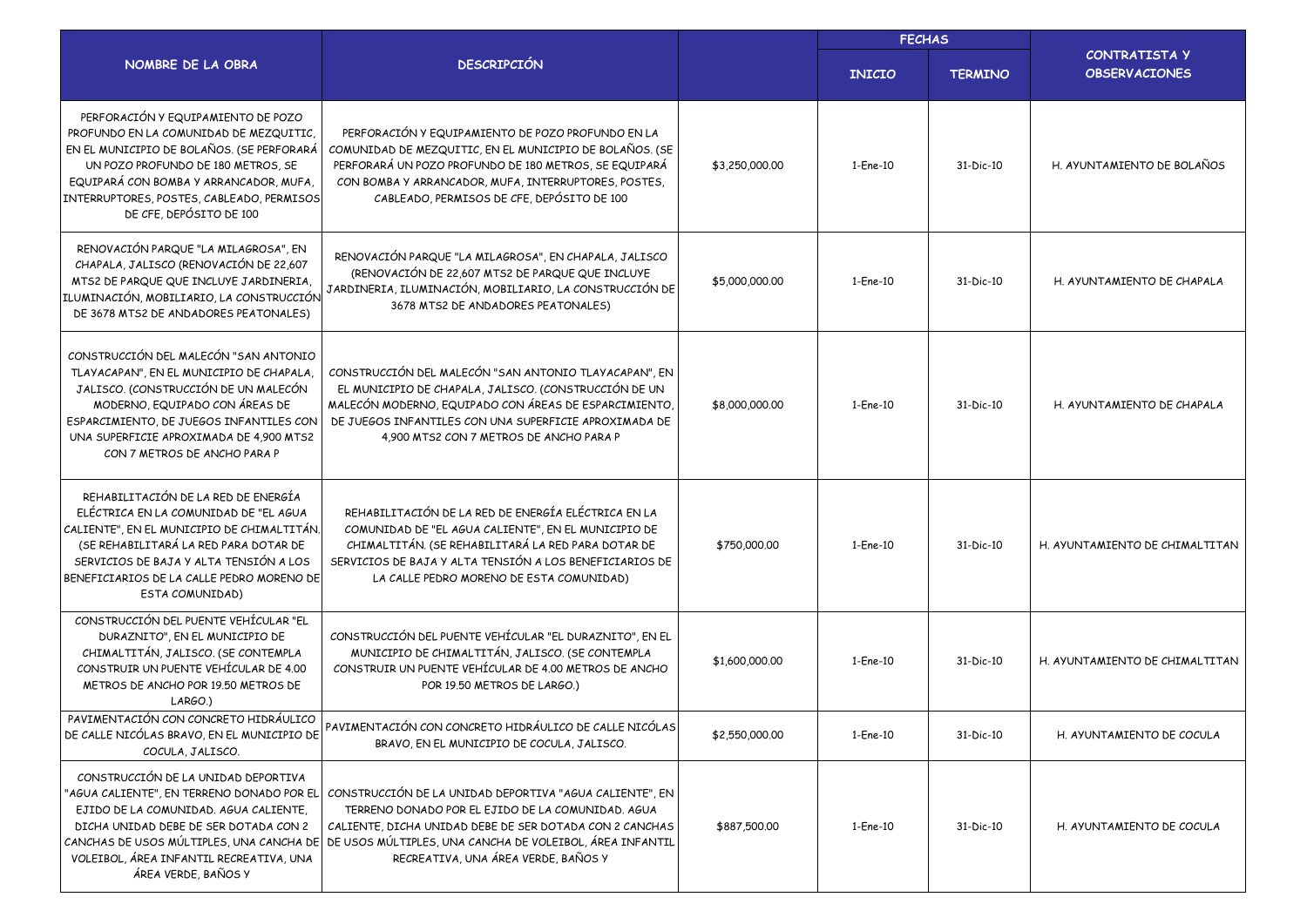| NOMBRE DE LA OBRA | DESCRIPCIÓN | | FECHAS | | CONTRATISTA Y OBSERVACIONES |
|---|---|---|---|---|---|
| | | | INICIO | TERMINO | |
| PERFORACIÓN Y EQUIPAMIENTO DE POZO PROFUNDO EN LA COMUNIDAD DE MEZQUITIC, EN EL MUNICIPIO DE BOLAÑOS. (SE PERFORARÁ UN POZO PROFUNDO DE 180 METROS, SE EQUIPARÁ CON BOMBA Y ARRANCADOR, MUFA, INTERRUPTORES, POSTES, CABLEADO, PERMISOS DE CFE, DEPÓSITO DE 100 | PERFORACIÓN Y EQUIPAMIENTO DE POZO PROFUNDO EN LA COMUNIDAD DE MEZQUITIC, EN EL MUNICIPIO DE BOLAÑOS. (SE PERFORARÁ UN POZO PROFUNDO DE 180 METROS, SE EQUIPARÁ CON BOMBA Y ARRANCADOR, MUFA, INTERRUPTORES, POSTES, CABLEADO, PERMISOS DE CFE, DEPÓSITO DE 100 | $3,250,000.00 | 1-Ene-10 | 31-Dic-10 | H. AYUNTAMIENTO DE BOLAÑOS |
| RENOVACIÓN PARQUE "LA MILAGROSA", EN CHAPALA, JALISCO (RENOVACIÓN DE 22,607 MTS2 DE PARQUE QUE INCLUYE JARDINERIA, ILUMINACIÓN, MOBILIARIO, LA CONSTRUCCIÓN DE 3678 MTS2 DE ANDADORES PEATONALES) | RENOVACIÓN PARQUE "LA MILAGROSA", EN CHAPALA, JALISCO (RENOVACIÓN DE 22,607 MTS2 DE PARQUE QUE INCLUYE JARDINERIA, ILUMINACIÓN, MOBILIARIO, LA CONSTRUCCIÓN DE 3678 MTS2 DE ANDADORES PEATONALES) | $5,000,000.00 | 1-Ene-10 | 31-Dic-10 | H. AYUNTAMIENTO DE CHAPALA |
| CONSTRUCCIÓN DEL MALECÓN "SAN ANTONIO TLAYACAPAN", EN EL MUNICIPIO DE CHAPALA, JALISCO. (CONSTRUCCIÓN DE UN MALECÓN MODERNO, EQUIPADO CON ÁREAS DE ESPARCIMIENTO, DE JUEGOS INFANTILES CON UNA SUPERFICIE APROXIMADA DE 4,900 MTS2 CON 7 METROS DE ANCHO PARA P | CONSTRUCCIÓN DEL MALECÓN "SAN ANTONIO TLAYACAPAN", EN EL MUNICIPIO DE CHAPALA, JALISCO. (CONSTRUCCIÓN DE UN MALECÓN MODERNO, EQUIPADO CON ÁREAS DE ESPARCIMIENTO, DE JUEGOS INFANTILES CON UNA SUPERFICIE APROXIMADA DE 4,900 MTS2 CON 7 METROS DE ANCHO PARA P | $8,000,000.00 | 1-Ene-10 | 31-Dic-10 | H. AYUNTAMIENTO DE CHAPALA |
| REHABILITACIÓN DE LA RED DE ENERGÍA ELÉCTRICA EN LA COMUNIDAD DE "EL AGUA CALIENTE", EN EL MUNICIPIO DE CHIMALTITÁN. (SE REHABILITARÁ LA RED PARA DOTAR DE SERVICIOS DE BAJA Y ALTA TENSIÓN A LOS BENEFICIARIOS DE LA CALLE PEDRO MORENO DE ESTA COMUNIDAD) | REHABILITACIÓN DE LA RED DE ENERGÍA ELÉCTRICA EN LA COMUNIDAD DE "EL AGUA CALIENTE", EN EL MUNICIPIO DE CHIMALTITÁN. (SE REHABILITARÁ LA RED PARA DOTAR DE SERVICIOS DE BAJA Y ALTA TENSIÓN A LOS BENEFICIARIOS DE LA CALLE PEDRO MORENO DE ESTA COMUNIDAD) | $750,000.00 | 1-Ene-10 | 31-Dic-10 | H. AYUNTAMIENTO DE CHIMALTITAN |
| CONSTRUCCIÓN DEL PUENTE VEHÍCULAR "EL DURAZNITO", EN EL MUNICIPIO DE CHIMALTITÁN, JALISCO. (SE CONTEMPLA CONSTRUIR UN PUENTE VEHÍCULAR DE 4.00 METROS DE ANCHO POR 19.50 METROS DE LARGO.) | CONSTRUCCIÓN DEL PUENTE VEHÍCULAR "EL DURAZNITO", EN EL MUNICIPIO DE CHIMALTITÁN, JALISCO. (SE CONTEMPLA CONSTRUIR UN PUENTE VEHÍCULAR DE 4.00 METROS DE ANCHO POR 19.50 METROS DE LARGO.) | $1,600,000.00 | 1-Ene-10 | 31-Dic-10 | H. AYUNTAMIENTO DE CHIMALTITAN |
| PAVIMENTACIÓN CON CONCRETO HIDRÁULICO DE CALLE NICÓLAS BRAVO, EN EL MUNICIPIO DE COCULA, JALISCO. | PAVIMENTACIÓN CON CONCRETO HIDRÁULICO DE CALLE NICÓLAS BRAVO, EN EL MUNICIPIO DE COCULA, JALISCO. | $2,550,000.00 | 1-Ene-10 | 31-Dic-10 | H. AYUNTAMIENTO DE COCULA |
| CONSTRUCCIÓN DE LA UNIDAD DEPORTIVA "AGUA CALIENTE", EN TERRENO DONADO POR EL EJIDO DE LA COMUNIDAD. AGUA CALIENTE, DICHA UNIDAD DEBE DE SER DOTADA CON 2 CANCHAS DE USOS MÚLTIPLES, UNA CANCHA DE VOLEIBOL, ÁREA INFANTIL RECREATIVA, UNA ÁREA VERDE, BAÑOS Y | CONSTRUCCIÓN DE LA UNIDAD DEPORTIVA "AGUA CALIENTE", EN TERRENO DONADO POR EL EJIDO DE LA COMUNIDAD. AGUA CALIENTE, DICHA UNIDAD DEBE DE SER DOTADA CON 2 CANCHAS DE USOS MÚLTIPLES, UNA CANCHA DE VOLEIBOL, ÁREA INFANTIL RECREATIVA, UNA ÁREA VERDE, BAÑOS Y | $887,500.00 | 1-Ene-10 | 31-Dic-10 | H. AYUNTAMIENTO DE COCULA |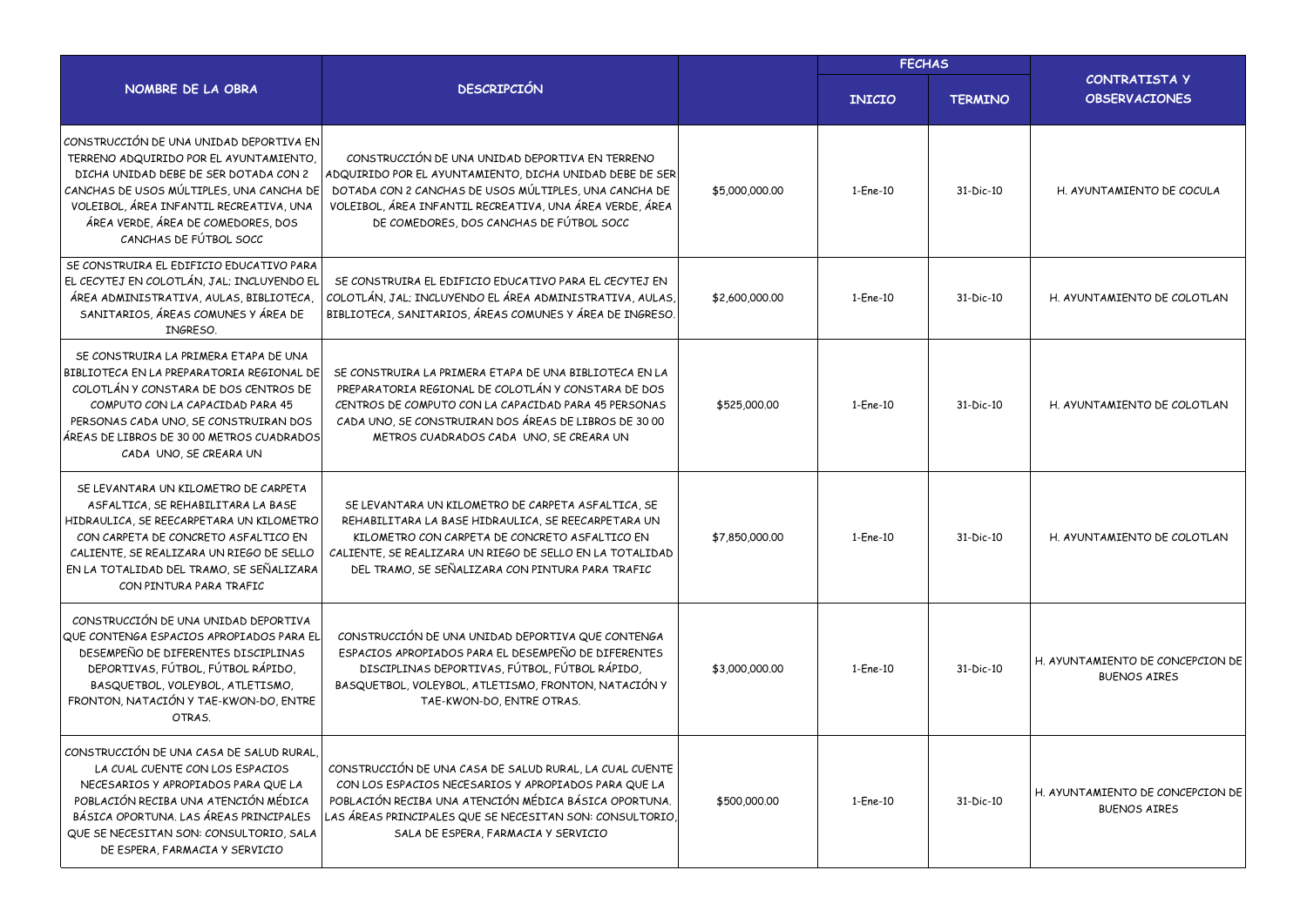| NOMBRE DE LA OBRA | DESCRIPCIÓN | | FECHAS | | CONTRATISTA Y OBSERVACIONES |
|---|---|---|---|---|---|
| | | | INICIO | TERMINO | |
| CONSTRUCCIÓN DE UNA UNIDAD DEPORTIVA EN TERRENO ADQUIRIDO POR EL AYUNTAMIENTO, DICHA UNIDAD DEBE DE SER DOTADA CON 2 CANCHAS DE USOS MÚLTIPLES, UNA CANCHA DE VOLEIBOL, ÁREA INFANTIL RECREATIVA, UNA ÁREA VERDE, ÁREA DE COMEDORES, DOS CANCHAS DE FÚTBOL SOCC | CONSTRUCCIÓN DE UNA UNIDAD DEPORTIVA EN TERRENO ADQUIRIDO POR EL AYUNTAMIENTO, DICHA UNIDAD DEBE DE SER DOTADA CON 2 CANCHAS DE USOS MÚLTIPLES, UNA CANCHA DE VOLEIBOL, ÁREA INFANTIL RECREATIVA, UNA ÁREA VERDE, ÁREA DE COMEDORES, DOS CANCHAS DE FÚTBOL SOCC | $5,000,000.00 | 1-Ene-10 | 31-Dic-10 | H. AYUNTAMIENTO DE COCULA |
| SE CONSTRUIRA EL EDIFICIO EDUCATIVO PARA EL CECYTEJ EN COLOTLÁN, JAL; INCLUYENDO EL ÁREA ADMINISTRATIVA, AULAS, BIBLIOTECA, SANITARIOS, ÁREAS COMUNES Y ÁREA DE INGRESO. | SE CONSTRUIRA EL EDIFICIO EDUCATIVO PARA EL CECYTEJ EN COLOTLÁN, JAL; INCLUYENDO EL ÁREA ADMINISTRATIVA, AULAS, BIBLIOTECA, SANITARIOS, ÁREAS COMUNES Y ÁREA DE INGRESO. | $2,600,000.00 | 1-Ene-10 | 31-Dic-10 | H. AYUNTAMIENTO DE COLOTLAN |
| SE CONSTRUIRA LA PRIMERA ETAPA DE UNA BIBLIOTECA EN LA PREPARATORIA REGIONAL DE COLOTLÁN Y CONSTARA DE DOS CENTROS DE COMPUTO CON LA CAPACIDAD PARA 45 PERSONAS CADA UNO, SE CONSTRUIRAN DOS ÁREAS DE LIBROS DE 30 00 METROS CUADRADOS CADA UNO, SE CREARA UN | SE CONSTRUIRA LA PRIMERA ETAPA DE UNA BIBLIOTECA EN LA PREPARATORIA REGIONAL DE COLOTLÁN Y CONSTARA DE DOS CENTROS DE COMPUTO CON LA CAPACIDAD PARA 45 PERSONAS CADA UNO, SE CONSTRUIRAN DOS ÁREAS DE LIBROS DE 30 00 METROS CUADRADOS CADA UNO, SE CREARA UN | $525,000.00 | 1-Ene-10 | 31-Dic-10 | H. AYUNTAMIENTO DE COLOTLAN |
| SE LEVANTARA UN KILOMETRO DE CARPETA ASFALTICA, SE REHABILITARA LA BASE HIDRAULICA, SE REECARPETARA UN KILOMETRO CON CARPETA DE CONCRETO ASFALTICO EN CALIENTE, SE REALIZARA UN RIEGO DE SELLO EN LA TOTALIDAD DEL TRAMO, SE SEÑALIZARA CON PINTURA PARA TRAFIC | SE LEVANTARA UN KILOMETRO DE CARPETA ASFALTICA, SE REHABILITARA LA BASE HIDRAULICA, SE REECARPETARA UN KILOMETRO CON CARPETA DE CONCRETO ASFALTICO EN CALIENTE, SE REALIZARA UN RIEGO DE SELLO EN LA TOTALIDAD DEL TRAMO, SE SEÑALIZARA CON PINTURA PARA TRAFIC | $7,850,000.00 | 1-Ene-10 | 31-Dic-10 | H. AYUNTAMIENTO DE COLOTLAN |
| CONSTRUCCIÓN DE UNA UNIDAD DEPORTIVA QUE CONTENGA ESPACIOS APROPIADOS PARA EL DESEMPEÑO DE DIFERENTES DISCIPLINAS DEPORTIVAS, FÚTBOL, FÚTBOL RÁPIDO, BASQUETBOL, VOLEYBOL, ATLETISMO, FRONTON, NATACIÓN Y TAE-KWON-DO, ENTRE OTRAS. | CONSTRUCCIÓN DE UNA UNIDAD DEPORTIVA QUE CONTENGA ESPACIOS APROPIADOS PARA EL DESEMPEÑO DE DIFERENTES DISCIPLINAS DEPORTIVAS, FÚTBOL, FÚTBOL RÁPIDO, BASQUETBOL, VOLEYBOL, ATLETISMO, FRONTON, NATACIÓN Y TAE-KWON-DO, ENTRE OTRAS. | $3,000,000.00 | 1-Ene-10 | 31-Dic-10 | H. AYUNTAMIENTO DE CONCEPCION DE BUENOS AIRES |
| CONSTRUCCIÓN DE UNA CASA DE SALUD RURAL, LA CUAL CUENTE CON LOS ESPACIOS NECESARIOS Y APROPIADOS PARA QUE LA POBLACIÓN RECIBA UNA ATENCIÓN MÉDICA BÁSICA OPORTUNA. LAS ÁREAS PRINCIPALES QUE SE NECESITAN SON: CONSULTORIO, SALA DE ESPERA, FARMACIA Y SERVICIO | CONSTRUCCIÓN DE UNA CASA DE SALUD RURAL, LA CUAL CUENTE CON LOS ESPACIOS NECESARIOS Y APROPIADOS PARA QUE LA POBLACIÓN RECIBA UNA ATENCIÓN MÉDICA BÁSICA OPORTUNA. LAS ÁREAS PRINCIPALES QUE SE NECESITAN SON: CONSULTORIO, SALA DE ESPERA, FARMACIA Y SERVICIO | $500,000.00 | 1-Ene-10 | 31-Dic-10 | H. AYUNTAMIENTO DE CONCEPCION DE BUENOS AIRES |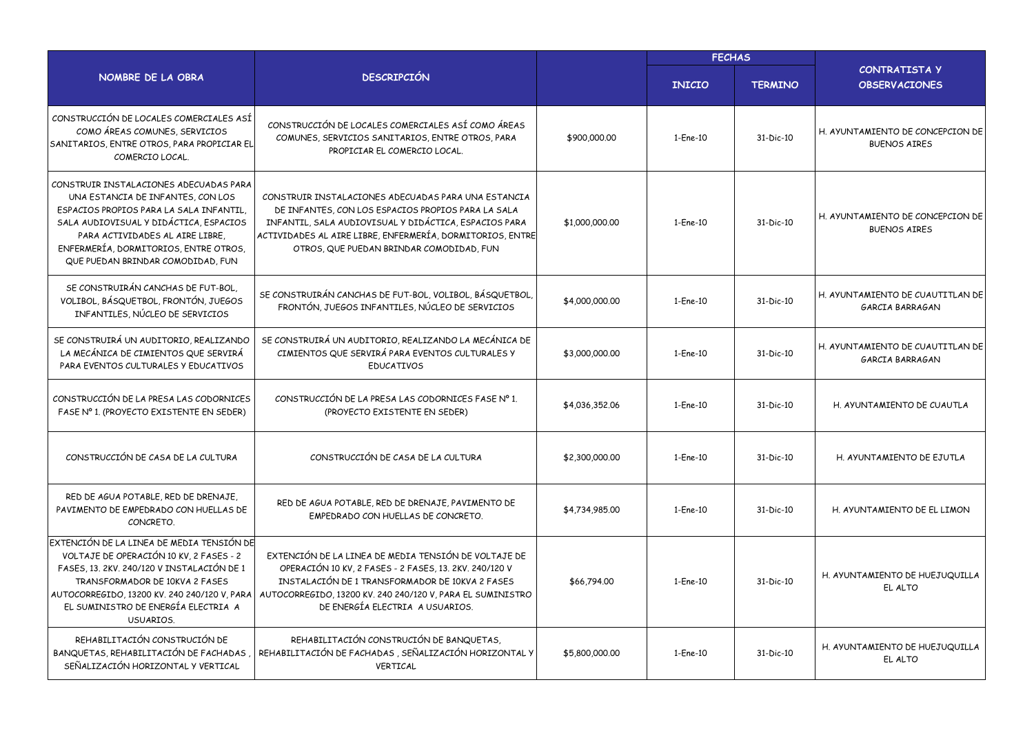| NOMBRE DE LA OBRA | DESCRIPCIÓN | | FECHAS | | CONTRATISTA Y OBSERVACIONES |
|---|---|---|---|---|---|
| | | | INICIO | TERMINO | |
| CONSTRUCCIÓN DE LOCALES COMERCIALES ASÍ COMO ÁREAS COMUNES, SERVICIOS SANITARIOS, ENTRE OTROS, PARA PROPICIAR EL COMERCIO LOCAL. | CONSTRUCCIÓN DE LOCALES COMERCIALES ASÍ COMO ÁREAS COMUNES, SERVICIOS SANITARIOS, ENTRE OTROS, PARA PROPICIAR EL COMERCIO LOCAL. | $900,000.00 | 1-Ene-10 | 31-Dic-10 | H. AYUNTAMIENTO DE CONCEPCION DE BUENOS AIRES |
| CONSTRUIR INSTALACIONES ADECUADAS PARA UNA ESTANCIA DE INFANTES, CON LOS ESPACIOS PROPIOS PARA LA SALA INFANTIL, SALA AUDIOVISUAL Y DIDÁCTICA, ESPACIOS PARA ACTIVIDADES AL AIRE LIBRE, ENFERMERÍA, DORMITORIOS, ENTRE OTROS, QUE PUEDAN BRINDAR COMODIDAD, FUN | CONSTRUIR INSTALACIONES ADECUADAS PARA UNA ESTANCIA DE INFANTES, CON LOS ESPACIOS PROPIOS PARA LA SALA INFANTIL, SALA AUDIOVISUAL Y DIDÁCTICA, ESPACIOS PARA ACTIVIDADES AL AIRE LIBRE, ENFERMERÍA, DORMITORIOS, ENTRE OTROS, QUE PUEDAN BRINDAR COMODIDAD, FUN | $1,000,000.00 | 1-Ene-10 | 31-Dic-10 | H. AYUNTAMIENTO DE CONCEPCION DE BUENOS AIRES |
| SE CONSTRUIRÁN CANCHAS DE FUT-BOL, VOLIBOL, BÁSQUETBOL, FRONTÓN, JUEGOS INFANTILES, NÚCLEO DE SERVICIOS | SE CONSTRUIRÁN CANCHAS DE FUT-BOL, VOLIBOL, BÁSQUETBOL, FRONTÓN, JUEGOS INFANTILES, NÚCLEO DE SERVICIOS | $4,000,000.00 | 1-Ene-10 | 31-Dic-10 | H. AYUNTAMIENTO DE CUAUTITLAN DE GARCIA BARRAGAN |
| SE CONSTRUIRÁ UN AUDITORIO, REALIZANDO LA MECÁNICA DE CIMIENTOS QUE SERVIRÁ PARA EVENTOS CULTURALES Y EDUCATIVOS | SE CONSTRUIRÁ UN AUDITORIO, REALIZANDO LA MECÁNICA DE CIMIENTOS QUE SERVIRÁ PARA EVENTOS CULTURALES Y EDUCATIVOS | $3,000,000.00 | 1-Ene-10 | 31-Dic-10 | H. AYUNTAMIENTO DE CUAUTITLAN DE GARCIA BARRAGAN |
| CONSTRUCCIÓN DE LA PRESA LAS CODORNICES FASE Nº 1. (PROYECTO EXISTENTE EN SEDER) | CONSTRUCCIÓN DE LA PRESA LAS CODORNICES FASE Nº 1. (PROYECTO EXISTENTE EN SEDER) | $4,036,352.06 | 1-Ene-10 | 31-Dic-10 | H. AYUNTAMIENTO DE CUAUTLA |
| CONSTRUCCIÓN DE CASA DE LA CULTURA | CONSTRUCCIÓN DE CASA DE LA CULTURA | $2,300,000.00 | 1-Ene-10 | 31-Dic-10 | H. AYUNTAMIENTO DE EJUTLA |
| RED DE AGUA POTABLE, RED DE DRENAJE, PAVIMENTO DE EMPEDRADO CON HUELLAS DE CONCRETO. | RED DE AGUA POTABLE, RED DE DRENAJE, PAVIMENTO DE EMPEDRADO CON HUELLAS DE CONCRETO. | $4,734,985.00 | 1-Ene-10 | 31-Dic-10 | H. AYUNTAMIENTO DE EL LIMON |
| EXTENCIÓN DE LA LINEA DE MEDIA TENSIÓN DE VOLTAJE DE OPERACIÓN 10 KV, 2 FASES - 2 FASES, 13. 2KV. 240/120 V INSTALACIÓN DE 1 TRANSFORMADOR DE 10KVA 2 FASES AUTOCORREGIDO, 13200 KV. 240 240/120 V, PARA EL SUMINISTRO DE ENERGÍA ELECTRIA A USUARIOS. | EXTENCIÓN DE LA LINEA DE MEDIA TENSIÓN DE VOLTAJE DE OPERACIÓN 10 KV, 2 FASES - 2 FASES, 13. 2KV. 240/120 V INSTALACIÓN DE 1 TRANSFORMADOR DE 10KVA 2 FASES AUTOCORREGIDO, 13200 KV. 240 240/120 V, PARA EL SUMINISTRO DE ENERGÍA ELECTRIA A USUARIOS. | $66,794.00 | 1-Ene-10 | 31-Dic-10 | H. AYUNTAMIENTO DE HUEJUQUILLA EL ALTO |
| REHABILITACIÓN CONSTRUCIÓN DE BANQUETAS, REHABILITACIÓN DE FACHADAS , SEÑALIZACIÓN HORIZONTAL Y VERTICAL | REHABILITACIÓN CONSTRUCIÓN DE BANQUETAS, REHABILITACIÓN DE FACHADAS , SEÑALIZACIÓN HORIZONTAL Y VERTICAL | $5,800,000.00 | 1-Ene-10 | 31-Dic-10 | H. AYUNTAMIENTO DE HUEJUQUILLA EL ALTO |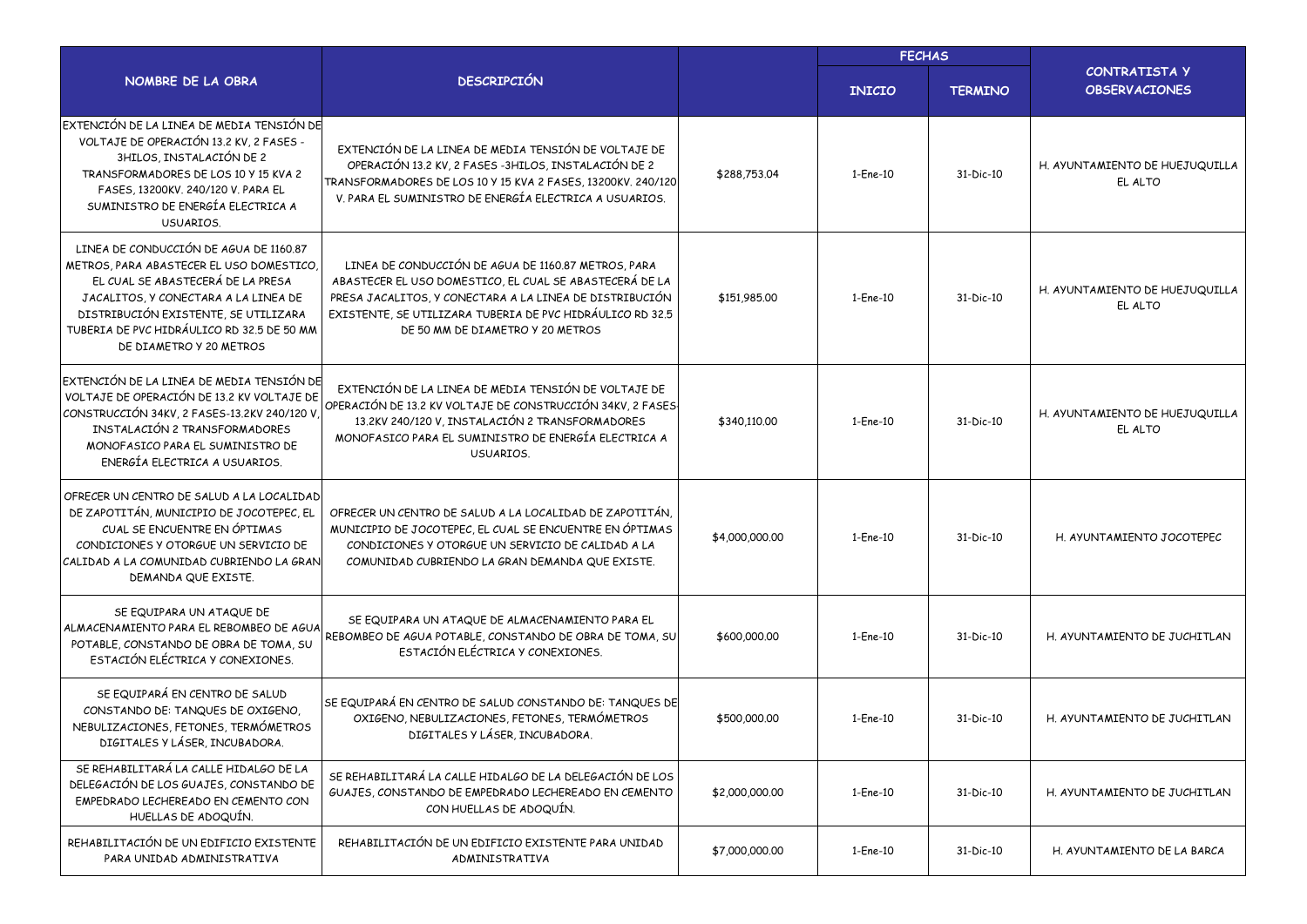| NOMBRE DE LA OBRA | DESCRIPCIÓN | | FECHAS | | CONTRATISTA Y OBSERVACIONES |
|---|---|---|---|---|---|
| | | | INICIO | TERMINO | |
| EXTENCIÓN DE LA LINEA DE MEDIA TENSIÓN DE VOLTAJE DE OPERACIÓN 13.2 KV, 2 FASES - 3HILOS, INSTALACIÓN DE 2 TRANSFORMADORES DE LOS 10 Y 15 KVA 2 FASES, 13200KV. 240/120 V. PARA EL SUMINISTRO DE ENERGÍA ELECTRICA A USUARIOS. | EXTENCIÓN DE LA LINEA DE MEDIA TENSIÓN DE VOLTAJE DE OPERACIÓN 13.2 KV, 2 FASES -3HILOS, INSTALACIÓN DE 2 TRANSFORMADORES DE LOS 10 Y 15 KVA 2 FASES, 13200KV. 240/120 V. PARA EL SUMINISTRO DE ENERGÍA ELECTRICA A USUARIOS. | $288,753.04 | 1-Ene-10 | 31-Dic-10 | H. AYUNTAMIENTO DE HUEJUQUILLA EL ALTO |
| LINEA DE CONDUCCIÓN DE AGUA DE 1160.87 METROS, PARA ABASTECER EL USO DOMESTICO, EL CUAL SE ABASTECERÁ DE LA PRESA JACALITOS, Y CONECTARA A LA LINEA DE DISTRIBUCIÓN EXISTENTE, SE UTILIZARA TUBERIA DE PVC HIDRÁULICO RD 32.5 DE 50 MM DE DIAMETRO Y 20 METROS | LINEA DE CONDUCCIÓN DE AGUA DE 1160.87 METROS, PARA ABASTECER EL USO DOMESTICO, EL CUAL SE ABASTECERÁ DE LA PRESA JACALITOS, Y CONECTARA A LA LINEA DE DISTRIBUCIÓN EXISTENTE, SE UTILIZARA TUBERIA DE PVC HIDRÁULICO RD 32.5 DE 50 MM DE DIAMETRO Y 20 METROS | $151,985.00 | 1-Ene-10 | 31-Dic-10 | H. AYUNTAMIENTO DE HUEJUQUILLA EL ALTO |
| EXTENCIÓN DE LA LINEA DE MEDIA TENSIÓN DE VOLTAJE DE OPERACIÓN DE 13.2 KV VOLTAJE DE CONSTRUCCIÓN 34KV, 2 FASES-13.2KV 240/120 V, INSTALACIÓN 2 TRANSFORMADORES MONOFASICO PARA EL SUMINISTRO DE ENERGÍA ELECTRICA A USUARIOS. | EXTENCIÓN DE LA LINEA DE MEDIA TENSIÓN DE VOLTAJE DE OPERACIÓN DE 13.2 KV VOLTAJE DE CONSTRUCCIÓN 34KV, 2 FASES-13.2KV 240/120 V, INSTALACIÓN 2 TRANSFORMADORES MONOFASICO PARA EL SUMINISTRO DE ENERGÍA ELECTRICA A USUARIOS. | $340,110.00 | 1-Ene-10 | 31-Dic-10 | H. AYUNTAMIENTO DE HUEJUQUILLA EL ALTO |
| OFRECER UN CENTRO DE SALUD A LA LOCALIDAD DE ZAPOTITÁN, MUNICIPIO DE JOCOTEPEC, EL CUAL SE ENCUENTRE EN ÓPTIMAS CONDICIONES Y OTORGUE UN SERVICIO DE CALIDAD A LA COMUNIDAD CUBRIENDO LA GRAN DEMANDA QUE EXISTE. | OFRECER UN CENTRO DE SALUD A LA LOCALIDAD DE ZAPOTITÁN, MUNICIPIO DE JOCOTEPEC, EL CUAL SE ENCUENTRE EN ÓPTIMAS CONDICIONES Y OTORGUE UN SERVICIO DE CALIDAD A LA COMUNIDAD CUBRIENDO LA GRAN DEMANDA QUE EXISTE. | $4,000,000.00 | 1-Ene-10 | 31-Dic-10 | H. AYUNTAMIENTO JOCOTEPEC |
| SE EQUIPARA UN ATAQUE DE ALMACENAMIENTO PARA EL REBOMBEO DE AGUA POTABLE, CONSTANDO DE OBRA DE TOMA, SU ESTACIÓN ELÉCTRICA Y CONEXIONES. | SE EQUIPARA UN ATAQUE DE ALMACENAMIENTO PARA EL REBOMBEO DE AGUA POTABLE, CONSTANDO DE OBRA DE TOMA, SU ESTACIÓN ELÉCTRICA Y CONEXIONES. | $600,000.00 | 1-Ene-10 | 31-Dic-10 | H. AYUNTAMIENTO DE JUCHITLAN |
| SE EQUIPARÁ EN CENTRO DE SALUD CONSTANDO DE: TANQUES DE OXIGENO, NEBULIZACIONES, FETONES, TERMÓMETROS DIGITALES Y LÁSER, INCUBADORA. | SE EQUIPARÁ EN CENTRO DE SALUD CONSTANDO DE: TANQUES DE OXIGENO, NEBULIZACIONES, FETONES, TERMÓMETROS DIGITALES Y LÁSER, INCUBADORA. | $500,000.00 | 1-Ene-10 | 31-Dic-10 | H. AYUNTAMIENTO DE JUCHITLAN |
| SE REHABILITARÁ LA CALLE HIDALGO DE LA DELEGACIÓN DE LOS GUAJES, CONSTANDO DE EMPEDRADO LECHEREADO EN CEMENTO CON HUELLAS DE ADOQUÍN. | SE REHABILITARÁ LA CALLE HIDALGO DE LA DELEGACIÓN DE LOS GUAJES, CONSTANDO DE EMPEDRADO LECHEREADO EN CEMENTO CON HUELLAS DE ADOQUÍN. | $2,000,000.00 | 1-Ene-10 | 31-Dic-10 | H. AYUNTAMIENTO DE JUCHITLAN |
| REHABILITACIÓN DE UN EDIFICIO EXISTENTE PARA UNIDAD ADMINISTRATIVA | REHABILITACIÓN DE UN EDIFICIO EXISTENTE PARA UNIDAD ADMINISTRATIVA | $7,000,000.00 | 1-Ene-10 | 31-Dic-10 | H. AYUNTAMIENTO DE LA BARCA |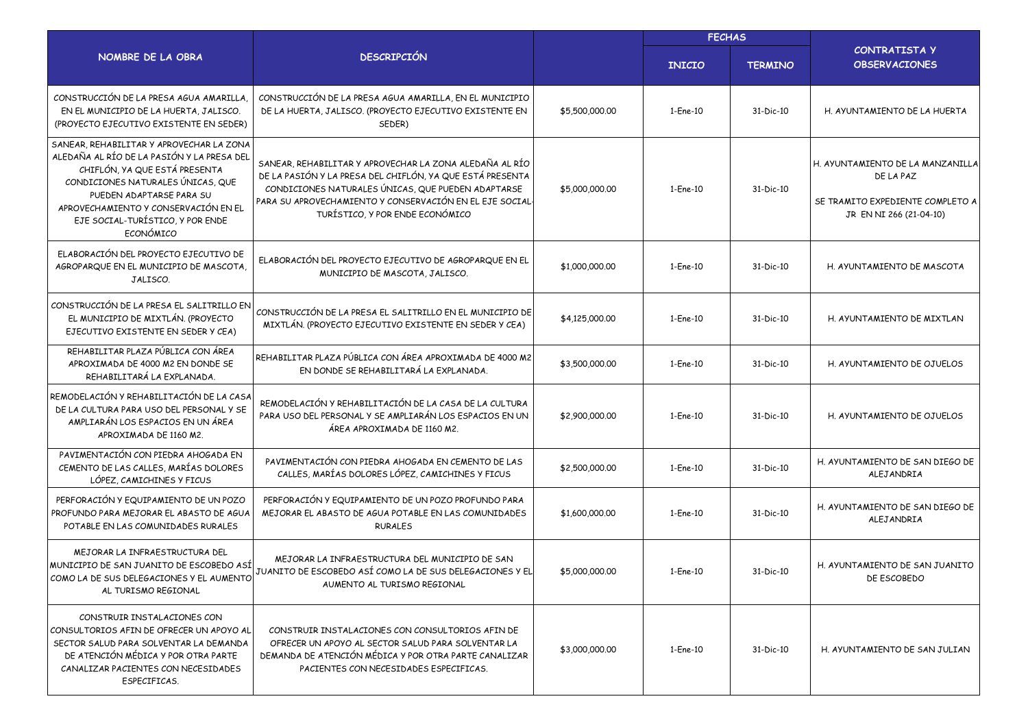| NOMBRE DE LA OBRA | DESCRIPCIÓN | | FECHAS | | CONTRATISTA Y OBSERVACIONES |
|---|---|---|---|---|---|
| | | | INICIO | TERMINO | |
| CONSTRUCCIÓN DE LA PRESA AGUA AMARILLA, EN EL MUNICIPIO DE LA HUERTA, JALISCO. (PROYECTO EJECUTIVO EXISTENTE EN SEDER) | CONSTRUCCIÓN DE LA PRESA AGUA AMARILLA, EN EL MUNICIPIO DE LA HUERTA, JALISCO. (PROYECTO EJECUTIVO EXISTENTE EN SEDER) | $5,500,000.00 | 1-Ene-10 | 31-Dic-10 | H. AYUNTAMIENTO DE LA HUERTA |
| SANEAR, REHABILITAR Y APROVECHAR LA ZONA ALEDAÑA AL RÍO DE LA PASIÓN Y LA PRESA DEL CHIFLÓN, YA QUE ESTÁ PRESENTA CONDICIONES NATURALES ÚNICAS, QUE PUEDEN ADAPTARSE PARA SU APROVECHAMIENTO Y CONSERVACIÓN EN EL EJE SOCIAL-TURÍSTICO, Y POR ENDE ECONÓMICO | SANEAR, REHABILITAR Y APROVECHAR LA ZONA ALEDAÑA AL RÍO DE LA PASIÓN Y LA PRESA DEL CHIFLÓN, YA QUE ESTÁ PRESENTA CONDICIONES NATURALES ÚNICAS, QUE PUEDEN ADAPTARSE PARA SU APROVECHAMIENTO Y CONSERVACIÓN EN EL EJE SOCIAL-TURÍSTICO, Y POR ENDE ECONÓMICO | $5,000,000.00 | 1-Ene-10 | 31-Dic-10 | H. AYUNTAMIENTO DE LA MANZANILLA DE LA PAZ<br><br>SE TRAMITO EXPEDIENTE COMPLETO A JR EN NI 266 (21-04-10) |
| ELABORACIÓN DEL PROYECTO EJECUTIVO DE AGROPARQUE EN EL MUNICIPIO DE MASCOTA, JALISCO. | ELABORACIÓN DEL PROYECTO EJECUTIVO DE AGROPARQUE EN EL MUNICIPIO DE MASCOTA, JALISCO. | $1,000,000.00 | 1-Ene-10 | 31-Dic-10 | H. AYUNTAMIENTO DE MASCOTA |
| CONSTRUCCIÓN DE LA PRESA EL SALITRILLO EN EL MUNICIPIO DE MIXTLÁN. (PROYECTO EJECUTIVO EXISTENTE EN SEDER Y CEA) | CONSTRUCCIÓN DE LA PRESA EL SALITRILLO EN EL MUNICIPIO DE MIXTLÁN. (PROYECTO EJECUTIVO EXISTENTE EN SEDER Y CEA) | $4,125,000.00 | 1-Ene-10 | 31-Dic-10 | H. AYUNTAMIENTO DE MIXTLAN |
| REHABILITAR PLAZA PÚBLICA CON ÁREA APROXIMADA DE 4000 M2 EN DONDE SE REHABILITARÁ LA EXPLANADA. | REHABILITAR PLAZA PÚBLICA CON ÁREA APROXIMADA DE 4000 M2 EN DONDE SE REHABILITARÁ LA EXPLANADA. | $3,500,000.00 | 1-Ene-10 | 31-Dic-10 | H. AYUNTAMIENTO DE OJUELOS |
| REMODELACIÓN Y REHABILITACIÓN DE LA CASA DE LA CULTURA PARA USO DEL PERSONAL Y SE AMPLIARÁN LOS ESPACIOS EN UN ÁREA APROXIMADA DE 1160 M2. | REMODELACIÓN Y REHABILITACIÓN DE LA CASA DE LA CULTURA PARA USO DEL PERSONAL Y SE AMPLIARÁN LOS ESPACIOS EN UN ÁREA APROXIMADA DE 1160 M2. | $2,900,000.00 | 1-Ene-10 | 31-Dic-10 | H. AYUNTAMIENTO DE OJUELOS |
| PAVIMENTACIÓN CON PIEDRA AHOGADA EN CEMENTO DE LAS CALLES, MARÍAS DOLORES LÓPEZ, CAMICHINES Y FICUS | PAVIMENTACIÓN CON PIEDRA AHOGADA EN CEMENTO DE LAS CALLES, MARÍAS DOLORES LÓPEZ, CAMICHINES Y FICUS | $2,500,000.00 | 1-Ene-10 | 31-Dic-10 | H. AYUNTAMIENTO DE SAN DIEGO DE ALEJANDRIA |
| PERFORACIÓN Y EQUIPAMIENTO DE UN POZO PROFUNDO PARA MEJORAR EL ABASTO DE AGUA POTABLE EN LAS COMUNIDADES RURALES | PERFORACIÓN Y EQUIPAMIENTO DE UN POZO PROFUNDO PARA MEJORAR EL ABASTO DE AGUA POTABLE EN LAS COMUNIDADES RURALES | $1,600,000.00 | 1-Ene-10 | 31-Dic-10 | H. AYUNTAMIENTO DE SAN DIEGO DE ALEJANDRIA |
| MEJORAR LA INFRAESTRUCTURA DEL MUNICIPIO DE SAN JUANITO DE ESCOBEDO ASÍ COMO LA DE SUS DELEGACIONES Y EL AUMENTO AL TURISMO REGIONAL | MEJORAR LA INFRAESTRUCTURA DEL MUNICIPIO DE SAN JUANITO DE ESCOBEDO ASÍ COMO LA DE SUS DELEGACIONES Y EL AUMENTO AL TURISMO REGIONAL | $5,000,000.00 | 1-Ene-10 | 31-Dic-10 | H. AYUNTAMIENTO DE SAN JUANITO DE ESCOBEDO |
| CONSTRUIR INSTALACIONES CON CONSULTORIOS AFIN DE OFRECER UN APOYO AL SECTOR SALUD PARA SOLVENTAR LA DEMANDA DE ATENCIÓN MÉDICA Y POR OTRA PARTE CANALIZAR PACIENTES CON NECESIDADES ESPECIFICAS. | CONSTRUIR INSTALACIONES CON CONSULTORIOS AFIN DE OFRECER UN APOYO AL SECTOR SALUD PARA SOLVENTAR LA DEMANDA DE ATENCIÓN MÉDICA Y POR OTRA PARTE CANALIZAR PACIENTES CON NECESIDADES ESPECIFICAS. | $3,000,000.00 | 1-Ene-10 | 31-Dic-10 | H. AYUNTAMIENTO DE SAN JULIAN |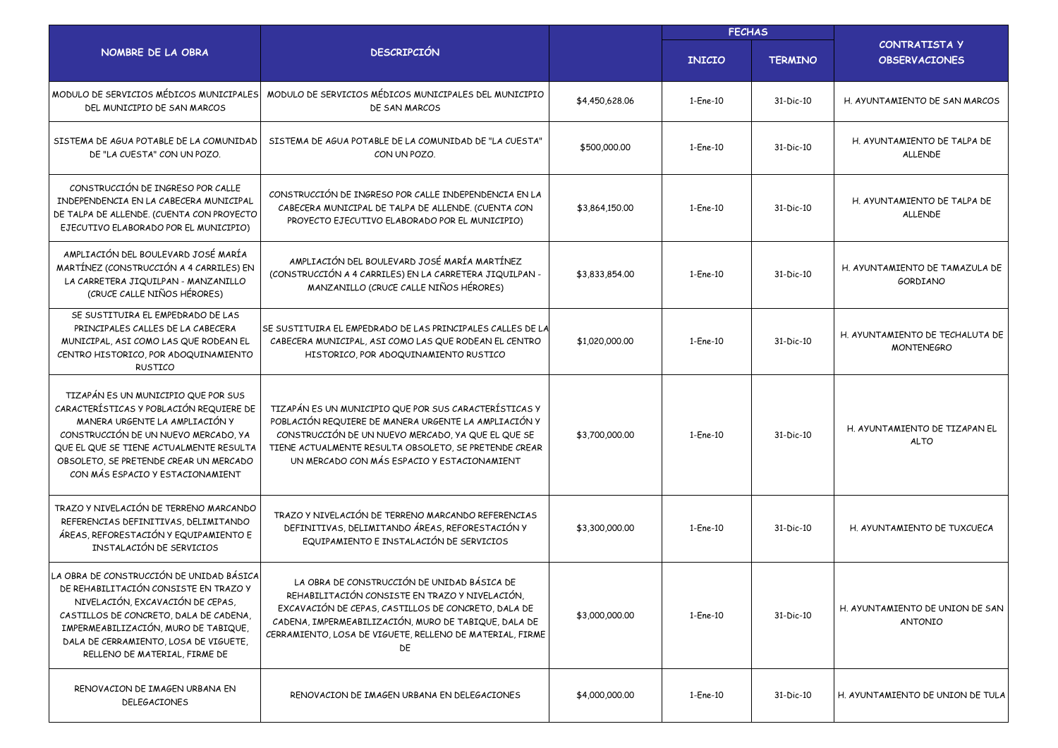| NOMBRE DE LA OBRA | DESCRIPCIÓN | | FECHAS | | CONTRATISTA Y OBSERVACIONES |
|---|---|---|---|---|---|
| | | | INICIO | TERMINO | |
| MODULO DE SERVICIOS MÉDICOS MUNICIPALES DEL MUNICIPIO DE SAN MARCOS | MODULO DE SERVICIOS MÉDICOS MUNICIPALES DEL MUNICIPIO DE SAN MARCOS | $4,450,628.06 | 1-Ene-10 | 31-Dic-10 | H. AYUNTAMIENTO DE SAN MARCOS |
| SISTEMA DE AGUA POTABLE DE LA COMUNIDAD DE "LA CUESTA" CON UN POZO. | SISTEMA DE AGUA POTABLE DE LA COMUNIDAD DE "LA CUESTA" CON UN POZO. | $500,000.00 | 1-Ene-10 | 31-Dic-10 | H. AYUNTAMIENTO DE TALPA DE ALLENDE |
| CONSTRUCCIÓN DE INGRESO POR CALLE INDEPENDENCIA EN LA CABECERA MUNICIPAL DE TALPA DE ALLENDE. (CUENTA CON PROYECTO EJECUTIVO ELABORADO POR EL MUNICIPIO) | CONSTRUCCIÓN DE INGRESO POR CALLE INDEPENDENCIA EN LA CABECERA MUNICIPAL DE TALPA DE ALLENDE. (CUENTA CON PROYECTO EJECUTIVO ELABORADO POR EL MUNICIPIO) | $3,864,150.00 | 1-Ene-10 | 31-Dic-10 | H. AYUNTAMIENTO DE TALPA DE ALLENDE |
| AMPLIACIÓN DEL BOULEVARD JOSÉ MARÍA MARTÍNEZ (CONSTRUCCIÓN A 4 CARRILES) EN LA CARRETERA JIQUILPAN - MANZANILLO (CRUCE CALLE NIÑOS HÉROES) | AMPLIACIÓN DEL BOULEVARD JOSÉ MARÍA MARTÍNEZ (CONSTRUCCIÓN A 4 CARRILES) EN LA CARRETERA JIQUILPAN - MANZANILLO (CRUCE CALLE NIÑOS HÉROES) | $3,833,854.00 | 1-Ene-10 | 31-Dic-10 | H. AYUNTAMIENTO DE TAMAZULA DE GORDIANO |
| SE SUSTITUIRA EL EMPEDRADO DE LAS PRINCIPALES CALLES DE LA CABECERA MUNICIPAL, ASI COMO LAS QUE RODEAN EL CENTRO HISTORICO, POR ADOQUINAMIENTO RUSTICO | SE SUSTITUIRA EL EMPEDRADO DE LAS PRINCIPALES CALLES DE LA CABECERA MUNICIPAL, ASI COMO LAS QUE RODEAN EL CENTRO HISTORICO, POR ADOQUINAMIENTO RUSTICO | $1,020,000.00 | 1-Ene-10 | 31-Dic-10 | H. AYUNTAMIENTO DE TECHALUTA DE MONTENEGRO |
| TIZAPÁN ES UN MUNICIPIO QUE POR SUS CARACTERÍSTICAS Y POBLACIÓN REQUIERE DE MANERA URGENTE LA AMPLIACIÓN Y CONSTRUCCIÓN DE UN NUEVO MERCADO, YA QUE EL QUE SE TIENE ACTUALMENTE RESULTA OBSOLETO, SE PRETENDE CREAR UN MERCADO CON MÁS ESPACIO Y ESTACIONAMIENT | TIZAPÁN ES UN MUNICIPIO QUE POR SUS CARACTERÍSTICAS Y POBLACIÓN REQUIERE DE MANERA URGENTE LA AMPLIACIÓN Y CONSTRUCCIÓN DE UN NUEVO MERCADO, YA QUE EL QUE SE TIENE ACTUALMENTE RESULTA OBSOLETO, SE PRETENDE CREAR UN MERCADO CON MÁS ESPACIO Y ESTACIONAMIENT | $3,700,000.00 | 1-Ene-10 | 31-Dic-10 | H. AYUNTAMIENTO DE TIZAPAN EL ALTO |
| TRAZO Y NIVELACIÓN DE TERRENO MARCANDO REFERENCIAS DEFINITIVAS, DELIMITANDO ÁREAS, REFORESTACIÓN Y EQUIPAMIENTO E INSTALACIÓN DE SERVICIOS | TRAZO Y NIVELACIÓN DE TERRENO MARCANDO REFERENCIAS DEFINITIVAS, DELIMITANDO ÁREAS, REFORESTACIÓN Y EQUIPAMIENTO E INSTALACIÓN DE SERVICIOS | $3,300,000.00 | 1-Ene-10 | 31-Dic-10 | H. AYUNTAMIENTO DE TUXCUECA |
| LA OBRA DE CONSTRUCCIÓN DE UNIDAD BÁSICA DE REHABILITACIÓN CONSISTE EN TRAZO Y NIVELACIÓN, EXCAVACIÓN DE CEPAS, CASTILLOS DE CONCRETO, DALA DE CADENA, IMPERMEABILIZACIÓN, MURO DE TABIQUE, DALA DE CERRAMIENTO, LOSA DE VIGUETE, RELLENO DE MATERIAL, FIRME DE | LA OBRA DE CONSTRUCCIÓN DE UNIDAD BÁSICA DE REHABILITACIÓN CONSISTE EN TRAZO Y NIVELACIÓN, EXCAVACIÓN DE CEPAS, CASTILLOS DE CONCRETO, DALA DE CADENA, IMPERMEABILIZACIÓN, MURO DE TABIQUE, DALA DE CERRAMIENTO, LOSA DE VIGUETE, RELLENO DE MATERIAL, FIRME DE | $3,000,000.00 | 1-Ene-10 | 31-Dic-10 | H. AYUNTAMIENTO DE UNION DE SAN ANTONIO |
| RENOVACION DE IMAGEN URBANA EN DELEGACIONES | RENOVACION DE IMAGEN URBANA EN DELEGACIONES | $4,000,000.00 | 1-Ene-10 | 31-Dic-10 | H. AYUNTAMIENTO DE UNION DE TULA |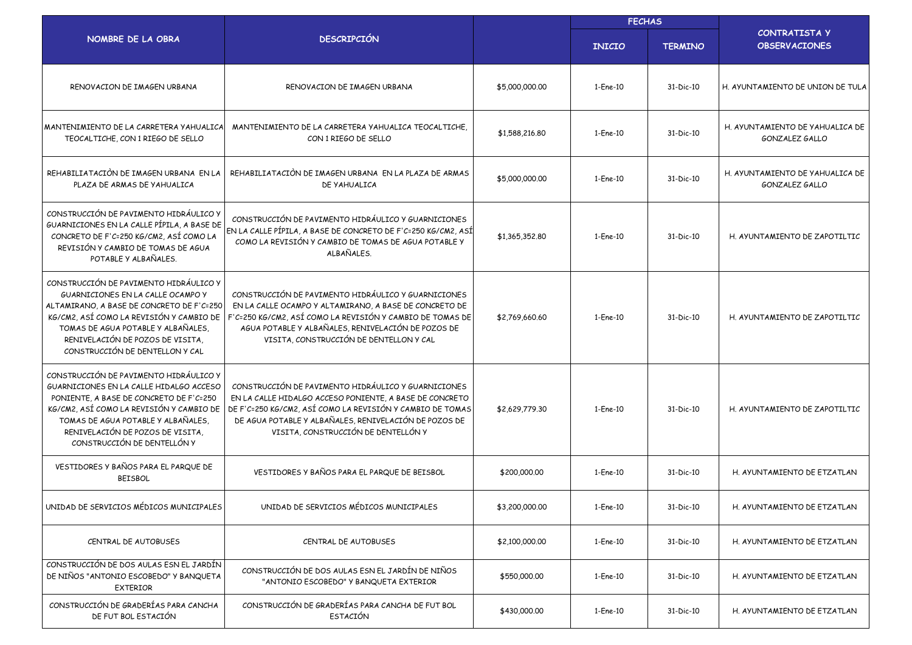| NOMBRE DE LA OBRA | DESCRIPCIÓN | | FECHAS | | CONTRATISTA Y OBSERVACIONES |
|---|---|---|---|---|---|
| | | | INICIO | TERMINO | |
| RENOVACION DE IMAGEN URBANA | RENOVACION DE IMAGEN URBANA | $5,000,000.00 | 1-Ene-10 | 31-Dic-10 | H. AYUNTAMIENTO DE UNION DE TULA |
| MANTENIMIENTO DE LA CARRETERA YAHUALICA TEOCALTICHE, CON 1 RIEGO DE SELLO | MANTENIMIENTO DE LA CARRETERA YAHUALICA TEOCALTICHE, CON 1 RIEGO DE SELLO | $1,588,216.80 | 1-Ene-10 | 31-Dic-10 | H. AYUNTAMIENTO DE YAHUALICA DE GONZALEZ GALLO |
| REHABILIATACIÒN DE IMAGEN URBANA EN LA PLAZA DE ARMAS DE YAHUALICA | REHABILIATACIÒN DE IMAGEN URBANA EN LA PLAZA DE ARMAS DE YAHUALICA | $5,000,000.00 | 1-Ene-10 | 31-Dic-10 | H. AYUNTAMIENTO DE YAHUALICA DE GONZALEZ GALLO |
| CONSTRUCCIÓN DE PAVIMENTO HIDRÁULICO Y GUARNICIONES EN LA CALLE PÍPILA, A BASE DE CONCRETO DE F'C=250 KG/CM2, ASÍ COMO LA REVISIÓN Y CAMBIO DE TOMAS DE AGUA POTABLE Y ALBAÑALES. | CONSTRUCCIÓN DE PAVIMENTO HIDRÁULICO Y GUARNICIONES EN LA CALLE PÍPILA, A BASE DE CONCRETO DE F'C=250 KG/CM2, ASÍ COMO LA REVISIÓN Y CAMBIO DE TOMAS DE AGUA POTABLE Y ALBAÑALES. | $1,365,352.80 | 1-Ene-10 | 31-Dic-10 | H. AYUNTAMIENTO DE ZAPOTILTIC |
| CONSTRUCCIÓN DE PAVIMENTO HIDRÁULICO Y GUARNICIONES EN LA CALLE OCAMPO Y ALTAMIRANO, A BASE DE CONCRETO DE F'C=250 KG/CM2, ASÍ COMO LA REVISIÓN Y CAMBIO DE TOMAS DE AGUA POTABLE Y ALBAÑALES, RENIVELACIÓN DE POZOS DE VISITA, CONSTRUCCIÓN DE DENTELLON Y CAL | CONSTRUCCIÓN DE PAVIMENTO HIDRÁULICO Y GUARNICIONES EN LA CALLE OCAMPO Y ALTAMIRANO, A BASE DE CONCRETO DE F'C=250 KG/CM2, ASÍ COMO LA REVISIÓN Y CAMBIO DE TOMAS DE AGUA POTABLE Y ALBAÑALES, RENIVELACIÓN DE POZOS DE VISITA, CONSTRUCCIÓN DE DENTELLON Y CAL | $2,769,660.60 | 1-Ene-10 | 31-Dic-10 | H. AYUNTAMIENTO DE ZAPOTILTIC |
| CONSTRUCCIÓN DE PAVIMENTO HIDRÁULICO Y GUARNICIONES EN LA CALLE HIDALGO ACCESO PONIENTE, A BASE DE CONCRETO DE F'C=250 KG/CM2, ASÍ COMO LA REVISIÓN Y CAMBIO DE TOMAS DE AGUA POTABLE Y ALBAÑALES, RENIVELACIÓN DE POZOS DE VISITA, CONSTRUCCIÓN DE DENTELLÓN Y | CONSTRUCCIÓN DE PAVIMENTO HIDRÁULICO Y GUARNICIONES EN LA CALLE HIDALGO ACCESO PONIENTE, A BASE DE CONCRETO DE F'C=250 KG/CM2, ASÍ COMO LA REVISIÓN Y CAMBIO DE TOMAS DE AGUA POTABLE Y ALBAÑALES, RENIVELACIÓN DE POZOS DE VISITA, CONSTRUCCIÓN DE DENTELLÓN Y | $2,629,779.30 | 1-Ene-10 | 31-Dic-10 | H. AYUNTAMIENTO DE ZAPOTILTIC |
| VESTIDORES Y BAÑOS PARA EL PARQUE DE BEISBOL | VESTIDORES Y BAÑOS PARA EL PARQUE DE BEISBOL | $200,000.00 | 1-Ene-10 | 31-Dic-10 | H. AYUNTAMIENTO DE ETZATLAN |
| UNIDAD DE SERVICIOS MÉDICOS MUNICIPALES | UNIDAD DE SERVICIOS MÉDICOS MUNICIPALES | $3,200,000.00 | 1-Ene-10 | 31-Dic-10 | H. AYUNTAMIENTO DE ETZATLAN |
| CENTRAL DE AUTOBUSES | CENTRAL DE AUTOBUSES | $2,100,000.00 | 1-Ene-10 | 31-Dic-10 | H. AYUNTAMIENTO DE ETZATLAN |
| CONSTRUCCIÓN DE DOS AULAS ESN EL JARDÍN DE NIÑOS "ANTONIO ESCOBEDO" Y BANQUETA EXTERIOR | CONSTRUCCIÓN DE DOS AULAS ESN EL JARDÍN DE NIÑOS "ANTONIO ESCOBEDO" Y BANQUETA EXTERIOR | $550,000.00 | 1-Ene-10 | 31-Dic-10 | H. AYUNTAMIENTO DE ETZATLAN |
| CONSTRUCCIÓN DE GRADERÍAS PARA CANCHA DE FUT BOL ESTACIÓN | CONSTRUCCIÓN DE GRADERÍAS PARA CANCHA DE FUT BOL ESTACIÓN | $430,000.00 | 1-Ene-10 | 31-Dic-10 | H. AYUNTAMIENTO DE ETZATLAN |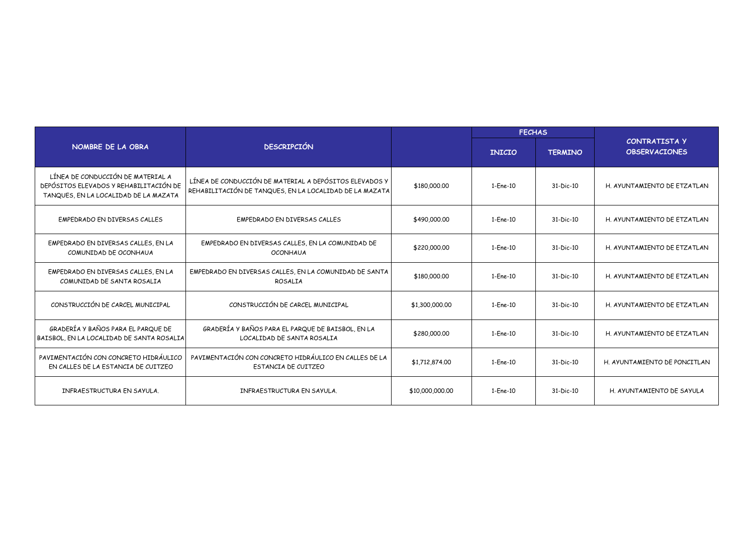| NOMBRE DE LA OBRA | DESCRIPCIÓN | | FECHAS | | CONTRATISTA Y OBSERVACIONES |
|---|---|---|---|---|---|
| | | | INICIO | TERMINO | |
| LÍNEA DE CONDUCCIÓN DE MATERIAL A DEPÓSITOS ELEVADOS Y REHABILITACIÓN DE TANQUES, EN LA LOCALIDAD DE LA MAZATA | LÍNEA DE CONDUCCIÓN DE MATERIAL A DEPÓSITOS ELEVADOS Y REHABILITACIÓN DE TANQUES, EN LA LOCALIDAD DE LA MAZATA | $180,000.00 | 1-Ene-10 | 31-Dic-10 | H. AYUNTAMIENTO DE ETZATLAN |
| EMPEDRADO EN DIVERSAS CALLES | EMPEDRADO EN DIVERSAS CALLES | $490,000.00 | 1-Ene-10 | 31-Dic-10 | H. AYUNTAMIENTO DE ETZATLAN |
| EMPEDRADO EN DIVERSAS CALLES, EN LA COMUNIDAD DE OCONHAUA | EMPEDRADO EN DIVERSAS CALLES, EN LA COMUNIDAD DE OCONHAUA | $220,000.00 | 1-Ene-10 | 31-Dic-10 | H. AYUNTAMIENTO DE ETZATLAN |
| EMPEDRADO EN DIVERSAS CALLES, EN LA COMUNIDAD DE SANTA ROSALIA | EMPEDRADO EN DIVERSAS CALLES, EN LA COMUNIDAD DE SANTA ROSALIA | $180,000.00 | 1-Ene-10 | 31-Dic-10 | H. AYUNTAMIENTO DE ETZATLAN |
| CONSTRUCCIÓN DE CARCEL MUNICIPAL | CONSTRUCCIÓN DE CARCEL MUNICIPAL | $1,300,000.00 | 1-Ene-10 | 31-Dic-10 | H. AYUNTAMIENTO DE ETZATLAN |
| GRADERÍA Y BAÑOS PARA EL PARQUE DE BAISBOL, EN LA LOCALIDAD DE SANTA ROSALIA | GRADERÍA Y BAÑOS PARA EL PARQUE DE BAISBOL, EN LA LOCALIDAD DE SANTA ROSALIA | $280,000.00 | 1-Ene-10 | 31-Dic-10 | H. AYUNTAMIENTO DE ETZATLAN |
| PAVIMENTACIÓN CON CONCRETO HIDRÁULICO EN CALLES DE LA ESTANCIA DE CUITZEO | PAVIMENTACIÓN CON CONCRETO HIDRÁULICO EN CALLES DE LA ESTANCIA DE CUITZEO | $1,712,874.00 | 1-Ene-10 | 31-Dic-10 | H. AYUNTAMIENTO DE PONCITLAN |
| INFRAESTRUCTURA EN SAYULA. | INFRAESTRUCTURA EN SAYULA. | $10,000,000.00 | 1-Ene-10 | 31-Dic-10 | H. AYUNTAMIENTO DE SAYULA |